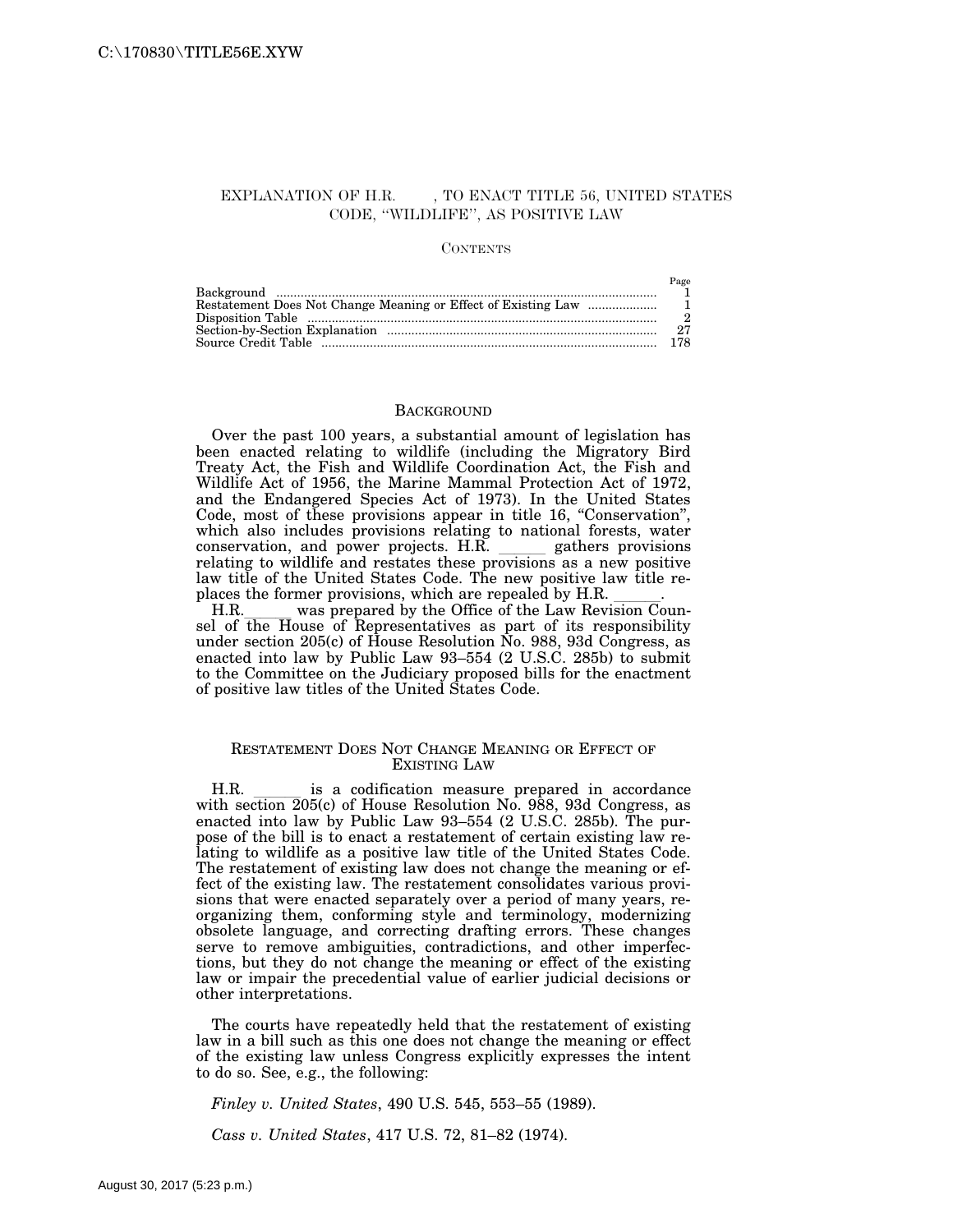# EXPLANATION OF H.R. ___, TO ENACT TITLE 56, UNITED STATES CODE, "WILDLIFE", AS POSITIVE LAW

## CONTENTS

| | Page |
|---|---|
| Background | 1 |
| Restatement Does Not Change Meaning or Effect of Existing Law | 1 |
| Disposition Table | 2 |
| Section-by-Section Explanation | 27 |
| Source Credit Table | 178 |

## BACKGROUND

Over the past 100 years, a substantial amount of legislation has been enacted relating to wildlife (including the Migratory Bird Treaty Act, the Fish and Wildlife Coordination Act, the Fish and Wildlife Act of 1956, the Marine Mammal Protection Act of 1972, and the Endangered Species Act of 1973). In the United States Code, most of these provisions appear in title 16, "Conservation", which also includes provisions relating to national forests, water conservation, and power projects. H.R. ______ gathers provisions relating to wildlife and restates these provisions as a new positive law title of the United States Code. The new positive law title replaces the former provisions, which are repealed by H.R. ______.

H.R.______ was prepared by the Office of the Law Revision Counsel of the House of Representatives as part of its responsibility under section 205(c) of House Resolution No. 988, 93d Congress, as enacted into law by Public Law 93–554 (2 U.S.C. 285b) to submit to the Committee on the Judiciary proposed bills for the enactment of positive law titles of the United States Code.

## RESTATEMENT DOES NOT CHANGE MEANING OR EFFECT OF EXISTING LAW

H.R. ______ is a codification measure prepared in accordance with section 205(c) of House Resolution No. 988, 93d Congress, as enacted into law by Public Law 93–554 (2 U.S.C. 285b). The purpose of the bill is to enact a restatement of certain existing law relating to wildlife as a positive law title of the United States Code. The restatement of existing law does not change the meaning or effect of the existing law. The restatement consolidates various provisions that were enacted separately over a period of many years, reorganizing them, conforming style and terminology, modernizing obsolete language, and correcting drafting errors. These changes serve to remove ambiguities, contradictions, and other imperfections, but they do not change the meaning or effect of the existing law or impair the precedential value of earlier judicial decisions or other interpretations.

The courts have repeatedly held that the restatement of existing law in a bill such as this one does not change the meaning or effect of the existing law unless Congress explicitly expresses the intent to do so. See, e.g., the following:

*Finley v. United States*, 490 U.S. 545, 553–55 (1989).

*Cass v. United States*, 417 U.S. 72, 81–82 (1974).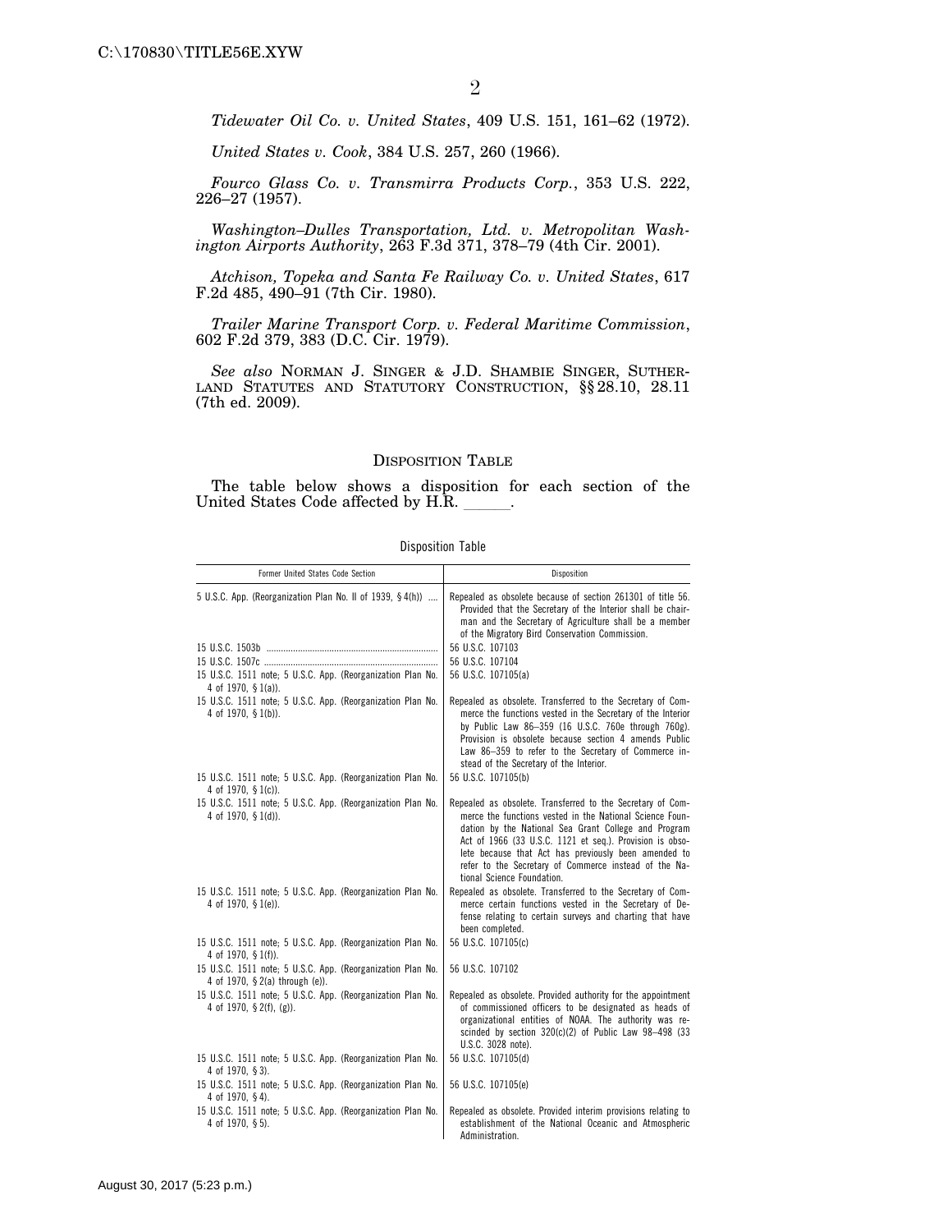*Tidewater Oil Co. v. United States*, 409 U.S. 151, 161–62 (1972).

*United States v. Cook*, 384 U.S. 257, 260 (1966).

*Fourco Glass Co. v. Transmirra Products Corp.*, 353 U.S. 222, 226–27 (1957).

*Washington–Dulles Transportation, Ltd. v. Metropolitan Washington Airports Authority*, 263 F.3d 371, 378–79 (4th Cir. 2001).

*Atchison, Topeka and Santa Fe Railway Co. v. United States*, 617 F.2d 485, 490–91 (7th Cir. 1980).

*Trailer Marine Transport Corp. v. Federal Maritime Commission*, 602 F.2d 379, 383 (D.C. Cir. 1979).

*See also* NORMAN J. SINGER & J.D. SHAMBIE SINGER, SUTHERLAND STATUTES AND STATUTORY CONSTRUCTION, §§ 28.10, 28.11 (7th ed. 2009).

## DISPOSITION TABLE

The table below shows a disposition for each section of the United States Code affected by H.R. ______.

Disposition Table

| Former United States Code Section | Disposition |
|---|---|
| 5 U.S.C. App. (Reorganization Plan No. II of 1939, § 4(h)) | Repealed as obsolete because of section 261301 of title 56. Provided that the Secretary of the Interior shall be chairman and the Secretary of Agriculture shall be a member of the Migratory Bird Conservation Commission. |
| 15 U.S.C. 1503b | 56 U.S.C. 107103 |
| 15 U.S.C. 1507c | 56 U.S.C. 107104 |
| 15 U.S.C. 1511 note; 5 U.S.C. App. (Reorganization Plan No. 4 of 1970, § 1(a)). | 56 U.S.C. 107105(a) |
| 15 U.S.C. 1511 note; 5 U.S.C. App. (Reorganization Plan No. 4 of 1970, § 1(b)). | Repealed as obsolete. Transferred to the Secretary of Commerce the functions vested in the Secretary of the Interior by Public Law 86–359 (16 U.S.C. 760e through 760g). Provision is obsolete because section 4 amends Public Law 86–359 to refer to the Secretary of Commerce instead of the Secretary of the Interior. |
| 15 U.S.C. 1511 note; 5 U.S.C. App. (Reorganization Plan No. 4 of 1970, § 1(c)). | 56 U.S.C. 107105(b) |
| 15 U.S.C. 1511 note; 5 U.S.C. App. (Reorganization Plan No. 4 of 1970, § 1(d)). | Repealed as obsolete. Transferred to the Secretary of Commerce the functions vested in the National Science Foundation by the National Sea Grant College and Program Act of 1966 (33 U.S.C. 1121 et seq.). Provision is obsolete because that Act has previously been amended to refer to the Secretary of Commerce instead of the National Science Foundation. |
| 15 U.S.C. 1511 note; 5 U.S.C. App. (Reorganization Plan No. 4 of 1970, § 1(e)). | Repealed as obsolete. Transferred to the Secretary of Commerce certain functions vested in the Secretary of Defense relating to certain surveys and charting that have been completed. |
| 15 U.S.C. 1511 note; 5 U.S.C. App. (Reorganization Plan No. 4 of 1970, § 1(f)). | 56 U.S.C. 107105(c) |
| 15 U.S.C. 1511 note; 5 U.S.C. App. (Reorganization Plan No. 4 of 1970, § 2(a) through (e)). | 56 U.S.C. 107102 |
| 15 U.S.C. 1511 note; 5 U.S.C. App. (Reorganization Plan No. 4 of 1970, § 2(f), (g)). | Repealed as obsolete. Provided authority for the appointment of commissioned officers to be designated as heads of organizational entities of NOAA. The authority was rescinded by section 320(c)(2) of Public Law 98–498 (33 U.S.C. 3028 note). |
| 15 U.S.C. 1511 note; 5 U.S.C. App. (Reorganization Plan No. 4 of 1970, § 3). | 56 U.S.C. 107105(d) |
| 15 U.S.C. 1511 note; 5 U.S.C. App. (Reorganization Plan No. 4 of 1970, § 4). | 56 U.S.C. 107105(e) |
| 15 U.S.C. 1511 note; 5 U.S.C. App. (Reorganization Plan No. 4 of 1970, § 5). | Repealed as obsolete. Provided interim provisions relating to establishment of the National Oceanic and Atmospheric Administration. |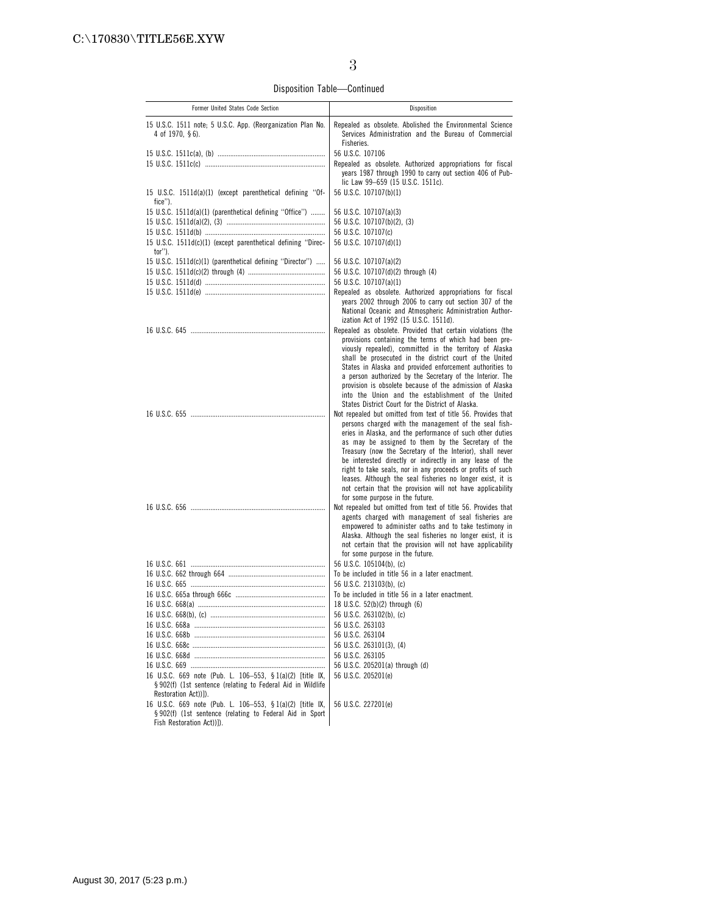Disposition Table—Continued

| Former United States Code Section | Disposition |
| --- | --- |
| 15 U.S.C. 1511 note; 5 U.S.C. App. (Reorganization Plan No. 4 of 1970, § 6). | Repealed as obsolete. Abolished the Environmental Science Services Administration and the Bureau of Commercial Fisheries. |
| 15 U.S.C. 1511c(a), (b) | 56 U.S.C. 107106 |
| 15 U.S.C. 1511c(c) | Repealed as obsolete. Authorized appropriations for fiscal years 1987 through 1990 to carry out section 406 of Public Law 99–659 (15 U.S.C. 1511c). |
| 15 U.S.C. 1511d(a)(1) (except parenthetical defining "Office"). | 56 U.S.C. 107107(b)(1) |
| 15 U.S.C. 1511d(a)(1) (parenthetical defining "Office") | 56 U.S.C. 107107(a)(3) |
| 15 U.S.C. 1511d(a)(2), (3) | 56 U.S.C. 107107(b)(2), (3) |
| 15 U.S.C. 1511d(b) | 56 U.S.C. 107107(c) |
| 15 U.S.C. 1511d(c)(1) (except parenthetical defining "Director"). | 56 U.S.C. 107107(d)(1) |
| 15 U.S.C. 1511d(c)(1) (parenthetical defining "Director") | 56 U.S.C. 107107(a)(2) |
| 15 U.S.C. 1511d(c)(2) through (4) | 56 U.S.C. 107107(d)(2) through (4) |
| 15 U.S.C. 1511d(d) | 56 U.S.C. 107107(a)(1) |
| 15 U.S.C. 1511d(e) | Repealed as obsolete. Authorized appropriations for fiscal years 2002 through 2006 to carry out section 307 of the National Oceanic and Atmospheric Administration Authorization Act of 1992 (15 U.S.C. 1511d). |
| 16 U.S.C. 645 | Repealed as obsolete. Provided that certain violations (the provisions containing the terms of which had been previously repealed), committed in the territory of Alaska shall be prosecuted in the district court of the United States in Alaska and provided enforcement authorities to a person authorized by the Secretary of the Interior. The provision is obsolete because of the admission of Alaska into the Union and the establishment of the United States District Court for the District of Alaska. |
| 16 U.S.C. 655 | Not repealed but omitted from text of title 56. Provides that persons charged with the management of the seal fisheries in Alaska, and the performance of such other duties as may be assigned to them by the Secretary of the Treasury (now the Secretary of the Interior), shall never be interested directly or indirectly in any lease of the right to take seals, nor in any proceeds or profits of such leases. Although the seal fisheries no longer exist, it is not certain that the provision will not have applicability for some purpose in the future. |
| 16 U.S.C. 656 | Not repealed but omitted from text of title 56. Provides that agents charged with management of seal fisheries are empowered to administer oaths and to take testimony in Alaska. Although the seal fisheries no longer exist, it is not certain that the provision will not have applicability for some purpose in the future. |
| 16 U.S.C. 661 | 56 U.S.C. 105104(b), (c) |
| 16 U.S.C. 662 through 664 | To be included in title 56 in a later enactment. |
| 16 U.S.C. 665 | 56 U.S.C. 213103(b), (c) |
| 16 U.S.C. 665a through 666c | To be included in title 56 in a later enactment. |
| 16 U.S.C. 668(a) | 18 U.S.C. 52(b)(2) through (6) |
| 16 U.S.C. 668(b), (c) | 56 U.S.C. 263102(b), (c) |
| 16 U.S.C. 668a | 56 U.S.C. 263103 |
| 16 U.S.C. 668b | 56 U.S.C. 263104 |
| 16 U.S.C. 668c | 56 U.S.C. 263101(3), (4) |
| 16 U.S.C. 668d | 56 U.S.C. 263105 |
| 16 U.S.C. 669 | 56 U.S.C. 205201(a) through (d) |
| 16 U.S.C. 669 note (Pub. L. 106–553, § 1(a)(2) [title IX, § 902(f) (1st sentence (relating to Federal Aid in Wildlife Restoration Act))]). | 56 U.S.C. 205201(e) |
| 16 U.S.C. 669 note (Pub. L. 106–553, § 1(a)(2) [title IX, § 902(f) (1st sentence (relating to Federal Aid in Sport Fish Restoration Act))]). | 56 U.S.C. 227201(e) |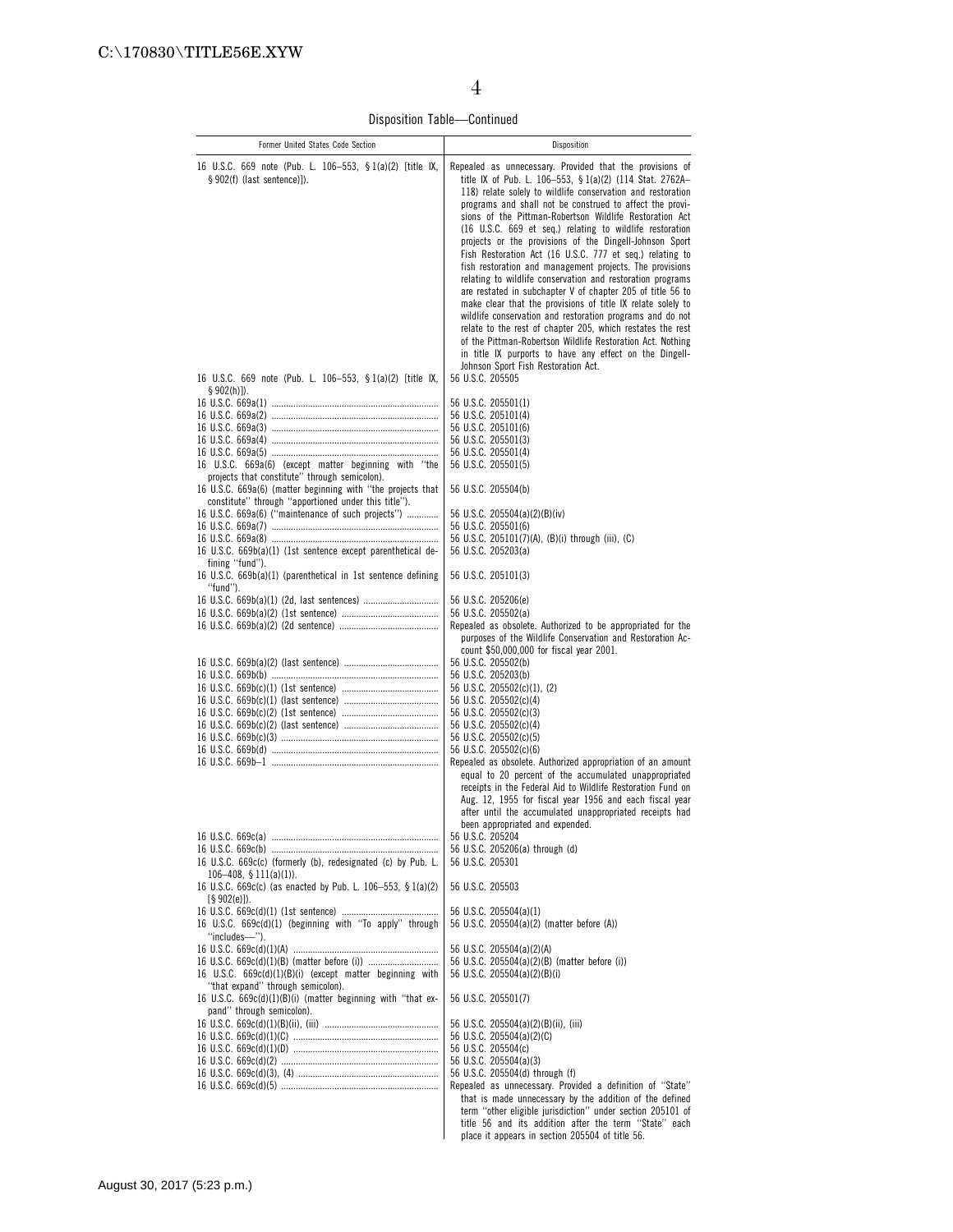Disposition Table—Continued

| Former United States Code Section | Disposition |
|---|---|
| 16 U.S.C. 669 note (Pub. L. 106–553, § 1(a)(2) [title IX, § 902(f) (last sentence)]). | Repealed as unnecessary. Provided that the provisions of title IX of Pub. L. 106–553, § 1(a)(2) (114 Stat. 2762A–118) relate solely to wildlife conservation and restoration programs and shall not be construed to affect the provisions of the Pittman-Robertson Wildlife Restoration Act (16 U.S.C. 669 et seq.) relating to wildlife restoration projects or the provisions of the Dingell-Johnson Sport Fish Restoration Act (16 U.S.C. 777 et seq.) relating to fish restoration and management projects. The provisions relating to wildlife conservation and restoration programs are restated in subchapter V of chapter 205 of title 56 to make clear that the provisions of title IX relate solely to wildlife conservation and restoration programs and do not relate to the rest of chapter 205, which restates the rest of the Pittman-Robertson Wildlife Restoration Act. Nothing in title IX purports to have any effect on the Dingell-Johnson Sport Fish Restoration Act. |
| 16 U.S.C. 669 note (Pub. L. 106–553, § 1(a)(2) [title IX, § 902(h)]). | 56 U.S.C. 205505 |
| 16 U.S.C. 669a(1) | 56 U.S.C. 205501(1) |
| 16 U.S.C. 669a(2) | 56 U.S.C. 205101(4) |
| 16 U.S.C. 669a(3) | 56 U.S.C. 205101(6) |
| 16 U.S.C. 669a(4) | 56 U.S.C. 205501(3) |
| 16 U.S.C. 669a(5) | 56 U.S.C. 205501(4) |
| 16 U.S.C. 669a(6) (except matter beginning with "the projects that constitute" through semicolon). | 56 U.S.C. 205501(5) |
| 16 U.S.C. 669a(6) (matter beginning with "the projects that constitute" through "apportioned under this title"). | 56 U.S.C. 205504(b) |
| 16 U.S.C. 669a(6) ("maintenance of such projects") | 56 U.S.C. 205504(a)(2)(B)(iv) |
| 16 U.S.C. 669a(7) | 56 U.S.C. 205501(6) |
| 16 U.S.C. 669a(8) | 56 U.S.C. 205101(7)(A), (B)(i) through (iii), (C) |
| 16 U.S.C. 669b(a)(1) (1st sentence except parenthetical defining "fund"). | 56 U.S.C. 205203(a) |
| 16 U.S.C. 669b(a)(1) (parenthetical in 1st sentence defining "fund"). | 56 U.S.C. 205101(3) |
| 16 U.S.C. 669b(a)(1) (2d, last sentences) | 56 U.S.C. 205206(e) |
| 16 U.S.C. 669b(a)(2) (1st sentence) | 56 U.S.C. 205502(a) |
| 16 U.S.C. 669b(a)(2) (2d sentence) | Repealed as obsolete. Authorized to be appropriated for the purposes of the Wildlife Conservation and Restoration Account $50,000,000 for fiscal year 2001. |
| 16 U.S.C. 669b(a)(2) (last sentence) | 56 U.S.C. 205502(b) |
| 16 U.S.C. 669b(b) | 56 U.S.C. 205203(b) |
| 16 U.S.C. 669b(c)(1) (1st sentence) | 56 U.S.C. 205502(c)(1), (2) |
| 16 U.S.C. 669b(c)(1) (last sentence) | 56 U.S.C. 205502(c)(4) |
| 16 U.S.C. 669b(c)(2) (1st sentence) | 56 U.S.C. 205502(c)(3) |
| 16 U.S.C. 669b(c)(2) (last sentence) | 56 U.S.C. 205502(c)(4) |
| 16 U.S.C. 669b(c)(3) | 56 U.S.C. 205502(c)(5) |
| 16 U.S.C. 669b(d) | 56 U.S.C. 205502(c)(6) |
| 16 U.S.C. 669b–1 | Repealed as obsolete. Authorized appropriation of an amount equal to 20 percent of the accumulated unappropriated receipts in the Federal Aid to Wildlife Restoration Fund on Aug. 12, 1955 for fiscal year 1956 and each fiscal year after until the accumulated unappropriated receipts had been appropriated and expended. |
| 16 U.S.C. 669c(a) | 56 U.S.C. 205204 |
| 16 U.S.C. 669c(b) | 56 U.S.C. 205206(a) through (d) |
| 16 U.S.C. 669c(c) (formerly (b), redesignated (c) by Pub. L. 106–408, § 111(a)(1)). | 56 U.S.C. 205301 |
| 16 U.S.C. 669c(c) (as enacted by Pub. L. 106–553, § 1(a)(2) [§ 902(e)]). | 56 U.S.C. 205503 |
| 16 U.S.C. 669c(d)(1) (1st sentence) | 56 U.S.C. 205504(a)(1) |
| 16 U.S.C. 669c(d)(1) (beginning with "To apply" through "includes—"). | 56 U.S.C. 205504(a)(2) (matter before (A)) |
| 16 U.S.C. 669c(d)(1)(A) | 56 U.S.C. 205504(a)(2)(A) |
| 16 U.S.C. 669c(d)(1)(B) (matter before (i)) | 56 U.S.C. 205504(a)(2)(B) (matter before (i)) |
| 16 U.S.C. 669c(d)(1)(B)(i) (except matter beginning with "that expand" through semicolon). | 56 U.S.C. 205504(a)(2)(B)(i) |
| 16 U.S.C. 669c(d)(1)(B)(i) (matter beginning with "that expand" through semicolon). | 56 U.S.C. 205501(7) |
| 16 U.S.C. 669c(d)(1)(B)(ii), (iii) | 56 U.S.C. 205504(a)(2)(B)(ii), (iii) |
| 16 U.S.C. 669c(d)(1)(C) | 56 U.S.C. 205504(a)(2)(C) |
| 16 U.S.C. 669c(d)(1)(D) | 56 U.S.C. 205504(c) |
| 16 U.S.C. 669c(d)(2) | 56 U.S.C. 205504(a)(3) |
| 16 U.S.C. 669c(d)(3), (4) | 56 U.S.C. 205504(d) through (f) |
| 16 U.S.C. 669c(d)(5) | Repealed as unnecessary. Provided a definition of "State" that is made unnecessary by the addition of the defined term "other eligible jurisdiction" under section 205101 of title 56 and its addition after the term "State" each place it appears in section 205504 of title 56. |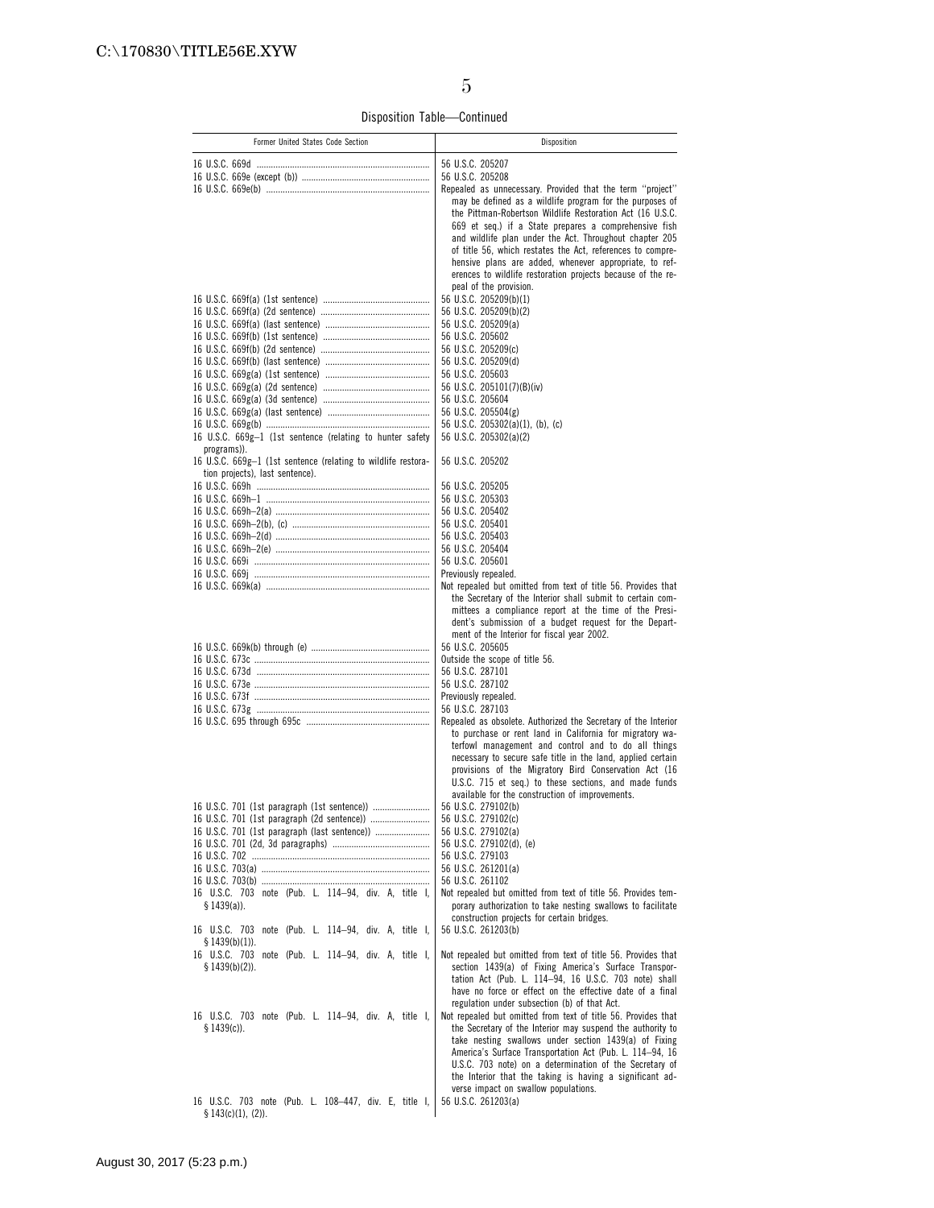Disposition Table—Continued

| Former United States Code Section | Disposition |
| --- | --- |
| 16 U.S.C. 669d | 56 U.S.C. 205207 |
| 16 U.S.C. 669e (except (b)) | 56 U.S.C. 205208 |
| 16 U.S.C. 669e(b) | Repealed as unnecessary. Provided that the term ''project'' may be defined as a wildlife program for the purposes of the Pittman-Robertson Wildlife Restoration Act (16 U.S.C. 669 et seq.) if a State prepares a comprehensive fish and wildlife plan under the Act. Throughout chapter 205 of title 56, which restates the Act, references to comprehensive plans are added, whenever appropriate, to references to wildlife restoration projects because of the repeal of the provision. |
| 16 U.S.C. 669f(a) (1st sentence) | 56 U.S.C. 205209(b)(1) |
| 16 U.S.C. 669f(a) (2d sentence) | 56 U.S.C. 205209(b)(2) |
| 16 U.S.C. 669f(a) (last sentence) | 56 U.S.C. 205209(a) |
| 16 U.S.C. 669f(b) (1st sentence) | 56 U.S.C. 205602 |
| 16 U.S.C. 669f(b) (2d sentence) | 56 U.S.C. 205209(c) |
| 16 U.S.C. 669f(b) (last sentence) | 56 U.S.C. 205209(d) |
| 16 U.S.C. 669g(a) (1st sentence) | 56 U.S.C. 205603 |
| 16 U.S.C. 669g(a) (2d sentence) | 56 U.S.C. 205101(7)(B)(iv) |
| 16 U.S.C. 669g(a) (3d sentence) | 56 U.S.C. 205604 |
| 16 U.S.C. 669g(a) (last sentence) | 56 U.S.C. 205504(g) |
| 16 U.S.C. 669g(b) | 56 U.S.C. 205302(a)(1), (b), (c) |
| 16 U.S.C. 669g–1 (1st sentence (relating to hunter safety programs)). | 56 U.S.C. 205302(a)(2) |
| 16 U.S.C. 669g–1 (1st sentence (relating to wildlife restoration projects), last sentence). | 56 U.S.C. 205202 |
| 16 U.S.C. 669h | 56 U.S.C. 205205 |
| 16 U.S.C. 669h–1 | 56 U.S.C. 205303 |
| 16 U.S.C. 669h–2(a) | 56 U.S.C. 205402 |
| 16 U.S.C. 669h–2(b), (c) | 56 U.S.C. 205401 |
| 16 U.S.C. 669h–2(d) | 56 U.S.C. 205403 |
| 16 U.S.C. 669h–2(e) | 56 U.S.C. 205404 |
| 16 U.S.C. 669i | 56 U.S.C. 205601 |
| 16 U.S.C. 669j | Previously repealed. |
| 16 U.S.C. 669k(a) | Not repealed but omitted from text of title 56. Provides that the Secretary of the Interior shall submit to certain committees a compliance report at the time of the President's submission of a budget request for the Department of the Interior for fiscal year 2002. |
| 16 U.S.C. 669k(b) through (e) | 56 U.S.C. 205605 |
| 16 U.S.C. 673c | Outside the scope of title 56. |
| 16 U.S.C. 673d | 56 U.S.C. 287101 |
| 16 U.S.C. 673e | 56 U.S.C. 287102 |
| 16 U.S.C. 673f | Previously repealed. |
| 16 U.S.C. 673g | 56 U.S.C. 287103 |
| 16 U.S.C. 695 through 695c | Repealed as obsolete. Authorized the Secretary of the Interior to purchase or rent land in California for migratory waterfowl management and control and to do all things necessary to secure safe title in the land, applied certain provisions of the Migratory Bird Conservation Act (16 U.S.C. 715 et seq.) to these sections, and made funds available for the construction of improvements. |
| 16 U.S.C. 701 (1st paragraph (1st sentence)) | 56 U.S.C. 279102(b) |
| 16 U.S.C. 701 (1st paragraph (2d sentence)) | 56 U.S.C. 279102(c) |
| 16 U.S.C. 701 (1st paragraph (last sentence)) | 56 U.S.C. 279102(a) |
| 16 U.S.C. 701 (2d, 3d paragraphs) | 56 U.S.C. 279102(d), (e) |
| 16 U.S.C. 702 | 56 U.S.C. 279103 |
| 16 U.S.C. 703(a) | 56 U.S.C. 261201(a) |
| 16 U.S.C. 703(b) | 56 U.S.C. 261102 |
| 16 U.S.C. 703 note (Pub. L. 114–94, div. A, title I, § 1439(a)). | Not repealed but omitted from text of title 56. Provides temporary authorization to take nesting swallows to facilitate construction projects for certain bridges. |
| 16 U.S.C. 703 note (Pub. L. 114–94, div. A, title I, § 1439(b)(1)). | 56 U.S.C. 261203(b) |
| 16 U.S.C. 703 note (Pub. L. 114–94, div. A, title I, § 1439(b)(2)). | Not repealed but omitted from text of title 56. Provides that section 1439(a) of Fixing America's Surface Transportation Act (Pub. L. 114–94, 16 U.S.C. 703 note) shall have no force or effect on the effective date of a final regulation under subsection (b) of that Act. |
| 16 U.S.C. 703 note (Pub. L. 114–94, div. A, title I, § 1439(c)). | Not repealed but omitted from text of title 56. Provides that the Secretary of the Interior may suspend the authority to take nesting swallows under section 1439(a) of Fixing America's Surface Transportation Act (Pub. L. 114–94, 16 U.S.C. 703 note) on a determination of the Secretary of the Interior that the taking is having a significant adverse impact on swallow populations. |
| 16 U.S.C. 703 note (Pub. L. 108–447, div. E, title I, § 143(c)(1), (2)). | 56 U.S.C. 261203(a) |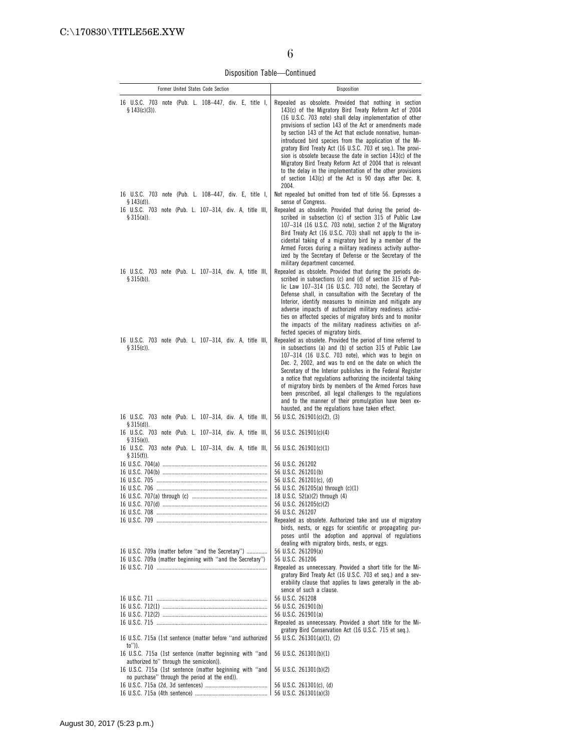Disposition Table—Continued

| Former United States Code Section | Disposition |
| --- | --- |
| 16 U.S.C. 703 note (Pub. L. 108–447, div. E, title I, § 143(c)(3)). | Repealed as obsolete. Provided that nothing in section 143(c) of the Migratory Bird Treaty Reform Act of 2004 (16 U.S.C. 703 note) shall delay implementation of other provisions of section 143 of the Act or amendments made by section 143 of the Act that exclude nonnative, human-introduced bird species from the application of the Migratory Bird Treaty Act (16 U.S.C. 703 et seq.). The provision is obsolete because the date in section 143(c) of the Migratory Bird Treaty Reform Act of 2004 that is relevant to the delay in the implementation of the other provisions of section 143(c) of the Act is 90 days after Dec. 8, 2004. |
| 16 U.S.C. 703 note (Pub. L. 108–447, div. E, title I, § 143(d)). | Not repealed but omitted from text of title 56. Expresses a sense of Congress. |
| 16 U.S.C. 703 note (Pub. L. 107–314, div. A, title III, § 315(a)). | Repealed as obsolete. Provided that during the period described in subsection (c) of section 315 of Public Law 107–314 (16 U.S.C. 703 note), section 2 of the Migratory Bird Treaty Act (16 U.S.C. 703) shall not apply to the incidental taking of a migratory bird by a member of the Armed Forces during a military readiness activity authorized by the Secretary of Defense or the Secretary of the military department concerned. |
| 16 U.S.C. 703 note (Pub. L. 107–314, div. A, title III, § 315(b)). | Repealed as obsolete. Provided that during the periods described in subsections (c) and (d) of section 315 of Public Law 107–314 (16 U.S.C. 703 note), the Secretary of Defense shall, in consultation with the Secretary of the Interior, identify measures to minimize and mitigate any adverse impacts of authorized military readiness activities on affected species of migratory birds and to monitor the impacts of the military readiness activities on affected species of migratory birds. |
| 16 U.S.C. 703 note (Pub. L. 107–314, div. A, title III, § 315(c)). | Repealed as obsolete. Provided the period of time referred to in subsections (a) and (b) of section 315 of Public Law 107–314 (16 U.S.C. 703 note), which was to begin on Dec. 2, 2002, and was to end on the date on which the Secretary of the Interior publishes in the Federal Register a notice that regulations authorizing the incidental taking of migratory birds by members of the Armed Forces have been prescribed, all legal challenges to the regulations and to the manner of their promulgation have been exhausted, and the regulations have taken effect. |
| 16 U.S.C. 703 note (Pub. L. 107–314, div. A, title III, § 315(d)). | 56 U.S.C. 261901(c)(2), (3) |
| 16 U.S.C. 703 note (Pub. L. 107–314, div. A, title III, § 315(e)). | 56 U.S.C. 261901(c)(4) |
| 16 U.S.C. 703 note (Pub. L. 107–314, div. A, title III, § 315(f)). | 56 U.S.C. 261901(c)(1) |
| 16 U.S.C. 704(a) | 56 U.S.C. 261202 |
| 16 U.S.C. 704(b) | 56 U.S.C. 261201(b) |
| 16 U.S.C. 705 | 56 U.S.C. 261201(c), (d) |
| 16 U.S.C. 706 | 56 U.S.C. 261205(a) through (c)(1) |
| 16 U.S.C. 707(a) through (c) | 18 U.S.C. 52(a)(2) through (4) |
| 16 U.S.C. 707(d) | 56 U.S.C. 261205(c)(2) |
| 16 U.S.C. 708 | 56 U.S.C. 261207 |
| 16 U.S.C. 709 | Repealed as obsolete. Authorized take and use of migratory birds, nests, or eggs for scientific or propagating purposes until the adoption and approval of regulations dealing with migratory birds, nests, or eggs. |
| 16 U.S.C. 709a (matter before "and the Secretary") | 56 U.S.C. 261209(a) |
| 16 U.S.C. 709a (matter beginning with "and the Secretary") | 56 U.S.C. 261206 |
| 16 U.S.C. 710 | Repealed as unnecessary. Provided a short title for the Migratory Bird Treaty Act (16 U.S.C. 703 et seq.) and a severability clause that applies to laws generally in the absence of such a clause. |
| 16 U.S.C. 711 | 56 U.S.C. 261208 |
| 16 U.S.C. 712(1) | 56 U.S.C. 261901(b) |
| 16 U.S.C. 712(2) | 56 U.S.C. 261901(a) |
| 16 U.S.C. 715 | Repealed as unnecessary. Provided a short title for the Migratory Bird Conservation Act (16 U.S.C. 715 et seq.). |
| 16 U.S.C. 715a (1st sentence (matter before "and authorized to")). | 56 U.S.C. 261301(a)(1), (2) |
| 16 U.S.C. 715a (1st sentence (matter beginning with "and authorized to" through the semicolon)). | 56 U.S.C. 261301(b)(1) |
| 16 U.S.C. 715a (1st sentence (matter beginning with "and no purchase" through the period at the end)). | 56 U.S.C. 261301(b)(2) |
| 16 U.S.C. 715a (2d, 3d sentences) | 56 U.S.C. 261301(c), (d) |
| 16 U.S.C. 715a (4th sentence) | 56 U.S.C. 261301(a)(3) |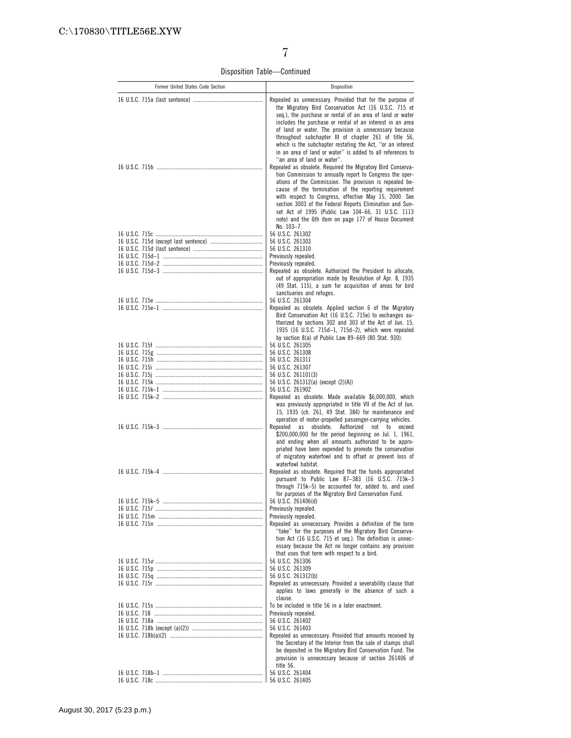Disposition Table—Continued

| Former United States Code Section | Disposition |
|---|---|
| 16 U.S.C. 715a (last sentence) | Repealed as unnecessary. Provided that for the purpose of the Migratory Bird Conservation Act (16 U.S.C. 715 et seq.), the purchase or rental of an area of land or water includes the purchase or rental of an interest in an area of land or water. The provision is unnecessary because throughout subchapter III of chapter 261 of title 56, which is the subchapter restating the Act, "or an interest in an area of land or water" is added to all references to "an area of land or water". |
| 16 U.S.C. 715b | Repealed as obsolete. Required the Migratory Bird Conservation Commission to annually report to Congress the operations of the Commission. The provision is repealed because of the termination of the reporting requirement with respect to Congress, effective May 15, 2000. See section 3003 of the Federal Reports Elimination and Sunset Act of 1995 (Public Law 104–66, 31 U.S.C. 1113 note) and the 6th item on page 177 of House Document No. 103–7. |
| 16 U.S.C. 715c | 56 U.S.C. 261302 |
| 16 U.S.C. 715d (except last sentence) | 56 U.S.C. 261303 |
| 16 U.S.C. 715d (last sentence) | 56 U.S.C. 261310 |
| 16 U.S.C. 715d–1 | Previously repealed. |
| 16 U.S.C. 715d–2 | Previously repealed. |
| 16 U.S.C. 715d–3 | Repealed as obsolete. Authorized the President to allocate, out of appropriation made by Resolution of Apr. 8, 1935 (49 Stat. 115), a sum for acquisition of areas for bird sanctuaries and refuges. |
| 16 U.S.C. 715e | 56 U.S.C. 261304 |
| 16 U.S.C. 715e–1 | Repealed as obsolete. Applied section 6 of the Migratory Bird Conservation Act (16 U.S.C. 715e) to exchanges authorized by sections 302 and 303 of the Act of Jun. 15, 1935 (16 U.S.C. 715d–1, 715d–2), which were repealed by section 8(a) of Public Law 89–669 (80 Stat. 930). |
| 16 U.S.C. 715f | 56 U.S.C. 261305 |
| 16 U.S.C. 715g | 56 U.S.C. 261308 |
| 16 U.S.C. 715h | 56 U.S.C. 261311 |
| 16 U.S.C. 715i | 56 U.S.C. 261307 |
| 16 U.S.C. 715j | 56 U.S.C. 261101(3) |
| 16 U.S.C. 715k | 56 U.S.C. 261312(a) (except (2)(A)) |
| 16 U.S.C. 715k–1 | 56 U.S.C. 261902 |
| 16 U.S.C. 715k–2 | Repealed as obsolete. Made available $6,000,000, which was previously appropriated in title VII of the Act of Jun. 15, 1935 (ch. 261, 49 Stat. 384) for maintenance and operation of motor-propelled passenger-carrying vehicles. |
| 16 U.S.C. 715k–3 | Repealed as obsolete. Authorized not to exceed $200,000,000 for the period beginning on Jul. 1, 1961, and ending when all amounts authorized to be appropriated have been expended to promote the conservation of migratory waterfowl and to offset or prevent loss of waterfowl habitat. |
| 16 U.S.C. 715k–4 | Repealed as obsolete. Required that the funds appropriated pursuant to Public Law 87–383 (16 U.S.C. 715k–3 through 715k–5) be accounted for, added to, and used for purposes of the Migratory Bird Conservation Fund. |
| 16 U.S.C. 715k–5 | 56 U.S.C. 261406(d) |
| 16 U.S.C. 715*l* | Previously repealed. |
| 16 U.S.C. 715m | Previously repealed. |
| 16 U.S.C. 715n | Repealed as unnecessary. Provides a definition of the term "take" for the purposes of the Migratory Bird Conservation Act (16 U.S.C. 715 et seq.). The definition is unnecessary because the Act no longer contains any provision that uses that term with respect to a bird. |
| 16 U.S.C. 715*o* | 56 U.S.C. 261306 |
| 16 U.S.C. 715p | 56 U.S.C. 261309 |
| 16 U.S.C. 715q | 56 U.S.C. 261312(b) |
| 16 U.S.C. 715r | Repealed as unnecessary. Provided a severability clause that applies to laws generally in the absence of such a clause. |
| 16 U.S.C. 715s | To be included in title 56 in a later enactment. |
| 16 U.S.C. 718 | Previously repealed. |
| 16 U.S.C. 718a | 56 U.S.C. 261402 |
| 16 U.S.C. 718b (except (a)(2)) | 56 U.S.C. 261403 |
| 16 U.S.C. 718b(a)(2) | Repealed as unnecessary. Provided that amounts received by the Secretary of the Interior from the sale of stamps shall be deposited in the Migratory Bird Conservation Fund. The provision is unnecessary because of section 261406 of title 56. |
| 16 U.S.C. 718b–1 | 56 U.S.C. 261404 |
| 16 U.S.C. 718c | 56 U.S.C. 261405 |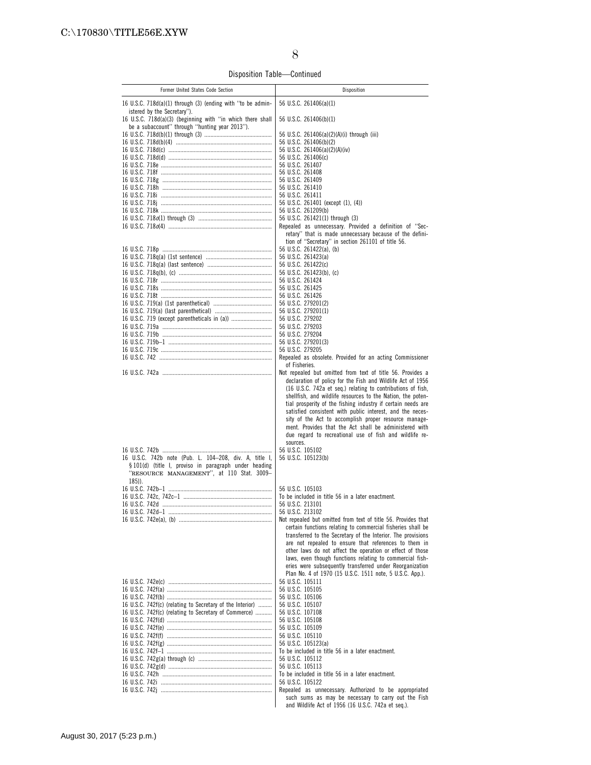Disposition Table—Continued

| Former United States Code Section | Disposition |
|---|---|
| 16 U.S.C. 718d(a)(1) through (3) (ending with "to be administered by the Secretary"). | 56 U.S.C. 261406(a)(1) |
| 16 U.S.C. 718d(a)(3) (beginning with "in which there shall be a subaccount" through "hunting year 2013"). | 56 U.S.C. 261406(b)(1) |
| 16 U.S.C. 718d(b)(1) through (3) | 56 U.S.C. 261406(a)(2)(A)(i) through (iii) |
| 16 U.S.C. 718d(b)(4) | 56 U.S.C. 261406(b)(2) |
| 16 U.S.C. 718d(c) | 56 U.S.C. 261406(a)(2)(A)(iv) |
| 16 U.S.C. 718d(d) | 56 U.S.C. 261406(c) |
| 16 U.S.C. 718e | 56 U.S.C. 261407 |
| 16 U.S.C. 718f | 56 U.S.C. 261408 |
| 16 U.S.C. 718g | 56 U.S.C. 261409 |
| 16 U.S.C. 718h | 56 U.S.C. 261410 |
| 16 U.S.C. 718i | 56 U.S.C. 261411 |
| 16 U.S.C. 718j | 56 U.S.C. 261401 (except (1), (4)) |
| 16 U.S.C. 718k | 56 U.S.C. 261209(b) |
| 16 U.S.C. 718*o*(1) through (3) | 56 U.S.C. 261421(1) through (3) |
| 16 U.S.C. 718*o*(4) | Repealed as unnecessary. Provided a definition of "Secretary" that is made unnecessary because of the definition of "Secretary" in section 261101 of title 56. |
| 16 U.S.C. 718p | 56 U.S.C. 261422(a), (b) |
| 16 U.S.C. 718q(a) (1st sentence) | 56 U.S.C. 261423(a) |
| 16 U.S.C. 718q(a) (last sentence) | 56 U.S.C. 261422(c) |
| 16 U.S.C. 718q(b), (c) | 56 U.S.C. 261423(b), (c) |
| 16 U.S.C. 718r | 56 U.S.C. 261424 |
| 16 U.S.C. 718s | 56 U.S.C. 261425 |
| 16 U.S.C. 718t | 56 U.S.C. 261426 |
| 16 U.S.C. 719(a) (1st parenthetical) | 56 U.S.C. 279201(2) |
| 16 U.S.C. 719(a) (last parenthetical) | 56 U.S.C. 279201(1) |
| 16 U.S.C. 719 (except parentheticals in (a)) | 56 U.S.C. 279202 |
| 16 U.S.C. 719a | 56 U.S.C. 279203 |
| 16 U.S.C. 719b | 56 U.S.C. 279204 |
| 16 U.S.C. 719b–1 | 56 U.S.C. 279201(3) |
| 16 U.S.C. 719c | 56 U.S.C. 279205 |
| 16 U.S.C. 742 | Repealed as obsolete. Provided for an acting Commissioner of Fisheries. |
| 16 U.S.C. 742a | Not repealed but omitted from text of title 56. Provides a declaration of policy for the Fish and Wildlife Act of 1956 (16 U.S.C. 742a et seq.) relating to contributions of fish, shellfish, and wildlife resources to the Nation, the potential prosperity of the fishing industry if certain needs are satisfied consistent with public interest, and the necessity of the Act to accomplish proper resource management. Provides that the Act shall be administered with due regard to recreational use of fish and wildlife resources. |
| 16 U.S.C. 742b | 56 U.S.C. 105102 |
| 16 U.S.C. 742b note (Pub. L. 104–208, div. A, title I, §101(d) (title I, proviso in paragraph under heading "RESOURCE MANAGEMENT", at 110 Stat. 3009–185)). | 56 U.S.C. 105123(b) |
| 16 U.S.C. 742b–1 | 56 U.S.C. 105103 |
| 16 U.S.C. 742c, 742c–1 | To be included in title 56 in a later enactment. |
| 16 U.S.C. 742d | 56 U.S.C. 213101 |
| 16 U.S.C. 742d–1 | 56 U.S.C. 213102 |
| 16 U.S.C. 742e(a), (b) | Not repealed but omitted from text of title 56. Provides that certain functions relating to commercial fisheries shall be transferred to the Secretary of the Interior. The provisions are not repealed to ensure that references to them in other laws do not affect the operation or effect of those laws, even though functions relating to commercial fisheries were subsequently transferred under Reorganization Plan No. 4 of 1970 (15 U.S.C. 1511 note, 5 U.S.C. App.). |
| 16 U.S.C. 742e(c) | 56 U.S.C. 105111 |
| 16 U.S.C. 742f(a) | 56 U.S.C. 105105 |
| 16 U.S.C. 742f(b) | 56 U.S.C. 105106 |
| 16 U.S.C. 742f(c) (relating to Secretary of the Interior) | 56 U.S.C. 105107 |
| 16 U.S.C. 742f(c) (relating to Secretary of Commerce) | 56 U.S.C. 107108 |
| 16 U.S.C. 742f(d) | 56 U.S.C. 105108 |
| 16 U.S.C. 742f(e) | 56 U.S.C. 105109 |
| 16 U.S.C. 742f(f) | 56 U.S.C. 105110 |
| 16 U.S.C. 742f(g) | 56 U.S.C. 105123(a) |
| 16 U.S.C. 742f–1 | To be included in title 56 in a later enactment. |
| 16 U.S.C. 742g(a) through (c) | 56 U.S.C. 105112 |
| 16 U.S.C. 742g(d) | 56 U.S.C. 105113 |
| 16 U.S.C. 742h | To be included in title 56 in a later enactment. |
| 16 U.S.C. 742i | 56 U.S.C. 105122 |
| 16 U.S.C. 742j | Repealed as unnecessary. Authorized to be appropriated such sums as may be necessary to carry out the Fish and Wildlife Act of 1956 (16 U.S.C. 742a et seq.). |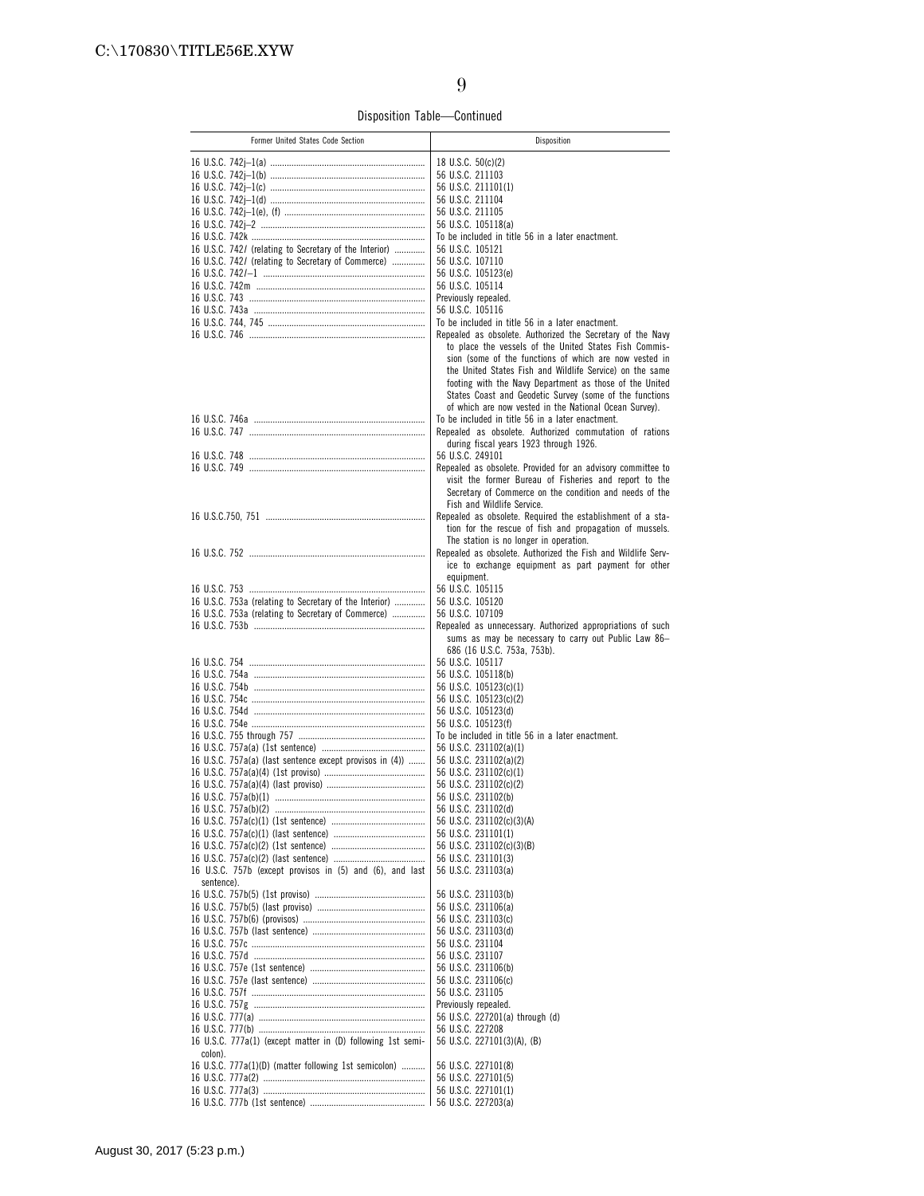Disposition Table—Continued

| Former United States Code Section | Disposition |
|---|---|
| 16 U.S.C. 742j–1(a) | 18 U.S.C. 50(c)(2) |
| 16 U.S.C. 742j–1(b) | 56 U.S.C. 211103 |
| 16 U.S.C. 742j–1(c) | 56 U.S.C. 211101(1) |
| 16 U.S.C. 742j–1(d) | 56 U.S.C. 211104 |
| 16 U.S.C. 742j–1(e), (f) | 56 U.S.C. 211105 |
| 16 U.S.C. 742j–2 | 56 U.S.C. 105118(a) |
| 16 U.S.C. 742k | To be included in title 56 in a later enactment. |
| 16 U.S.C. 742*l* (relating to Secretary of the Interior) | 56 U.S.C. 105121 |
| 16 U.S.C. 742*l* (relating to Secretary of Commerce) | 56 U.S.C. 107110 |
| 16 U.S.C. 742*l*–1 | 56 U.S.C. 105123(e) |
| 16 U.S.C. 742m | 56 U.S.C. 105114 |
| 16 U.S.C. 743 | Previously repealed. |
| 16 U.S.C. 743a | 56 U.S.C. 105116 |
| 16 U.S.C. 744, 745 | To be included in title 56 in a later enactment. |
| 16 U.S.C. 746 | Repealed as obsolete. Authorized the Secretary of the Navy to place the vessels of the United States Fish Commission (some of the functions of which are now vested in the United States Fish and Wildlife Service) on the same footing with the Navy Department as those of the United States Coast and Geodetic Survey (some of the functions of which are now vested in the National Ocean Survey). |
| 16 U.S.C. 746a | To be included in title 56 in a later enactment. |
| 16 U.S.C. 747 | Repealed as obsolete. Authorized commutation of rations during fiscal years 1923 through 1926. |
| 16 U.S.C. 748 | 56 U.S.C. 249101 |
| 16 U.S.C. 749 | Repealed as obsolete. Provided for an advisory committee to visit the former Bureau of Fisheries and report to the Secretary of Commerce on the condition and needs of the Fish and Wildlife Service. |
| 16 U.S.C.750, 751 | Repealed as obsolete. Required the establishment of a station for the rescue of fish and propagation of mussels. The station is no longer in operation. |
| 16 U.S.C. 752 | Repealed as obsolete. Authorized the Fish and Wildlife Service to exchange equipment as part payment for other equipment. |
| 16 U.S.C. 753 | 56 U.S.C. 105115 |
| 16 U.S.C. 753a (relating to Secretary of the Interior) | 56 U.S.C. 105120 |
| 16 U.S.C. 753a (relating to Secretary of Commerce) | 56 U.S.C. 107109 |
| 16 U.S.C. 753b | Repealed as unnecessary. Authorized appropriations of such sums as may be necessary to carry out Public Law 86–686 (16 U.S.C. 753a, 753b). |
| 16 U.S.C. 754 | 56 U.S.C. 105117 |
| 16 U.S.C. 754a | 56 U.S.C. 105118(b) |
| 16 U.S.C. 754b | 56 U.S.C. 105123(c)(1) |
| 16 U.S.C. 754c | 56 U.S.C. 105123(c)(2) |
| 16 U.S.C. 754d | 56 U.S.C. 105123(d) |
| 16 U.S.C. 754e | 56 U.S.C. 105123(f) |
| 16 U.S.C. 755 through 757 | To be included in title 56 in a later enactment. |
| 16 U.S.C. 757a(a) (1st sentence) | 56 U.S.C. 231102(a)(1) |
| 16 U.S.C. 757a(a) (last sentence except provisos in (4)) | 56 U.S.C. 231102(a)(2) |
| 16 U.S.C. 757a(a)(4) (1st proviso) | 56 U.S.C. 231102(c)(1) |
| 16 U.S.C. 757a(a)(4) (last proviso) | 56 U.S.C. 231102(c)(2) |
| 16 U.S.C. 757a(b)(1) | 56 U.S.C. 231102(b) |
| 16 U.S.C. 757a(b)(2) | 56 U.S.C. 231102(d) |
| 16 U.S.C. 757a(c)(1) (1st sentence) | 56 U.S.C. 231102(c)(3)(A) |
| 16 U.S.C. 757a(c)(1) (last sentence) | 56 U.S.C. 231101(1) |
| 16 U.S.C. 757a(c)(2) (1st sentence) | 56 U.S.C. 231102(c)(3)(B) |
| 16 U.S.C. 757a(c)(2) (last sentence) | 56 U.S.C. 231101(3) |
| 16 U.S.C. 757b (except provisos in (5) and (6), and last sentence). | 56 U.S.C. 231103(a) |
| 16 U.S.C. 757b(5) (1st proviso) | 56 U.S.C. 231103(b) |
| 16 U.S.C. 757b(5) (last proviso) | 56 U.S.C. 231106(a) |
| 16 U.S.C. 757b(6) (provisos) | 56 U.S.C. 231103(c) |
| 16 U.S.C. 757b (last sentence) | 56 U.S.C. 231103(d) |
| 16 U.S.C. 757c | 56 U.S.C. 231104 |
| 16 U.S.C. 757d | 56 U.S.C. 231107 |
| 16 U.S.C. 757e (1st sentence) | 56 U.S.C. 231106(b) |
| 16 U.S.C. 757e (last sentence) | 56 U.S.C. 231106(c) |
| 16 U.S.C. 757f | 56 U.S.C. 231105 |
| 16 U.S.C. 757g | Previously repealed. |
| 16 U.S.C. 777(a) | 56 U.S.C. 227201(a) through (d) |
| 16 U.S.C. 777(b) | 56 U.S.C. 227208 |
| 16 U.S.C. 777a(1) (except matter in (D) following 1st semicolon). | 56 U.S.C. 227101(3)(A), (B) |
| 16 U.S.C. 777a(1)(D) (matter following 1st semicolon) | 56 U.S.C. 227101(8) |
| 16 U.S.C. 777a(2) | 56 U.S.C. 227101(5) |
| 16 U.S.C. 777a(3) | 56 U.S.C. 227101(1) |
| 16 U.S.C. 777b (1st sentence) | 56 U.S.C. 227203(a) |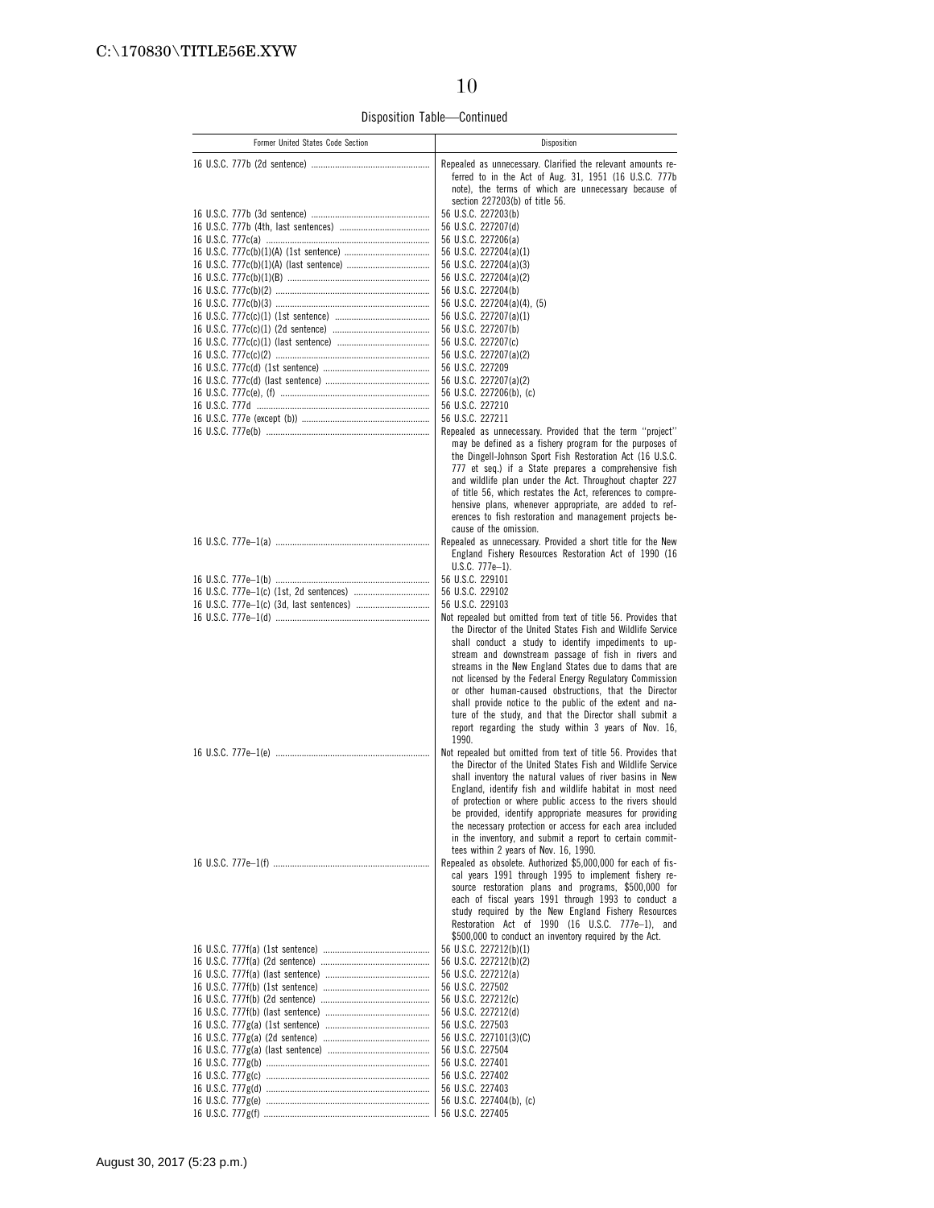Disposition Table—Continued

| Former United States Code Section | Disposition |
| --- | --- |
| 16 U.S.C. 777b (2d sentence) | Repealed as unnecessary. Clarified the relevant amounts referred to in the Act of Aug. 31, 1951 (16 U.S.C. 777b note), the terms of which are unnecessary because of section 227203(b) of title 56. |
| 16 U.S.C. 777b (3d sentence) | 56 U.S.C. 227203(b) |
| 16 U.S.C. 777b (4th, last sentences) | 56 U.S.C. 227207(d) |
| 16 U.S.C. 777c(a) | 56 U.S.C. 227206(a) |
| 16 U.S.C. 777c(b)(1)(A) (1st sentence) | 56 U.S.C. 227204(a)(1) |
| 16 U.S.C. 777c(b)(1)(A) (last sentence) | 56 U.S.C. 227204(a)(3) |
| 16 U.S.C. 777c(b)(1)(B) | 56 U.S.C. 227204(a)(2) |
| 16 U.S.C. 777c(b)(2) | 56 U.S.C. 227204(b) |
| 16 U.S.C. 777c(b)(3) | 56 U.S.C. 227204(a)(4), (5) |
| 16 U.S.C. 777c(c)(1) (1st sentence) | 56 U.S.C. 227207(a)(1) |
| 16 U.S.C. 777c(c)(1) (2d sentence) | 56 U.S.C. 227207(b) |
| 16 U.S.C. 777c(c)(1) (last sentence) | 56 U.S.C. 227207(c) |
| 16 U.S.C. 777c(c)(2) | 56 U.S.C. 227207(a)(2) |
| 16 U.S.C. 777c(d) (1st sentence) | 56 U.S.C. 227209 |
| 16 U.S.C. 777c(d) (last sentence) | 56 U.S.C. 227207(a)(2) |
| 16 U.S.C. 777c(e), (f) | 56 U.S.C. 227206(b), (c) |
| 16 U.S.C. 777d | 56 U.S.C. 227210 |
| 16 U.S.C. 777e (except (b)) | 56 U.S.C. 227211 |
| 16 U.S.C. 777e(b) | Repealed as unnecessary. Provided that the term "project" may be defined as a fishery program for the purposes of the Dingell-Johnson Sport Fish Restoration Act (16 U.S.C. 777 et seq.) if a State prepares a comprehensive fish and wildlife plan under the Act. Throughout chapter 227 of title 56, which restates the Act, references to comprehensive plans, whenever appropriate, are added to references to fish restoration and management projects because of the omission. |
| 16 U.S.C. 777e–1(a) | Repealed as unnecessary. Provided a short title for the New England Fishery Resources Restoration Act of 1990 (16 U.S.C. 777e–1). |
| 16 U.S.C. 777e–1(b) | 56 U.S.C. 229101 |
| 16 U.S.C. 777e–1(c) (1st, 2d sentences) | 56 U.S.C. 229102 |
| 16 U.S.C. 777e–1(c) (3d, last sentences) | 56 U.S.C. 229103 |
| 16 U.S.C. 777e–1(d) | Not repealed but omitted from text of title 56. Provides that the Director of the United States Fish and Wildlife Service shall conduct a study to identify impediments to upstream and downstream passage of fish in rivers and streams in the New England States due to dams that are not licensed by the Federal Energy Regulatory Commission or other human-caused obstructions, that the Director shall provide notice to the public of the extent and nature of the study, and that the Director shall submit a report regarding the study within 3 years of Nov. 16, 1990. |
| 16 U.S.C. 777e–1(e) | Not repealed but omitted from text of title 56. Provides that the Director of the United States Fish and Wildlife Service shall inventory the natural values of river basins in New England, identify fish and wildlife habitat in most need of protection or where public access to the rivers should be provided, identify appropriate measures for providing the necessary protection or access for each area included in the inventory, and submit a report to certain committees within 2 years of Nov. 16, 1990. |
| 16 U.S.C. 777e–1(f) | Repealed as obsolete. Authorized $5,000,000 for each of fiscal years 1991 through 1995 to implement fishery resource restoration plans and programs, $500,000 for each of fiscal years 1991 through 1993 to conduct a study required by the New England Fishery Resources Restoration Act of 1990 (16 U.S.C. 777e–1), and $500,000 to conduct an inventory required by the Act. |
| 16 U.S.C. 777f(a) (1st sentence) | 56 U.S.C. 227212(b)(1) |
| 16 U.S.C. 777f(a) (2d sentence) | 56 U.S.C. 227212(b)(2) |
| 16 U.S.C. 777f(a) (last sentence) | 56 U.S.C. 227212(a) |
| 16 U.S.C. 777f(b) (1st sentence) | 56 U.S.C. 227502 |
| 16 U.S.C. 777f(b) (2d sentence) | 56 U.S.C. 227212(c) |
| 16 U.S.C. 777f(b) (last sentence) | 56 U.S.C. 227212(d) |
| 16 U.S.C. 777g(a) (1st sentence) | 56 U.S.C. 227503 |
| 16 U.S.C. 777g(a) (2d sentence) | 56 U.S.C. 227101(3)(C) |
| 16 U.S.C. 777g(a) (last sentence) | 56 U.S.C. 227504 |
| 16 U.S.C. 777g(b) | 56 U.S.C. 227401 |
| 16 U.S.C. 777g(c) | 56 U.S.C. 227402 |
| 16 U.S.C. 777g(d) | 56 U.S.C. 227403 |
| 16 U.S.C. 777g(e) | 56 U.S.C. 227404(b), (c) |
| 16 U.S.C. 777g(f) | 56 U.S.C. 227405 |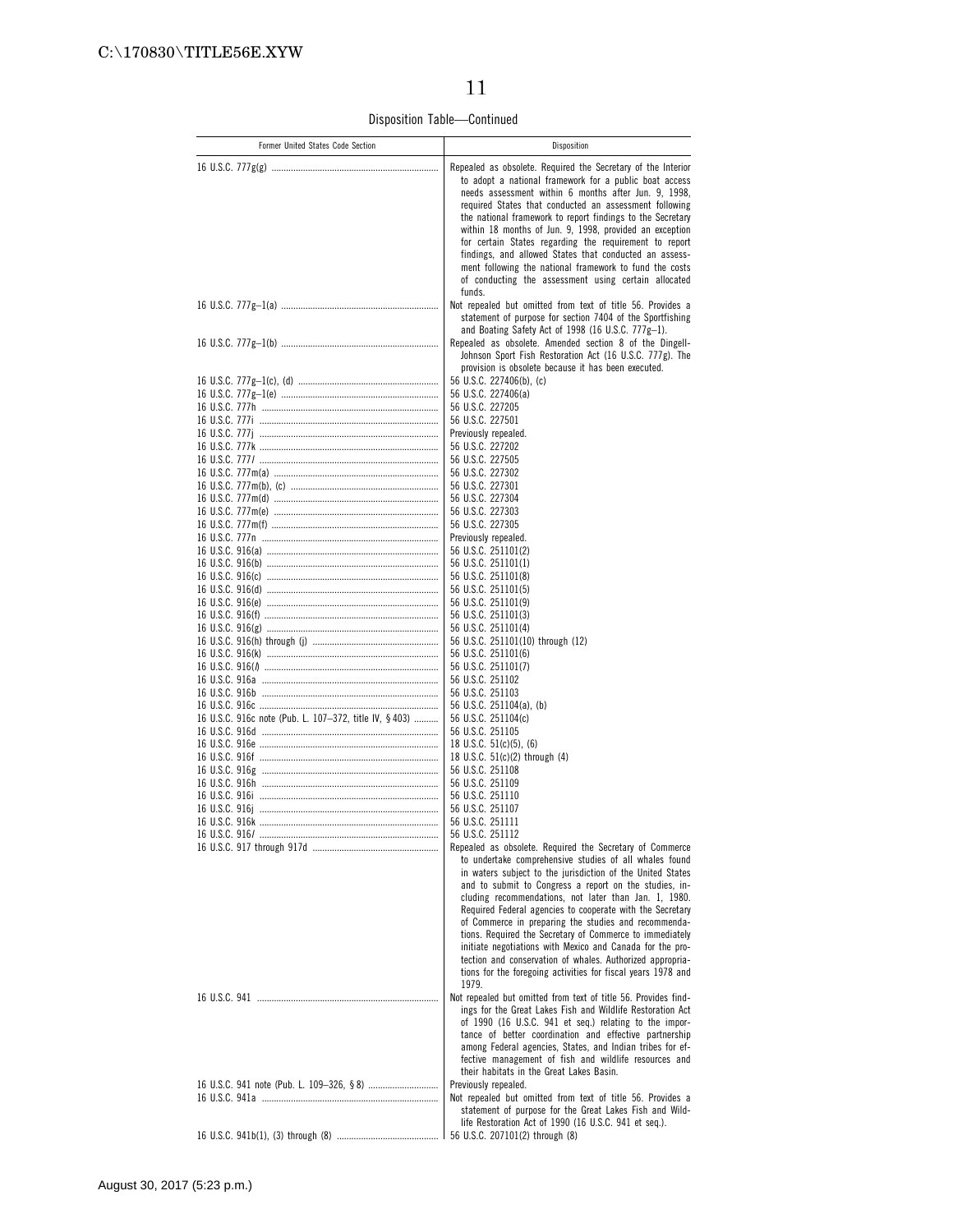Disposition Table—Continued

| Former United States Code Section | Disposition |
|---|---|
| 16 U.S.C. 777g(g) | Repealed as obsolete. Required the Secretary of the Interior to adopt a national framework for a public boat access needs assessment within 6 months after Jun. 9, 1998, required States that conducted an assessment following the national framework to report findings to the Secretary within 18 months of Jun. 9, 1998, provided an exception for certain States regarding the requirement to report findings, and allowed States that conducted an assessment following the national framework to fund the costs of conducting the assessment using certain allocated funds. |
| 16 U.S.C. 777g–1(a) | Not repealed but omitted from text of title 56. Provides a statement of purpose for section 7404 of the Sportfishing and Boating Safety Act of 1998 (16 U.S.C. 777g–1). |
| 16 U.S.C. 777g–1(b) | Repealed as obsolete. Amended section 8 of the Dingell-Johnson Sport Fish Restoration Act (16 U.S.C. 777g). The provision is obsolete because it has been executed. |
| 16 U.S.C. 777g–1(c), (d) | 56 U.S.C. 227406(b), (c) |
| 16 U.S.C. 777g–1(e) | 56 U.S.C. 227406(a) |
| 16 U.S.C. 777h | 56 U.S.C. 227205 |
| 16 U.S.C. 777i | 56 U.S.C. 227501 |
| 16 U.S.C. 777j | Previously repealed. |
| 16 U.S.C. 777k | 56 U.S.C. 227202 |
| 16 U.S.C. 777*l* | 56 U.S.C. 227505 |
| 16 U.S.C. 777m(a) | 56 U.S.C. 227302 |
| 16 U.S.C. 777m(b), (c) | 56 U.S.C. 227301 |
| 16 U.S.C. 777m(d) | 56 U.S.C. 227304 |
| 16 U.S.C. 777m(e) | 56 U.S.C. 227303 |
| 16 U.S.C. 777m(f) | 56 U.S.C. 227305 |
| 16 U.S.C. 777n | Previously repealed. |
| 16 U.S.C. 916(a) | 56 U.S.C. 251101(2) |
| 16 U.S.C. 916(b) | 56 U.S.C. 251101(1) |
| 16 U.S.C. 916(c) | 56 U.S.C. 251101(8) |
| 16 U.S.C. 916(d) | 56 U.S.C. 251101(5) |
| 16 U.S.C. 916(e) | 56 U.S.C. 251101(9) |
| 16 U.S.C. 916(f) | 56 U.S.C. 251101(3) |
| 16 U.S.C. 916(g) | 56 U.S.C. 251101(4) |
| 16 U.S.C. 916(h) through (j) | 56 U.S.C. 251101(10) through (12) |
| 16 U.S.C. 916(k) | 56 U.S.C. 251101(6) |
| 16 U.S.C. 916(*l*) | 56 U.S.C. 251101(7) |
| 16 U.S.C. 916a | 56 U.S.C. 251102 |
| 16 U.S.C. 916b | 56 U.S.C. 251103 |
| 16 U.S.C. 916c | 56 U.S.C. 251104(a), (b) |
| 16 U.S.C. 916c note (Pub. L. 107–372, title IV, § 403) | 56 U.S.C. 251104(c) |
| 16 U.S.C. 916d | 56 U.S.C. 251105 |
| 16 U.S.C. 916e | 18 U.S.C. 51(c)(5), (6) |
| 16 U.S.C. 916f | 18 U.S.C. 51(c)(2) through (4) |
| 16 U.S.C. 916g | 56 U.S.C. 251108 |
| 16 U.S.C. 916h | 56 U.S.C. 251109 |
| 16 U.S.C. 916i | 56 U.S.C. 251110 |
| 16 U.S.C. 916j | 56 U.S.C. 251107 |
| 16 U.S.C. 916k | 56 U.S.C. 251111 |
| 16 U.S.C. 916*l* | 56 U.S.C. 251112 |
| 16 U.S.C. 917 through 917d | Repealed as obsolete. Required the Secretary of Commerce to undertake comprehensive studies of all whales found in waters subject to the jurisdiction of the United States and to submit to Congress a report on the studies, including recommendations, not later than Jan. 1, 1980. Required Federal agencies to cooperate with the Secretary of Commerce in preparing the studies and recommendations. Required the Secretary of Commerce to immediately initiate negotiations with Mexico and Canada for the protection and conservation of whales. Authorized appropriations for the foregoing activities for fiscal years 1978 and 1979. |
| 16 U.S.C. 941 | Not repealed but omitted from text of title 56. Provides findings for the Great Lakes Fish and Wildlife Restoration Act of 1990 (16 U.S.C. 941 et seq.) relating to the importance of better coordination and effective partnership among Federal agencies, States, and Indian tribes for effective management of fish and wildlife resources and their habitats in the Great Lakes Basin. |
| 16 U.S.C. 941 note (Pub. L. 109–326, § 8) | Previously repealed. |
| 16 U.S.C. 941a | Not repealed but omitted from text of title 56. Provides a statement of purpose for the Great Lakes Fish and Wildlife Restoration Act of 1990 (16 U.S.C. 941 et seq.). |
| 16 U.S.C. 941b(1), (3) through (8) | 56 U.S.C. 207101(2) through (8) |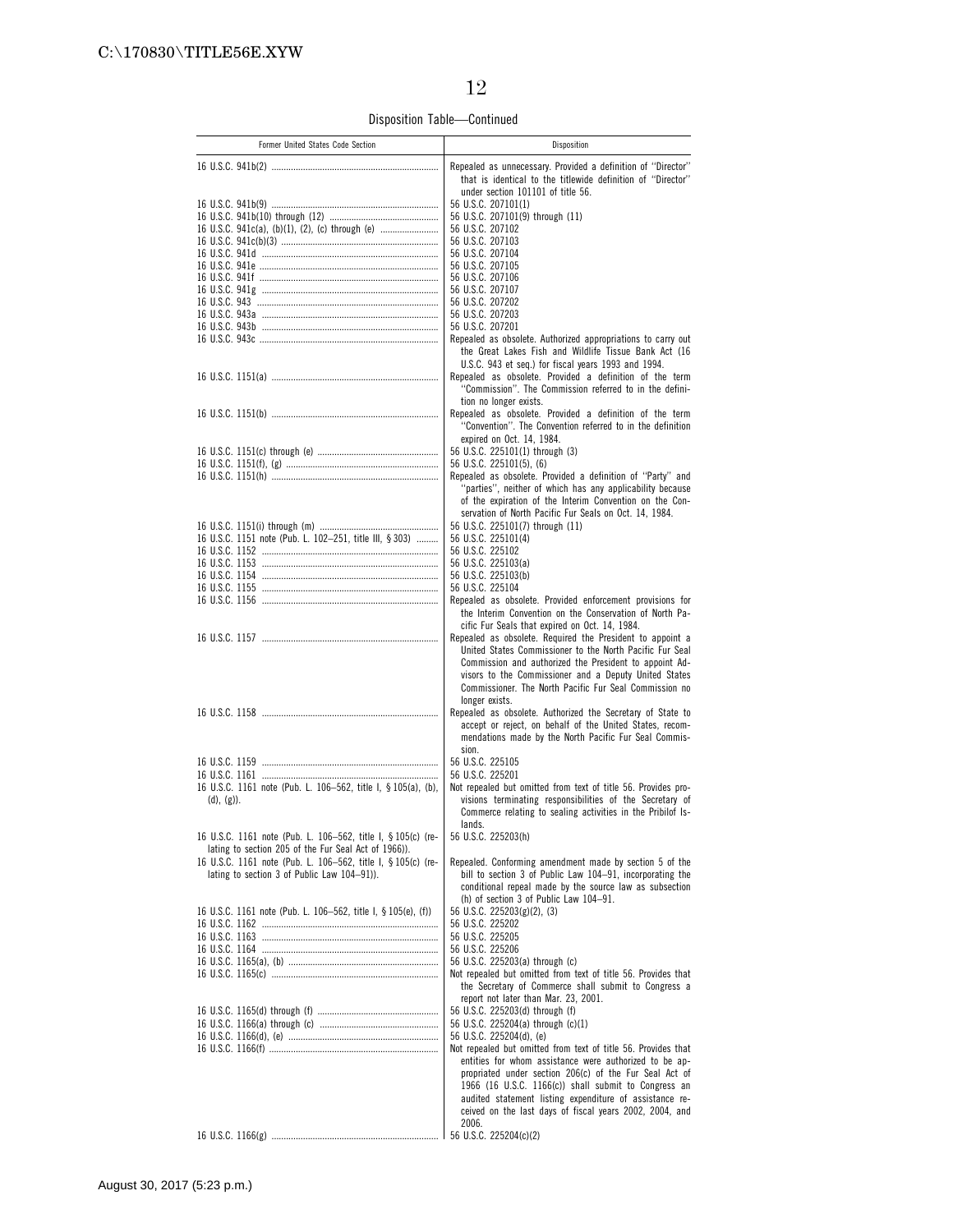Disposition Table—Continued

| Former United States Code Section | Disposition |
|---|---|
| 16 U.S.C. 941b(2) | Repealed as unnecessary. Provided a definition of ''Director'' that is identical to the titlewide definition of ''Director'' under section 101101 of title 56. |
| 16 U.S.C. 941b(9) | 56 U.S.C. 207101(1) |
| 16 U.S.C. 941b(10) through (12) | 56 U.S.C. 207101(9) through (11) |
| 16 U.S.C. 941c(a), (b)(1), (2), (c) through (e) | 56 U.S.C. 207102 |
| 16 U.S.C. 941c(b)(3) | 56 U.S.C. 207103 |
| 16 U.S.C. 941d | 56 U.S.C. 207104 |
| 16 U.S.C. 941e | 56 U.S.C. 207105 |
| 16 U.S.C. 941f | 56 U.S.C. 207106 |
| 16 U.S.C. 941g | 56 U.S.C. 207107 |
| 16 U.S.C. 943 | 56 U.S.C. 207202 |
| 16 U.S.C. 943a | 56 U.S.C. 207203 |
| 16 U.S.C. 943b | 56 U.S.C. 207201 |
| 16 U.S.C. 943c | Repealed as obsolete. Authorized appropriations to carry out the Great Lakes Fish and Wildlife Tissue Bank Act (16 U.S.C. 943 et seq.) for fiscal years 1993 and 1994. |
| 16 U.S.C. 1151(a) | Repealed as obsolete. Provided a definition of the term ''Commission''. The Commission referred to in the definition no longer exists. |
| 16 U.S.C. 1151(b) | Repealed as obsolete. Provided a definition of the term ''Convention''. The Convention referred to in the definition expired on Oct. 14, 1984. |
| 16 U.S.C. 1151(c) through (e) | 56 U.S.C. 225101(1) through (3) |
| 16 U.S.C. 1151(f), (g) | 56 U.S.C. 225101(5), (6) |
| 16 U.S.C. 1151(h) | Repealed as obsolete. Provided a definition of ''Party'' and ''parties'', neither of which has any applicability because of the expiration of the Interim Convention on the Conservation of North Pacific Fur Seals on Oct. 14, 1984. |
| 16 U.S.C. 1151(i) through (m) | 56 U.S.C. 225101(7) through (11) |
| 16 U.S.C. 1151 note (Pub. L. 102–251, title III, § 303) | 56 U.S.C. 225101(4) |
| 16 U.S.C. 1152 | 56 U.S.C. 225102 |
| 16 U.S.C. 1153 | 56 U.S.C. 225103(a) |
| 16 U.S.C. 1154 | 56 U.S.C. 225103(b) |
| 16 U.S.C. 1155 | 56 U.S.C. 225104 |
| 16 U.S.C. 1156 | Repealed as obsolete. Provided enforcement provisions for the Interim Convention on the Conservation of North Pacific Fur Seals that expired on Oct. 14, 1984. |
| 16 U.S.C. 1157 | Repealed as obsolete. Required the President to appoint a United States Commissioner to the North Pacific Fur Seal Commission and authorized the President to appoint Advisors to the Commissioner and a Deputy United States Commissioner. The North Pacific Fur Seal Commission no longer exists. |
| 16 U.S.C. 1158 | Repealed as obsolete. Authorized the Secretary of State to accept or reject, on behalf of the United States, recommendations made by the North Pacific Fur Seal Commission. |
| 16 U.S.C. 1159 | 56 U.S.C. 225105 |
| 16 U.S.C. 1161 | 56 U.S.C. 225201 |
| 16 U.S.C. 1161 note (Pub. L. 106–562, title I, § 105(a), (b), (d), (g)). | Not repealed but omitted from text of title 56. Provides provisions terminating responsibilities of the Secretary of Commerce relating to sealing activities in the Pribilof Islands. |
| 16 U.S.C. 1161 note (Pub. L. 106–562, title I, § 105(c) (relating to section 205 of the Fur Seal Act of 1966)). | 56 U.S.C. 225203(h) |
| 16 U.S.C. 1161 note (Pub. L. 106–562, title I, § 105(c) (relating to section 3 of Public Law 104–91)). | Repealed. Conforming amendment made by section 5 of the bill to section 3 of Public Law 104–91, incorporating the conditional repeal made by the source law as subsection (h) of section 3 of Public Law 104–91. |
| 16 U.S.C. 1161 note (Pub. L. 106–562, title I, § 105(e), (f)) | 56 U.S.C. 225203(g)(2), (3) |
| 16 U.S.C. 1162 | 56 U.S.C. 225202 |
| 16 U.S.C. 1163 | 56 U.S.C. 225205 |
| 16 U.S.C. 1164 | 56 U.S.C. 225206 |
| 16 U.S.C. 1165(a), (b) | 56 U.S.C. 225203(a) through (c) |
| 16 U.S.C. 1165(c) | Not repealed but omitted from text of title 56. Provides that the Secretary of Commerce shall submit to Congress a report not later than Mar. 23, 2001. |
| 16 U.S.C. 1165(d) through (f) | 56 U.S.C. 225203(d) through (f) |
| 16 U.S.C. 1166(a) through (c) | 56 U.S.C. 225204(a) through (c)(1) |
| 16 U.S.C. 1166(d), (e) | 56 U.S.C. 225204(d), (e) |
| 16 U.S.C. 1166(f) | Not repealed but omitted from text of title 56. Provides that entities for whom assistance were authorized to be appropriated under section 206(c) of the Fur Seal Act of 1966 (16 U.S.C. 1166(c)) shall submit to Congress an audited statement listing expenditure of assistance received on the last days of fiscal years 2002, 2004, and 2006. |
| 16 U.S.C. 1166(g) | 56 U.S.C. 225204(c)(2) |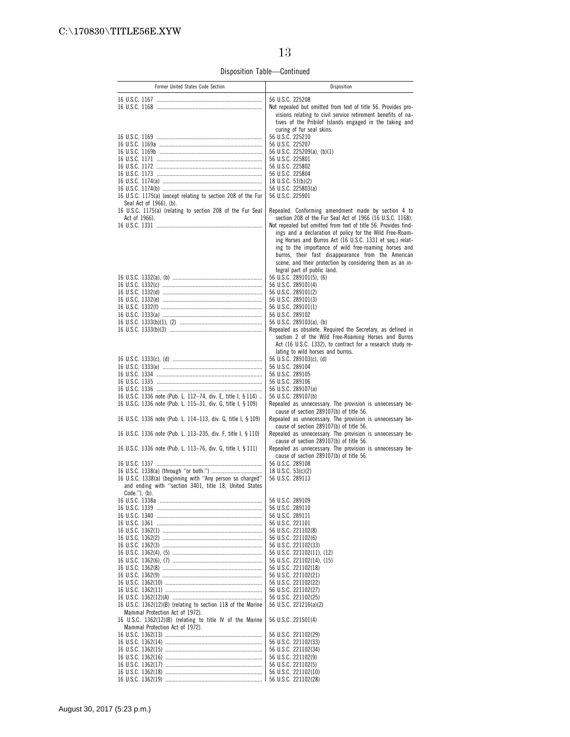Disposition Table—Continued

| Former United States Code Section | Disposition |
| --- | --- |
| 16 U.S.C. 1167 | 56 U.S.C. 225208 |
| 16 U.S.C. 1168 | Not repealed but omitted from text of title 56. Provides provisions relating to civil service retirement benefits of natives of the Pribilof Islands engaged in the taking and curing of fur seal skins. |
| 16 U.S.C. 1169 | 56 U.S.C. 225210 |
| 16 U.S.C. 1169a | 56 U.S.C. 225207 |
| 16 U.S.C. 1169b | 56 U.S.C. 225209(a), (b)(1) |
| 16 U.S.C. 1171 | 56 U.S.C. 225801 |
| 16 U.S.C. 1172 | 56 U.S.C. 225802 |
| 16 U.S.C. 1173 | 56 U.S.C. 225804 |
| 16 U.S.C. 1174(a) | 18 U.S.C. 51(b)(2) |
| 16 U.S.C. 1174(b) | 56 U.S.C. 225803(a) |
| 16 U.S.C. 1175(a) (except relating to section 208 of the Fur Seal Act of 1966), (b). | 56 U.S.C. 225901 |
| 16 U.S.C. 1175(a) (relating to section 208 of the Fur Seal Act of 1966). | Repealed. Conforming amendment made by section 4 to section 208 of the Fur Seal Act of 1966 (16 U.S.C. 1168). |
| 16 U.S.C. 1331 | Not repealed but omitted from text of title 56. Provides findings and a declaration of policy for the Wild Free-Roaming Horses and Burros Act (16 U.S.C. 1331 et seq.) relating to the importance of wild free-roaming horses and burros, their fast disappearance from the American scene, and their protection by considering them as an integral part of public land. |
| 16 U.S.C. 1332(a), (b) | 56 U.S.C. 289101(5), (6) |
| 16 U.S.C. 1332(c) | 56 U.S.C. 289101(4) |
| 16 U.S.C. 1332(d) | 56 U.S.C. 289101(2) |
| 16 U.S.C. 1332(e) | 56 U.S.C. 289101(3) |
| 16 U.S.C. 1332(f) | 56 U.S.C. 289101(1) |
| 16 U.S.C. 1333(a) | 56 U.S.C. 289102 |
| 16 U.S.C. 1333(b)(1), (2) | 56 U.S.C. 289103(a), (b) |
| 16 U.S.C. 1333(b)(3) | Repealed as obsolete. Required the Secretary, as defined in section 2 of the Wild Free-Roaming Horses and Burros Act (16 U.S.C. 1332), to contract for a research study relating to wild horses and burros. |
| 16 U.S.C. 1333(c), (d) | 56 U.S.C. 289103(c), (d) |
| 16 U.S.C. 1333(e) | 56 U.S.C. 289104 |
| 16 U.S.C. 1334 | 56 U.S.C. 289105 |
| 16 U.S.C. 1335 | 56 U.S.C. 289106 |
| 16 U.S.C. 1336 | 56 U.S.C. 289107(a) |
| 16 U.S.C. 1336 note (Pub. L. 112–74, div. E, title I, § 114) | 56 U.S.C. 289107(b) |
| 16 U.S.C. 1336 note (Pub. L. 115–31, div. G, title I, § 109) | Repealed as unnecessary. The provision is unnecessary because of section 289107(b) of title 56. |
| 16 U.S.C. 1336 note (Pub. L. 114–113, div. G, title I, § 109) | Repealed as unnecessary. The provision is unnecessary because of section 289107(b) of title 56. |
| 16 U.S.C. 1336 note (Pub. L. 113–235, div. F, title I, § 110) | Repealed as unnecessary. The provision is unnecessary because of section 289107(b) of title 56. |
| 16 U.S.C. 1336 note (Pub. L. 113–76, div. G, title I, § 111) | Repealed as unnecessary. The provision is unnecessary because of section 289107(b) of title 56. |
| 16 U.S.C. 1337 | 56 U.S.C. 289108 |
| 16 U.S.C. 1338(a) (through "or both.") | 18 U.S.C. 53(c)(2) |
| 16 U.S.C. 1338(a) (beginning with "Any person so charged" and ending with "section 3401, title 18, United States Code."), (b). | 56 U.S.C. 289113 |
| 16 U.S.C. 1338a | 56 U.S.C. 289109 |
| 16 U.S.C. 1339 | 56 U.S.C. 289110 |
| 16 U.S.C. 1340 | 56 U.S.C. 289111 |
| 16 U.S.C. 1361 | 56 U.S.C. 221101 |
| 16 U.S.C. 1362(1) | 56 U.S.C. 221102(8) |
| 16 U.S.C. 1362(2) | 56 U.S.C. 221102(6) |
| 16 U.S.C. 1362(3) | 56 U.S.C. 221102(33) |
| 16 U.S.C. 1362(4), (5) | 56 U.S.C. 221102(11), (12) |
| 16 U.S.C. 1362(6), (7) | 56 U.S.C. 221102(14), (15) |
| 16 U.S.C. 1362(8) | 56 U.S.C. 221102(18) |
| 16 U.S.C. 1362(9) | 56 U.S.C. 221102(21) |
| 16 U.S.C. 1362(10) | 56 U.S.C. 221102(22) |
| 16 U.S.C. 1362(11) | 56 U.S.C. 221102(27) |
| 16 U.S.C. 1362(12)(A) | 56 U.S.C. 221102(25) |
| 16 U.S.C. 1362(12)(B) (relating to section 118 of the Marine Mammal Protection Act of 1972). | 56 U.S.C. 221216(a)(2) |
| 16 U.S.C. 1362(12)(B) (relating to title IV of the Marine Mammal Protection Act of 1972). | 56 U.S.C. 221501(4) |
| 16 U.S.C. 1362(13) | 56 U.S.C. 221102(29) |
| 16 U.S.C. 1362(14) | 56 U.S.C. 221102(33) |
| 16 U.S.C. 1362(15) | 56 U.S.C. 221102(34) |
| 16 U.S.C. 1362(16) | 56 U.S.C. 221102(9) |
| 16 U.S.C. 1362(17) | 56 U.S.C. 221102(5) |
| 16 U.S.C. 1362(18) | 56 U.S.C. 221102(10) |
| 16 U.S.C. 1362(19) | 56 U.S.C. 221102(28) |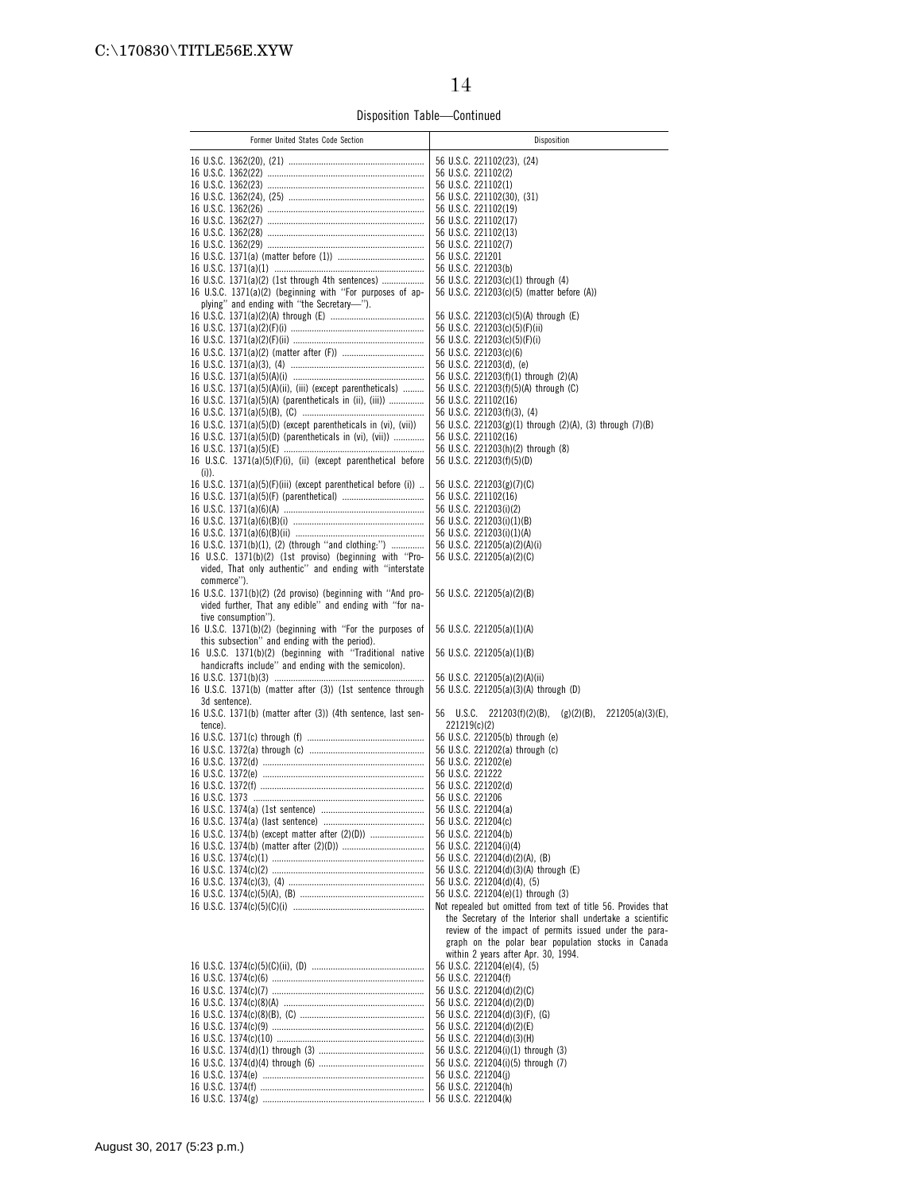Disposition Table—Continued

| Former United States Code Section | Disposition |
| --- | --- |
| 16 U.S.C. 1362(20), (21) | 56 U.S.C. 221102(23), (24) |
| 16 U.S.C. 1362(22) | 56 U.S.C. 221102(2) |
| 16 U.S.C. 1362(23) | 56 U.S.C. 221102(1) |
| 16 U.S.C. 1362(24), (25) | 56 U.S.C. 221102(30), (31) |
| 16 U.S.C. 1362(26) | 56 U.S.C. 221102(19) |
| 16 U.S.C. 1362(27) | 56 U.S.C. 221102(17) |
| 16 U.S.C. 1362(28) | 56 U.S.C. 221102(13) |
| 16 U.S.C. 1362(29) | 56 U.S.C. 221102(7) |
| 16 U.S.C. 1371(a) (matter before (1)) | 56 U.S.C. 221201 |
| 16 U.S.C. 1371(a)(1) | 56 U.S.C. 221203(b) |
| 16 U.S.C. 1371(a)(2) (1st through 4th sentences) | 56 U.S.C. 221203(c)(1) through (4) |
| 16 U.S.C. 1371(a)(2) (beginning with "For purposes of applying" and ending with "the Secretary—"). | 56 U.S.C. 221203(c)(5) (matter before (A)) |
| 16 U.S.C. 1371(a)(2)(A) through (E) | 56 U.S.C. 221203(c)(5)(A) through (E) |
| 16 U.S.C. 1371(a)(2)(F)(i) | 56 U.S.C. 221203(c)(5)(F)(ii) |
| 16 U.S.C. 1371(a)(2)(F)(ii) | 56 U.S.C. 221203(c)(5)(F)(i) |
| 16 U.S.C. 1371(a)(2) (matter after (F)) | 56 U.S.C. 221203(c)(6) |
| 16 U.S.C. 1371(a)(3), (4) | 56 U.S.C. 221203(d), (e) |
| 16 U.S.C. 1371(a)(5)(A)(i) | 56 U.S.C. 221203(f)(1) through (2)(A) |
| 16 U.S.C. 1371(a)(5)(A)(ii), (iii) (except parentheticals) | 56 U.S.C. 221203(f)(5)(A) through (C) |
| 16 U.S.C. 1371(a)(5)(A) (parentheticals in (ii), (iii)) | 56 U.S.C. 221102(16) |
| 16 U.S.C. 1371(a)(5)(B), (C) | 56 U.S.C. 221203(f)(3), (4) |
| 16 U.S.C. 1371(a)(5)(D) (except parentheticals in (vi), (vii)) | 56 U.S.C. 221203(g)(1) through (2)(A), (3) through (7)(B) |
| 16 U.S.C. 1371(a)(5)(D) (parentheticals in (vi), (vii)) | 56 U.S.C. 221102(16) |
| 16 U.S.C. 1371(a)(5)(E) | 56 U.S.C. 221203(h)(2) through (8) |
| 16 U.S.C. 1371(a)(5)(F)(i), (ii) (except parenthetical before (i)). | 56 U.S.C. 221203(f)(5)(D) |
| 16 U.S.C. 1371(a)(5)(F)(iii) (except parenthetical before (i)) | 56 U.S.C. 221203(g)(7)(C) |
| 16 U.S.C. 1371(a)(5)(F) (parenthetical) | 56 U.S.C. 221102(16) |
| 16 U.S.C. 1371(a)(6)(A) | 56 U.S.C. 221203(i)(2) |
| 16 U.S.C. 1371(a)(6)(B)(i) | 56 U.S.C. 221203(i)(1)(B) |
| 16 U.S.C. 1371(a)(6)(B)(ii) | 56 U.S.C. 221203(i)(1)(A) |
| 16 U.S.C. 1371(b)(1), (2) (through "and clothing:") | 56 U.S.C. 221205(a)(2)(A)(i) |
| 16 U.S.C. 1371(b)(2) (1st proviso) (beginning with "Provided, That only authentic" and ending with "interstate commerce"). | 56 U.S.C. 221205(a)(2)(C) |
| 16 U.S.C. 1371(b)(2) (2d proviso) (beginning with "And provided further, That any edible" and ending with "for native consumption"). | 56 U.S.C. 221205(a)(2)(B) |
| 16 U.S.C. 1371(b)(2) (beginning with "For the purposes of this subsection" and ending with the period). | 56 U.S.C. 221205(a)(1)(A) |
| 16 U.S.C. 1371(b)(2) (beginning with "Traditional native handicrafts include" and ending with the semicolon). | 56 U.S.C. 221205(a)(1)(B) |
| 16 U.S.C. 1371(b)(3) | 56 U.S.C. 221205(a)(2)(A)(ii) |
| 16 U.S.C. 1371(b) (matter after (3)) (1st sentence through 3d sentence). | 56 U.S.C. 221205(a)(3)(A) through (D) |
| 16 U.S.C. 1371(b) (matter after (3)) (4th sentence, last sentence). | 56 U.S.C. 221203(f)(2)(B), (g)(2)(B), 221205(a)(3)(E), 221219(c)(2) |
| 16 U.S.C. 1371(c) through (f) | 56 U.S.C. 221205(b) through (e) |
| 16 U.S.C. 1372(a) through (c) | 56 U.S.C. 221202(a) through (c) |
| 16 U.S.C. 1372(d) | 56 U.S.C. 221202(e) |
| 16 U.S.C. 1372(e) | 56 U.S.C. 221222 |
| 16 U.S.C. 1372(f) | 56 U.S.C. 221202(d) |
| 16 U.S.C. 1373 | 56 U.S.C. 221206 |
| 16 U.S.C. 1374(a) (1st sentence) | 56 U.S.C. 221204(a) |
| 16 U.S.C. 1374(a) (last sentence) | 56 U.S.C. 221204(c) |
| 16 U.S.C. 1374(b) (except matter after (2)(D)) | 56 U.S.C. 221204(b) |
| 16 U.S.C. 1374(b) (matter after (2)(D)) | 56 U.S.C. 221204(i)(4) |
| 16 U.S.C. 1374(c)(1) | 56 U.S.C. 221204(d)(2)(A), (B) |
| 16 U.S.C. 1374(c)(2) | 56 U.S.C. 221204(d)(3)(A) through (E) |
| 16 U.S.C. 1374(c)(3), (4) | 56 U.S.C. 221204(d)(4), (5) |
| 16 U.S.C. 1374(c)(5)(A), (B) | 56 U.S.C. 221204(e)(1) through (3) |
| 16 U.S.C. 1374(c)(5)(C)(i) | Not repealed but omitted from text of title 56. Provides that the Secretary of the Interior shall undertake a scientific review of the impact of permits issued under the paragraph on the polar bear population stocks in Canada within 2 years after Apr. 30, 1994. |
| 16 U.S.C. 1374(c)(5)(C)(ii), (D) | 56 U.S.C. 221204(e)(4), (5) |
| 16 U.S.C. 1374(c)(6) | 56 U.S.C. 221204(f) |
| 16 U.S.C. 1374(c)(7) | 56 U.S.C. 221204(d)(2)(C) |
| 16 U.S.C. 1374(c)(8)(A) | 56 U.S.C. 221204(d)(2)(D) |
| 16 U.S.C. 1374(c)(8)(B), (C) | 56 U.S.C. 221204(d)(3)(F), (G) |
| 16 U.S.C. 1374(c)(9) | 56 U.S.C. 221204(d)(2)(E) |
| 16 U.S.C. 1374(c)(10) | 56 U.S.C. 221204(d)(3)(H) |
| 16 U.S.C. 1374(d)(1) through (3) | 56 U.S.C. 221204(i)(1) through (3) |
| 16 U.S.C. 1374(d)(4) through (6) | 56 U.S.C. 221204(i)(5) through (7) |
| 16 U.S.C. 1374(e) | 56 U.S.C. 221204(j) |
| 16 U.S.C. 1374(f) | 56 U.S.C. 221204(h) |
| 16 U.S.C. 1374(g) | 56 U.S.C. 221204(k) |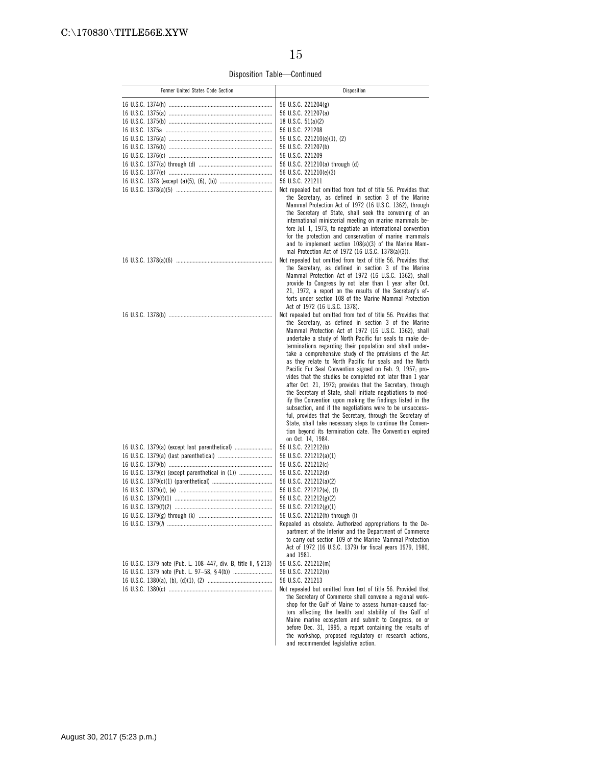Disposition Table—Continued

| Former United States Code Section | Disposition |
| --- | --- |
| 16 U.S.C. 1374(h) | 56 U.S.C. 221204(g) |
| 16 U.S.C. 1375(a) | 56 U.S.C. 221207(a) |
| 16 U.S.C. 1375(b) | 18 U.S.C. 51(a)(2) |
| 16 U.S.C. 1375a | 56 U.S.C. 221208 |
| 16 U.S.C. 1376(a) | 56 U.S.C. 221210(e)(1), (2) |
| 16 U.S.C. 1376(b) | 56 U.S.C. 221207(b) |
| 16 U.S.C. 1376(c) | 56 U.S.C. 221209 |
| 16 U.S.C. 1377(a) through (d) | 56 U.S.C. 221210(a) through (d) |
| 16 U.S.C. 1377(e) | 56 U.S.C. 221210(e)(3) |
| 16 U.S.C. 1378 (except (a)(5), (6), (b)) | 56 U.S.C. 221211 |
| 16 U.S.C. 1378(a)(5) | Not repealed but omitted from text of title 56. Provides that the Secretary, as defined in section 3 of the Marine Mammal Protection Act of 1972 (16 U.S.C. 1362), through the Secretary of State, shall seek the convening of an international ministerial meeting on marine mammals before Jul. 1, 1973, to negotiate an international convention for the protection and conservation of marine mammals and to implement section 108(a)(3) of the Marine Mammal Protection Act of 1972 (16 U.S.C. 1378(a)(3)). |
| 16 U.S.C. 1378(a)(6) | Not repealed but omitted from text of title 56. Provides that the Secretary, as defined in section 3 of the Marine Mammal Protection Act of 1972 (16 U.S.C. 1362), shall provide to Congress by not later than 1 year after Oct. 21, 1972, a report on the results of the Secretary's efforts under section 108 of the Marine Mammal Protection Act of 1972 (16 U.S.C. 1378). |
| 16 U.S.C. 1378(b) | Not repealed but omitted from text of title 56. Provides that the Secretary, as defined in section 3 of the Marine Mammal Protection Act of 1972 (16 U.S.C. 1362), shall undertake a study of North Pacific fur seals to make determinations regarding their population and shall undertake a comprehensive study of the provisions of the Act as they relate to North Pacific fur seals and the North Pacific Fur Seal Convention signed on Feb. 9, 1957; provides that the studies be completed not later than 1 year after Oct. 21, 1972; provides that the Secretary, through the Secretary of State, shall initiate negotiations to modify the Convention upon making the findings listed in the subsection, and if the negotiations were to be unsuccessful, provides that the Secretary, through the Secretary of State, shall take necessary steps to continue the Convention beyond its termination date. The Convention expired on Oct. 14, 1984. |
| 16 U.S.C. 1379(a) (except last parenthetical) | 56 U.S.C. 221212(b) |
| 16 U.S.C. 1379(a) (last parenthetical) | 56 U.S.C. 221212(a)(1) |
| 16 U.S.C. 1379(b) | 56 U.S.C. 221212(c) |
| 16 U.S.C. 1379(c) (except parenthetical in (1)) | 56 U.S.C. 221212(d) |
| 16 U.S.C. 1379(c)(1) (parenthetical) | 56 U.S.C. 221212(a)(2) |
| 16 U.S.C. 1379(d), (e) | 56 U.S.C. 221212(e), (f) |
| 16 U.S.C. 1379(f)(1) | 56 U.S.C. 221212(g)(2) |
| 16 U.S.C. 1379(f)(2) | 56 U.S.C. 221212(g)(1) |
| 16 U.S.C. 1379(g) through (k) | 56 U.S.C. 221212(h) through (l) |
| 16 U.S.C. 1379(*l*) | Repealed as obsolete. Authorized appropriations to the Department of the Interior and the Department of Commerce to carry out section 109 of the Marine Mammal Protection Act of 1972 (16 U.S.C. 1379) for fiscal years 1979, 1980, and 1981. |
| 16 U.S.C. 1379 note (Pub. L. 108–447, div. B, title II, § 213) | 56 U.S.C. 221212(m) |
| 16 U.S.C. 1379 note (Pub. L. 97–58, § 4(b)) | 56 U.S.C. 221212(n) |
| 16 U.S.C. 1380(a), (b), (d)(1), (2) | 56 U.S.C. 221213 |
| 16 U.S.C. 1380(c) | Not repealed but omitted from text of title 56. Provided that the Secretary of Commerce shall convene a regional workshop for the Gulf of Maine to assess human-caused factors affecting the health and stability of the Gulf of Maine marine ecosystem and submit to Congress, on or before Dec. 31, 1995, a report containing the results of the workshop, proposed regulatory or research actions, and recommended legislative action. |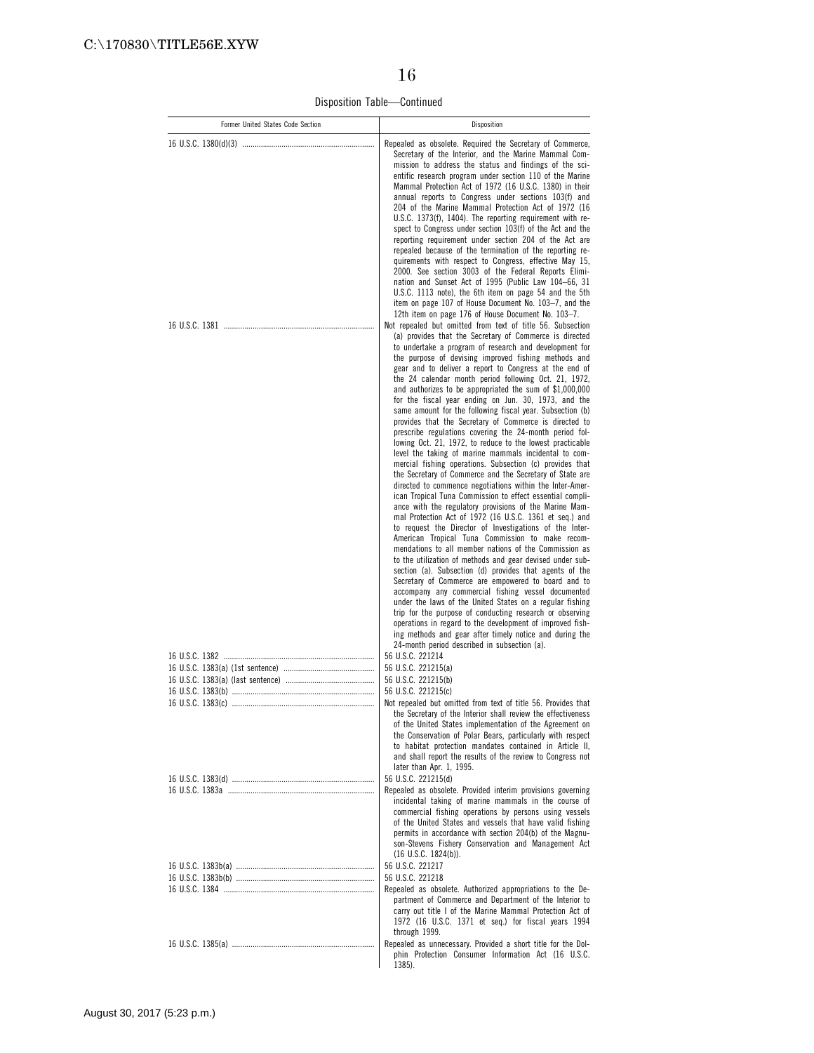Disposition Table—Continued

| Former United States Code Section | Disposition |
|---|---|
| 16 U.S.C. 1380(d)(3) | Repealed as obsolete. Required the Secretary of Commerce, Secretary of the Interior, and the Marine Mammal Commission to address the status and findings of the scientific research program under section 110 of the Marine Mammal Protection Act of 1972 (16 U.S.C. 1380) in their annual reports to Congress under sections 103(f) and 204 of the Marine Mammal Protection Act of 1972 (16 U.S.C. 1373(f), 1404). The reporting requirement with respect to Congress under section 103(f) of the Act and the reporting requirement under section 204 of the Act are repealed because of the termination of the reporting requirements with respect to Congress, effective May 15, 2000. See section 3003 of the Federal Reports Elimination and Sunset Act of 1995 (Public Law 104–66, 31 U.S.C. 1113 note), the 6th item on page 54 and the 5th item on page 107 of House Document No. 103–7, and the 12th item on page 176 of House Document No. 103–7. |
| 16 U.S.C. 1381 | Not repealed but omitted from text of title 56. Subsection (a) provides that the Secretary of Commerce is directed to undertake a program of research and development for the purpose of devising improved fishing methods and gear and to deliver a report to Congress at the end of the 24 calendar month period following Oct. 21, 1972, and authorizes to be appropriated the sum of $1,000,000 for the fiscal year ending on Jun. 30, 1973, and the same amount for the following fiscal year. Subsection (b) provides that the Secretary of Commerce is directed to prescribe regulations covering the 24-month period following Oct. 21, 1972, to reduce to the lowest practicable level the taking of marine mammals incidental to commercial fishing operations. Subsection (c) provides that the Secretary of Commerce and the Secretary of State are directed to commence negotiations within the Inter-American Tropical Tuna Commission to effect essential compliance with the regulatory provisions of the Marine Mammal Protection Act of 1972 (16 U.S.C. 1361 et seq.) and to request the Director of Investigations of the Inter-American Tropical Tuna Commission to make recommendations to all member nations of the Commission as to the utilization of methods and gear devised under subsection (a). Subsection (d) provides that agents of the Secretary of Commerce are empowered to board and to accompany any commercial fishing vessel documented under the laws of the United States on a regular fishing trip for the purpose of conducting research or observing operations in regard to the development of improved fishing methods and gear after timely notice and during the 24-month period described in subsection (a). |
| 16 U.S.C. 1382 | 56 U.S.C. 221214 |
| 16 U.S.C. 1383(a) (1st sentence) | 56 U.S.C. 221215(a) |
| 16 U.S.C. 1383(a) (last sentence) | 56 U.S.C. 221215(b) |
| 16 U.S.C. 1383(b) | 56 U.S.C. 221215(c) |
| 16 U.S.C. 1383(c) | Not repealed but omitted from text of title 56. Provides that the Secretary of the Interior shall review the effectiveness of the United States implementation of the Agreement on the Conservation of Polar Bears, particularly with respect to habitat protection mandates contained in Article II, and shall report the results of the review to Congress not later than Apr. 1, 1995. |
| 16 U.S.C. 1383(d) | 56 U.S.C. 221215(d) |
| 16 U.S.C. 1383a | Repealed as obsolete. Provided interim provisions governing incidental taking of marine mammals in the course of commercial fishing operations by persons using vessels of the United States and vessels that have valid fishing permits in accordance with section 204(b) of the Magnuson-Stevens Fishery Conservation and Management Act (16 U.S.C. 1824(b)). |
| 16 U.S.C. 1383b(a) | 56 U.S.C. 221217 |
| 16 U.S.C. 1383b(b) | 56 U.S.C. 221218 |
| 16 U.S.C. 1384 | Repealed as obsolete. Authorized appropriations to the Department of Commerce and Department of the Interior to carry out title I of the Marine Mammal Protection Act of 1972 (16 U.S.C. 1371 et seq.) for fiscal years 1994 through 1999. |
| 16 U.S.C. 1385(a) | Repealed as unnecessary. Provided a short title for the Dolphin Protection Consumer Information Act (16 U.S.C. 1385). |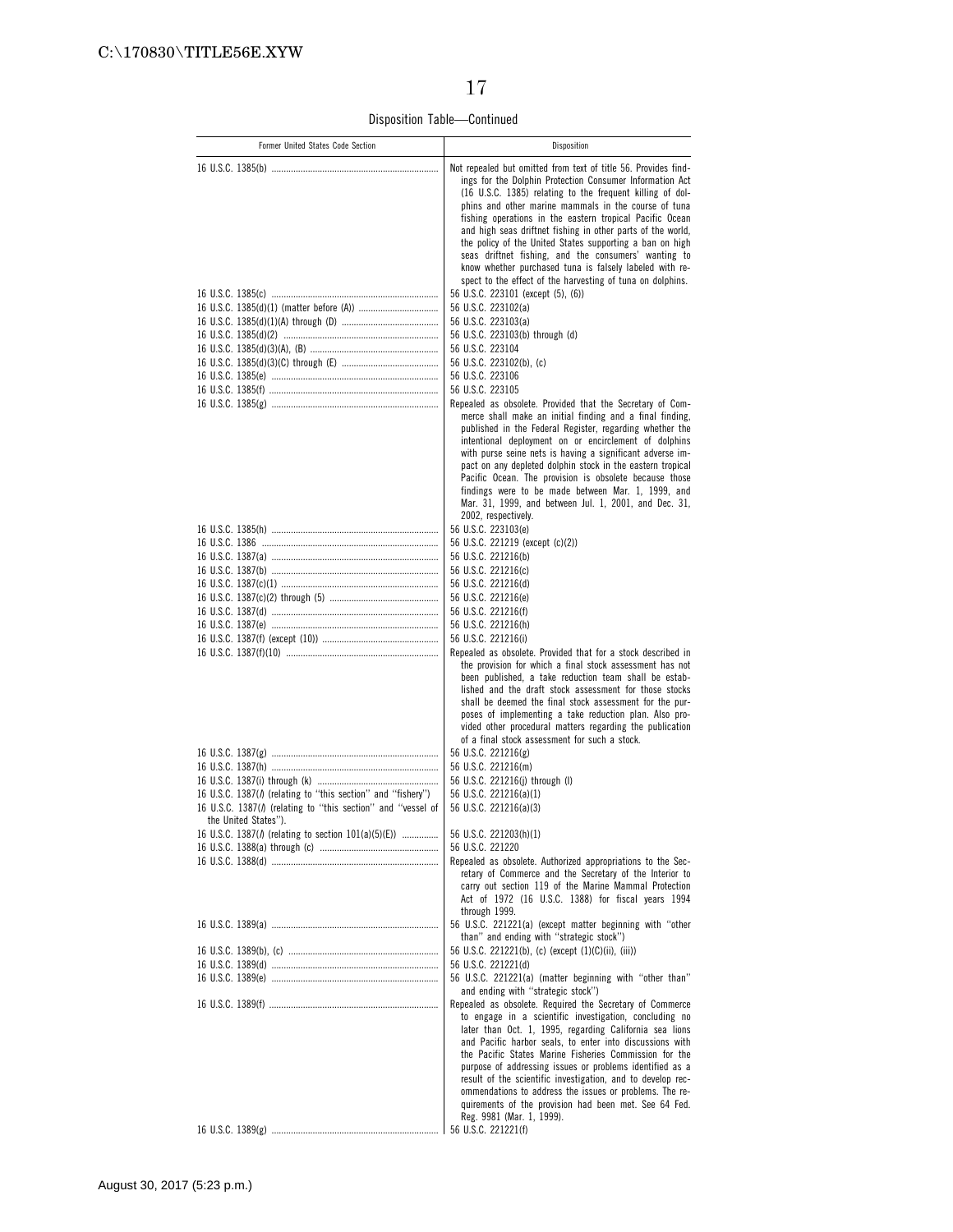Disposition Table—Continued

| Former United States Code Section | Disposition |
|---|---|
| 16 U.S.C. 1385(b) | Not repealed but omitted from text of title 56. Provides findings for the Dolphin Protection Consumer Information Act (16 U.S.C. 1385) relating to the frequent killing of dolphins and other marine mammals in the course of tuna fishing operations in the eastern tropical Pacific Ocean and high seas driftnet fishing in other parts of the world, the policy of the United States supporting a ban on high seas driftnet fishing, and the consumers' wanting to know whether purchased tuna is falsely labeled with respect to the effect of the harvesting of tuna on dolphins. |
| 16 U.S.C. 1385(c) | 56 U.S.C. 223101 (except (5), (6)) |
| 16 U.S.C. 1385(d)(1) (matter before (A)) | 56 U.S.C. 223102(a) |
| 16 U.S.C. 1385(d)(1)(A) through (D) | 56 U.S.C. 223103(a) |
| 16 U.S.C. 1385(d)(2) | 56 U.S.C. 223103(b) through (d) |
| 16 U.S.C. 1385(d)(3)(A), (B) | 56 U.S.C. 223104 |
| 16 U.S.C. 1385(d)(3)(C) through (E) | 56 U.S.C. 223102(b), (c) |
| 16 U.S.C. 1385(e) | 56 U.S.C. 223106 |
| 16 U.S.C. 1385(f) | 56 U.S.C. 223105 |
| 16 U.S.C. 1385(g) | Repealed as obsolete. Provided that the Secretary of Commerce shall make an initial finding and a final finding, published in the Federal Register, regarding whether the intentional deployment on or encirclement of dolphins with purse seine nets is having a significant adverse impact on any depleted dolphin stock in the eastern tropical Pacific Ocean. The provision is obsolete because those findings were to be made between Mar. 1, 1999, and Mar. 31, 1999, and between Jul. 1, 2001, and Dec. 31, 2002, respectively. |
| 16 U.S.C. 1385(h) | 56 U.S.C. 223103(e) |
| 16 U.S.C. 1386 | 56 U.S.C. 221219 (except (c)(2)) |
| 16 U.S.C. 1387(a) | 56 U.S.C. 221216(b) |
| 16 U.S.C. 1387(b) | 56 U.S.C. 221216(c) |
| 16 U.S.C. 1387(c)(1) | 56 U.S.C. 221216(d) |
| 16 U.S.C. 1387(c)(2) through (5) | 56 U.S.C. 221216(e) |
| 16 U.S.C. 1387(d) | 56 U.S.C. 221216(f) |
| 16 U.S.C. 1387(e) | 56 U.S.C. 221216(h) |
| 16 U.S.C. 1387(f) (except (10)) | 56 U.S.C. 221216(i) |
| 16 U.S.C. 1387(f)(10) | Repealed as obsolete. Provided that for a stock described in the provision for which a final stock assessment has not been published, a take reduction team shall be established and the draft stock assessment for those stocks shall be deemed the final stock assessment for the purposes of implementing a take reduction plan. Also provided other procedural matters regarding the publication of a final stock assessment for such a stock. |
| 16 U.S.C. 1387(g) | 56 U.S.C. 221216(g) |
| 16 U.S.C. 1387(h) | 56 U.S.C. 221216(m) |
| 16 U.S.C. 1387(i) through (k) | 56 U.S.C. 221216(j) through (l) |
| 16 U.S.C. 1387(*l*) (relating to "this section" and "fishery") | 56 U.S.C. 221216(a)(1) |
| 16 U.S.C. 1387(*l*) (relating to "this section" and "vessel of the United States"). | 56 U.S.C. 221216(a)(3) |
| 16 U.S.C. 1387(*l*) (relating to section 101(a)(5)(E)) | 56 U.S.C. 221203(h)(1) |
| 16 U.S.C. 1388(a) through (c) | 56 U.S.C. 221220 |
| 16 U.S.C. 1388(d) | Repealed as obsolete. Authorized appropriations to the Secretary of Commerce and the Secretary of the Interior to carry out section 119 of the Marine Mammal Protection Act of 1972 (16 U.S.C. 1388) for fiscal years 1994 through 1999. |
| 16 U.S.C. 1389(a) | 56 U.S.C. 221221(a) (except matter beginning with "other than" and ending with "strategic stock") |
| 16 U.S.C. 1389(b), (c) | 56 U.S.C. 221221(b), (c) (except (1)(C)(ii), (iii)) |
| 16 U.S.C. 1389(d) | 56 U.S.C. 221221(d) |
| 16 U.S.C. 1389(e) | 56 U.S.C. 221221(a) (matter beginning with "other than" and ending with "strategic stock") |
| 16 U.S.C. 1389(f) | Repealed as obsolete. Required the Secretary of Commerce to engage in a scientific investigation, concluding no later than Oct. 1, 1995, regarding California sea lions and Pacific harbor seals, to enter into discussions with the Pacific States Marine Fisheries Commission for the purpose of addressing issues or problems identified as a result of the scientific investigation, and to develop recommendations to address the issues or problems. The requirements of the provision had been met. See 64 Fed. Reg. 9981 (Mar. 1, 1999). |
| 16 U.S.C. 1389(g) | 56 U.S.C. 221221(f) |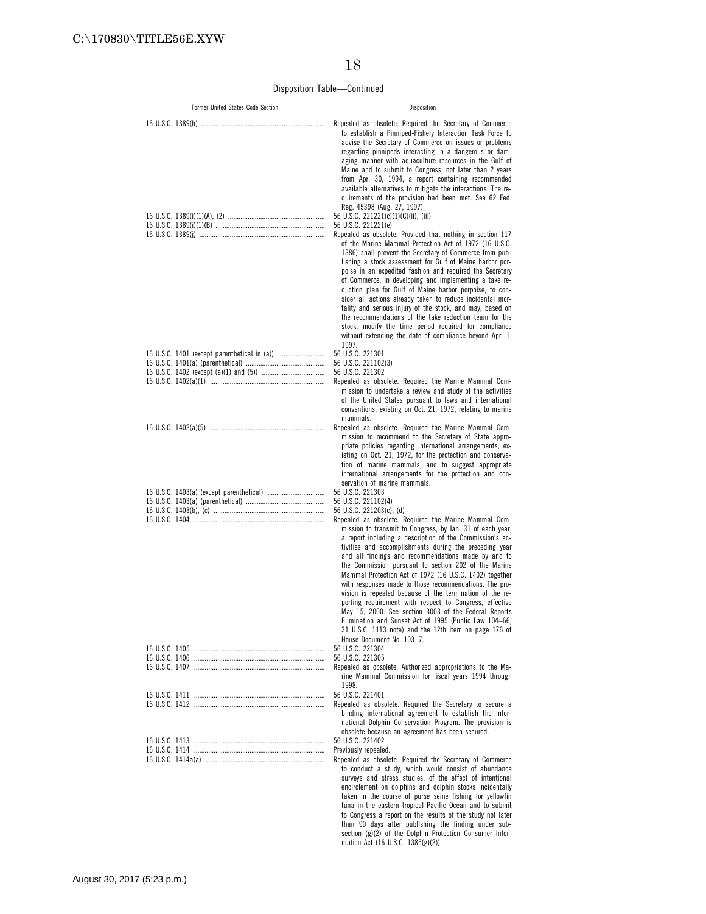Disposition Table—Continued

| Former United States Code Section | Disposition |
| --- | --- |
| 16 U.S.C. 1389(h) | Repealed as obsolete. Required the Secretary of Commerce to establish a Pinniped-Fishery Interaction Task Force to advise the Secretary of Commerce on issues or problems regarding pinnipeds interacting in a dangerous or damaging manner with aquaculture resources in the Gulf of Maine and to submit to Congress, not later than 2 years from Apr. 30, 1994, a report containing recommended available alternatives to mitigate the interactions. The requirements of the provision had been met. See 62 Fed. Reg. 45398 (Aug. 27, 1997). |
| 16 U.S.C. 1389(i)(1)(A), (2) | 56 U.S.C. 221221(c)(1)(C)(ii), (iii) |
| 16 U.S.C. 1389(i)(1)(B) | 56 U.S.C. 221221(e) |
| 16 U.S.C. 1389(j) | Repealed as obsolete. Provided that nothing in section 117 of the Marine Mammal Protection Act of 1972 (16 U.S.C. 1386) shall prevent the Secretary of Commerce from publishing a stock assessment for Gulf of Maine harbor porpoise in an expedited fashion and required the Secretary of Commerce, in developing and implementing a take reduction plan for Gulf of Maine harbor porpoise, to consider all actions already taken to reduce incidental mortality and serious injury of the stock, and may, based on the recommendations of the take reduction team for the stock, modify the time period required for compliance without extending the date of compliance beyond Apr. 1, 1997. |
| 16 U.S.C. 1401 (except parenthetical in (a)) | 56 U.S.C. 221301 |
| 16 U.S.C. 1401(a) (parenthetical) | 56 U.S.C. 221102(3) |
| 16 U.S.C. 1402 (except (a)(1) and (5)) | 56 U.S.C. 221302 |
| 16 U.S.C. 1402(a)(1) | Repealed as obsolete. Required the Marine Mammal Commission to undertake a review and study of the activities of the United States pursuant to laws and international conventions, existing on Oct. 21, 1972, relating to marine mammals. |
| 16 U.S.C. 1402(a)(5) | Repealed as obsolete. Required the Marine Mammal Commission to recommend to the Secretary of State appropriate policies regarding international arrangements, existing on Oct. 21, 1972, for the protection and conservation of marine mammals, and to suggest appropriate international arrangements for the protection and conservation of marine mammals. |
| 16 U.S.C. 1403(a) (except parenthetical) | 56 U.S.C. 221303 |
| 16 U.S.C. 1403(a) (parenthetical) | 56 U.S.C. 221102(4) |
| 16 U.S.C. 1403(b), (c) | 56 U.S.C. 221203(c), (d) |
| 16 U.S.C. 1404 | Repealed as obsolete. Required the Marine Mammal Commission to transmit to Congress, by Jan. 31 of each year, a report including a description of the Commission's activities and accomplishments during the preceding year and all findings and recommendations made by and to the Commission pursuant to section 202 of the Marine Mammal Protection Act of 1972 (16 U.S.C. 1402) together with responses made to those recommendations. The provision is repealed because of the termination of the reporting requirement with respect to Congress, effective May 15, 2000. See section 3003 of the Federal Reports Elimination and Sunset Act of 1995 (Public Law 104–66, 31 U.S.C. 1113 note) and the 12th item on page 176 of House Document No. 103–7. |
| 16 U.S.C. 1405 | 56 U.S.C. 221304 |
| 16 U.S.C. 1406 | 56 U.S.C. 221305 |
| 16 U.S.C. 1407 | Repealed as obsolete. Authorized appropriations to the Marine Mammal Commission for fiscal years 1994 through 1998. |
| 16 U.S.C. 1411 | 56 U.S.C. 221401 |
| 16 U.S.C. 1412 | Repealed as obsolete. Required the Secretary to secure a binding international agreement to establish the International Dolphin Conservation Program. The provision is obsolete because an agreement has been secured. |
| 16 U.S.C. 1413 | 56 U.S.C. 221402 |
| 16 U.S.C. 1414 | Previously repealed. |
| 16 U.S.C. 1414a(a) | Repealed as obsolete. Required the Secretary of Commerce to conduct a study, which would consist of abundance surveys and stress studies, of the effect of intentional encirclement on dolphins and dolphin stocks incidentally taken in the course of purse seine fishing for yellowfin tuna in the eastern tropical Pacific Ocean and to submit to Congress a report on the results of the study not later than 90 days after publishing the finding under subsection (g)(2) of the Dolphin Protection Consumer Information Act (16 U.S.C. 1385(g)(2)). |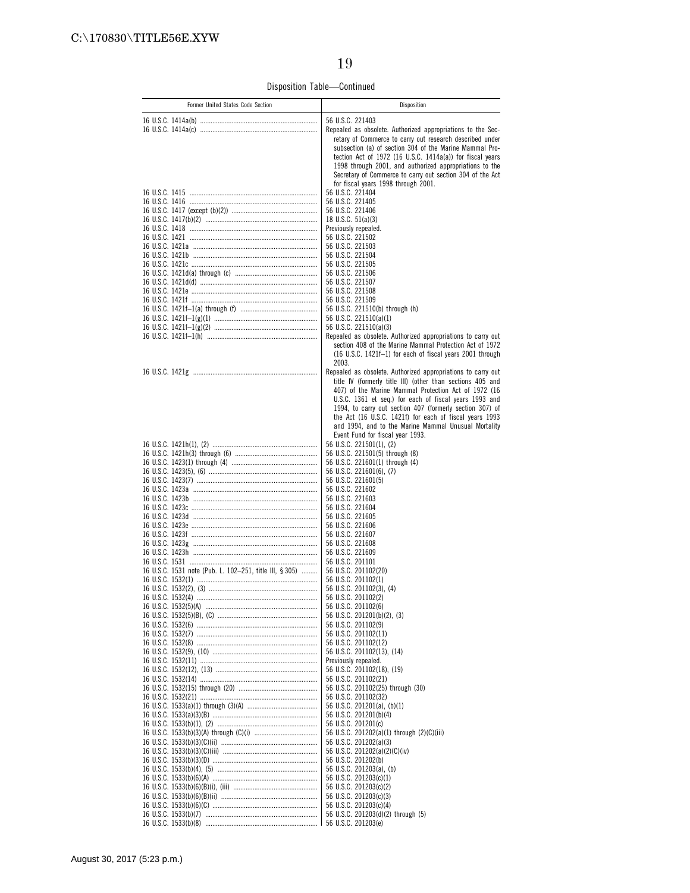Disposition Table—Continued

| Former United States Code Section | Disposition |
| --- | --- |
| 16 U.S.C. 1414a(b) | 56 U.S.C. 221403 |
| 16 U.S.C. 1414a(c) | Repealed as obsolete. Authorized appropriations to the Secretary of Commerce to carry out research described under subsection (a) of section 304 of the Marine Mammal Protection Act of 1972 (16 U.S.C. 1414a(a)) for fiscal years 1998 through 2001, and authorized appropriations to the Secretary of Commerce to carry out section 304 of the Act for fiscal years 1998 through 2001. |
| 16 U.S.C. 1415 | 56 U.S.C. 221404 |
| 16 U.S.C. 1416 | 56 U.S.C. 221405 |
| 16 U.S.C. 1417 (except (b)(2)) | 56 U.S.C. 221406 |
| 16 U.S.C. 1417(b)(2) | 18 U.S.C. 51(a)(3) |
| 16 U.S.C. 1418 | Previously repealed. |
| 16 U.S.C. 1421 | 56 U.S.C. 221502 |
| 16 U.S.C. 1421a | 56 U.S.C. 221503 |
| 16 U.S.C. 1421b | 56 U.S.C. 221504 |
| 16 U.S.C. 1421c | 56 U.S.C. 221505 |
| 16 U.S.C. 1421d(a) through (c) | 56 U.S.C. 221506 |
| 16 U.S.C. 1421d(d) | 56 U.S.C. 221507 |
| 16 U.S.C. 1421e | 56 U.S.C. 221508 |
| 16 U.S.C. 1421f | 56 U.S.C. 221509 |
| 16 U.S.C. 1421f–1(a) through (f) | 56 U.S.C. 221510(b) through (h) |
| 16 U.S.C. 1421f–1(g)(1) | 56 U.S.C. 221510(a)(1) |
| 16 U.S.C. 1421f–1(g)(2) | 56 U.S.C. 221510(a)(3) |
| 16 U.S.C. 1421f–1(h) | Repealed as obsolete. Authorized appropriations to carry out section 408 of the Marine Mammal Protection Act of 1972 (16 U.S.C. 1421f–1) for each of fiscal years 2001 through 2003. |
| 16 U.S.C. 1421g | Repealed as obsolete. Authorized appropriations to carry out title IV (formerly title III) (other than sections 405 and 407) of the Marine Mammal Protection Act of 1972 (16 U.S.C. 1361 et seq.) for each of fiscal years 1993 and 1994, to carry out section 407 (formerly section 307) of the Act (16 U.S.C. 1421f) for each of fiscal years 1993 and 1994, and to the Marine Mammal Unusual Mortality Event Fund for fiscal year 1993. |
| 16 U.S.C. 1421h(1), (2) | 56 U.S.C. 221501(1), (2) |
| 16 U.S.C. 1421h(3) through (6) | 56 U.S.C. 221501(5) through (8) |
| 16 U.S.C. 1423(1) through (4) | 56 U.S.C. 221601(1) through (4) |
| 16 U.S.C. 1423(5), (6) | 56 U.S.C. 221601(6), (7) |
| 16 U.S.C. 1423(7) | 56 U.S.C. 221601(5) |
| 16 U.S.C. 1423a | 56 U.S.C. 221602 |
| 16 U.S.C. 1423b | 56 U.S.C. 221603 |
| 16 U.S.C. 1423c | 56 U.S.C. 221604 |
| 16 U.S.C. 1423d | 56 U.S.C. 221605 |
| 16 U.S.C. 1423e | 56 U.S.C. 221606 |
| 16 U.S.C. 1423f | 56 U.S.C. 221607 |
| 16 U.S.C. 1423g | 56 U.S.C. 221608 |
| 16 U.S.C. 1423h | 56 U.S.C. 221609 |
| 16 U.S.C. 1531 | 56 U.S.C. 201101 |
| 16 U.S.C. 1531 note (Pub. L. 102–251, title III, § 305) | 56 U.S.C. 201102(20) |
| 16 U.S.C. 1532(1) | 56 U.S.C. 201102(1) |
| 16 U.S.C. 1532(2), (3) | 56 U.S.C. 201102(3), (4) |
| 16 U.S.C. 1532(4) | 56 U.S.C. 201102(2) |
| 16 U.S.C. 1532(5)(A) | 56 U.S.C. 201102(6) |
| 16 U.S.C. 1532(5)(B), (C) | 56 U.S.C. 201201(b)(2), (3) |
| 16 U.S.C. 1532(6) | 56 U.S.C. 201102(9) |
| 16 U.S.C. 1532(7) | 56 U.S.C. 201102(11) |
| 16 U.S.C. 1532(8) | 56 U.S.C. 201102(12) |
| 16 U.S.C. 1532(9), (10) | 56 U.S.C. 201102(13), (14) |
| 16 U.S.C. 1532(11) | Previously repealed. |
| 16 U.S.C. 1532(12), (13) | 56 U.S.C. 201102(18), (19) |
| 16 U.S.C. 1532(14) | 56 U.S.C. 201102(21) |
| 16 U.S.C. 1532(15) through (20) | 56 U.S.C. 201102(25) through (30) |
| 16 U.S.C. 1532(21) | 56 U.S.C. 201102(32) |
| 16 U.S.C. 1533(a)(1) through (3)(A) | 56 U.S.C. 201201(a), (b)(1) |
| 16 U.S.C. 1533(a)(3)(B) | 56 U.S.C. 201201(b)(4) |
| 16 U.S.C. 1533(b)(1), (2) | 56 U.S.C. 201201(c) |
| 16 U.S.C. 1533(b)(3)(A) through (C)(i) | 56 U.S.C. 201202(a)(1) through (2)(C)(iii) |
| 16 U.S.C. 1533(b)(3)(C)(ii) | 56 U.S.C. 201202(a)(3) |
| 16 U.S.C. 1533(b)(3)(C)(iii) | 56 U.S.C. 201202(a)(2)(C)(iv) |
| 16 U.S.C. 1533(b)(3)(D) | 56 U.S.C. 201202(b) |
| 16 U.S.C. 1533(b)(4), (5) | 56 U.S.C. 201203(a), (b) |
| 16 U.S.C. 1533(b)(6)(A) | 56 U.S.C. 201203(c)(1) |
| 16 U.S.C. 1533(b)(6)(B)(i), (iii) | 56 U.S.C. 201203(c)(2) |
| 16 U.S.C. 1533(b)(6)(B)(ii) | 56 U.S.C. 201203(c)(3) |
| 16 U.S.C. 1533(b)(6)(C) | 56 U.S.C. 201203(c)(4) |
| 16 U.S.C. 1533(b)(7) | 56 U.S.C. 201203(d)(2) through (5) |
| 16 U.S.C. 1533(b)(8) | 56 U.S.C. 201203(e) |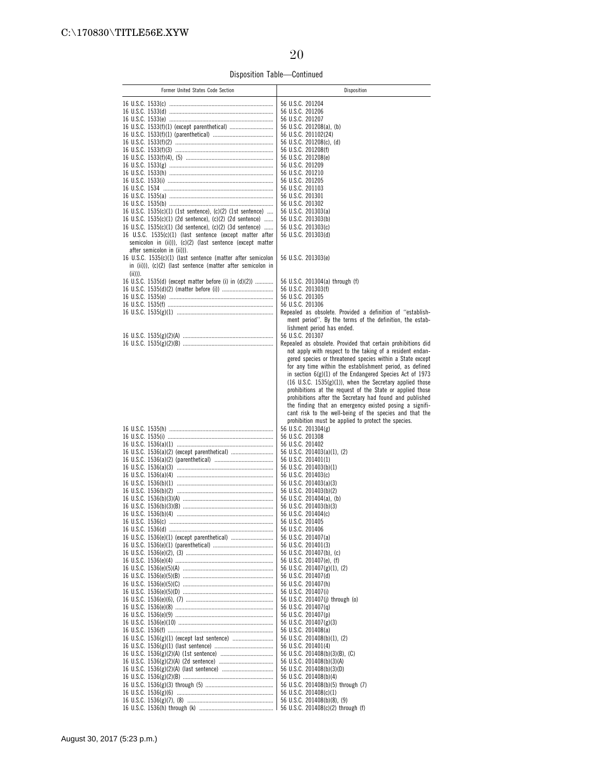Disposition Table—Continued

| Former United States Code Section | Disposition |
|---|---|
| 16 U.S.C. 1533(c) | 56 U.S.C. 201204 |
| 16 U.S.C. 1533(d) | 56 U.S.C. 201206 |
| 16 U.S.C. 1533(e) | 56 U.S.C. 201207 |
| 16 U.S.C. 1533(f)(1) (except parenthetical) | 56 U.S.C. 201208(a), (b) |
| 16 U.S.C. 1533(f)(1) (parenthetical) | 56 U.S.C. 201102(24) |
| 16 U.S.C. 1533(f)(2) | 56 U.S.C. 201208(c), (d) |
| 16 U.S.C. 1533(f)(3) | 56 U.S.C. 201208(f) |
| 16 U.S.C. 1533(f)(4), (5) | 56 U.S.C. 201208(e) |
| 16 U.S.C. 1533(g) | 56 U.S.C. 201209 |
| 16 U.S.C. 1533(h) | 56 U.S.C. 201210 |
| 16 U.S.C. 1533(i) | 56 U.S.C. 201205 |
| 16 U.S.C. 1534 | 56 U.S.C. 201103 |
| 16 U.S.C. 1535(a) | 56 U.S.C. 201301 |
| 16 U.S.C. 1535(b) | 56 U.S.C. 201302 |
| 16 U.S.C. 1535(c)(1) (1st sentence), (c)(2) (1st sentence) | 56 U.S.C. 201303(a) |
| 16 U.S.C. 1535(c)(1) (2d sentence), (c)(2) (2d sentence) | 56 U.S.C. 201303(b) |
| 16 U.S.C. 1535(c)(1) (3d sentence), (c)(2) (3d sentence) | 56 U.S.C. 201303(c) |
| 16 U.S.C. 1535(c)(1) (last sentence (except matter after semicolon in (ii))), (c)(2) (last sentence (except matter after semicolon in (ii))). | 56 U.S.C. 201303(d) |
| 16 U.S.C. 1535(c)(1) (last sentence (matter after semicolon in (ii))), (c)(2) (last sentence (matter after semicolon in (ii))). | 56 U.S.C. 201303(e) |
| 16 U.S.C. 1535(d) (except matter before (i) in (d)(2)) | 56 U.S.C. 201304(a) through (f) |
| 16 U.S.C. 1535(d)(2) (matter before (i)) | 56 U.S.C. 201303(f) |
| 16 U.S.C. 1535(e) | 56 U.S.C. 201305 |
| 16 U.S.C. 1535(f) | 56 U.S.C. 201306 |
| 16 U.S.C. 1535(g)(1) | Repealed as obsolete. Provided a definition of "establishment period". By the terms of the definition, the establishment period has ended. |
| 16 U.S.C. 1535(g)(2)(A) | 56 U.S.C. 201307 |
| 16 U.S.C. 1535(g)(2)(B) | Repealed as obsolete. Provided that certain prohibitions did not apply with respect to the taking of a resident endangered species or threatened species within a State except for any time within the establishment period, as defined in section 6(g)(1) of the Endangered Species Act of 1973 (16 U.S.C. 1535(g)(1)), when the Secretary applied those prohibitions at the request of the State or applied those prohibitions after the Secretary had found and published the finding that an emergency existed posing a significant risk to the well-being of the species and that the prohibition must be applied to protect the species. |
| 16 U.S.C. 1535(h) | 56 U.S.C. 201304(g) |
| 16 U.S.C. 1535(i) | 56 U.S.C. 201308 |
| 16 U.S.C. 1536(a)(1) | 56 U.S.C. 201402 |
| 16 U.S.C. 1536(a)(2) (except parenthetical) | 56 U.S.C. 201403(a)(1), (2) |
| 16 U.S.C. 1536(a)(2) (parenthetical) | 56 U.S.C. 201401(1) |
| 16 U.S.C. 1536(a)(3) | 56 U.S.C. 201403(b)(1) |
| 16 U.S.C. 1536(a)(4) | 56 U.S.C. 201403(c) |
| 16 U.S.C. 1536(b)(1) | 56 U.S.C. 201403(a)(3) |
| 16 U.S.C. 1536(b)(2) | 56 U.S.C. 201403(b)(2) |
| 16 U.S.C. 1536(b)(3)(A) | 56 U.S.C. 201404(a), (b) |
| 16 U.S.C. 1536(b)(3)(B) | 56 U.S.C. 201403(b)(3) |
| 16 U.S.C. 1536(b)(4) | 56 U.S.C. 201404(c) |
| 16 U.S.C. 1536(c) | 56 U.S.C. 201405 |
| 16 U.S.C. 1536(d) | 56 U.S.C. 201406 |
| 16 U.S.C. 1536(e)(1) (except parenthetical) | 56 U.S.C. 201407(a) |
| 16 U.S.C. 1536(e)(1) (parenthetical) | 56 U.S.C. 201401(3) |
| 16 U.S.C. 1536(e)(2), (3) | 56 U.S.C. 201407(b), (c) |
| 16 U.S.C. 1536(e)(4) | 56 U.S.C. 201407(e), (f) |
| 16 U.S.C. 1536(e)(5)(A) | 56 U.S.C. 201407(g)(1), (2) |
| 16 U.S.C. 1536(e)(5)(B) | 56 U.S.C. 201407(d) |
| 16 U.S.C. 1536(e)(5)(C) | 56 U.S.C. 201407(h) |
| 16 U.S.C. 1536(e)(5)(D) | 56 U.S.C. 201407(i) |
| 16 U.S.C. 1536(e)(6), (7) | 56 U.S.C. 201407(j) through (o) |
| 16 U.S.C. 1536(e)(8) | 56 U.S.C. 201407(q) |
| 16 U.S.C. 1536(e)(9) | 56 U.S.C. 201407(p) |
| 16 U.S.C. 1536(e)(10) | 56 U.S.C. 201407(g)(3) |
| 16 U.S.C. 1536(f) | 56 U.S.C. 201408(a) |
| 16 U.S.C. 1536(g)(1) (except last sentence) | 56 U.S.C. 201408(b)(1), (2) |
| 16 U.S.C. 1536(g)(1) (last sentence) | 56 U.S.C. 201401(4) |
| 16 U.S.C. 1536(g)(2)(A) (1st sentence) | 56 U.S.C. 201408(b)(3)(B), (C) |
| 16 U.S.C. 1536(g)(2)(A) (2d sentence) | 56 U.S.C. 201408(b)(3)(A) |
| 16 U.S.C. 1536(g)(2)(A) (last sentence) | 56 U.S.C. 201408(b)(3)(D) |
| 16 U.S.C. 1536(g)(2)(B) | 56 U.S.C. 201408(b)(4) |
| 16 U.S.C. 1536(g)(3) through (5) | 56 U.S.C. 201408(b)(5) through (7) |
| 16 U.S.C. 1536(g)(6) | 56 U.S.C. 201408(c)(1) |
| 16 U.S.C. 1536(g)(7), (8) | 56 U.S.C. 201408(b)(8), (9) |
| 16 U.S.C. 1536(h) through (k) | 56 U.S.C. 201408(c)(2) through (f) |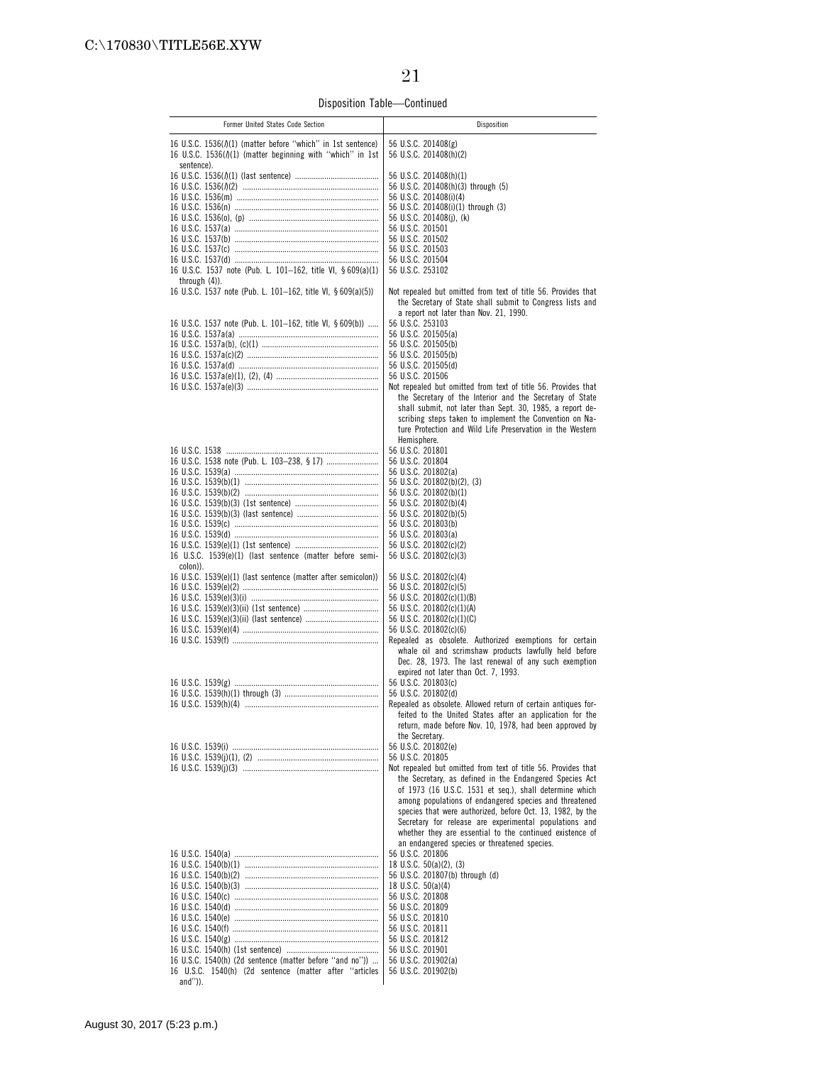Disposition Table—Continued

| Former United States Code Section | Disposition |
|---|---|
| 16 U.S.C. 1536(*l*)(1) (matter before "which" in 1st sentence) | 56 U.S.C. 201408(g) |
| 16 U.S.C. 1536(*l*)(1) (matter beginning with "which" in 1st sentence). | 56 U.S.C. 201408(h)(2) |
| 16 U.S.C. 1536(*l*)(1) (last sentence) | 56 U.S.C. 201408(h)(1) |
| 16 U.S.C. 1536(*l*)(2) | 56 U.S.C. 201408(h)(3) through (5) |
| 16 U.S.C. 1536(m) | 56 U.S.C. 201408(i)(4) |
| 16 U.S.C. 1536(n) | 56 U.S.C. 201408(i)(1) through (3) |
| 16 U.S.C. 1536(o), (p) | 56 U.S.C. 201408(j), (k) |
| 16 U.S.C. 1537(a) | 56 U.S.C. 201501 |
| 16 U.S.C. 1537(b) | 56 U.S.C. 201502 |
| 16 U.S.C. 1537(c) | 56 U.S.C. 201503 |
| 16 U.S.C. 1537(d) | 56 U.S.C. 201504 |
| 16 U.S.C. 1537 note (Pub. L. 101–162, title VI, § 609(a)(1) through (4)). | 56 U.S.C. 253102 |
| 16 U.S.C. 1537 note (Pub. L. 101–162, title VI, § 609(a)(5)) | Not repealed but omitted from text of title 56. Provides that the Secretary of State shall submit to Congress lists and a report not later than Nov. 21, 1990. |
| 16 U.S.C. 1537 note (Pub. L. 101–162, title VI, § 609(b)) | 56 U.S.C. 253103 |
| 16 U.S.C. 1537a(a) | 56 U.S.C. 201505(a) |
| 16 U.S.C. 1537a(b), (c)(1) | 56 U.S.C. 201505(b) |
| 16 U.S.C. 1537a(c)(2) | 56 U.S.C. 201505(b) |
| 16 U.S.C. 1537a(d) | 56 U.S.C. 201505(d) |
| 16 U.S.C. 1537a(e)(1), (2), (4) | 56 U.S.C. 201506 |
| 16 U.S.C. 1537a(e)(3) | Not repealed but omitted from text of title 56. Provides that the Secretary of the Interior and the Secretary of State shall submit, not later than Sept. 30, 1985, a report describing steps taken to implement the Convention on Nature Protection and Wild Life Preservation in the Western Hemisphere. |
| 16 U.S.C. 1538 | 56 U.S.C. 201801 |
| 16 U.S.C. 1538 note (Pub. L. 103–238, § 17) | 56 U.S.C. 201804 |
| 16 U.S.C. 1539(a) | 56 U.S.C. 201802(a) |
| 16 U.S.C. 1539(b)(1) | 56 U.S.C. 201802(b)(2), (3) |
| 16 U.S.C. 1539(b)(2) | 56 U.S.C. 201802(b)(1) |
| 16 U.S.C. 1539(b)(3) (1st sentence) | 56 U.S.C. 201802(b)(4) |
| 16 U.S.C. 1539(b)(3) (last sentence) | 56 U.S.C. 201802(b)(5) |
| 16 U.S.C. 1539(c) | 56 U.S.C. 201803(b) |
| 16 U.S.C. 1539(d) | 56 U.S.C. 201803(a) |
| 16 U.S.C. 1539(e)(1) (1st sentence) | 56 U.S.C. 201802(c)(2) |
| 16 U.S.C. 1539(e)(1) (last sentence (matter before semicolon)). | 56 U.S.C. 201802(c)(3) |
| 16 U.S.C. 1539(e)(1) (last sentence (matter after semicolon)) | 56 U.S.C. 201802(c)(4) |
| 16 U.S.C. 1539(e)(2) | 56 U.S.C. 201802(c)(5) |
| 16 U.S.C. 1539(e)(3)(i) | 56 U.S.C. 201802(c)(1)(B) |
| 16 U.S.C. 1539(e)(3)(ii) (1st sentence) | 56 U.S.C. 201802(c)(1)(A) |
| 16 U.S.C. 1539(e)(3)(ii) (last sentence) | 56 U.S.C. 201802(c)(1)(C) |
| 16 U.S.C. 1539(e)(4) | 56 U.S.C. 201802(c)(6) |
| 16 U.S.C. 1539(f) | Repealed as obsolete. Authorized exemptions for certain whale oil and scrimshaw products lawfully held before Dec. 28, 1973. The last renewal of any such exemption expired not later than Oct. 7, 1993. |
| 16 U.S.C. 1539(g) | 56 U.S.C. 201803(c) |
| 16 U.S.C. 1539(h)(1) through (3) | 56 U.S.C. 201802(d) |
| 16 U.S.C. 1539(h)(4) | Repealed as obsolete. Allowed return of certain antiques forfeited to the United States after an application for the return, made before Nov. 10, 1978, had been approved by the Secretary. |
| 16 U.S.C. 1539(i) | 56 U.S.C. 201802(e) |
| 16 U.S.C. 1539(j)(1), (2) | 56 U.S.C. 201805 |
| 16 U.S.C. 1539(j)(3) | Not repealed but omitted from text of title 56. Provides that the Secretary, as defined in the Endangered Species Act of 1973 (16 U.S.C. 1531 et seq.), shall determine which among populations of endangered species and threatened species that were authorized, before Oct. 13, 1982, by the Secretary for release are experimental populations and whether they are essential to the continued existence of an endangered species or threatened species. |
| 16 U.S.C. 1540(a) | 56 U.S.C. 201806 |
| 16 U.S.C. 1540(b)(1) | 18 U.S.C. 50(a)(2), (3) |
| 16 U.S.C. 1540(b)(2) | 56 U.S.C. 201807(b) through (d) |
| 16 U.S.C. 1540(b)(3) | 18 U.S.C. 50(a)(4) |
| 16 U.S.C. 1540(c) | 56 U.S.C. 201808 |
| 16 U.S.C. 1540(d) | 56 U.S.C. 201809 |
| 16 U.S.C. 1540(e) | 56 U.S.C. 201810 |
| 16 U.S.C. 1540(f) | 56 U.S.C. 201811 |
| 16 U.S.C. 1540(g) | 56 U.S.C. 201812 |
| 16 U.S.C. 1540(h) (1st sentence) | 56 U.S.C. 201901 |
| 16 U.S.C. 1540(h) (2d sentence (matter before "and no")) | 56 U.S.C. 201902(a) |
| 16 U.S.C. 1540(h) (2d sentence (matter after "articles and")). | 56 U.S.C. 201902(b) |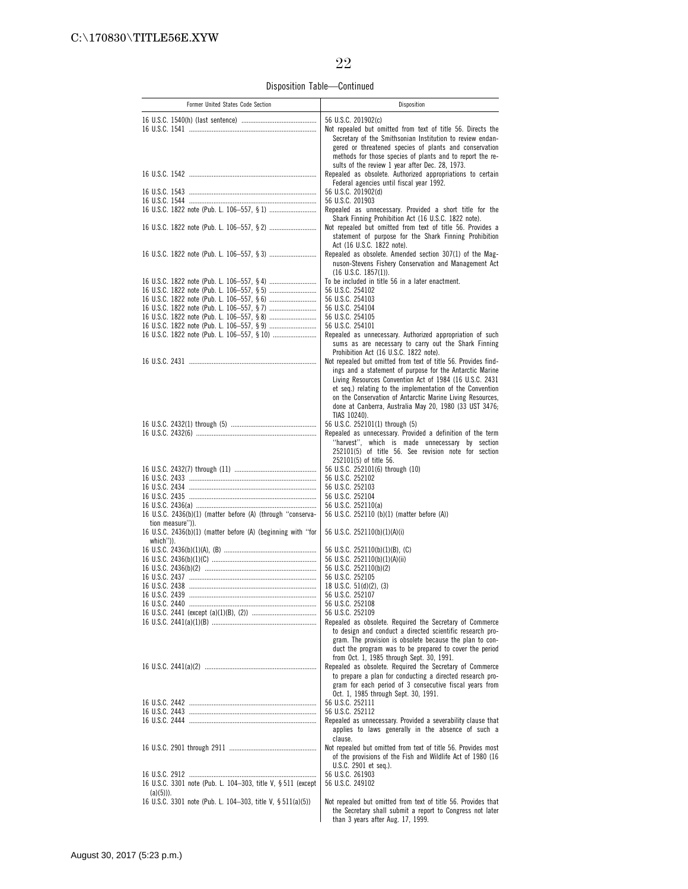Disposition Table—Continued

| Former United States Code Section | Disposition |
|---|---|
| 16 U.S.C. 1540(h) (last sentence) | 56 U.S.C. 201902(c) |
| 16 U.S.C. 1541 | Not repealed but omitted from text of title 56. Directs the Secretary of the Smithsonian Institution to review endangered or threatened species of plants and conservation methods for those species of plants and to report the results of the review 1 year after Dec. 28, 1973. |
| 16 U.S.C. 1542 | Repealed as obsolete. Authorized appropriations to certain Federal agencies until fiscal year 1992. |
| 16 U.S.C. 1543 | 56 U.S.C. 201902(d) |
| 16 U.S.C. 1544 | 56 U.S.C. 201903 |
| 16 U.S.C. 1822 note (Pub. L. 106–557, § 1) | Repealed as unnecessary. Provided a short title for the Shark Finning Prohibition Act (16 U.S.C. 1822 note). |
| 16 U.S.C. 1822 note (Pub. L. 106–557, § 2) | Not repealed but omitted from text of title 56. Provides a statement of purpose for the Shark Finning Prohibition Act (16 U.S.C. 1822 note). |
| 16 U.S.C. 1822 note (Pub. L. 106–557, § 3) | Repealed as obsolete. Amended section 307(1) of the Magnuson-Stevens Fishery Conservation and Management Act (16 U.S.C. 1857(1)). |
| 16 U.S.C. 1822 note (Pub. L. 106–557, § 4) | To be included in title 56 in a later enactment. |
| 16 U.S.C. 1822 note (Pub. L. 106–557, § 5) | 56 U.S.C. 254102 |
| 16 U.S.C. 1822 note (Pub. L. 106–557, § 6) | 56 U.S.C. 254103 |
| 16 U.S.C. 1822 note (Pub. L. 106–557, § 7) | 56 U.S.C. 254104 |
| 16 U.S.C. 1822 note (Pub. L. 106–557, § 8) | 56 U.S.C. 254105 |
| 16 U.S.C. 1822 note (Pub. L. 106–557, § 9) | 56 U.S.C. 254101 |
| 16 U.S.C. 1822 note (Pub. L. 106–557, § 10) | Repealed as unnecessary. Authorized appropriation of such sums as are necessary to carry out the Shark Finning Prohibition Act (16 U.S.C. 1822 note). |
| 16 U.S.C. 2431 | Not repealed but omitted from text of title 56. Provides findings and a statement of purpose for the Antarctic Marine Living Resources Convention Act of 1984 (16 U.S.C. 2431 et seq.) relating to the implementation of the Convention on the Conservation of Antarctic Marine Living Resources, done at Canberra, Australia May 20, 1980 (33 UST 3476; TIAS 10240). |
| 16 U.S.C. 2432(1) through (5) | 56 U.S.C. 252101(1) through (5) |
| 16 U.S.C. 2432(6) | Repealed as unnecessary. Provided a definition of the term ''harvest'', which is made unnecessary by section 252101(5) of title 56. See revision note for section 252101(5) of title 56. |
| 16 U.S.C. 2432(7) through (11) | 56 U.S.C. 252101(6) through (10) |
| 16 U.S.C. 2433 | 56 U.S.C. 252102 |
| 16 U.S.C. 2434 | 56 U.S.C. 252103 |
| 16 U.S.C. 2435 | 56 U.S.C. 252104 |
| 16 U.S.C. 2436(a) | 56 U.S.C. 252110(a) |
| 16 U.S.C. 2436(b)(1) (matter before (A) (through ''conservation measure'')). | 56 U.S.C. 252110 (b)(1) (matter before (A)) |
| 16 U.S.C. 2436(b)(1) (matter before (A) (beginning with ''for which'')). | 56 U.S.C. 252110(b)(1)(A)(i) |
| 16 U.S.C. 2436(b)(1)(A), (B) | 56 U.S.C. 252110(b)(1)(B), (C) |
| 16 U.S.C. 2436(b)(1)(C) | 56 U.S.C. 252110(b)(1)(A)(ii) |
| 16 U.S.C. 2436(b)(2) | 56 U.S.C. 252110(b)(2) |
| 16 U.S.C. 2437 | 56 U.S.C. 252105 |
| 16 U.S.C. 2438 | 18 U.S.C. 51(d)(2), (3) |
| 16 U.S.C. 2439 | 56 U.S.C. 252107 |
| 16 U.S.C. 2440 | 56 U.S.C. 252108 |
| 16 U.S.C. 2441 (except (a)(1)(B), (2)) | 56 U.S.C. 252109 |
| 16 U.S.C. 2441(a)(1)(B) | Repealed as obsolete. Required the Secretary of Commerce to design and conduct a directed scientific research program. The provision is obsolete because the plan to conduct the program was to be prepared to cover the period from Oct. 1, 1985 through Sept. 30, 1991. |
| 16 U.S.C. 2441(a)(2) | Repealed as obsolete. Required the Secretary of Commerce to prepare a plan for conducting a directed research program for each period of 3 consecutive fiscal years from Oct. 1, 1985 through Sept. 30, 1991. |
| 16 U.S.C. 2442 | 56 U.S.C. 252111 |
| 16 U.S.C. 2443 | 56 U.S.C. 252112 |
| 16 U.S.C. 2444 | Repealed as unnecessary. Provided a severability clause that applies to laws generally in the absence of such a clause. |
| 16 U.S.C. 2901 through 2911 | Not repealed but omitted from text of title 56. Provides most of the provisions of the Fish and Wildlife Act of 1980 (16 U.S.C. 2901 et seq.). |
| 16 U.S.C. 2912 | 56 U.S.C. 261903 |
| 16 U.S.C. 3301 note (Pub. L. 104–303, title V, § 511 (except (a)(5))). | 56 U.S.C. 249102 |
| 16 U.S.C. 3301 note (Pub. L. 104–303, title V, § 511(a)(5)) | Not repealed but omitted from text of title 56. Provides that the Secretary shall submit a report to Congress not later than 3 years after Aug. 17, 1999. |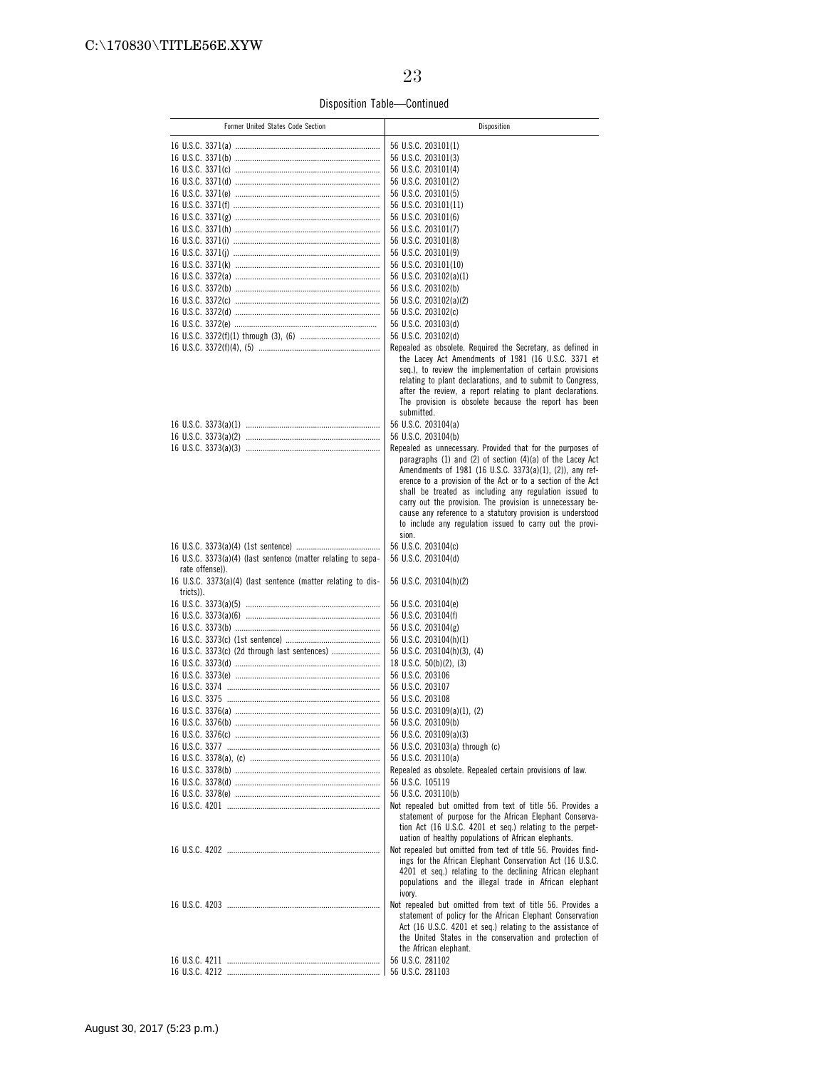Disposition Table—Continued

| Former United States Code Section | Disposition |
|---|---|
| 16 U.S.C. 3371(a) | 56 U.S.C. 203101(1) |
| 16 U.S.C. 3371(b) | 56 U.S.C. 203101(3) |
| 16 U.S.C. 3371(c) | 56 U.S.C. 203101(4) |
| 16 U.S.C. 3371(d) | 56 U.S.C. 203101(2) |
| 16 U.S.C. 3371(e) | 56 U.S.C. 203101(5) |
| 16 U.S.C. 3371(f) | 56 U.S.C. 203101(11) |
| 16 U.S.C. 3371(g) | 56 U.S.C. 203101(6) |
| 16 U.S.C. 3371(h) | 56 U.S.C. 203101(7) |
| 16 U.S.C. 3371(i) | 56 U.S.C. 203101(8) |
| 16 U.S.C. 3371(j) | 56 U.S.C. 203101(9) |
| 16 U.S.C. 3371(k) | 56 U.S.C. 203101(10) |
| 16 U.S.C. 3372(a) | 56 U.S.C. 203102(a)(1) |
| 16 U.S.C. 3372(b) | 56 U.S.C. 203102(b) |
| 16 U.S.C. 3372(c) | 56 U.S.C. 203102(a)(2) |
| 16 U.S.C. 3372(d) | 56 U.S.C. 203102(c) |
| 16 U.S.C. 3372(e) | 56 U.S.C. 203103(d) |
| 16 U.S.C. 3372(f)(1) through (3), (6) | 56 U.S.C. 203102(d) |
| 16 U.S.C. 3372(f)(4), (5) | Repealed as obsolete. Required the Secretary, as defined in the Lacey Act Amendments of 1981 (16 U.S.C. 3371 et seq.), to review the implementation of certain provisions relating to plant declarations, and to submit to Congress, after the review, a report relating to plant declarations. The provision is obsolete because the report has been submitted. |
| 16 U.S.C. 3373(a)(1) | 56 U.S.C. 203104(a) |
| 16 U.S.C. 3373(a)(2) | 56 U.S.C. 203104(b) |
| 16 U.S.C. 3373(a)(3) | Repealed as unnecessary. Provided that for the purposes of paragraphs (1) and (2) of section (4)(a) of the Lacey Act Amendments of 1981 (16 U.S.C. 3373(a)(1), (2)), any reference to a provision of the Act or to a section of the Act shall be treated as including any regulation issued to carry out the provision. The provision is unnecessary because any reference to a statutory provision is understood to include any regulation issued to carry out the provision. |
| 16 U.S.C. 3373(a)(4) (1st sentence) | 56 U.S.C. 203104(c) |
| 16 U.S.C. 3373(a)(4) (last sentence (matter relating to separate offense)). | 56 U.S.C. 203104(d) |
| 16 U.S.C. 3373(a)(4) (last sentence (matter relating to districts)). | 56 U.S.C. 203104(h)(2) |
| 16 U.S.C. 3373(a)(5) | 56 U.S.C. 203104(e) |
| 16 U.S.C. 3373(a)(6) | 56 U.S.C. 203104(f) |
| 16 U.S.C. 3373(b) | 56 U.S.C. 203104(g) |
| 16 U.S.C. 3373(c) (1st sentence) | 56 U.S.C. 203104(h)(1) |
| 16 U.S.C. 3373(c) (2d through last sentences) | 56 U.S.C. 203104(h)(3), (4) |
| 16 U.S.C. 3373(d) | 18 U.S.C. 50(b)(2), (3) |
| 16 U.S.C. 3373(e) | 56 U.S.C. 203106 |
| 16 U.S.C. 3374 | 56 U.S.C. 203107 |
| 16 U.S.C. 3375 | 56 U.S.C. 203108 |
| 16 U.S.C. 3376(a) | 56 U.S.C. 203109(a)(1), (2) |
| 16 U.S.C. 3376(b) | 56 U.S.C. 203109(b) |
| 16 U.S.C. 3376(c) | 56 U.S.C. 203109(a)(3) |
| 16 U.S.C. 3377 | 56 U.S.C. 203103(a) through (c) |
| 16 U.S.C. 3378(a), (c) | 56 U.S.C. 203110(a) |
| 16 U.S.C. 3378(b) | Repealed as obsolete. Repealed certain provisions of law. |
| 16 U.S.C. 3378(d) | 56 U.S.C. 105119 |
| 16 U.S.C. 3378(e) | 56 U.S.C. 203110(b) |
| 16 U.S.C. 4201 | Not repealed but omitted from text of title 56. Provides a statement of purpose for the African Elephant Conservation Act (16 U.S.C. 4201 et seq.) relating to the perpetuation of healthy populations of African elephants. |
| 16 U.S.C. 4202 | Not repealed but omitted from text of title 56. Provides findings for the African Elephant Conservation Act (16 U.S.C. 4201 et seq.) relating to the declining African elephant populations and the illegal trade in African elephant ivory. |
| 16 U.S.C. 4203 | Not repealed but omitted from text of title 56. Provides a statement of policy for the African Elephant Conservation Act (16 U.S.C. 4201 et seq.) relating to the assistance of the United States in the conservation and protection of the African elephant. |
| 16 U.S.C. 4211 | 56 U.S.C. 281102 |
| 16 U.S.C. 4212 | 56 U.S.C. 281103 |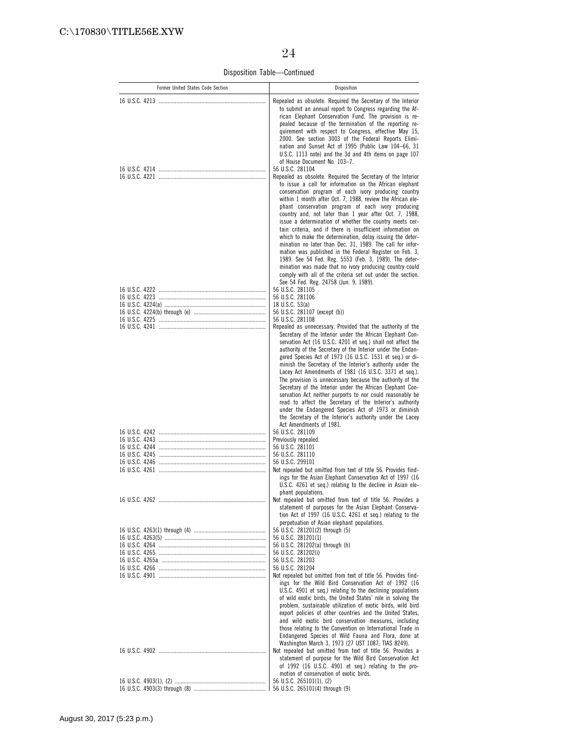Disposition Table—Continued

| Former United States Code Section | Disposition |
|---|---|
| 16 U.S.C. 4213 | Repealed as obsolete. Required the Secretary of the Interior to submit an annual report to Congress regarding the African Elephant Conservation Fund. The provision is repealed because of the termination of the reporting requirement with respect to Congress, effective May 15, 2000. See section 3003 of the Federal Reports Elimination and Sunset Act of 1995 (Public Law 104–66, 31 U.S.C. 1113 note) and the 3d and 4th items on page 107 of House Document No. 103–7. |
| 16 U.S.C. 4214 | 56 U.S.C. 281104 |
| 16 U.S.C. 4221 | Repealed as obsolete. Required the Secretary of the Interior to issue a call for information on the African elephant conservation program of each ivory producing country within 1 month after Oct. 7, 1988, review the African elephant conservation program of each ivory producing country and, not later than 1 year after Oct. 7, 1988, issue a determination of whether the country meets certain criteria, and if there is insufficient information on which to make the determination, delay issuing the determination no later than Dec. 31, 1989. The call for information was published in the Federal Register on Feb. 3, 1989. See 54 Fed. Reg. 5553 (Feb. 3, 1989). The determination was made that no ivory producing country could comply with all of the criteria set out under the section. See 54 Fed. Reg. 24758 (Jun. 9, 1989). |
| 16 U.S.C. 4222 | 56 U.S.C. 281105 |
| 16 U.S.C. 4223 | 56 U.S.C. 281106 |
| 16 U.S.C. 4224(a) | 18 U.S.C. 53(a) |
| 16 U.S.C. 4224(b) through (e) | 56 U.S.C. 281107 (except (b)) |
| 16 U.S.C. 4225 | 56 U.S.C. 281108 |
| 16 U.S.C. 4241 | Repealed as unnecessary. Provided that the authority of the Secretary of the Interior under the African Elephant Conservation Act (16 U.S.C. 4201 et seq.) shall not affect the authority of the Secretary of the Interior under the Endangered Species Act of 1973 (16 U.S.C. 1531 et seq.) or diminish the Secretary of the Interior's authority under the Lacey Act Amendments of 1981 (16 U.S.C. 3371 et seq.). The provision is unnecessary because the authority of the Secretary of the Interior under the African Elephant Conservation Act neither purports to nor could reasonably be read to affect the Secretary of the Interior's authority under the Endangered Species Act of 1973 or diminish the Secretary of the Interior's authority under the Lacey Act Amendments of 1981. |
| 16 U.S.C. 4242 | 56 U.S.C. 281109 |
| 16 U.S.C. 4243 | Previously repealed. |
| 16 U.S.C. 4244 | 56 U.S.C. 281101 |
| 16 U.S.C. 4245 | 56 U.S.C. 281110 |
| 16 U.S.C. 4246 | 56 U.S.C. 299101 |
| 16 U.S.C. 4261 | Not repealed but omitted from text of title 56. Provides findings for the Asian Elephant Conservation Act of 1997 (16 U.S.C. 4261 et seq.) relating to the decline in Asian elephant populations. |
| 16 U.S.C. 4262 | Not repealed but omitted from text of title 56. Provides a statement of purposes for the Asian Elephant Conservation Act of 1997 (16 U.S.C. 4261 et seq.) relating to the perpetuation of Asian elephant populations. |
| 16 U.S.C. 4263(1) through (4) | 56 U.S.C. 281201(2) through (5) |
| 16 U.S.C. 4263(5) | 56 U.S.C. 281201(1) |
| 16 U.S.C. 4264 | 56 U.S.C. 281202(a) through (h) |
| 16 U.S.C. 4265 | 56 U.S.C. 281202(i) |
| 16 U.S.C. 4265a | 56 U.S.C. 281203 |
| 16 U.S.C. 4266 | 56 U.S.C. 281204 |
| 16 U.S.C. 4901 | Not repealed but omitted from text of title 56. Provides findings for the Wild Bird Conservation Act of 1992 (16 U.S.C. 4901 et seq.) relating to the declining populations of wild exotic birds, the United States' role in solving the problem, sustainable utilization of exotic birds, wild bird export policies of other countries and the United States, and wild exotic bird conservation measures, including those relating to the Convention on International Trade in Endangered Species of Wild Fauna and Flora, done at Washington March 3, 1973 (27 UST 1087; TIAS 8249). |
| 16 U.S.C. 4902 | Not repealed but omitted from text of title 56. Provides a statement of purpose for the Wild Bird Conservation Act of 1992 (16 U.S.C. 4901 et seq.) relating to the promotion of conservation of exotic birds. |
| 16 U.S.C. 4903(1), (2) | 56 U.S.C. 265101(1), (2) |
| 16 U.S.C. 4903(3) through (8) | 56 U.S.C. 265101(4) through (9) |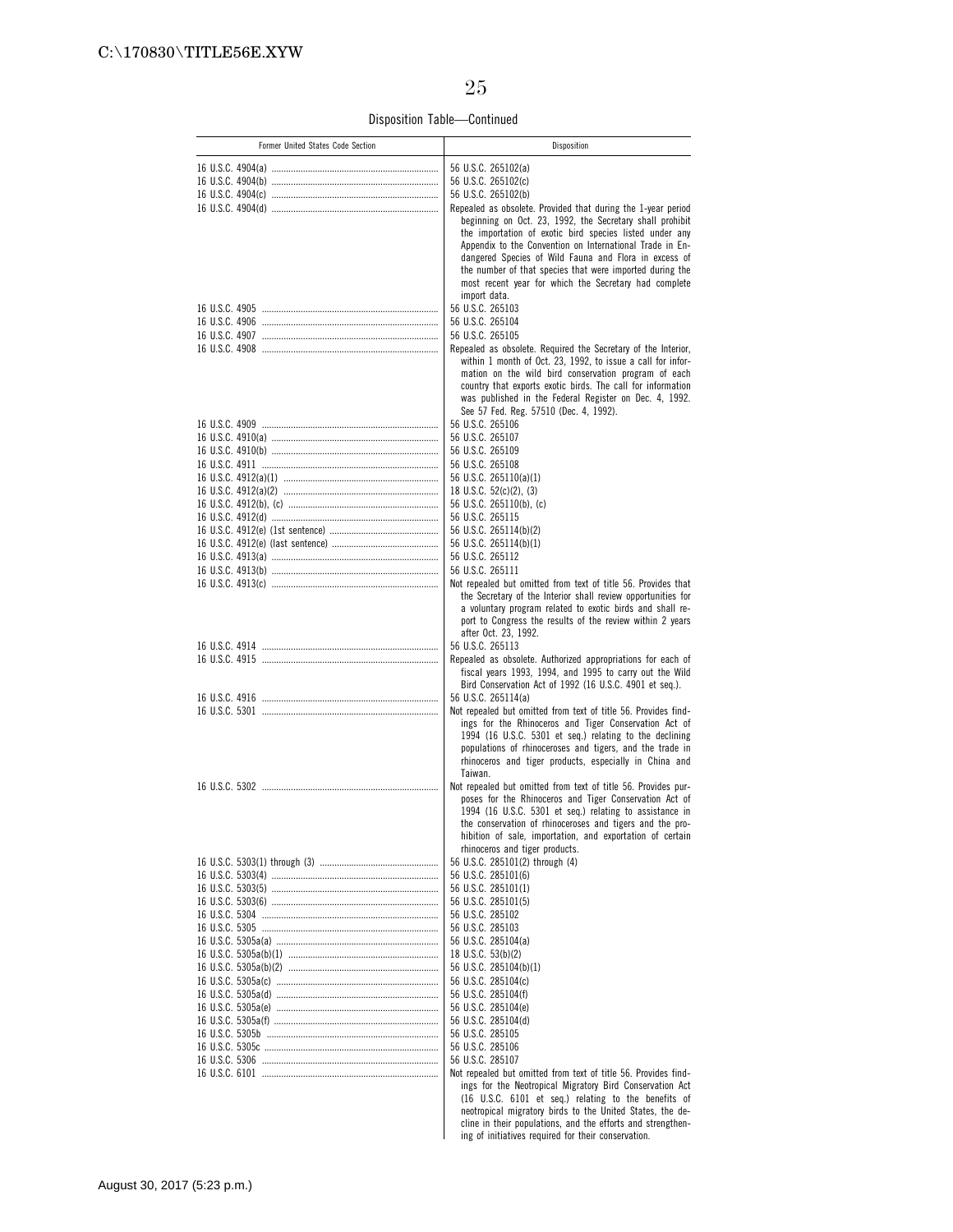Disposition Table—Continued

| Former United States Code Section | Disposition |
|---|---|
| 16 U.S.C. 4904(a) | 56 U.S.C. 265102(a) |
| 16 U.S.C. 4904(b) | 56 U.S.C. 265102(c) |
| 16 U.S.C. 4904(c) | 56 U.S.C. 265102(b) |
| 16 U.S.C. 4904(d) | Repealed as obsolete. Provided that during the 1-year period beginning on Oct. 23, 1992, the Secretary shall prohibit the importation of exotic bird species listed under any Appendix to the Convention on International Trade in Endangered Species of Wild Fauna and Flora in excess of the number of that species that were imported during the most recent year for which the Secretary had complete import data. |
| 16 U.S.C. 4905 | 56 U.S.C. 265103 |
| 16 U.S.C. 4906 | 56 U.S.C. 265104 |
| 16 U.S.C. 4907 | 56 U.S.C. 265105 |
| 16 U.S.C. 4908 | Repealed as obsolete. Required the Secretary of the Interior, within 1 month of Oct. 23, 1992, to issue a call for information on the wild bird conservation program of each country that exports exotic birds. The call for information was published in the Federal Register on Dec. 4, 1992. See 57 Fed. Reg. 57510 (Dec. 4, 1992). |
| 16 U.S.C. 4909 | 56 U.S.C. 265106 |
| 16 U.S.C. 4910(a) | 56 U.S.C. 265107 |
| 16 U.S.C. 4910(b) | 56 U.S.C. 265109 |
| 16 U.S.C. 4911 | 56 U.S.C. 265108 |
| 16 U.S.C. 4912(a)(1) | 56 U.S.C. 265110(a)(1) |
| 16 U.S.C. 4912(a)(2) | 18 U.S.C. 52(c)(2), (3) |
| 16 U.S.C. 4912(b), (c) | 56 U.S.C. 265110(b), (c) |
| 16 U.S.C. 4912(d) | 56 U.S.C. 265115 |
| 16 U.S.C. 4912(e) (1st sentence) | 56 U.S.C. 265114(b)(2) |
| 16 U.S.C. 4912(e) (last sentence) | 56 U.S.C. 265114(b)(1) |
| 16 U.S.C. 4913(a) | 56 U.S.C. 265112 |
| 16 U.S.C. 4913(b) | 56 U.S.C. 265111 |
| 16 U.S.C. 4913(c) | Not repealed but omitted from text of title 56. Provides that the Secretary of the Interior shall review opportunities for a voluntary program related to exotic birds and shall report to Congress the results of the review within 2 years after Oct. 23, 1992. |
| 16 U.S.C. 4914 | 56 U.S.C. 265113 |
| 16 U.S.C. 4915 | Repealed as obsolete. Authorized appropriations for each of fiscal years 1993, 1994, and 1995 to carry out the Wild Bird Conservation Act of 1992 (16 U.S.C. 4901 et seq.). |
| 16 U.S.C. 4916 | 56 U.S.C. 265114(a) |
| 16 U.S.C. 5301 | Not repealed but omitted from text of title 56. Provides findings for the Rhinoceros and Tiger Conservation Act of 1994 (16 U.S.C. 5301 et seq.) relating to the declining populations of rhinoceroses and tigers, and the trade in rhinoceros and tiger products, especially in China and Taiwan. |
| 16 U.S.C. 5302 | Not repealed but omitted from text of title 56. Provides purposes for the Rhinoceros and Tiger Conservation Act of 1994 (16 U.S.C. 5301 et seq.) relating to assistance in the conservation of rhinoceroses and tigers and the prohibition of sale, importation, and exportation of certain rhinoceros and tiger products. |
| 16 U.S.C. 5303(1) through (3) | 56 U.S.C. 285101(2) through (4) |
| 16 U.S.C. 5303(4) | 56 U.S.C. 285101(6) |
| 16 U.S.C. 5303(5) | 56 U.S.C. 285101(1) |
| 16 U.S.C. 5303(6) | 56 U.S.C. 285101(5) |
| 16 U.S.C. 5304 | 56 U.S.C. 285102 |
| 16 U.S.C. 5305 | 56 U.S.C. 285103 |
| 16 U.S.C. 5305a(a) | 56 U.S.C. 285104(a) |
| 16 U.S.C. 5305a(b)(1) | 18 U.S.C. 53(b)(2) |
| 16 U.S.C. 5305a(b)(2) | 56 U.S.C. 285104(b)(1) |
| 16 U.S.C. 5305a(c) | 56 U.S.C. 285104(c) |
| 16 U.S.C. 5305a(d) | 56 U.S.C. 285104(f) |
| 16 U.S.C. 5305a(e) | 56 U.S.C. 285104(e) |
| 16 U.S.C. 5305a(f) | 56 U.S.C. 285104(d) |
| 16 U.S.C. 5305b | 56 U.S.C. 285105 |
| 16 U.S.C. 5305c | 56 U.S.C. 285106 |
| 16 U.S.C. 5306 | 56 U.S.C. 285107 |
| 16 U.S.C. 6101 | Not repealed but omitted from text of title 56. Provides findings for the Neotropical Migratory Bird Conservation Act (16 U.S.C. 6101 et seq.) relating to the benefits of neotropical migratory birds to the United States, the decline in their populations, and the efforts and strengthening of initiatives required for their conservation. |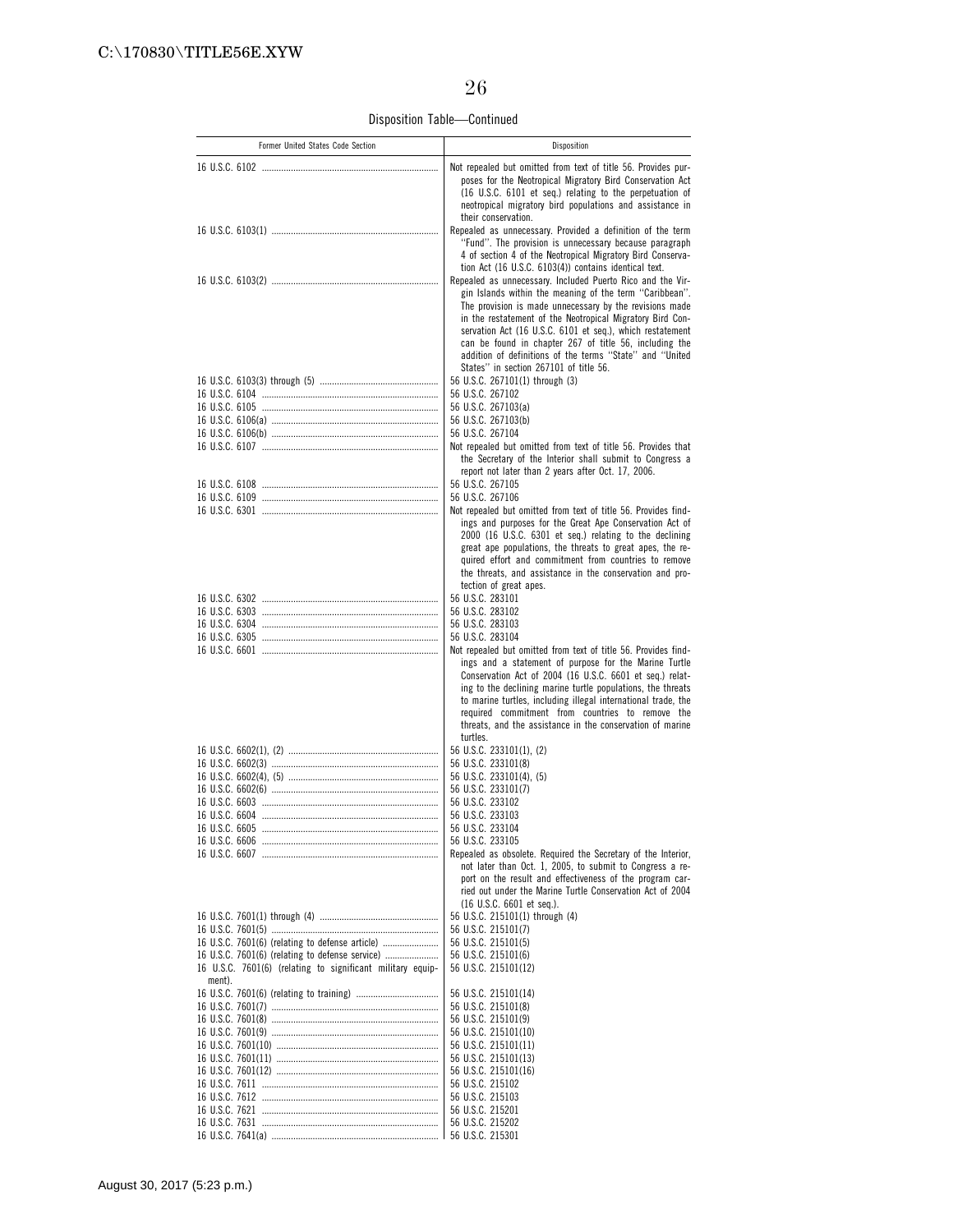Disposition Table—Continued

| Former United States Code Section | Disposition |
|---|---|
| 16 U.S.C. 6102 | Not repealed but omitted from text of title 56. Provides purposes for the Neotropical Migratory Bird Conservation Act (16 U.S.C. 6101 et seq.) relating to the perpetuation of neotropical migratory bird populations and assistance in their conservation. |
| 16 U.S.C. 6103(1) | Repealed as unnecessary. Provided a definition of the term "Fund". The provision is unnecessary because paragraph 4 of section 4 of the Neotropical Migratory Bird Conservation Act (16 U.S.C. 6103(4)) contains identical text. |
| 16 U.S.C. 6103(2) | Repealed as unnecessary. Included Puerto Rico and the Virgin Islands within the meaning of the term "Caribbean". The provision is made unnecessary by the revisions made in the restatement of the Neotropical Migratory Bird Conservation Act (16 U.S.C. 6101 et seq.), which restatement can be found in chapter 267 of title 56, including the addition of definitions of the terms "State" and "United States" in section 267101 of title 56. |
| 16 U.S.C. 6103(3) through (5) | 56 U.S.C. 267101(1) through (3) |
| 16 U.S.C. 6104 | 56 U.S.C. 267102 |
| 16 U.S.C. 6105 | 56 U.S.C. 267103(a) |
| 16 U.S.C. 6106(a) | 56 U.S.C. 267103(b) |
| 16 U.S.C. 6106(b) | 56 U.S.C. 267104 |
| 16 U.S.C. 6107 | Not repealed but omitted from text of title 56. Provides that the Secretary of the Interior shall submit to Congress a report not later than 2 years after Oct. 17, 2006. |
| 16 U.S.C. 6108 | 56 U.S.C. 267105 |
| 16 U.S.C. 6109 | 56 U.S.C. 267106 |
| 16 U.S.C. 6301 | Not repealed but omitted from text of title 56. Provides findings and purposes for the Great Ape Conservation Act of 2000 (16 U.S.C. 6301 et seq.) relating to the declining great ape populations, the threats to great apes, the required effort and commitment from countries to remove the threats, and assistance in the conservation and protection of great apes. |
| 16 U.S.C. 6302 | 56 U.S.C. 283101 |
| 16 U.S.C. 6303 | 56 U.S.C. 283102 |
| 16 U.S.C. 6304 | 56 U.S.C. 283103 |
| 16 U.S.C. 6305 | 56 U.S.C. 283104 |
| 16 U.S.C. 6601 | Not repealed but omitted from text of title 56. Provides findings and a statement of purpose for the Marine Turtle Conservation Act of 2004 (16 U.S.C. 6601 et seq.) relating to the declining marine turtle populations, the threats to marine turtles, including illegal international trade, the required commitment from countries to remove the threats, and the assistance in the conservation of marine turtles. |
| 16 U.S.C. 6602(1), (2) | 56 U.S.C. 233101(1), (2) |
| 16 U.S.C. 6602(3) | 56 U.S.C. 233101(8) |
| 16 U.S.C. 6602(4), (5) | 56 U.S.C. 233101(4), (5) |
| 16 U.S.C. 6602(6) | 56 U.S.C. 233101(7) |
| 16 U.S.C. 6603 | 56 U.S.C. 233102 |
| 16 U.S.C. 6604 | 56 U.S.C. 233103 |
| 16 U.S.C. 6605 | 56 U.S.C. 233104 |
| 16 U.S.C. 6606 | 56 U.S.C. 233105 |
| 16 U.S.C. 6607 | Repealed as obsolete. Required the Secretary of the Interior, not later than Oct. 1, 2005, to submit to Congress a report on the result and effectiveness of the program carried out under the Marine Turtle Conservation Act of 2004 (16 U.S.C. 6601 et seq.). |
| 16 U.S.C. 7601(1) through (4) | 56 U.S.C. 215101(1) through (4) |
| 16 U.S.C. 7601(5) | 56 U.S.C. 215101(7) |
| 16 U.S.C. 7601(6) (relating to defense article) | 56 U.S.C. 215101(5) |
| 16 U.S.C. 7601(6) (relating to defense service) | 56 U.S.C. 215101(6) |
| 16 U.S.C. 7601(6) (relating to significant military equipment). | 56 U.S.C. 215101(12) |
| 16 U.S.C. 7601(6) (relating to training) | 56 U.S.C. 215101(14) |
| 16 U.S.C. 7601(7) | 56 U.S.C. 215101(8) |
| 16 U.S.C. 7601(8) | 56 U.S.C. 215101(9) |
| 16 U.S.C. 7601(9) | 56 U.S.C. 215101(10) |
| 16 U.S.C. 7601(10) | 56 U.S.C. 215101(11) |
| 16 U.S.C. 7601(11) | 56 U.S.C. 215101(13) |
| 16 U.S.C. 7601(12) | 56 U.S.C. 215101(16) |
| 16 U.S.C. 7611 | 56 U.S.C. 215102 |
| 16 U.S.C. 7612 | 56 U.S.C. 215103 |
| 16 U.S.C. 7621 | 56 U.S.C. 215201 |
| 16 U.S.C. 7631 | 56 U.S.C. 215202 |
| 16 U.S.C. 7641(a) | 56 U.S.C. 215301 |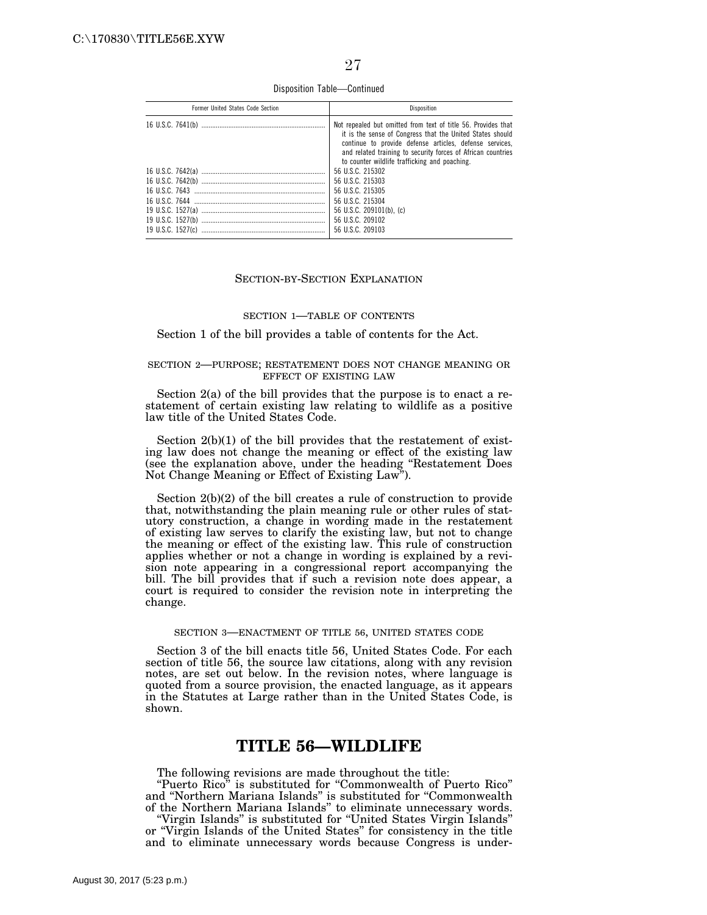Disposition Table—Continued

| Former United States Code Section | Disposition |
| --- | --- |
| 16 U.S.C. 7641(b) | Not repealed but omitted from text of title 56. Provides that it is the sense of Congress that the United States should continue to provide defense articles, defense services, and related training to security forces of African countries to counter wildlife trafficking and poaching. |
| 16 U.S.C. 7642(a) | 56 U.S.C. 215302 |
| 16 U.S.C. 7642(b) | 56 U.S.C. 215303 |
| 16 U.S.C. 7643 | 56 U.S.C. 215305 |
| 16 U.S.C. 7644 | 56 U.S.C. 215304 |
| 19 U.S.C. 1527(a) | 56 U.S.C. 209101(b), (c) |
| 19 U.S.C. 1527(b) | 56 U.S.C. 209102 |
| 19 U.S.C. 1527(c) | 56 U.S.C. 209103 |

## SECTION-BY-SECTION EXPLANATION

### SECTION 1—TABLE OF CONTENTS

Section 1 of the bill provides a table of contents for the Act.

### SECTION 2—PURPOSE; RESTATEMENT DOES NOT CHANGE MEANING OR EFFECT OF EXISTING LAW

Section 2(a) of the bill provides that the purpose is to enact a restatement of certain existing law relating to wildlife as a positive law title of the United States Code.

Section 2(b)(1) of the bill provides that the restatement of existing law does not change the meaning or effect of the existing law (see the explanation above, under the heading "Restatement Does Not Change Meaning or Effect of Existing Law").

Section 2(b)(2) of the bill creates a rule of construction to provide that, notwithstanding the plain meaning rule or other rules of statutory construction, a change in wording made in the restatement of existing law serves to clarify the existing law, but not to change the meaning or effect of the existing law. This rule of construction applies whether or not a change in wording is explained by a revision note appearing in a congressional report accompanying the bill. The bill provides that if such a revision note does appear, a court is required to consider the revision note in interpreting the change.

### SECTION 3—ENACTMENT OF TITLE 56, UNITED STATES CODE

Section 3 of the bill enacts title 56, United States Code. For each section of title 56, the source law citations, along with any revision notes, are set out below. In the revision notes, where language is quoted from a source provision, the enacted language, as it appears in the Statutes at Large rather than in the United States Code, is shown.

# TITLE 56—WILDLIFE

The following revisions are made throughout the title:

"Puerto Rico" is substituted for "Commonwealth of Puerto Rico" and "Northern Mariana Islands" is substituted for "Commonwealth of the Northern Mariana Islands" to eliminate unnecessary words.

"Virgin Islands" is substituted for "United States Virgin Islands" or "Virgin Islands of the United States" for consistency in the title and to eliminate unnecessary words because Congress is under-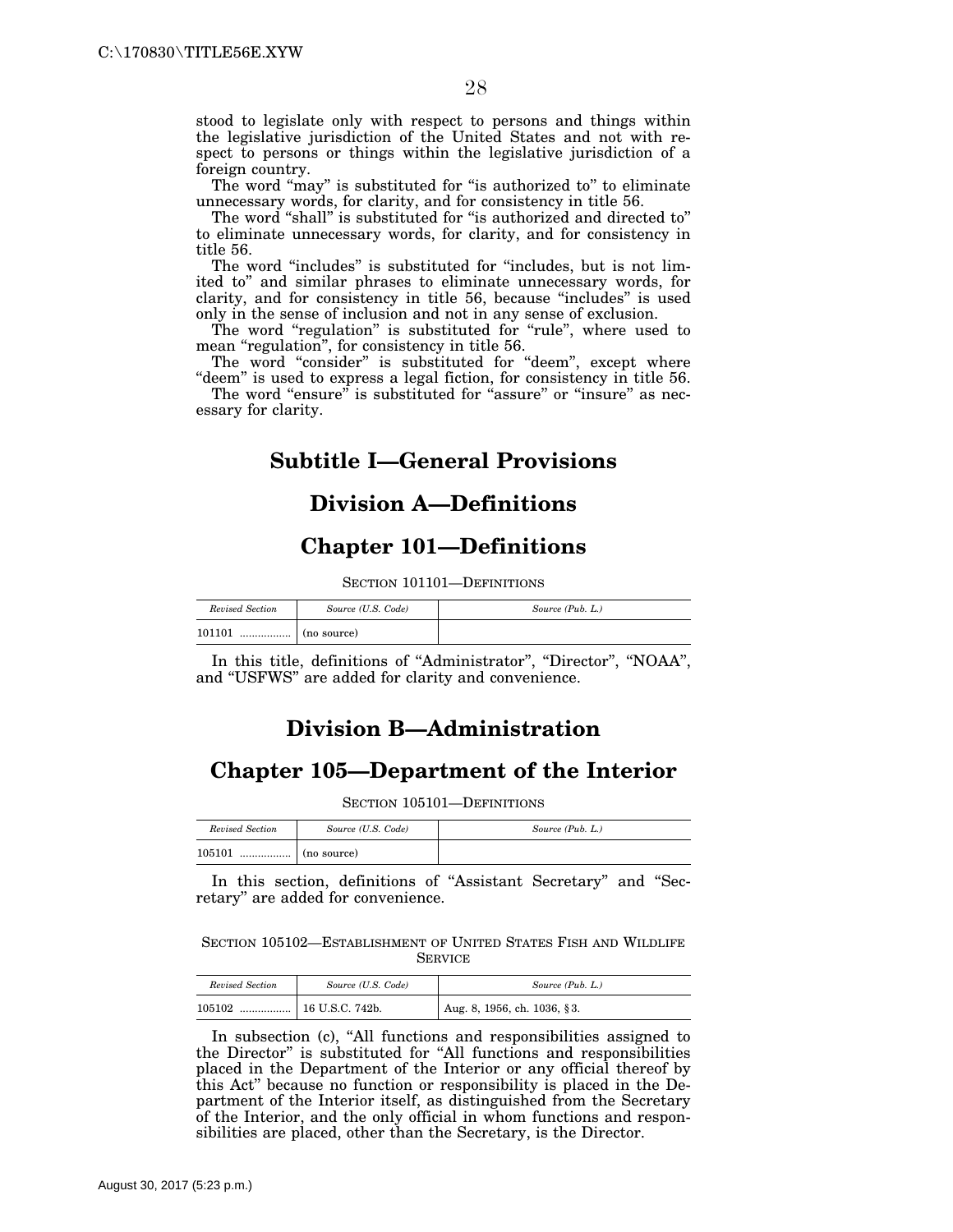stood to legislate only with respect to persons and things within the legislative jurisdiction of the United States and not with respect to persons or things within the legislative jurisdiction of a foreign country.

The word "may" is substituted for "is authorized to" to eliminate unnecessary words, for clarity, and for consistency in title 56.

The word "shall" is substituted for "is authorized and directed to" to eliminate unnecessary words, for clarity, and for consistency in title 56.

The word "includes" is substituted for "includes, but is not limited to" and similar phrases to eliminate unnecessary words, for clarity, and for consistency in title 56, because "includes" is used only in the sense of inclusion and not in any sense of exclusion.

The word "regulation" is substituted for "rule", where used to mean "regulation", for consistency in title 56.

The word "consider" is substituted for "deem", except where "deem" is used to express a legal fiction, for consistency in title 56.

The word "ensure" is substituted for "assure" or "insure" as necessary for clarity.

# Subtitle I—General Provisions

## Division A—Definitions

## Chapter 101—Definitions

SECTION 101101—DEFINITIONS

| *Revised Section* | *Source (U.S. Code)* | *Source (Pub. L.)* |
|---|---|---|
| 101101 ................. | (no source) | |

In this title, definitions of "Administrator", "Director", "NOAA", and "USFWS" are added for clarity and convenience.

## Division B—Administration

## Chapter 105—Department of the Interior

SECTION 105101—DEFINITIONS

| *Revised Section* | *Source (U.S. Code)* | *Source (Pub. L.)* |
|---|---|---|
| 105101 ................. | (no source) | |

In this section, definitions of "Assistant Secretary" and "Secretary" are added for convenience.

SECTION 105102—ESTABLISHMENT OF UNITED STATES FISH AND WILDLIFE SERVICE

| *Revised Section* | *Source (U.S. Code)* | *Source (Pub. L.)* |
|---|---|---|
| 105102 ................. | 16 U.S.C. 742b. | Aug. 8, 1956, ch. 1036, §3. |

In subsection (c), "All functions and responsibilities assigned to the Director" is substituted for "All functions and responsibilities placed in the Department of the Interior or any official thereof by this Act" because no function or responsibility is placed in the Department of the Interior itself, as distinguished from the Secretary of the Interior, and the only official in whom functions and responsibilities are placed, other than the Secretary, is the Director.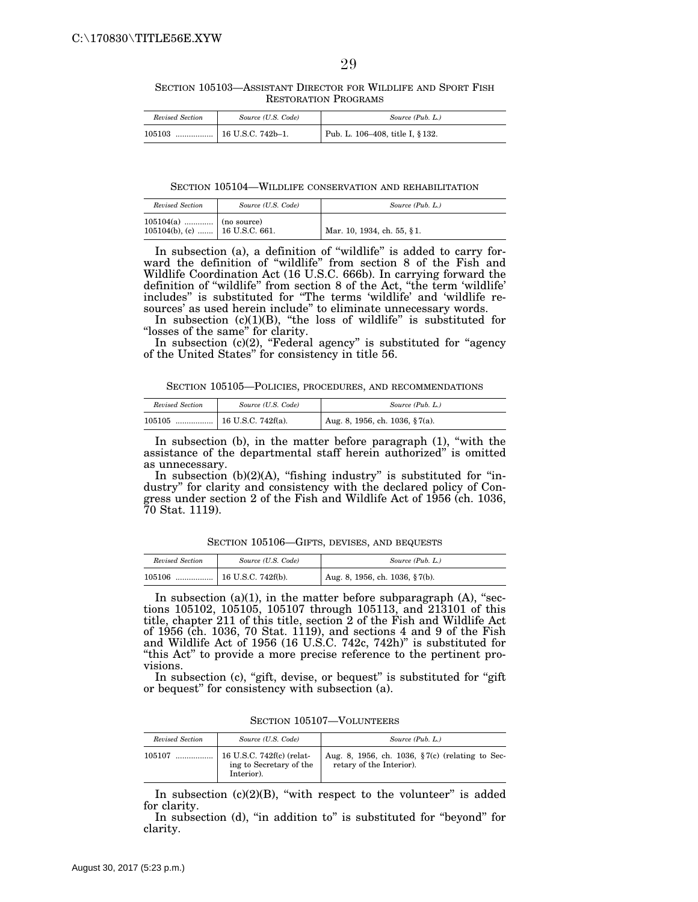SECTION 105103—ASSISTANT DIRECTOR FOR WILDLIFE AND SPORT FISH RESTORATION PROGRAMS

| *Revised Section* | *Source (U.S. Code)* | *Source (Pub. L.)* |
|---|---|---|
| 105103 ................ | 16 U.S.C. 742b–1. | Pub. L. 106–408, title I, §132. |

SECTION 105104—WILDLIFE CONSERVATION AND REHABILITATION

| *Revised Section* | *Source (U.S. Code)* | *Source (Pub. L.)* |
|---|---|---|
| 105104(a) ............ | (no source) | |
| 105104(b), (c) ....... | 16 U.S.C. 661. | Mar. 10, 1934, ch. 55, §1. |

In subsection (a), a definition of "wildlife" is added to carry forward the definition of "wildlife" from section 8 of the Fish and Wildlife Coordination Act (16 U.S.C. 666b). In carrying forward the definition of "wildlife" from section 8 of the Act, "the term 'wildlife' includes" is substituted for "The terms 'wildlife' and 'wildlife resources' as used herein include" to eliminate unnecessary words.

In subsection (c)(1)(B), "the loss of wildlife" is substituted for "losses of the same" for clarity.

In subsection (c)(2), "Federal agency" is substituted for "agency of the United States" for consistency in title 56.

SECTION 105105—POLICIES, PROCEDURES, AND RECOMMENDATIONS

| *Revised Section* | *Source (U.S. Code)* | *Source (Pub. L.)* |
|---|---|---|
| 105105 ................ | 16 U.S.C. 742f(a). | Aug. 8, 1956, ch. 1036, §7(a). |

In subsection (b), in the matter before paragraph (1), "with the assistance of the departmental staff herein authorized" is omitted as unnecessary.

In subsection (b)(2)(A), "fishing industry" is substituted for "industry" for clarity and consistency with the declared policy of Congress under section 2 of the Fish and Wildlife Act of 1956 (ch. 1036, 70 Stat. 1119).

SECTION 105106—GIFTS, DEVISES, AND BEQUESTS

| *Revised Section* | *Source (U.S. Code)* | *Source (Pub. L.)* |
|---|---|---|
| 105106 ................ | 16 U.S.C. 742f(b). | Aug. 8, 1956, ch. 1036, §7(b). |

In subsection (a)(1), in the matter before subparagraph (A), "sections 105102, 105105, 105107 through 105113, and 213101 of this title, chapter 211 of this title, section 2 of the Fish and Wildlife Act of 1956 (ch. 1036, 70 Stat. 1119), and sections 4 and 9 of the Fish and Wildlife Act of 1956 (16 U.S.C. 742c, 742h)" is substituted for "this Act" to provide a more precise reference to the pertinent provisions.

In subsection (c), "gift, devise, or bequest" is substituted for "gift or bequest" for consistency with subsection (a).

SECTION 105107—VOLUNTEERS

| *Revised Section* | *Source (U.S. Code)* | *Source (Pub. L.)* |
|---|---|---|
| 105107 ................ | 16 U.S.C. 742f(c) (relating to Secretary of the Interior). | Aug. 8, 1956, ch. 1036, §7(c) (relating to Secretary of the Interior). |

In subsection (c)(2)(B), "with respect to the volunteer" is added for clarity.

In subsection (d), "in addition to" is substituted for "beyond" for clarity.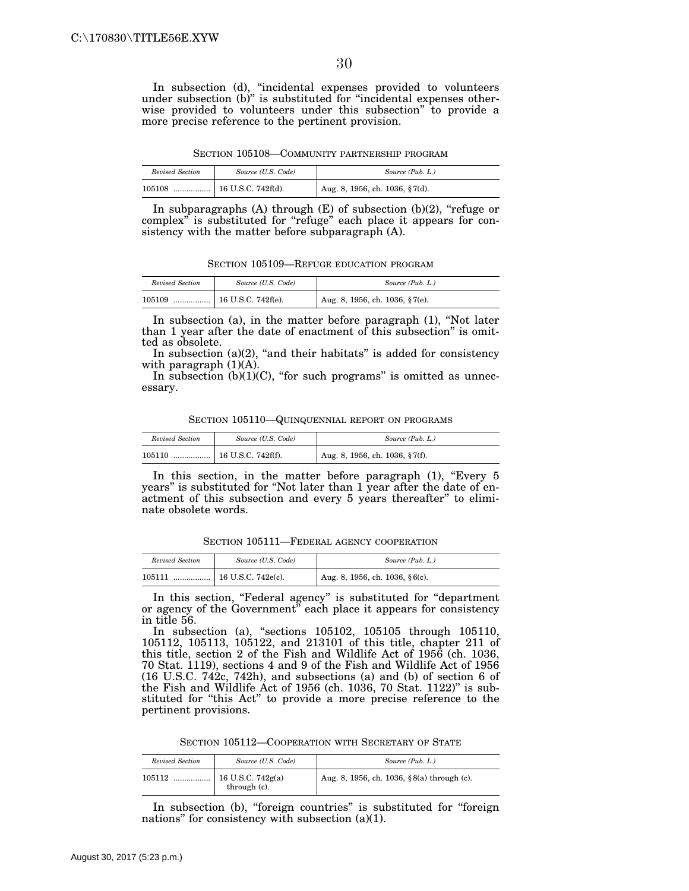In subsection (d), "incidental expenses provided to volunteers under subsection (b)" is substituted for "incidental expenses otherwise provided to volunteers under this subsection" to provide a more precise reference to the pertinent provision.

SECTION 105108—COMMUNITY PARTNERSHIP PROGRAM

| *Revised Section* | *Source (U.S. Code)* | *Source (Pub. L.)* |
|---|---|---|
| 105108 ................. | 16 U.S.C. 742f(d). | Aug. 8, 1956, ch. 1036, §7(d). |

In subparagraphs (A) through (E) of subsection (b)(2), "refuge or complex" is substituted for "refuge" each place it appears for consistency with the matter before subparagraph (A).

SECTION 105109—REFUGE EDUCATION PROGRAM

| *Revised Section* | *Source (U.S. Code)* | *Source (Pub. L.)* |
|---|---|---|
| 105109 ................. | 16 U.S.C. 742f(e). | Aug. 8, 1956, ch. 1036, §7(e). |

In subsection (a), in the matter before paragraph (1), "Not later than 1 year after the date of enactment of this subsection" is omitted as obsolete.

In subsection (a)(2), "and their habitats" is added for consistency with paragraph (1)(A).

In subsection (b)(1)(C), "for such programs" is omitted as unnecessary.

SECTION 105110—QUINQUENNIAL REPORT ON PROGRAMS

| *Revised Section* | *Source (U.S. Code)* | *Source (Pub. L.)* |
|---|---|---|
| 105110 ................. | 16 U.S.C. 742f(f). | Aug. 8, 1956, ch. 1036, §7(f). |

In this section, in the matter before paragraph (1), "Every 5 years" is substituted for "Not later than 1 year after the date of enactment of this subsection and every 5 years thereafter" to eliminate obsolete words.

SECTION 105111—FEDERAL AGENCY COOPERATION

| *Revised Section* | *Source (U.S. Code)* | *Source (Pub. L.)* |
|---|---|---|
| 105111 ................. | 16 U.S.C. 742e(c). | Aug. 8, 1956, ch. 1036, §6(c). |

In this section, "Federal agency" is substituted for "department or agency of the Government" each place it appears for consistency in title 56.

In subsection (a), "sections 105102, 105105 through 105110, 105112, 105113, 105122, and 213101 of this title, chapter 211 of this title, section 2 of the Fish and Wildlife Act of 1956 (ch. 1036, 70 Stat. 1119), sections 4 and 9 of the Fish and Wildlife Act of 1956 (16 U.S.C. 742c, 742h), and subsections (a) and (b) of section 6 of the Fish and Wildlife Act of 1956 (ch. 1036, 70 Stat. 1122)" is substituted for "this Act" to provide a more precise reference to the pertinent provisions.

SECTION 105112—COOPERATION WITH SECRETARY OF STATE

| *Revised Section* | *Source (U.S. Code)* | *Source (Pub. L.)* |
|---|---|---|
| 105112 ................. | 16 U.S.C. 742g(a) through (c). | Aug. 8, 1956, ch. 1036, §8(a) through (c). |

In subsection (b), "foreign countries" is substituted for "foreign nations" for consistency with subsection (a)(1).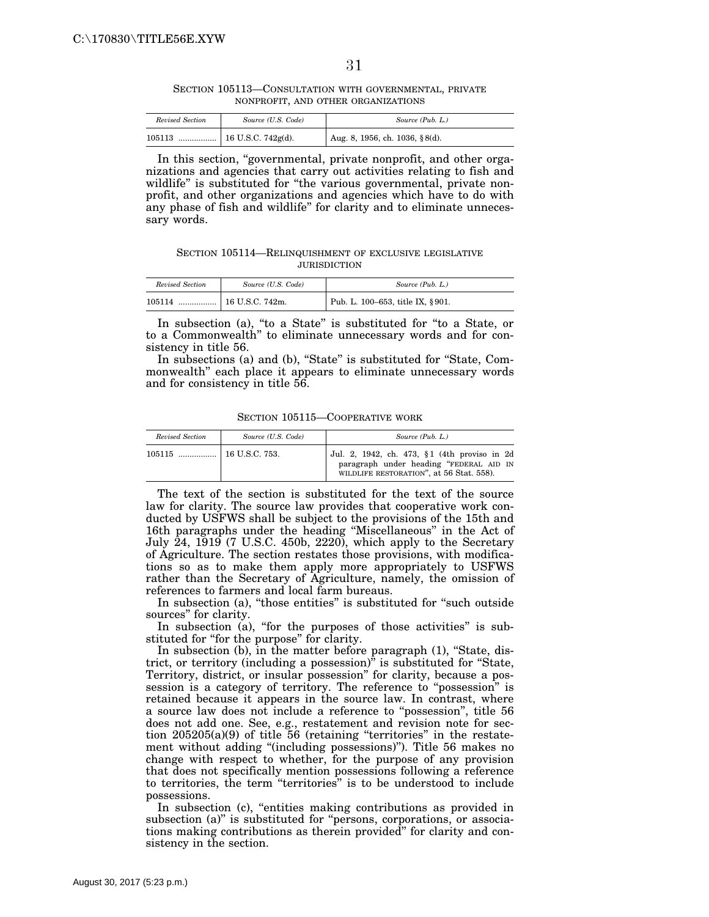### SECTION 105113—CONSULTATION WITH GOVERNMENTAL, PRIVATE NONPROFIT, AND OTHER ORGANIZATIONS

| *Revised Section* | *Source (U.S. Code)* | *Source (Pub. L.)* |
|---|---|---|
| 105113 ................. | 16 U.S.C. 742g(d). | Aug. 8, 1956, ch. 1036, §8(d). |

In this section, "governmental, private nonprofit, and other organizations and agencies that carry out activities relating to fish and wildlife" is substituted for "the various governmental, private nonprofit, and other organizations and agencies which have to do with any phase of fish and wildlife" for clarity and to eliminate unnecessary words.

### SECTION 105114—RELINQUISHMENT OF EXCLUSIVE LEGISLATIVE JURISDICTION

| *Revised Section* | *Source (U.S. Code)* | *Source (Pub. L.)* |
|---|---|---|
| 105114 ................. | 16 U.S.C. 742m. | Pub. L. 100–653, title IX, §901. |

In subsection (a), "to a State" is substituted for "to a State, or to a Commonwealth" to eliminate unnecessary words and for consistency in title 56.

In subsections (a) and (b), "State" is substituted for "State, Commonwealth" each place it appears to eliminate unnecessary words and for consistency in title 56.

### SECTION 105115—COOPERATIVE WORK

| *Revised Section* | *Source (U.S. Code)* | *Source (Pub. L.)* |
|---|---|---|
| 105115 ................. | 16 U.S.C. 753. | Jul. 2, 1942, ch. 473, §1 (4th proviso in 2d paragraph under heading "FEDERAL AID IN WILDLIFE RESTORATION", at 56 Stat. 558). |

The text of the section is substituted for the text of the source law for clarity. The source law provides that cooperative work conducted by USFWS shall be subject to the provisions of the 15th and 16th paragraphs under the heading "Miscellaneous" in the Act of July 24, 1919 (7 U.S.C. 450b, 2220), which apply to the Secretary of Agriculture. The section restates those provisions, with modifications so as to make them apply more appropriately to USFWS rather than the Secretary of Agriculture, namely, the omission of references to farmers and local farm bureaus.

In subsection (a), "those entities" is substituted for "such outside sources" for clarity.

In subsection (a), "for the purposes of those activities" is substituted for "for the purpose" for clarity.

In subsection (b), in the matter before paragraph (1), "State, district, or territory (including a possession)" is substituted for "State, Territory, district, or insular possession" for clarity, because a possession is a category of territory. The reference to "possession" is retained because it appears in the source law. In contrast, where a source law does not include a reference to "possession", title 56 does not add one. See, e.g., restatement and revision note for section 205205(a)(9) of title 56 (retaining "territories" in the restatement without adding "(including possessions)"). Title 56 makes no change with respect to whether, for the purpose of any provision that does not specifically mention possessions following a reference to territories, the term "territories" is to be understood to include possessions.

In subsection (c), "entities making contributions as provided in subsection (a)" is substituted for "persons, corporations, or associations making contributions as therein provided" for clarity and consistency in the section.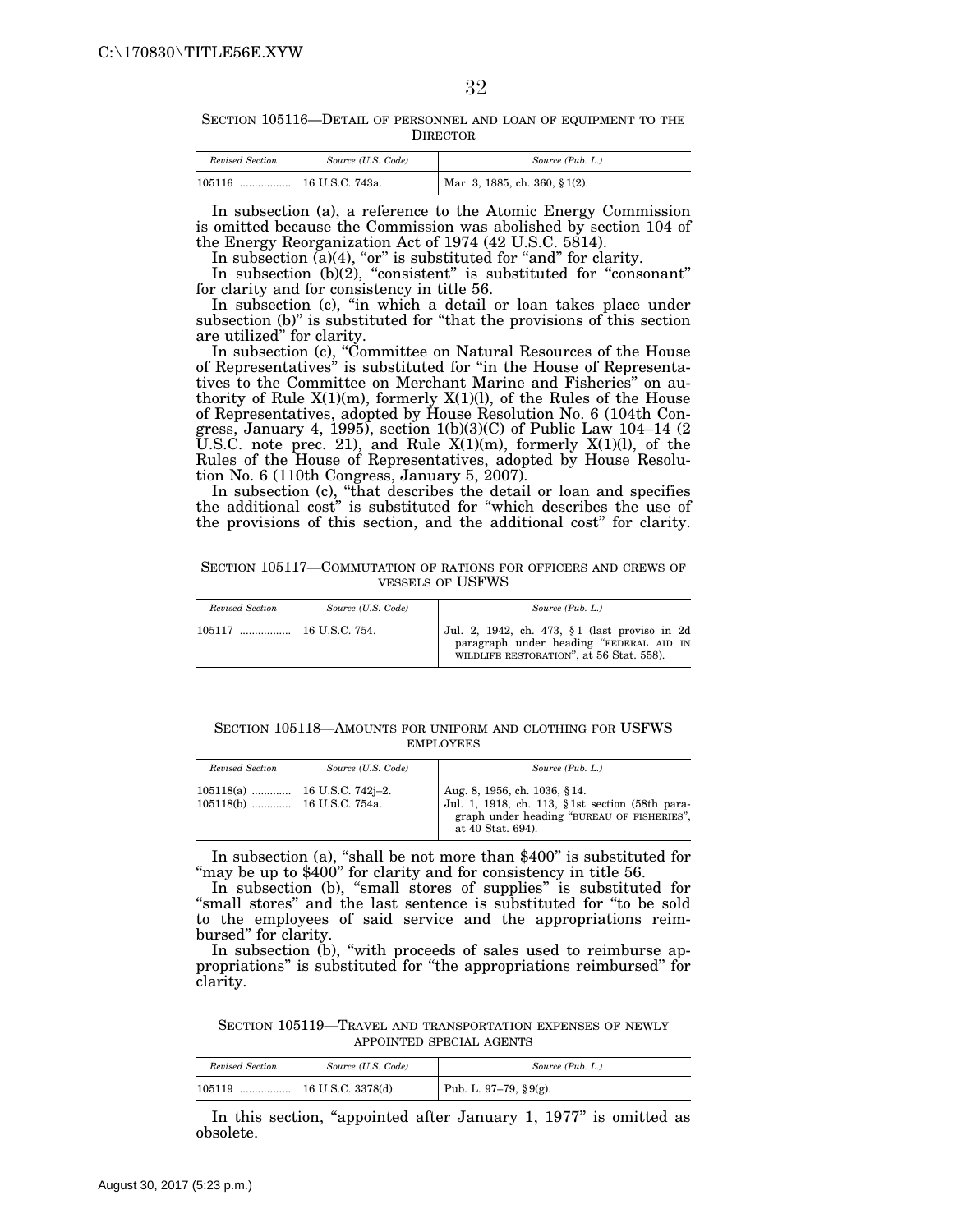SECTION 105116—DETAIL OF PERSONNEL AND LOAN OF EQUIPMENT TO THE DIRECTOR

| *Revised Section* | *Source (U.S. Code)* | *Source (Pub. L.)* |
|---|---|---|
| 105116 ................. | 16 U.S.C. 743a. | Mar. 3, 1885, ch. 360, § 1(2). |

In subsection (a), a reference to the Atomic Energy Commission is omitted because the Commission was abolished by section 104 of the Energy Reorganization Act of 1974 (42 U.S.C. 5814).

In subsection (a)(4), "or" is substituted for "and" for clarity.

In subsection (b)(2), "consistent" is substituted for "consonant" for clarity and for consistency in title 56.

In subsection (c), "in which a detail or loan takes place under subsection (b)" is substituted for "that the provisions of this section are utilized" for clarity.

In subsection (c), "Committee on Natural Resources of the House of Representatives" is substituted for "in the House of Representatives to the Committee on Merchant Marine and Fisheries" on authority of Rule X(1)(m), formerly X(1)(l), of the Rules of the House of Representatives, adopted by House Resolution No. 6 (104th Congress, January 4, 1995), section 1(b)(3)(C) of Public Law 104–14 (2 U.S.C. note prec. 21), and Rule X(1)(m), formerly X(1)(l), of the Rules of the House of Representatives, adopted by House Resolution No. 6 (110th Congress, January 5, 2007).

In subsection (c), "that describes the detail or loan and specifies the additional cost" is substituted for "which describes the use of the provisions of this section, and the additional cost" for clarity.

SECTION 105117—COMMUTATION OF RATIONS FOR OFFICERS AND CREWS OF VESSELS OF USFWS

| *Revised Section* | *Source (U.S. Code)* | *Source (Pub. L.)* |
|---|---|---|
| 105117 ................. | 16 U.S.C. 754. | Jul. 2, 1942, ch. 473, § 1 (last proviso in 2d paragraph under heading "FEDERAL AID IN WILDLIFE RESTORATION", at 56 Stat. 558). |

SECTION 105118—AMOUNTS FOR UNIFORM AND CLOTHING FOR USFWS EMPLOYEES

| *Revised Section* | *Source (U.S. Code)* | *Source (Pub. L.)* |
|---|---|---|
| 105118(a) ............. | 16 U.S.C. 742j–2. | Aug. 8, 1956, ch. 1036, § 14. |
| 105118(b) ............. | 16 U.S.C. 754a. | Jul. 1, 1918, ch. 113, § 1st section (58th paragraph under heading "BUREAU OF FISHERIES", at 40 Stat. 694). |

In subsection (a), "shall be not more than $400" is substituted for "may be up to $400" for clarity and for consistency in title 56.

In subsection (b), "small stores of supplies" is substituted for "small stores" and the last sentence is substituted for "to be sold to the employees of said service and the appropriations reimbursed" for clarity.

In subsection (b), "with proceeds of sales used to reimburse appropriations" is substituted for "the appropriations reimbursed" for clarity.

SECTION 105119—TRAVEL AND TRANSPORTATION EXPENSES OF NEWLY APPOINTED SPECIAL AGENTS

| *Revised Section* | *Source (U.S. Code)* | *Source (Pub. L.)* |
|---|---|---|
| 105119 ................. | 16 U.S.C. 3378(d). | Pub. L. 97–79, § 9(g). |

In this section, "appointed after January 1, 1977" is omitted as obsolete.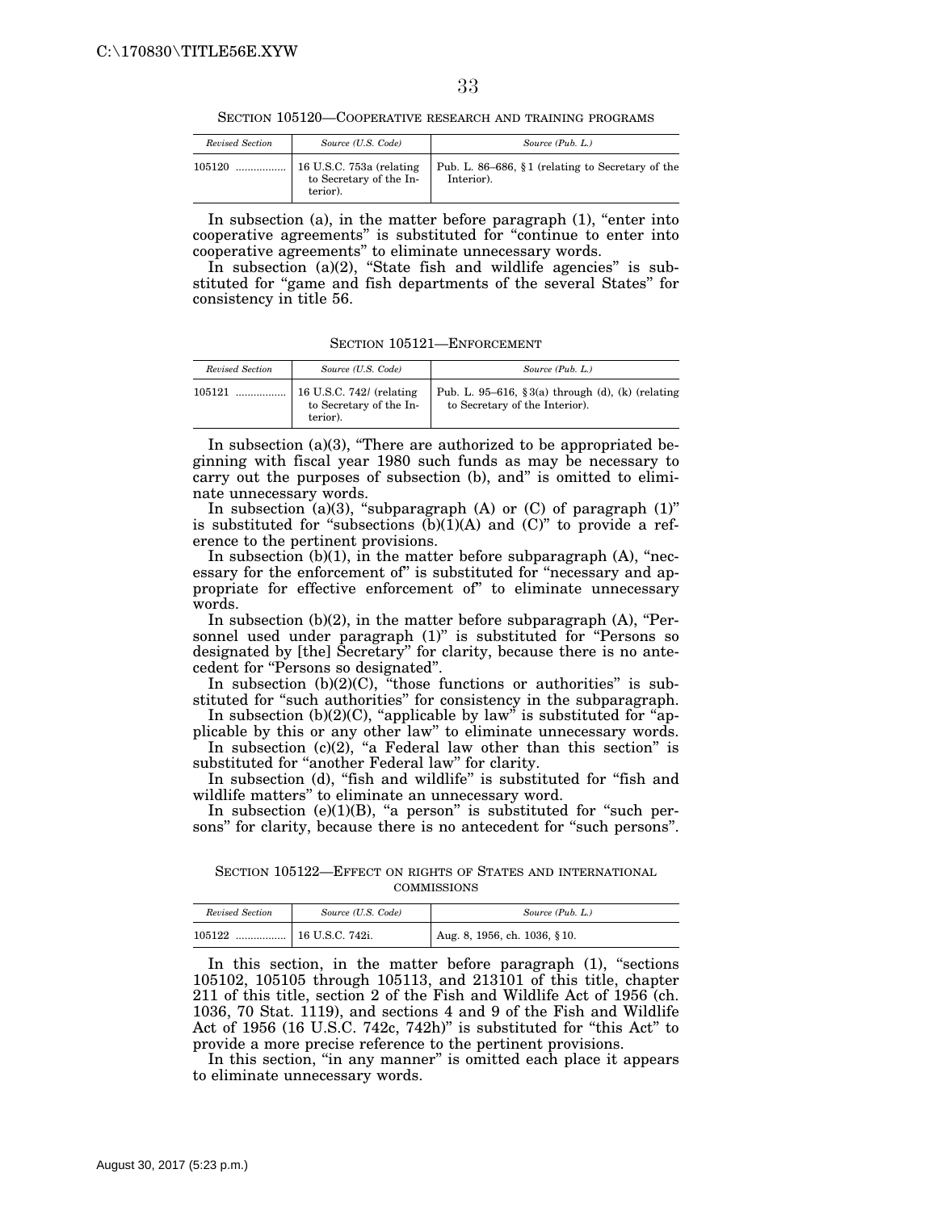SECTION 105120—COOPERATIVE RESEARCH AND TRAINING PROGRAMS

| *Revised Section* | *Source (U.S. Code)* | *Source (Pub. L.)* |
|---|---|---|
| 105120 ................. | 16 U.S.C. 753a (relating to Secretary of the Interior). | Pub. L. 86–686, §1 (relating to Secretary of the Interior). |

In subsection (a), in the matter before paragraph (1), "enter into cooperative agreements" is substituted for "continue to enter into cooperative agreements" to eliminate unnecessary words.

In subsection (a)(2), "State fish and wildlife agencies" is substituted for "game and fish departments of the several States" for consistency in title 56.

SECTION 105121—ENFORCEMENT

| *Revised Section* | *Source (U.S. Code)* | *Source (Pub. L.)* |
|---|---|---|
| 105121 ................. | 16 U.S.C. 742*l* (relating to Secretary of the Interior). | Pub. L. 95–616, §3(a) through (d), (k) (relating to Secretary of the Interior). |

In subsection (a)(3), "There are authorized to be appropriated beginning with fiscal year 1980 such funds as may be necessary to carry out the purposes of subsection (b), and" is omitted to eliminate unnecessary words.

In subsection (a)(3), "subparagraph (A) or (C) of paragraph (1)" is substituted for "subsections (b)(1)(A) and (C)" to provide a reference to the pertinent provisions.

In subsection (b)(1), in the matter before subparagraph (A), "necessary for the enforcement of" is substituted for "necessary and appropriate for effective enforcement of" to eliminate unnecessary words.

In subsection (b)(2), in the matter before subparagraph (A), "Personnel used under paragraph (1)" is substituted for "Persons so designated by [the] Secretary" for clarity, because there is no antecedent for "Persons so designated".

In subsection (b)(2)(C), "those functions or authorities" is substituted for "such authorities" for consistency in the subparagraph.

In subsection (b)(2)(C), "applicable by law" is substituted for "applicable by this or any other law" to eliminate unnecessary words.

In subsection (c)(2), "a Federal law other than this section" is substituted for "another Federal law" for clarity.

In subsection (d), "fish and wildlife" is substituted for "fish and wildlife matters" to eliminate an unnecessary word.

In subsection (e)(1)(B), "a person" is substituted for "such persons" for clarity, because there is no antecedent for "such persons".

SECTION 105122—EFFECT ON RIGHTS OF STATES AND INTERNATIONAL COMMISSIONS

| *Revised Section* | *Source (U.S. Code)* | *Source (Pub. L.)* |
|---|---|---|
| 105122 ................. | 16 U.S.C. 742i. | Aug. 8, 1956, ch. 1036, §10. |

In this section, in the matter before paragraph (1), "sections 105102, 105105 through 105113, and 213101 of this title, chapter 211 of this title, section 2 of the Fish and Wildlife Act of 1956 (ch. 1036, 70 Stat. 1119), and sections 4 and 9 of the Fish and Wildlife Act of 1956 (16 U.S.C. 742c, 742h)" is substituted for "this Act" to provide a more precise reference to the pertinent provisions.

In this section, "in any manner" is omitted each place it appears to eliminate unnecessary words.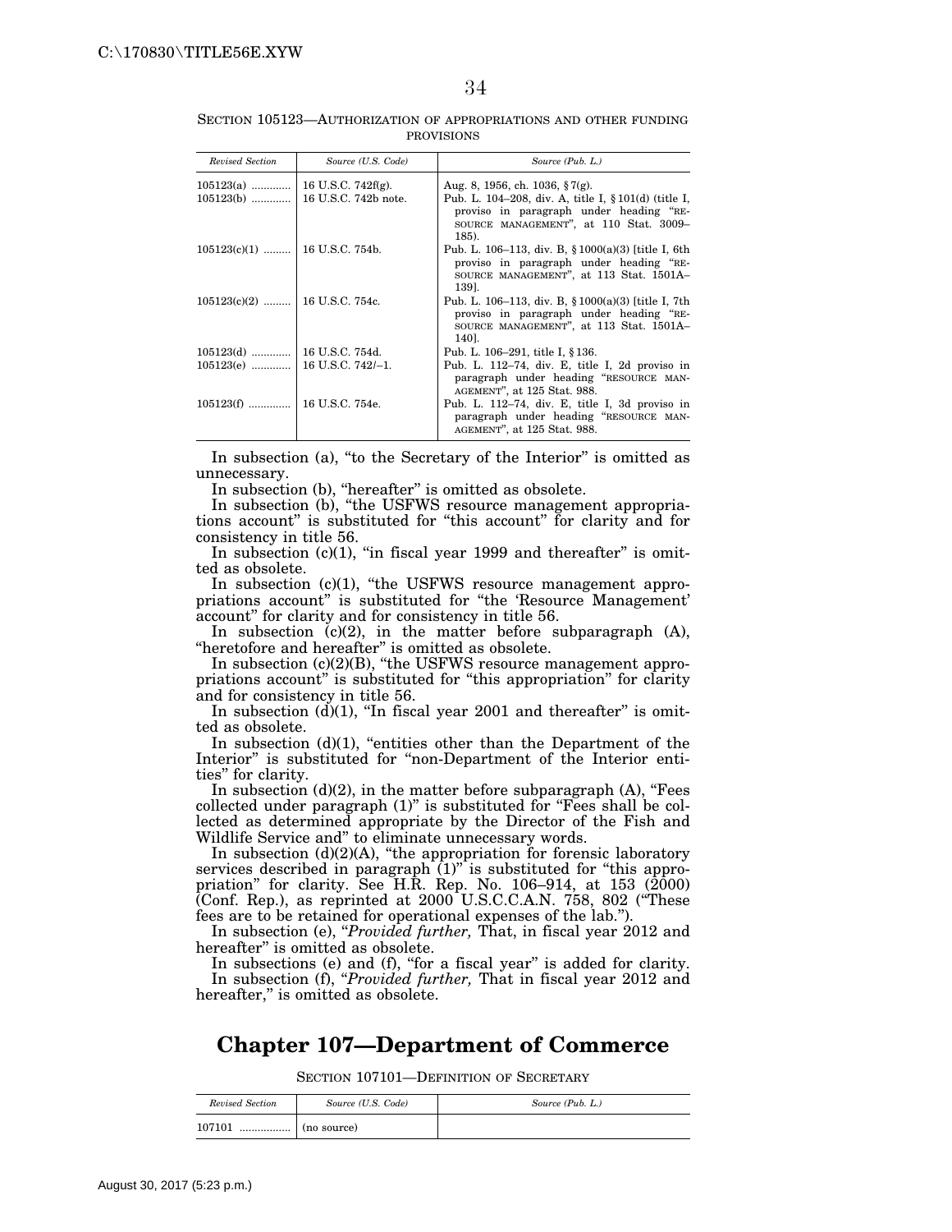SECTION 105123—AUTHORIZATION OF APPROPRIATIONS AND OTHER FUNDING PROVISIONS

| *Revised Section* | *Source (U.S. Code)* | *Source (Pub. L.)* |
|---|---|---|
| 105123(a) ............. | 16 U.S.C. 742f(g). | Aug. 8, 1956, ch. 1036, § 7(g). |
| 105123(b) ............. | 16 U.S.C. 742b note. | Pub. L. 104–208, div. A, title I, § 101(d) (title I, proviso in paragraph under heading "RESOURCE MANAGEMENT", at 110 Stat. 3009–185). |
| 105123(c)(1) ......... | 16 U.S.C. 754b. | Pub. L. 106–113, div. B, § 1000(a)(3) [title I, 6th proviso in paragraph under heading "RESOURCE MANAGEMENT", at 113 Stat. 1501A–139]. |
| 105123(c)(2) ......... | 16 U.S.C. 754c. | Pub. L. 106–113, div. B, § 1000(a)(3) [title I, 7th proviso in paragraph under heading "RESOURCE MANAGEMENT", at 113 Stat. 1501A–140]. |
| 105123(d) ............. | 16 U.S.C. 754d. | Pub. L. 106–291, title I, § 136. |
| 105123(e) ............. | 16 U.S.C. 742*l*–1. | Pub. L. 112–74, div. E, title I, 2d proviso in paragraph under heading "RESOURCE MANAGEMENT", at 125 Stat. 988. |
| 105123(f) .............. | 16 U.S.C. 754e. | Pub. L. 112–74, div. E, title I, 3d proviso in paragraph under heading "RESOURCE MANAGEMENT", at 125 Stat. 988. |

In subsection (a), "to the Secretary of the Interior" is omitted as unnecessary.

In subsection (b), "hereafter" is omitted as obsolete.

In subsection (b), "the USFWS resource management appropriations account" is substituted for "this account" for clarity and for consistency in title 56.

In subsection (c)(1), "in fiscal year 1999 and thereafter" is omitted as obsolete.

In subsection (c)(1), "the USFWS resource management appropriations account" is substituted for "the 'Resource Management' account" for clarity and for consistency in title 56.

In subsection (c)(2), in the matter before subparagraph (A), "heretofore and hereafter" is omitted as obsolete.

In subsection (c)(2)(B), "the USFWS resource management appropriations account" is substituted for "this appropriation" for clarity and for consistency in title 56.

In subsection (d)(1), "In fiscal year 2001 and thereafter" is omitted as obsolete.

In subsection (d)(1), "entities other than the Department of the Interior" is substituted for "non-Department of the Interior entities" for clarity.

In subsection (d)(2), in the matter before subparagraph (A), "Fees collected under paragraph (1)" is substituted for "Fees shall be collected as determined appropriate by the Director of the Fish and Wildlife Service and" to eliminate unnecessary words.

In subsection (d)(2)(A), "the appropriation for forensic laboratory services described in paragraph (1)" is substituted for "this appropriation" for clarity. See H.R. Rep. No. 106–914, at 153 (2000) (Conf. Rep.), as reprinted at 2000 U.S.C.C.A.N. 758, 802 ("These fees are to be retained for operational expenses of the lab.").

In subsection (e), "*Provided further,* That, in fiscal year 2012 and hereafter" is omitted as obsolete.

In subsections (e) and (f), "for a fiscal year" is added for clarity.

In subsection (f), "*Provided further,* That in fiscal year 2012 and hereafter," is omitted as obsolete.

# Chapter 107—Department of Commerce

SECTION 107101—DEFINITION OF SECRETARY

| *Revised Section* | *Source (U.S. Code)* | *Source (Pub. L.)* |
|---|---|---|
| 107101 ................. | (no source) | |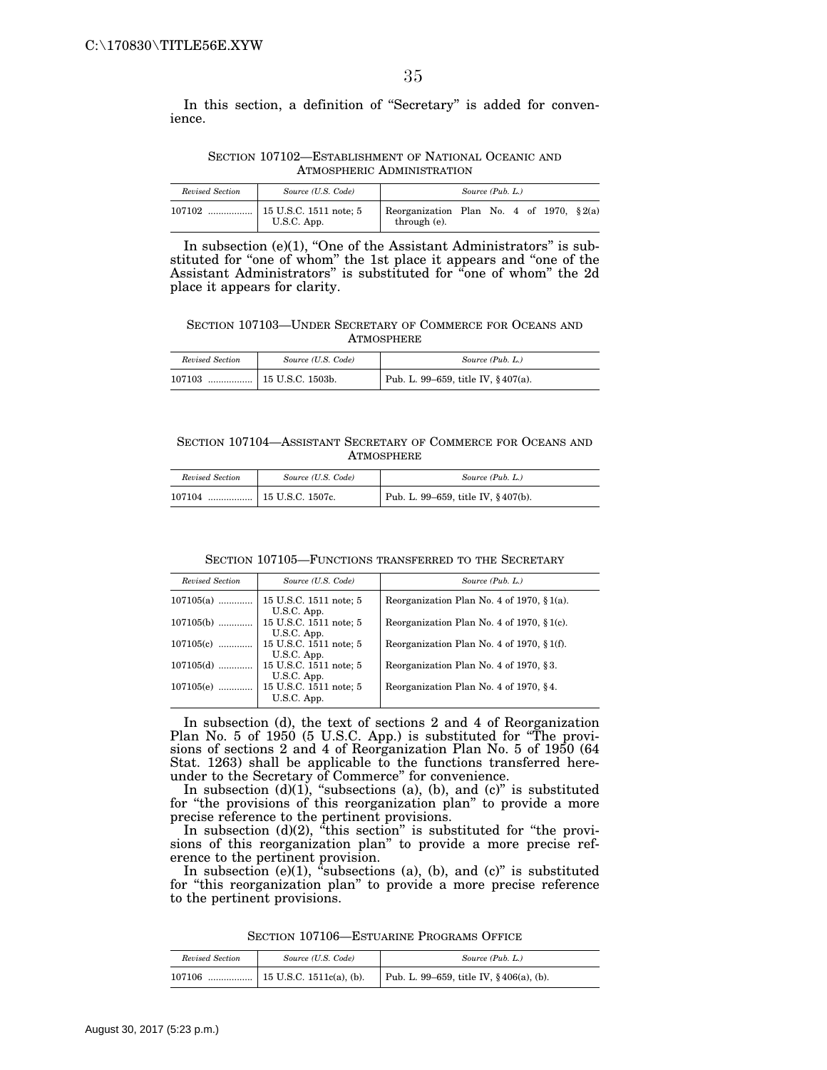In this section, a definition of "Secretary" is added for convenience.

### SECTION 107102—ESTABLISHMENT OF NATIONAL OCEANIC AND ATMOSPHERIC ADMINISTRATION

| *Revised Section* | *Source (U.S. Code)* | *Source (Pub. L.)* |
|---|---|---|
| 107102 ................. | 15 U.S.C. 1511 note; 5 U.S.C. App. | Reorganization Plan No. 4 of 1970, § 2(a) through (e). |

In subsection (e)(1), "One of the Assistant Administrators" is substituted for "one of whom" the 1st place it appears and "one of the Assistant Administrators" is substituted for "one of whom" the 2d place it appears for clarity.

### SECTION 107103—UNDER SECRETARY OF COMMERCE FOR OCEANS AND ATMOSPHERE

| *Revised Section* | *Source (U.S. Code)* | *Source (Pub. L.)* |
|---|---|---|
| 107103 ................. | 15 U.S.C. 1503b. | Pub. L. 99–659, title IV, § 407(a). |

### SECTION 107104—ASSISTANT SECRETARY OF COMMERCE FOR OCEANS AND ATMOSPHERE

| *Revised Section* | *Source (U.S. Code)* | *Source (Pub. L.)* |
|---|---|---|
| 107104 ................. | 15 U.S.C. 1507c. | Pub. L. 99–659, title IV, § 407(b). |

### SECTION 107105—FUNCTIONS TRANSFERRED TO THE SECRETARY

| *Revised Section* | *Source (U.S. Code)* | *Source (Pub. L.)* |
|---|---|---|
| 107105(a) ............. | 15 U.S.C. 1511 note; 5 U.S.C. App. | Reorganization Plan No. 4 of 1970, § 1(a). |
| 107105(b) ............. | 15 U.S.C. 1511 note; 5 U.S.C. App. | Reorganization Plan No. 4 of 1970, § 1(c). |
| 107105(c) ............. | 15 U.S.C. 1511 note; 5 U.S.C. App. | Reorganization Plan No. 4 of 1970, § 1(f). |
| 107105(d) ............. | 15 U.S.C. 1511 note; 5 U.S.C. App. | Reorganization Plan No. 4 of 1970, § 3. |
| 107105(e) ............. | 15 U.S.C. 1511 note; 5 U.S.C. App. | Reorganization Plan No. 4 of 1970, § 4. |

In subsection (d), the text of sections 2 and 4 of Reorganization Plan No. 5 of 1950 (5 U.S.C. App.) is substituted for "The provisions of sections 2 and 4 of Reorganization Plan No. 5 of 1950 (64 Stat. 1263) shall be applicable to the functions transferred hereunder to the Secretary of Commerce" for convenience.

In subsection (d)(1), "subsections (a), (b), and (c)" is substituted for "the provisions of this reorganization plan" to provide a more precise reference to the pertinent provisions.

In subsection (d)(2), "this section" is substituted for "the provisions of this reorganization plan" to provide a more precise reference to the pertinent provision.

In subsection (e)(1), "subsections (a), (b), and (c)" is substituted for "this reorganization plan" to provide a more precise reference to the pertinent provisions.

### SECTION 107106—ESTUARINE PROGRAMS OFFICE

| *Revised Section* | *Source (U.S. Code)* | *Source (Pub. L.)* |
|---|---|---|
| 107106 ................. | 15 U.S.C. 1511c(a), (b). | Pub. L. 99–659, title IV, § 406(a), (b). |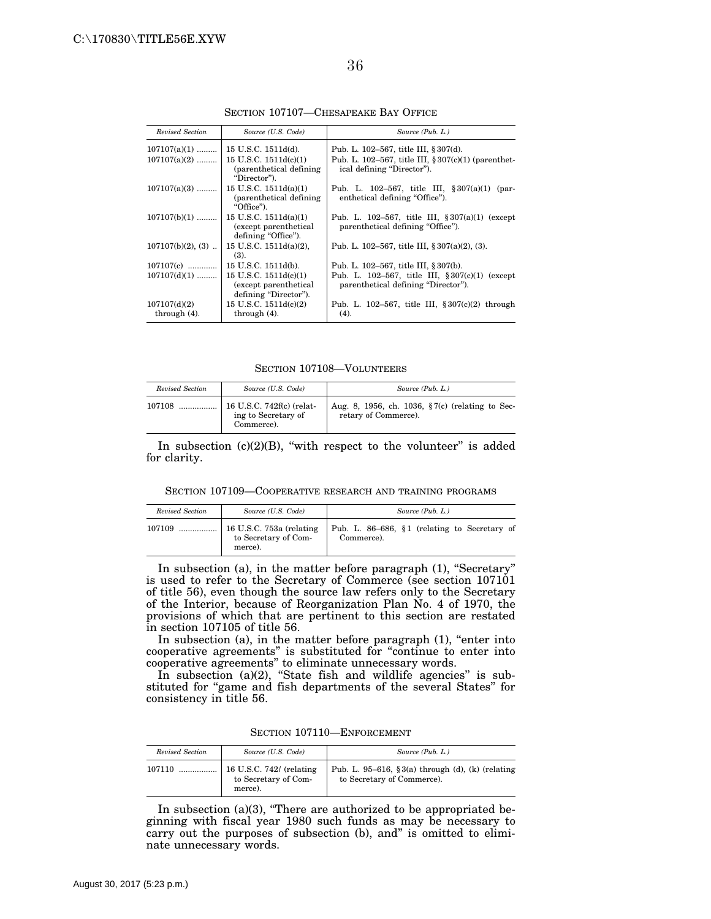SECTION 107107—CHESAPEAKE BAY OFFICE

| *Revised Section* | *Source (U.S. Code)* | *Source (Pub. L.)* |
| --- | --- | --- |
| 107107(a)(1) | 15 U.S.C. 1511d(d). | Pub. L. 102–567, title III, §307(d). |
| 107107(a)(2) | 15 U.S.C. 1511d(c)(1) (parenthetical defining "Director"). | Pub. L. 102–567, title III, §307(c)(1) (parenthetical defining "Director"). |
| 107107(a)(3) | 15 U.S.C. 1511d(a)(1) (parenthetical defining "Office"). | Pub. L. 102–567, title III, §307(a)(1) (parenthetical defining "Office"). |
| 107107(b)(1) | 15 U.S.C. 1511d(a)(1) (except parenthetical defining "Office"). | Pub. L. 102–567, title III, §307(a)(1) (except parenthetical defining "Office"). |
| 107107(b)(2), (3) | 15 U.S.C. 1511d(a)(2), (3). | Pub. L. 102–567, title III, §307(a)(2), (3). |
| 107107(c) | 15 U.S.C. 1511d(b). | Pub. L. 102–567, title III, §307(b). |
| 107107(d)(1) | 15 U.S.C. 1511d(c)(1) (except parenthetical defining "Director"). | Pub. L. 102–567, title III, §307(c)(1) (except parenthetical defining "Director"). |
| 107107(d)(2) through (4). | 15 U.S.C. 1511d(c)(2) through (4). | Pub. L. 102–567, title III, §307(c)(2) through (4). |

SECTION 107108—VOLUNTEERS

| *Revised Section* | *Source (U.S. Code)* | *Source (Pub. L.)* |
| --- | --- | --- |
| 107108 | 16 U.S.C. 742f(c) (relating to Secretary of Commerce). | Aug. 8, 1956, ch. 1036, §7(c) (relating to Secretary of Commerce). |

In subsection (c)(2)(B), "with respect to the volunteer" is added for clarity.

SECTION 107109—COOPERATIVE RESEARCH AND TRAINING PROGRAMS

| *Revised Section* | *Source (U.S. Code)* | *Source (Pub. L.)* |
| --- | --- | --- |
| 107109 | 16 U.S.C. 753a (relating to Secretary of Commerce). | Pub. L. 86–686, §1 (relating to Secretary of Commerce). |

In subsection (a), in the matter before paragraph (1), "Secretary" is used to refer to the Secretary of Commerce (see section 107101 of title 56), even though the source law refers only to the Secretary of the Interior, because of Reorganization Plan No. 4 of 1970, the provisions of which that are pertinent to this section are restated in section 107105 of title 56.

In subsection (a), in the matter before paragraph (1), "enter into cooperative agreements" is substituted for "continue to enter into cooperative agreements" to eliminate unnecessary words.

In subsection (a)(2), "State fish and wildlife agencies" is substituted for "game and fish departments of the several States" for consistency in title 56.

SECTION 107110—ENFORCEMENT

| *Revised Section* | *Source (U.S. Code)* | *Source (Pub. L.)* |
| --- | --- | --- |
| 107110 | 16 U.S.C. 742*l* (relating to Secretary of Commerce). | Pub. L. 95–616, §3(a) through (d), (k) (relating to Secretary of Commerce). |

In subsection (a)(3), "There are authorized to be appropriated beginning with fiscal year 1980 such funds as may be necessary to carry out the purposes of subsection (b), and" is omitted to eliminate unnecessary words.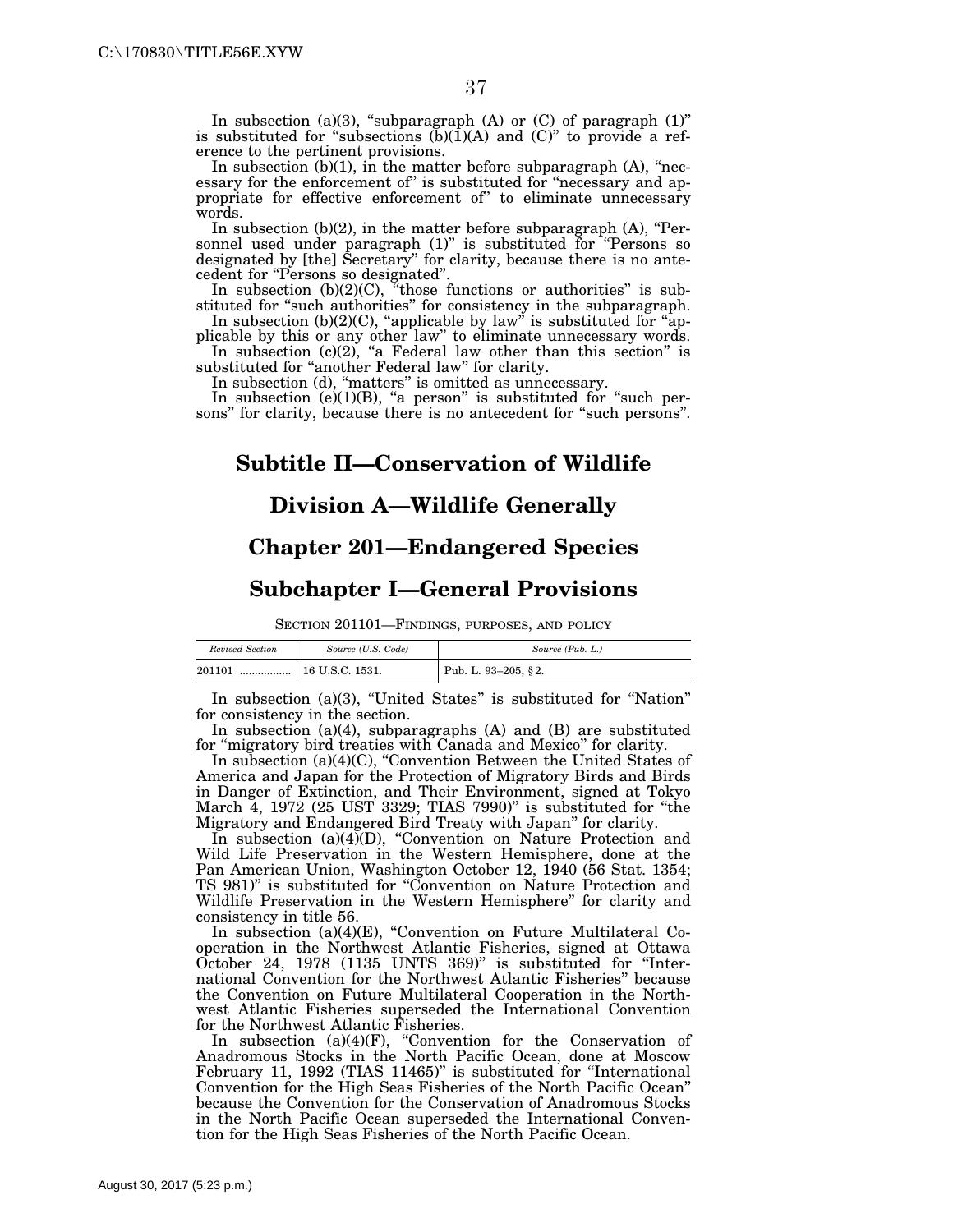In subsection (a)(3), "subparagraph (A) or (C) of paragraph (1)" is substituted for "subsections (b)(1)(A) and (C)" to provide a reference to the pertinent provisions.

In subsection (b)(1), in the matter before subparagraph (A), "necessary for the enforcement of" is substituted for "necessary and appropriate for effective enforcement of" to eliminate unnecessary words.

In subsection (b)(2), in the matter before subparagraph (A), "Personnel used under paragraph (1)" is substituted for "Persons so designated by [the] Secretary" for clarity, because there is no antecedent for "Persons so designated".

In subsection (b)(2)(C), "those functions or authorities" is substituted for "such authorities" for consistency in the subparagraph.

In subsection (b)(2)(C), "applicable by law" is substituted for "applicable by this or any other law" to eliminate unnecessary words.

In subsection (c)(2), "a Federal law other than this section" is substituted for "another Federal law" for clarity.

In subsection (d), "matters" is omitted as unnecessary.

In subsection (e)(1)(B), "a person" is substituted for "such persons" for clarity, because there is no antecedent for "such persons".

# Subtitle II—Conservation of Wildlife

## Division A—Wildlife Generally

## Chapter 201—Endangered Species

## Subchapter I—General Provisions

SECTION 201101—FINDINGS, PURPOSES, AND POLICY

| *Revised Section* | *Source (U.S. Code)* | *Source (Pub. L.)* |
|---|---|---|
| 201101 ................. | 16 U.S.C. 1531. | Pub. L. 93–205, § 2. |

In subsection (a)(3), "United States" is substituted for "Nation" for consistency in the section.

In subsection (a)(4), subparagraphs (A) and (B) are substituted for "migratory bird treaties with Canada and Mexico" for clarity.

In subsection (a)(4)(C), "Convention Between the United States of America and Japan for the Protection of Migratory Birds and Birds in Danger of Extinction, and Their Environment, signed at Tokyo March 4, 1972 (25 UST 3329; TIAS 7990)" is substituted for "the Migratory and Endangered Bird Treaty with Japan" for clarity.

In subsection (a)(4)(D), "Convention on Nature Protection and Wild Life Preservation in the Western Hemisphere, done at the Pan American Union, Washington October 12, 1940 (56 Stat. 1354; TS 981)" is substituted for "Convention on Nature Protection and Wildlife Preservation in the Western Hemisphere" for clarity and consistency in title 56.

In subsection (a)(4)(E), "Convention on Future Multilateral Cooperation in the Northwest Atlantic Fisheries, signed at Ottawa October 24, 1978 (1135 UNTS 369)" is substituted for "International Convention for the Northwest Atlantic Fisheries" because the Convention on Future Multilateral Cooperation in the Northwest Atlantic Fisheries superseded the International Convention for the Northwest Atlantic Fisheries.

In subsection (a)(4)(F), "Convention for the Conservation of Anadromous Stocks in the North Pacific Ocean, done at Moscow February 11, 1992 (TIAS 11465)" is substituted for "International Convention for the High Seas Fisheries of the North Pacific Ocean" because the Convention for the Conservation of Anadromous Stocks in the North Pacific Ocean superseded the International Convention for the High Seas Fisheries of the North Pacific Ocean.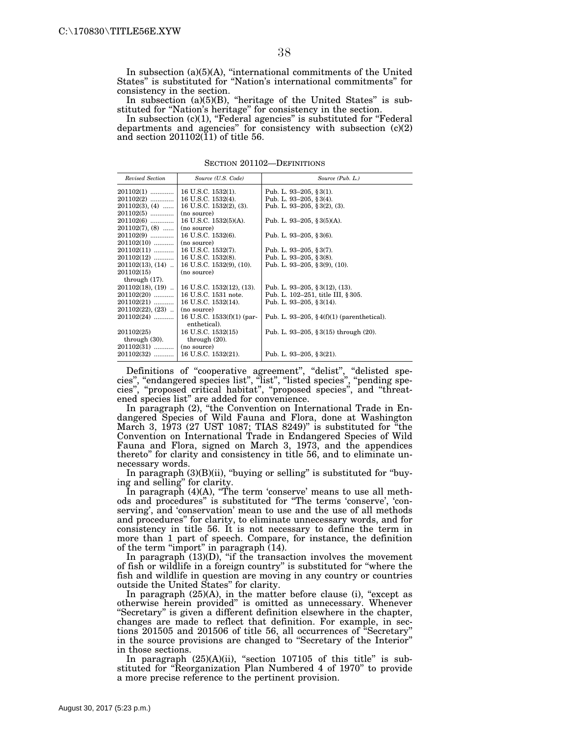In subsection (a)(5)(A), "international commitments of the United States" is substituted for "Nation's international commitments" for consistency in the section.

In subsection (a)(5)(B), "heritage of the United States" is substituted for "Nation's heritage" for consistency in the section.

In subsection (c)(1), "Federal agencies" is substituted for "Federal departments and agencies" for consistency with subsection (c)(2) and section 201102(11) of title 56.

SECTION 201102—DEFINITIONS

| *Revised Section* | *Source (U.S. Code)* | *Source (Pub. L.)* |
|---|---|---|
| 201102(1) | 16 U.S.C. 1532(1). | Pub. L. 93–205, §3(1). |
| 201102(2) | 16 U.S.C. 1532(4). | Pub. L. 93–205, §3(4). |
| 201102(3), (4) | 16 U.S.C. 1532(2), (3). | Pub. L. 93–205, §3(2), (3). |
| 201102(5) | (no source) | |
| 201102(6) | 16 U.S.C. 1532(5)(A). | Pub. L. 93–205, §3(5)(A). |
| 201102(7), (8) | (no source) | |
| 201102(9) | 16 U.S.C. 1532(6). | Pub. L. 93–205, §3(6). |
| 201102(10) | (no source) | |
| 201102(11) | 16 U.S.C. 1532(7). | Pub. L. 93–205, §3(7). |
| 201102(12) | 16 U.S.C. 1532(8). | Pub. L. 93–205, §3(8). |
| 201102(13), (14) | 16 U.S.C. 1532(9), (10). | Pub. L. 93–205, §3(9), (10). |
| 201102(15) through (17). | (no source) | |
| 201102(18), (19) | 16 U.S.C. 1532(12), (13). | Pub. L. 93–205, §3(12), (13). |
| 201102(20) | 16 U.S.C. 1531 note. | Pub. L. 102–251, title III, §305. |
| 201102(21) | 16 U.S.C. 1532(14). | Pub. L. 93–205, §3(14). |
| 201102(22), (23) | (no source) | |
| 201102(24) | 16 U.S.C. 1533(f)(1) (parenthetical). | Pub. L. 93–205, §4(f)(1) (parenthetical). |
| 201102(25) through (30). | 16 U.S.C. 1532(15) through (20). | Pub. L. 93–205, §3(15) through (20). |
| 201102(31) | (no source) | |
| 201102(32) | 16 U.S.C. 1532(21). | Pub. L. 93–205, §3(21). |

Definitions of "cooperative agreement", "delist", "delisted species", "endangered species list", "list", "listed species", "pending species", "proposed critical habitat", "proposed species", and "threatened species list" are added for convenience.

In paragraph (2), "the Convention on International Trade in Endangered Species of Wild Fauna and Flora, done at Washington March 3, 1973 (27 UST 1087; TIAS 8249)" is substituted for "the Convention on International Trade in Endangered Species of Wild Fauna and Flora, signed on March 3, 1973, and the appendices thereto" for clarity and consistency in title 56, and to eliminate unnecessary words.

In paragraph (3)(B)(ii), "buying or selling" is substituted for "buying and selling" for clarity.

In paragraph (4)(A), "The term 'conserve' means to use all methods and procedures" is substituted for "The terms 'conserve', 'conserving', and 'conservation' mean to use and the use of all methods and procedures" for clarity, to eliminate unnecessary words, and for consistency in title 56. It is not necessary to define the term in more than 1 part of speech. Compare, for instance, the definition of the term "import" in paragraph (14).

In paragraph (13)(D), "if the transaction involves the movement of fish or wildlife in a foreign country" is substituted for "where the fish and wildlife in question are moving in any country or countries outside the United States" for clarity.

In paragraph (25)(A), in the matter before clause (i), "except as otherwise herein provided" is omitted as unnecessary. Whenever "Secretary" is given a different definition elsewhere in the chapter, changes are made to reflect that definition. For example, in sections 201505 and 201506 of title 56, all occurrences of "Secretary" in the source provisions are changed to "Secretary of the Interior" in those sections.

In paragraph (25)(A)(ii), "section 107105 of this title" is substituted for "Reorganization Plan Numbered 4 of 1970" to provide a more precise reference to the pertinent provision.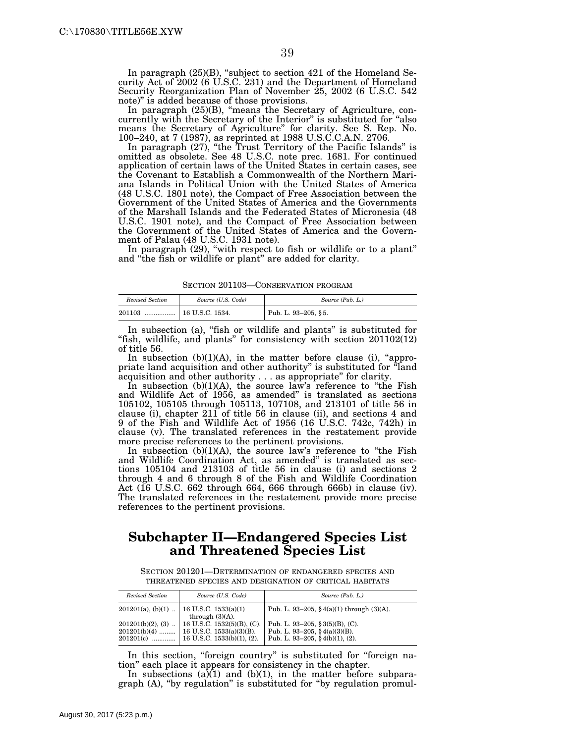In paragraph (25)(B), "subject to section 421 of the Homeland Security Act of 2002 (6 U.S.C. 231) and the Department of Homeland Security Reorganization Plan of November 25, 2002 (6 U.S.C. 542 note)" is added because of those provisions.

In paragraph (25)(B), "means the Secretary of Agriculture, concurrently with the Secretary of the Interior" is substituted for "also means the Secretary of Agriculture" for clarity. See S. Rep. No. 100–240, at 7 (1987), as reprinted at 1988 U.S.C.C.A.N. 2706.

In paragraph (27), "the Trust Territory of the Pacific Islands" is omitted as obsolete. See 48 U.S.C. note prec. 1681. For continued application of certain laws of the United States in certain cases, see the Covenant to Establish a Commonwealth of the Northern Mariana Islands in Political Union with the United States of America (48 U.S.C. 1801 note), the Compact of Free Association between the Government of the United States of America and the Governments of the Marshall Islands and the Federated States of Micronesia (48 U.S.C. 1901 note), and the Compact of Free Association between the Government of the United States of America and the Government of Palau (48 U.S.C. 1931 note).

In paragraph (29), "with respect to fish or wildlife or to a plant" and "the fish or wildlife or plant" are added for clarity.

SECTION 201103—CONSERVATION PROGRAM

| *Revised Section* | *Source (U.S. Code)* | *Source (Pub. L.)* |
|---|---|---|
| 201103 ................. | 16 U.S.C. 1534. | Pub. L. 93–205, §5. |

In subsection (a), "fish or wildlife and plants" is substituted for "fish, wildlife, and plants" for consistency with section 201102(12) of title 56.

In subsection (b)(1)(A), in the matter before clause (i), "appropriate land acquisition and other authority" is substituted for "land acquisition and other authority . . . as appropriate" for clarity.

In subsection (b)(1)(A), the source law's reference to "the Fish and Wildlife Act of 1956, as amended" is translated as sections 105102, 105105 through 105113, 107108, and 213101 of title 56 in clause (i), chapter 211 of title 56 in clause (ii), and sections 4 and 9 of the Fish and Wildlife Act of 1956 (16 U.S.C. 742c, 742h) in clause (v). The translated references in the restatement provide more precise references to the pertinent provisions.

In subsection (b)(1)(A), the source law's reference to "the Fish and Wildlife Coordination Act, as amended" is translated as sections 105104 and 213103 of title 56 in clause (i) and sections 2 through 4 and 6 through 8 of the Fish and Wildlife Coordination Act (16 U.S.C. 662 through 664, 666 through 666b) in clause (iv). The translated references in the restatement provide more precise references to the pertinent provisions.

## Subchapter II—Endangered Species List and Threatened Species List

SECTION 201201—DETERMINATION OF ENDANGERED SPECIES AND THREATENED SPECIES AND DESIGNATION OF CRITICAL HABITATS

| *Revised Section* | *Source (U.S. Code)* | *Source (Pub. L.)* |
|---|---|---|
| 201201(a), (b)(1) .. | 16 U.S.C. 1533(a)(1) through (3)(A). | Pub. L. 93–205, §4(a)(1) through (3)(A). |
| 201201(b)(2), (3) .. | 16 U.S.C. 1532(5)(B), (C). | Pub. L. 93–205, §3(5)(B), (C). |
| 201201(b)(4) ......... | 16 U.S.C. 1533(a)(3)(B). | Pub. L. 93–205, §4(a)(3)(B). |
| 201201(c) ............. | 16 U.S.C. 1533(b)(1), (2). | Pub. L. 93–205, §4(b)(1), (2). |

In this section, "foreign country" is substituted for "foreign nation" each place it appears for consistency in the chapter.

In subsections (a)(1) and (b)(1), in the matter before subparagraph (A), "by regulation" is substituted for "by regulation promul-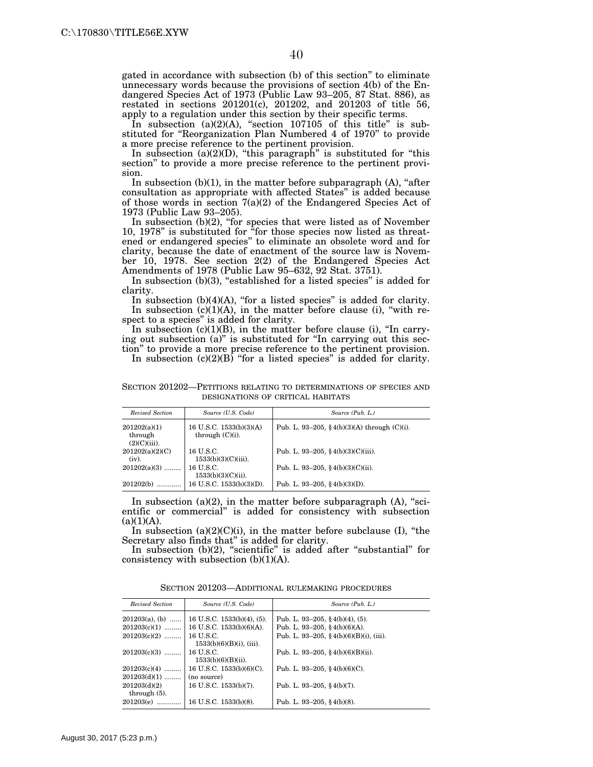gated in accordance with subsection (b) of this section" to eliminate unnecessary words because the provisions of section 4(b) of the Endangered Species Act of 1973 (Public Law 93–205, 87 Stat. 886), as restated in sections 201201(c), 201202, and 201203 of title 56, apply to a regulation under this section by their specific terms.

In subsection (a)(2)(A), "section 107105 of this title" is substituted for "Reorganization Plan Numbered 4 of 1970" to provide a more precise reference to the pertinent provision.

In subsection (a)(2)(D), "this paragraph" is substituted for "this section" to provide a more precise reference to the pertinent provision.

In subsection (b)(1), in the matter before subparagraph (A), "after consultation as appropriate with affected States" is added because of those words in section 7(a)(2) of the Endangered Species Act of 1973 (Public Law 93–205).

In subsection (b)(2), "for species that were listed as of November 10, 1978" is substituted for "for those species now listed as threatened or endangered species" to eliminate an obsolete word and for clarity, because the date of enactment of the source law is November 10, 1978. See section 2(2) of the Endangered Species Act Amendments of 1978 (Public Law 95–632, 92 Stat. 3751).

In subsection (b)(3), "established for a listed species" is added for clarity.

In subsection (b)(4)(A), "for a listed species" is added for clarity.

In subsection (c)(1)(A), in the matter before clause (i), "with respect to a species" is added for clarity.

In subsection (c)(1)(B), in the matter before clause (i), "In carrying out subsection (a)" is substituted for "In carrying out this section" to provide a more precise reference to the pertinent provision.

In subsection (c)(2)(B) "for a listed species" is added for clarity.

SECTION 201202—PETITIONS RELATING TO DETERMINATIONS OF SPECIES AND DESIGNATIONS OF CRITICAL HABITATS

| *Revised Section* | *Source (U.S. Code)* | *Source (Pub. L.)* |
|---|---|---|
| 201202(a)(1) through (2)(C)(iii). | 16 U.S.C. 1533(b)(3)(A) through (C)(i). | Pub. L. 93–205, §4(b)(3)(A) through (C)(i). |
| 201202(a)(2)(C)(iv). | 16 U.S.C. 1533(b)(3)(C)(iii). | Pub. L. 93–205, §4(b)(3)(C)(iii). |
| 201202(a)(3) ......... | 16 U.S.C. 1533(b)(3)(C)(ii). | Pub. L. 93–205, §4(b)(3)(C)(ii). |
| 201202(b) ............. | 16 U.S.C. 1533(b)(3)(D). | Pub. L. 93–205, §4(b)(3)(D). |

In subsection (a)(2), in the matter before subparagraph (A), "scientific or commercial" is added for consistency with subsection (a)(1)(A).

In subsection (a)(2)(C)(i), in the matter before subclause (I), "the Secretary also finds that" is added for clarity.

In subsection (b)(2), "scientific" is added after "substantial" for consistency with subsection (b)(1)(A).

SECTION 201203—ADDITIONAL RULEMAKING PROCEDURES

| *Revised Section* | *Source (U.S. Code)* | *Source (Pub. L.)* |
|---|---|---|
| 201203(a), (b) ...... | 16 U.S.C. 1533(b)(4), (5). | Pub. L. 93–205, §4(b)(4), (5). |
| 201203(c)(1) ......... | 16 U.S.C. 1533(b)(6)(A). | Pub. L. 93–205, §4(b)(6)(A). |
| 201203(c)(2) ......... | 16 U.S.C. 1533(b)(6)(B)(i), (iii). | Pub. L. 93–205, §4(b)(6)(B)(i), (iii). |
| 201203(c)(3) ......... | 16 U.S.C. 1533(b)(6)(B)(ii). | Pub. L. 93–205, §4(b)(6)(B)(ii). |
| 201203(c)(4) ......... | 16 U.S.C. 1533(b)(6)(C). | Pub. L. 93–205, §4(b)(6)(C). |
| 201203(d)(1) ......... | (no source) | |
| 201203(d)(2) through (5). | 16 U.S.C. 1533(b)(7). | Pub. L. 93–205, §4(b)(7). |
| 201203(e) ............. | 16 U.S.C. 1533(b)(8). | Pub. L. 93–205, §4(b)(8). |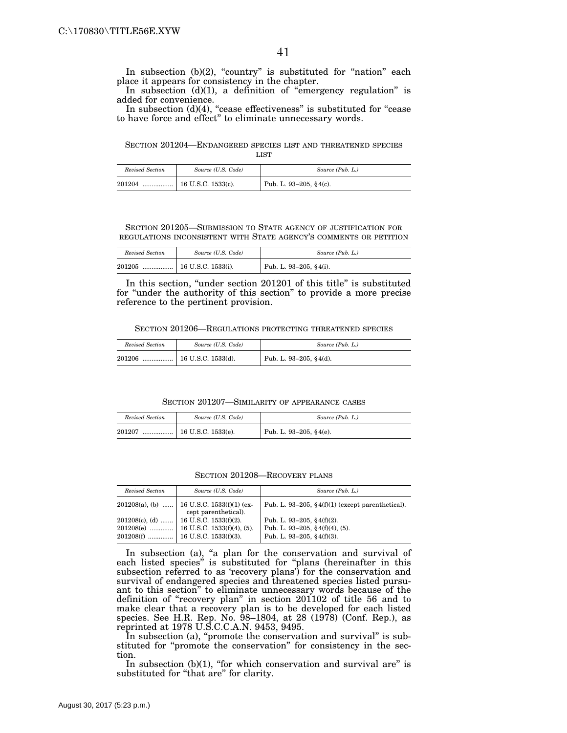In subsection (b)(2), "country" is substituted for "nation" each place it appears for consistency in the chapter.

In subsection (d)(1), a definition of "emergency regulation" is added for convenience.

In subsection (d)(4), "cease effectiveness" is substituted for "cease to have force and effect" to eliminate unnecessary words.

### SECTION 201204—ENDANGERED SPECIES LIST AND THREATENED SPECIES LIST

| *Revised Section* | *Source (U.S. Code)* | *Source (Pub. L.)* |
|---|---|---|
| 201204 ................. | 16 U.S.C. 1533(c). | Pub. L. 93–205, § 4(c). |

### SECTION 201205—SUBMISSION TO STATE AGENCY OF JUSTIFICATION FOR REGULATIONS INCONSISTENT WITH STATE AGENCY'S COMMENTS OR PETITION

| *Revised Section* | *Source (U.S. Code)* | *Source (Pub. L.)* |
|---|---|---|
| 201205 ................. | 16 U.S.C. 1533(i). | Pub. L. 93–205, § 4(i). |

In this section, "under section 201201 of this title" is substituted for "under the authority of this section" to provide a more precise reference to the pertinent provision.

### SECTION 201206—REGULATIONS PROTECTING THREATENED SPECIES

| *Revised Section* | *Source (U.S. Code)* | *Source (Pub. L.)* |
|---|---|---|
| 201206 ................. | 16 U.S.C. 1533(d). | Pub. L. 93–205, § 4(d). |

### SECTION 201207—SIMILARITY OF APPEARANCE CASES

| *Revised Section* | *Source (U.S. Code)* | *Source (Pub. L.)* |
|---|---|---|
| 201207 ................. | 16 U.S.C. 1533(e). | Pub. L. 93–205, § 4(e). |

### SECTION 201208—RECOVERY PLANS

| *Revised Section* | *Source (U.S. Code)* | *Source (Pub. L.)* |
|---|---|---|
| 201208(a), (b) ...... | 16 U.S.C. 1533(f)(1) (except parenthetical). | Pub. L. 93–205, § 4(f)(1) (except parenthetical). |
| 201208(c), (d) ....... | 16 U.S.C. 1533(f)(2). | Pub. L. 93–205, § 4(f)(2). |
| 201208(e) ............. | 16 U.S.C. 1533(f)(4), (5). | Pub. L. 93–205, § 4(f)(4), (5). |
| 201208(f) ............. | 16 U.S.C. 1533(f)(3). | Pub. L. 93–205, § 4(f)(3). |

In subsection (a), "a plan for the conservation and survival of each listed species" is substituted for "plans (hereinafter in this subsection referred to as 'recovery plans') for the conservation and survival of endangered species and threatened species listed pursuant to this section" to eliminate unnecessary words because of the definition of "recovery plan" in section 201102 of title 56 and to make clear that a recovery plan is to be developed for each listed species. See H.R. Rep. No. 98–1804, at 28 (1978) (Conf. Rep.), as reprinted at 1978 U.S.C.C.A.N. 9453, 9495.

In subsection (a), "promote the conservation and survival" is substituted for "promote the conservation" for consistency in the section.

In subsection (b)(1), "for which conservation and survival are" is substituted for "that are" for clarity.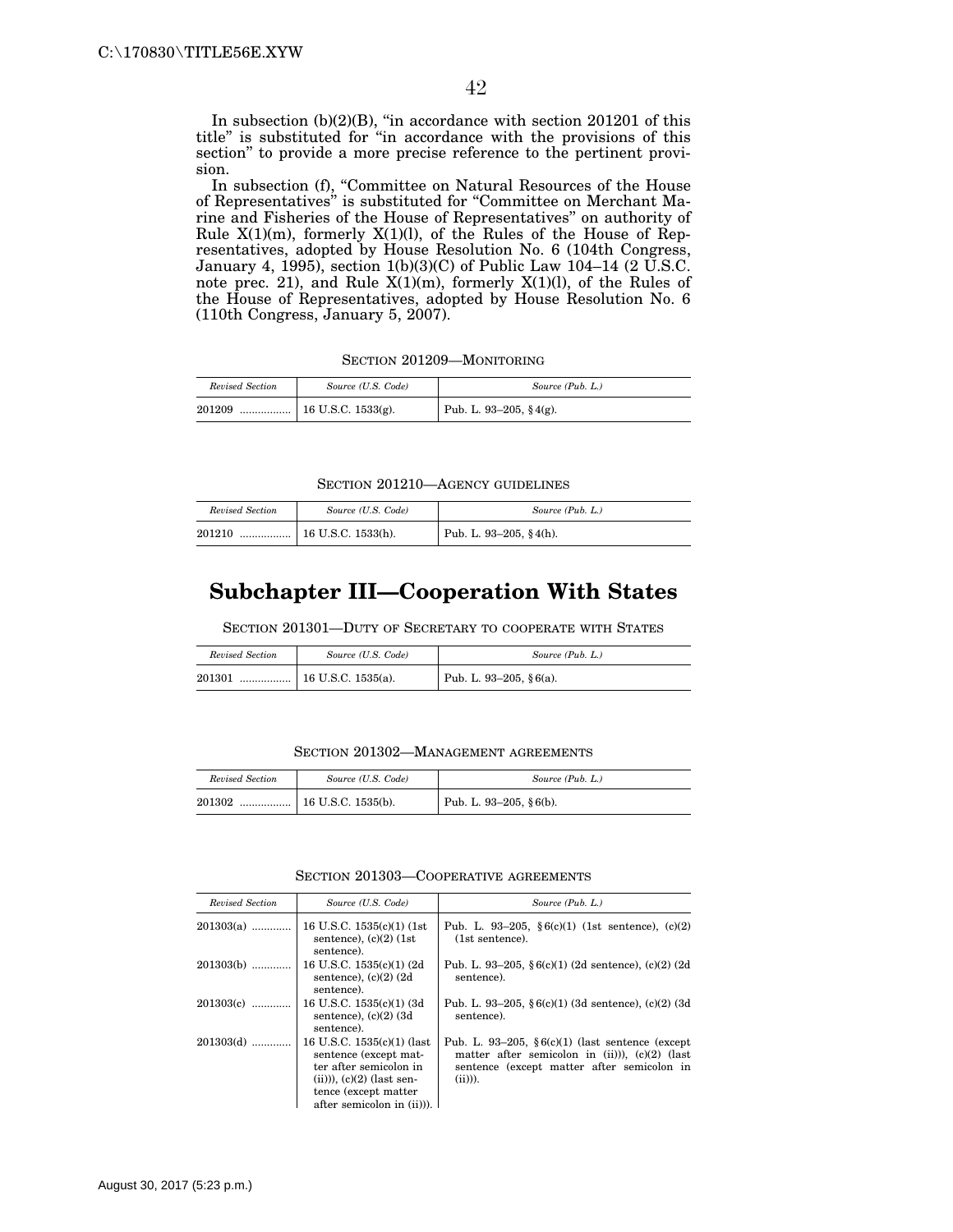In subsection (b)(2)(B), "in accordance with section 201201 of this title" is substituted for "in accordance with the provisions of this section" to provide a more precise reference to the pertinent provision.

In subsection (f), "Committee on Natural Resources of the House of Representatives" is substituted for "Committee on Merchant Marine and Fisheries of the House of Representatives" on authority of Rule X(1)(m), formerly X(1)(l), of the Rules of the House of Representatives, adopted by House Resolution No. 6 (104th Congress, January 4, 1995), section 1(b)(3)(C) of Public Law 104–14 (2 U.S.C. note prec. 21), and Rule X(1)(m), formerly X(1)(l), of the Rules of the House of Representatives, adopted by House Resolution No. 6 (110th Congress, January 5, 2007).

SECTION 201209—MONITORING

| *Revised Section* | *Source (U.S. Code)* | *Source (Pub. L.)* |
|---|---|---|
| 201209 | 16 U.S.C. 1533(g). | Pub. L. 93–205, § 4(g). |

SECTION 201210—AGENCY GUIDELINES

| *Revised Section* | *Source (U.S. Code)* | *Source (Pub. L.)* |
|---|---|---|
| 201210 | 16 U.S.C. 1533(h). | Pub. L. 93–205, § 4(h). |

## Subchapter III—Cooperation With States

SECTION 201301—DUTY OF SECRETARY TO COOPERATE WITH STATES

| *Revised Section* | *Source (U.S. Code)* | *Source (Pub. L.)* |
|---|---|---|
| 201301 | 16 U.S.C. 1535(a). | Pub. L. 93–205, § 6(a). |

SECTION 201302—MANAGEMENT AGREEMENTS

| *Revised Section* | *Source (U.S. Code)* | *Source (Pub. L.)* |
|---|---|---|
| 201302 | 16 U.S.C. 1535(b). | Pub. L. 93–205, § 6(b). |

SECTION 201303—COOPERATIVE AGREEMENTS

| *Revised Section* | *Source (U.S. Code)* | *Source (Pub. L.)* |
|---|---|---|
| 201303(a) | 16 U.S.C. 1535(c)(1) (1st sentence), (c)(2) (1st sentence). | Pub. L. 93–205, § 6(c)(1) (1st sentence), (c)(2) (1st sentence). |
| 201303(b) | 16 U.S.C. 1535(c)(1) (2d sentence), (c)(2) (2d sentence). | Pub. L. 93–205, § 6(c)(1) (2d sentence), (c)(2) (2d sentence). |
| 201303(c) | 16 U.S.C. 1535(c)(1) (3d sentence), (c)(2) (3d sentence). | Pub. L. 93–205, § 6(c)(1) (3d sentence), (c)(2) (3d sentence). |
| 201303(d) | 16 U.S.C. 1535(c)(1) (last sentence (except matter after semicolon in (ii))), (c)(2) (last sentence (except matter after semicolon in (ii))). | Pub. L. 93–205, § 6(c)(1) (last sentence (except matter after semicolon in (ii))), (c)(2) (last sentence (except matter after semicolon in (ii))). |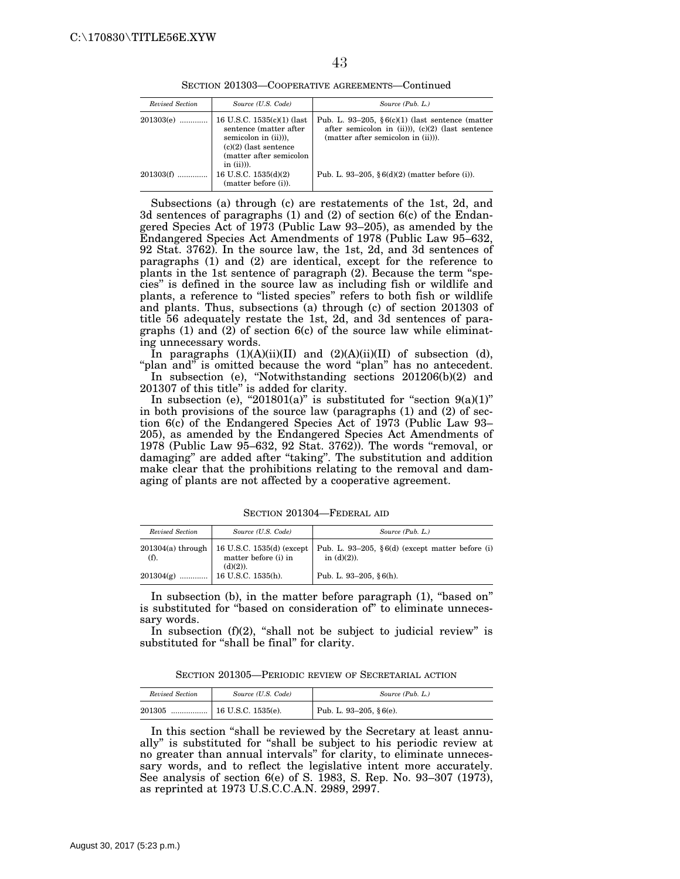SECTION 201303—COOPERATIVE AGREEMENTS—Continued

| *Revised Section* | *Source (U.S. Code)* | *Source (Pub. L.)* |
|---|---|---|
| 201303(e) ............. | 16 U.S.C. 1535(c)(1) (last sentence (matter after semicolon in (ii))), (c)(2) (last sentence (matter after semicolon in (ii))). | Pub. L. 93–205, §6(c)(1) (last sentence (matter after semicolon in (ii))), (c)(2) (last sentence (matter after semicolon in (ii))). |
| 201303(f) ............. | 16 U.S.C. 1535(d)(2) (matter before (i)). | Pub. L. 93–205, §6(d)(2) (matter before (i)). |

Subsections (a) through (c) are restatements of the 1st, 2d, and 3d sentences of paragraphs (1) and (2) of section 6(c) of the Endangered Species Act of 1973 (Public Law 93–205), as amended by the Endangered Species Act Amendments of 1978 (Public Law 95–632, 92 Stat. 3762). In the source law, the 1st, 2d, and 3d sentences of paragraphs (1) and (2) are identical, except for the reference to plants in the 1st sentence of paragraph (2). Because the term "species" is defined in the source law as including fish or wildlife and plants, a reference to "listed species" refers to both fish or wildlife and plants. Thus, subsections (a) through (c) of section 201303 of title 56 adequately restate the 1st, 2d, and 3d sentences of paragraphs (1) and (2) of section 6(c) of the source law while eliminating unnecessary words.

In paragraphs (1)(A)(ii)(II) and (2)(A)(ii)(II) of subsection (d), "plan and" is omitted because the word "plan" has no antecedent.

In subsection (e), "Notwithstanding sections 201206(b)(2) and 201307 of this title" is added for clarity.

In subsection (e), "201801(a)" is substituted for "section 9(a)(1)" in both provisions of the source law (paragraphs (1) and (2) of section 6(c) of the Endangered Species Act of 1973 (Public Law 93–205), as amended by the Endangered Species Act Amendments of 1978 (Public Law 95–632, 92 Stat. 3762)). The words "removal, or damaging" are added after "taking". The substitution and addition make clear that the prohibitions relating to the removal and damaging of plants are not affected by a cooperative agreement.

SECTION 201304—FEDERAL AID

| *Revised Section* | *Source (U.S. Code)* | *Source (Pub. L.)* |
|---|---|---|
| 201304(a) through (f). | 16 U.S.C. 1535(d) (except matter before (i) in (d)(2)). | Pub. L. 93–205, §6(d) (except matter before (i) in (d)(2)). |
| 201304(g) ............. | 16 U.S.C. 1535(h). | Pub. L. 93–205, §6(h). |

In subsection (b), in the matter before paragraph (1), "based on" is substituted for "based on consideration of" to eliminate unnecessary words.

In subsection (f)(2), "shall not be subject to judicial review" is substituted for "shall be final" for clarity.

SECTION 201305—PERIODIC REVIEW OF SECRETARIAL ACTION

| *Revised Section* | *Source (U.S. Code)* | *Source (Pub. L.)* |
|---|---|---|
| 201305 ................. | 16 U.S.C. 1535(e). | Pub. L. 93–205, §6(e). |

In this section "shall be reviewed by the Secretary at least annually" is substituted for "shall be subject to his periodic review at no greater than annual intervals" for clarity, to eliminate unnecessary words, and to reflect the legislative intent more accurately. See analysis of section 6(e) of S. 1983, S. Rep. No. 93–307 (1973), as reprinted at 1973 U.S.C.C.A.N. 2989, 2997.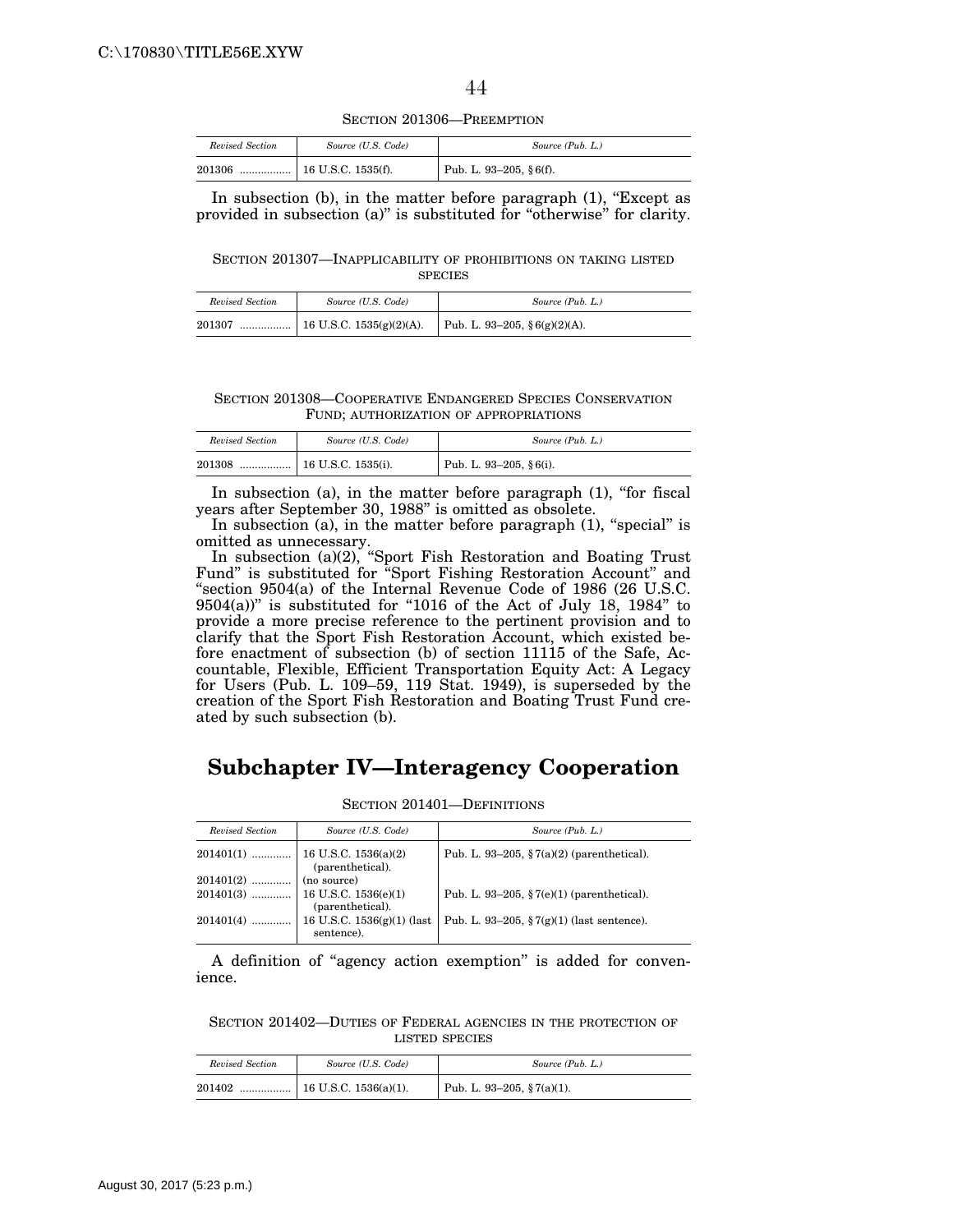SECTION 201306—PREEMPTION

| *Revised Section* | *Source (U.S. Code)* | *Source (Pub. L.)* |
|---|---|---|
| 201306 ................. | 16 U.S.C. 1535(f). | Pub. L. 93–205, § 6(f). |

In subsection (b), in the matter before paragraph (1), "Except as provided in subsection (a)" is substituted for "otherwise" for clarity.

SECTION 201307—INAPPLICABILITY OF PROHIBITIONS ON TAKING LISTED SPECIES

| *Revised Section* | *Source (U.S. Code)* | *Source (Pub. L.)* |
|---|---|---|
| 201307 ................. | 16 U.S.C. 1535(g)(2)(A). | Pub. L. 93–205, § 6(g)(2)(A). |

SECTION 201308—COOPERATIVE ENDANGERED SPECIES CONSERVATION FUND; AUTHORIZATION OF APPROPRIATIONS

| *Revised Section* | *Source (U.S. Code)* | *Source (Pub. L.)* |
|---|---|---|
| 201308 ................. | 16 U.S.C. 1535(i). | Pub. L. 93–205, § 6(i). |

In subsection (a), in the matter before paragraph (1), "for fiscal years after September 30, 1988" is omitted as obsolete.

In subsection (a), in the matter before paragraph (1), "special" is omitted as unnecessary.

In subsection (a)(2), "Sport Fish Restoration and Boating Trust Fund" is substituted for "Sport Fishing Restoration Account" and "section 9504(a) of the Internal Revenue Code of 1986 (26 U.S.C. 9504(a))" is substituted for "1016 of the Act of July 18, 1984" to provide a more precise reference to the pertinent provision and to clarify that the Sport Fish Restoration Account, which existed before enactment of subsection (b) of section 11115 of the Safe, Accountable, Flexible, Efficient Transportation Equity Act: A Legacy for Users (Pub. L. 109–59, 119 Stat. 1949), is superseded by the creation of the Sport Fish Restoration and Boating Trust Fund created by such subsection (b).

# Subchapter IV—Interagency Cooperation

SECTION 201401—DEFINITIONS

| *Revised Section* | *Source (U.S. Code)* | *Source (Pub. L.)* |
|---|---|---|
| 201401(1) ............. | 16 U.S.C. 1536(a)(2) (parenthetical). | Pub. L. 93–205, § 7(a)(2) (parenthetical). |
| 201401(2) ............. | (no source) | |
| 201401(3) ............. | 16 U.S.C. 1536(e)(1) (parenthetical). | Pub. L. 93–205, § 7(e)(1) (parenthetical). |
| 201401(4) ............. | 16 U.S.C. 1536(g)(1) (last sentence). | Pub. L. 93–205, § 7(g)(1) (last sentence). |

A definition of "agency action exemption" is added for convenience.

SECTION 201402—DUTIES OF FEDERAL AGENCIES IN THE PROTECTION OF LISTED SPECIES

| *Revised Section* | *Source (U.S. Code)* | *Source (Pub. L.)* |
|---|---|---|
| 201402 ................. | 16 U.S.C. 1536(a)(1). | Pub. L. 93–205, § 7(a)(1). |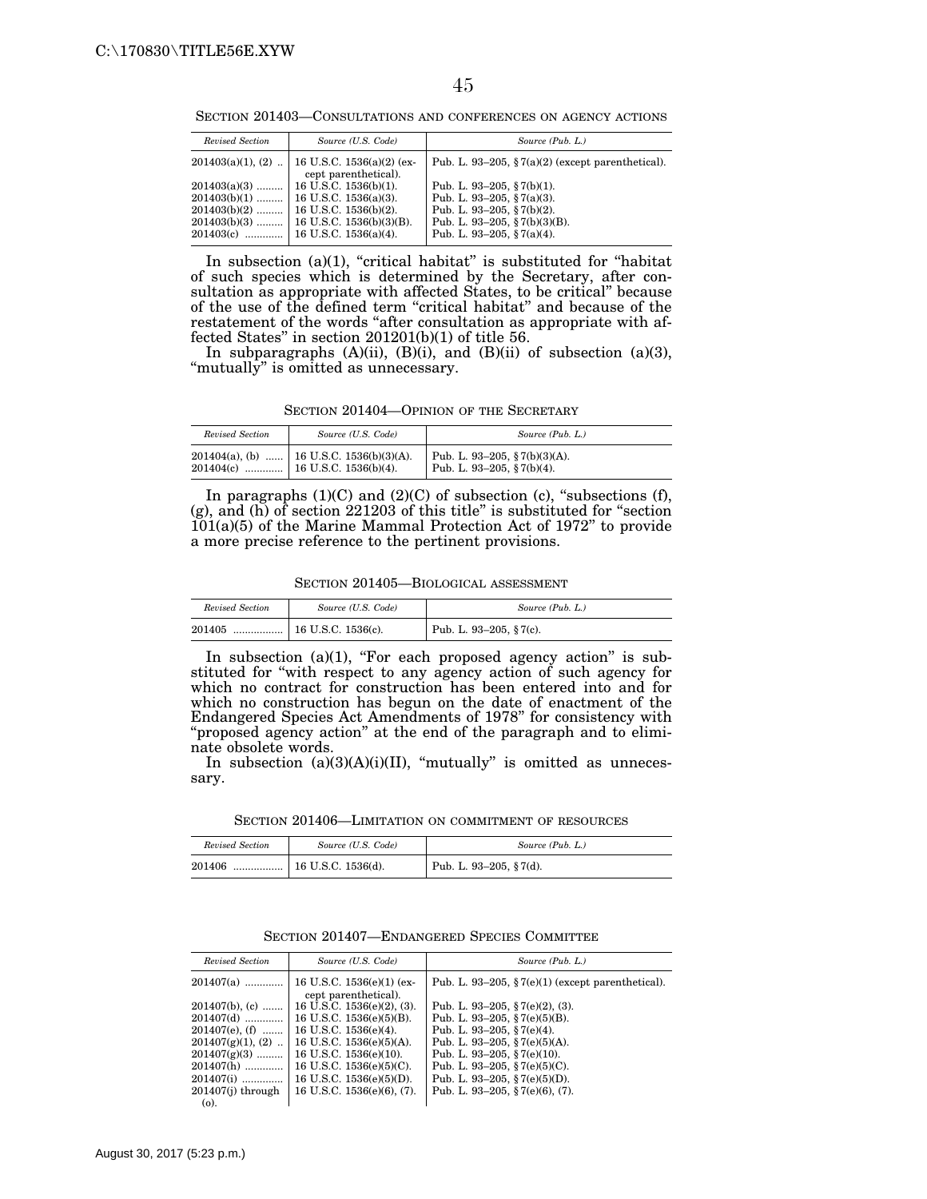SECTION 201403—CONSULTATIONS AND CONFERENCES ON AGENCY ACTIONS

| *Revised Section* | *Source (U.S. Code)* | *Source (Pub. L.)* |
|---|---|---|
| 201403(a)(1), (2) .. | 16 U.S.C. 1536(a)(2) (except parenthetical). | Pub. L. 93–205, §7(a)(2) (except parenthetical). |
| 201403(a)(3) ......... | 16 U.S.C. 1536(b)(1). | Pub. L. 93–205, §7(b)(1). |
| 201403(b)(1) ......... | 16 U.S.C. 1536(a)(3). | Pub. L. 93–205, §7(a)(3). |
| 201403(b)(2) ......... | 16 U.S.C. 1536(b)(2). | Pub. L. 93–205, §7(b)(2). |
| 201403(b)(3) ......... | 16 U.S.C. 1536(b)(3)(B). | Pub. L. 93–205, §7(b)(3)(B). |
| 201403(c) ............. | 16 U.S.C. 1536(a)(4). | Pub. L. 93–205, §7(a)(4). |

In subsection (a)(1), "critical habitat" is substituted for "habitat of such species which is determined by the Secretary, after consultation as appropriate with affected States, to be critical" because of the use of the defined term "critical habitat" and because of the restatement of the words "after consultation as appropriate with affected States" in section 201201(b)(1) of title 56.

In subparagraphs (A)(ii), (B)(i), and (B)(ii) of subsection (a)(3), "mutually" is omitted as unnecessary.

SECTION 201404—OPINION OF THE SECRETARY

| *Revised Section* | *Source (U.S. Code)* | *Source (Pub. L.)* |
|---|---|---|
| 201404(a), (b) ...... | 16 U.S.C. 1536(b)(3)(A). | Pub. L. 93–205, §7(b)(3)(A). |
| 201404(c) ............. | 16 U.S.C. 1536(b)(4). | Pub. L. 93–205, §7(b)(4). |

In paragraphs (1)(C) and (2)(C) of subsection (c), "subsections (f), (g), and (h) of section 221203 of this title" is substituted for "section 101(a)(5) of the Marine Mammal Protection Act of 1972" to provide a more precise reference to the pertinent provisions.

SECTION 201405—BIOLOGICAL ASSESSMENT

| *Revised Section* | *Source (U.S. Code)* | *Source (Pub. L.)* |
|---|---|---|
| 201405 ................. | 16 U.S.C. 1536(c). | Pub. L. 93–205, §7(c). |

In subsection (a)(1), "For each proposed agency action" is substituted for "with respect to any agency action of such agency for which no contract for construction has been entered into and for which no construction has begun on the date of enactment of the Endangered Species Act Amendments of 1978" for consistency with "proposed agency action" at the end of the paragraph and to eliminate obsolete words.

In subsection (a)(3)(A)(i)(II), "mutually" is omitted as unnecessary.

SECTION 201406—LIMITATION ON COMMITMENT OF RESOURCES

| *Revised Section* | *Source (U.S. Code)* | *Source (Pub. L.)* |
|---|---|---|
| 201406 ................. | 16 U.S.C. 1536(d). | Pub. L. 93–205, §7(d). |

SECTION 201407—ENDANGERED SPECIES COMMITTEE

| *Revised Section* | *Source (U.S. Code)* | *Source (Pub. L.)* |
|---|---|---|
| 201407(a) ............. | 16 U.S.C. 1536(e)(1) (except parenthetical). | Pub. L. 93–205, §7(e)(1) (except parenthetical). |
| 201407(b), (c) ....... | 16 U.S.C. 1536(e)(2), (3). | Pub. L. 93–205, §7(e)(2), (3). |
| 201407(d) ............. | 16 U.S.C. 1536(e)(5)(B). | Pub. L. 93–205, §7(e)(5)(B). |
| 201407(e), (f) ....... | 16 U.S.C. 1536(e)(4). | Pub. L. 93–205, §7(e)(4). |
| 201407(g)(1), (2) .. | 16 U.S.C. 1536(e)(5)(A). | Pub. L. 93–205, §7(e)(5)(A). |
| 201407(g)(3) ......... | 16 U.S.C. 1536(e)(10). | Pub. L. 93–205, §7(e)(10). |
| 201407(h) ............. | 16 U.S.C. 1536(e)(5)(C). | Pub. L. 93–205, §7(e)(5)(C). |
| 201407(i) .............. | 16 U.S.C. 1536(e)(5)(D). | Pub. L. 93–205, §7(e)(5)(D). |
| 201407(j) through (o). | 16 U.S.C. 1536(e)(6), (7). | Pub. L. 93–205, §7(e)(6), (7). |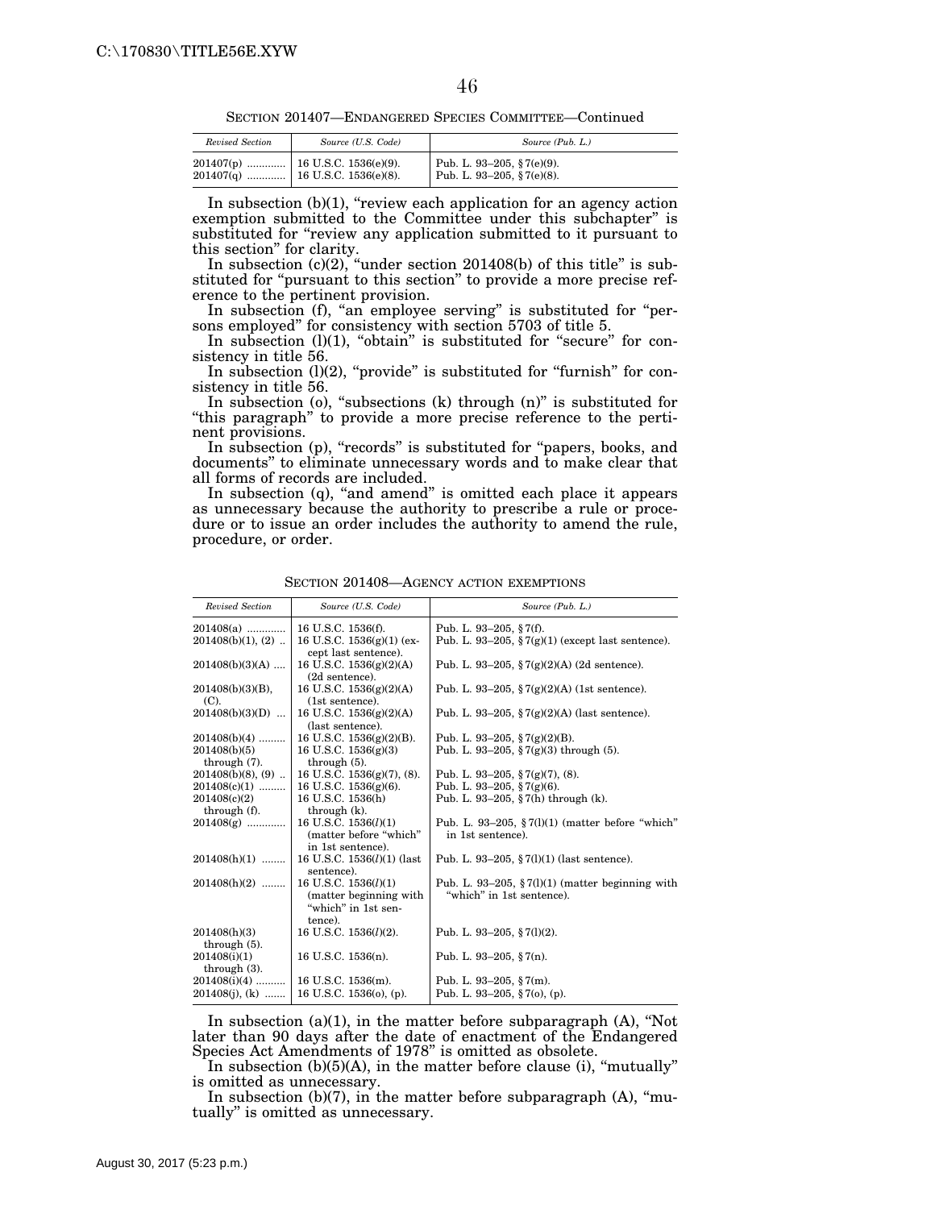SECTION 201407—ENDANGERED SPECIES COMMITTEE—Continued

| *Revised Section* | *Source (U.S. Code)* | *Source (Pub. L.)* |
|---|---|---|
| 201407(p) | 16 U.S.C. 1536(e)(9). | Pub. L. 93–205, §7(e)(9). |
| 201407(q) | 16 U.S.C. 1536(e)(8). | Pub. L. 93–205, §7(e)(8). |

In subsection (b)(1), "review each application for an agency action exemption submitted to the Committee under this subchapter" is substituted for "review any application submitted to it pursuant to this section" for clarity.

In subsection (c)(2), "under section 201408(b) of this title" is substituted for "pursuant to this section" to provide a more precise reference to the pertinent provision.

In subsection (f), "an employee serving" is substituted for "persons employed" for consistency with section 5703 of title 5.

In subsection (l)(1), "obtain" is substituted for "secure" for consistency in title 56.

In subsection (l)(2), "provide" is substituted for "furnish" for consistency in title 56.

In subsection (o), "subsections (k) through (n)" is substituted for "this paragraph" to provide a more precise reference to the pertinent provisions.

In subsection (p), "records" is substituted for "papers, books, and documents" to eliminate unnecessary words and to make clear that all forms of records are included.

In subsection (q), "and amend" is omitted each place it appears as unnecessary because the authority to prescribe a rule or procedure or to issue an order includes the authority to amend the rule, procedure, or order.

SECTION 201408—AGENCY ACTION EXEMPTIONS

| *Revised Section* | *Source (U.S. Code)* | *Source (Pub. L.)* |
|---|---|---|
| 201408(a) | 16 U.S.C. 1536(f). | Pub. L. 93–205, §7(f). |
| 201408(b)(1), (2) | 16 U.S.C. 1536(g)(1) (except last sentence). | Pub. L. 93–205, §7(g)(1) (except last sentence). |
| 201408(b)(3)(A) | 16 U.S.C. 1536(g)(2)(A) (2d sentence). | Pub. L. 93–205, §7(g)(2)(A) (2d sentence). |
| 201408(b)(3)(B), (C). | 16 U.S.C. 1536(g)(2)(A) (1st sentence). | Pub. L. 93–205, §7(g)(2)(A) (1st sentence). |
| 201408(b)(3)(D) | 16 U.S.C. 1536(g)(2)(A) (last sentence). | Pub. L. 93–205, §7(g)(2)(A) (last sentence). |
| 201408(b)(4) | 16 U.S.C. 1536(g)(2)(B). | Pub. L. 93–205, §7(g)(2)(B). |
| 201408(b)(5) through (7). | 16 U.S.C. 1536(g)(3) through (5). | Pub. L. 93–205, §7(g)(3) through (5). |
| 201408(b)(8), (9) | 16 U.S.C. 1536(g)(7), (8). | Pub. L. 93–205, §7(g)(7), (8). |
| 201408(c)(1) | 16 U.S.C. 1536(g)(6). | Pub. L. 93–205, §7(g)(6). |
| 201408(c)(2) through (f). | 16 U.S.C. 1536(h) through (k). | Pub. L. 93–205, §7(h) through (k). |
| 201408(g) | 16 U.S.C. 1536(*l*)(1) (matter before "which" in 1st sentence). | Pub. L. 93–205, §7(l)(1) (matter before "which" in 1st sentence). |
| 201408(h)(1) | 16 U.S.C. 1536(*l*)(1) (last sentence). | Pub. L. 93–205, §7(l)(1) (last sentence). |
| 201408(h)(2) | 16 U.S.C. 1536(*l*)(1) (matter beginning with "which" in 1st sentence). | Pub. L. 93–205, §7(l)(1) (matter beginning with "which" in 1st sentence). |
| 201408(h)(3) through (5). | 16 U.S.C. 1536(*l*)(2). | Pub. L. 93–205, §7(l)(2). |
| 201408(i)(1) through (3). | 16 U.S.C. 1536(n). | Pub. L. 93–205, §7(n). |
| 201408(i)(4) | 16 U.S.C. 1536(m). | Pub. L. 93–205, §7(m). |
| 201408(j), (k) | 16 U.S.C. 1536(o), (p). | Pub. L. 93–205, §7(o), (p). |

In subsection (a)(1), in the matter before subparagraph (A), "Not later than 90 days after the date of enactment of the Endangered Species Act Amendments of 1978" is omitted as obsolete.

In subsection (b)(5)(A), in the matter before clause (i), "mutually" is omitted as unnecessary.

In subsection (b)(7), in the matter before subparagraph (A), "mutually" is omitted as unnecessary.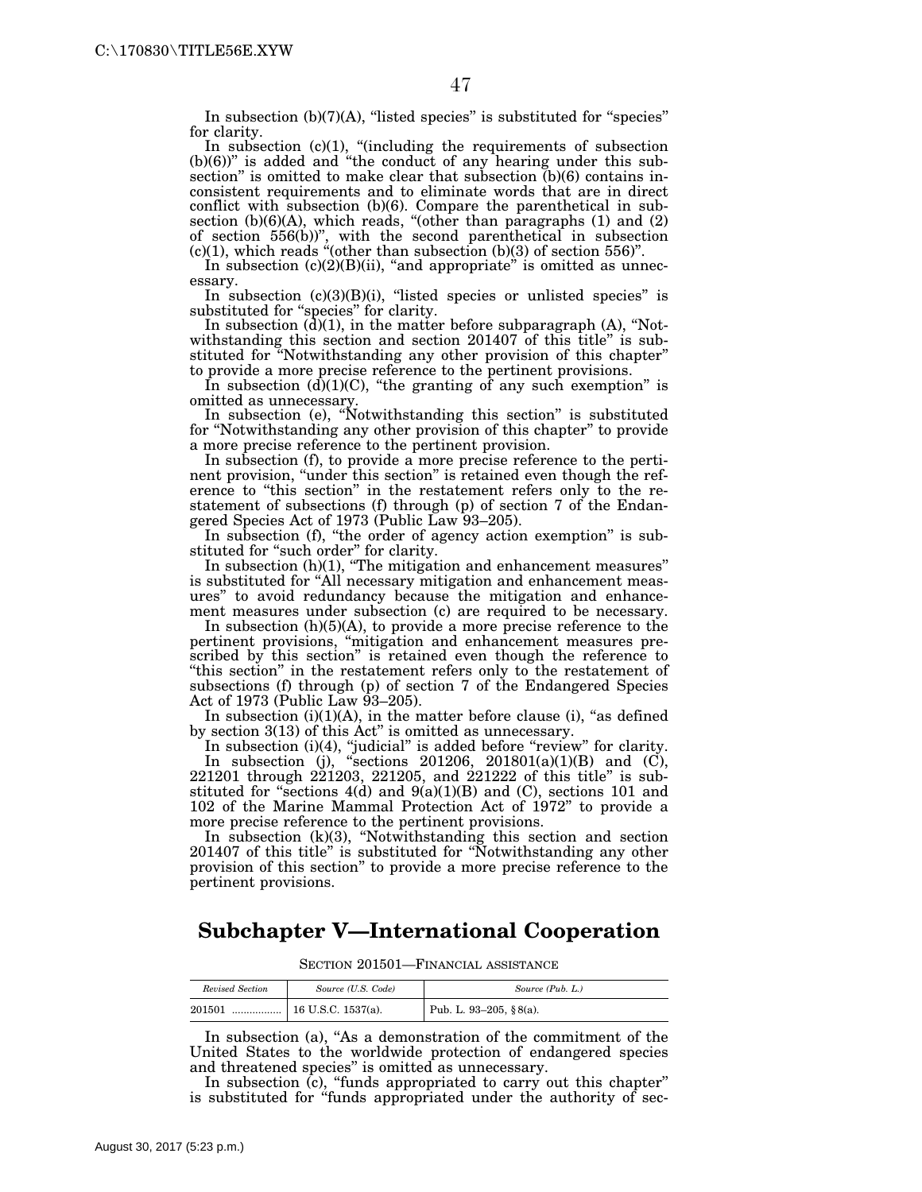In subsection (b)(7)(A), "listed species" is substituted for "species" for clarity.

In subsection (c)(1), "(including the requirements of subsection (b)(6))" is added and "the conduct of any hearing under this subsection" is omitted to make clear that subsection (b)(6) contains inconsistent requirements and to eliminate words that are in direct conflict with subsection (b)(6). Compare the parenthetical in subsection (b)(6)(A), which reads, "(other than paragraphs (1) and (2) of section 556(b))", with the second parenthetical in subsection (c)(1), which reads "(other than subsection (b)(3) of section 556)".

In subsection (c)(2)(B)(ii), "and appropriate" is omitted as unnecessary.

In subsection (c)(3)(B)(i), "listed species or unlisted species" is substituted for "species" for clarity.

In subsection (d)(1), in the matter before subparagraph (A), "Notwithstanding this section and section 201407 of this title" is substituted for "Notwithstanding any other provision of this chapter" to provide a more precise reference to the pertinent provisions.

In subsection (d)(1)(C), "the granting of any such exemption" is omitted as unnecessary.

In subsection (e), "Notwithstanding this section" is substituted for "Notwithstanding any other provision of this chapter" to provide a more precise reference to the pertinent provision.

In subsection (f), to provide a more precise reference to the pertinent provision, "under this section" is retained even though the reference to "this section" in the restatement refers only to the restatement of subsections (f) through (p) of section 7 of the Endangered Species Act of 1973 (Public Law 93–205).

In subsection (f), "the order of agency action exemption" is substituted for "such order" for clarity.

In subsection (h)(1), "The mitigation and enhancement measures" is substituted for "All necessary mitigation and enhancement measures" to avoid redundancy because the mitigation and enhancement measures under subsection (c) are required to be necessary.

In subsection (h)(5)(A), to provide a more precise reference to the pertinent provisions, "mitigation and enhancement measures prescribed by this section" is retained even though the reference to "this section" in the restatement refers only to the restatement of subsections (f) through (p) of section 7 of the Endangered Species Act of 1973 (Public Law 93–205).

In subsection (i)(1)(A), in the matter before clause (i), "as defined by section 3(13) of this Act" is omitted as unnecessary.

In subsection (i)(4), "judicial" is added before "review" for clarity.

In subsection (j), "sections 201206, 201801(a)(1)(B) and (C), 221201 through 221203, 221205, and 221222 of this title" is substituted for "sections 4(d) and 9(a)(1)(B) and (C), sections 101 and 102 of the Marine Mammal Protection Act of 1972" to provide a more precise reference to the pertinent provisions.

In subsection (k)(3), "Notwithstanding this section and section 201407 of this title" is substituted for "Notwithstanding any other provision of this section" to provide a more precise reference to the pertinent provisions.

## Subchapter V—International Cooperation

SECTION 201501—FINANCIAL ASSISTANCE

| *Revised Section* | *Source (U.S. Code)* | *Source (Pub. L.)* |
|---|---|---|
| 201501 ................. | 16 U.S.C. 1537(a). | Pub. L. 93–205, §8(a). |

In subsection (a), "As a demonstration of the commitment of the United States to the worldwide protection of endangered species and threatened species" is omitted as unnecessary.

In subsection (c), "funds appropriated to carry out this chapter" is substituted for "funds appropriated under the authority of sec-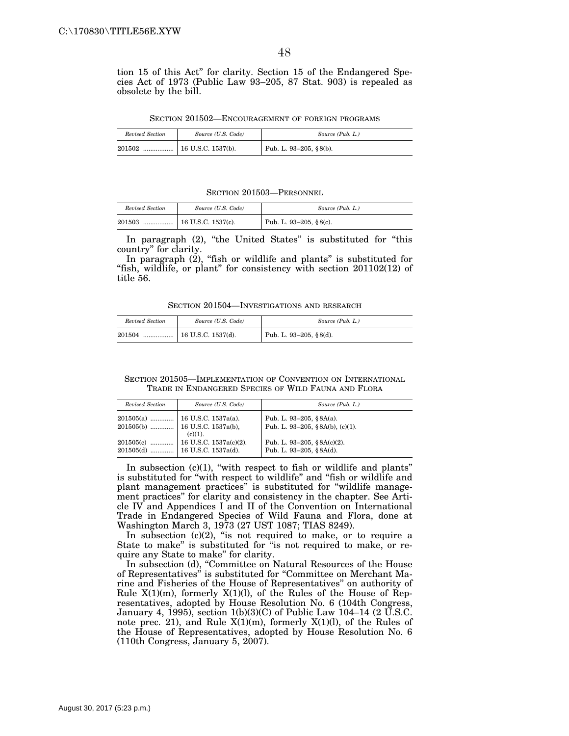tion 15 of this Act" for clarity. Section 15 of the Endangered Species Act of 1973 (Public Law 93–205, 87 Stat. 903) is repealed as obsolete by the bill.

SECTION 201502—ENCOURAGEMENT OF FOREIGN PROGRAMS

| *Revised Section* | *Source (U.S. Code)* | *Source (Pub. L.)* |
|---|---|---|
| 201502 ................. | 16 U.S.C. 1537(b). | Pub. L. 93–205, § 8(b). |

SECTION 201503—PERSONNEL

| *Revised Section* | *Source (U.S. Code)* | *Source (Pub. L.)* |
|---|---|---|
| 201503 ................. | 16 U.S.C. 1537(c). | Pub. L. 93–205, § 8(c). |

In paragraph (2), "the United States" is substituted for "this country" for clarity.

In paragraph (2), "fish or wildlife and plants" is substituted for "fish, wildlife, or plant" for consistency with section 201102(12) of title 56.

SECTION 201504—INVESTIGATIONS AND RESEARCH

| *Revised Section* | *Source (U.S. Code)* | *Source (Pub. L.)* |
|---|---|---|
| 201504 ................. | 16 U.S.C. 1537(d). | Pub. L. 93–205, § 8(d). |

SECTION 201505—IMPLEMENTATION OF CONVENTION ON INTERNATIONAL TRADE IN ENDANGERED SPECIES OF WILD FAUNA AND FLORA

| *Revised Section* | *Source (U.S. Code)* | *Source (Pub. L.)* |
|---|---|---|
| 201505(a) ............. | 16 U.S.C. 1537a(a). | Pub. L. 93–205, § 8A(a). |
| 201505(b) ............. | 16 U.S.C. 1537a(b), (c)(1). | Pub. L. 93–205, § 8A(b), (c)(1). |
| 201505(c) ............. | 16 U.S.C. 1537a(c)(2). | Pub. L. 93–205, § 8A(c)(2). |
| 201505(d) ............. | 16 U.S.C. 1537a(d). | Pub. L. 93–205, § 8A(d). |

In subsection (c)(1), "with respect to fish or wildlife and plants" is substituted for "with respect to wildlife" and "fish or wildlife and plant management practices" is substituted for "wildlife management practices" for clarity and consistency in the chapter. See Article IV and Appendices I and II of the Convention on International Trade in Endangered Species of Wild Fauna and Flora, done at Washington March 3, 1973 (27 UST 1087; TIAS 8249).

In subsection (c)(2), "is not required to make, or to require a State to make" is substituted for "is not required to make, or require any State to make" for clarity.

In subsection (d), "Committee on Natural Resources of the House of Representatives" is substituted for "Committee on Merchant Marine and Fisheries of the House of Representatives" on authority of Rule X(1)(m), formerly X(1)(l), of the Rules of the House of Representatives, adopted by House Resolution No. 6 (104th Congress, January 4, 1995), section 1(b)(3)(C) of Public Law 104–14 (2 U.S.C. note prec. 21), and Rule X(1)(m), formerly X(1)(l), of the Rules of the House of Representatives, adopted by House Resolution No. 6 (110th Congress, January 5, 2007).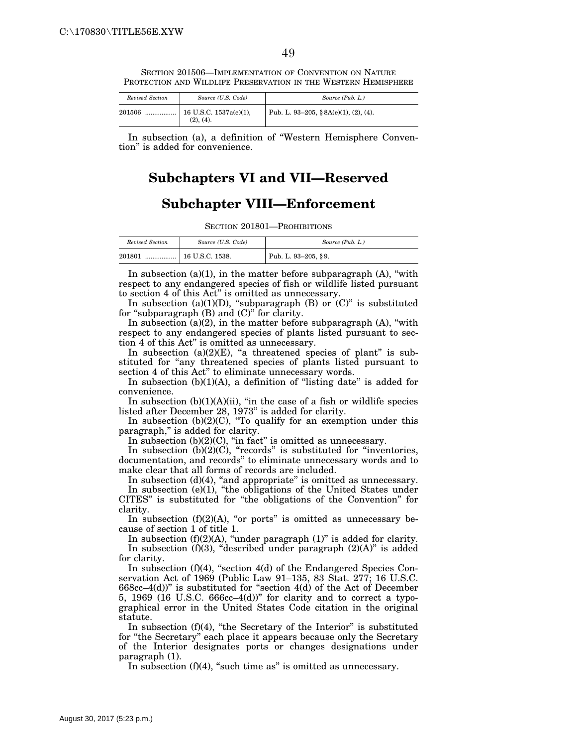SECTION 201506—IMPLEMENTATION OF CONVENTION ON NATURE PROTECTION AND WILDLIFE PRESERVATION IN THE WESTERN HEMISPHERE

| *Revised Section* | *Source (U.S. Code)* | *Source (Pub. L.)* |
|---|---|---|
| 201506 ................. | 16 U.S.C. 1537a(e)(1), (2), (4). | Pub. L. 93–205, § 8A(e)(1), (2), (4). |

In subsection (a), a definition of "Western Hemisphere Convention" is added for convenience.

# Subchapters VI and VII—Reserved

# Subchapter VIII—Enforcement

SECTION 201801—PROHIBITIONS

| *Revised Section* | *Source (U.S. Code)* | *Source (Pub. L.)* |
|---|---|---|
| 201801 ................. | 16 U.S.C. 1538. | Pub. L. 93–205, § 9. |

In subsection (a)(1), in the matter before subparagraph (A), "with respect to any endangered species of fish or wildlife listed pursuant to section 4 of this Act" is omitted as unnecessary.

In subsection (a)(1)(D), "subparagraph (B) or (C)" is substituted for "subparagraph (B) and (C)" for clarity.

In subsection (a)(2), in the matter before subparagraph (A), "with respect to any endangered species of plants listed pursuant to section 4 of this Act" is omitted as unnecessary.

In subsection (a)(2)(E), "a threatened species of plant" is substituted for "any threatened species of plants listed pursuant to section 4 of this Act" to eliminate unnecessary words.

In subsection (b)(1)(A), a definition of "listing date" is added for convenience.

In subsection (b)(1)(A)(ii), "in the case of a fish or wildlife species listed after December 28, 1973" is added for clarity.

In subsection (b)(2)(C), "To qualify for an exemption under this paragraph," is added for clarity.

In subsection (b)(2)(C), "in fact" is omitted as unnecessary.

In subsection (b)(2)(C), "records" is substituted for "inventories, documentation, and records" to eliminate unnecessary words and to make clear that all forms of records are included.

In subsection (d)(4), "and appropriate" is omitted as unnecessary.

In subsection (e)(1), "the obligations of the United States under CITES" is substituted for "the obligations of the Convention" for clarity.

In subsection (f)(2)(A), "or ports" is omitted as unnecessary because of section 1 of title 1.

In subsection (f)(2)(A), "under paragraph (1)" is added for clarity.

In subsection (f)(3), "described under paragraph (2)(A)" is added for clarity.

In subsection (f)(4), "section 4(d) of the Endangered Species Conservation Act of 1969 (Public Law 91–135, 83 Stat. 277; 16 U.S.C. 668cc–4(d))" is substituted for "section 4(d) of the Act of December 5, 1969 (16 U.S.C. 666cc–4(d))" for clarity and to correct a typographical error in the United States Code citation in the original statute.

In subsection (f)(4), "the Secretary of the Interior" is substituted for "the Secretary" each place it appears because only the Secretary of the Interior designates ports or changes designations under paragraph (1).

In subsection (f)(4), "such time as" is omitted as unnecessary.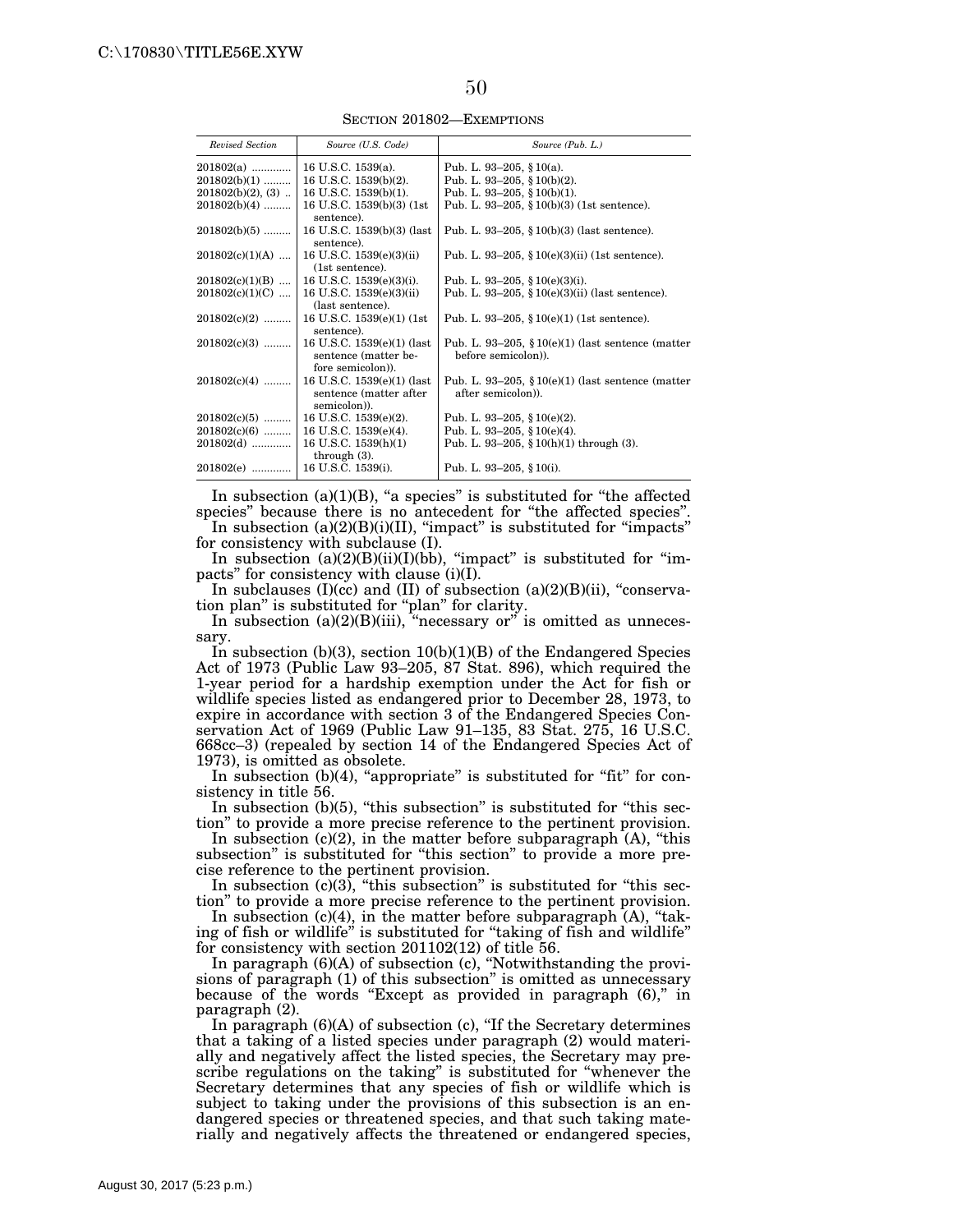SECTION 201802—EXEMPTIONS

| *Revised Section* | *Source (U.S. Code)* | *Source (Pub. L.)* |
|---|---|---|
| 201802(a) | 16 U.S.C. 1539(a). | Pub. L. 93–205, § 10(a). |
| 201802(b)(1) | 16 U.S.C. 1539(b)(2). | Pub. L. 93–205, § 10(b)(2). |
| 201802(b)(2), (3) | 16 U.S.C. 1539(b)(1). | Pub. L. 93–205, § 10(b)(1). |
| 201802(b)(4) | 16 U.S.C. 1539(b)(3) (1st sentence). | Pub. L. 93–205, § 10(b)(3) (1st sentence). |
| 201802(b)(5) | 16 U.S.C. 1539(b)(3) (last sentence). | Pub. L. 93–205, § 10(b)(3) (last sentence). |
| 201802(c)(1)(A) | 16 U.S.C. 1539(e)(3)(ii) (1st sentence). | Pub. L. 93–205, § 10(e)(3)(ii) (1st sentence). |
| 201802(c)(1)(B) | 16 U.S.C. 1539(e)(3)(i). | Pub. L. 93–205, § 10(e)(3)(i). |
| 201802(c)(1)(C) | 16 U.S.C. 1539(e)(3)(ii) (last sentence). | Pub. L. 93–205, § 10(e)(3)(ii) (last sentence). |
| 201802(c)(2) | 16 U.S.C. 1539(e)(1) (1st sentence). | Pub. L. 93–205, § 10(e)(1) (1st sentence). |
| 201802(c)(3) | 16 U.S.C. 1539(e)(1) (last sentence (matter before semicolon)). | Pub. L. 93–205, § 10(e)(1) (last sentence (matter before semicolon)). |
| 201802(c)(4) | 16 U.S.C. 1539(e)(1) (last sentence (matter after semicolon)). | Pub. L. 93–205, § 10(e)(1) (last sentence (matter after semicolon)). |
| 201802(c)(5) | 16 U.S.C. 1539(e)(2). | Pub. L. 93–205, § 10(e)(2). |
| 201802(c)(6) | 16 U.S.C. 1539(e)(4). | Pub. L. 93–205, § 10(e)(4). |
| 201802(d) | 16 U.S.C. 1539(h)(1) through (3). | Pub. L. 93–205, § 10(h)(1) through (3). |
| 201802(e) | 16 U.S.C. 1539(i). | Pub. L. 93–205, § 10(i). |

In subsection (a)(1)(B), "a species" is substituted for "the affected species" because there is no antecedent for "the affected species".

In subsection (a)(2)(B)(i)(II), "impact" is substituted for "impacts" for consistency with subclause (I).

In subsection (a)(2)(B)(ii)(I)(bb), "impact" is substituted for "impacts" for consistency with clause (i)(I).

In subclauses (I)(cc) and (II) of subsection (a)(2)(B)(ii), "conservation plan" is substituted for "plan" for clarity.

In subsection (a)(2)(B)(iii), "necessary or" is omitted as unnecessary.

In subsection (b)(3), section 10(b)(1)(B) of the Endangered Species Act of 1973 (Public Law 93–205, 87 Stat. 896), which required the 1-year period for a hardship exemption under the Act for fish or wildlife species listed as endangered prior to December 28, 1973, to expire in accordance with section 3 of the Endangered Species Conservation Act of 1969 (Public Law 91–135, 83 Stat. 275, 16 U.S.C. 668cc–3) (repealed by section 14 of the Endangered Species Act of 1973), is omitted as obsolete.

In subsection (b)(4), "appropriate" is substituted for "fit" for consistency in title 56.

In subsection (b)(5), "this subsection" is substituted for "this section" to provide a more precise reference to the pertinent provision.

In subsection (c)(2), in the matter before subparagraph (A), "this subsection" is substituted for "this section" to provide a more precise reference to the pertinent provision.

In subsection (c)(3), "this subsection" is substituted for "this section" to provide a more precise reference to the pertinent provision.

In subsection (c)(4), in the matter before subparagraph (A), "taking of fish or wildlife" is substituted for "taking of fish and wildlife" for consistency with section 201102(12) of title 56.

In paragraph (6)(A) of subsection (c), "Notwithstanding the provisions of paragraph (1) of this subsection" is omitted as unnecessary because of the words "Except as provided in paragraph (6)," in paragraph (2).

In paragraph (6)(A) of subsection (c), "If the Secretary determines that a taking of a listed species under paragraph (2) would materially and negatively affect the listed species, the Secretary may prescribe regulations on the taking" is substituted for "whenever the Secretary determines that any species of fish or wildlife which is subject to taking under the provisions of this subsection is an endangered species or threatened species, and that such taking materially and negatively affects the threatened or endangered species,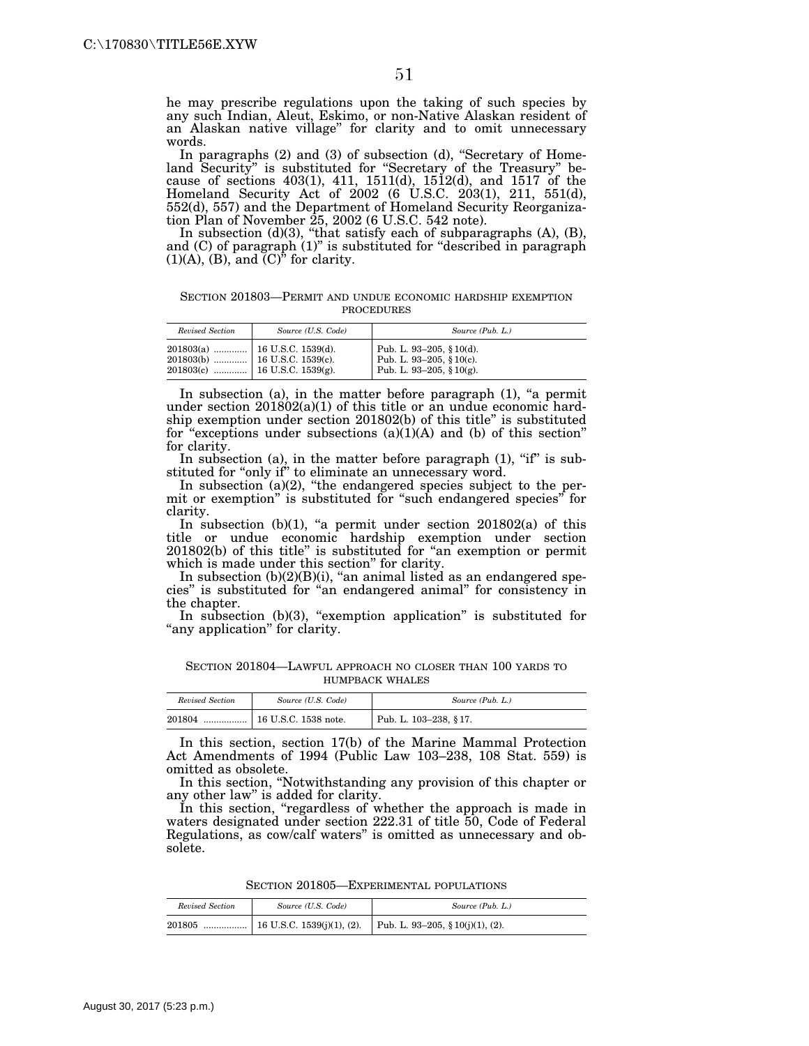he may prescribe regulations upon the taking of such species by any such Indian, Aleut, Eskimo, or non-Native Alaskan resident of an Alaskan native village" for clarity and to omit unnecessary words.

In paragraphs (2) and (3) of subsection (d), "Secretary of Homeland Security" is substituted for "Secretary of the Treasury" because of sections 403(1), 411, 1511(d), 1512(d), and 1517 of the Homeland Security Act of 2002 (6 U.S.C. 203(1), 211, 551(d), 552(d), 557) and the Department of Homeland Security Reorganization Plan of November 25, 2002 (6 U.S.C. 542 note).

In subsection (d)(3), "that satisfy each of subparagraphs (A), (B), and (C) of paragraph (1)" is substituted for "described in paragraph (1)(A), (B), and (C)" for clarity.

SECTION 201803—PERMIT AND UNDUE ECONOMIC HARDSHIP EXEMPTION PROCEDURES

| *Revised Section* | *Source (U.S. Code)* | *Source (Pub. L.)* |
| --- | --- | --- |
| 201803(a) ............ | 16 U.S.C. 1539(d). | Pub. L. 93–205, § 10(d). |
| 201803(b) ............ | 16 U.S.C. 1539(c). | Pub. L. 93–205, § 10(c). |
| 201803(c) ............ | 16 U.S.C. 1539(g). | Pub. L. 93–205, § 10(g). |

In subsection (a), in the matter before paragraph (1), "a permit under section 201802(a)(1) of this title or an undue economic hardship exemption under section 201802(b) of this title" is substituted for "exceptions under subsections (a)(1)(A) and (b) of this section" for clarity.

In subsection (a), in the matter before paragraph (1), "if" is substituted for "only if" to eliminate an unnecessary word.

In subsection (a)(2), "the endangered species subject to the permit or exemption" is substituted for "such endangered species" for clarity.

In subsection (b)(1), "a permit under section 201802(a) of this title or undue economic hardship exemption under section 201802(b) of this title" is substituted for "an exemption or permit which is made under this section" for clarity.

In subsection (b)(2)(B)(i), "an animal listed as an endangered species" is substituted for "an endangered animal" for consistency in the chapter.

In subsection (b)(3), "exemption application" is substituted for "any application" for clarity.

SECTION 201804—LAWFUL APPROACH NO CLOSER THAN 100 YARDS TO HUMPBACK WHALES

| *Revised Section* | *Source (U.S. Code)* | *Source (Pub. L.)* |
| --- | --- | --- |
| 201804 ................ | 16 U.S.C. 1538 note. | Pub. L. 103–238, § 17. |

In this section, section 17(b) of the Marine Mammal Protection Act Amendments of 1994 (Public Law 103–238, 108 Stat. 559) is omitted as obsolete.

In this section, "Notwithstanding any provision of this chapter or any other law" is added for clarity.

In this section, "regardless of whether the approach is made in waters designated under section 222.31 of title 50, Code of Federal Regulations, as cow/calf waters" is omitted as unnecessary and obsolete.

SECTION 201805—EXPERIMENTAL POPULATIONS

| *Revised Section* | *Source (U.S. Code)* | *Source (Pub. L.)* |
| --- | --- | --- |
| 201805 ................ | 16 U.S.C. 1539(j)(1), (2). | Pub. L. 93–205, § 10(j)(1), (2). |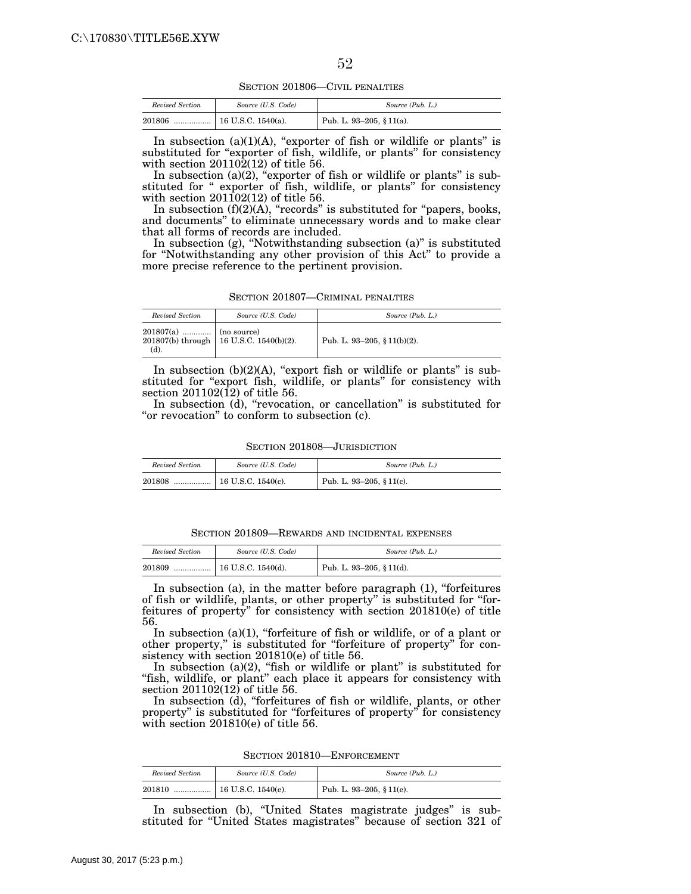### SECTION 201806—CIVIL PENALTIES

| *Revised Section* | *Source (U.S. Code)* | *Source (Pub. L.)* |
|---|---|---|
| 201806 ................. | 16 U.S.C. 1540(a). | Pub. L. 93–205, § 11(a). |

In subsection (a)(1)(A), "exporter of fish or wildlife or plants" is substituted for "exporter of fish, wildlife, or plants" for consistency with section 201102(12) of title 56.

In subsection (a)(2), "exporter of fish or wildlife or plants" is substituted for " exporter of fish, wildlife, or plants" for consistency with section 201102(12) of title 56.

In subsection (f)(2)(A), "records" is substituted for "papers, books, and documents" to eliminate unnecessary words and to make clear that all forms of records are included.

In subsection (g), "Notwithstanding subsection (a)" is substituted for "Notwithstanding any other provision of this Act" to provide a more precise reference to the pertinent provision.

### SECTION 201807—CRIMINAL PENALTIES

| *Revised Section* | *Source (U.S. Code)* | *Source (Pub. L.)* |
|---|---|---|
| 201807(a) ............. | (no source) | |
| 201807(b) through (d). | 16 U.S.C. 1540(b)(2). | Pub. L. 93–205, § 11(b)(2). |

In subsection (b)(2)(A), "export fish or wildlife or plants" is substituted for "export fish, wildlife, or plants" for consistency with section 201102(12) of title 56.

In subsection (d), "revocation, or cancellation" is substituted for "or revocation" to conform to subsection (c).

### SECTION 201808—JURISDICTION

| *Revised Section* | *Source (U.S. Code)* | *Source (Pub. L.)* |
|---|---|---|
| 201808 ................. | 16 U.S.C. 1540(c). | Pub. L. 93–205, § 11(c). |

### SECTION 201809—REWARDS AND INCIDENTAL EXPENSES

| *Revised Section* | *Source (U.S. Code)* | *Source (Pub. L.)* |
|---|---|---|
| 201809 ................. | 16 U.S.C. 1540(d). | Pub. L. 93–205, § 11(d). |

In subsection (a), in the matter before paragraph (1), "forfeitures of fish or wildlife, plants, or other property" is substituted for "forfeitures of property" for consistency with section 201810(e) of title 56.

In subsection (a)(1), "forfeiture of fish or wildlife, or of a plant or other property," is substituted for "forfeiture of property" for consistency with section 201810(e) of title 56.

In subsection (a)(2), "fish or wildlife or plant" is substituted for "fish, wildlife, or plant" each place it appears for consistency with section 201102(12) of title 56.

In subsection (d), "forfeitures of fish or wildlife, plants, or other property" is substituted for "forfeitures of property" for consistency with section 201810(e) of title 56.

### SECTION 201810—ENFORCEMENT

| *Revised Section* | *Source (U.S. Code)* | *Source (Pub. L.)* |
|---|---|---|
| 201810 ................. | 16 U.S.C. 1540(e). | Pub. L. 93–205, § 11(e). |

In subsection (b), "United States magistrate judges" is substituted for "United States magistrates" because of section 321 of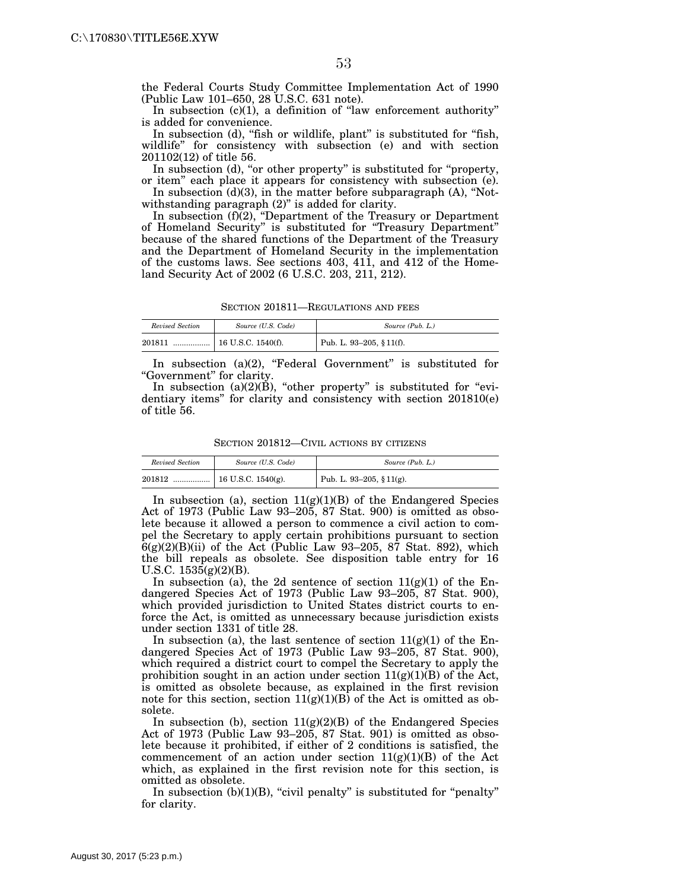the Federal Courts Study Committee Implementation Act of 1990 (Public Law 101–650, 28 U.S.C. 631 note).

In subsection (c)(1), a definition of "law enforcement authority" is added for convenience.

In subsection (d), "fish or wildlife, plant" is substituted for "fish, wildlife" for consistency with subsection (e) and with section 201102(12) of title 56.

In subsection (d), "or other property" is substituted for "property, or item" each place it appears for consistency with subsection (e).

In subsection (d)(3), in the matter before subparagraph (A), "Notwithstanding paragraph (2)" is added for clarity.

In subsection (f)(2), "Department of the Treasury or Department of Homeland Security" is substituted for "Treasury Department" because of the shared functions of the Department of the Treasury and the Department of Homeland Security in the implementation of the customs laws. See sections 403, 411, and 412 of the Homeland Security Act of 2002 (6 U.S.C. 203, 211, 212).

SECTION 201811—REGULATIONS AND FEES

| *Revised Section* | *Source (U.S. Code)* | *Source (Pub. L.)* |
|---|---|---|
| 201811 ................. | 16 U.S.C. 1540(f). | Pub. L. 93–205, § 11(f). |

In subsection (a)(2), "Federal Government" is substituted for "Government" for clarity.

In subsection (a)(2)(B), "other property" is substituted for "evidentiary items" for clarity and consistency with section 201810(e) of title 56.

SECTION 201812—CIVIL ACTIONS BY CITIZENS

| *Revised Section* | *Source (U.S. Code)* | *Source (Pub. L.)* |
|---|---|---|
| 201812 ................. | 16 U.S.C. 1540(g). | Pub. L. 93–205, § 11(g). |

In subsection (a), section 11(g)(1)(B) of the Endangered Species Act of 1973 (Public Law 93–205, 87 Stat. 900) is omitted as obsolete because it allowed a person to commence a civil action to compel the Secretary to apply certain prohibitions pursuant to section 6(g)(2)(B)(ii) of the Act (Public Law 93–205, 87 Stat. 892), which the bill repeals as obsolete. See disposition table entry for 16 U.S.C. 1535(g)(2)(B).

In subsection (a), the 2d sentence of section 11(g)(1) of the Endangered Species Act of 1973 (Public Law 93–205, 87 Stat. 900), which provided jurisdiction to United States district courts to enforce the Act, is omitted as unnecessary because jurisdiction exists under section 1331 of title 28.

In subsection (a), the last sentence of section 11(g)(1) of the Endangered Species Act of 1973 (Public Law 93–205, 87 Stat. 900), which required a district court to compel the Secretary to apply the prohibition sought in an action under section 11(g)(1)(B) of the Act, is omitted as obsolete because, as explained in the first revision note for this section, section 11(g)(1)(B) of the Act is omitted as obsolete.

In subsection (b), section 11(g)(2)(B) of the Endangered Species Act of 1973 (Public Law 93–205, 87 Stat. 901) is omitted as obsolete because it prohibited, if either of 2 conditions is satisfied, the commencement of an action under section 11(g)(1)(B) of the Act which, as explained in the first revision note for this section, is omitted as obsolete.

In subsection (b)(1)(B), "civil penalty" is substituted for "penalty" for clarity.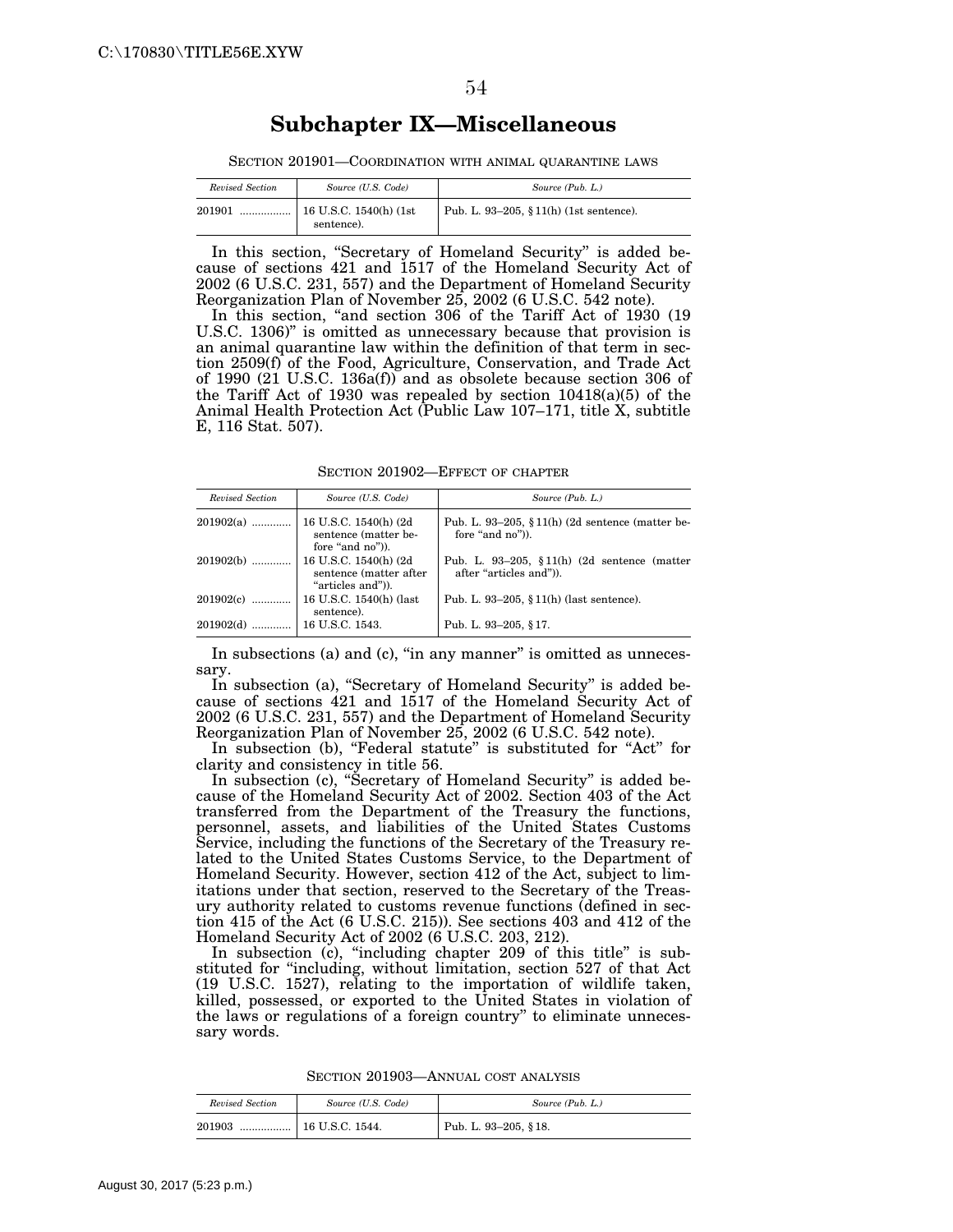# Subchapter IX—Miscellaneous

SECTION 201901—COORDINATION WITH ANIMAL QUARANTINE LAWS

| *Revised Section* | *Source (U.S. Code)* | *Source (Pub. L.)* |
|---|---|---|
| 201901 ................. | 16 U.S.C. 1540(h) (1st sentence). | Pub. L. 93–205, § 11(h) (1st sentence). |

In this section, "Secretary of Homeland Security" is added because of sections 421 and 1517 of the Homeland Security Act of 2002 (6 U.S.C. 231, 557) and the Department of Homeland Security Reorganization Plan of November 25, 2002 (6 U.S.C. 542 note).

In this section, "and section 306 of the Tariff Act of 1930 (19 U.S.C. 1306)" is omitted as unnecessary because that provision is an animal quarantine law within the definition of that term in section 2509(f) of the Food, Agriculture, Conservation, and Trade Act of 1990 (21 U.S.C. 136a(f)) and as obsolete because section 306 of the Tariff Act of 1930 was repealed by section 10418(a)(5) of the Animal Health Protection Act (Public Law 107–171, title X, subtitle E, 116 Stat. 507).

SECTION 201902—EFFECT OF CHAPTER

| *Revised Section* | *Source (U.S. Code)* | *Source (Pub. L.)* |
|---|---|---|
| 201902(a) ............. | 16 U.S.C. 1540(h) (2d sentence (matter before "and no")). | Pub. L. 93–205, § 11(h) (2d sentence (matter before "and no")). |
| 201902(b) ............. | 16 U.S.C. 1540(h) (2d sentence (matter after "articles and")). | Pub. L. 93–205, § 11(h) (2d sentence (matter after "articles and")). |
| 201902(c) ............. | 16 U.S.C. 1540(h) (last sentence). | Pub. L. 93–205, § 11(h) (last sentence). |
| 201902(d) ............. | 16 U.S.C. 1543. | Pub. L. 93–205, § 17. |

In subsections (a) and (c), "in any manner" is omitted as unnecessary.

In subsection (a), "Secretary of Homeland Security" is added because of sections 421 and 1517 of the Homeland Security Act of 2002 (6 U.S.C. 231, 557) and the Department of Homeland Security Reorganization Plan of November 25, 2002 (6 U.S.C. 542 note).

In subsection (b), "Federal statute" is substituted for "Act" for clarity and consistency in title 56.

In subsection (c), "Secretary of Homeland Security" is added because of the Homeland Security Act of 2002. Section 403 of the Act transferred from the Department of the Treasury the functions, personnel, assets, and liabilities of the United States Customs Service, including the functions of the Secretary of the Treasury related to the United States Customs Service, to the Department of Homeland Security. However, section 412 of the Act, subject to limitations under that section, reserved to the Secretary of the Treasury authority related to customs revenue functions (defined in section 415 of the Act (6 U.S.C. 215)). See sections 403 and 412 of the Homeland Security Act of 2002 (6 U.S.C. 203, 212).

In subsection (c), "including chapter 209 of this title" is substituted for "including, without limitation, section 527 of that Act (19 U.S.C. 1527), relating to the importation of wildlife taken, killed, possessed, or exported to the United States in violation of the laws or regulations of a foreign country" to eliminate unnecessary words.

SECTION 201903—ANNUAL COST ANALYSIS

| *Revised Section* | *Source (U.S. Code)* | *Source (Pub. L.)* |
|---|---|---|
| 201903 ................. | 16 U.S.C. 1544. | Pub. L. 93–205, § 18. |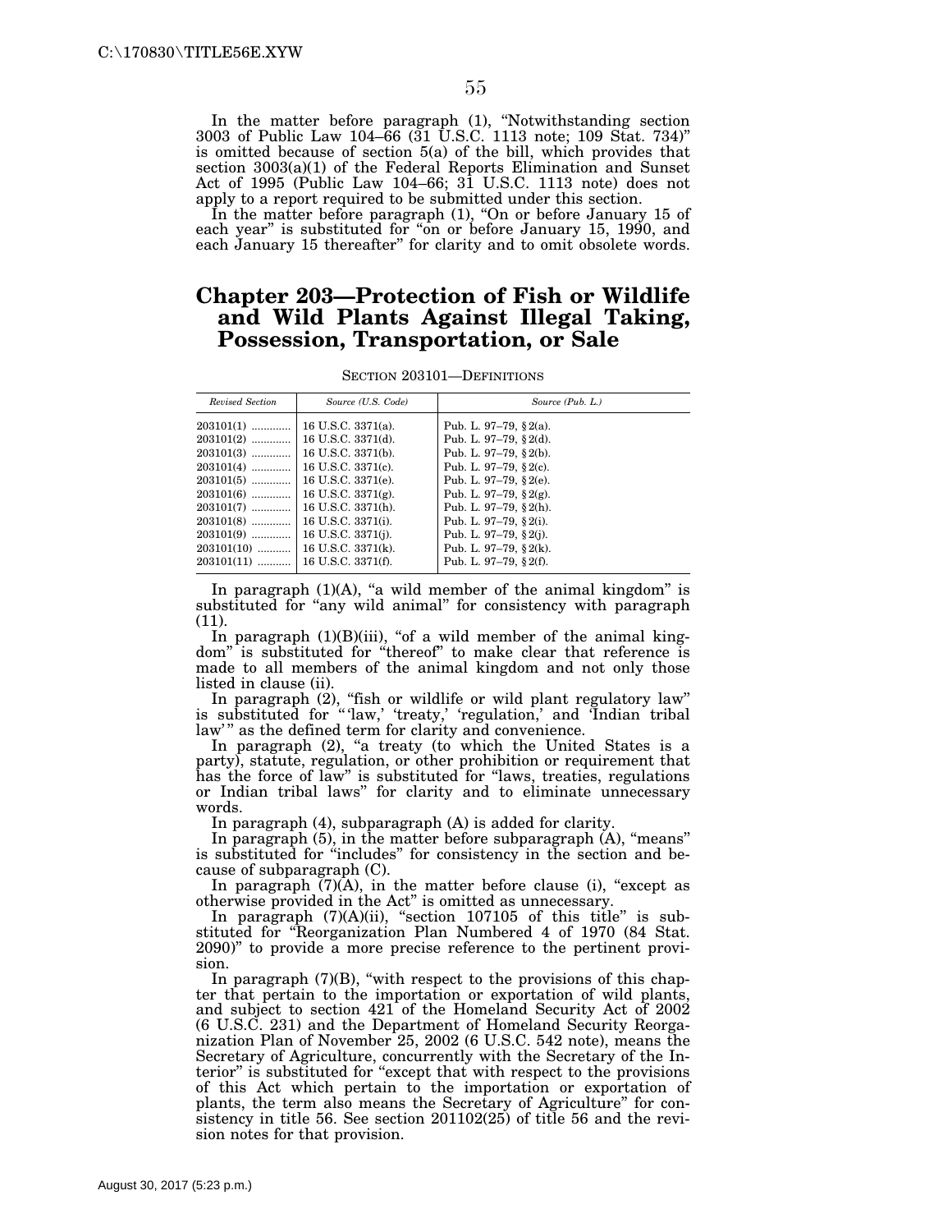In the matter before paragraph (1), "Notwithstanding section 3003 of Public Law 104–66 (31 U.S.C. 1113 note; 109 Stat. 734)" is omitted because of section 5(a) of the bill, which provides that section 3003(a)(1) of the Federal Reports Elimination and Sunset Act of 1995 (Public Law 104–66; 31 U.S.C. 1113 note) does not apply to a report required to be submitted under this section.

In the matter before paragraph (1), "On or before January 15 of each year" is substituted for "on or before January 15, 1990, and each January 15 thereafter" for clarity and to omit obsolete words.

# Chapter 203—Protection of Fish or Wildlife and Wild Plants Against Illegal Taking, Possession, Transportation, or Sale

SECTION 203101—DEFINITIONS

| *Revised Section* | *Source (U.S. Code)* | *Source (Pub. L.)* |
|---|---|---|
| 203101(1) | 16 U.S.C. 3371(a). | Pub. L. 97–79, §2(a). |
| 203101(2) | 16 U.S.C. 3371(d). | Pub. L. 97–79, §2(d). |
| 203101(3) | 16 U.S.C. 3371(b). | Pub. L. 97–79, §2(b). |
| 203101(4) | 16 U.S.C. 3371(c). | Pub. L. 97–79, §2(c). |
| 203101(5) | 16 U.S.C. 3371(e). | Pub. L. 97–79, §2(e). |
| 203101(6) | 16 U.S.C. 3371(g). | Pub. L. 97–79, §2(g). |
| 203101(7) | 16 U.S.C. 3371(h). | Pub. L. 97–79, §2(h). |
| 203101(8) | 16 U.S.C. 3371(i). | Pub. L. 97–79, §2(i). |
| 203101(9) | 16 U.S.C. 3371(j). | Pub. L. 97–79, §2(j). |
| 203101(10) | 16 U.S.C. 3371(k). | Pub. L. 97–79, §2(k). |
| 203101(11) | 16 U.S.C. 3371(f). | Pub. L. 97–79, §2(f). |

In paragraph (1)(A), "a wild member of the animal kingdom" is substituted for "any wild animal" for consistency with paragraph (11).

In paragraph (1)(B)(iii), "of a wild member of the animal kingdom" is substituted for "thereof" to make clear that reference is made to all members of the animal kingdom and not only those listed in clause (ii).

In paragraph (2), "fish or wildlife or wild plant regulatory law" is substituted for "'law,' 'treaty,' 'regulation,' and 'Indian tribal law'" as the defined term for clarity and convenience.

In paragraph (2), "a treaty (to which the United States is a party), statute, regulation, or other prohibition or requirement that has the force of law" is substituted for "laws, treaties, regulations or Indian tribal laws" for clarity and to eliminate unnecessary words.

In paragraph (4), subparagraph (A) is added for clarity.

In paragraph (5), in the matter before subparagraph (A), "means" is substituted for "includes" for consistency in the section and because of subparagraph (C).

In paragraph (7)(A), in the matter before clause (i), "except as otherwise provided in the Act" is omitted as unnecessary.

In paragraph (7)(A)(ii), "section 107105 of this title" is substituted for "Reorganization Plan Numbered 4 of 1970 (84 Stat. 2090)" to provide a more precise reference to the pertinent provision.

In paragraph (7)(B), "with respect to the provisions of this chapter that pertain to the importation or exportation of wild plants, and subject to section 421 of the Homeland Security Act of 2002 (6 U.S.C. 231) and the Department of Homeland Security Reorganization Plan of November 25, 2002 (6 U.S.C. 542 note), means the Secretary of Agriculture, concurrently with the Secretary of the Interior" is substituted for "except that with respect to the provisions of this Act which pertain to the importation or exportation of plants, the term also means the Secretary of Agriculture" for consistency in title 56. See section 201102(25) of title 56 and the revision notes for that provision.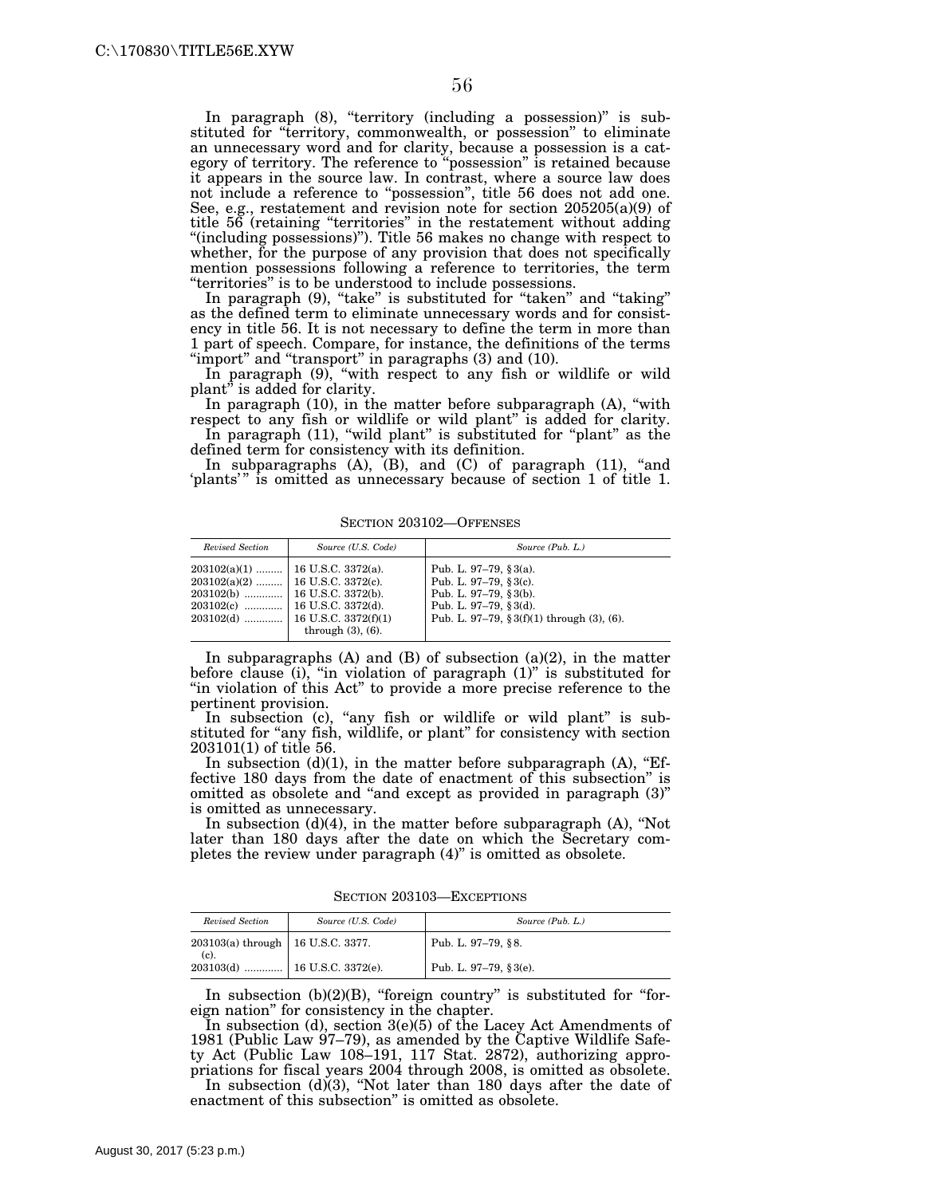In paragraph (8), "territory (including a possession)" is substituted for "territory, commonwealth, or possession" to eliminate an unnecessary word and for clarity, because a possession is a category of territory. The reference to "possession" is retained because it appears in the source law. In contrast, where a source law does not include a reference to "possession", title 56 does not add one. See, e.g., restatement and revision note for section 205205(a)(9) of title 56 (retaining "territories" in the restatement without adding "(including possessions)"). Title 56 makes no change with respect to whether, for the purpose of any provision that does not specifically mention possessions following a reference to territories, the term "territories" is to be understood to include possessions.

In paragraph (9), "take" is substituted for "taken" and "taking" as the defined term to eliminate unnecessary words and for consistency in title 56. It is not necessary to define the term in more than 1 part of speech. Compare, for instance, the definitions of the terms "import" and "transport" in paragraphs (3) and (10).

In paragraph (9), "with respect to any fish or wildlife or wild plant" is added for clarity.

In paragraph (10), in the matter before subparagraph (A), "with respect to any fish or wildlife or wild plant" is added for clarity.

In paragraph (11), "wild plant" is substituted for "plant" as the defined term for consistency with its definition.

In subparagraphs (A), (B), and (C) of paragraph (11), "and 'plants'" is omitted as unnecessary because of section 1 of title 1.

## SECTION 203102—OFFENSES

| *Revised Section* | *Source (U.S. Code)* | *Source (Pub. L.)* |
|---|---|---|
| 203102(a)(1) | 16 U.S.C. 3372(a). | Pub. L. 97–79, §3(a). |
| 203102(a)(2) | 16 U.S.C. 3372(c). | Pub. L. 97–79, §3(c). |
| 203102(b) | 16 U.S.C. 3372(b). | Pub. L. 97–79, §3(b). |
| 203102(c) | 16 U.S.C. 3372(d). | Pub. L. 97–79, §3(d). |
| 203102(d) | 16 U.S.C. 3372(f)(1) through (3), (6). | Pub. L. 97–79, §3(f)(1) through (3), (6). |

In subparagraphs (A) and (B) of subsection (a)(2), in the matter before clause (i), "in violation of paragraph (1)" is substituted for "in violation of this Act" to provide a more precise reference to the pertinent provision.

In subsection (c), "any fish or wildlife or wild plant" is substituted for "any fish, wildlife, or plant" for consistency with section 203101(1) of title 56.

In subsection (d)(1), in the matter before subparagraph (A), "Effective 180 days from the date of enactment of this subsection" is omitted as obsolete and "and except as provided in paragraph (3)" is omitted as unnecessary.

In subsection (d)(4), in the matter before subparagraph (A), "Not later than 180 days after the date on which the Secretary completes the review under paragraph (4)" is omitted as obsolete.

## SECTION 203103—EXCEPTIONS

| *Revised Section* | *Source (U.S. Code)* | *Source (Pub. L.)* |
|---|---|---|
| 203103(a) through (c). | 16 U.S.C. 3377. | Pub. L. 97–79, §8. |
| 203103(d) | 16 U.S.C. 3372(e). | Pub. L. 97–79, §3(e). |

In subsection (b)(2)(B), "foreign country" is substituted for "foreign nation" for consistency in the chapter.

In subsection (d), section 3(e)(5) of the Lacey Act Amendments of 1981 (Public Law 97–79), as amended by the Captive Wildlife Safety Act (Public Law 108–191, 117 Stat. 2872), authorizing appropriations for fiscal years 2004 through 2008, is omitted as obsolete.

In subsection (d)(3), "Not later than 180 days after the date of enactment of this subsection" is omitted as obsolete.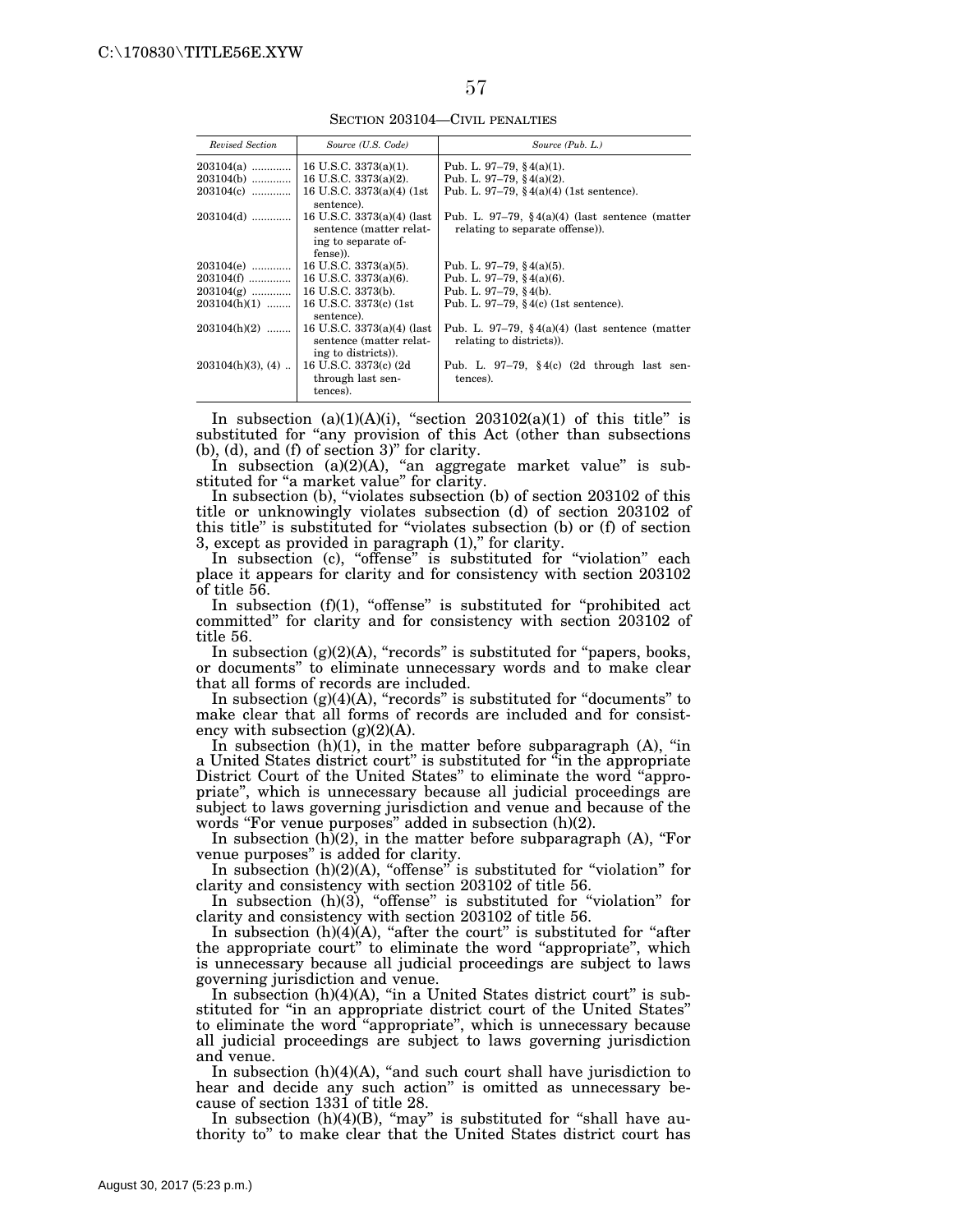SECTION 203104—CIVIL PENALTIES

| *Revised Section* | *Source (U.S. Code)* | *Source (Pub. L.)* |
|---|---|---|
| 203104(a) | 16 U.S.C. 3373(a)(1). | Pub. L. 97–79, §4(a)(1). |
| 203104(b) | 16 U.S.C. 3373(a)(2). | Pub. L. 97–79, §4(a)(2). |
| 203104(c) | 16 U.S.C. 3373(a)(4) (1st sentence). | Pub. L. 97–79, §4(a)(4) (1st sentence). |
| 203104(d) | 16 U.S.C. 3373(a)(4) (last sentence (matter relating to separate offense)). | Pub. L. 97–79, §4(a)(4) (last sentence (matter relating to separate offense)). |
| 203104(e) | 16 U.S.C. 3373(a)(5). | Pub. L. 97–79, §4(a)(5). |
| 203104(f) | 16 U.S.C. 3373(a)(6). | Pub. L. 97–79, §4(a)(6). |
| 203104(g) | 16 U.S.C. 3373(b). | Pub. L. 97–79, §4(b). |
| 203104(h)(1) | 16 U.S.C. 3373(c) (1st sentence). | Pub. L. 97–79, §4(c) (1st sentence). |
| 203104(h)(2) | 16 U.S.C. 3373(a)(4) (last sentence (matter relating to districts)). | Pub. L. 97–79, §4(a)(4) (last sentence (matter relating to districts)). |
| 203104(h)(3), (4) | 16 U.S.C. 3373(c) (2d through last sentences). | Pub. L. 97–79, §4(c) (2d through last sentences). |

In subsection (a)(1)(A)(i), "section 203102(a)(1) of this title" is substituted for "any provision of this Act (other than subsections (b), (d), and (f) of section 3)" for clarity.

In subsection (a)(2)(A), "an aggregate market value" is substituted for "a market value" for clarity.

In subsection (b), "violates subsection (b) of section 203102 of this title or unknowingly violates subsection (d) of section 203102 of this title" is substituted for "violates subsection (b) or (f) of section 3, except as provided in paragraph (1)," for clarity.

In subsection (c), "offense" is substituted for "violation" each place it appears for clarity and for consistency with section 203102 of title 56.

In subsection (f)(1), "offense" is substituted for "prohibited act committed" for clarity and for consistency with section 203102 of title 56.

In subsection (g)(2)(A), "records" is substituted for "papers, books, or documents" to eliminate unnecessary words and to make clear that all forms of records are included.

In subsection (g)(4)(A), "records" is substituted for "documents" to make clear that all forms of records are included and for consistency with subsection (g)(2)(A).

In subsection (h)(1), in the matter before subparagraph (A), "in a United States district court" is substituted for "in the appropriate District Court of the United States" to eliminate the word "appropriate", which is unnecessary because all judicial proceedings are subject to laws governing jurisdiction and venue and because of the words "For venue purposes" added in subsection (h)(2).

In subsection (h)(2), in the matter before subparagraph (A), "For venue purposes" is added for clarity.

In subsection (h)(2)(A), "offense" is substituted for "violation" for clarity and consistency with section 203102 of title 56.

In subsection (h)(3), "offense" is substituted for "violation" for clarity and consistency with section 203102 of title 56.

In subsection (h)(4)(A), "after the court" is substituted for "after the appropriate court" to eliminate the word "appropriate", which is unnecessary because all judicial proceedings are subject to laws governing jurisdiction and venue.

In subsection (h)(4)(A), "in a United States district court" is substituted for "in an appropriate district court of the United States" to eliminate the word "appropriate", which is unnecessary because all judicial proceedings are subject to laws governing jurisdiction and venue.

In subsection (h)(4)(A), "and such court shall have jurisdiction to hear and decide any such action" is omitted as unnecessary because of section 1331 of title 28.

In subsection (h)(4)(B), "may" is substituted for "shall have authority to" to make clear that the United States district court has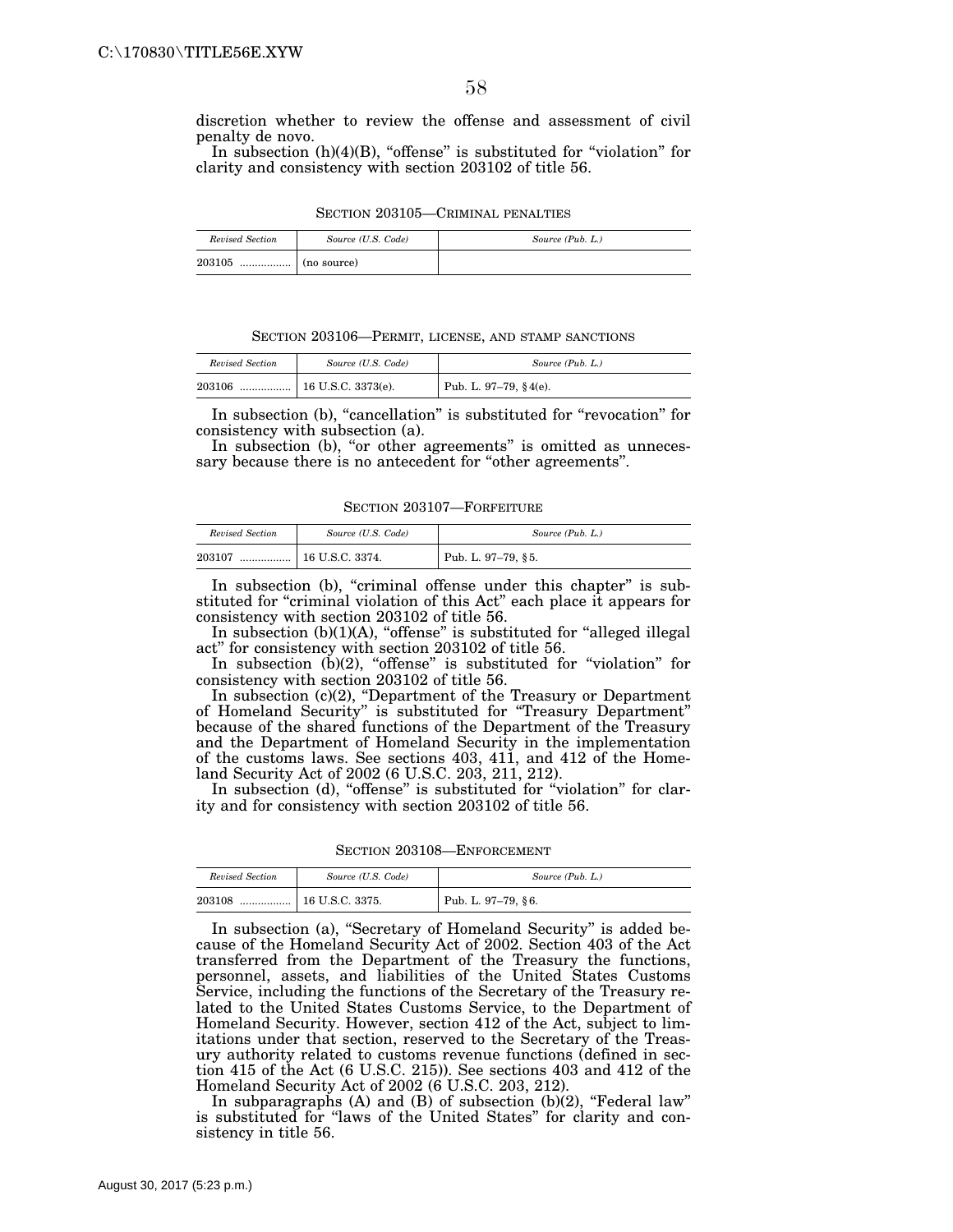discretion whether to review the offense and assessment of civil penalty de novo.

In subsection (h)(4)(B), "offense" is substituted for "violation" for clarity and consistency with section 203102 of title 56.

SECTION 203105—CRIMINAL PENALTIES

| *Revised Section* | *Source (U.S. Code)* | *Source (Pub. L.)* |
|---|---|---|
| 203105 ................. | (no source) | |

SECTION 203106—PERMIT, LICENSE, AND STAMP SANCTIONS

| *Revised Section* | *Source (U.S. Code)* | *Source (Pub. L.)* |
|---|---|---|
| 203106 ................. | 16 U.S.C. 3373(e). | Pub. L. 97–79, § 4(e). |

In subsection (b), "cancellation" is substituted for "revocation" for consistency with subsection (a).

In subsection (b), "or other agreements" is omitted as unnecessary because there is no antecedent for "other agreements".

SECTION 203107—FORFEITURE

| *Revised Section* | *Source (U.S. Code)* | *Source (Pub. L.)* |
|---|---|---|
| 203107 ................. | 16 U.S.C. 3374. | Pub. L. 97–79, § 5. |

In subsection (b), "criminal offense under this chapter" is substituted for "criminal violation of this Act" each place it appears for consistency with section 203102 of title 56.

In subsection (b)(1)(A), "offense" is substituted for "alleged illegal act" for consistency with section 203102 of title 56.

In subsection (b)(2), "offense" is substituted for "violation" for consistency with section 203102 of title 56.

In subsection (c)(2), "Department of the Treasury or Department of Homeland Security" is substituted for "Treasury Department" because of the shared functions of the Department of the Treasury and the Department of Homeland Security in the implementation of the customs laws. See sections 403, 411, and 412 of the Homeland Security Act of 2002 (6 U.S.C. 203, 211, 212).

In subsection (d), "offense" is substituted for "violation" for clarity and for consistency with section 203102 of title 56.

SECTION 203108—ENFORCEMENT

| *Revised Section* | *Source (U.S. Code)* | *Source (Pub. L.)* |
|---|---|---|
| 203108 ................. | 16 U.S.C. 3375. | Pub. L. 97–79, § 6. |

In subsection (a), "Secretary of Homeland Security" is added because of the Homeland Security Act of 2002. Section 403 of the Act transferred from the Department of the Treasury the functions, personnel, assets, and liabilities of the United States Customs Service, including the functions of the Secretary of the Treasury related to the United States Customs Service, to the Department of Homeland Security. However, section 412 of the Act, subject to limitations under that section, reserved to the Secretary of the Treasury authority related to customs revenue functions (defined in section 415 of the Act (6 U.S.C. 215)). See sections 403 and 412 of the Homeland Security Act of 2002 (6 U.S.C. 203, 212).

In subparagraphs (A) and (B) of subsection (b)(2), "Federal law" is substituted for "laws of the United States" for clarity and consistency in title 56.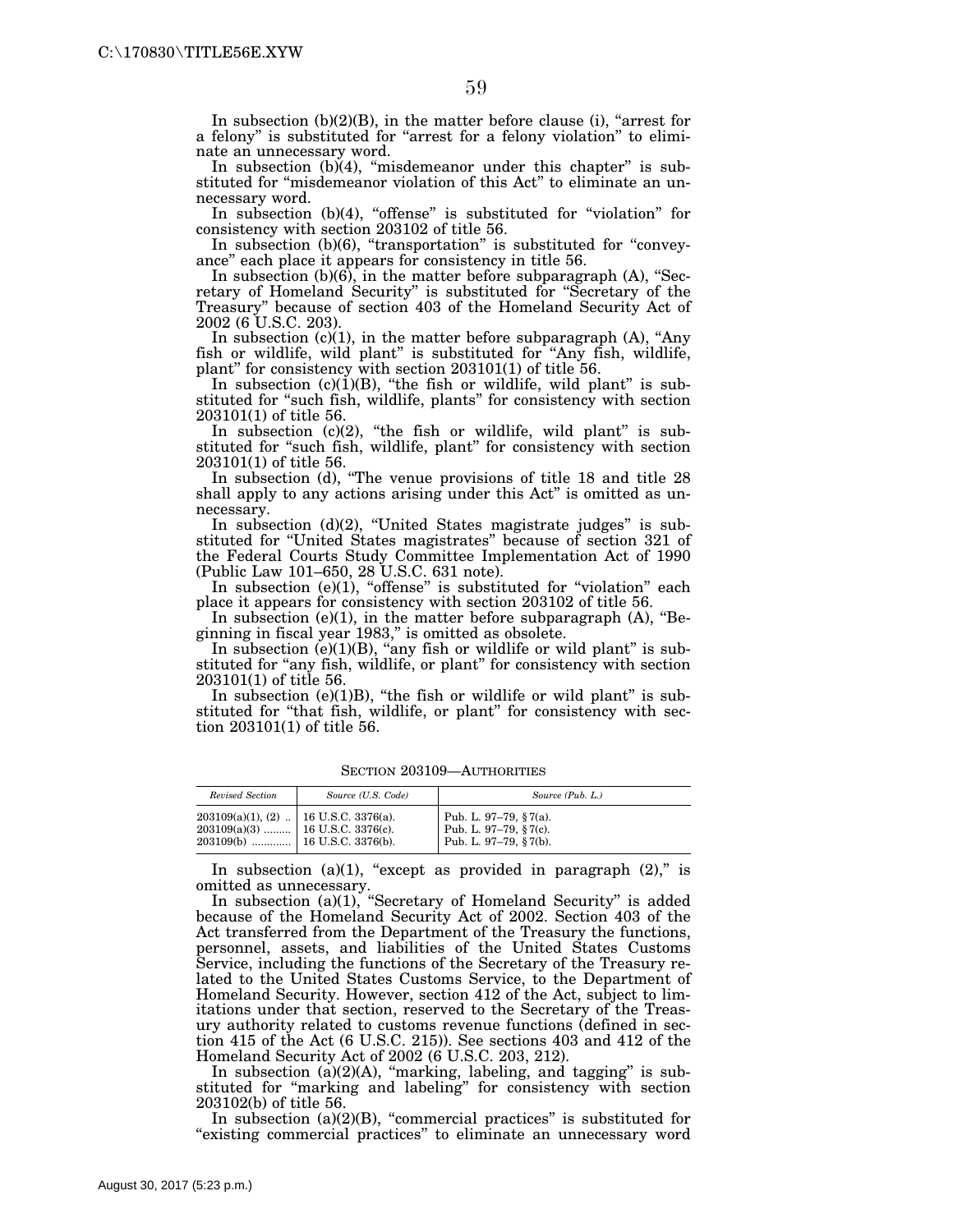In subsection (b)(2)(B), in the matter before clause (i), "arrest for a felony" is substituted for "arrest for a felony violation" to eliminate an unnecessary word.

In subsection (b)(4), "misdemeanor under this chapter" is substituted for "misdemeanor violation of this Act" to eliminate an unnecessary word.

In subsection (b)(4), "offense" is substituted for "violation" for consistency with section 203102 of title 56.

In subsection (b)(6), "transportation" is substituted for "conveyance" each place it appears for consistency in title 56.

In subsection (b)(6), in the matter before subparagraph (A), "Secretary of Homeland Security" is substituted for "Secretary of the Treasury" because of section 403 of the Homeland Security Act of 2002 (6 U.S.C. 203).

In subsection (c)(1), in the matter before subparagraph (A), "Any fish or wildlife, wild plant" is substituted for "Any fish, wildlife, plant" for consistency with section 203101(1) of title 56.

In subsection (c)(1)(B), "the fish or wildlife, wild plant" is substituted for "such fish, wildlife, plants" for consistency with section 203101(1) of title 56.

In subsection (c)(2), "the fish or wildlife, wild plant" is substituted for "such fish, wildlife, plant" for consistency with section 203101(1) of title 56.

In subsection (d), "The venue provisions of title 18 and title 28 shall apply to any actions arising under this Act" is omitted as unnecessary.

In subsection (d)(2), "United States magistrate judges" is substituted for "United States magistrates" because of section 321 of the Federal Courts Study Committee Implementation Act of 1990 (Public Law 101–650, 28 U.S.C. 631 note).

In subsection (e)(1), "offense" is substituted for "violation" each place it appears for consistency with section 203102 of title 56.

In subsection (e)(1), in the matter before subparagraph (A), "Beginning in fiscal year 1983," is omitted as obsolete.

In subsection (e)(1)(B), "any fish or wildlife or wild plant" is substituted for "any fish, wildlife, or plant" for consistency with section 203101(1) of title 56.

In subsection (e)(1)B), "the fish or wildlife or wild plant" is substituted for "that fish, wildlife, or plant" for consistency with section 203101(1) of title 56.

SECTION 203109—AUTHORITIES

| *Revised Section* | *Source (U.S. Code)* | *Source (Pub. L.)* |
|---|---|---|
| 203109(a)(1), (2) .. | 16 U.S.C. 3376(a). | Pub. L. 97–79, §7(a). |
| 203109(a)(3) ......... | 16 U.S.C. 3376(c). | Pub. L. 97–79, §7(c). |
| 203109(b) ............. | 16 U.S.C. 3376(b). | Pub. L. 97–79, §7(b). |

In subsection (a)(1), "except as provided in paragraph (2)," is omitted as unnecessary.

In subsection (a)(1), "Secretary of Homeland Security" is added because of the Homeland Security Act of 2002. Section 403 of the Act transferred from the Department of the Treasury the functions, personnel, assets, and liabilities of the United States Customs Service, including the functions of the Secretary of the Treasury related to the United States Customs Service, to the Department of Homeland Security. However, section 412 of the Act, subject to limitations under that section, reserved to the Secretary of the Treasury authority related to customs revenue functions (defined in section 415 of the Act (6 U.S.C. 215)). See sections 403 and 412 of the Homeland Security Act of 2002 (6 U.S.C. 203, 212).

In subsection (a)(2)(A), "marking, labeling, and tagging" is substituted for "marking and labeling" for consistency with section 203102(b) of title 56.

In subsection (a)(2)(B), "commercial practices" is substituted for "existing commercial practices" to eliminate an unnecessary word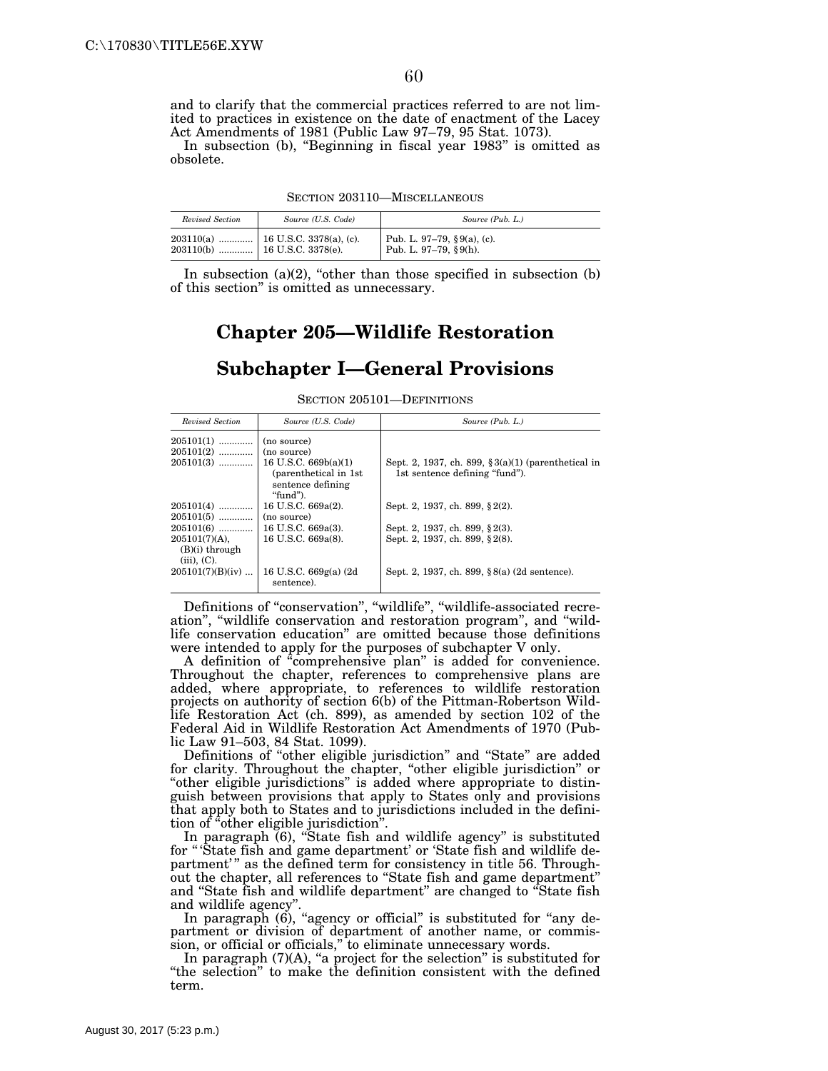and to clarify that the commercial practices referred to are not limited to practices in existence on the date of enactment of the Lacey Act Amendments of 1981 (Public Law 97–79, 95 Stat. 1073).

In subsection (b), "Beginning in fiscal year 1983" is omitted as obsolete.

SECTION 203110—MISCELLANEOUS

| *Revised Section* | *Source (U.S. Code)* | *Source (Pub. L.)* |
|---|---|---|
| 203110(a) ............ | 16 U.S.C. 3378(a), (c). | Pub. L. 97–79, §9(a), (c). |
| 203110(b) ............ | 16 U.S.C. 3378(e). | Pub. L. 97–79, §9(h). |

In subsection (a)(2), "other than those specified in subsection (b) of this section" is omitted as unnecessary.

# Chapter 205—Wildlife Restoration

## Subchapter I—General Provisions

SECTION 205101—DEFINITIONS

| *Revised Section* | *Source (U.S. Code)* | *Source (Pub. L.)* |
|---|---|---|
| 205101(1) ............ | (no source) | |
| 205101(2) ............ | (no source) | |
| 205101(3) ............ | 16 U.S.C. 669b(a)(1) (parenthetical in 1st sentence defining "fund"). | Sept. 2, 1937, ch. 899, §3(a)(1) (parenthetical in 1st sentence defining "fund"). |
| 205101(4) ............ | 16 U.S.C. 669a(2). | Sept. 2, 1937, ch. 899, §2(2). |
| 205101(5) ............ | (no source) | |
| 205101(6) ............ | 16 U.S.C. 669a(3). | Sept. 2, 1937, ch. 899, §2(3). |
| 205101(7)(A), (B)(i) through (iii), (C). | 16 U.S.C. 669a(8). | Sept. 2, 1937, ch. 899, §2(8). |
| 205101(7)(B)(iv) ... | 16 U.S.C. 669g(a) (2d sentence). | Sept. 2, 1937, ch. 899, §8(a) (2d sentence). |

Definitions of "conservation", "wildlife", "wildlife-associated recreation", "wildlife conservation and restoration program", and "wildlife conservation education" are omitted because those definitions were intended to apply for the purposes of subchapter V only.

A definition of "comprehensive plan" is added for convenience. Throughout the chapter, references to comprehensive plans are added, where appropriate, to references to wildlife restoration projects on authority of section 6(b) of the Pittman-Robertson Wildlife Restoration Act (ch. 899), as amended by section 102 of the Federal Aid in Wildlife Restoration Act Amendments of 1970 (Public Law 91–503, 84 Stat. 1099).

Definitions of "other eligible jurisdiction" and "State" are added for clarity. Throughout the chapter, "other eligible jurisdiction" or "other eligible jurisdictions" is added where appropriate to distinguish between provisions that apply to States only and provisions that apply both to States and to jurisdictions included in the definition of "other eligible jurisdiction".

In paragraph (6), "State fish and wildlife agency" is substituted for "'State fish and game department' or 'State fish and wildlife department'" as the defined term for consistency in title 56. Throughout the chapter, all references to "State fish and game department" and "State fish and wildlife department" are changed to "State fish and wildlife agency".

In paragraph (6), "agency or official" is substituted for "any department or division of department of another name, or commission, or official or officials," to eliminate unnecessary words.

In paragraph (7)(A), "a project for the selection" is substituted for "the selection" to make the definition consistent with the defined term.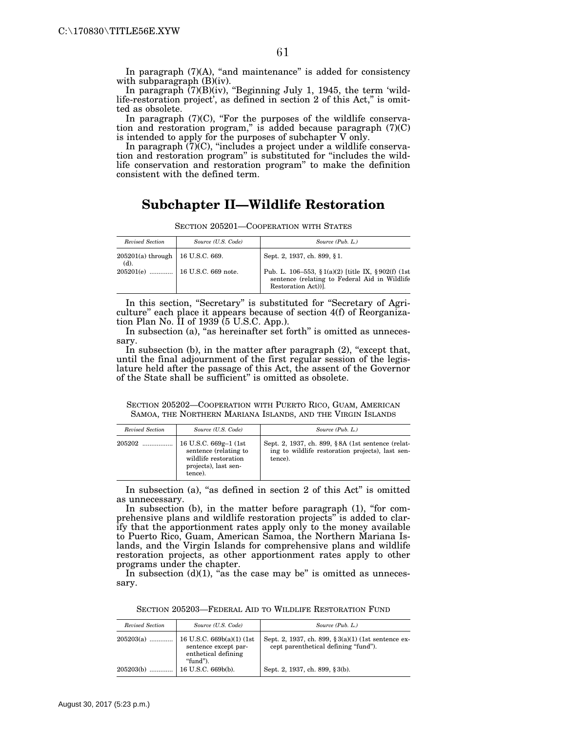In paragraph (7)(A), "and maintenance" is added for consistency with subparagraph (B)(iv).

In paragraph (7)(B)(iv), "Beginning July 1, 1945, the term 'wildlife-restoration project', as defined in section 2 of this Act," is omitted as obsolete.

In paragraph (7)(C), "For the purposes of the wildlife conservation and restoration program," is added because paragraph (7)(C) is intended to apply for the purposes of subchapter V only.

In paragraph (7)(C), "includes a project under a wildlife conservation and restoration program" is substituted for "includes the wildlife conservation and restoration program" to make the definition consistent with the defined term.

## Subchapter II—Wildlife Restoration

SECTION 205201—COOPERATION WITH STATES

| *Revised Section* | *Source (U.S. Code)* | *Source (Pub. L.)* |
|---|---|---|
| 205201(a) through (d). | 16 U.S.C. 669. | Sept. 2, 1937, ch. 899, §1. |
| 205201(e) ............ | 16 U.S.C. 669 note. | Pub. L. 106–553, §1(a)(2) [title IX, §902(f) (1st sentence (relating to Federal Aid in Wildlife Restoration Act))]. |

In this section, "Secretary" is substituted for "Secretary of Agriculture" each place it appears because of section 4(f) of Reorganization Plan No. II of 1939 (5 U.S.C. App.).

In subsection (a), "as hereinafter set forth" is omitted as unnecessary.

In subsection (b), in the matter after paragraph (2), "except that, until the final adjournment of the first regular session of the legislature held after the passage of this Act, the assent of the Governor of the State shall be sufficient" is omitted as obsolete.

SECTION 205202—COOPERATION WITH PUERTO RICO, GUAM, AMERICAN SAMOA, THE NORTHERN MARIANA ISLANDS, AND THE VIRGIN ISLANDS

| *Revised Section* | *Source (U.S. Code)* | *Source (Pub. L.)* |
|---|---|---|
| 205202 ................ | 16 U.S.C. 669g–1 (1st sentence (relating to wildlife restoration projects), last sentence). | Sept. 2, 1937, ch. 899, §8A (1st sentence (relating to wildlife restoration projects), last sentence). |

In subsection (a), "as defined in section 2 of this Act" is omitted as unnecessary.

In subsection (b), in the matter before paragraph (1), "for comprehensive plans and wildlife restoration projects" is added to clarify that the apportionment rates apply only to the money available to Puerto Rico, Guam, American Samoa, the Northern Mariana Islands, and the Virgin Islands for comprehensive plans and wildlife restoration projects, as other apportionment rates apply to other programs under the chapter.

In subsection (d)(1), "as the case may be" is omitted as unnecessary.

SECTION 205203—FEDERAL AID TO WILDLIFE RESTORATION FUND

| *Revised Section* | *Source (U.S. Code)* | *Source (Pub. L.)* |
|---|---|---|
| 205203(a) ............ | 16 U.S.C. 669b(a)(1) (1st sentence except parenthetical defining "fund"). | Sept. 2, 1937, ch. 899, §3(a)(1) (1st sentence except parenthetical defining "fund"). |
| 205203(b) ............ | 16 U.S.C. 669b(b). | Sept. 2, 1937, ch. 899, §3(b). |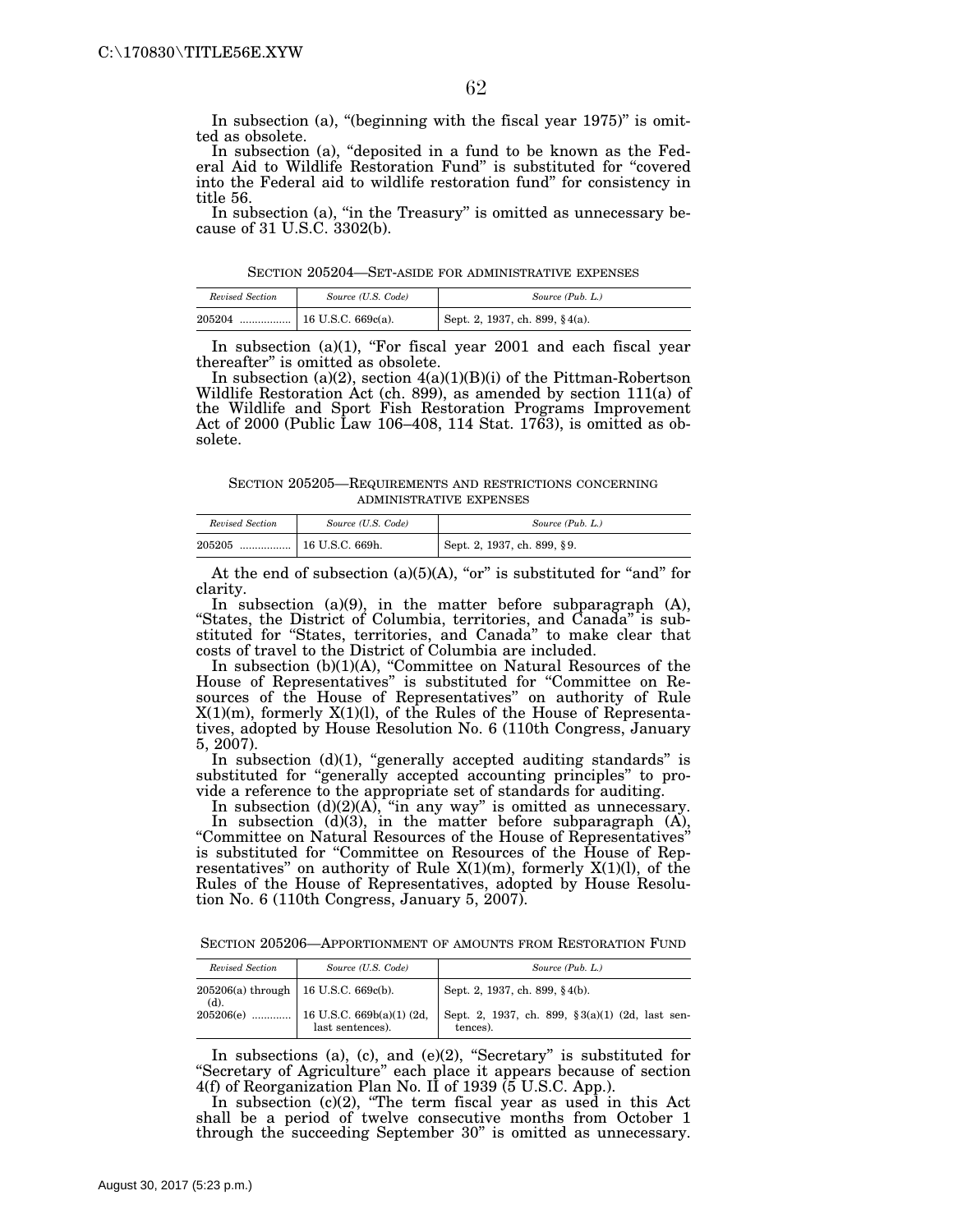In subsection (a), "(beginning with the fiscal year 1975)" is omitted as obsolete.

In subsection (a), "deposited in a fund to be known as the Federal Aid to Wildlife Restoration Fund" is substituted for "covered into the Federal aid to wildlife restoration fund" for consistency in title 56.

In subsection (a), "in the Treasury" is omitted as unnecessary because of 31 U.S.C. 3302(b).

SECTION 205204—SET-ASIDE FOR ADMINISTRATIVE EXPENSES

| *Revised Section* | *Source (U.S. Code)* | *Source (Pub. L.)* |
|---|---|---|
| 205204 ................ | 16 U.S.C. 669c(a). | Sept. 2, 1937, ch. 899, §4(a). |

In subsection (a)(1), "For fiscal year 2001 and each fiscal year thereafter" is omitted as obsolete.

In subsection (a)(2), section 4(a)(1)(B)(i) of the Pittman-Robertson Wildlife Restoration Act (ch. 899), as amended by section 111(a) of the Wildlife and Sport Fish Restoration Programs Improvement Act of 2000 (Public Law 106–408, 114 Stat. 1763), is omitted as obsolete.

SECTION 205205—REQUIREMENTS AND RESTRICTIONS CONCERNING ADMINISTRATIVE EXPENSES

| *Revised Section* | *Source (U.S. Code)* | *Source (Pub. L.)* |
|---|---|---|
| 205205 ................ | 16 U.S.C. 669h. | Sept. 2, 1937, ch. 899, §9. |

At the end of subsection (a)(5)(A), "or" is substituted for "and" for clarity.

In subsection (a)(9), in the matter before subparagraph (A), "States, the District of Columbia, territories, and Canada" is substituted for "States, territories, and Canada" to make clear that costs of travel to the District of Columbia are included.

In subsection (b)(1)(A), "Committee on Natural Resources of the House of Representatives" is substituted for "Committee on Resources of the House of Representatives" on authority of Rule X(1)(m), formerly X(1)(l), of the Rules of the House of Representatives, adopted by House Resolution No. 6 (110th Congress, January 5, 2007).

In subsection (d)(1), "generally accepted auditing standards" is substituted for "generally accepted accounting principles" to provide a reference to the appropriate set of standards for auditing.

In subsection (d)(2)(A), "in any way" is omitted as unnecessary.

In subsection (d)(3), in the matter before subparagraph (A), "Committee on Natural Resources of the House of Representatives" is substituted for "Committee on Resources of the House of Representatives" on authority of Rule X(1)(m), formerly X(1)(l), of the Rules of the House of Representatives, adopted by House Resolution No. 6 (110th Congress, January 5, 2007).

SECTION 205206—APPORTIONMENT OF AMOUNTS FROM RESTORATION FUND

| *Revised Section* | *Source (U.S. Code)* | *Source (Pub. L.)* |
|---|---|---|
| 205206(a) through (d). | 16 U.S.C. 669c(b). | Sept. 2, 1937, ch. 899, §4(b). |
| 205206(e) ............ | 16 U.S.C. 669b(a)(1) (2d, last sentences). | Sept. 2, 1937, ch. 899, §3(a)(1) (2d, last sentences). |

In subsections (a), (c), and (e)(2), "Secretary" is substituted for "Secretary of Agriculture" each place it appears because of section 4(f) of Reorganization Plan No. II of 1939 (5 U.S.C. App.).

In subsection (c)(2), "The term fiscal year as used in this Act shall be a period of twelve consecutive months from October 1 through the succeeding September 30" is omitted as unnecessary.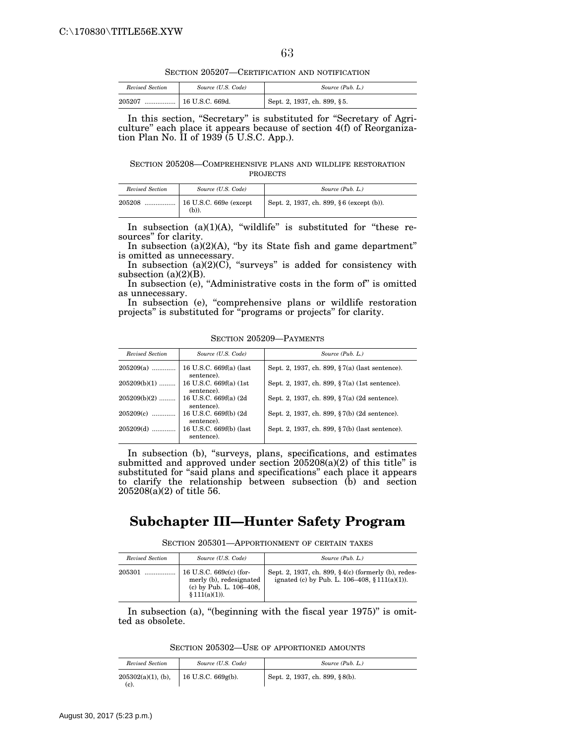SECTION 205207—CERTIFICATION AND NOTIFICATION

| *Revised Section* | *Source (U.S. Code)* | *Source (Pub. L.)* |
|---|---|---|
| 205207 | 16 U.S.C. 669d. | Sept. 2, 1937, ch. 899, § 5. |

In this section, "Secretary" is substituted for "Secretary of Agriculture" each place it appears because of section 4(f) of Reorganization Plan No. II of 1939 (5 U.S.C. App.).

SECTION 205208—COMPREHENSIVE PLANS AND WILDLIFE RESTORATION PROJECTS

| *Revised Section* | *Source (U.S. Code)* | *Source (Pub. L.)* |
|---|---|---|
| 205208 | 16 U.S.C. 669e (except (b)). | Sept. 2, 1937, ch. 899, § 6 (except (b)). |

In subsection (a)(1)(A), "wildlife" is substituted for "these resources" for clarity.

In subsection (a)(2)(A), "by its State fish and game department" is omitted as unnecessary.

In subsection (a)(2)(C), "surveys" is added for consistency with subsection (a)(2)(B).

In subsection (e), "Administrative costs in the form of" is omitted as unnecessary.

In subsection (e), "comprehensive plans or wildlife restoration projects" is substituted for "programs or projects" for clarity.

SECTION 205209—PAYMENTS

| *Revised Section* | *Source (U.S. Code)* | *Source (Pub. L.)* |
|---|---|---|
| 205209(a) | 16 U.S.C. 669f(a) (last sentence). | Sept. 2, 1937, ch. 899, § 7(a) (last sentence). |
| 205209(b)(1) | 16 U.S.C. 669f(a) (1st sentence). | Sept. 2, 1937, ch. 899, § 7(a) (1st sentence). |
| 205209(b)(2) | 16 U.S.C. 669f(a) (2d sentence). | Sept. 2, 1937, ch. 899, § 7(a) (2d sentence). |
| 205209(c) | 16 U.S.C. 669f(b) (2d sentence). | Sept. 2, 1937, ch. 899, § 7(b) (2d sentence). |
| 205209(d) | 16 U.S.C. 669f(b) (last sentence). | Sept. 2, 1937, ch. 899, § 7(b) (last sentence). |

In subsection (b), "surveys, plans, specifications, and estimates submitted and approved under section 205208(a)(2) of this title" is substituted for "said plans and specifications" each place it appears to clarify the relationship between subsection (b) and section 205208(a)(2) of title 56.

## Subchapter III—Hunter Safety Program

SECTION 205301—APPORTIONMENT OF CERTAIN TAXES

| *Revised Section* | *Source (U.S. Code)* | *Source (Pub. L.)* |
|---|---|---|
| 205301 | 16 U.S.C. 669c(c) (formerly (b), redesignated (c) by Pub. L. 106–408, § 111(a)(1)). | Sept. 2, 1937, ch. 899, § 4(c) (formerly (b), redesignated (c) by Pub. L. 106–408, § 111(a)(1)). |

In subsection (a), "(beginning with the fiscal year 1975)" is omitted as obsolete.

SECTION 205302—USE OF APPORTIONED AMOUNTS

| *Revised Section* | *Source (U.S. Code)* | *Source (Pub. L.)* |
|---|---|---|
| 205302(a)(1), (b), (c). | 16 U.S.C. 669g(b). | Sept. 2, 1937, ch. 899, § 8(b). |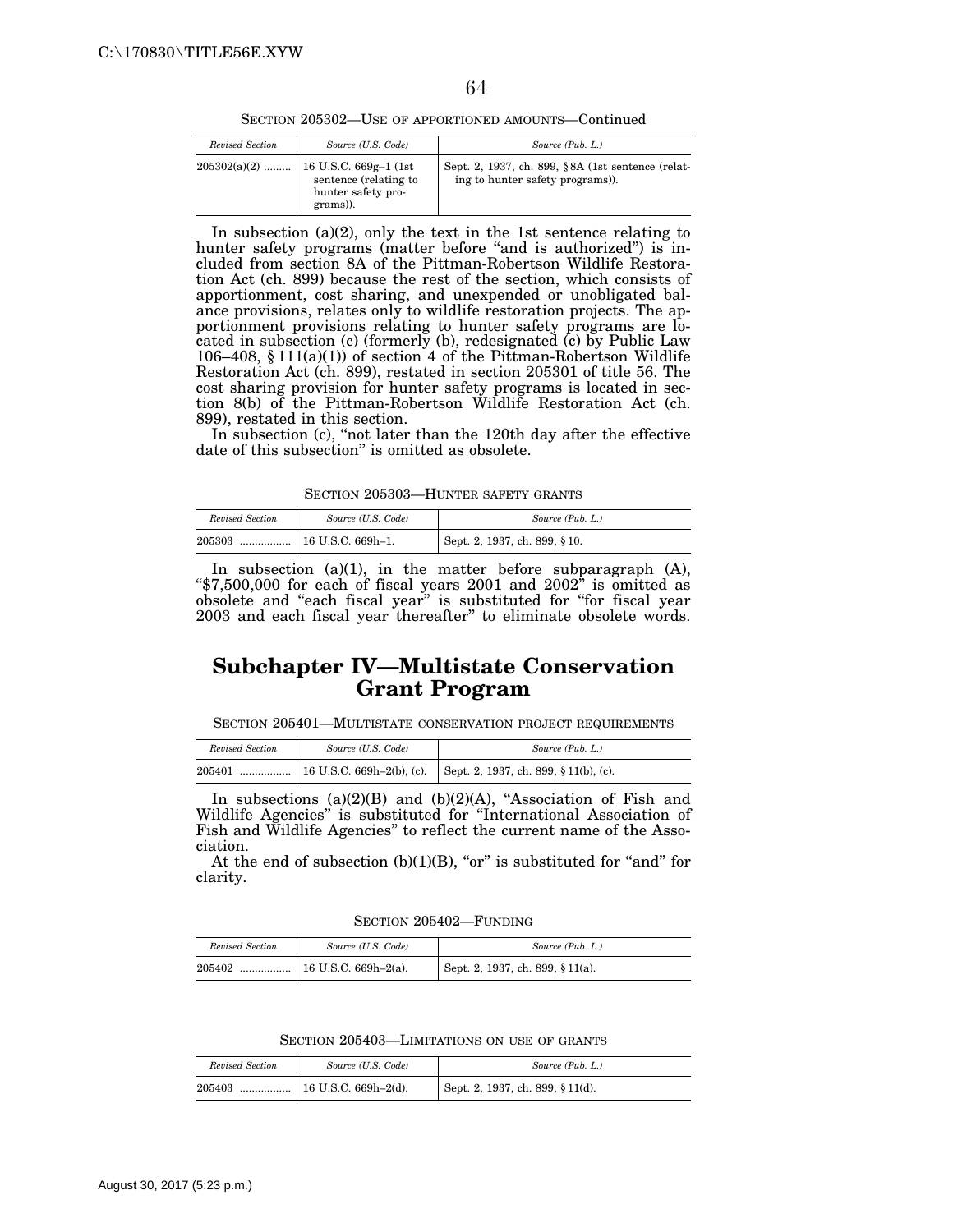SECTION 205302—USE OF APPORTIONED AMOUNTS—Continued

| *Revised Section* | *Source (U.S. Code)* | *Source (Pub. L.)* |
| --- | --- | --- |
| 205302(a)(2) ......... | 16 U.S.C. 669g–1 (1st sentence (relating to hunter safety programs)). | Sept. 2, 1937, ch. 899, § 8A (1st sentence (relating to hunter safety programs)). |

In subsection (a)(2), only the text in the 1st sentence relating to hunter safety programs (matter before "and is authorized") is included from section 8A of the Pittman-Robertson Wildlife Restoration Act (ch. 899) because the rest of the section, which consists of apportionment, cost sharing, and unexpended or unobligated balance provisions, relates only to wildlife restoration projects. The apportionment provisions relating to hunter safety programs are located in subsection (c) (formerly (b), redesignated (c) by Public Law 106–408, § 111(a)(1)) of section 4 of the Pittman-Robertson Wildlife Restoration Act (ch. 899), restated in section 205301 of title 56. The cost sharing provision for hunter safety programs is located in section 8(b) of the Pittman-Robertson Wildlife Restoration Act (ch. 899), restated in this section.

In subsection (c), "not later than the 120th day after the effective date of this subsection" is omitted as obsolete.

SECTION 205303—HUNTER SAFETY GRANTS

| *Revised Section* | *Source (U.S. Code)* | *Source (Pub. L.)* |
| --- | --- | --- |
| 205303 ................. | 16 U.S.C. 669h–1. | Sept. 2, 1937, ch. 899, § 10. |

In subsection (a)(1), in the matter before subparagraph (A), "$7,500,000 for each of fiscal years 2001 and 2002" is omitted as obsolete and "each fiscal year" is substituted for "for fiscal year 2003 and each fiscal year thereafter" to eliminate obsolete words.

## Subchapter IV—Multistate Conservation Grant Program

SECTION 205401—MULTISTATE CONSERVATION PROJECT REQUIREMENTS

| *Revised Section* | *Source (U.S. Code)* | *Source (Pub. L.)* |
| --- | --- | --- |
| 205401 ................. | 16 U.S.C. 669h–2(b), (c). | Sept. 2, 1937, ch. 899, § 11(b), (c). |

In subsections (a)(2)(B) and (b)(2)(A), "Association of Fish and Wildlife Agencies" is substituted for "International Association of Fish and Wildlife Agencies" to reflect the current name of the Association.

At the end of subsection (b)(1)(B), "or" is substituted for "and" for clarity.

SECTION 205402—FUNDING

| *Revised Section* | *Source (U.S. Code)* | *Source (Pub. L.)* |
| --- | --- | --- |
| 205402 ................. | 16 U.S.C. 669h–2(a). | Sept. 2, 1937, ch. 899, § 11(a). |

SECTION 205403—LIMITATIONS ON USE OF GRANTS

| *Revised Section* | *Source (U.S. Code)* | *Source (Pub. L.)* |
| --- | --- | --- |
| 205403 ................. | 16 U.S.C. 669h–2(d). | Sept. 2, 1937, ch. 899, § 11(d). |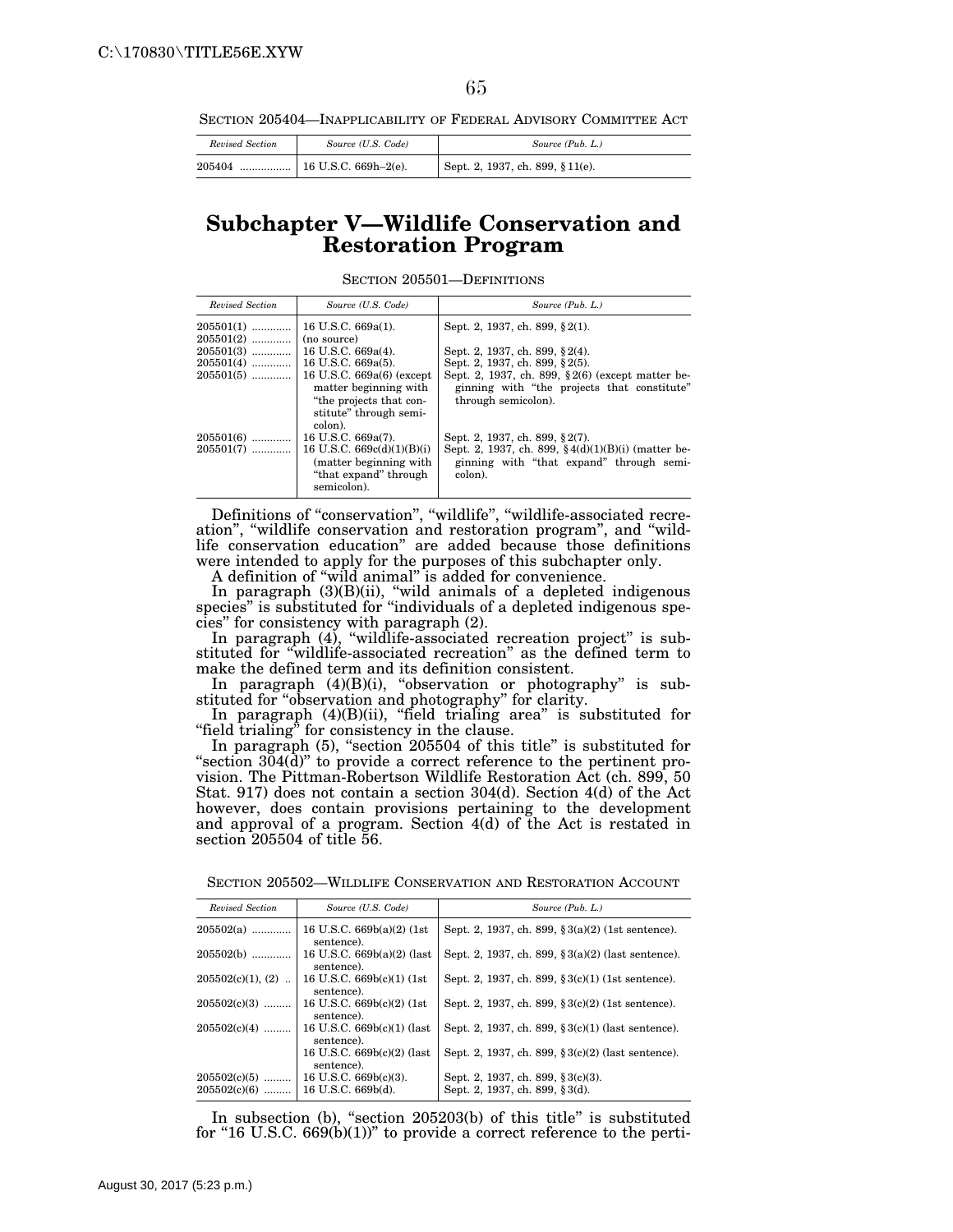SECTION 205404—INAPPLICABILITY OF FEDERAL ADVISORY COMMITTEE ACT

| *Revised Section* | *Source (U.S. Code)* | *Source (Pub. L.)* |
|---|---|---|
| 205404 | 16 U.S.C. 669h–2(e). | Sept. 2, 1937, ch. 899, §11(e). |

# Subchapter V—Wildlife Conservation and Restoration Program

SECTION 205501—DEFINITIONS

| *Revised Section* | *Source (U.S. Code)* | *Source (Pub. L.)* |
|---|---|---|
| 205501(1) | 16 U.S.C. 669a(1). | Sept. 2, 1937, ch. 899, §2(1). |
| 205501(2) | (no source) | |
| 205501(3) | 16 U.S.C. 669a(4). | Sept. 2, 1937, ch. 899, §2(4). |
| 205501(4) | 16 U.S.C. 669a(5). | Sept. 2, 1937, ch. 899, §2(5). |
| 205501(5) | 16 U.S.C. 669a(6) (except matter beginning with "the projects that constitute" through semicolon). | Sept. 2, 1937, ch. 899, §2(6) (except matter beginning with "the projects that constitute" through semicolon). |
| 205501(6) | 16 U.S.C. 669a(7). | Sept. 2, 1937, ch. 899, §2(7). |
| 205501(7) | 16 U.S.C. 669c(d)(1)(B)(i) (matter beginning with "that expand" through semicolon). | Sept. 2, 1937, ch. 899, §4(d)(1)(B)(i) (matter beginning with "that expand" through semicolon). |

Definitions of "conservation", "wildlife", "wildlife-associated recreation", "wildlife conservation and restoration program", and "wildlife conservation education" are added because those definitions were intended to apply for the purposes of this subchapter only.

A definition of "wild animal" is added for convenience.

In paragraph (3)(B)(ii), "wild animals of a depleted indigenous species" is substituted for "individuals of a depleted indigenous species" for consistency with paragraph (2).

In paragraph (4), "wildlife-associated recreation project" is substituted for "wildlife-associated recreation" as the defined term to make the defined term and its definition consistent.

In paragraph (4)(B)(i), "observation or photography" is substituted for "observation and photography" for clarity.

In paragraph (4)(B)(ii), "field trialing area" is substituted for "field trialing" for consistency in the clause.

In paragraph (5), "section 205504 of this title" is substituted for "section 304(d)" to provide a correct reference to the pertinent provision. The Pittman-Robertson Wildlife Restoration Act (ch. 899, 50 Stat. 917) does not contain a section 304(d). Section 4(d) of the Act however, does contain provisions pertaining to the development and approval of a program. Section 4(d) of the Act is restated in section 205504 of title 56.

SECTION 205502—WILDLIFE CONSERVATION AND RESTORATION ACCOUNT

| *Revised Section* | *Source (U.S. Code)* | *Source (Pub. L.)* |
|---|---|---|
| 205502(a) | 16 U.S.C. 669b(a)(2) (1st sentence). | Sept. 2, 1937, ch. 899, §3(a)(2) (1st sentence). |
| 205502(b) | 16 U.S.C. 669b(a)(2) (last sentence). | Sept. 2, 1937, ch. 899, §3(a)(2) (last sentence). |
| 205502(c)(1), (2) | 16 U.S.C. 669b(c)(1) (1st sentence). | Sept. 2, 1937, ch. 899, §3(c)(1) (1st sentence). |
| 205502(c)(3) | 16 U.S.C. 669b(c)(2) (1st sentence). | Sept. 2, 1937, ch. 899, §3(c)(2) (1st sentence). |
| 205502(c)(4) | 16 U.S.C. 669b(c)(1) (last sentence). | Sept. 2, 1937, ch. 899, §3(c)(1) (last sentence). |
| | 16 U.S.C. 669b(c)(2) (last sentence). | Sept. 2, 1937, ch. 899, §3(c)(2) (last sentence). |
| 205502(c)(5) | 16 U.S.C. 669b(c)(3). | Sept. 2, 1937, ch. 899, §3(c)(3). |
| 205502(c)(6) | 16 U.S.C. 669b(d). | Sept. 2, 1937, ch. 899, §3(d). |

In subsection (b), "section 205203(b) of this title" is substituted for "16 U.S.C. 669(b)(1))" to provide a correct reference to the perti-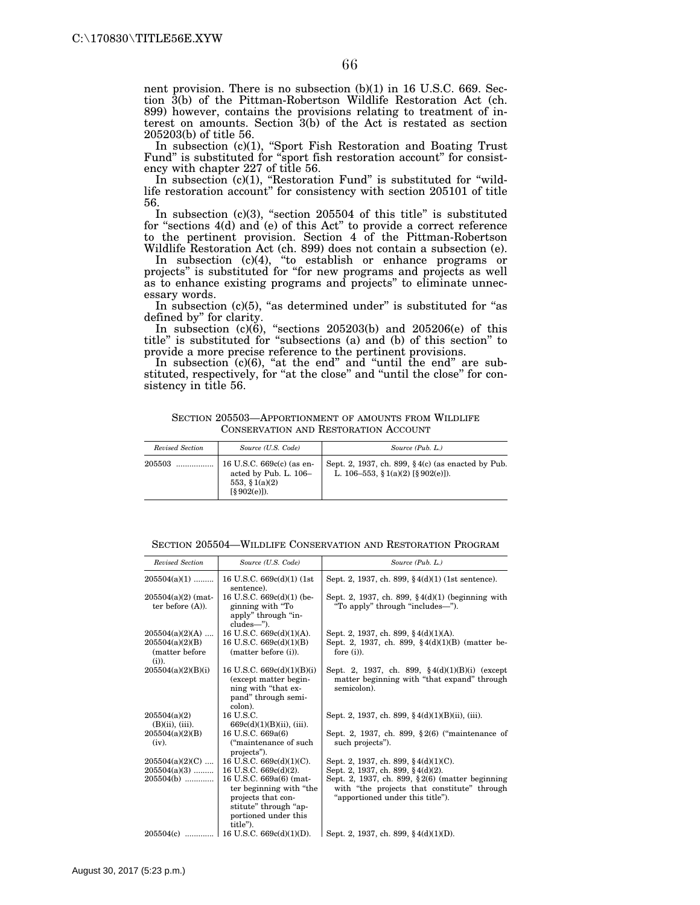nent provision. There is no subsection (b)(1) in 16 U.S.C. 669. Section 3(b) of the Pittman-Robertson Wildlife Restoration Act (ch. 899) however, contains the provisions relating to treatment of interest on amounts. Section 3(b) of the Act is restated as section 205203(b) of title 56.

In subsection (c)(1), "Sport Fish Restoration and Boating Trust Fund" is substituted for "sport fish restoration account" for consistency with chapter 227 of title 56.

In subsection (c)(1), "Restoration Fund" is substituted for "wildlife restoration account" for consistency with section 205101 of title 56.

In subsection (c)(3), "section 205504 of this title" is substituted for "sections 4(d) and (e) of this Act" to provide a correct reference to the pertinent provision. Section 4 of the Pittman-Robertson Wildlife Restoration Act (ch. 899) does not contain a subsection (e).

In subsection (c)(4), "to establish or enhance programs or projects" is substituted for "for new programs and projects as well as to enhance existing programs and projects" to eliminate unnecessary words.

In subsection (c)(5), "as determined under" is substituted for "as defined by" for clarity.

In subsection (c)(6), "sections 205203(b) and 205206(e) of this title" is substituted for "subsections (a) and (b) of this section" to provide a more precise reference to the pertinent provisions.

In subsection (c)(6), "at the end" and "until the end" are substituted, respectively, for "at the close" and "until the close" for consistency in title 56.

SECTION 205503—APPORTIONMENT OF AMOUNTS FROM WILDLIFE CONSERVATION AND RESTORATION ACCOUNT

| *Revised Section* | *Source (U.S. Code)* | *Source (Pub. L.)* |
|---|---|---|
| 205503 ................. | 16 U.S.C. 669c(c) (as enacted by Pub. L. 106–553, § 1(a)(2) [§ 902(e)]). | Sept. 2, 1937, ch. 899, § 4(c) (as enacted by Pub. L. 106–553, § 1(a)(2) [§ 902(e)]). |

SECTION 205504—WILDLIFE CONSERVATION AND RESTORATION PROGRAM

| *Revised Section* | *Source (U.S. Code)* | *Source (Pub. L.)* |
|---|---|---|
| 205504(a)(1) ......... | 16 U.S.C. 669c(d)(1) (1st sentence). | Sept. 2, 1937, ch. 899, § 4(d)(1) (1st sentence). |
| 205504(a)(2) (matter before (A)). | 16 U.S.C. 669c(d)(1) (beginning with "To apply" through "includes—"). | Sept. 2, 1937, ch. 899, § 4(d)(1) (beginning with "To apply" through "includes—"). |
| 205504(a)(2)(A) .... | 16 U.S.C. 669c(d)(1)(A). | Sept. 2, 1937, ch. 899, § 4(d)(1)(A). |
| 205504(a)(2)(B) (matter before (i)). | 16 U.S.C. 669c(d)(1)(B) (matter before (i)). | Sept. 2, 1937, ch. 899, § 4(d)(1)(B) (matter before (i)). |
| 205504(a)(2)(B)(i) | 16 U.S.C. 669c(d)(1)(B)(i) (except matter beginning with "that expand" through semicolon). | Sept. 2, 1937, ch. 899, § 4(d)(1)(B)(i) (except matter beginning with "that expand" through semicolon). |
| 205504(a)(2)(B)(ii), (iii). | 16 U.S.C. 669c(d)(1)(B)(ii), (iii). | Sept. 2, 1937, ch. 899, § 4(d)(1)(B)(ii), (iii). |
| 205504(a)(2)(B)(iv). | 16 U.S.C. 669a(6) ("maintenance of such projects"). | Sept. 2, 1937, ch. 899, § 2(6) ("maintenance of such projects"). |
| 205504(a)(2)(C) .... | 16 U.S.C. 669c(d)(1)(C). | Sept. 2, 1937, ch. 899, § 4(d)(1)(C). |
| 205504(a)(3) ......... | 16 U.S.C. 669c(d)(2). | Sept. 2, 1937, ch. 899, § 4(d)(2). |
| 205504(b) ............. | 16 U.S.C. 669a(6) (matter beginning with "the projects that constitute" through "apportioned under this title"). | Sept. 2, 1937, ch. 899, § 2(6) (matter beginning with "the projects that constitute" through "apportioned under this title"). |
| 205504(c) ............. | 16 U.S.C. 669c(d)(1)(D). | Sept. 2, 1937, ch. 899, § 4(d)(1)(D). |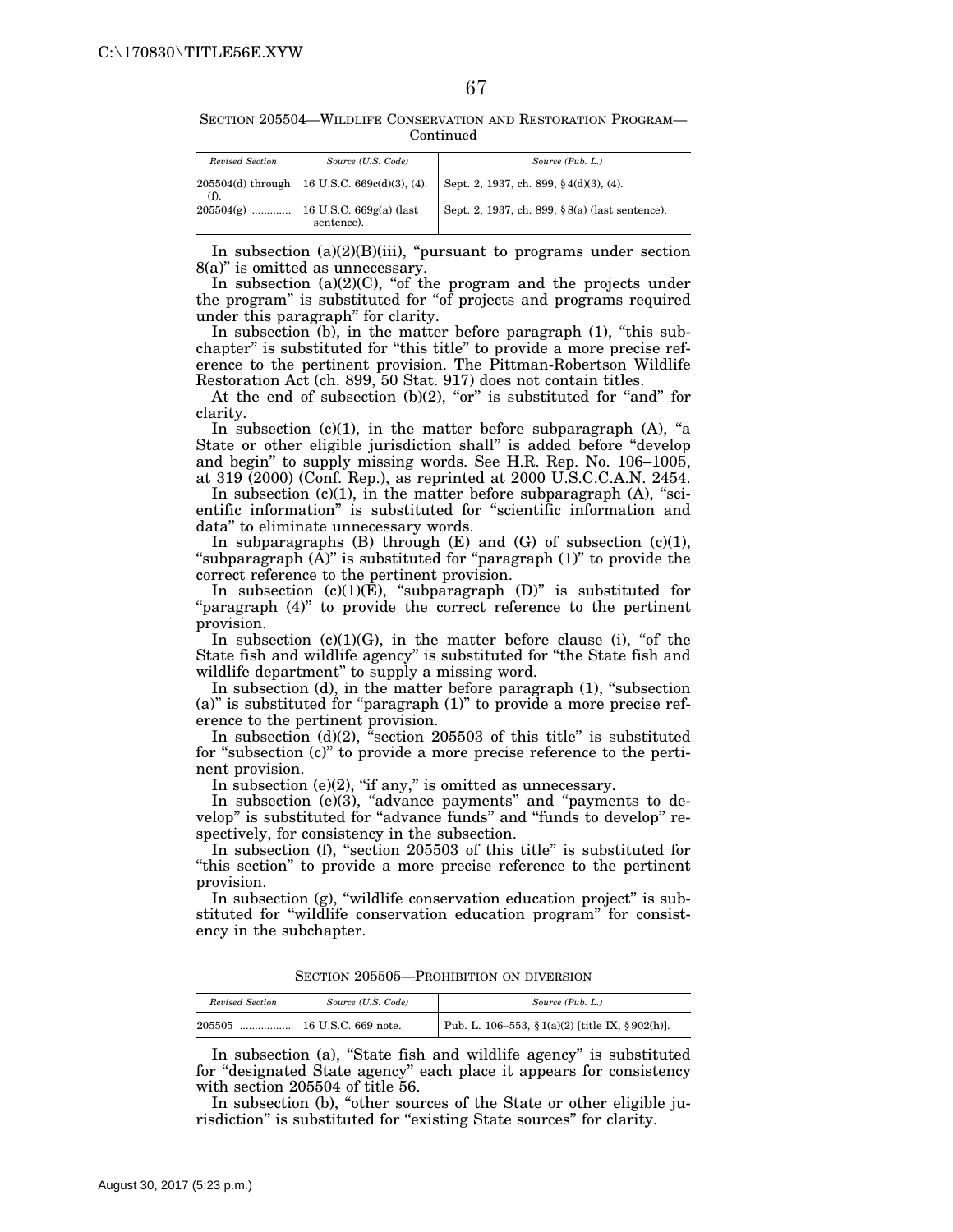SECTION 205504—WILDLIFE CONSERVATION AND RESTORATION PROGRAM—Continued

| *Revised Section* | *Source (U.S. Code)* | *Source (Pub. L.)* |
|---|---|---|
| 205504(d) through (f). | 16 U.S.C. 669c(d)(3), (4). | Sept. 2, 1937, ch. 899, §4(d)(3), (4). |
| 205504(g) ............. | 16 U.S.C. 669g(a) (last sentence). | Sept. 2, 1937, ch. 899, §8(a) (last sentence). |

In subsection (a)(2)(B)(iii), "pursuant to programs under section 8(a)" is omitted as unnecessary.

In subsection (a)(2)(C), "of the program and the projects under the program" is substituted for "of projects and programs required under this paragraph" for clarity.

In subsection (b), in the matter before paragraph (1), "this subchapter" is substituted for "this title" to provide a more precise reference to the pertinent provision. The Pittman-Robertson Wildlife Restoration Act (ch. 899, 50 Stat. 917) does not contain titles.

At the end of subsection (b)(2), "or" is substituted for "and" for clarity.

In subsection (c)(1), in the matter before subparagraph (A), "a State or other eligible jurisdiction shall" is added before "develop and begin" to supply missing words. See H.R. Rep. No. 106–1005, at 319 (2000) (Conf. Rep.), as reprinted at 2000 U.S.C.C.A.N. 2454.

In subsection (c)(1), in the matter before subparagraph (A), "scientific information" is substituted for "scientific information and data" to eliminate unnecessary words.

In subparagraphs (B) through (E) and (G) of subsection (c)(1), "subparagraph (A)" is substituted for "paragraph (1)" to provide the correct reference to the pertinent provision.

In subsection (c)(1)(E), "subparagraph (D)" is substituted for "paragraph (4)" to provide the correct reference to the pertinent provision.

In subsection (c)(1)(G), in the matter before clause (i), "of the State fish and wildlife agency" is substituted for "the State fish and wildlife department" to supply a missing word.

In subsection (d), in the matter before paragraph (1), "subsection (a)" is substituted for "paragraph (1)" to provide a more precise reference to the pertinent provision.

In subsection (d)(2), "section 205503 of this title" is substituted for "subsection (c)" to provide a more precise reference to the pertinent provision.

In subsection (e)(2), "if any," is omitted as unnecessary.

In subsection (e)(3), "advance payments" and "payments to develop" is substituted for "advance funds" and "funds to develop" respectively, for consistency in the subsection.

In subsection (f), "section 205503 of this title" is substituted for "this section" to provide a more precise reference to the pertinent provision.

In subsection (g), "wildlife conservation education project" is substituted for "wildlife conservation education program" for consistency in the subchapter.

SECTION 205505—PROHIBITION ON DIVERSION

| *Revised Section* | *Source (U.S. Code)* | *Source (Pub. L.)* |
|---|---|---|
| 205505 ................. | 16 U.S.C. 669 note. | Pub. L. 106–553, §1(a)(2) [title IX, §902(h)]. |

In subsection (a), "State fish and wildlife agency" is substituted for "designated State agency" each place it appears for consistency with section 205504 of title 56.

In subsection (b), "other sources of the State or other eligible jurisdiction" is substituted for "existing State sources" for clarity.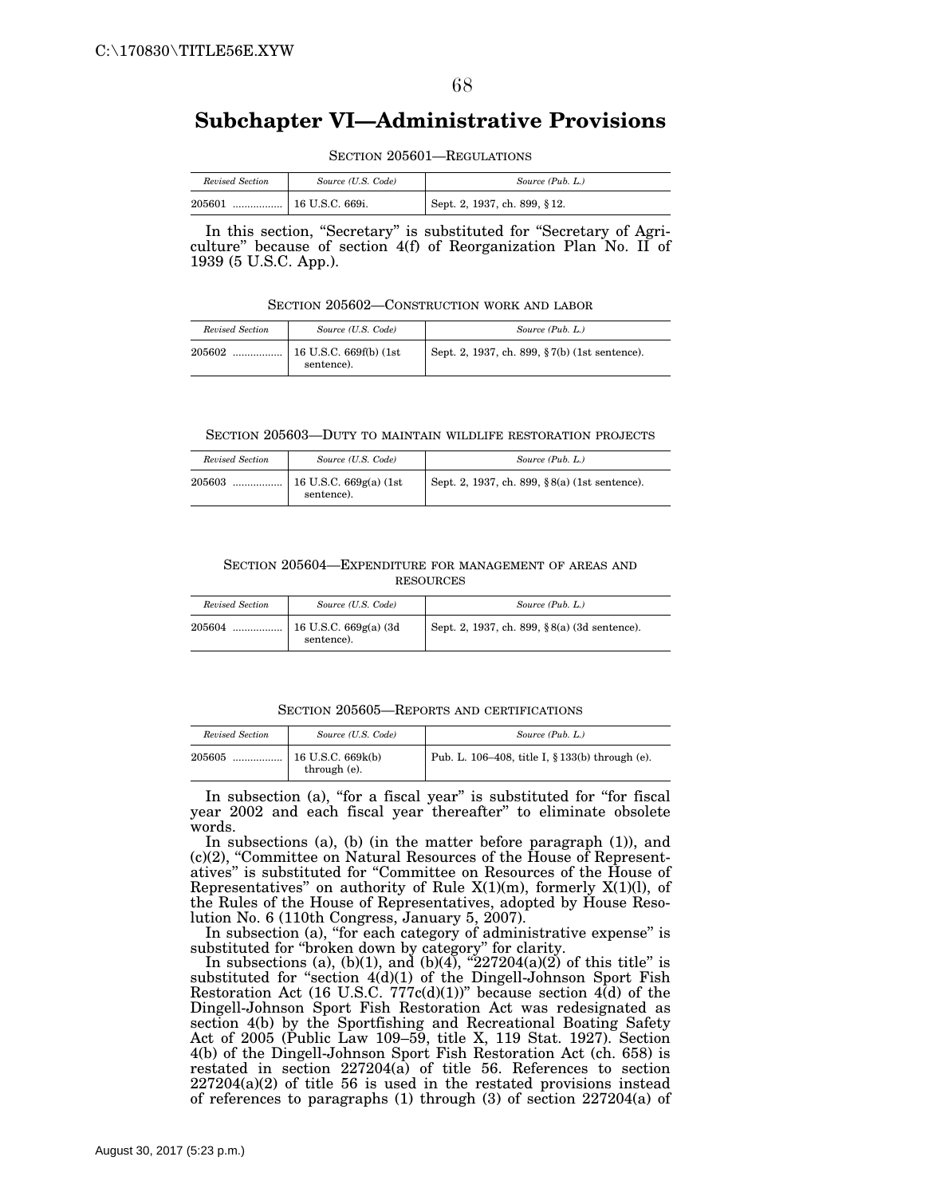## Subchapter VI—Administrative Provisions

SECTION 205601—REGULATIONS

| *Revised Section* | *Source (U.S. Code)* | *Source (Pub. L.)* |
|---|---|---|
| 205601 ................. | 16 U.S.C. 669i. | Sept. 2, 1937, ch. 899, §12. |

In this section, "Secretary" is substituted for "Secretary of Agriculture" because of section 4(f) of Reorganization Plan No. II of 1939 (5 U.S.C. App.).

SECTION 205602—CONSTRUCTION WORK AND LABOR

| *Revised Section* | *Source (U.S. Code)* | *Source (Pub. L.)* |
|---|---|---|
| 205602 ................. | 16 U.S.C. 669f(b) (1st sentence). | Sept. 2, 1937, ch. 899, §7(b) (1st sentence). |

SECTION 205603—DUTY TO MAINTAIN WILDLIFE RESTORATION PROJECTS

| *Revised Section* | *Source (U.S. Code)* | *Source (Pub. L.)* |
|---|---|---|
| 205603 ................. | 16 U.S.C. 669g(a) (1st sentence). | Sept. 2, 1937, ch. 899, §8(a) (1st sentence). |

SECTION 205604—EXPENDITURE FOR MANAGEMENT OF AREAS AND RESOURCES

| *Revised Section* | *Source (U.S. Code)* | *Source (Pub. L.)* |
|---|---|---|
| 205604 ................. | 16 U.S.C. 669g(a) (3d sentence). | Sept. 2, 1937, ch. 899, §8(a) (3d sentence). |

SECTION 205605—REPORTS AND CERTIFICATIONS

| *Revised Section* | *Source (U.S. Code)* | *Source (Pub. L.)* |
|---|---|---|
| 205605 ................. | 16 U.S.C. 669k(b) through (e). | Pub. L. 106–408, title I, §133(b) through (e). |

In subsection (a), "for a fiscal year" is substituted for "for fiscal year 2002 and each fiscal year thereafter" to eliminate obsolete words.

In subsections (a), (b) (in the matter before paragraph (1)), and (c)(2), "Committee on Natural Resources of the House of Representatives" is substituted for "Committee on Resources of the House of Representatives" on authority of Rule X(1)(m), formerly X(1)(l), of the Rules of the House of Representatives, adopted by House Resolution No. 6 (110th Congress, January 5, 2007).

In subsection (a), "for each category of administrative expense" is substituted for "broken down by category" for clarity.

In subsections (a), (b)(1), and (b)(4), "227204(a)(2) of this title" is substituted for "section 4(d)(1) of the Dingell-Johnson Sport Fish Restoration Act (16 U.S.C. 777c(d)(1))" because section 4(d) of the Dingell-Johnson Sport Fish Restoration Act was redesignated as section 4(b) by the Sportfishing and Recreational Boating Safety Act of 2005 (Public Law 109–59, title X, 119 Stat. 1927). Section 4(b) of the Dingell-Johnson Sport Fish Restoration Act (ch. 658) is restated in section 227204(a) of title 56. References to section 227204(a)(2) of title 56 is used in the restated provisions instead of references to paragraphs (1) through (3) of section 227204(a) of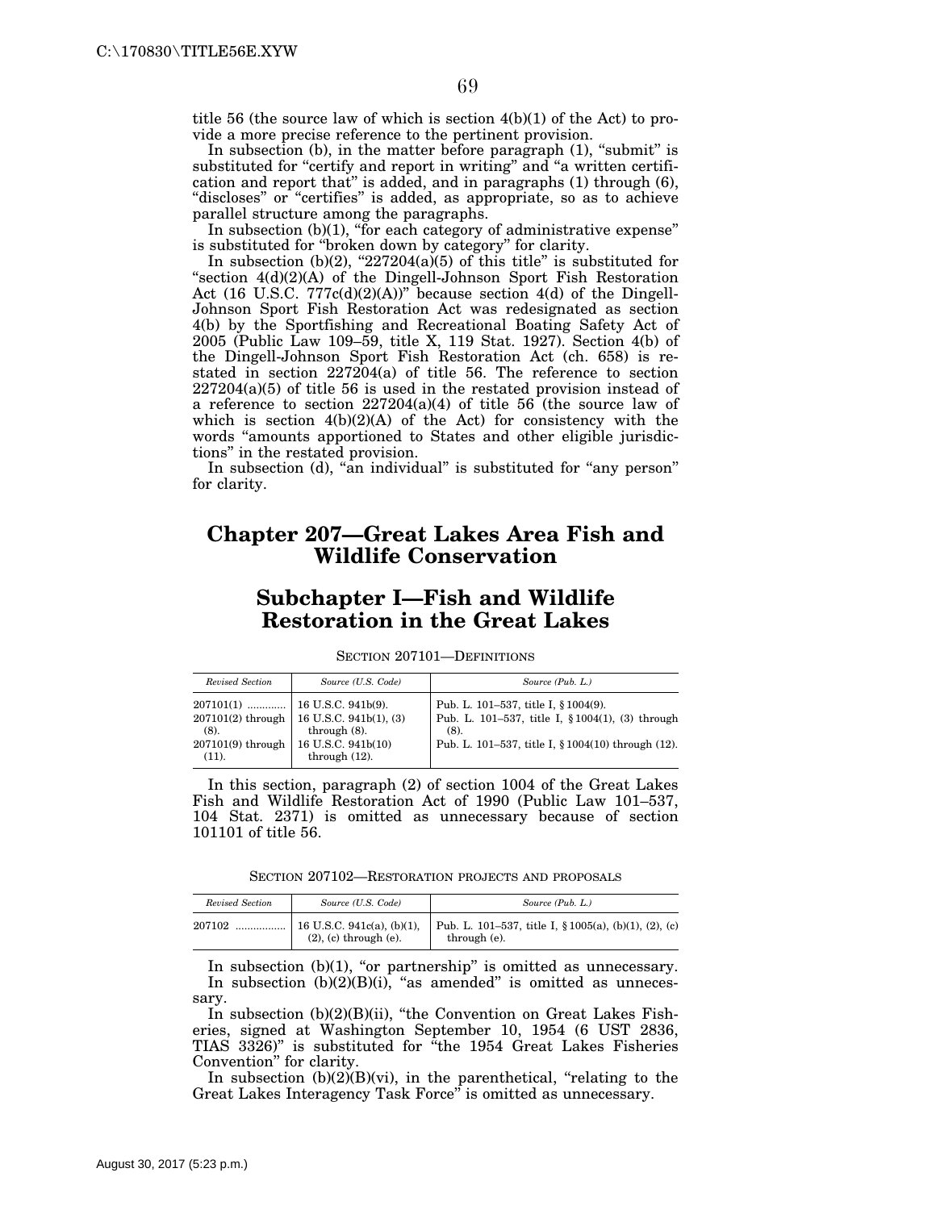title 56 (the source law of which is section 4(b)(1) of the Act) to provide a more precise reference to the pertinent provision.

In subsection (b), in the matter before paragraph (1), "submit" is substituted for "certify and report in writing" and "a written certification and report that" is added, and in paragraphs (1) through (6), "discloses" or "certifies" is added, as appropriate, so as to achieve parallel structure among the paragraphs.

In subsection (b)(1), "for each category of administrative expense" is substituted for "broken down by category" for clarity.

In subsection (b)(2), "227204(a)(5) of this title" is substituted for "section 4(d)(2)(A) of the Dingell-Johnson Sport Fish Restoration Act (16 U.S.C. 777c(d)(2)(A))" because section 4(d) of the Dingell-Johnson Sport Fish Restoration Act was redesignated as section 4(b) by the Sportfishing and Recreational Boating Safety Act of 2005 (Public Law 109–59, title X, 119 Stat. 1927). Section 4(b) of the Dingell-Johnson Sport Fish Restoration Act (ch. 658) is restated in section 227204(a) of title 56. The reference to section 227204(a)(5) of title 56 is used in the restated provision instead of a reference to section 227204(a)(4) of title 56 (the source law of which is section 4(b)(2)(A) of the Act) for consistency with the words "amounts apportioned to States and other eligible jurisdictions" in the restated provision.

In subsection (d), "an individual" is substituted for "any person" for clarity.

# Chapter 207—Great Lakes Area Fish and Wildlife Conservation

## Subchapter I—Fish and Wildlife Restoration in the Great Lakes

SECTION 207101—DEFINITIONS

| *Revised Section* | *Source (U.S. Code)* | *Source (Pub. L.)* |
|---|---|---|
| 207101(1) | 16 U.S.C. 941b(9). | Pub. L. 101–537, title I, § 1004(9). |
| 207101(2) through (8). | 16 U.S.C. 941b(1), (3) through (8). | Pub. L. 101–537, title I, § 1004(1), (3) through (8). |
| 207101(9) through (11). | 16 U.S.C. 941b(10) through (12). | Pub. L. 101–537, title I, § 1004(10) through (12). |

In this section, paragraph (2) of section 1004 of the Great Lakes Fish and Wildlife Restoration Act of 1990 (Public Law 101–537, 104 Stat. 2371) is omitted as unnecessary because of section 101101 of title 56.

SECTION 207102—RESTORATION PROJECTS AND PROPOSALS

| *Revised Section* | *Source (U.S. Code)* | *Source (Pub. L.)* |
|---|---|---|
| 207102 | 16 U.S.C. 941c(a), (b)(1), (2), (c) through (e). | Pub. L. 101–537, title I, § 1005(a), (b)(1), (2), (c) through (e). |

In subsection (b)(1), "or partnership" is omitted as unnecessary.

In subsection (b)(2)(B)(i), "as amended" is omitted as unnecessary.

In subsection (b)(2)(B)(ii), "the Convention on Great Lakes Fisheries, signed at Washington September 10, 1954 (6 UST 2836, TIAS 3326)" is substituted for "the 1954 Great Lakes Fisheries Convention" for clarity.

In subsection (b)(2)(B)(vi), in the parenthetical, "relating to the Great Lakes Interagency Task Force" is omitted as unnecessary.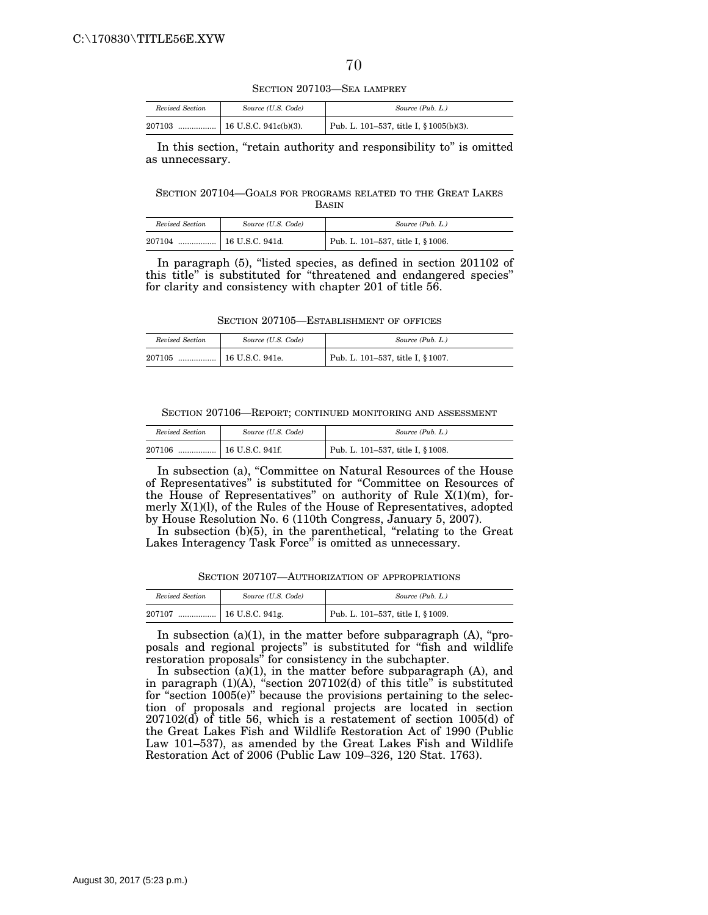### SECTION 207103—SEA LAMPREY

| *Revised Section* | *Source (U.S. Code)* | *Source (Pub. L.)* |
|---|---|---|
| 207103 ................. | 16 U.S.C. 941c(b)(3). | Pub. L. 101–537, title I, § 1005(b)(3). |

In this section, "retain authority and responsibility to" is omitted as unnecessary.

### SECTION 207104—GOALS FOR PROGRAMS RELATED TO THE GREAT LAKES BASIN

| *Revised Section* | *Source (U.S. Code)* | *Source (Pub. L.)* |
|---|---|---|
| 207104 ................. | 16 U.S.C. 941d. | Pub. L. 101–537, title I, § 1006. |

In paragraph (5), "listed species, as defined in section 201102 of this title" is substituted for "threatened and endangered species" for clarity and consistency with chapter 201 of title 56.

### SECTION 207105—ESTABLISHMENT OF OFFICES

| *Revised Section* | *Source (U.S. Code)* | *Source (Pub. L.)* |
|---|---|---|
| 207105 ................. | 16 U.S.C. 941e. | Pub. L. 101–537, title I, § 1007. |

### SECTION 207106—REPORT; CONTINUED MONITORING AND ASSESSMENT

| *Revised Section* | *Source (U.S. Code)* | *Source (Pub. L.)* |
|---|---|---|
| 207106 ................. | 16 U.S.C. 941f. | Pub. L. 101–537, title I, § 1008. |

In subsection (a), "Committee on Natural Resources of the House of Representatives" is substituted for "Committee on Resources of the House of Representatives" on authority of Rule X(1)(m), formerly X(1)(l), of the Rules of the House of Representatives, adopted by House Resolution No. 6 (110th Congress, January 5, 2007).

In subsection (b)(5), in the parenthetical, "relating to the Great Lakes Interagency Task Force" is omitted as unnecessary.

### SECTION 207107—AUTHORIZATION OF APPROPRIATIONS

| *Revised Section* | *Source (U.S. Code)* | *Source (Pub. L.)* |
|---|---|---|
| 207107 ................. | 16 U.S.C. 941g. | Pub. L. 101–537, title I, § 1009. |

In subsection (a)(1), in the matter before subparagraph (A), "proposals and regional projects" is substituted for "fish and wildlife restoration proposals" for consistency in the subchapter.

In subsection (a)(1), in the matter before subparagraph (A), and in paragraph (1)(A), "section 207102(d) of this title" is substituted for "section 1005(e)" because the provisions pertaining to the selection of proposals and regional projects are located in section 207102(d) of title 56, which is a restatement of section 1005(d) of the Great Lakes Fish and Wildlife Restoration Act of 1990 (Public Law 101–537), as amended by the Great Lakes Fish and Wildlife Restoration Act of 2006 (Public Law 109–326, 120 Stat. 1763).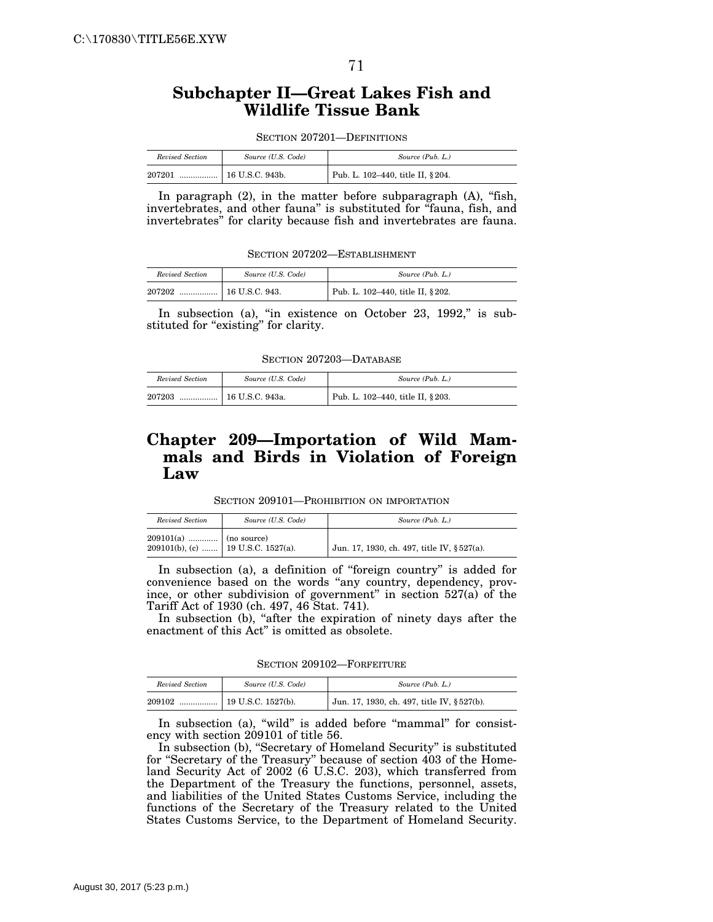## Subchapter II—Great Lakes Fish and Wildlife Tissue Bank

SECTION 207201—DEFINITIONS

| *Revised Section* | *Source (U.S. Code)* | *Source (Pub. L.)* |
|---|---|---|
| 207201 ................. | 16 U.S.C. 943b. | Pub. L. 102–440, title II, § 204. |

In paragraph (2), in the matter before subparagraph (A), "fish, invertebrates, and other fauna" is substituted for "fauna, fish, and invertebrates" for clarity because fish and invertebrates are fauna.

SECTION 207202—ESTABLISHMENT

| *Revised Section* | *Source (U.S. Code)* | *Source (Pub. L.)* |
|---|---|---|
| 207202 ................. | 16 U.S.C. 943. | Pub. L. 102–440, title II, § 202. |

In subsection (a), "in existence on October 23, 1992," is substituted for "existing" for clarity.

SECTION 207203—DATABASE

| *Revised Section* | *Source (U.S. Code)* | *Source (Pub. L.)* |
|---|---|---|
| 207203 ................. | 16 U.S.C. 943a. | Pub. L. 102–440, title II, § 203. |

# Chapter 209—Importation of Wild Mammals and Birds in Violation of Foreign Law

SECTION 209101—PROHIBITION ON IMPORTATION

| *Revised Section* | *Source (U.S. Code)* | *Source (Pub. L.)* |
|---|---|---|
| 209101(a) ............. | (no source) | |
| 209101(b), (c) ....... | 19 U.S.C. 1527(a). | Jun. 17, 1930, ch. 497, title IV, § 527(a). |

In subsection (a), a definition of "foreign country" is added for convenience based on the words "any country, dependency, province, or other subdivision of government" in section 527(a) of the Tariff Act of 1930 (ch. 497, 46 Stat. 741).

In subsection (b), "after the expiration of ninety days after the enactment of this Act" is omitted as obsolete.

SECTION 209102—FORFEITURE

| *Revised Section* | *Source (U.S. Code)* | *Source (Pub. L.)* |
|---|---|---|
| 209102 ................. | 19 U.S.C. 1527(b). | Jun. 17, 1930, ch. 497, title IV, § 527(b). |

In subsection (a), "wild" is added before "mammal" for consistency with section 209101 of title 56.

In subsection (b), "Secretary of Homeland Security" is substituted for "Secretary of the Treasury" because of section 403 of the Homeland Security Act of 2002 (6 U.S.C. 203), which transferred from the Department of the Treasury the functions, personnel, assets, and liabilities of the United States Customs Service, including the functions of the Secretary of the Treasury related to the United States Customs Service, to the Department of Homeland Security.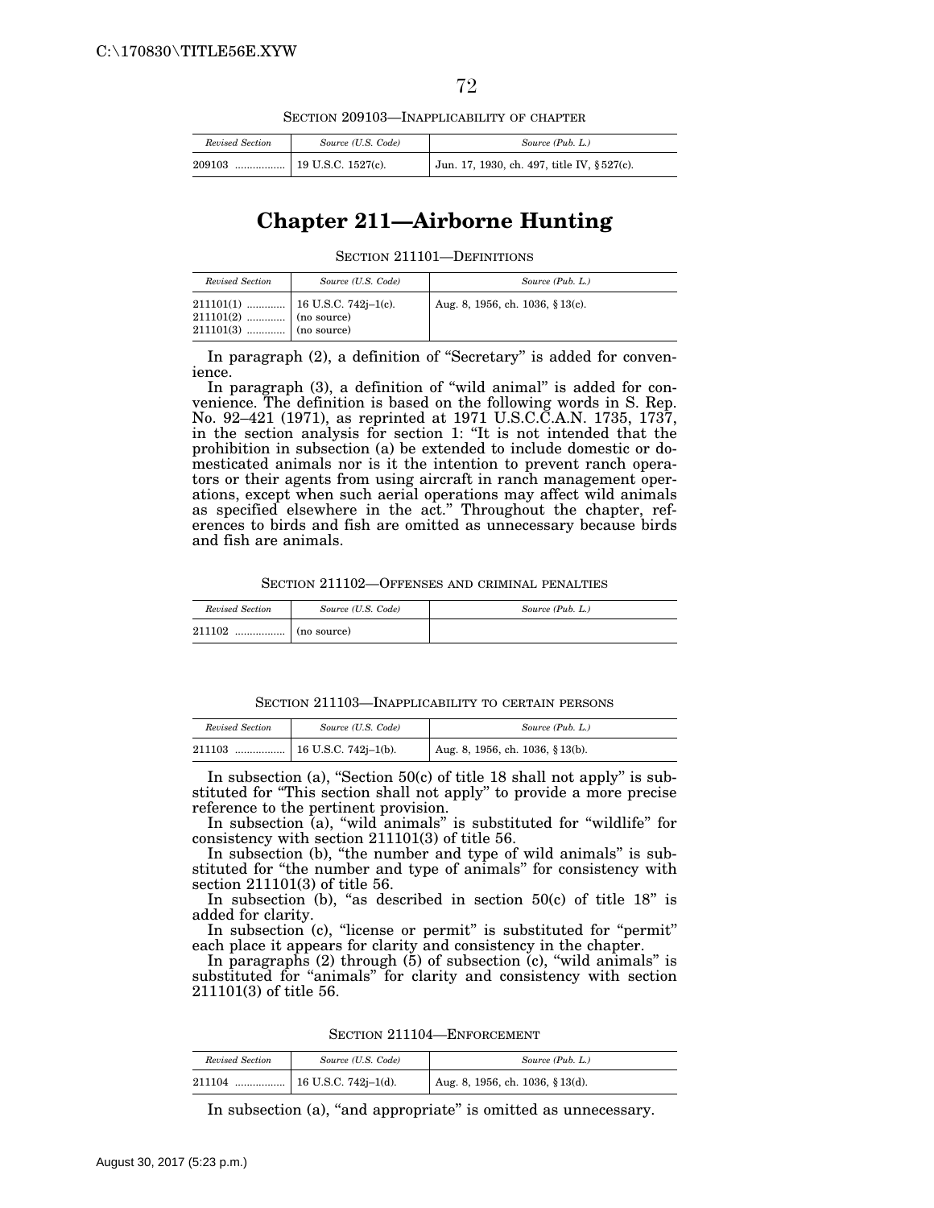SECTION 209103—INAPPLICABILITY OF CHAPTER

| *Revised Section* | *Source (U.S. Code)* | *Source (Pub. L.)* |
|---|---|---|
| 209103 ................. | 19 U.S.C. 1527(c). | Jun. 17, 1930, ch. 497, title IV, §527(c). |

# Chapter 211—Airborne Hunting

SECTION 211101—DEFINITIONS

| *Revised Section* | *Source (U.S. Code)* | *Source (Pub. L.)* |
|---|---|---|
| 211101(1) ............. | 16 U.S.C. 742j–1(c). | Aug. 8, 1956, ch. 1036, §13(c). |
| 211101(2) ............. | (no source) | |
| 211101(3) ............. | (no source) | |

In paragraph (2), a definition of "Secretary" is added for convenience.

In paragraph (3), a definition of "wild animal" is added for convenience. The definition is based on the following words in S. Rep. No. 92–421 (1971), as reprinted at 1971 U.S.C.C.A.N. 1735, 1737, in the section analysis for section 1: "It is not intended that the prohibition in subsection (a) be extended to include domestic or domesticated animals nor is it the intention to prevent ranch operators or their agents from using aircraft in ranch management operations, except when such aerial operations may affect wild animals as specified elsewhere in the act." Throughout the chapter, references to birds and fish are omitted as unnecessary because birds and fish are animals.

SECTION 211102—OFFENSES AND CRIMINAL PENALTIES

| *Revised Section* | *Source (U.S. Code)* | *Source (Pub. L.)* |
|---|---|---|
| 211102 ................. | (no source) | |

SECTION 211103—INAPPLICABILITY TO CERTAIN PERSONS

| *Revised Section* | *Source (U.S. Code)* | *Source (Pub. L.)* |
|---|---|---|
| 211103 ................. | 16 U.S.C. 742j–1(b). | Aug. 8, 1956, ch. 1036, §13(b). |

In subsection (a), "Section 50(c) of title 18 shall not apply" is substituted for "This section shall not apply" to provide a more precise reference to the pertinent provision.

In subsection (a), "wild animals" is substituted for "wildlife" for consistency with section 211101(3) of title 56.

In subsection (b), "the number and type of wild animals" is substituted for "the number and type of animals" for consistency with section 211101(3) of title 56.

In subsection (b), "as described in section 50(c) of title 18" is added for clarity.

In subsection (c), "license or permit" is substituted for "permit" each place it appears for clarity and consistency in the chapter.

In paragraphs (2) through (5) of subsection (c), "wild animals" is substituted for "animals" for clarity and consistency with section 211101(3) of title 56.

SECTION 211104—ENFORCEMENT

| *Revised Section* | *Source (U.S. Code)* | *Source (Pub. L.)* |
|---|---|---|
| 211104 ................. | 16 U.S.C. 742j–1(d). | Aug. 8, 1956, ch. 1036, §13(d). |

In subsection (a), "and appropriate" is omitted as unnecessary.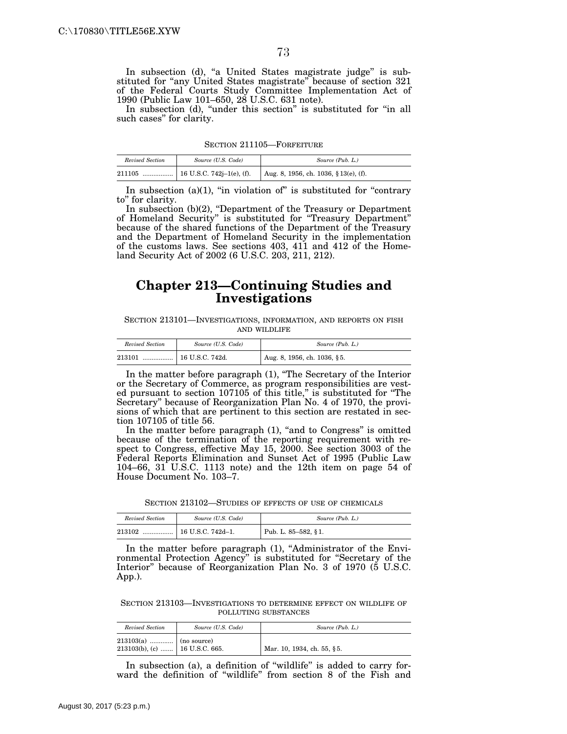In subsection (d), "a United States magistrate judge" is substituted for "any United States magistrate" because of section 321 of the Federal Courts Study Committee Implementation Act of 1990 (Public Law 101–650, 28 U.S.C. 631 note).

In subsection (d), "under this section" is substituted for "in all such cases" for clarity.

SECTION 211105—FORFEITURE

| *Revised Section* | *Source (U.S. Code)* | *Source (Pub. L.)* |
|---|---|---|
| 211105 ................. | 16 U.S.C. 742j–1(e), (f). | Aug. 8, 1956, ch. 1036, § 13(e), (f). |

In subsection (a)(1), "in violation of" is substituted for "contrary to" for clarity.

In subsection (b)(2), "Department of the Treasury or Department of Homeland Security" is substituted for "Treasury Department" because of the shared functions of the Department of the Treasury and the Department of Homeland Security in the implementation of the customs laws. See sections 403, 411 and 412 of the Homeland Security Act of 2002 (6 U.S.C. 203, 211, 212).

# Chapter 213—Continuing Studies and Investigations

SECTION 213101—INVESTIGATIONS, INFORMATION, AND REPORTS ON FISH AND WILDLIFE

| *Revised Section* | *Source (U.S. Code)* | *Source (Pub. L.)* |
|---|---|---|
| 213101 ................. | 16 U.S.C. 742d. | Aug. 8, 1956, ch. 1036, § 5. |

In the matter before paragraph (1), "The Secretary of the Interior or the Secretary of Commerce, as program responsibilities are vested pursuant to section 107105 of this title," is substituted for "The Secretary" because of Reorganization Plan No. 4 of 1970, the provisions of which that are pertinent to this section are restated in section 107105 of title 56.

In the matter before paragraph (1), "and to Congress" is omitted because of the termination of the reporting requirement with respect to Congress, effective May 15, 2000. See section 3003 of the Federal Reports Elimination and Sunset Act of 1995 (Public Law 104–66, 31 U.S.C. 1113 note) and the 12th item on page 54 of House Document No. 103–7.

SECTION 213102—STUDIES OF EFFECTS OF USE OF CHEMICALS

| *Revised Section* | *Source (U.S. Code)* | *Source (Pub. L.)* |
|---|---|---|
| 213102 ................. | 16 U.S.C. 742d–1. | Pub. L. 85–582, § 1. |

In the matter before paragraph (1), "Administrator of the Environmental Protection Agency" is substituted for "Secretary of the Interior" because of Reorganization Plan No. 3 of 1970 (5 U.S.C. App.).

SECTION 213103—INVESTIGATIONS TO DETERMINE EFFECT ON WILDLIFE OF POLLUTING SUBSTANCES

| *Revised Section* | *Source (U.S. Code)* | *Source (Pub. L.)* |
|---|---|---|
| 213103(a) ............. | (no source) | |
| 213103(b), (c) ....... | 16 U.S.C. 665. | Mar. 10, 1934, ch. 55, § 5. |

In subsection (a), a definition of "wildlife" is added to carry forward the definition of "wildlife" from section 8 of the Fish and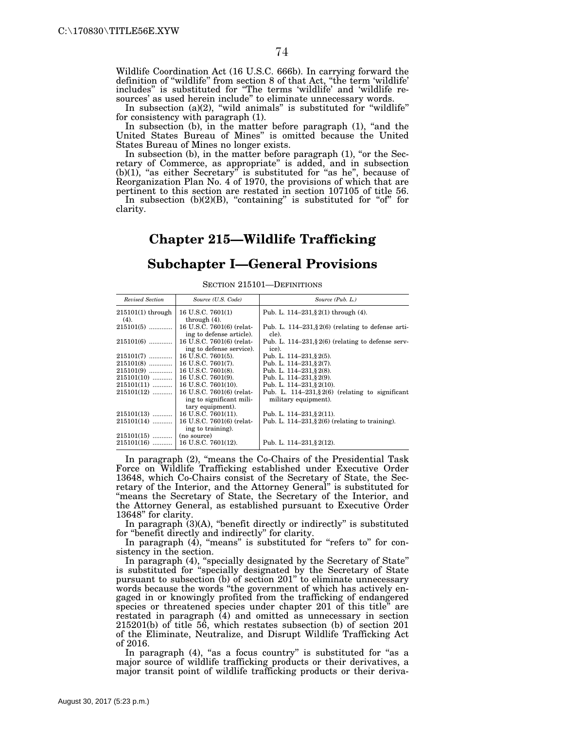Wildlife Coordination Act (16 U.S.C. 666b). In carrying forward the definition of "wildlife" from section 8 of that Act, "the term 'wildlife' includes" is substituted for "The terms 'wildlife' and 'wildlife resources' as used herein include" to eliminate unnecessary words.

In subsection (a)(2), "wild animals" is substituted for "wildlife" for consistency with paragraph (1).

In subsection (b), in the matter before paragraph (1), "and the United States Bureau of Mines" is omitted because the United States Bureau of Mines no longer exists.

In subsection (b), in the matter before paragraph (1), "or the Secretary of Commerce, as appropriate" is added, and in subsection (b)(1), "as either Secretary" is substituted for "as he", because of Reorganization Plan No. 4 of 1970, the provisions of which that are pertinent to this section are restated in section 107105 of title 56.

In subsection (b)(2)(B), "containing" is substituted for "of" for clarity.

# Chapter 215—Wildlife Trafficking

## Subchapter I—General Provisions

SECTION 215101—DEFINITIONS

| *Revised Section* | *Source (U.S. Code)* | *Source (Pub. L.)* |
|---|---|---|
| 215101(1) through (4). | 16 U.S.C. 7601(1) through (4). | Pub. L. 114–231, § 2(1) through (4). |
| 215101(5) | 16 U.S.C. 7601(6) (relating to defense article). | Pub. L. 114–231, § 2(6) (relating to defense article). |
| 215101(6) | 16 U.S.C. 7601(6) (relating to defense service). | Pub. L. 114–231, § 2(6) (relating to defense service). |
| 215101(7) | 16 U.S.C. 7601(5). | Pub. L. 114–231, § 2(5). |
| 215101(8) | 16 U.S.C. 7601(7). | Pub. L. 114–231, § 2(7). |
| 215101(9) | 16 U.S.C. 7601(8). | Pub. L. 114–231, § 2(8). |
| 215101(10) | 16 U.S.C. 7601(9). | Pub. L. 114–231, § 2(9). |
| 215101(11) | 16 U.S.C. 7601(10). | Pub. L. 114–231, § 2(10). |
| 215101(12) | 16 U.S.C. 7601(6) (relating to significant military equipment). | Pub. L. 114–231, § 2(6) (relating to significant military equipment). |
| 215101(13) | 16 U.S.C. 7601(11). | Pub. L. 114–231, § 2(11). |
| 215101(14) | 16 U.S.C. 7601(6) (relating to training). | Pub. L. 114–231, § 2(6) (relating to training). |
| 215101(15) | (no source) | |
| 215101(16) | 16 U.S.C. 7601(12). | Pub. L. 114–231, § 2(12). |

In paragraph (2), "means the Co-Chairs of the Presidential Task Force on Wildlife Trafficking established under Executive Order 13648, which Co-Chairs consist of the Secretary of State, the Secretary of the Interior, and the Attorney General" is substituted for "means the Secretary of State, the Secretary of the Interior, and the Attorney General, as established pursuant to Executive Order 13648" for clarity.

In paragraph (3)(A), "benefit directly or indirectly" is substituted for "benefit directly and indirectly" for clarity.

In paragraph (4), "means" is substituted for "refers to" for consistency in the section.

In paragraph (4), "specially designated by the Secretary of State" is substituted for "specially designated by the Secretary of State pursuant to subsection (b) of section 201" to eliminate unnecessary words because the words "the government of which has actively engaged in or knowingly profited from the trafficking of endangered species or threatened species under chapter 201 of this title" are restated in paragraph (4) and omitted as unnecessary in section 215201(b) of title 56, which restates subsection (b) of section 201 of the Eliminate, Neutralize, and Disrupt Wildlife Trafficking Act of 2016.

In paragraph (4), "as a focus country" is substituted for "as a major source of wildlife trafficking products or their derivatives, a major transit point of wildlife trafficking products or their deriva-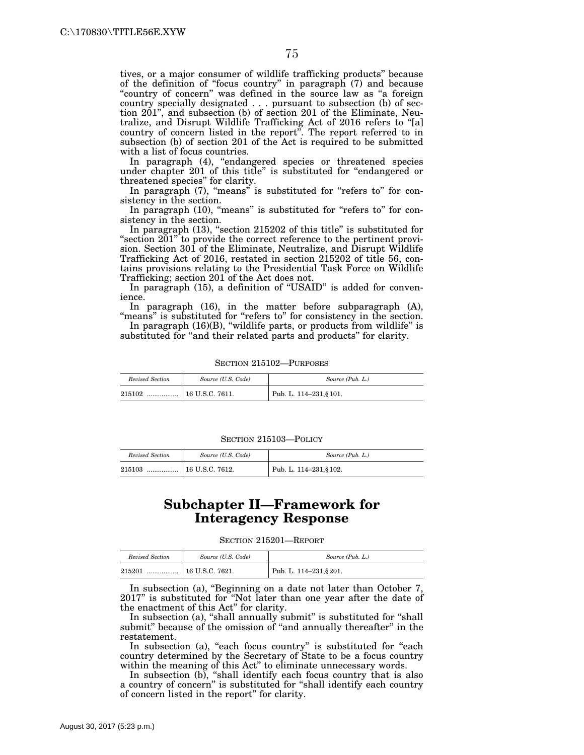tives, or a major consumer of wildlife trafficking products" because of the definition of "focus country" in paragraph (7) and because "country of concern" was defined in the source law as "a foreign country specially designated . . . pursuant to subsection (b) of section 201", and subsection (b) of section 201 of the Eliminate, Neutralize, and Disrupt Wildlife Trafficking Act of 2016 refers to "[a] country of concern listed in the report". The report referred to in subsection (b) of section 201 of the Act is required to be submitted with a list of focus countries.

In paragraph (4), "endangered species or threatened species under chapter 201 of this title" is substituted for "endangered or threatened species" for clarity.

In paragraph (7), "means" is substituted for "refers to" for consistency in the section.

In paragraph (10), "means" is substituted for "refers to" for consistency in the section.

In paragraph (13), "section 215202 of this title" is substituted for "section 201" to provide the correct reference to the pertinent provision. Section 301 of the Eliminate, Neutralize, and Disrupt Wildlife Trafficking Act of 2016, restated in section 215202 of title 56, contains provisions relating to the Presidential Task Force on Wildlife Trafficking; section 201 of the Act does not.

In paragraph (15), a definition of "USAID" is added for convenience.

In paragraph (16), in the matter before subparagraph (A), "means" is substituted for "refers to" for consistency in the section.

In paragraph (16)(B), "wildlife parts, or products from wildlife" is substituted for "and their related parts and products" for clarity.

SECTION 215102—PURPOSES

| *Revised Section* | *Source (U.S. Code)* | *Source (Pub. L.)* |
|---|---|---|
| 215102 ................. | 16 U.S.C. 7611. | Pub. L. 114–231, § 101. |

SECTION 215103—POLICY

| *Revised Section* | *Source (U.S. Code)* | *Source (Pub. L.)* |
|---|---|---|
| 215103 ................. | 16 U.S.C. 7612. | Pub. L. 114–231, § 102. |

## Subchapter II—Framework for Interagency Response

SECTION 215201—REPORT

| *Revised Section* | *Source (U.S. Code)* | *Source (Pub. L.)* |
|---|---|---|
| 215201 ................. | 16 U.S.C. 7621. | Pub. L. 114–231, § 201. |

In subsection (a), "Beginning on a date not later than October 7, 2017" is substituted for "Not later than one year after the date of the enactment of this Act" for clarity.

In subsection (a), "shall annually submit" is substituted for "shall submit" because of the omission of "and annually thereafter" in the restatement.

In subsection (a), "each focus country" is substituted for "each country determined by the Secretary of State to be a focus country within the meaning of this Act" to eliminate unnecessary words.

In subsection (b), "shall identify each focus country that is also a country of concern" is substituted for "shall identify each country of concern listed in the report" for clarity.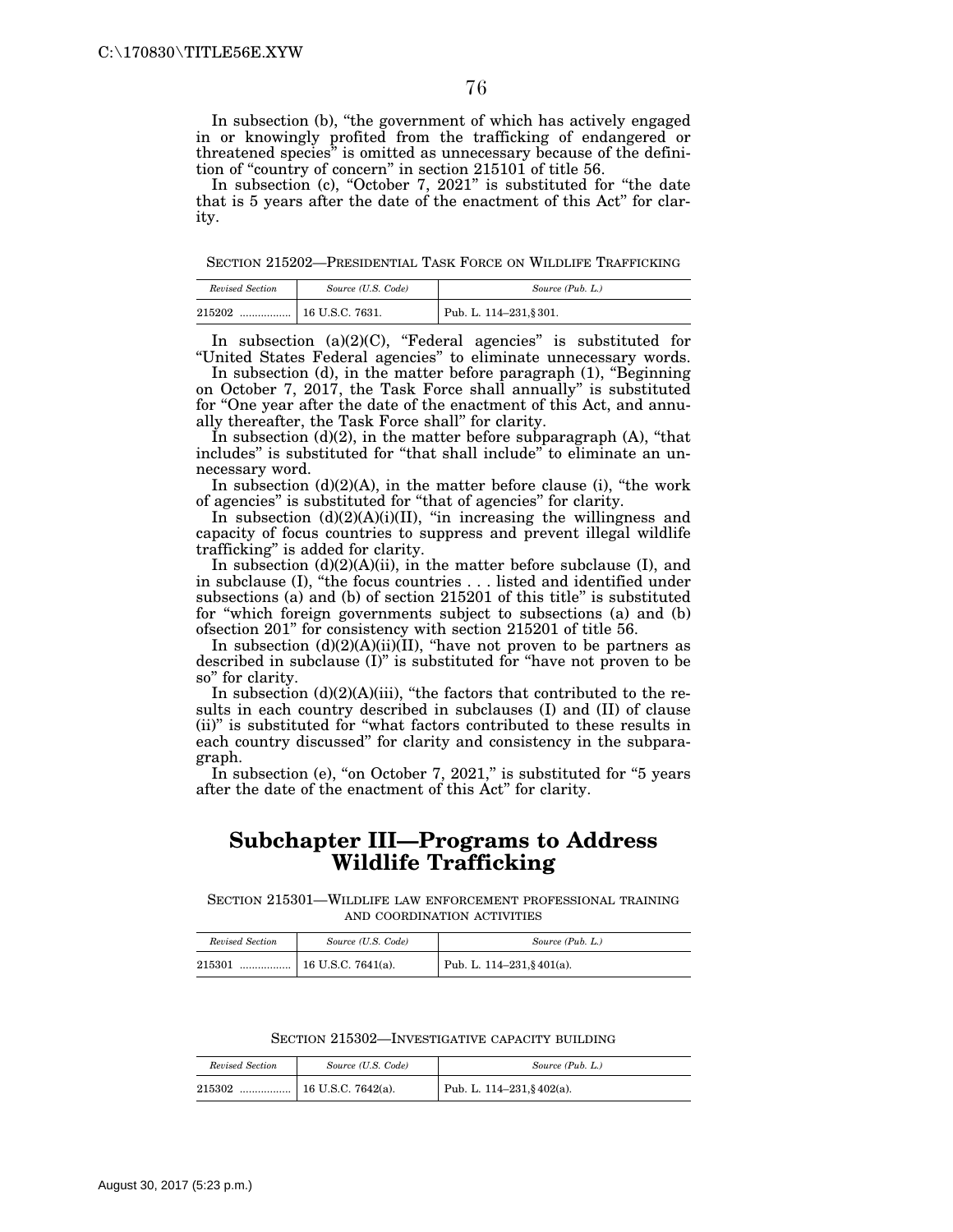In subsection (b), "the government of which has actively engaged in or knowingly profited from the trafficking of endangered or threatened species" is omitted as unnecessary because of the definition of "country of concern" in section 215101 of title 56.

In subsection (c), "October 7, 2021" is substituted for "the date that is 5 years after the date of the enactment of this Act" for clarity.

SECTION 215202—PRESIDENTIAL TASK FORCE ON WILDLIFE TRAFFICKING

| *Revised Section* | *Source (U.S. Code)* | *Source (Pub. L.)* |
|---|---|---|
| 215202 ................. | 16 U.S.C. 7631. | Pub. L. 114–231, § 301. |

In subsection (a)(2)(C), "Federal agencies" is substituted for "United States Federal agencies" to eliminate unnecessary words.

In subsection (d), in the matter before paragraph (1), "Beginning on October 7, 2017, the Task Force shall annually" is substituted for "One year after the date of the enactment of this Act, and annually thereafter, the Task Force shall" for clarity.

In subsection (d)(2), in the matter before subparagraph (A), "that includes" is substituted for "that shall include" to eliminate an unnecessary word.

In subsection (d)(2)(A), in the matter before clause (i), "the work of agencies" is substituted for "that of agencies" for clarity.

In subsection (d)(2)(A)(i)(II), "in increasing the willingness and capacity of focus countries to suppress and prevent illegal wildlife trafficking" is added for clarity.

In subsection (d)(2)(A)(ii), in the matter before subclause (I), and in subclause (I), "the focus countries . . . listed and identified under subsections (a) and (b) of section 215201 of this title" is substituted for "which foreign governments subject to subsections (a) and (b) ofsection 201" for consistency with section 215201 of title 56.

In subsection (d)(2)(A)(ii)(II), "have not proven to be partners as described in subclause (I)" is substituted for "have not proven to be so" for clarity.

In subsection (d)(2)(A)(iii), "the factors that contributed to the results in each country described in subclauses (I) and (II) of clause (ii)" is substituted for "what factors contributed to these results in each country discussed" for clarity and consistency in the subparagraph.

In subsection (e), "on October 7, 2021," is substituted for "5 years after the date of the enactment of this Act" for clarity.

## Subchapter III—Programs to Address Wildlife Trafficking

SECTION 215301—WILDLIFE LAW ENFORCEMENT PROFESSIONAL TRAINING AND COORDINATION ACTIVITIES

| *Revised Section* | *Source (U.S. Code)* | *Source (Pub. L.)* |
|---|---|---|
| 215301 ................. | 16 U.S.C. 7641(a). | Pub. L. 114–231, § 401(a). |

SECTION 215302—INVESTIGATIVE CAPACITY BUILDING

| *Revised Section* | *Source (U.S. Code)* | *Source (Pub. L.)* |
|---|---|---|
| 215302 ................. | 16 U.S.C. 7642(a). | Pub. L. 114–231, § 402(a). |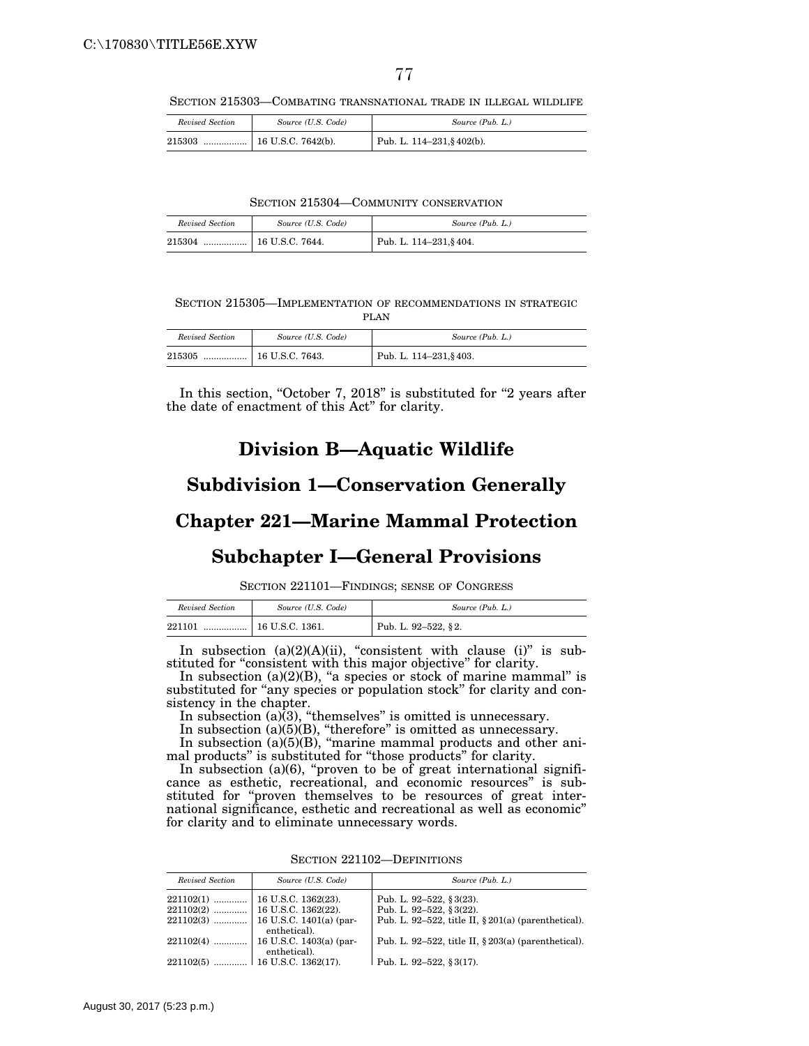SECTION 215303—COMBATING TRANSNATIONAL TRADE IN ILLEGAL WILDLIFE

| *Revised Section* | *Source (U.S. Code)* | *Source (Pub. L.)* |
|---|---|---|
| 215303 ................. | 16 U.S.C. 7642(b). | Pub. L. 114–231, § 402(b). |

SECTION 215304—COMMUNITY CONSERVATION

| *Revised Section* | *Source (U.S. Code)* | *Source (Pub. L.)* |
|---|---|---|
| 215304 ................. | 16 U.S.C. 7644. | Pub. L. 114–231, § 404. |

SECTION 215305—IMPLEMENTATION OF RECOMMENDATIONS IN STRATEGIC PLAN

| *Revised Section* | *Source (U.S. Code)* | *Source (Pub. L.)* |
|---|---|---|
| 215305 ................. | 16 U.S.C. 7643. | Pub. L. 114–231, § 403. |

In this section, "October 7, 2018" is substituted for "2 years after the date of enactment of this Act" for clarity.

# Division B—Aquatic Wildlife

## Subdivision 1—Conservation Generally

## Chapter 221—Marine Mammal Protection

### Subchapter I—General Provisions

SECTION 221101—FINDINGS; SENSE OF CONGRESS

| *Revised Section* | *Source (U.S. Code)* | *Source (Pub. L.)* |
|---|---|---|
| 221101 ................. | 16 U.S.C. 1361. | Pub. L. 92–522, § 2. |

In subsection (a)(2)(A)(ii), "consistent with clause (i)" is substituted for "consistent with this major objective" for clarity.

In subsection (a)(2)(B), "a species or stock of marine mammal" is substituted for "any species or population stock" for clarity and consistency in the chapter.

In subsection (a)(3), "themselves" is omitted is unnecessary.

In subsection (a)(5)(B), "therefore" is omitted as unnecessary.

In subsection (a)(5)(B), "marine mammal products and other animal products" is substituted for "those products" for clarity.

In subsection (a)(6), "proven to be of great international significance as esthetic, recreational, and economic resources" is substituted for "proven themselves to be resources of great international significance, esthetic and recreational as well as economic" for clarity and to eliminate unnecessary words.

SECTION 221102—DEFINITIONS

| *Revised Section* | *Source (U.S. Code)* | *Source (Pub. L.)* |
|---|---|---|
| 221102(1) ............. | 16 U.S.C. 1362(23). | Pub. L. 92–522, § 3(23). |
| 221102(2) ............. | 16 U.S.C. 1362(22). | Pub. L. 92–522, § 3(22). |
| 221102(3) ............. | 16 U.S.C. 1401(a) (parenthetical). | Pub. L. 92–522, title II, § 201(a) (parenthetical). |
| 221102(4) ............. | 16 U.S.C. 1403(a) (parenthetical). | Pub. L. 92–522, title II, § 203(a) (parenthetical). |
| 221102(5) ............. | 16 U.S.C. 1362(17). | Pub. L. 92–522, § 3(17). |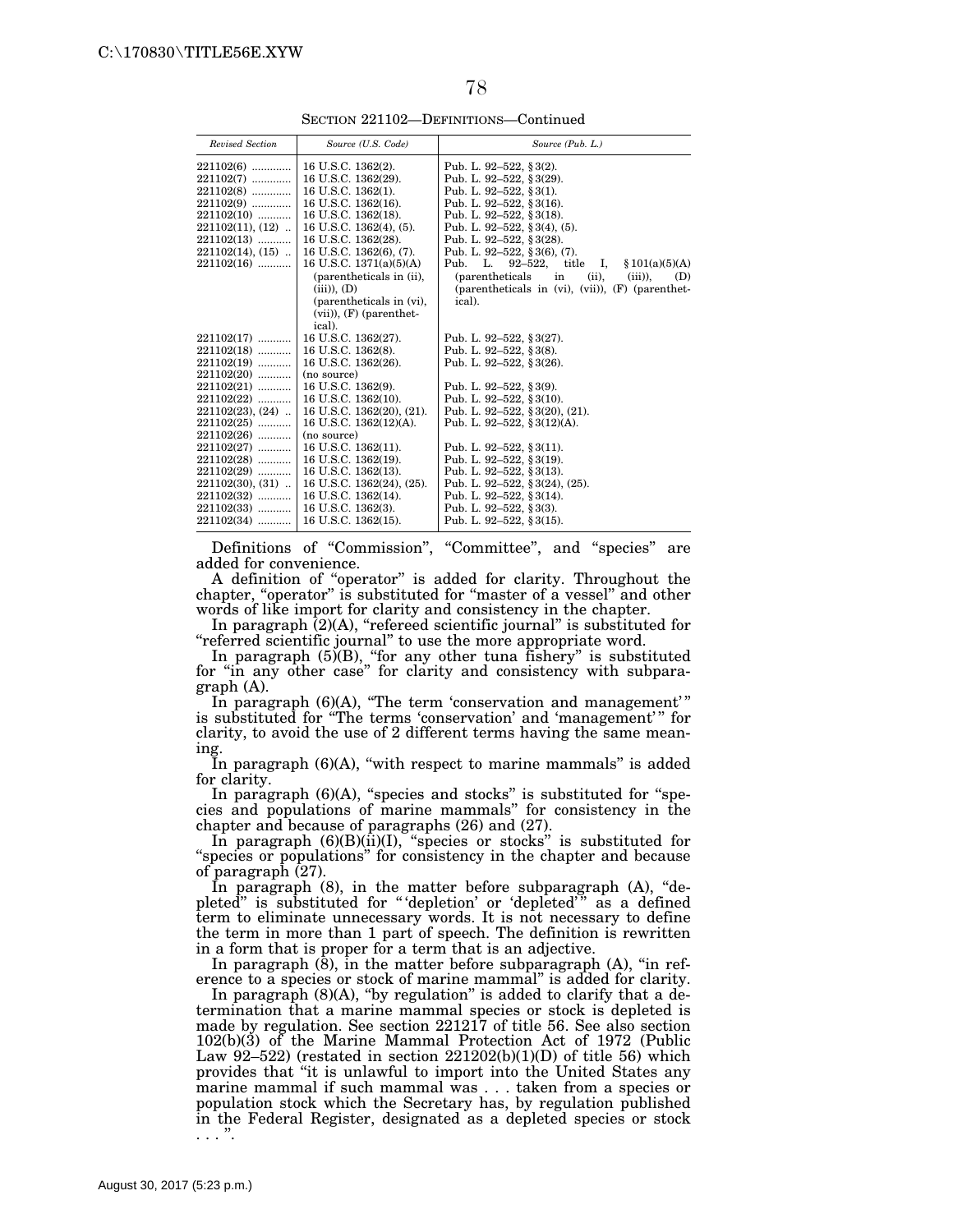SECTION 221102—DEFINITIONS—Continued

| *Revised Section* | *Source (U.S. Code)* | *Source (Pub. L.)* |
|---|---|---|
| 221102(6) | 16 U.S.C. 1362(2). | Pub. L. 92–522, §3(2). |
| 221102(7) | 16 U.S.C. 1362(29). | Pub. L. 92–522, §3(29). |
| 221102(8) | 16 U.S.C. 1362(1). | Pub. L. 92–522, §3(1). |
| 221102(9) | 16 U.S.C. 1362(16). | Pub. L. 92–522, §3(16). |
| 221102(10) | 16 U.S.C. 1362(18). | Pub. L. 92–522, §3(18). |
| 221102(11), (12) | 16 U.S.C. 1362(4), (5). | Pub. L. 92–522, §3(4), (5). |
| 221102(13) | 16 U.S.C. 1362(28). | Pub. L. 92–522, §3(28). |
| 221102(14), (15) | 16 U.S.C. 1362(6), (7). | Pub. L. 92–522, §3(6), (7). |
| 221102(16) | 16 U.S.C. 1371(a)(5)(A) (parentheticals in (ii), (iii)), (D) (parentheticals in (vi), (vii)), (F) (parenthetical). | Pub. L. 92–522, title I, §101(a)(5)(A) (parentheticals in (ii), (iii)), (D) (parentheticals in (vi), (vii)), (F) (parenthetical). |
| 221102(17) | 16 U.S.C. 1362(27). | Pub. L. 92–522, §3(27). |
| 221102(18) | 16 U.S.C. 1362(8). | Pub. L. 92–522, §3(8). |
| 221102(19) | 16 U.S.C. 1362(26). | Pub. L. 92–522, §3(26). |
| 221102(20) | (no source) | |
| 221102(21) | 16 U.S.C. 1362(9). | Pub. L. 92–522, §3(9). |
| 221102(22) | 16 U.S.C. 1362(10). | Pub. L. 92–522, §3(10). |
| 221102(23), (24) | 16 U.S.C. 1362(20), (21). | Pub. L. 92–522, §3(20), (21). |
| 221102(25) | 16 U.S.C. 1362(12)(A). | Pub. L. 92–522, §3(12)(A). |
| 221102(26) | (no source) | |
| 221102(27) | 16 U.S.C. 1362(11). | Pub. L. 92–522, §3(11). |
| 221102(28) | 16 U.S.C. 1362(19). | Pub. L. 92–522, §3(19). |
| 221102(29) | 16 U.S.C. 1362(13). | Pub. L. 92–522, §3(13). |
| 221102(30), (31) | 16 U.S.C. 1362(24), (25). | Pub. L. 92–522, §3(24), (25). |
| 221102(32) | 16 U.S.C. 1362(14). | Pub. L. 92–522, §3(14). |
| 221102(33) | 16 U.S.C. 1362(3). | Pub. L. 92–522, §3(3). |
| 221102(34) | 16 U.S.C. 1362(15). | Pub. L. 92–522, §3(15). |

Definitions of "Commission", "Committee", and "species" are added for convenience.

A definition of "operator" is added for clarity. Throughout the chapter, "operator" is substituted for "master of a vessel" and other words of like import for clarity and consistency in the chapter.

In paragraph (2)(A), "refereed scientific journal" is substituted for "referred scientific journal" to use the more appropriate word.

In paragraph (5)(B), "for any other tuna fishery" is substituted for "in any other case" for clarity and consistency with subparagraph (A).

In paragraph (6)(A), "The term 'conservation and management'" is substituted for "The terms 'conservation' and 'management'" for clarity, to avoid the use of 2 different terms having the same meaning.

In paragraph (6)(A), "with respect to marine mammals" is added for clarity.

In paragraph (6)(A), "species and stocks" is substituted for "species and populations of marine mammals" for consistency in the chapter and because of paragraphs (26) and (27).

In paragraph (6)(B)(ii)(I), "species or stocks" is substituted for "species or populations" for consistency in the chapter and because of paragraph (27).

In paragraph (8), in the matter before subparagraph (A), "depleted" is substituted for "'depletion' or 'depleted'" as a defined term to eliminate unnecessary words. It is not necessary to define the term in more than 1 part of speech. The definition is rewritten in a form that is proper for a term that is an adjective.

In paragraph (8), in the matter before subparagraph (A), "in reference to a species or stock of marine mammal" is added for clarity.

In paragraph (8)(A), "by regulation" is added to clarify that a determination that a marine mammal species or stock is depleted is made by regulation. See section 221217 of title 56. See also section 102(b)(3) of the Marine Mammal Protection Act of 1972 (Public Law 92–522) (restated in section 221202(b)(1)(D) of title 56) which provides that "it is unlawful to import into the United States any marine mammal if such mammal was . . . taken from a species or population stock which the Secretary has, by regulation published in the Federal Register, designated as a depleted species or stock . . .".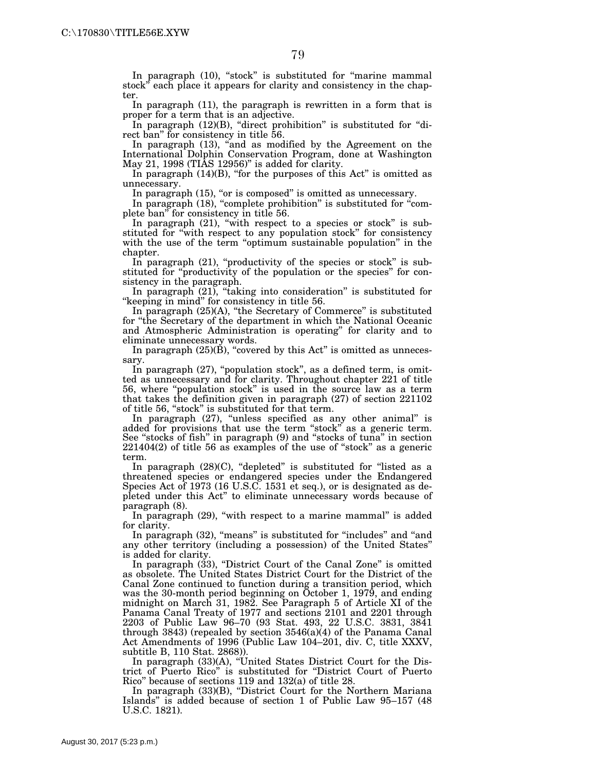In paragraph (10), "stock" is substituted for "marine mammal stock" each place it appears for clarity and consistency in the chapter.

In paragraph (11), the paragraph is rewritten in a form that is proper for a term that is an adjective.

In paragraph (12)(B), "direct prohibition" is substituted for "direct ban" for consistency in title 56.

In paragraph (13), "and as modified by the Agreement on the International Dolphin Conservation Program, done at Washington May 21, 1998 (TIAS 12956)" is added for clarity.

In paragraph (14)(B), "for the purposes of this Act" is omitted as unnecessary.

In paragraph (15), "or is composed" is omitted as unnecessary.

In paragraph (18), "complete prohibition" is substituted for "complete ban" for consistency in title 56.

In paragraph (21), "with respect to a species or stock" is substituted for "with respect to any population stock" for consistency with the use of the term "optimum sustainable population" in the chapter.

In paragraph (21), "productivity of the species or stock" is substituted for "productivity of the population or the species" for consistency in the paragraph.

In paragraph (21), "taking into consideration" is substituted for "keeping in mind" for consistency in title 56.

In paragraph (25)(A), "the Secretary of Commerce" is substituted for "the Secretary of the department in which the National Oceanic and Atmospheric Administration is operating" for clarity and to eliminate unnecessary words.

In paragraph (25)(B), "covered by this Act" is omitted as unnecessary.

In paragraph (27), "population stock", as a defined term, is omitted as unnecessary and for clarity. Throughout chapter 221 of title 56, where "population stock" is used in the source law as a term that takes the definition given in paragraph (27) of section 221102 of title 56, "stock" is substituted for that term.

In paragraph (27), "unless specified as any other animal" is added for provisions that use the term "stock" as a generic term. See "stocks of fish" in paragraph (9) and "stocks of tuna" in section 221404(2) of title 56 as examples of the use of "stock" as a generic term.

In paragraph (28)(C), "depleted" is substituted for "listed as a threatened species or endangered species under the Endangered Species Act of 1973 (16 U.S.C. 1531 et seq.), or is designated as depleted under this Act" to eliminate unnecessary words because of paragraph (8).

In paragraph (29), "with respect to a marine mammal" is added for clarity.

In paragraph (32), "means" is substituted for "includes" and "and any other territory (including a possession) of the United States" is added for clarity.

In paragraph (33), "District Court of the Canal Zone" is omitted as obsolete. The United States District Court for the District of the Canal Zone continued to function during a transition period, which was the 30-month period beginning on October 1, 1979, and ending midnight on March 31, 1982. See Paragraph 5 of Article XI of the Panama Canal Treaty of 1977 and sections 2101 and 2201 through 2203 of Public Law 96–70 (93 Stat. 493, 22 U.S.C. 3831, 3841 through 3843) (repealed by section 3546(a)(4) of the Panama Canal Act Amendments of 1996 (Public Law 104–201, div. C, title XXXV, subtitle B, 110 Stat. 2868)).

In paragraph (33)(A), "United States District Court for the District of Puerto Rico" is substituted for "District Court of Puerto Rico" because of sections 119 and 132(a) of title 28.

In paragraph (33)(B), "District Court for the Northern Mariana Islands" is added because of section 1 of Public Law 95–157 (48 U.S.C. 1821).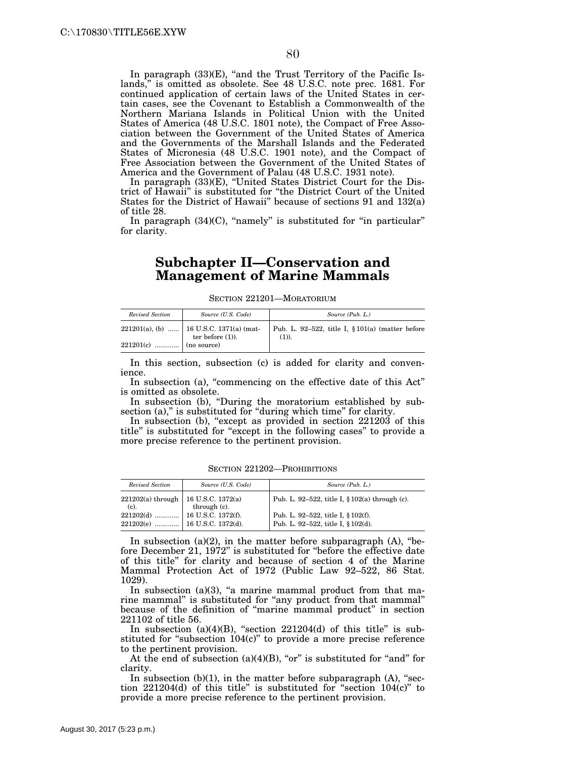In paragraph (33)(E), "and the Trust Territory of the Pacific Islands," is omitted as obsolete. See 48 U.S.C. note prec. 1681. For continued application of certain laws of the United States in certain cases, see the Covenant to Establish a Commonwealth of the Northern Mariana Islands in Political Union with the United States of America (48 U.S.C. 1801 note), the Compact of Free Association between the Government of the United States of America and the Governments of the Marshall Islands and the Federated States of Micronesia (48 U.S.C. 1901 note), and the Compact of Free Association between the Government of the United States of America and the Government of Palau (48 U.S.C. 1931 note).

In paragraph (33)(E), "United States District Court for the District of Hawaii" is substituted for "the District Court of the United States for the District of Hawaii" because of sections 91 and 132(a) of title 28.

In paragraph (34)(C), "namely" is substituted for "in particular" for clarity.

## Subchapter II—Conservation and Management of Marine Mammals

SECTION 221201—MORATORIUM

| *Revised Section* | *Source (U.S. Code)* | *Source (Pub. L.)* |
|---|---|---|
| 221201(a), (b) | 16 U.S.C. 1371(a) (matter before (1)). | Pub. L. 92–522, title I, § 101(a) (matter before (1)). |
| 221201(c) | (no source) | |

In this section, subsection (c) is added for clarity and convenience.

In subsection (a), "commencing on the effective date of this Act" is omitted as obsolete.

In subsection (b), "During the moratorium established by subsection (a)," is substituted for "during which time" for clarity.

In subsection (b), "except as provided in section 221203 of this title" is substituted for "except in the following cases" to provide a more precise reference to the pertinent provision.

SECTION 221202—PROHIBITIONS

| *Revised Section* | *Source (U.S. Code)* | *Source (Pub. L.)* |
|---|---|---|
| 221202(a) through (c). | 16 U.S.C. 1372(a) through (c). | Pub. L. 92–522, title I, § 102(a) through (c). |
| 221202(d) | 16 U.S.C. 1372(f). | Pub. L. 92–522, title I, § 102(f). |
| 221202(e) | 16 U.S.C. 1372(d). | Pub. L. 92–522, title I, § 102(d). |

In subsection (a)(2), in the matter before subparagraph (A), "before December 21, 1972" is substituted for "before the effective date of this title" for clarity and because of section 4 of the Marine Mammal Protection Act of 1972 (Public Law 92–522, 86 Stat. 1029).

In subsection (a)(3), "a marine mammal product from that marine mammal" is substituted for "any product from that mammal" because of the definition of "marine mammal product" in section 221102 of title 56.

In subsection (a)(4)(B), "section 221204(d) of this title" is substituted for "subsection 104(c)" to provide a more precise reference to the pertinent provision.

At the end of subsection (a)(4)(B), "or" is substituted for "and" for clarity.

In subsection (b)(1), in the matter before subparagraph (A), "section 221204(d) of this title" is substituted for "section 104(c)" to provide a more precise reference to the pertinent provision.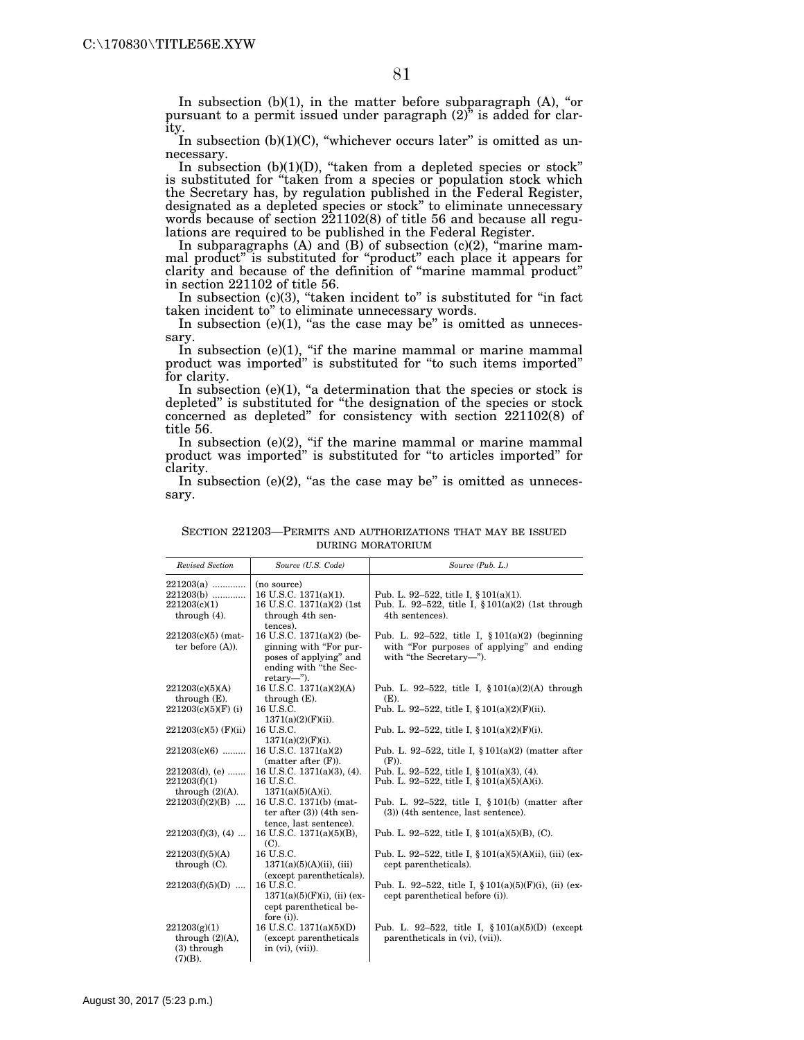In subsection (b)(1), in the matter before subparagraph (A), "or pursuant to a permit issued under paragraph (2)" is added for clarity.

In subsection (b)(1)(C), "whichever occurs later" is omitted as unnecessary.

In subsection (b)(1)(D), "taken from a depleted species or stock" is substituted for "taken from a species or population stock which the Secretary has, by regulation published in the Federal Register, designated as a depleted species or stock" to eliminate unnecessary words because of section 221102(8) of title 56 and because all regulations are required to be published in the Federal Register.

In subparagraphs (A) and (B) of subsection (c)(2), "marine mammal product" is substituted for "product" each place it appears for clarity and because of the definition of "marine mammal product" in section 221102 of title 56.

In subsection (c)(3), "taken incident to" is substituted for "in fact taken incident to" to eliminate unnecessary words.

In subsection (e)(1), "as the case may be" is omitted as unnecessary.

In subsection (e)(1), "if the marine mammal or marine mammal product was imported" is substituted for "to such items imported" for clarity.

In subsection (e)(1), "a determination that the species or stock is depleted" is substituted for "the designation of the species or stock concerned as depleted" for consistency with section 221102(8) of title 56.

In subsection (e)(2), "if the marine mammal or marine mammal product was imported" is substituted for "to articles imported" for clarity.

In subsection (e)(2), "as the case may be" is omitted as unnecessary.

SECTION 221203—PERMITS AND AUTHORIZATIONS THAT MAY BE ISSUED DURING MORATORIUM

| *Revised Section* | *Source (U.S. Code)* | *Source (Pub. L.)* |
|---|---|---|
| 221203(a) | (no source) | |
| 221203(b) | 16 U.S.C. 1371(a)(1). | Pub. L. 92–522, title I, § 101(a)(1). |
| 221203(c)(1) through (4). | 16 U.S.C. 1371(a)(2) (1st through 4th sentences). | Pub. L. 92–522, title I, § 101(a)(2) (1st through 4th sentences). |
| 221203(c)(5) (matter before (A)). | 16 U.S.C. 1371(a)(2) (beginning with "For purposes of applying" and ending with "the Secretary—"). | Pub. L. 92–522, title I, § 101(a)(2) (beginning with "For purposes of applying" and ending with "the Secretary—"). |
| 221203(c)(5)(A) through (E). | 16 U.S.C. 1371(a)(2)(A) through (E). | Pub. L. 92–522, title I, § 101(a)(2)(A) through (E). |
| 221203(c)(5)(F) (i) | 16 U.S.C. 1371(a)(2)(F)(ii). | Pub. L. 92–522, title I, § 101(a)(2)(F)(ii). |
| 221203(c)(5) (F)(ii) | 16 U.S.C. 1371(a)(2)(F)(i). | Pub. L. 92–522, title I, § 101(a)(2)(F)(i). |
| 221203(c)(6) | 16 U.S.C. 1371(a)(2) (matter after (F)). | Pub. L. 92–522, title I, § 101(a)(2) (matter after (F)). |
| 221203(d), (e) | 16 U.S.C. 1371(a)(3), (4). | Pub. L. 92–522, title I, § 101(a)(3), (4). |
| 221203(f)(1) through (2)(A). | 16 U.S.C. 1371(a)(5)(A)(i). | Pub. L. 92–522, title I, § 101(a)(5)(A)(i). |
| 221203(f)(2)(B) | 16 U.S.C. 1371(b) (matter after (3)) (4th sentence, last sentence). | Pub. L. 92–522, title I, § 101(b) (matter after (3)) (4th sentence, last sentence). |
| 221203(f)(3), (4) | 16 U.S.C. 1371(a)(5)(B), (C). | Pub. L. 92–522, title I, § 101(a)(5)(B), (C). |
| 221203(f)(5)(A) through (C). | 16 U.S.C. 1371(a)(5)(A)(ii), (iii) (except parentheticals). | Pub. L. 92–522, title I, § 101(a)(5)(A)(ii), (iii) (except parentheticals). |
| 221203(f)(5)(D) | 16 U.S.C. 1371(a)(5)(F)(i), (ii) (except parenthetical before (i)). | Pub. L. 92–522, title I, § 101(a)(5)(F)(i), (ii) (except parenthetical before (i)). |
| 221203(g)(1) through (2)(A), (3) through (7)(B). | 16 U.S.C. 1371(a)(5)(D) (except parentheticals in (vi), (vii)). | Pub. L. 92–522, title I, § 101(a)(5)(D) (except parentheticals in (vi), (vii)). |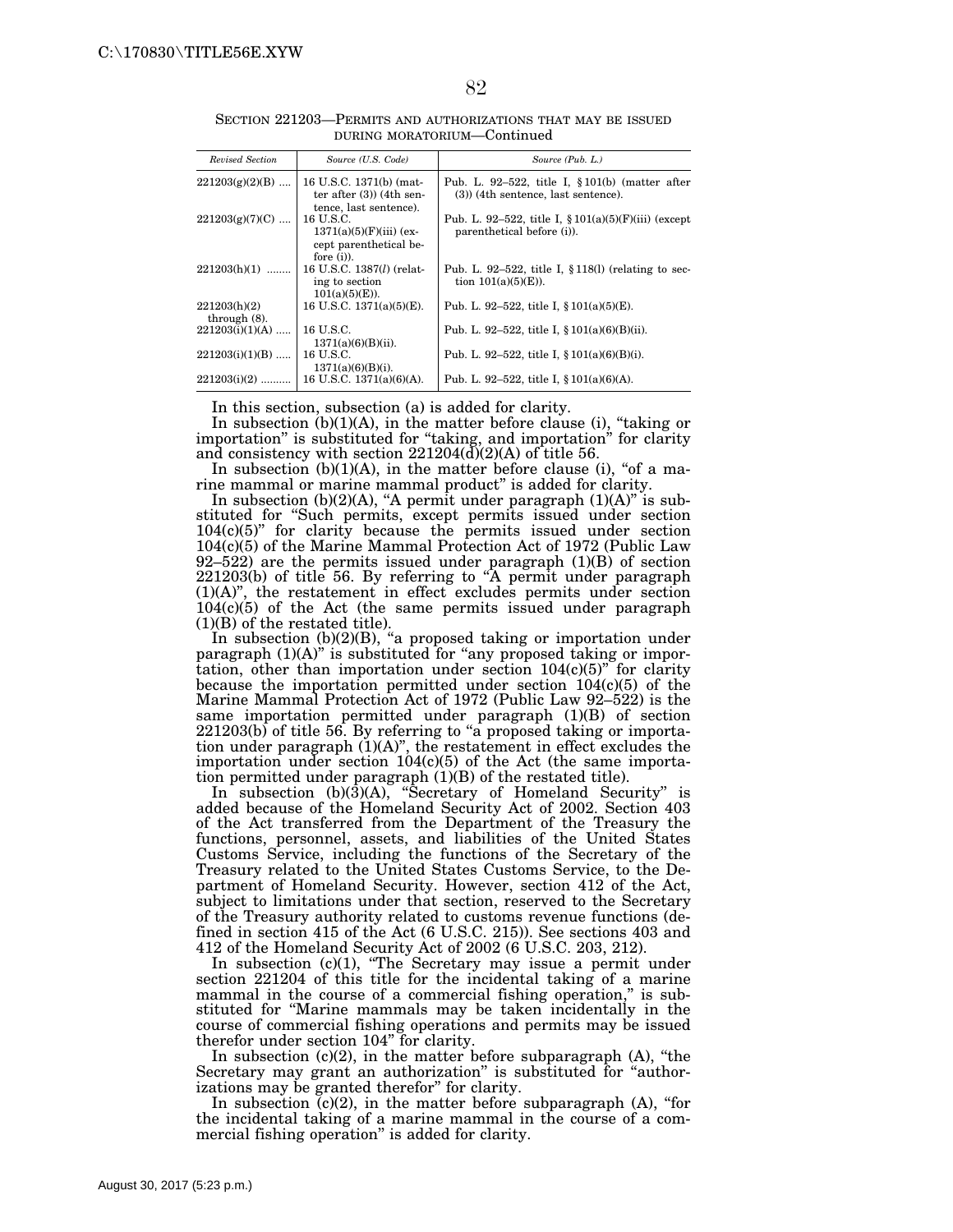SECTION 221203—PERMITS AND AUTHORIZATIONS THAT MAY BE ISSUED DURING MORATORIUM—Continued

| *Revised Section* | *Source (U.S. Code)* | *Source (Pub. L.)* |
|---|---|---|
| 221203(g)(2)(B) .... | 16 U.S.C. 1371(b) (matter after (3)) (4th sentence, last sentence). | Pub. L. 92–522, title I, § 101(b) (matter after (3)) (4th sentence, last sentence). |
| 221203(g)(7)(C) .... | 16 U.S.C. 1371(a)(5)(F)(iii) (except parenthetical before (i)). | Pub. L. 92–522, title I, § 101(a)(5)(F)(iii) (except parenthetical before (i)). |
| 221203(h)(1) ........ | 16 U.S.C. 1387(*l*) (relating to section 101(a)(5)(E)). | Pub. L. 92–522, title I, § 118(l) (relating to section 101(a)(5)(E)). |
| 221203(h)(2) through (8). | 16 U.S.C. 1371(a)(5)(E). | Pub. L. 92–522, title I, § 101(a)(5)(E). |
| 221203(i)(1)(A) ..... | 16 U.S.C. 1371(a)(6)(B)(ii). | Pub. L. 92–522, title I, § 101(a)(6)(B)(ii). |
| 221203(i)(1)(B) ..... | 16 U.S.C. 1371(a)(6)(B)(i). | Pub. L. 92–522, title I, § 101(a)(6)(B)(i). |
| 221203(i)(2) .......... | 16 U.S.C. 1371(a)(6)(A). | Pub. L. 92–522, title I, § 101(a)(6)(A). |

In this section, subsection (a) is added for clarity.

In subsection (b)(1)(A), in the matter before clause (i), "taking or importation" is substituted for "taking, and importation" for clarity and consistency with section 221204(d)(2)(A) of title 56.

In subsection (b)(1)(A), in the matter before clause (i), "of a marine mammal or marine mammal product" is added for clarity.

In subsection (b)(2)(A), "A permit under paragraph (1)(A)" is substituted for "Such permits, except permits issued under section 104(c)(5)" for clarity because the permits issued under section 104(c)(5) of the Marine Mammal Protection Act of 1972 (Public Law 92–522) are the permits issued under paragraph (1)(B) of section 221203(b) of title 56. By referring to "A permit under paragraph (1)(A)", the restatement in effect excludes permits under section 104(c)(5) of the Act (the same permits issued under paragraph (1)(B) of the restated title).

In subsection (b)(2)(B), "a proposed taking or importation under paragraph (1)(A)" is substituted for "any proposed taking or importation, other than importation under section 104(c)(5)" for clarity because the importation permitted under section 104(c)(5) of the Marine Mammal Protection Act of 1972 (Public Law 92–522) is the same importation permitted under paragraph (1)(B) of section 221203(b) of title 56. By referring to "a proposed taking or importation under paragraph (1)(A)", the restatement in effect excludes the importation under section 104(c)(5) of the Act (the same importation permitted under paragraph (1)(B) of the restated title).

In subsection (b)(3)(A), "Secretary of Homeland Security" is added because of the Homeland Security Act of 2002. Section 403 of the Act transferred from the Department of the Treasury the functions, personnel, assets, and liabilities of the United States Customs Service, including the functions of the Secretary of the Treasury related to the United States Customs Service, to the Department of Homeland Security. However, section 412 of the Act, subject to limitations under that section, reserved to the Secretary of the Treasury authority related to customs revenue functions (defined in section 415 of the Act (6 U.S.C. 215)). See sections 403 and 412 of the Homeland Security Act of 2002 (6 U.S.C. 203, 212).

In subsection (c)(1), "The Secretary may issue a permit under section 221204 of this title for the incidental taking of a marine mammal in the course of a commercial fishing operation," is substituted for "Marine mammals may be taken incidentally in the course of commercial fishing operations and permits may be issued therefor under section 104" for clarity.

In subsection (c)(2), in the matter before subparagraph (A), "the Secretary may grant an authorization" is substituted for "authorizations may be granted therefor" for clarity.

In subsection (c)(2), in the matter before subparagraph (A), "for the incidental taking of a marine mammal in the course of a commercial fishing operation" is added for clarity.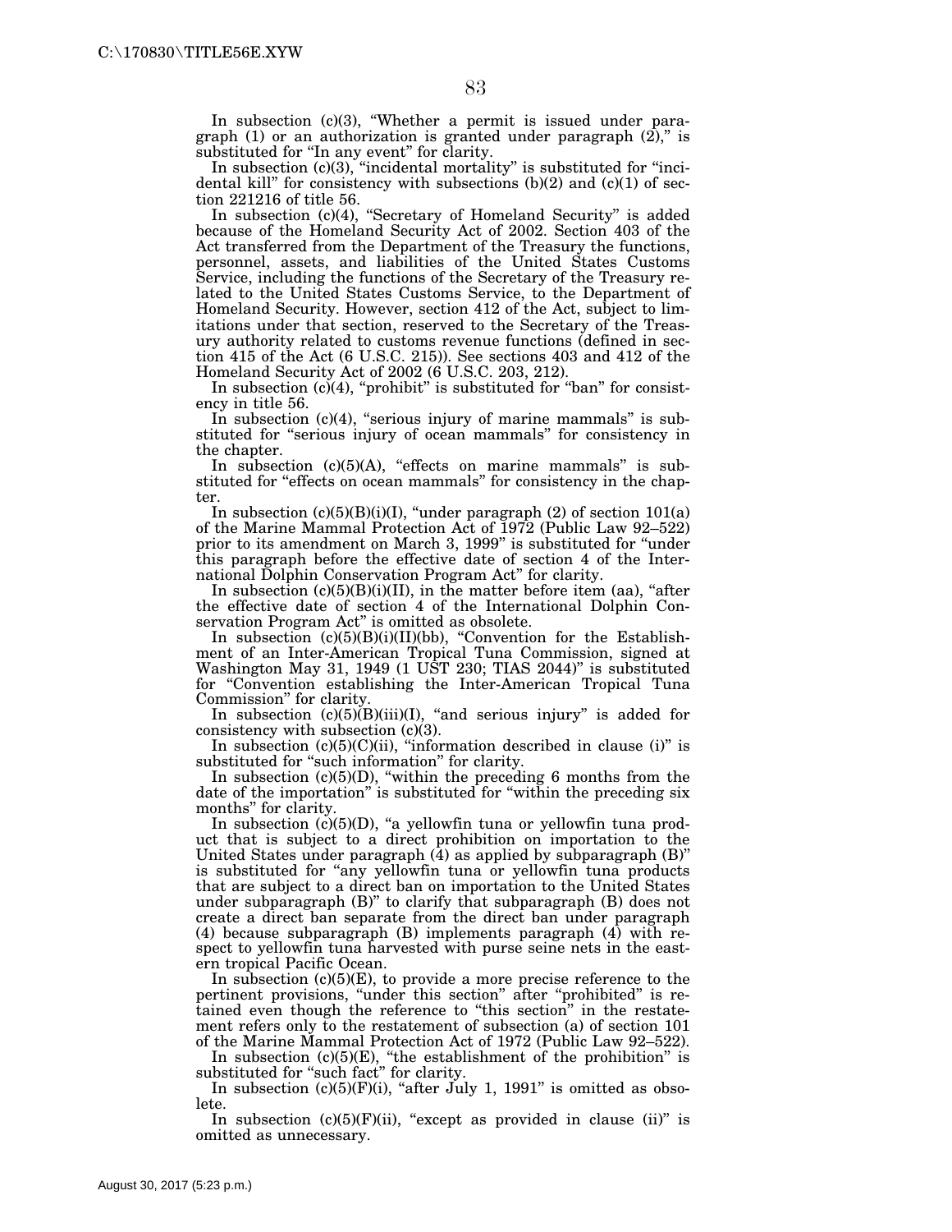In subsection (c)(3), "Whether a permit is issued under paragraph (1) or an authorization is granted under paragraph (2)," is substituted for "In any event" for clarity.

In subsection (c)(3), "incidental mortality" is substituted for "incidental kill" for consistency with subsections (b)(2) and (c)(1) of section 221216 of title 56.

In subsection (c)(4), "Secretary of Homeland Security" is added because of the Homeland Security Act of 2002. Section 403 of the Act transferred from the Department of the Treasury the functions, personnel, assets, and liabilities of the United States Customs Service, including the functions of the Secretary of the Treasury related to the United States Customs Service, to the Department of Homeland Security. However, section 412 of the Act, subject to limitations under that section, reserved to the Secretary of the Treasury authority related to customs revenue functions (defined in section 415 of the Act (6 U.S.C. 215)). See sections 403 and 412 of the Homeland Security Act of 2002 (6 U.S.C. 203, 212).

In subsection (c)(4), "prohibit" is substituted for "ban" for consistency in title 56.

In subsection (c)(4), "serious injury of marine mammals" is substituted for "serious injury of ocean mammals" for consistency in the chapter.

In subsection (c)(5)(A), "effects on marine mammals" is substituted for "effects on ocean mammals" for consistency in the chapter.

In subsection (c)(5)(B)(i)(I), "under paragraph (2) of section 101(a) of the Marine Mammal Protection Act of 1972 (Public Law 92–522) prior to its amendment on March 3, 1999" is substituted for "under this paragraph before the effective date of section 4 of the International Dolphin Conservation Program Act" for clarity.

In subsection (c)(5)(B)(i)(II), in the matter before item (aa), "after the effective date of section 4 of the International Dolphin Conservation Program Act" is omitted as obsolete.

In subsection (c)(5)(B)(i)(II)(bb), "Convention for the Establishment of an Inter-American Tropical Tuna Commission, signed at Washington May 31, 1949 (1 UST 230; TIAS 2044)" is substituted for "Convention establishing the Inter-American Tropical Tuna Commission" for clarity.

In subsection (c)(5)(B)(iii)(I), "and serious injury" is added for consistency with subsection (c)(3).

In subsection (c)(5)(C)(ii), "information described in clause (i)" is substituted for "such information" for clarity.

In subsection (c)(5)(D), "within the preceding 6 months from the date of the importation" is substituted for "within the preceding six months" for clarity.

In subsection (c)(5)(D), "a yellowfin tuna or yellowfin tuna product that is subject to a direct prohibition on importation to the United States under paragraph (4) as applied by subparagraph (B)" is substituted for "any yellowfin tuna or yellowfin tuna products that are subject to a direct ban on importation to the United States under subparagraph (B)" to clarify that subparagraph (B) does not create a direct ban separate from the direct ban under paragraph (4) because subparagraph (B) implements paragraph (4) with respect to yellowfin tuna harvested with purse seine nets in the eastern tropical Pacific Ocean.

In subsection (c)(5)(E), to provide a more precise reference to the pertinent provisions, "under this section" after "prohibited" is retained even though the reference to "this section" in the restatement refers only to the restatement of subsection (a) of section 101 of the Marine Mammal Protection Act of 1972 (Public Law 92–522).

In subsection (c)(5)(E), "the establishment of the prohibition" is substituted for "such fact" for clarity.

In subsection (c)(5)(F)(i), "after July 1, 1991" is omitted as obsolete.

In subsection (c)(5)(F)(ii), "except as provided in clause (ii)" is omitted as unnecessary.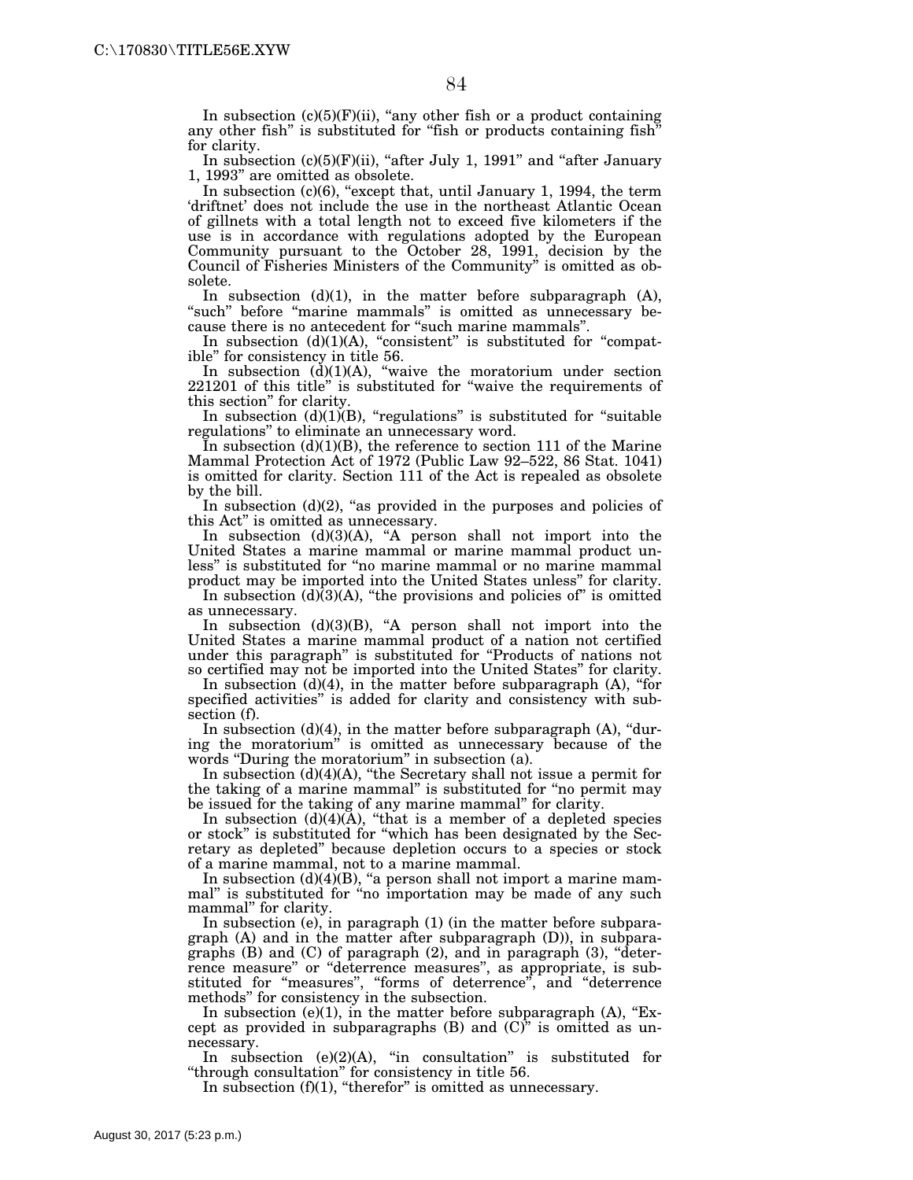In subsection (c)(5)(F)(ii), "any other fish or a product containing any other fish" is substituted for "fish or products containing fish" for clarity.

In subsection (c)(5)(F)(ii), "after July 1, 1991" and "after January 1, 1993" are omitted as obsolete.

In subsection (c)(6), "except that, until January 1, 1994, the term 'driftnet' does not include the use in the northeast Atlantic Ocean of gillnets with a total length not to exceed five kilometers if the use is in accordance with regulations adopted by the European Community pursuant to the October 28, 1991, decision by the Council of Fisheries Ministers of the Community" is omitted as obsolete.

In subsection (d)(1), in the matter before subparagraph (A), "such" before "marine mammals" is omitted as unnecessary because there is no antecedent for "such marine mammals".

In subsection (d)(1)(A), "consistent" is substituted for "compatible" for consistency in title 56.

In subsection (d)(1)(A), "waive the moratorium under section 221201 of this title" is substituted for "waive the requirements of this section" for clarity.

In subsection (d)(1)(B), "regulations" is substituted for "suitable regulations" to eliminate an unnecessary word.

In subsection (d)(1)(B), the reference to section 111 of the Marine Mammal Protection Act of 1972 (Public Law 92–522, 86 Stat. 1041) is omitted for clarity. Section 111 of the Act is repealed as obsolete by the bill.

In subsection (d)(2), "as provided in the purposes and policies of this Act" is omitted as unnecessary.

In subsection (d)(3)(A), "A person shall not import into the United States a marine mammal or marine mammal product unless" is substituted for "no marine mammal or no marine mammal product may be imported into the United States unless" for clarity.

In subsection (d)(3)(A), "the provisions and policies of" is omitted as unnecessary.

In subsection (d)(3)(B), "A person shall not import into the United States a marine mammal product of a nation not certified under this paragraph" is substituted for "Products of nations not so certified may not be imported into the United States" for clarity.

In subsection (d)(4), in the matter before subparagraph (A), "for specified activities" is added for clarity and consistency with subsection (f).

In subsection (d)(4), in the matter before subparagraph (A), "during the moratorium" is omitted as unnecessary because of the words "During the moratorium" in subsection (a).

In subsection (d)(4)(A), "the Secretary shall not issue a permit for the taking of a marine mammal" is substituted for "no permit may be issued for the taking of any marine mammal" for clarity.

In subsection (d)(4)(A), "that is a member of a depleted species or stock" is substituted for "which has been designated by the Secretary as depleted" because depletion occurs to a species or stock of a marine mammal, not to a marine mammal.

In subsection (d)(4)(B), "a person shall not import a marine mammal" is substituted for "no importation may be made of any such mammal" for clarity.

In subsection (e), in paragraph (1) (in the matter before subparagraph (A) and in the matter after subparagraph (D)), in subparagraphs (B) and (C) of paragraph (2), and in paragraph (3), "deterrence measure" or "deterrence measures", as appropriate, is substituted for "measures", "forms of deterrence", and "deterrence methods" for consistency in the subsection.

In subsection (e)(1), in the matter before subparagraph (A), "Except as provided in subparagraphs (B) and (C)" is omitted as unnecessary.

In subsection (e)(2)(A), "in consultation" is substituted for "through consultation" for consistency in title 56.

In subsection (f)(1), "therefor" is omitted as unnecessary.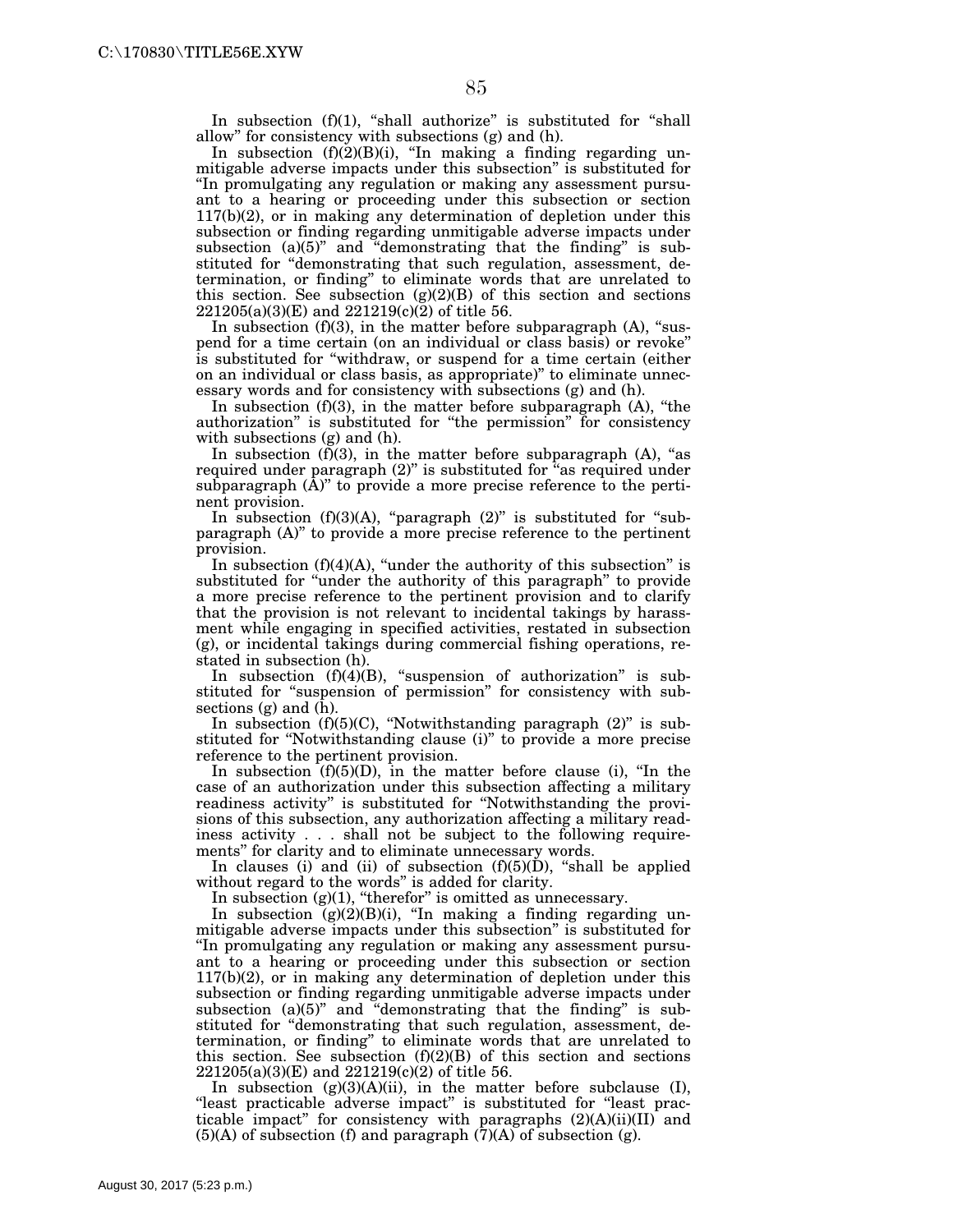In subsection (f)(1), "shall authorize" is substituted for "shall allow" for consistency with subsections (g) and (h).

In subsection (f)(2)(B)(i), "In making a finding regarding unmitigable adverse impacts under this subsection" is substituted for "In promulgating any regulation or making any assessment pursuant to a hearing or proceeding under this subsection or section 117(b)(2), or in making any determination of depletion under this subsection or finding regarding unmitigable adverse impacts under subsection (a)(5)" and "demonstrating that the finding" is substituted for "demonstrating that such regulation, assessment, determination, or finding" to eliminate words that are unrelated to this section. See subsection (g)(2)(B) of this section and sections 221205(a)(3)(E) and 221219(c)(2) of title 56.

In subsection (f)(3), in the matter before subparagraph (A), "suspend for a time certain (on an individual or class basis) or revoke" is substituted for "withdraw, or suspend for a time certain (either on an individual or class basis, as appropriate)" to eliminate unnecessary words and for consistency with subsections (g) and (h).

In subsection (f)(3), in the matter before subparagraph (A), "the authorization" is substituted for "the permission" for consistency with subsections (g) and (h).

In subsection (f)(3), in the matter before subparagraph (A), "as required under paragraph (2)" is substituted for "as required under subparagraph (A)" to provide a more precise reference to the pertinent provision.

In subsection (f)(3)(A), "paragraph (2)" is substituted for "subparagraph (A)" to provide a more precise reference to the pertinent provision.

In subsection (f)(4)(A), "under the authority of this subsection" is substituted for "under the authority of this paragraph" to provide a more precise reference to the pertinent provision and to clarify that the provision is not relevant to incidental takings by harassment while engaging in specified activities, restated in subsection (g), or incidental takings during commercial fishing operations, restated in subsection (h).

In subsection (f)(4)(B), "suspension of authorization" is substituted for "suspension of permission" for consistency with subsections (g) and (h).

In subsection (f)(5)(C), "Notwithstanding paragraph (2)" is substituted for "Notwithstanding clause (i)" to provide a more precise reference to the pertinent provision.

In subsection (f)(5)(D), in the matter before clause (i), "In the case of an authorization under this subsection affecting a military readiness activity" is substituted for "Notwithstanding the provisions of this subsection, any authorization affecting a military readiness activity . . . shall not be subject to the following requirements" for clarity and to eliminate unnecessary words.

In clauses (i) and (ii) of subsection (f)(5)(D), "shall be applied without regard to the words" is added for clarity.

In subsection (g)(1), "therefor" is omitted as unnecessary.

In subsection (g)(2)(B)(i), "In making a finding regarding unmitigable adverse impacts under this subsection" is substituted for "In promulgating any regulation or making any assessment pursuant to a hearing or proceeding under this subsection or section 117(b)(2), or in making any determination of depletion under this subsection or finding regarding unmitigable adverse impacts under subsection (a)(5)" and "demonstrating that the finding" is substituted for "demonstrating that such regulation, assessment, determination, or finding" to eliminate words that are unrelated to this section. See subsection (f)(2)(B) of this section and sections 221205(a)(3)(E) and 221219(c)(2) of title 56.

In subsection (g)(3)(A)(ii), in the matter before subclause (I), "least practicable adverse impact" is substituted for "least practicable impact" for consistency with paragraphs (2)(A)(ii)(II) and (5)(A) of subsection (f) and paragraph (7)(A) of subsection (g).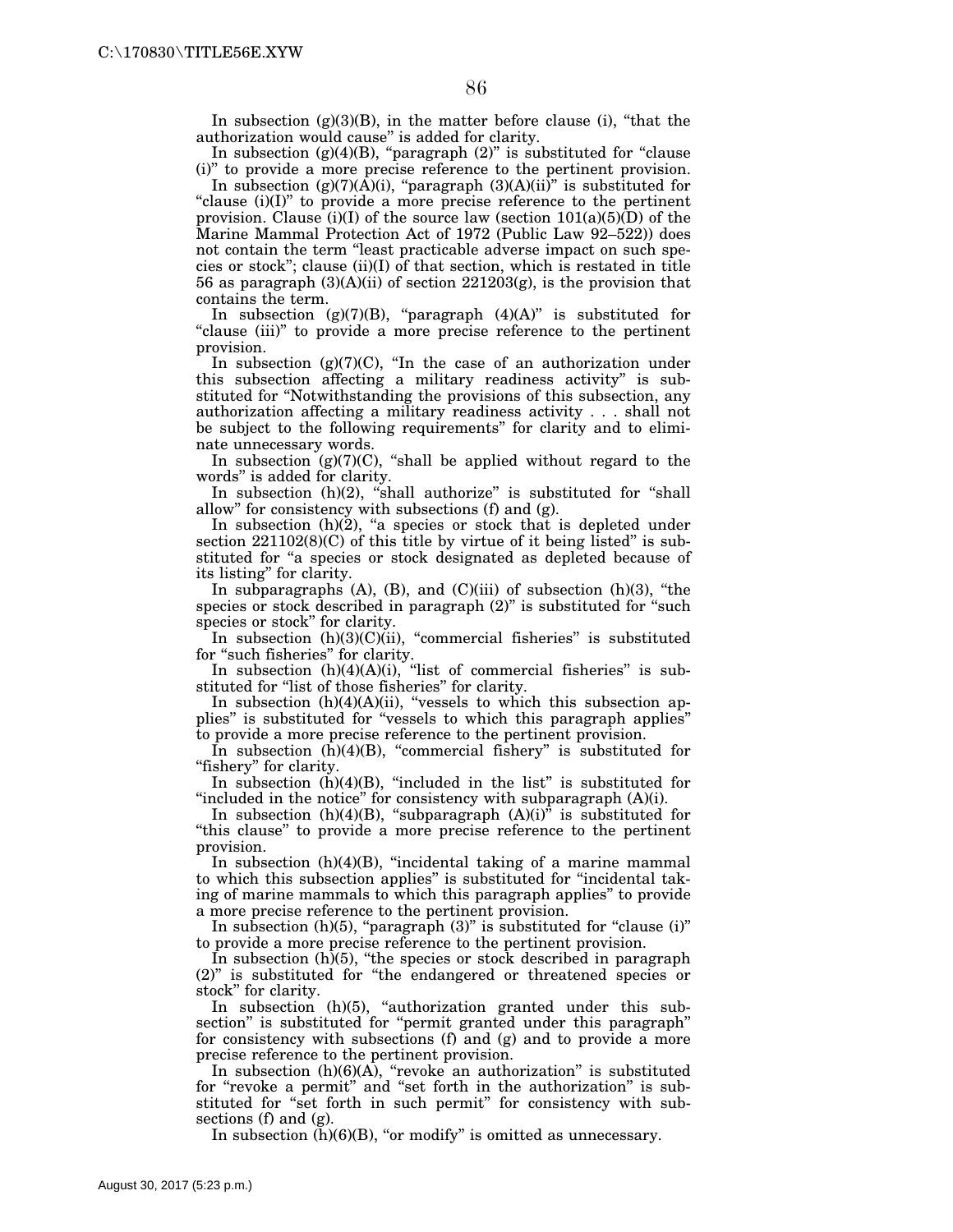In subsection (g)(3)(B), in the matter before clause (i), "that the authorization would cause" is added for clarity.

In subsection (g)(4)(B), "paragraph (2)" is substituted for "clause (i)" to provide a more precise reference to the pertinent provision.

In subsection (g)(7)(A)(i), "paragraph (3)(A)(ii)" is substituted for "clause (i)(I)" to provide a more precise reference to the pertinent provision. Clause (i)(I) of the source law (section 101(a)(5)(D) of the Marine Mammal Protection Act of 1972 (Public Law 92–522)) does not contain the term "least practicable adverse impact on such species or stock"; clause (ii)(I) of that section, which is restated in title 56 as paragraph (3)(A)(ii) of section 221203(g), is the provision that contains the term.

In subsection (g)(7)(B), "paragraph (4)(A)" is substituted for "clause (iii)" to provide a more precise reference to the pertinent provision.

In subsection (g)(7)(C), "In the case of an authorization under this subsection affecting a military readiness activity" is substituted for "Notwithstanding the provisions of this subsection, any authorization affecting a military readiness activity . . . shall not be subject to the following requirements" for clarity and to eliminate unnecessary words.

In subsection (g)(7)(C), "shall be applied without regard to the words" is added for clarity.

In subsection (h)(2), "shall authorize" is substituted for "shall allow" for consistency with subsections (f) and (g).

In subsection (h)(2), "a species or stock that is depleted under section 221102(8)(C) of this title by virtue of it being listed" is substituted for "a species or stock designated as depleted because of its listing" for clarity.

In subparagraphs (A), (B), and (C)(iii) of subsection (h)(3), "the species or stock described in paragraph (2)" is substituted for "such species or stock" for clarity.

In subsection (h)(3)(C)(ii), "commercial fisheries" is substituted for "such fisheries" for clarity.

In subsection (h)(4)(A)(i), "list of commercial fisheries" is substituted for "list of those fisheries" for clarity.

In subsection (h)(4)(A)(ii), "vessels to which this subsection applies" is substituted for "vessels to which this paragraph applies" to provide a more precise reference to the pertinent provision.

In subsection (h)(4)(B), "commercial fishery" is substituted for "fishery" for clarity.

In subsection (h)(4)(B), "included in the list" is substituted for "included in the notice" for consistency with subparagraph (A)(i).

In subsection (h)(4)(B), "subparagraph (A)(i)" is substituted for "this clause" to provide a more precise reference to the pertinent provision.

In subsection (h)(4)(B), "incidental taking of a marine mammal to which this subsection applies" is substituted for "incidental taking of marine mammals to which this paragraph applies" to provide a more precise reference to the pertinent provision.

In subsection (h)(5), "paragraph (3)" is substituted for "clause (i)" to provide a more precise reference to the pertinent provision.

In subsection (h)(5), "the species or stock described in paragraph (2)" is substituted for "the endangered or threatened species or stock" for clarity.

In subsection (h)(5), "authorization granted under this subsection" is substituted for "permit granted under this paragraph" for consistency with subsections (f) and (g) and to provide a more precise reference to the pertinent provision.

In subsection (h)(6)(A), "revoke an authorization" is substituted for "revoke a permit" and "set forth in the authorization" is substituted for "set forth in such permit" for consistency with subsections (f) and (g).

In subsection (h)(6)(B), "or modify" is omitted as unnecessary.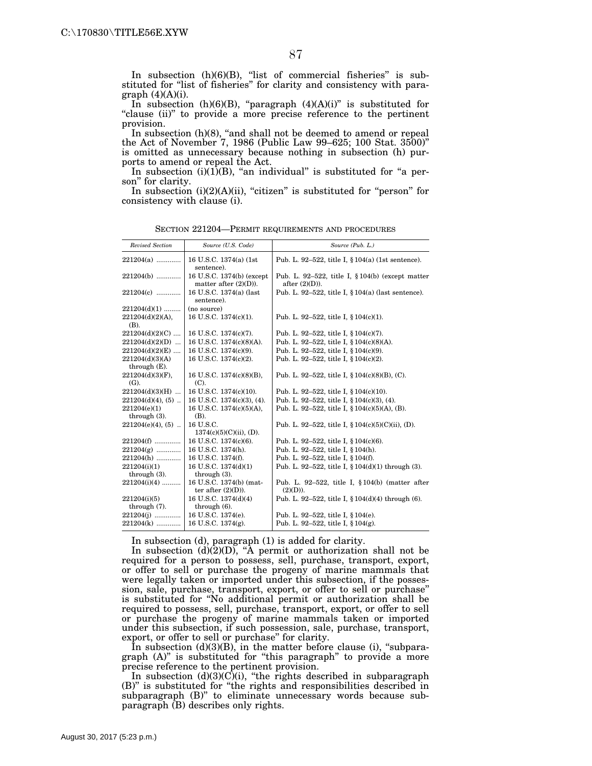In subsection (h)(6)(B), "list of commercial fisheries" is substituted for "list of fisheries" for clarity and consistency with paragraph (4)(A)(i).

In subsection (h)(6)(B), "paragraph (4)(A)(i)" is substituted for "clause (ii)" to provide a more precise reference to the pertinent provision.

In subsection (h)(8), "and shall not be deemed to amend or repeal the Act of November 7, 1986 (Public Law 99–625; 100 Stat. 3500)" is omitted as unnecessary because nothing in subsection (h) purports to amend or repeal the Act.

In subsection (i)(1)(B), "an individual" is substituted for "a person" for clarity.

In subsection (i)(2)(A)(ii), "citizen" is substituted for "person" for consistency with clause (i).

SECTION 221204—PERMIT REQUIREMENTS AND PROCEDURES

| *Revised Section* | *Source (U.S. Code)* | *Source (Pub. L.)* |
|---|---|---|
| 221204(a) | 16 U.S.C. 1374(a) (1st sentence). | Pub. L. 92–522, title I, § 104(a) (1st sentence). |
| 221204(b) | 16 U.S.C. 1374(b) (except matter after (2)(D)). | Pub. L. 92–522, title I, § 104(b) (except matter after (2)(D)). |
| 221204(c) | 16 U.S.C. 1374(a) (last sentence). | Pub. L. 92–522, title I, § 104(a) (last sentence). |
| 221204(d)(1) | (no source) | |
| 221204(d)(2)(A), (B). | 16 U.S.C. 1374(c)(1). | Pub. L. 92–522, title I, § 104(c)(1). |
| 221204(d)(2)(C) | 16 U.S.C. 1374(c)(7). | Pub. L. 92–522, title I, § 104(c)(7). |
| 221204(d)(2)(D) | 16 U.S.C. 1374(c)(8)(A). | Pub. L. 92–522, title I, § 104(c)(8)(A). |
| 221204(d)(2)(E) | 16 U.S.C. 1374(c)(9). | Pub. L. 92–522, title I, § 104(c)(9). |
| 221204(d)(3)(A) through (E). | 16 U.S.C. 1374(c)(2). | Pub. L. 92–522, title I, § 104(c)(2). |
| 221204(d)(3)(F), (G). | 16 U.S.C. 1374(c)(8)(B), (C). | Pub. L. 92–522, title I, § 104(c)(8)(B), (C). |
| 221204(d)(3)(H) | 16 U.S.C. 1374(c)(10). | Pub. L. 92–522, title I, § 104(c)(10). |
| 221204(d)(4), (5) | 16 U.S.C. 1374(c)(3), (4). | Pub. L. 92–522, title I, § 104(c)(3), (4). |
| 221204(e)(1) through (3). | 16 U.S.C. 1374(c)(5)(A), (B). | Pub. L. 92–522, title I, § 104(c)(5)(A), (B). |
| 221204(e)(4), (5) | 16 U.S.C. 1374(c)(5)(C)(ii), (D). | Pub. L. 92–522, title I, § 104(c)(5)(C)(ii), (D). |
| 221204(f) | 16 U.S.C. 1374(c)(6). | Pub. L. 92–522, title I, § 104(c)(6). |
| 221204(g) | 16 U.S.C. 1374(h). | Pub. L. 92–522, title I, § 104(h). |
| 221204(h) | 16 U.S.C. 1374(f). | Pub. L. 92–522, title I, § 104(f). |
| 221204(i)(1) through (3). | 16 U.S.C. 1374(d)(1) through (3). | Pub. L. 92–522, title I, § 104(d)(1) through (3). |
| 221204(i)(4) | 16 U.S.C. 1374(b) (matter after (2)(D)). | Pub. L. 92–522, title I, § 104(b) (matter after (2)(D)). |
| 221204(i)(5) through (7). | 16 U.S.C. 1374(d)(4) through (6). | Pub. L. 92–522, title I, § 104(d)(4) through (6). |
| 221204(j) | 16 U.S.C. 1374(e). | Pub. L. 92–522, title I, § 104(e). |
| 221204(k) | 16 U.S.C. 1374(g). | Pub. L. 92–522, title I, § 104(g). |

In subsection (d), paragraph (1) is added for clarity.

In subsection (d)(2)(D), "A permit or authorization shall not be required for a person to possess, sell, purchase, transport, export, or offer to sell or purchase the progeny of marine mammals that were legally taken or imported under this subsection, if the possession, sale, purchase, transport, export, or offer to sell or purchase" is substituted for "No additional permit or authorization shall be required to possess, sell, purchase, transport, export, or offer to sell or purchase the progeny of marine mammals taken or imported under this subsection, if such possession, sale, purchase, transport, export, or offer to sell or purchase" for clarity.

In subsection (d)(3)(B), in the matter before clause (i), "subparagraph (A)" is substituted for "this paragraph" to provide a more precise reference to the pertinent provision.

In subsection (d)(3)(C)(i), "the rights described in subparagraph (B)" is substituted for "the rights and responsibilities described in subparagraph (B)" to eliminate unnecessary words because subparagraph (B) describes only rights.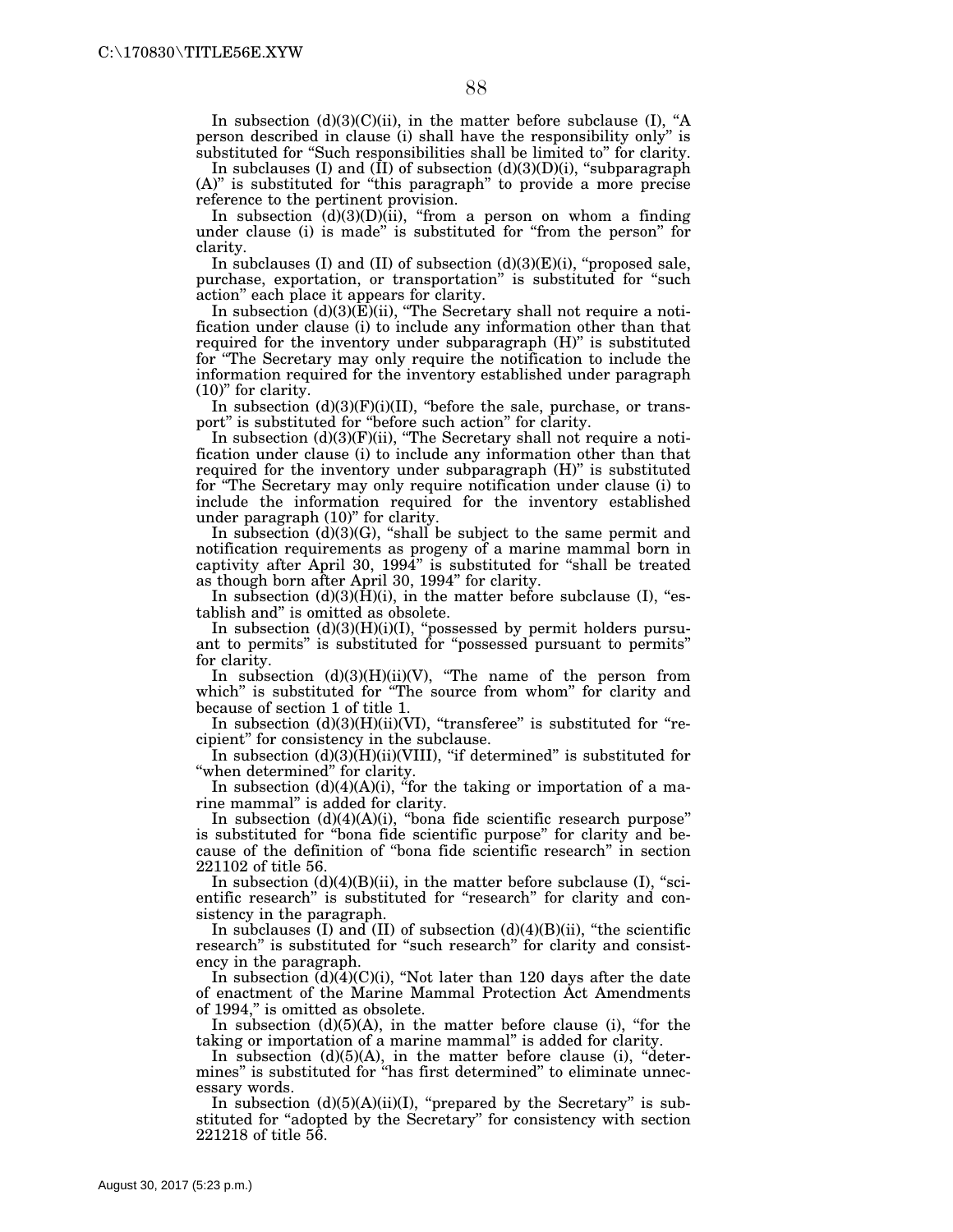In subsection (d)(3)(C)(ii), in the matter before subclause (I), "A person described in clause (i) shall have the responsibility only" is substituted for "Such responsibilities shall be limited to" for clarity.

In subclauses (I) and (II) of subsection (d)(3)(D)(i), "subparagraph (A)" is substituted for "this paragraph" to provide a more precise reference to the pertinent provision.

In subsection (d)(3)(D)(ii), "from a person on whom a finding under clause (i) is made" is substituted for "from the person" for clarity.

In subclauses (I) and (II) of subsection (d)(3)(E)(i), "proposed sale, purchase, exportation, or transportation" is substituted for "such action" each place it appears for clarity.

In subsection (d)(3)(E)(ii), "The Secretary shall not require a notification under clause (i) to include any information other than that required for the inventory under subparagraph (H)" is substituted for "The Secretary may only require the notification to include the information required for the inventory established under paragraph (10)" for clarity.

In subsection (d)(3)(F)(i)(II), "before the sale, purchase, or transport" is substituted for "before such action" for clarity.

In subsection (d)(3)(F)(ii), "The Secretary shall not require a notification under clause (i) to include any information other than that required for the inventory under subparagraph (H)" is substituted for "The Secretary may only require notification under clause (i) to include the information required for the inventory established under paragraph (10)" for clarity.

In subsection (d)(3)(G), "shall be subject to the same permit and notification requirements as progeny of a marine mammal born in captivity after April 30, 1994" is substituted for "shall be treated as though born after April 30, 1994" for clarity.

In subsection (d)(3)(H)(i), in the matter before subclause (I), "establish and" is omitted as obsolete.

In subsection (d)(3)(H)(i)(I), "possessed by permit holders pursuant to permits" is substituted for "possessed pursuant to permits" for clarity.

In subsection (d)(3)(H)(ii)(V), "The name of the person from which" is substituted for "The source from whom" for clarity and because of section 1 of title 1.

In subsection (d)(3)(H)(ii)(VI), "transferee" is substituted for "recipient" for consistency in the subclause.

In subsection (d)(3)(H)(ii)(VIII), "if determined" is substituted for "when determined" for clarity.

In subsection (d)(4)(A)(i), "for the taking or importation of a marine mammal" is added for clarity.

In subsection (d)(4)(A)(i), "bona fide scientific research purpose" is substituted for "bona fide scientific purpose" for clarity and because of the definition of "bona fide scientific research" in section 221102 of title 56.

In subsection (d)(4)(B)(ii), in the matter before subclause (I), "scientific research" is substituted for "research" for clarity and consistency in the paragraph.

In subclauses (I) and (II) of subsection (d)(4)(B)(ii), "the scientific research" is substituted for "such research" for clarity and consistency in the paragraph.

In subsection (d)(4)(C)(i), "Not later than 120 days after the date of enactment of the Marine Mammal Protection Act Amendments of 1994," is omitted as obsolete.

In subsection (d)(5)(A), in the matter before clause (i), "for the taking or importation of a marine mammal" is added for clarity.

In subsection (d)(5)(A), in the matter before clause (i), "determines" is substituted for "has first determined" to eliminate unnecessary words.

In subsection (d)(5)(A)(ii)(I), "prepared by the Secretary" is substituted for "adopted by the Secretary" for consistency with section 221218 of title 56.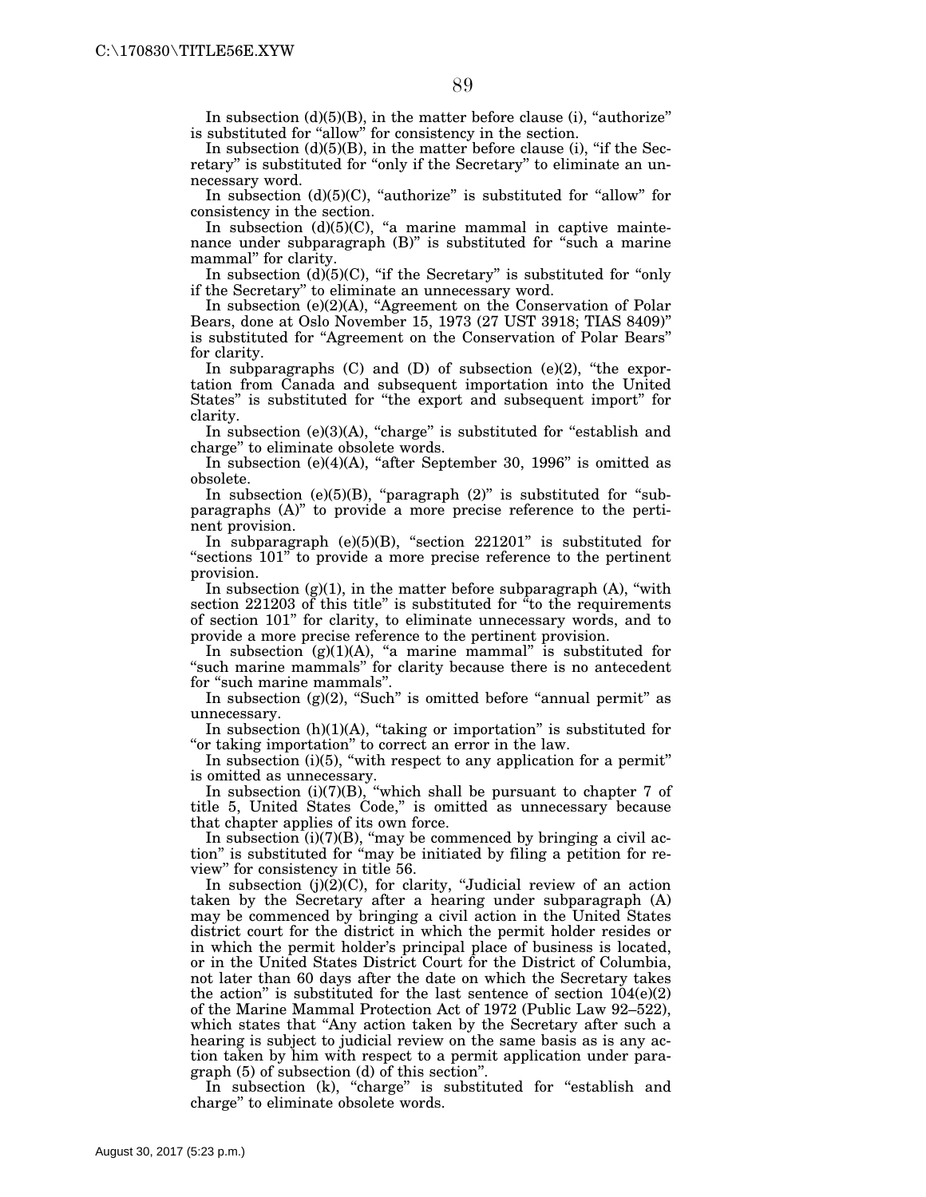In subsection (d)(5)(B), in the matter before clause (i), "authorize" is substituted for "allow" for consistency in the section.

In subsection (d)(5)(B), in the matter before clause (i), "if the Secretary" is substituted for "only if the Secretary" to eliminate an unnecessary word.

In subsection (d)(5)(C), "authorize" is substituted for "allow" for consistency in the section.

In subsection (d)(5)(C), "a marine mammal in captive maintenance under subparagraph (B)" is substituted for "such a marine mammal" for clarity.

In subsection (d)(5)(C), "if the Secretary" is substituted for "only if the Secretary" to eliminate an unnecessary word.

In subsection (e)(2)(A), "Agreement on the Conservation of Polar Bears, done at Oslo November 15, 1973 (27 UST 3918; TIAS 8409)" is substituted for "Agreement on the Conservation of Polar Bears" for clarity.

In subparagraphs (C) and (D) of subsection (e)(2), "the exportation from Canada and subsequent importation into the United States" is substituted for "the export and subsequent import" for clarity.

In subsection (e)(3)(A), "charge" is substituted for "establish and charge" to eliminate obsolete words.

In subsection (e)(4)(A), "after September 30, 1996" is omitted as obsolete.

In subsection (e)(5)(B), "paragraph (2)" is substituted for "subparagraphs (A)" to provide a more precise reference to the pertinent provision.

In subparagraph (e)(5)(B), "section 221201" is substituted for "sections 101" to provide a more precise reference to the pertinent provision.

In subsection (g)(1), in the matter before subparagraph (A), "with section 221203 of this title" is substituted for "to the requirements of section 101" for clarity, to eliminate unnecessary words, and to provide a more precise reference to the pertinent provision.

In subsection (g)(1)(A), "a marine mammal" is substituted for "such marine mammals" for clarity because there is no antecedent for "such marine mammals".

In subsection (g)(2), "Such" is omitted before "annual permit" as unnecessary.

In subsection (h)(1)(A), "taking or importation" is substituted for "or taking importation" to correct an error in the law.

In subsection (i)(5), "with respect to any application for a permit" is omitted as unnecessary.

In subsection (i)(7)(B), "which shall be pursuant to chapter 7 of title 5, United States Code," is omitted as unnecessary because that chapter applies of its own force.

In subsection (i)(7)(B), "may be commenced by bringing a civil action" is substituted for "may be initiated by filing a petition for review" for consistency in title 56.

In subsection (j)(2)(C), for clarity, "Judicial review of an action taken by the Secretary after a hearing under subparagraph (A) may be commenced by bringing a civil action in the United States district court for the district in which the permit holder resides or in which the permit holder's principal place of business is located, or in the United States District Court for the District of Columbia, not later than 60 days after the date on which the Secretary takes the action" is substituted for the last sentence of section 104(e)(2) of the Marine Mammal Protection Act of 1972 (Public Law 92–522), which states that "Any action taken by the Secretary after such a hearing is subject to judicial review on the same basis as is any action taken by him with respect to a permit application under paragraph (5) of subsection (d) of this section".

In subsection (k), "charge" is substituted for "establish and charge" to eliminate obsolete words.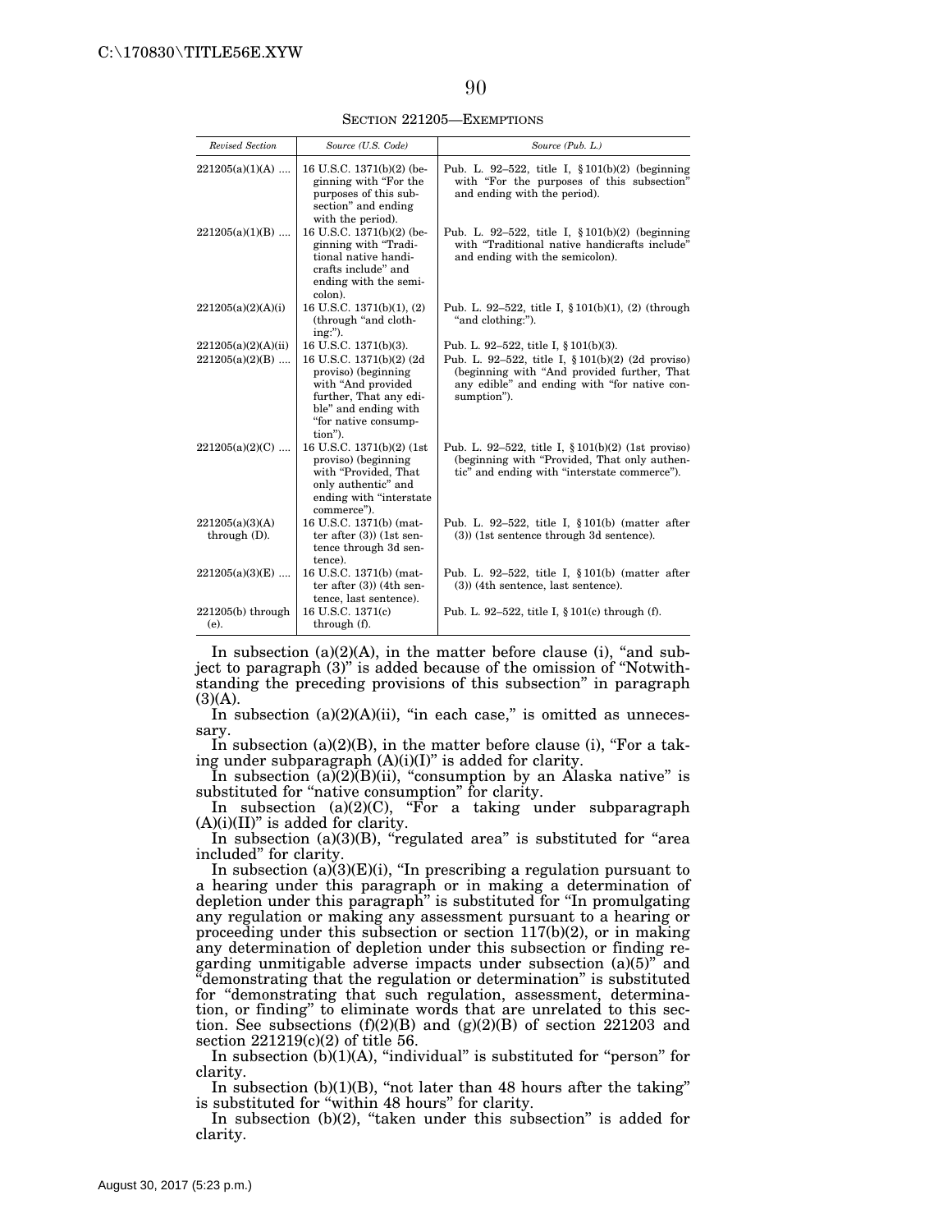SECTION 221205—EXEMPTIONS

| *Revised Section* | *Source (U.S. Code)* | *Source (Pub. L.)* |
|---|---|---|
| 221205(a)(1)(A) .... | 16 U.S.C. 1371(b)(2) (beginning with "For the purposes of this subsection" and ending with the period). | Pub. L. 92–522, title I, § 101(b)(2) (beginning with "For the purposes of this subsection" and ending with the period). |
| 221205(a)(1)(B) .... | 16 U.S.C. 1371(b)(2) (beginning with "Traditional native handicrafts include" and ending with the semicolon). | Pub. L. 92–522, title I, § 101(b)(2) (beginning with "Traditional native handicrafts include" and ending with the semicolon). |
| 221205(a)(2)(A)(i) | 16 U.S.C. 1371(b)(1), (2) (through "and clothing:"). | Pub. L. 92–522, title I, § 101(b)(1), (2) (through "and clothing:"). |
| 221205(a)(2)(A)(ii) | 16 U.S.C. 1371(b)(3). | Pub. L. 92–522, title I, § 101(b)(3). |
| 221205(a)(2)(B) .... | 16 U.S.C. 1371(b)(2) (2d proviso) (beginning with "And provided further, That any edible" and ending with "for native consumption"). | Pub. L. 92–522, title I, § 101(b)(2) (2d proviso) (beginning with "And provided further, That any edible" and ending with "for native consumption"). |
| 221205(a)(2)(C) .... | 16 U.S.C. 1371(b)(2) (1st proviso) (beginning with "Provided, That only authentic" and ending with "interstate commerce"). | Pub. L. 92–522, title I, § 101(b)(2) (1st proviso) (beginning with "Provided, That only authentic" and ending with "interstate commerce"). |
| 221205(a)(3)(A) through (D). | 16 U.S.C. 1371(b) (matter after (3)) (1st sentence through 3d sentence). | Pub. L. 92–522, title I, § 101(b) (matter after (3)) (1st sentence through 3d sentence). |
| 221205(a)(3)(E) .... | 16 U.S.C. 1371(b) (matter after (3)) (4th sentence, last sentence). | Pub. L. 92–522, title I, § 101(b) (matter after (3)) (4th sentence, last sentence). |
| 221205(b) through (e). | 16 U.S.C. 1371(c) through (f). | Pub. L. 92–522, title I, § 101(c) through (f). |

In subsection (a)(2)(A), in the matter before clause (i), "and subject to paragraph (3)" is added because of the omission of "Notwithstanding the preceding provisions of this subsection" in paragraph (3)(A).

In subsection (a)(2)(A)(ii), "in each case," is omitted as unnecessary.

In subsection (a)(2)(B), in the matter before clause (i), "For a taking under subparagraph (A)(i)(I)" is added for clarity.

In subsection (a)(2)(B)(ii), "consumption by an Alaska native" is substituted for "native consumption" for clarity.

In subsection (a)(2)(C), "For a taking under subparagraph (A)(i)(II)" is added for clarity.

In subsection (a)(3)(B), "regulated area" is substituted for "area included" for clarity.

In subsection (a)(3)(E)(i), "In prescribing a regulation pursuant to a hearing under this paragraph or in making a determination of depletion under this paragraph" is substituted for "In promulgating any regulation or making any assessment pursuant to a hearing or proceeding under this subsection or section 117(b)(2), or in making any determination of depletion under this subsection or finding regarding unmitigable adverse impacts under subsection (a)(5)" and "demonstrating that the regulation or determination" is substituted for "demonstrating that such regulation, assessment, determination, or finding" to eliminate words that are unrelated to this section. See subsections (f)(2)(B) and (g)(2)(B) of section 221203 and section 221219(c)(2) of title 56.

In subsection (b)(1)(A), "individual" is substituted for "person" for clarity.

In subsection (b)(1)(B), "not later than 48 hours after the taking" is substituted for "within 48 hours" for clarity.

In subsection (b)(2), "taken under this subsection" is added for clarity.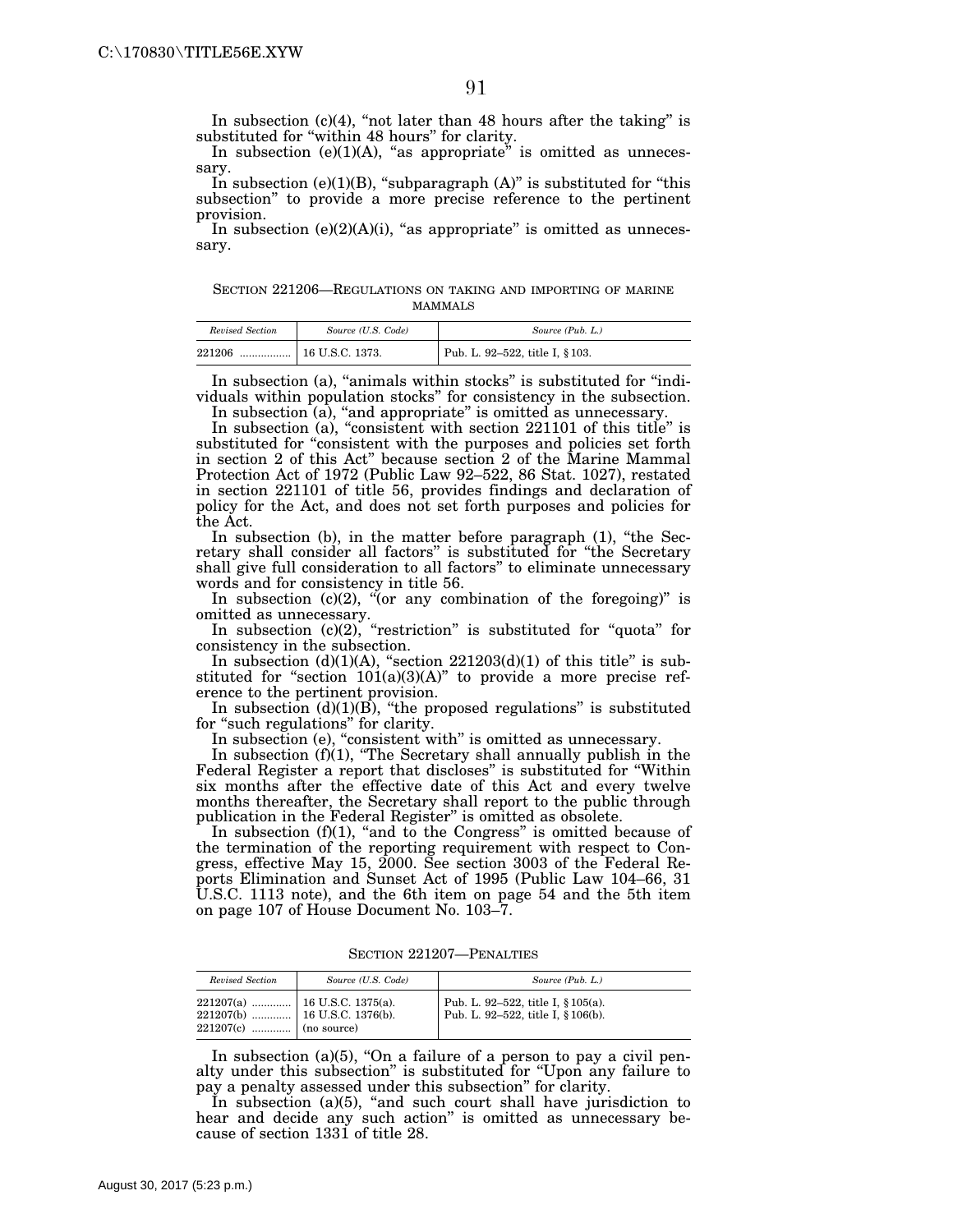In subsection (c)(4), "not later than 48 hours after the taking" is substituted for "within 48 hours" for clarity.

In subsection (e)(1)(A), "as appropriate" is omitted as unnecessary.

In subsection (e)(1)(B), "subparagraph (A)" is substituted for "this subsection" to provide a more precise reference to the pertinent provision.

In subsection (e)(2)(A)(i), "as appropriate" is omitted as unnecessary.

SECTION 221206—REGULATIONS ON TAKING AND IMPORTING OF MARINE MAMMALS

| *Revised Section* | *Source (U.S. Code)* | *Source (Pub. L.)* |
|---|---|---|
| 221206 ................. | 16 U.S.C. 1373. | Pub. L. 92–522, title I, § 103. |

In subsection (a), "animals within stocks" is substituted for "individuals within population stocks" for consistency in the subsection.

In subsection (a), "and appropriate" is omitted as unnecessary.

In subsection (a), "consistent with section 221101 of this title" is substituted for "consistent with the purposes and policies set forth in section 2 of this Act" because section 2 of the Marine Mammal Protection Act of 1972 (Public Law 92–522, 86 Stat. 1027), restated in section 221101 of title 56, provides findings and declaration of policy for the Act, and does not set forth purposes and policies for the Act.

In subsection (b), in the matter before paragraph (1), "the Secretary shall consider all factors" is substituted for "the Secretary shall give full consideration to all factors" to eliminate unnecessary words and for consistency in title 56.

In subsection (c)(2), "(or any combination of the foregoing)" is omitted as unnecessary.

In subsection (c)(2), "restriction" is substituted for "quota" for consistency in the subsection.

In subsection (d)(1)(A), "section 221203(d)(1) of this title" is substituted for "section 101(a)(3)(A)" to provide a more precise reference to the pertinent provision.

In subsection (d)(1)(B), "the proposed regulations" is substituted for "such regulations" for clarity.

In subsection (e), "consistent with" is omitted as unnecessary.

In subsection (f)(1), "The Secretary shall annually publish in the Federal Register a report that discloses" is substituted for "Within six months after the effective date of this Act and every twelve months thereafter, the Secretary shall report to the public through publication in the Federal Register" is omitted as obsolete.

In subsection (f)(1), "and to the Congress" is omitted because of the termination of the reporting requirement with respect to Congress, effective May 15, 2000. See section 3003 of the Federal Reports Elimination and Sunset Act of 1995 (Public Law 104–66, 31 U.S.C. 1113 note), and the 6th item on page 54 and the 5th item on page 107 of House Document No. 103–7.

SECTION 221207—PENALTIES

| *Revised Section* | *Source (U.S. Code)* | *Source (Pub. L.)* |
|---|---|---|
| 221207(a) ............. | 16 U.S.C. 1375(a). | Pub. L. 92–522, title I, § 105(a). |
| 221207(b) ............. | 16 U.S.C. 1376(b). | Pub. L. 92–522, title I, § 106(b). |
| 221207(c) ............. | (no source) | |

In subsection (a)(5), "On a failure of a person to pay a civil penalty under this subsection" is substituted for "Upon any failure to pay a penalty assessed under this subsection" for clarity.

In subsection (a)(5), "and such court shall have jurisdiction to hear and decide any such action" is omitted as unnecessary because of section 1331 of title 28.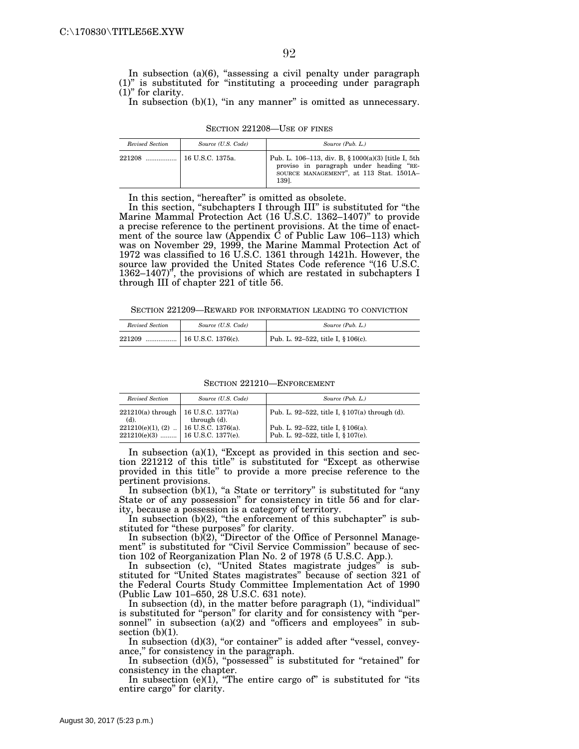In subsection (a)(6), "assessing a civil penalty under paragraph (1)" is substituted for "instituting a proceeding under paragraph (1)" for clarity.

In subsection (b)(1), "in any manner" is omitted as unnecessary.

SECTION 221208—USE OF FINES

| *Revised Section* | *Source (U.S. Code)* | *Source (Pub. L.)* |
|---|---|---|
| 221208 ................. | 16 U.S.C. 1375a. | Pub. L. 106–113, div. B, § 1000(a)(3) [title I, 5th proviso in paragraph under heading "RESOURCE MANAGEMENT", at 113 Stat. 1501A–139]. |

In this section, "hereafter" is omitted as obsolete.

In this section, "subchapters I through III" is substituted for "the Marine Mammal Protection Act (16 U.S.C. 1362–1407)" to provide a precise reference to the pertinent provisions. At the time of enactment of the source law (Appendix C of Public Law 106–113) which was on November 29, 1999, the Marine Mammal Protection Act of 1972 was classified to 16 U.S.C. 1361 through 1421h. However, the source law provided the United States Code reference "(16 U.S.C. 1362–1407)", the provisions of which are restated in subchapters I through III of chapter 221 of title 56.

SECTION 221209—REWARD FOR INFORMATION LEADING TO CONVICTION

| *Revised Section* | *Source (U.S. Code)* | *Source (Pub. L.)* |
|---|---|---|
| 221209 ................. | 16 U.S.C. 1376(c). | Pub. L. 92–522, title I, § 106(c). |

SECTION 221210—ENFORCEMENT

| *Revised Section* | *Source (U.S. Code)* | *Source (Pub. L.)* |
|---|---|---|
| 221210(a) through (d). | 16 U.S.C. 1377(a) through (d). | Pub. L. 92–522, title I, § 107(a) through (d). |
| 221210(e)(1), (2) .. | 16 U.S.C. 1376(a). | Pub. L. 92–522, title I, § 106(a). |
| 221210(e)(3) ......... | 16 U.S.C. 1377(e). | Pub. L. 92–522, title I, § 107(e). |

In subsection (a)(1), "Except as provided in this section and section 221212 of this title" is substituted for "Except as otherwise provided in this title" to provide a more precise reference to the pertinent provisions.

In subsection (b)(1), "a State or territory" is substituted for "any State or of any possession" for consistency in title 56 and for clarity, because a possession is a category of territory.

In subsection (b)(2), "the enforcement of this subchapter" is substituted for "these purposes" for clarity.

In subsection (b)(2), "Director of the Office of Personnel Management" is substituted for "Civil Service Commission" because of section 102 of Reorganization Plan No. 2 of 1978 (5 U.S.C. App.).

In subsection (c), "United States magistrate judges" is substituted for "United States magistrates" because of section 321 of the Federal Courts Study Committee Implementation Act of 1990 (Public Law 101–650, 28 U.S.C. 631 note).

In subsection (d), in the matter before paragraph (1), "individual" is substituted for "person" for clarity and for consistency with "personnel" in subsection (a)(2) and "officers and employees" in subsection (b)(1).

In subsection (d)(3), "or container" is added after "vessel, conveyance," for consistency in the paragraph.

In subsection (d)(5), "possessed" is substituted for "retained" for consistency in the chapter.

In subsection (e)(1), "The entire cargo of" is substituted for "its entire cargo" for clarity.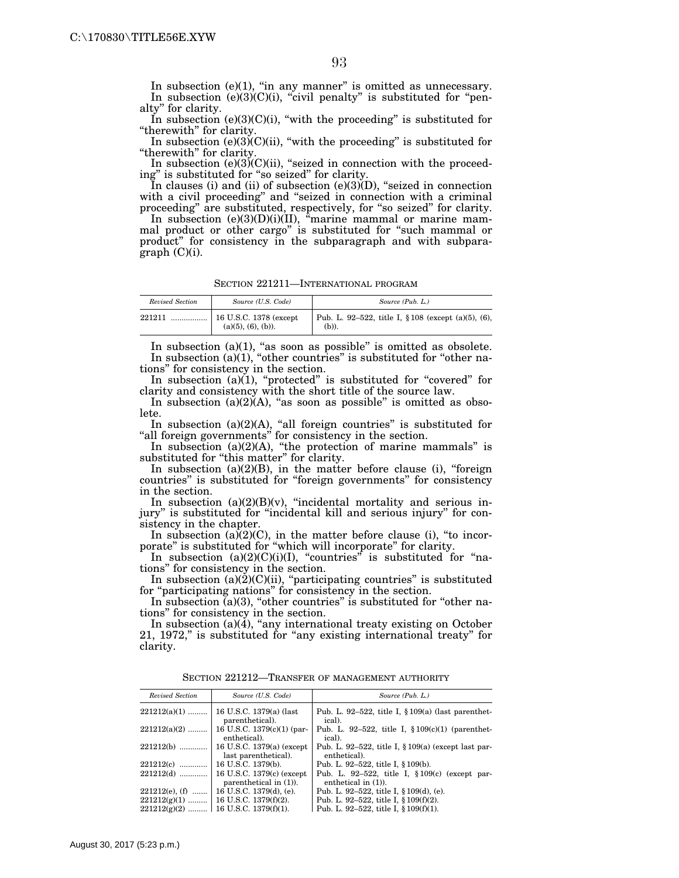In subsection (e)(1), "in any manner" is omitted as unnecessary.

In subsection (e)(3)(C)(i), "civil penalty" is substituted for "penalty" for clarity.

In subsection (e)(3)(C)(i), "with the proceeding" is substituted for "therewith" for clarity.

In subsection (e)(3)(C)(ii), "with the proceeding" is substituted for "therewith" for clarity.

In subsection (e)(3)(C)(ii), "seized in connection with the proceeding" is substituted for "so seized" for clarity.

In clauses (i) and (ii) of subsection (e)(3)(D), "seized in connection with a civil proceeding" and "seized in connection with a criminal proceeding" are substituted, respectively, for "so seized" for clarity.

In subsection (e)(3)(D)(i)(II), "marine mammal or marine mammal product or other cargo" is substituted for "such mammal or product" for consistency in the subparagraph and with subparagraph (C)(i).

SECTION 221211—INTERNATIONAL PROGRAM

| *Revised Section* | *Source (U.S. Code)* | *Source (Pub. L.)* |
|---|---|---|
| 221211 .................. | 16 U.S.C. 1378 (except (a)(5), (6), (b)). | Pub. L. 92–522, title I, § 108 (except (a)(5), (6), (b)). |

In subsection (a)(1), "as soon as possible" is omitted as obsolete.

In subsection (a)(1), "other countries" is substituted for "other nations" for consistency in the section.

In subsection (a)(1), "protected" is substituted for "covered" for clarity and consistency with the short title of the source law.

In subsection (a)(2)(A), "as soon as possible" is omitted as obsolete.

In subsection (a)(2)(A), "all foreign countries" is substituted for "all foreign governments" for consistency in the section.

In subsection (a)(2)(A), "the protection of marine mammals" is substituted for "this matter" for clarity.

In subsection (a)(2)(B), in the matter before clause (i), "foreign countries" is substituted for "foreign governments" for consistency in the section.

In subsection (a)(2)(B)(v), "incidental mortality and serious injury" is substituted for "incidental kill and serious injury" for consistency in the chapter.

In subsection (a)(2)(C), in the matter before clause (i), "to incorporate" is substituted for "which will incorporate" for clarity.

In subsection (a)(2)(C)(i)(I), "countries" is substituted for "nations" for consistency in the section.

In subsection (a)(2)(C)(ii), "participating countries" is substituted for "participating nations" for consistency in the section.

In subsection (a)(3), "other countries" is substituted for "other nations" for consistency in the section.

In subsection (a)(4), "any international treaty existing on October 21, 1972," is substituted for "any existing international treaty" for clarity.

SECTION 221212—TRANSFER OF MANAGEMENT AUTHORITY

| *Revised Section* | *Source (U.S. Code)* | *Source (Pub. L.)* |
|---|---|---|
| 221212(a)(1) ......... | 16 U.S.C. 1379(a) (last parenthetical). | Pub. L. 92–522, title I, § 109(a) (last parenthetical). |
| 221212(a)(2) ......... | 16 U.S.C. 1379(c)(1) (parenthetical). | Pub. L. 92–522, title I, § 109(c)(1) (parenthetical). |
| 221212(b) ............. | 16 U.S.C. 1379(a) (except last parenthetical). | Pub. L. 92–522, title I, § 109(a) (except last parenthetical). |
| 221212(c) ............. | 16 U.S.C. 1379(b). | Pub. L. 92–522, title I, § 109(b). |
| 221212(d) ............. | 16 U.S.C. 1379(c) (except parenthetical in (1)). | Pub. L. 92–522, title I, § 109(c) (except parenthetical in (1)). |
| 221212(e), (f) ....... | 16 U.S.C. 1379(d), (e). | Pub. L. 92–522, title I, § 109(d), (e). |
| 221212(g)(1) ......... | 16 U.S.C. 1379(f)(2). | Pub. L. 92–522, title I, § 109(f)(2). |
| 221212(g)(2) ......... | 16 U.S.C. 1379(f)(1). | Pub. L. 92–522, title I, § 109(f)(1). |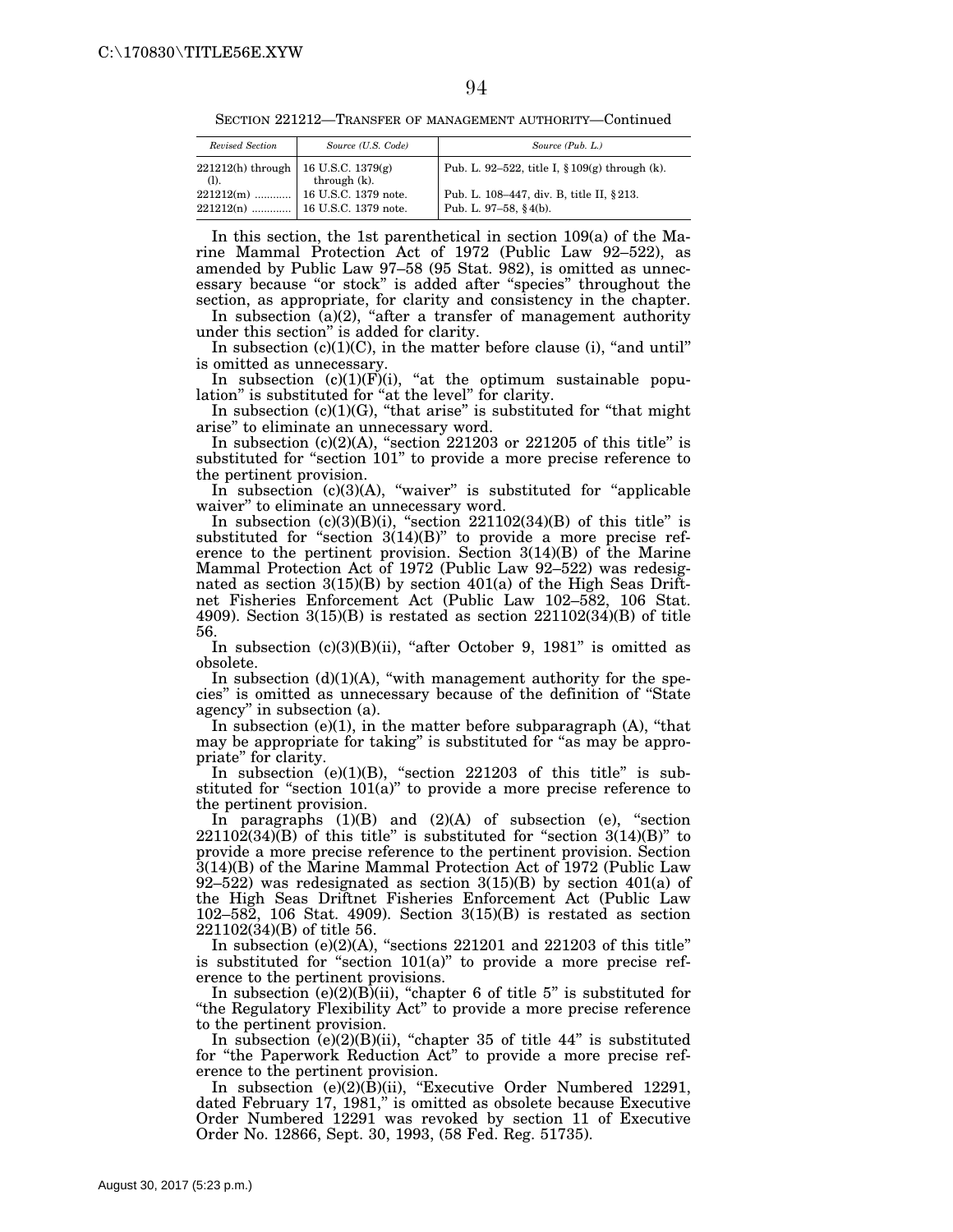SECTION 221212—TRANSFER OF MANAGEMENT AUTHORITY—Continued

| *Revised Section* | *Source (U.S. Code)* | *Source (Pub. L.)* |
|---|---|---|
| 221212(h) through (l). | 16 U.S.C. 1379(g) through (k). | Pub. L. 92–522, title I, § 109(g) through (k). |
| 221212(m) ............ | 16 U.S.C. 1379 note. | Pub. L. 108–447, div. B, title II, § 213. |
| 221212(n) ............ | 16 U.S.C. 1379 note. | Pub. L. 97–58, § 4(b). |

In this section, the 1st parenthetical in section 109(a) of the Marine Mammal Protection Act of 1972 (Public Law 92–522), as amended by Public Law 97–58 (95 Stat. 982), is omitted as unnecessary because "or stock" is added after "species" throughout the section, as appropriate, for clarity and consistency in the chapter.

In subsection (a)(2), "after a transfer of management authority under this section" is added for clarity.

In subsection (c)(1)(C), in the matter before clause (i), "and until" is omitted as unnecessary.

In subsection (c)(1)(F)(i), "at the optimum sustainable population" is substituted for "at the level" for clarity.

In subsection (c)(1)(G), "that arise" is substituted for "that might arise" to eliminate an unnecessary word.

In subsection (c)(2)(A), "section 221203 or 221205 of this title" is substituted for "section 101" to provide a more precise reference to the pertinent provision.

In subsection (c)(3)(A), "waiver" is substituted for "applicable waiver" to eliminate an unnecessary word.

In subsection (c)(3)(B)(i), "section 221102(34)(B) of this title" is substituted for "section 3(14)(B)" to provide a more precise reference to the pertinent provision. Section 3(14)(B) of the Marine Mammal Protection Act of 1972 (Public Law 92–522) was redesignated as section 3(15)(B) by section 401(a) of the High Seas Driftnet Fisheries Enforcement Act (Public Law 102–582, 106 Stat. 4909). Section 3(15)(B) is restated as section 221102(34)(B) of title 56.

In subsection (c)(3)(B)(ii), "after October 9, 1981" is omitted as obsolete.

In subsection (d)(1)(A), "with management authority for the species" is omitted as unnecessary because of the definition of "State agency" in subsection (a).

In subsection (e)(1), in the matter before subparagraph (A), "that may be appropriate for taking" is substituted for "as may be appropriate" for clarity.

In subsection (e)(1)(B), "section 221203 of this title" is substituted for "section 101(a)" to provide a more precise reference to the pertinent provision.

In paragraphs (1)(B) and (2)(A) of subsection (e), "section 221102(34)(B) of this title" is substituted for "section 3(14)(B)" to provide a more precise reference to the pertinent provision. Section 3(14)(B) of the Marine Mammal Protection Act of 1972 (Public Law 92–522) was redesignated as section 3(15)(B) by section 401(a) of the High Seas Driftnet Fisheries Enforcement Act (Public Law 102–582, 106 Stat. 4909). Section 3(15)(B) is restated as section 221102(34)(B) of title 56.

In subsection (e)(2)(A), "sections 221201 and 221203 of this title" is substituted for "section 101(a)" to provide a more precise reference to the pertinent provisions.

In subsection (e)(2)(B)(ii), "chapter 6 of title 5" is substituted for "the Regulatory Flexibility Act" to provide a more precise reference to the pertinent provision.

In subsection (e)(2)(B)(ii), "chapter 35 of title 44" is substituted for "the Paperwork Reduction Act" to provide a more precise reference to the pertinent provision.

In subsection (e)(2)(B)(ii), "Executive Order Numbered 12291, dated February 17, 1981," is omitted as obsolete because Executive Order Numbered 12291 was revoked by section 11 of Executive Order No. 12866, Sept. 30, 1993, (58 Fed. Reg. 51735).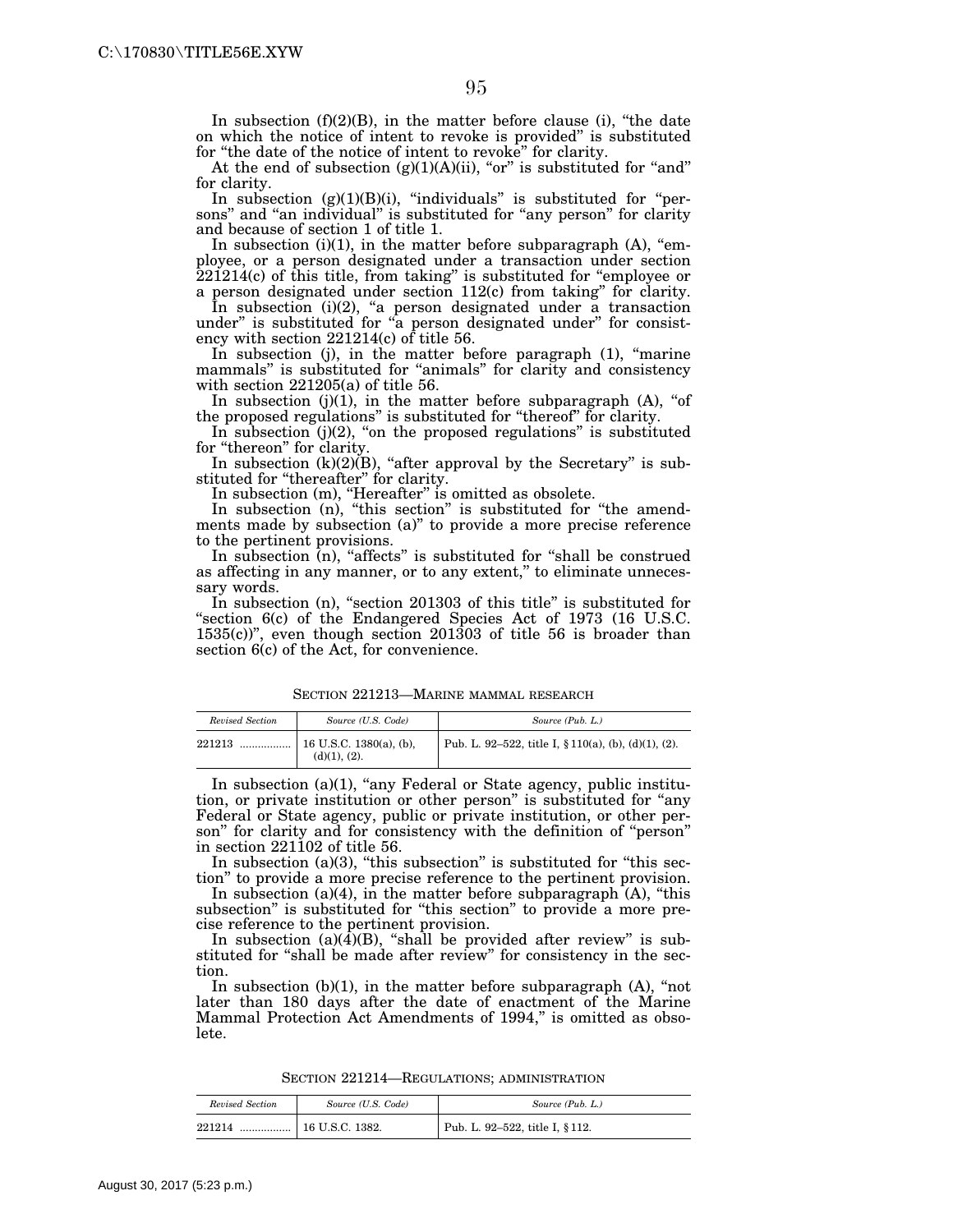In subsection (f)(2)(B), in the matter before clause (i), "the date on which the notice of intent to revoke is provided" is substituted for "the date of the notice of intent to revoke" for clarity.

At the end of subsection (g)(1)(A)(ii), "or" is substituted for "and" for clarity.

In subsection (g)(1)(B)(i), "individuals" is substituted for "persons" and "an individual" is substituted for "any person" for clarity and because of section 1 of title 1.

In subsection (i)(1), in the matter before subparagraph (A), "employee, or a person designated under a transaction under section 221214(c) of this title, from taking" is substituted for "employee or a person designated under section 112(c) from taking" for clarity.

In subsection (i)(2), "a person designated under a transaction under" is substituted for "a person designated under" for consistency with section 221214(c) of title 56.

In subsection (j), in the matter before paragraph (1), "marine mammals" is substituted for "animals" for clarity and consistency with section 221205(a) of title 56.

In subsection (j)(1), in the matter before subparagraph (A), "of the proposed regulations" is substituted for "thereof" for clarity.

In subsection (j)(2), "on the proposed regulations" is substituted for "thereon" for clarity.

In subsection (k)(2)(B), "after approval by the Secretary" is substituted for "thereafter" for clarity.

In subsection (m), "Hereafter" is omitted as obsolete.

In subsection (n), "this section" is substituted for "the amendments made by subsection (a)" to provide a more precise reference to the pertinent provisions.

In subsection (n), "affects" is substituted for "shall be construed as affecting in any manner, or to any extent," to eliminate unnecessary words.

In subsection (n), "section 201303 of this title" is substituted for "section 6(c) of the Endangered Species Act of 1973 (16 U.S.C. 1535(c))", even though section 201303 of title 56 is broader than section 6(c) of the Act, for convenience.

SECTION 221213—MARINE MAMMAL RESEARCH

| *Revised Section* | *Source (U.S. Code)* | *Source (Pub. L.)* |
|---|---|---|
| 221213 | 16 U.S.C. 1380(a), (b), (d)(1), (2). | Pub. L. 92–522, title I, § 110(a), (b), (d)(1), (2). |

In subsection (a)(1), "any Federal or State agency, public institution, or private institution or other person" is substituted for "any Federal or State agency, public or private institution, or other person" for clarity and for consistency with the definition of "person" in section 221102 of title 56.

In subsection (a)(3), "this subsection" is substituted for "this section" to provide a more precise reference to the pertinent provision.

In subsection (a)(4), in the matter before subparagraph (A), "this subsection" is substituted for "this section" to provide a more precise reference to the pertinent provision.

In subsection (a)(4)(B), "shall be provided after review" is substituted for "shall be made after review" for consistency in the section.

In subsection (b)(1), in the matter before subparagraph (A), "not later than 180 days after the date of enactment of the Marine Mammal Protection Act Amendments of 1994," is omitted as obsolete.

SECTION 221214—REGULATIONS; ADMINISTRATION

| *Revised Section* | *Source (U.S. Code)* | *Source (Pub. L.)* |
|---|---|---|
| 221214 | 16 U.S.C. 1382. | Pub. L. 92–522, title I, § 112. |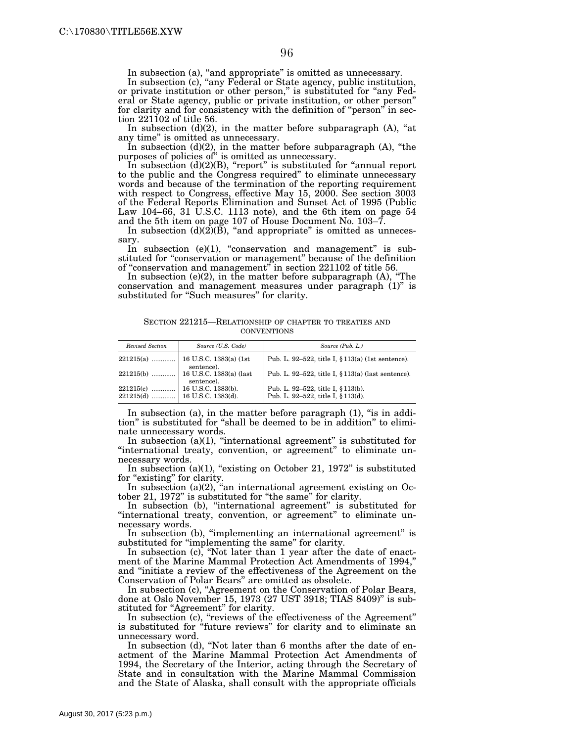In subsection (a), "and appropriate" is omitted as unnecessary.

In subsection (c), "any Federal or State agency, public institution, or private institution or other person," is substituted for "any Federal or State agency, public or private institution, or other person" for clarity and for consistency with the definition of "person" in section 221102 of title 56.

In subsection (d)(2), in the matter before subparagraph (A), "at any time" is omitted as unnecessary.

In subsection (d)(2), in the matter before subparagraph (A), "the purposes of policies of" is omitted as unnecessary.

In subsection (d)(2)(B), "report" is substituted for "annual report to the public and the Congress required" to eliminate unnecessary words and because of the termination of the reporting requirement with respect to Congress, effective May 15, 2000. See section 3003 of the Federal Reports Elimination and Sunset Act of 1995 (Public Law 104–66, 31 U.S.C. 1113 note), and the 6th item on page 54 and the 5th item on page 107 of House Document No. 103–7.

In subsection (d)(2)(B), "and appropriate" is omitted as unnecessary.

In subsection (e)(1), "conservation and management" is substituted for "conservation or management" because of the definition of "conservation and management" in section 221102 of title 56.

In subsection (e)(2), in the matter before subparagraph (A), "The conservation and management measures under paragraph (1)" is substituted for "Such measures" for clarity.

## SECTION 221215—RELATIONSHIP OF CHAPTER TO TREATIES AND CONVENTIONS

| *Revised Section* | *Source (U.S. Code)* | *Source (Pub. L.)* |
|---|---|---|
| 221215(a) ............. | 16 U.S.C. 1383(a) (1st sentence). | Pub. L. 92–522, title I, §113(a) (1st sentence). |
| 221215(b) ............. | 16 U.S.C. 1383(a) (last sentence). | Pub. L. 92–522, title I, §113(a) (last sentence). |
| 221215(c) ............. | 16 U.S.C. 1383(b). | Pub. L. 92–522, title I, §113(b). |
| 221215(d) ............. | 16 U.S.C. 1383(d). | Pub. L. 92–522, title I, §113(d). |

In subsection (a), in the matter before paragraph (1), "is in addition" is substituted for "shall be deemed to be in addition" to eliminate unnecessary words.

In subsection (a)(1), "international agreement" is substituted for "international treaty, convention, or agreement" to eliminate unnecessary words.

In subsection (a)(1), "existing on October 21, 1972" is substituted for "existing" for clarity.

In subsection (a)(2), "an international agreement existing on October 21, 1972" is substituted for "the same" for clarity.

In subsection (b), "international agreement" is substituted for "international treaty, convention, or agreement" to eliminate unnecessary words.

In subsection (b), "implementing an international agreement" is substituted for "implementing the same" for clarity.

In subsection (c), "Not later than 1 year after the date of enactment of the Marine Mammal Protection Act Amendments of 1994," and "initiate a review of the effectiveness of the Agreement on the Conservation of Polar Bears" are omitted as obsolete.

In subsection (c), "Agreement on the Conservation of Polar Bears, done at Oslo November 15, 1973 (27 UST 3918; TIAS 8409)" is substituted for "Agreement" for clarity.

In subsection (c), "reviews of the effectiveness of the Agreement" is substituted for "future reviews" for clarity and to eliminate an unnecessary word.

In subsection (d), "Not later than 6 months after the date of enactment of the Marine Mammal Protection Act Amendments of 1994, the Secretary of the Interior, acting through the Secretary of State and in consultation with the Marine Mammal Commission and the State of Alaska, shall consult with the appropriate officials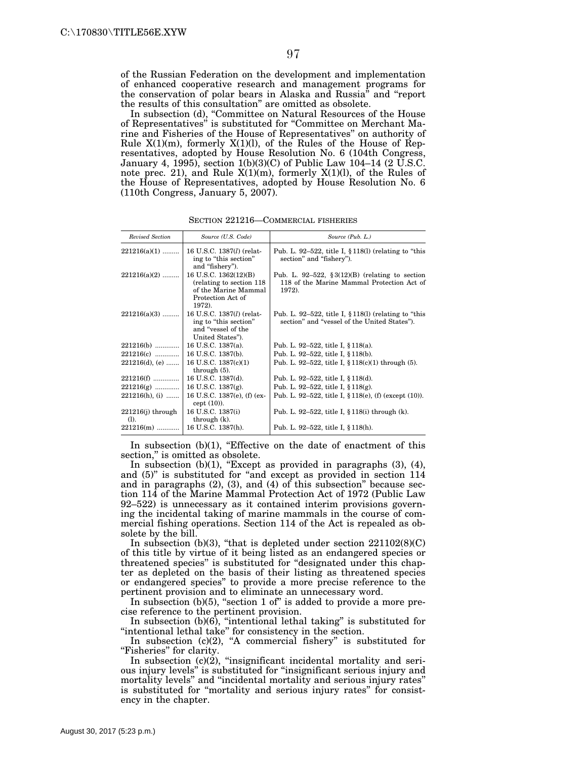of the Russian Federation on the development and implementation of enhanced cooperative research and management programs for the conservation of polar bears in Alaska and Russia" and "report the results of this consultation" are omitted as obsolete.

In subsection (d), "Committee on Natural Resources of the House of Representatives" is substituted for "Committee on Merchant Marine and Fisheries of the House of Representatives" on authority of Rule X(1)(m), formerly X(1)(l), of the Rules of the House of Representatives, adopted by House Resolution No. 6 (104th Congress, January 4, 1995), section 1(b)(3)(C) of Public Law 104–14 (2 U.S.C. note prec. 21), and Rule X(1)(m), formerly X(1)(l), of the Rules of the House of Representatives, adopted by House Resolution No. 6 (110th Congress, January 5, 2007).

SECTION 221216—COMMERCIAL FISHERIES

| *Revised Section* | *Source (U.S. Code)* | *Source (Pub. L.)* |
|---|---|---|
| 221216(a)(1) | 16 U.S.C. 1387(*l*) (relating to "this section" and "fishery"). | Pub. L. 92–522, title I, § 118(l) (relating to "this section" and "fishery"). |
| 221216(a)(2) | 16 U.S.C. 1362(12)(B) (relating to section 118 of the Marine Mammal Protection Act of 1972). | Pub. L. 92–522, § 3(12)(B) (relating to section 118 of the Marine Mammal Protection Act of 1972). |
| 221216(a)(3) | 16 U.S.C. 1387(*l*) (relating to "this section" and "vessel of the United States"). | Pub. L. 92–522, title I, § 118(l) (relating to "this section" and "vessel of the United States"). |
| 221216(b) | 16 U.S.C. 1387(a). | Pub. L. 92–522, title I, § 118(a). |
| 221216(c) | 16 U.S.C. 1387(b). | Pub. L. 92–522, title I, § 118(b). |
| 221216(d), (e) | 16 U.S.C. 1387(c)(1) through (5). | Pub. L. 92–522, title I, § 118(c)(1) through (5). |
| 221216(f) | 16 U.S.C. 1387(d). | Pub. L. 92–522, title I, § 118(d). |
| 221216(g) | 16 U.S.C. 1387(g). | Pub. L. 92–522, title I, § 118(g). |
| 221216(h), (i) | 16 U.S.C. 1387(e), (f) (except (10)). | Pub. L. 92–522, title I, § 118(e), (f) (except (10)). |
| 221216(j) through (l). | 16 U.S.C. 1387(i) through (k). | Pub. L. 92–522, title I, § 118(i) through (k). |
| 221216(m) | 16 U.S.C. 1387(h). | Pub. L. 92–522, title I, § 118(h). |

In subsection (b)(1), "Effective on the date of enactment of this section," is omitted as obsolete.

In subsection (b)(1), "Except as provided in paragraphs (3), (4), and (5)" is substituted for "and except as provided in section 114 and in paragraphs (2), (3), and (4) of this subsection" because section 114 of the Marine Mammal Protection Act of 1972 (Public Law 92–522) is unnecessary as it contained interim provisions governing the incidental taking of marine mammals in the course of commercial fishing operations. Section 114 of the Act is repealed as obsolete by the bill.

In subsection (b)(3), "that is depleted under section 221102(8)(C) of this title by virtue of it being listed as an endangered species or threatened species" is substituted for "designated under this chapter as depleted on the basis of their listing as threatened species or endangered species" to provide a more precise reference to the pertinent provision and to eliminate an unnecessary word.

In subsection (b)(5), "section 1 of" is added to provide a more precise reference to the pertinent provision.

In subsection (b)(6), "intentional lethal taking" is substituted for "intentional lethal take" for consistency in the section.

In subsection (c)(2), "A commercial fishery" is substituted for "Fisheries" for clarity.

In subsection (c)(2), "insignificant incidental mortality and serious injury levels" is substituted for "insignificant serious injury and mortality levels" and "incidental mortality and serious injury rates" is substituted for "mortality and serious injury rates" for consistency in the chapter.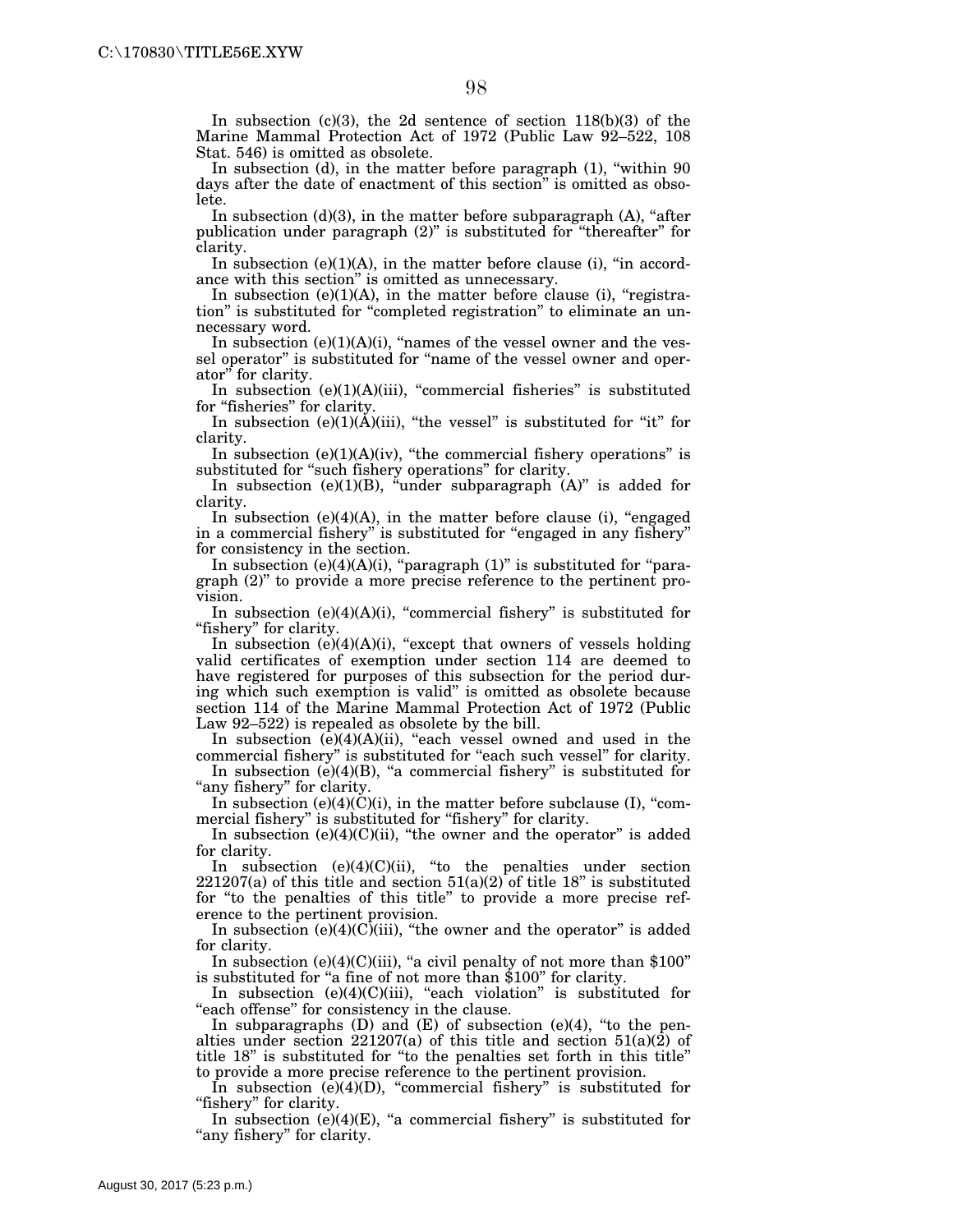In subsection (c)(3), the 2d sentence of section 118(b)(3) of the Marine Mammal Protection Act of 1972 (Public Law 92–522, 108 Stat. 546) is omitted as obsolete.

In subsection (d), in the matter before paragraph (1), "within 90 days after the date of enactment of this section" is omitted as obsolete.

In subsection (d)(3), in the matter before subparagraph (A), "after publication under paragraph (2)" is substituted for "thereafter" for clarity.

In subsection (e)(1)(A), in the matter before clause (i), "in accordance with this section" is omitted as unnecessary.

In subsection (e)(1)(A), in the matter before clause (i), "registration" is substituted for "completed registration" to eliminate an unnecessary word.

In subsection (e)(1)(A)(i), "names of the vessel owner and the vessel operator" is substituted for "name of the vessel owner and operator" for clarity.

In subsection (e)(1)(A)(iii), "commercial fisheries" is substituted for "fisheries" for clarity.

In subsection (e)(1)(A)(iii), "the vessel" is substituted for "it" for clarity.

In subsection (e)(1)(A)(iv), "the commercial fishery operations" is substituted for "such fishery operations" for clarity.

In subsection (e)(1)(B), "under subparagraph (A)" is added for clarity.

In subsection (e)(4)(A), in the matter before clause (i), "engaged in a commercial fishery" is substituted for "engaged in any fishery" for consistency in the section.

In subsection (e)(4)(A)(i), "paragraph (1)" is substituted for "paragraph (2)" to provide a more precise reference to the pertinent provision.

In subsection (e)(4)(A)(i), "commercial fishery" is substituted for "fishery" for clarity.

In subsection (e)(4)(A)(i), "except that owners of vessels holding valid certificates of exemption under section 114 are deemed to have registered for purposes of this subsection for the period during which such exemption is valid" is omitted as obsolete because section 114 of the Marine Mammal Protection Act of 1972 (Public Law 92–522) is repealed as obsolete by the bill.

In subsection (e)(4)(A)(ii), "each vessel owned and used in the commercial fishery" is substituted for "each such vessel" for clarity.

In subsection (e)(4)(B), "a commercial fishery" is substituted for "any fishery" for clarity.

In subsection (e)(4)(C)(i), in the matter before subclause (I), "commercial fishery" is substituted for "fishery" for clarity.

In subsection (e)(4)(C)(ii), "the owner and the operator" is added for clarity.

In subsection (e)(4)(C)(ii), "to the penalties under section 221207(a) of this title and section 51(a)(2) of title 18" is substituted for "to the penalties of this title" to provide a more precise reference to the pertinent provision.

In subsection (e)(4)(C)(iii), "the owner and the operator" is added for clarity.

In subsection (e)(4)(C)(iii), "a civil penalty of not more than $100" is substituted for "a fine of not more than $100" for clarity.

In subsection (e)(4)(C)(iii), "each violation" is substituted for "each offense" for consistency in the clause.

In subparagraphs (D) and (E) of subsection (e)(4), "to the penalties under section 221207(a) of this title and section 51(a)(2) of title 18" is substituted for "to the penalties set forth in this title" to provide a more precise reference to the pertinent provision.

In subsection (e)(4)(D), "commercial fishery" is substituted for "fishery" for clarity.

In subsection (e)(4)(E), "a commercial fishery" is substituted for "any fishery" for clarity.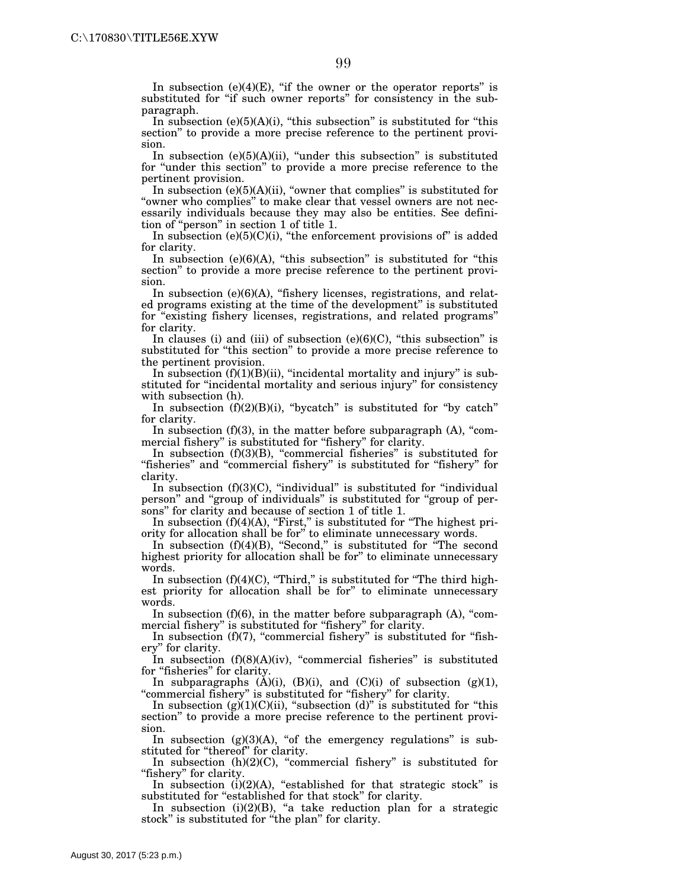In subsection (e)(4)(E), "if the owner or the operator reports" is substituted for "if such owner reports" for consistency in the subparagraph.

In subsection (e)(5)(A)(i), "this subsection" is substituted for "this section" to provide a more precise reference to the pertinent provision.

In subsection (e)(5)(A)(ii), "under this subsection" is substituted for "under this section" to provide a more precise reference to the pertinent provision.

In subsection (e)(5)(A)(ii), "owner that complies" is substituted for "owner who complies" to make clear that vessel owners are not necessarily individuals because they may also be entities. See definition of "person" in section 1 of title 1.

In subsection (e)(5)(C)(i), "the enforcement provisions of" is added for clarity.

In subsection (e)(6)(A), "this subsection" is substituted for "this section" to provide a more precise reference to the pertinent provision.

In subsection (e)(6)(A), "fishery licenses, registrations, and related programs existing at the time of the development" is substituted for "existing fishery licenses, registrations, and related programs" for clarity.

In clauses (i) and (iii) of subsection (e)(6)(C), "this subsection" is substituted for "this section" to provide a more precise reference to the pertinent provision.

In subsection (f)(1)(B)(ii), "incidental mortality and injury" is substituted for "incidental mortality and serious injury" for consistency with subsection (h).

In subsection (f)(2)(B)(i), "bycatch" is substituted for "by catch" for clarity.

In subsection (f)(3), in the matter before subparagraph (A), "commercial fishery" is substituted for "fishery" for clarity.

In subsection (f)(3)(B), "commercial fisheries" is substituted for "fisheries" and "commercial fishery" is substituted for "fishery" for clarity.

In subsection (f)(3)(C), "individual" is substituted for "individual person" and "group of individuals" is substituted for "group of persons" for clarity and because of section 1 of title 1.

In subsection (f)(4)(A), "First," is substituted for "The highest priority for allocation shall be for" to eliminate unnecessary words.

In subsection (f)(4)(B), "Second," is substituted for "The second highest priority for allocation shall be for" to eliminate unnecessary words.

In subsection (f)(4)(C), "Third," is substituted for "The third highest priority for allocation shall be for" to eliminate unnecessary words.

In subsection (f)(6), in the matter before subparagraph (A), "commercial fishery" is substituted for "fishery" for clarity.

In subsection (f)(7), "commercial fishery" is substituted for "fishery" for clarity.

In subsection (f)(8)(A)(iv), "commercial fisheries" is substituted for "fisheries" for clarity.

In subparagraphs (A)(i), (B)(i), and (C)(i) of subsection (g)(1), "commercial fishery" is substituted for "fishery" for clarity.

In subsection (g)(1)(C)(ii), "subsection (d)" is substituted for "this section" to provide a more precise reference to the pertinent provision.

In subsection (g)(3)(A), "of the emergency regulations" is substituted for "thereof" for clarity.

In subsection (h)(2)(C), "commercial fishery" is substituted for "fishery" for clarity.

In subsection (i)(2)(A), "established for that strategic stock" is substituted for "established for that stock" for clarity.

In subsection (i)(2)(B), "a take reduction plan for a strategic stock" is substituted for "the plan" for clarity.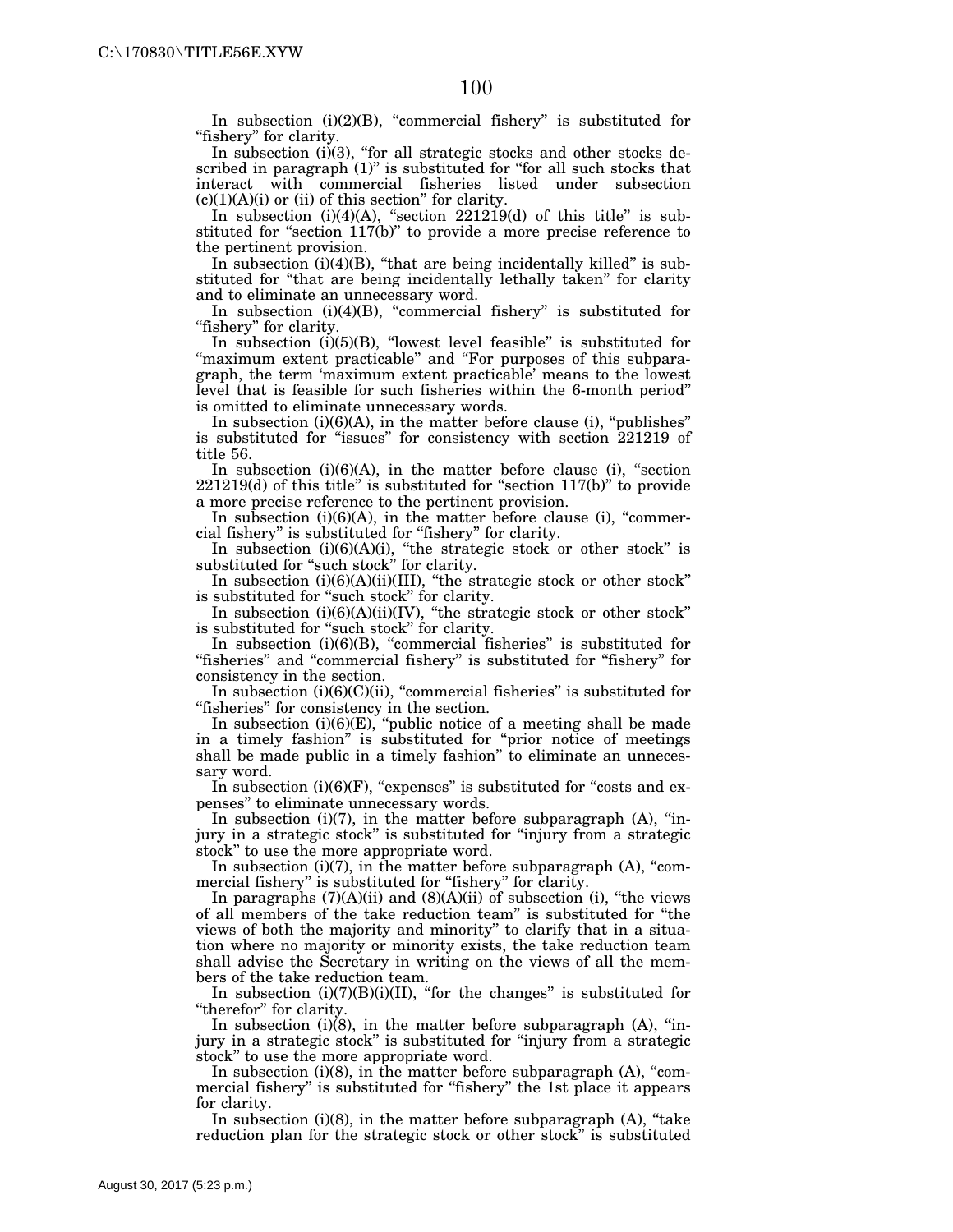In subsection (i)(2)(B), "commercial fishery" is substituted for "fishery" for clarity.

In subsection (i)(3), "for all strategic stocks and other stocks described in paragraph (1)" is substituted for "for all such stocks that interact with commercial fisheries listed under subsection (c)(1)(A)(i) or (ii) of this section" for clarity.

In subsection (i)(4)(A), "section 221219(d) of this title" is substituted for "section 117(b)" to provide a more precise reference to the pertinent provision.

In subsection (i)(4)(B), "that are being incidentally killed" is substituted for "that are being incidentally lethally taken" for clarity and to eliminate an unnecessary word.

In subsection (i)(4)(B), "commercial fishery" is substituted for "fishery" for clarity.

In subsection (i)(5)(B), "lowest level feasible" is substituted for "maximum extent practicable" and "For purposes of this subparagraph, the term 'maximum extent practicable' means to the lowest level that is feasible for such fisheries within the 6-month period" is omitted to eliminate unnecessary words.

In subsection (i)(6)(A), in the matter before clause (i), "publishes" is substituted for "issues" for consistency with section 221219 of title 56.

In subsection (i)(6)(A), in the matter before clause (i), "section 221219(d) of this title" is substituted for "section 117(b)" to provide a more precise reference to the pertinent provision.

In subsection (i)(6)(A), in the matter before clause (i), "commercial fishery" is substituted for "fishery" for clarity.

In subsection (i)(6)(A)(i), "the strategic stock or other stock" is substituted for "such stock" for clarity.

In subsection (i)(6)(A)(ii)(III), "the strategic stock or other stock" is substituted for "such stock" for clarity.

In subsection (i)(6)(A)(ii)(IV), "the strategic stock or other stock" is substituted for "such stock" for clarity.

In subsection (i)(6)(B), "commercial fisheries" is substituted for "fisheries" and "commercial fishery" is substituted for "fishery" for consistency in the section.

In subsection (i)(6)(C)(ii), "commercial fisheries" is substituted for "fisheries" for consistency in the section.

In subsection (i)(6)(E), "public notice of a meeting shall be made in a timely fashion" is substituted for "prior notice of meetings shall be made public in a timely fashion" to eliminate an unnecessary word.

In subsection (i)(6)(F), "expenses" is substituted for "costs and expenses" to eliminate unnecessary words.

In subsection (i)(7), in the matter before subparagraph (A), "injury in a strategic stock" is substituted for "injury from a strategic stock" to use the more appropriate word.

In subsection (i)(7), in the matter before subparagraph (A), "commercial fishery" is substituted for "fishery" for clarity.

In paragraphs (7)(A)(ii) and (8)(A)(ii) of subsection (i), "the views of all members of the take reduction team" is substituted for "the views of both the majority and minority" to clarify that in a situation where no majority or minority exists, the take reduction team shall advise the Secretary in writing on the views of all the members of the take reduction team.

In subsection (i)(7)(B)(i)(II), "for the changes" is substituted for "therefor" for clarity.

In subsection (i)(8), in the matter before subparagraph (A), "injury in a strategic stock" is substituted for "injury from a strategic stock" to use the more appropriate word.

In subsection (i)(8), in the matter before subparagraph (A), "commercial fishery" is substituted for "fishery" the 1st place it appears for clarity.

In subsection (i)(8), in the matter before subparagraph (A), "take reduction plan for the strategic stock or other stock" is substituted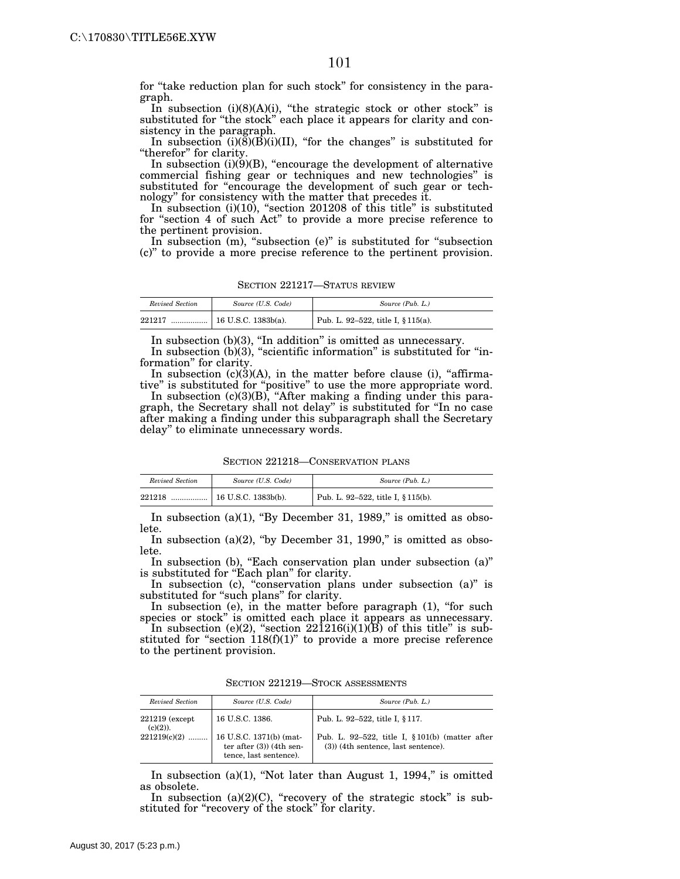for "take reduction plan for such stock" for consistency in the paragraph.

In subsection (i)(8)(A)(i), "the strategic stock or other stock" is substituted for "the stock" each place it appears for clarity and consistency in the paragraph.

In subsection (i)(8)(B)(i)(II), "for the changes" is substituted for "therefor" for clarity.

In subsection (i)(9)(B), "encourage the development of alternative commercial fishing gear or techniques and new technologies" is substituted for "encourage the development of such gear or technology" for consistency with the matter that precedes it.

In subsection (i)(10), "section 201208 of this title" is substituted for "section 4 of such Act" to provide a more precise reference to the pertinent provision.

In subsection (m), "subsection (e)" is substituted for "subsection (c)" to provide a more precise reference to the pertinent provision.

SECTION 221217—STATUS REVIEW

| *Revised Section* | *Source (U.S. Code)* | *Source (Pub. L.)* |
|---|---|---|
| 221217 ................. | 16 U.S.C. 1383b(a). | Pub. L. 92–522, title I, § 115(a). |

In subsection (b)(3), "In addition" is omitted as unnecessary.

In subsection (b)(3), "scientific information" is substituted for "information" for clarity.

In subsection (c)(3)(A), in the matter before clause (i), "affirmative" is substituted for "positive" to use the more appropriate word.

In subsection (c)(3)(B), "After making a finding under this paragraph, the Secretary shall not delay" is substituted for "In no case after making a finding under this subparagraph shall the Secretary delay" to eliminate unnecessary words.

SECTION 221218—CONSERVATION PLANS

| *Revised Section* | *Source (U.S. Code)* | *Source (Pub. L.)* |
|---|---|---|
| 221218 ................. | 16 U.S.C. 1383b(b). | Pub. L. 92–522, title I, § 115(b). |

In subsection (a)(1), "By December 31, 1989," is omitted as obsolete.

In subsection (a)(2), "by December 31, 1990," is omitted as obsolete.

In subsection (b), "Each conservation plan under subsection (a)" is substituted for "Each plan" for clarity.

In subsection (c), "conservation plans under subsection (a)" is substituted for "such plans" for clarity.

In subsection (e), in the matter before paragraph (1), "for such species or stock" is omitted each place it appears as unnecessary.

In subsection (e)(2), "section 221216(i)(1)(B) of this title" is substituted for "section 118(f)(1)" to provide a more precise reference to the pertinent provision.

SECTION 221219—STOCK ASSESSMENTS

| *Revised Section* | *Source (U.S. Code)* | *Source (Pub. L.)* |
|---|---|---|
| 221219 (except (c)(2)). | 16 U.S.C. 1386. | Pub. L. 92–522, title I, § 117. |
| 221219(c)(2) ......... | 16 U.S.C. 1371(b) (matter after (3)) (4th sentence, last sentence). | Pub. L. 92–522, title I, § 101(b) (matter after (3)) (4th sentence, last sentence). |

In subsection (a)(1), "Not later than August 1, 1994," is omitted as obsolete.

In subsection (a)(2)(C), "recovery of the strategic stock" is substituted for "recovery of the stock" for clarity.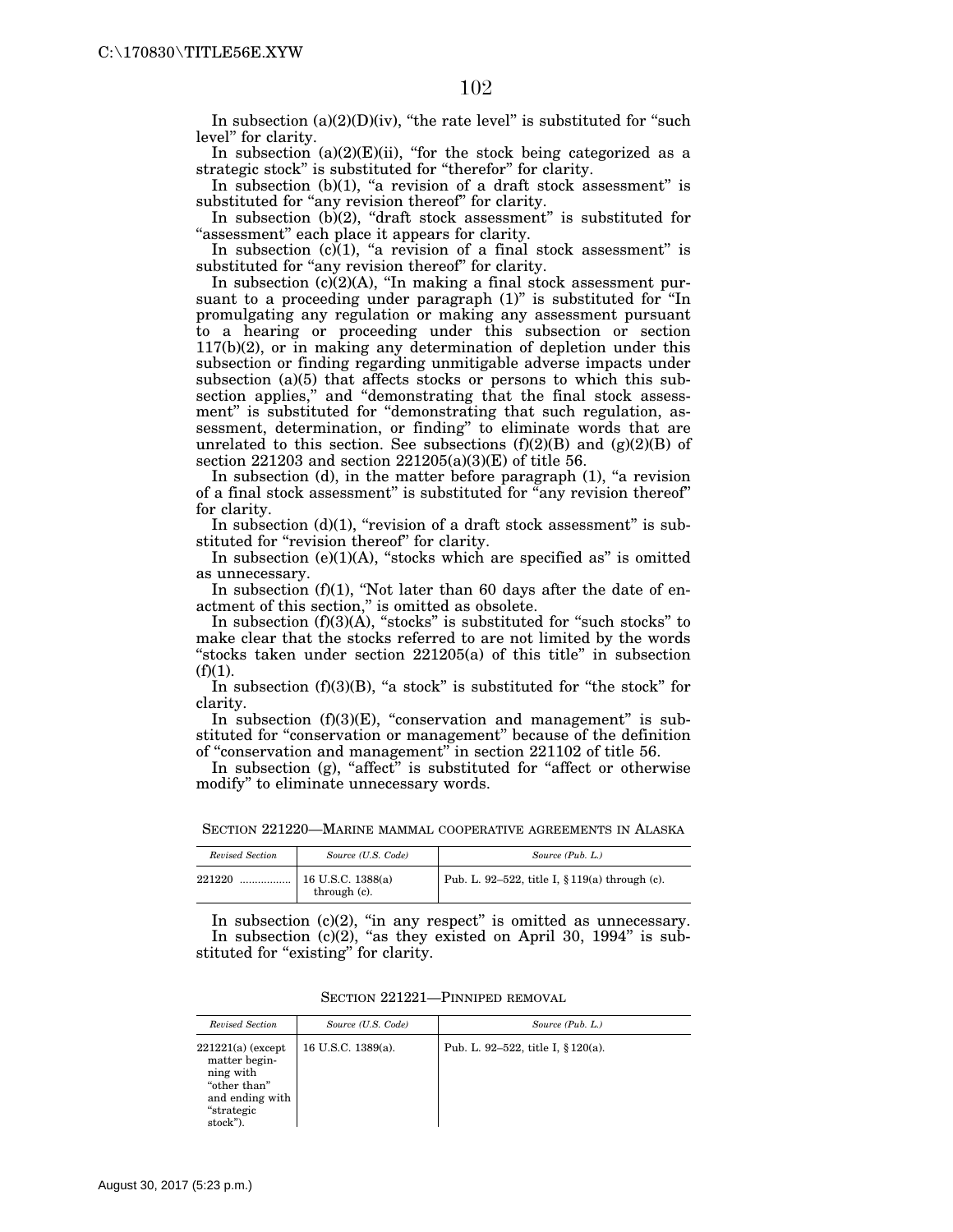In subsection (a)(2)(D)(iv), "the rate level" is substituted for "such level" for clarity.

In subsection (a)(2)(E)(ii), "for the stock being categorized as a strategic stock" is substituted for "therefor" for clarity.

In subsection (b)(1), "a revision of a draft stock assessment" is substituted for "any revision thereof" for clarity.

In subsection (b)(2), "draft stock assessment" is substituted for "assessment" each place it appears for clarity.

In subsection (c)(1), "a revision of a final stock assessment" is substituted for "any revision thereof" for clarity.

In subsection (c)(2)(A), "In making a final stock assessment pursuant to a proceeding under paragraph (1)" is substituted for "In promulgating any regulation or making any assessment pursuant to a hearing or proceeding under this subsection or section 117(b)(2), or in making any determination of depletion under this subsection or finding regarding unmitigable adverse impacts under subsection (a)(5) that affects stocks or persons to which this subsection applies," and "demonstrating that the final stock assessment" is substituted for "demonstrating that such regulation, assessment, determination, or finding" to eliminate words that are unrelated to this section. See subsections (f)(2)(B) and (g)(2)(B) of section 221203 and section 221205(a)(3)(E) of title 56.

In subsection (d), in the matter before paragraph (1), "a revision of a final stock assessment" is substituted for "any revision thereof" for clarity.

In subsection (d)(1), "revision of a draft stock assessment" is substituted for "revision thereof" for clarity.

In subsection (e)(1)(A), "stocks which are specified as" is omitted as unnecessary.

In subsection (f)(1), "Not later than 60 days after the date of enactment of this section," is omitted as obsolete.

In subsection (f)(3)(A), "stocks" is substituted for "such stocks" to make clear that the stocks referred to are not limited by the words "stocks taken under section 221205(a) of this title" in subsection (f)(1).

In subsection (f)(3)(B), "a stock" is substituted for "the stock" for clarity.

In subsection (f)(3)(E), "conservation and management" is substituted for "conservation or management" because of the definition of "conservation and management" in section 221102 of title 56.

In subsection (g), "affect" is substituted for "affect or otherwise modify" to eliminate unnecessary words.

SECTION 221220—MARINE MAMMAL COOPERATIVE AGREEMENTS IN ALASKA

| *Revised Section* | *Source (U.S. Code)* | *Source (Pub. L.)* |
|---|---|---|
| 221220 ................. | 16 U.S.C. 1388(a) through (c). | Pub. L. 92–522, title I, § 119(a) through (c). |

In subsection (c)(2), "in any respect" is omitted as unnecessary. In subsection (c)(2), "as they existed on April 30, 1994" is substituted for "existing" for clarity.

SECTION 221221—PINNIPED REMOVAL

| *Revised Section* | *Source (U.S. Code)* | *Source (Pub. L.)* |
|---|---|---|
| 221221(a) (except matter beginning with "other than" and ending with "strategic stock"). | 16 U.S.C. 1389(a). | Pub. L. 92–522, title I, § 120(a). |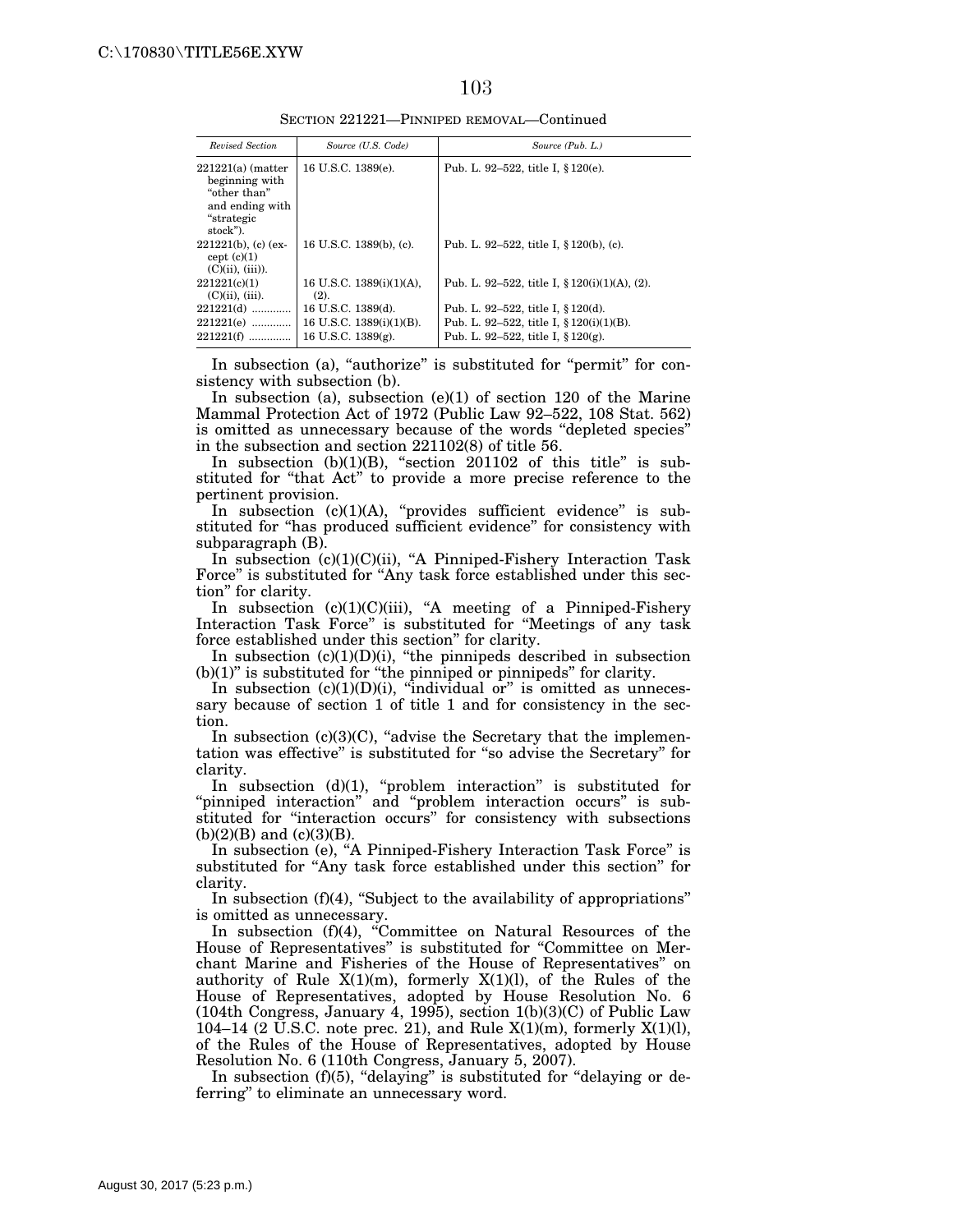SECTION 221221—PINNIPED REMOVAL—Continued

| *Revised Section* | *Source (U.S. Code)* | *Source (Pub. L.)* |
|---|---|---|
| 221221(a) (matter beginning with "other than" and ending with "strategic stock"). | 16 U.S.C. 1389(e). | Pub. L. 92–522, title I, § 120(e). |
| 221221(b), (c) (except (c)(1)(C)(ii), (iii)). | 16 U.S.C. 1389(b), (c). | Pub. L. 92–522, title I, § 120(b), (c). |
| 221221(c)(1)(C)(ii), (iii). | 16 U.S.C. 1389(i)(1)(A), (2). | Pub. L. 92–522, title I, § 120(i)(1)(A), (2). |
| 221221(d) ............. | 16 U.S.C. 1389(d). | Pub. L. 92–522, title I, § 120(d). |
| 221221(e) ............. | 16 U.S.C. 1389(i)(1)(B). | Pub. L. 92–522, title I, § 120(i)(1)(B). |
| 221221(f) ............. | 16 U.S.C. 1389(g). | Pub. L. 92–522, title I, § 120(g). |

In subsection (a), "authorize" is substituted for "permit" for consistency with subsection (b).

In subsection (a), subsection (e)(1) of section 120 of the Marine Mammal Protection Act of 1972 (Public Law 92–522, 108 Stat. 562) is omitted as unnecessary because of the words "depleted species" in the subsection and section 221102(8) of title 56.

In subsection (b)(1)(B), "section 201102 of this title" is substituted for "that Act" to provide a more precise reference to the pertinent provision.

In subsection (c)(1)(A), "provides sufficient evidence" is substituted for "has produced sufficient evidence" for consistency with subparagraph (B).

In subsection (c)(1)(C)(ii), "A Pinniped-Fishery Interaction Task Force" is substituted for "Any task force established under this section" for clarity.

In subsection (c)(1)(C)(iii), "A meeting of a Pinniped-Fishery Interaction Task Force" is substituted for "Meetings of any task force established under this section" for clarity.

In subsection (c)(1)(D)(i), "the pinnipeds described in subsection (b)(1)" is substituted for "the pinniped or pinnipeds" for clarity.

In subsection (c)(1)(D)(i), "individual or" is omitted as unnecessary because of section 1 of title 1 and for consistency in the section.

In subsection (c)(3)(C), "advise the Secretary that the implementation was effective" is substituted for "so advise the Secretary" for clarity.

In subsection (d)(1), "problem interaction" is substituted for "pinniped interaction" and "problem interaction occurs" is substituted for "interaction occurs" for consistency with subsections (b)(2)(B) and (c)(3)(B).

In subsection (e), "A Pinniped-Fishery Interaction Task Force" is substituted for "Any task force established under this section" for clarity.

In subsection (f)(4), "Subject to the availability of appropriations" is omitted as unnecessary.

In subsection (f)(4), "Committee on Natural Resources of the House of Representatives" is substituted for "Committee on Merchant Marine and Fisheries of the House of Representatives" on authority of Rule X(1)(m), formerly X(1)(l), of the Rules of the House of Representatives, adopted by House Resolution No. 6 (104th Congress, January 4, 1995), section 1(b)(3)(C) of Public Law 104–14 (2 U.S.C. note prec. 21), and Rule X(1)(m), formerly X(1)(l), of the Rules of the House of Representatives, adopted by House Resolution No. 6 (110th Congress, January 5, 2007).

In subsection (f)(5), "delaying" is substituted for "delaying or deferring" to eliminate an unnecessary word.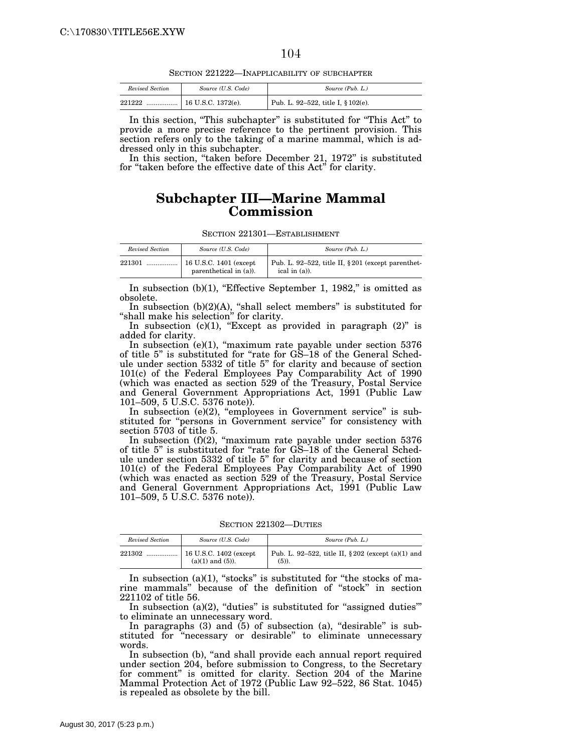SECTION 221222—INAPPLICABILITY OF SUBCHAPTER

| *Revised Section* | *Source (U.S. Code)* | *Source (Pub. L.)* |
|---|---|---|
| 221222 ................. | 16 U.S.C. 1372(e). | Pub. L. 92–522, title I, § 102(e). |

In this section, "This subchapter" is substituted for "This Act" to provide a more precise reference to the pertinent provision. This section refers only to the taking of a marine mammal, which is addressed only in this subchapter.

In this section, "taken before December 21, 1972" is substituted for "taken before the effective date of this Act" for clarity.

# Subchapter III—Marine Mammal Commission

SECTION 221301—ESTABLISHMENT

| *Revised Section* | *Source (U.S. Code)* | *Source (Pub. L.)* |
|---|---|---|
| 221301 ................. | 16 U.S.C. 1401 (except parenthetical in (a)). | Pub. L. 92–522, title II, § 201 (except parenthetical in (a)). |

In subsection (b)(1), "Effective September 1, 1982," is omitted as obsolete.

In subsection (b)(2)(A), "shall select members" is substituted for "shall make his selection" for clarity.

In subsection (c)(1), "Except as provided in paragraph (2)" is added for clarity.

In subsection (e)(1), "maximum rate payable under section 5376 of title 5" is substituted for "rate for GS–18 of the General Schedule under section 5332 of title 5" for clarity and because of section 101(c) of the Federal Employees Pay Comparability Act of 1990 (which was enacted as section 529 of the Treasury, Postal Service and General Government Appropriations Act, 1991 (Public Law 101–509, 5 U.S.C. 5376 note)).

In subsection (e)(2), "employees in Government service" is substituted for "persons in Government service" for consistency with section 5703 of title 5.

In subsection (f)(2), "maximum rate payable under section 5376 of title 5" is substituted for "rate for GS–18 of the General Schedule under section 5332 of title 5" for clarity and because of section 101(c) of the Federal Employees Pay Comparability Act of 1990 (which was enacted as section 529 of the Treasury, Postal Service and General Government Appropriations Act, 1991 (Public Law 101–509, 5 U.S.C. 5376 note)).

SECTION 221302—DUTIES

| *Revised Section* | *Source (U.S. Code)* | *Source (Pub. L.)* |
|---|---|---|
| 221302 ................. | 16 U.S.C. 1402 (except (a)(1) and (5)). | Pub. L. 92–522, title II, § 202 (except (a)(1) and (5)). |

In subsection (a)(1), "stocks" is substituted for "the stocks of marine mammals" because of the definition of "stock" in section 221102 of title 56.

In subsection (a)(2), "duties" is substituted for "assigned duties'" to eliminate an unnecessary word.

In paragraphs (3) and (5) of subsection (a), "desirable" is substituted for "necessary or desirable" to eliminate unnecessary words.

In subsection (b), "and shall provide each annual report required under section 204, before submission to Congress, to the Secretary for comment" is omitted for clarity. Section 204 of the Marine Mammal Protection Act of 1972 (Public Law 92–522, 86 Stat. 1045) is repealed as obsolete by the bill.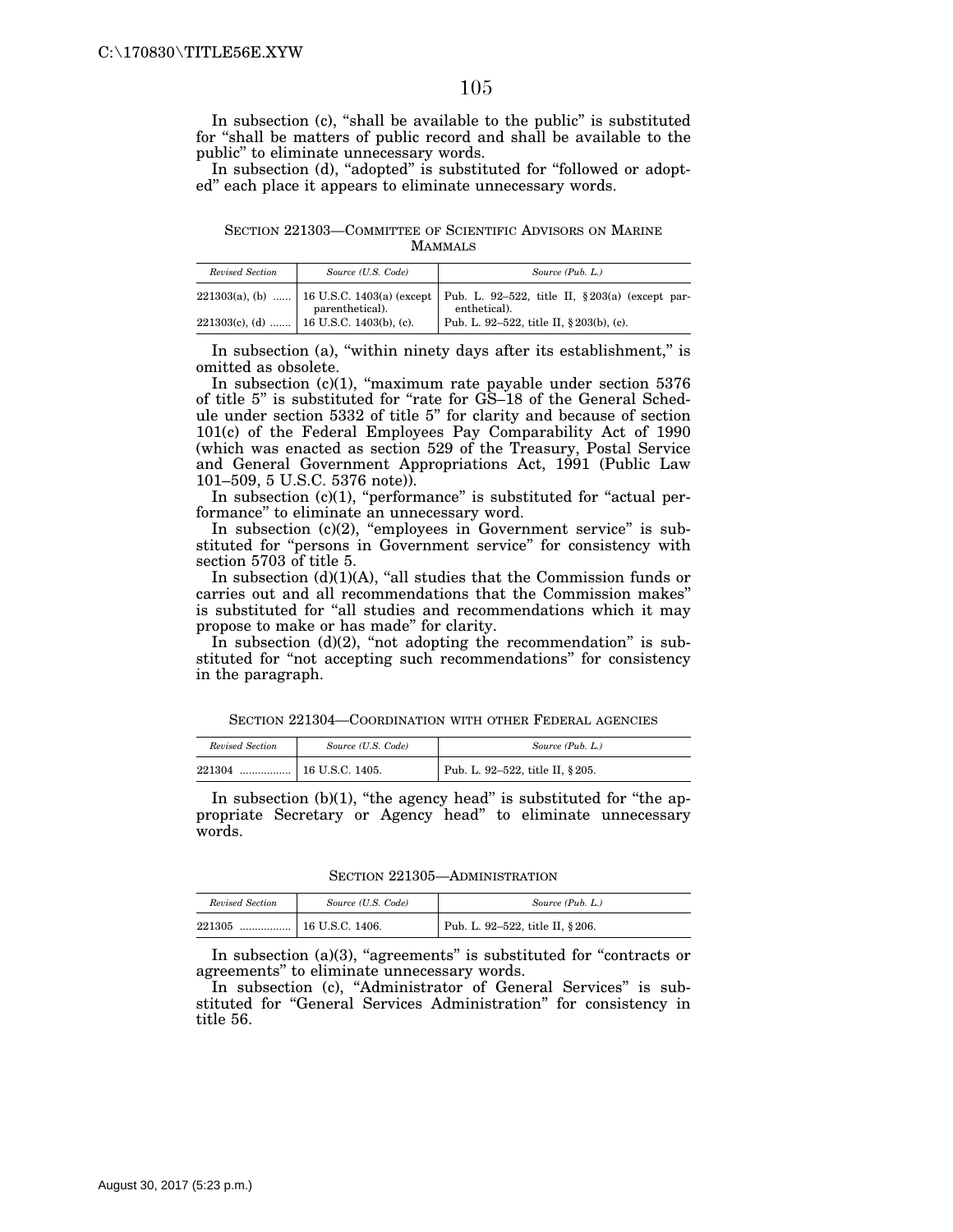In subsection (c), "shall be available to the public" is substituted for "shall be matters of public record and shall be available to the public" to eliminate unnecessary words.

In subsection (d), "adopted" is substituted for "followed or adopted" each place it appears to eliminate unnecessary words.

### SECTION 221303—COMMITTEE OF SCIENTIFIC ADVISORS ON MARINE MAMMALS

| *Revised Section* | *Source (U.S. Code)* | *Source (Pub. L.)* |
|---|---|---|
| 221303(a), (b) ...... | 16 U.S.C. 1403(a) (except parenthetical). | Pub. L. 92–522, title II, § 203(a) (except parenthetical). |
| 221303(c), (d) ....... | 16 U.S.C. 1403(b), (c). | Pub. L. 92–522, title II, § 203(b), (c). |

In subsection (a), "within ninety days after its establishment," is omitted as obsolete.

In subsection (c)(1), "maximum rate payable under section 5376 of title 5" is substituted for "rate for GS–18 of the General Schedule under section 5332 of title 5" for clarity and because of section 101(c) of the Federal Employees Pay Comparability Act of 1990 (which was enacted as section 529 of the Treasury, Postal Service and General Government Appropriations Act, 1991 (Public Law 101–509, 5 U.S.C. 5376 note)).

In subsection (c)(1), "performance" is substituted for "actual performance" to eliminate an unnecessary word.

In subsection (c)(2), "employees in Government service" is substituted for "persons in Government service" for consistency with section 5703 of title 5.

In subsection (d)(1)(A), "all studies that the Commission funds or carries out and all recommendations that the Commission makes" is substituted for "all studies and recommendations which it may propose to make or has made" for clarity.

In subsection (d)(2), "not adopting the recommendation" is substituted for "not accepting such recommendations" for consistency in the paragraph.

### SECTION 221304—COORDINATION WITH OTHER FEDERAL AGENCIES

| *Revised Section* | *Source (U.S. Code)* | *Source (Pub. L.)* |
|---|---|---|
| 221304 ................. | 16 U.S.C. 1405. | Pub. L. 92–522, title II, § 205. |

In subsection (b)(1), "the agency head" is substituted for "the appropriate Secretary or Agency head" to eliminate unnecessary words.

### SECTION 221305—ADMINISTRATION

| *Revised Section* | *Source (U.S. Code)* | *Source (Pub. L.)* |
|---|---|---|
| 221305 ................. | 16 U.S.C. 1406. | Pub. L. 92–522, title II, § 206. |

In subsection (a)(3), "agreements" is substituted for "contracts or agreements" to eliminate unnecessary words.

In subsection (c), "Administrator of General Services" is substituted for "General Services Administration" for consistency in title 56.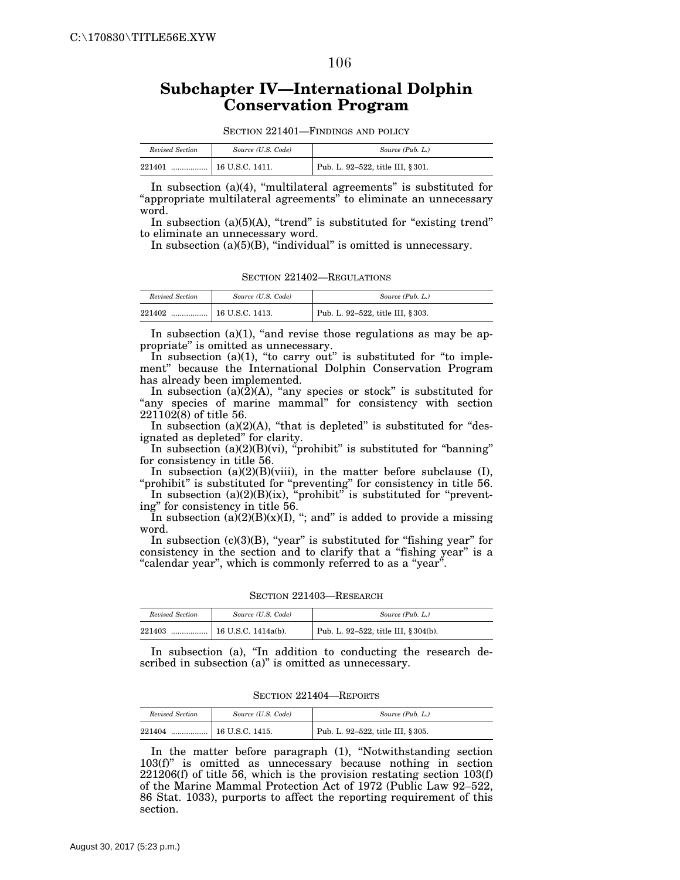## Subchapter IV—International Dolphin Conservation Program

SECTION 221401—FINDINGS AND POLICY

| *Revised Section* | *Source (U.S. Code)* | *Source (Pub. L.)* |
|---|---|---|
| 221401 ................ | 16 U.S.C. 1411. | Pub. L. 92–522, title III, §301. |

In subsection (a)(4), "multilateral agreements" is substituted for "appropriate multilateral agreements" to eliminate an unnecessary word.

In subsection (a)(5)(A), "trend" is substituted for "existing trend" to eliminate an unnecessary word.

In subsection (a)(5)(B), "individual" is omitted is unnecessary.

SECTION 221402—REGULATIONS

| *Revised Section* | *Source (U.S. Code)* | *Source (Pub. L.)* |
|---|---|---|
| 221402 ................ | 16 U.S.C. 1413. | Pub. L. 92–522, title III, §303. |

In subsection (a)(1), "and revise those regulations as may be appropriate" is omitted as unnecessary.

In subsection (a)(1), "to carry out" is substituted for "to implement" because the International Dolphin Conservation Program has already been implemented.

In subsection (a)(2)(A), "any species or stock" is substituted for "any species of marine mammal" for consistency with section 221102(8) of title 56.

In subsection (a)(2)(A), "that is depleted" is substituted for "designated as depleted" for clarity.

In subsection (a)(2)(B)(vi), "prohibit" is substituted for "banning" for consistency in title 56.

In subsection (a)(2)(B)(viii), in the matter before subclause (I), "prohibit" is substituted for "preventing" for consistency in title 56.

In subsection (a)(2)(B)(ix), "prohibit" is substituted for "preventing" for consistency in title 56.

In subsection (a)(2)(B)(x)(I), "; and" is added to provide a missing word.

In subsection (c)(3)(B), "year" is substituted for "fishing year" for consistency in the section and to clarify that a "fishing year" is a "calendar year", which is commonly referred to as a "year".

SECTION 221403—RESEARCH

| *Revised Section* | *Source (U.S. Code)* | *Source (Pub. L.)* |
|---|---|---|
| 221403 ................ | 16 U.S.C. 1414a(b). | Pub. L. 92–522, title III, §304(b). |

In subsection (a), "In addition to conducting the research described in subsection (a)" is omitted as unnecessary.

SECTION 221404—REPORTS

| *Revised Section* | *Source (U.S. Code)* | *Source (Pub. L.)* |
|---|---|---|
| 221404 ................ | 16 U.S.C. 1415. | Pub. L. 92–522, title III, §305. |

In the matter before paragraph (1), "Notwithstanding section 103(f)" is omitted as unnecessary because nothing in section 221206(f) of title 56, which is the provision restating section 103(f) of the Marine Mammal Protection Act of 1972 (Public Law 92–522, 86 Stat. 1033), purports to affect the reporting requirement of this section.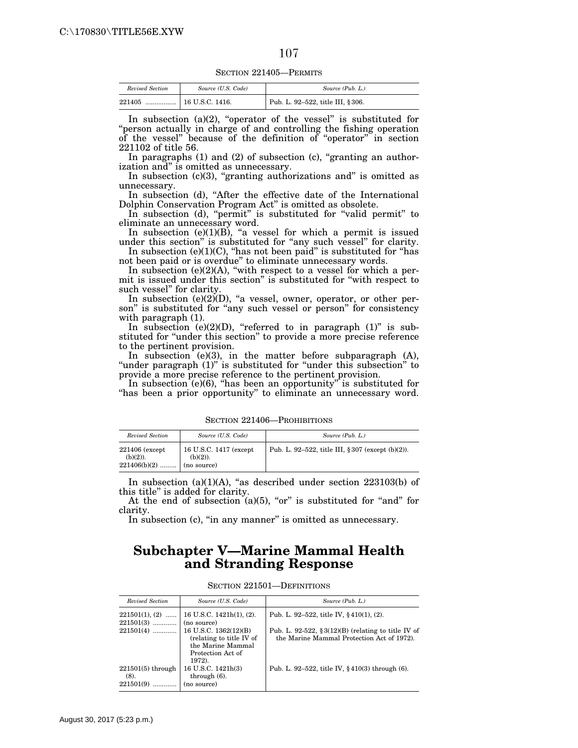SECTION 221405—PERMITS

| *Revised Section* | *Source (U.S. Code)* | *Source (Pub. L.)* |
|---|---|---|
| 221405 ................. | 16 U.S.C. 1416. | Pub. L. 92–522, title III, § 306. |

In subsection (a)(2), "operator of the vessel" is substituted for "person actually in charge of and controlling the fishing operation of the vessel" because of the definition of "operator" in section 221102 of title 56.

In paragraphs (1) and (2) of subsection (c), "granting an authorization and" is omitted as unnecessary.

In subsection (c)(3), "granting authorizations and" is omitted as unnecessary.

In subsection (d), "After the effective date of the International Dolphin Conservation Program Act" is omitted as obsolete.

In subsection (d), "permit" is substituted for "valid permit" to eliminate an unnecessary word.

In subsection (e)(1)(B), "a vessel for which a permit is issued under this section" is substituted for "any such vessel" for clarity.

In subsection (e)(1)(C), "has not been paid" is substituted for "has not been paid or is overdue" to eliminate unnecessary words.

In subsection (e)(2)(A), "with respect to a vessel for which a permit is issued under this section" is substituted for "with respect to such vessel" for clarity.

In subsection (e)(2)(D), "a vessel, owner, operator, or other person" is substituted for "any such vessel or person" for consistency with paragraph (1).

In subsection (e)(2)(D), "referred to in paragraph (1)" is substituted for "under this section" to provide a more precise reference to the pertinent provision.

In subsection (e)(3), in the matter before subparagraph (A), "under paragraph (1)" is substituted for "under this subsection" to provide a more precise reference to the pertinent provision.

In subsection (e)(6), "has been an opportunity" is substituted for "has been a prior opportunity" to eliminate an unnecessary word.

SECTION 221406—PROHIBITIONS

| *Revised Section* | *Source (U.S. Code)* | *Source (Pub. L.)* |
|---|---|---|
| 221406 (except (b)(2)). | 16 U.S.C. 1417 (except (b)(2)). | Pub. L. 92–522, title III, § 307 (except (b)(2)). |
| 221406(b)(2) ......... | (no source) | |

In subsection (a)(1)(A), "as described under section 223103(b) of this title" is added for clarity.

At the end of subsection (a)(5), "or" is substituted for "and" for clarity.

In subsection (c), "in any manner" is omitted as unnecessary.

## Subchapter V—Marine Mammal Health and Stranding Response

SECTION 221501—DEFINITIONS

| *Revised Section* | *Source (U.S. Code)* | *Source (Pub. L.)* |
|---|---|---|
| 221501(1), (2) ...... | 16 U.S.C. 1421h(1), (2). | Pub. L. 92–522, title IV, § 410(1), (2). |
| 221501(3) ............. | (no source) | |
| 221501(4) ............. | 16 U.S.C. 1362(12)(B) (relating to title IV of the Marine Mammal Protection Act of 1972). | Pub. L. 92-522, § 3(12)(B) (relating to title IV of the Marine Mammal Protection Act of 1972). |
| 221501(5) through (8). | 16 U.S.C. 1421h(3) through (6). | Pub. L. 92–522, title IV, § 410(3) through (6). |
| 221501(9) ............. | (no source) | |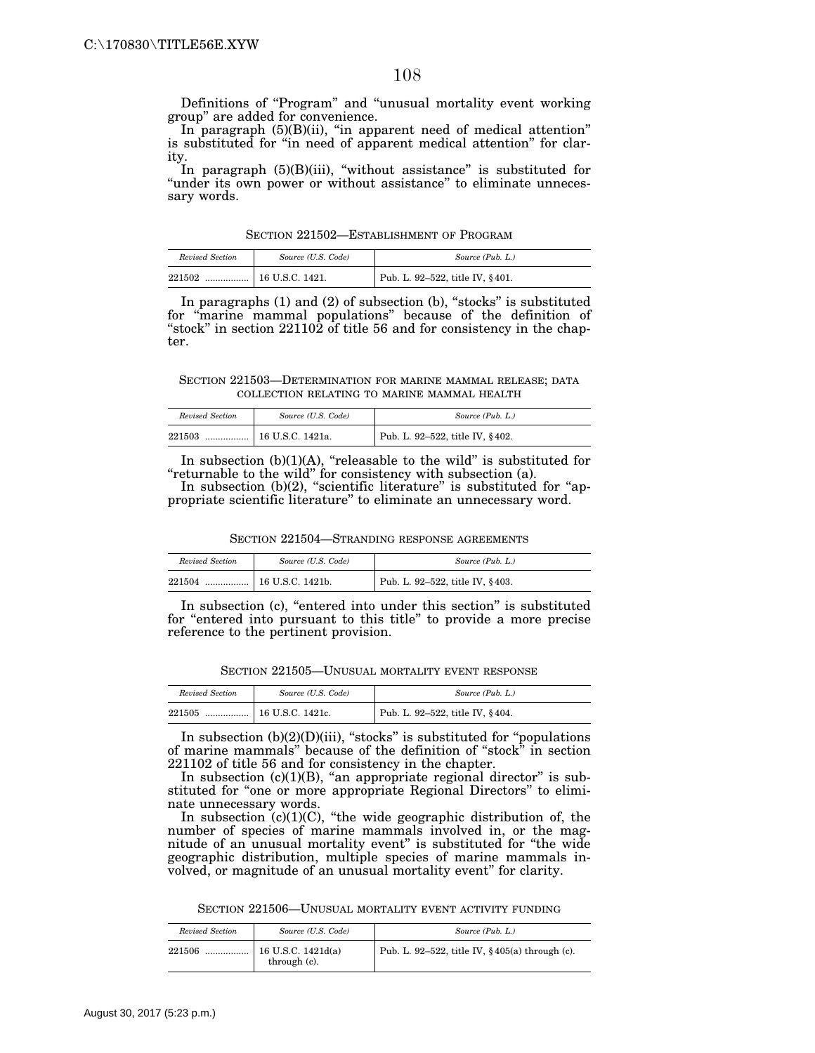Definitions of "Program" and "unusual mortality event working group" are added for convenience.

In paragraph (5)(B)(ii), "in apparent need of medical attention" is substituted for "in need of apparent medical attention" for clarity.

In paragraph (5)(B)(iii), "without assistance" is substituted for "under its own power or without assistance" to eliminate unnecessary words.

### SECTION 221502—ESTABLISHMENT OF PROGRAM

| *Revised Section* | *Source (U.S. Code)* | *Source (Pub. L.)* |
|---|---|---|
| 221502 ................. | 16 U.S.C. 1421. | Pub. L. 92–522, title IV, § 401. |

In paragraphs (1) and (2) of subsection (b), "stocks" is substituted for "marine mammal populations" because of the definition of "stock" in section 221102 of title 56 and for consistency in the chapter.

### SECTION 221503—DETERMINATION FOR MARINE MAMMAL RELEASE; DATA COLLECTION RELATING TO MARINE MAMMAL HEALTH

| *Revised Section* | *Source (U.S. Code)* | *Source (Pub. L.)* |
|---|---|---|
| 221503 ................. | 16 U.S.C. 1421a. | Pub. L. 92–522, title IV, § 402. |

In subsection (b)(1)(A), "releasable to the wild" is substituted for "returnable to the wild" for consistency with subsection (a).

In subsection (b)(2), "scientific literature" is substituted for "appropriate scientific literature" to eliminate an unnecessary word.

### SECTION 221504—STRANDING RESPONSE AGREEMENTS

| *Revised Section* | *Source (U.S. Code)* | *Source (Pub. L.)* |
|---|---|---|
| 221504 ................. | 16 U.S.C. 1421b. | Pub. L. 92–522, title IV, § 403. |

In subsection (c), "entered into under this section" is substituted for "entered into pursuant to this title" to provide a more precise reference to the pertinent provision.

### SECTION 221505—UNUSUAL MORTALITY EVENT RESPONSE

| *Revised Section* | *Source (U.S. Code)* | *Source (Pub. L.)* |
|---|---|---|
| 221505 ................. | 16 U.S.C. 1421c. | Pub. L. 92–522, title IV, § 404. |

In subsection (b)(2)(D)(iii), "stocks" is substituted for "populations of marine mammals" because of the definition of "stock" in section 221102 of title 56 and for consistency in the chapter.

In subsection (c)(1)(B), "an appropriate regional director" is substituted for "one or more appropriate Regional Directors" to eliminate unnecessary words.

In subsection (c)(1)(C), "the wide geographic distribution of, the number of species of marine mammals involved in, or the magnitude of an unusual mortality event" is substituted for "the wide geographic distribution, multiple species of marine mammals involved, or magnitude of an unusual mortality event" for clarity.

### SECTION 221506—UNUSUAL MORTALITY EVENT ACTIVITY FUNDING

| *Revised Section* | *Source (U.S. Code)* | *Source (Pub. L.)* |
|---|---|---|
| 221506 ................. | 16 U.S.C. 1421d(a) through (c). | Pub. L. 92–522, title IV, § 405(a) through (c). |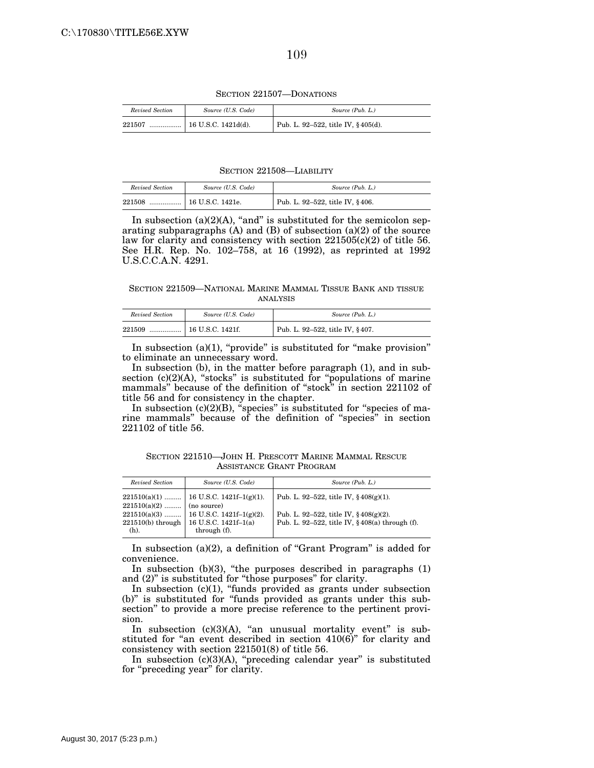SECTION 221507—DONATIONS

| Revised Section | Source (U.S. Code) | Source (Pub. L.) |
|---|---|---|
| 221507 ................ | 16 U.S.C. 1421d(d). | Pub. L. 92–522, title IV, § 405(d). |

SECTION 221508—LIABILITY

| Revised Section | Source (U.S. Code) | Source (Pub. L.) |
|---|---|---|
| 221508 ................ | 16 U.S.C. 1421e. | Pub. L. 92–522, title IV, § 406. |

In subsection (a)(2)(A), "and" is substituted for the semicolon separating subparagraphs (A) and (B) of subsection (a)(2) of the source law for clarity and consistency with section 221505(c)(2) of title 56. See H.R. Rep. No. 102–758, at 16 (1992), as reprinted at 1992 U.S.C.C.A.N. 4291.

SECTION 221509—NATIONAL MARINE MAMMAL TISSUE BANK AND TISSUE ANALYSIS

| Revised Section | Source (U.S. Code) | Source (Pub. L.) |
|---|---|---|
| 221509 ................ | 16 U.S.C. 1421f. | Pub. L. 92–522, title IV, § 407. |

In subsection (a)(1), "provide" is substituted for "make provision" to eliminate an unnecessary word.

In subsection (b), in the matter before paragraph (1), and in subsection (c)(2)(A), "stocks" is substituted for "populations of marine mammals" because of the definition of "stock" in section 221102 of title 56 and for consistency in the chapter.

In subsection (c)(2)(B), "species" is substituted for "species of marine mammals" because of the definition of "species" in section 221102 of title 56.

SECTION 221510—JOHN H. PRESCOTT MARINE MAMMAL RESCUE ASSISTANCE GRANT PROGRAM

| Revised Section | Source (U.S. Code) | Source (Pub. L.) |
|---|---|---|
| 221510(a)(1) ......... | 16 U.S.C. 1421f–1(g)(1). | Pub. L. 92–522, title IV, § 408(g)(1). |
| 221510(a)(2) ......... | (no source) | |
| 221510(a)(3) ......... | 16 U.S.C. 1421f–1(g)(2). | Pub. L. 92–522, title IV, § 408(g)(2). |
| 221510(b) through (h). | 16 U.S.C. 1421f–1(a) through (f). | Pub. L. 92–522, title IV, § 408(a) through (f). |

In subsection (a)(2), a definition of "Grant Program" is added for convenience.

In subsection (b)(3), "the purposes described in paragraphs (1) and (2)" is substituted for "those purposes" for clarity.

In subsection (c)(1), "funds provided as grants under subsection (b)" is substituted for "funds provided as grants under this subsection" to provide a more precise reference to the pertinent provision.

In subsection (c)(3)(A), "an unusual mortality event" is substituted for "an event described in section 410(6)" for clarity and consistency with section 221501(8) of title 56.

In subsection (c)(3)(A), "preceding calendar year" is substituted for "preceding year" for clarity.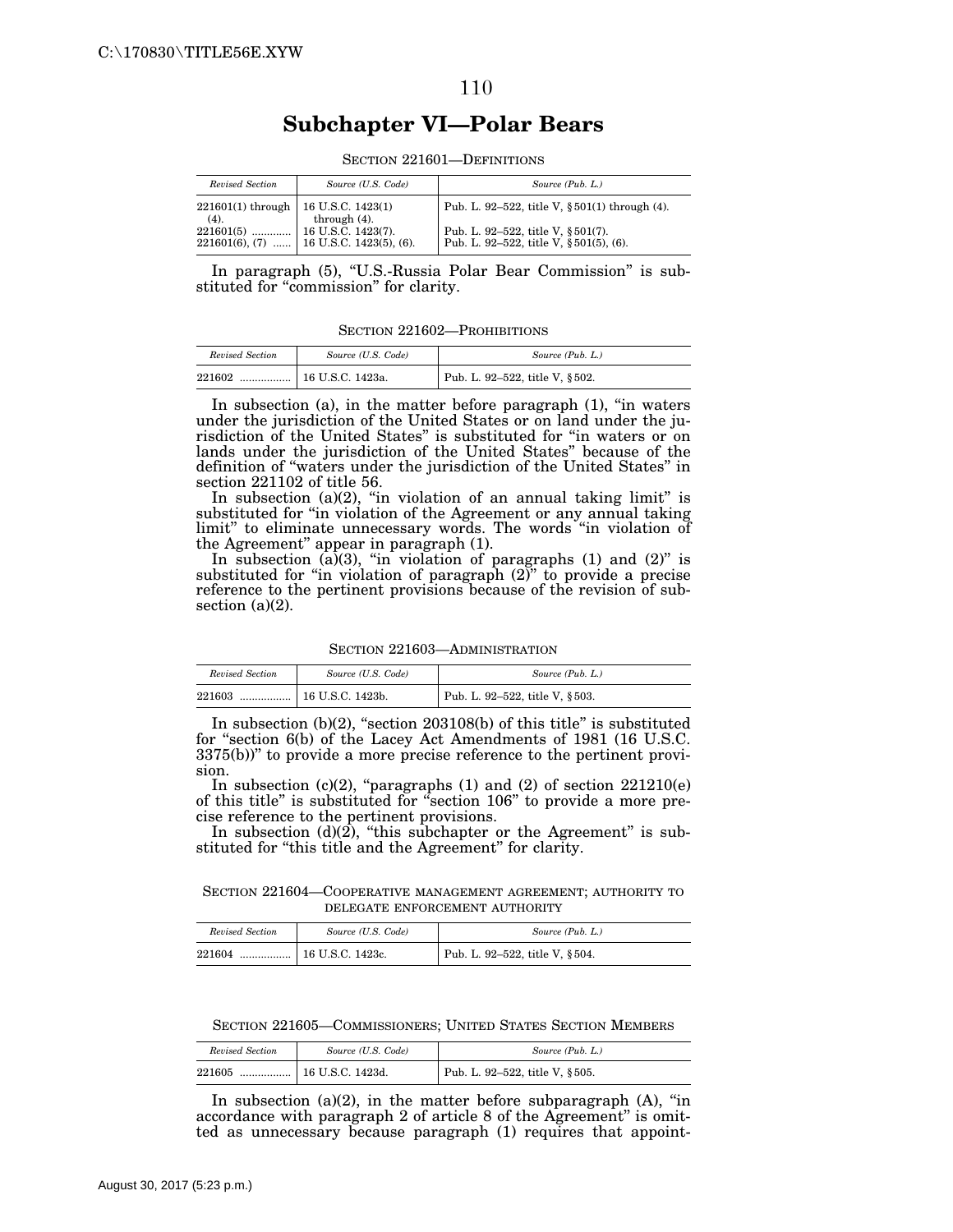## Subchapter VI—Polar Bears

SECTION 221601—DEFINITIONS

| *Revised Section* | *Source (U.S. Code)* | *Source (Pub. L.)* |
|---|---|---|
| 221601(1) through (4). | 16 U.S.C. 1423(1) through (4). | Pub. L. 92–522, title V, §501(1) through (4). |
| 221601(5) ............ | 16 U.S.C. 1423(7). | Pub. L. 92–522, title V, §501(7). |
| 221601(6), (7) ...... | 16 U.S.C. 1423(5), (6). | Pub. L. 92–522, title V, §501(5), (6). |

In paragraph (5), "U.S.-Russia Polar Bear Commission" is substituted for "commission" for clarity.

SECTION 221602—PROHIBITIONS

| *Revised Section* | *Source (U.S. Code)* | *Source (Pub. L.)* |
|---|---|---|
| 221602 ................ | 16 U.S.C. 1423a. | Pub. L. 92–522, title V, §502. |

In subsection (a), in the matter before paragraph (1), "in waters under the jurisdiction of the United States or on land under the jurisdiction of the United States" is substituted for "in waters or on lands under the jurisdiction of the United States" because of the definition of "waters under the jurisdiction of the United States" in section 221102 of title 56.

In subsection (a)(2), "in violation of an annual taking limit" is substituted for "in violation of the Agreement or any annual taking limit" to eliminate unnecessary words. The words "in violation of the Agreement" appear in paragraph (1).

In subsection (a)(3), "in violation of paragraphs (1) and (2)" is substituted for "in violation of paragraph (2)" to provide a precise reference to the pertinent provisions because of the revision of subsection (a)(2).

SECTION 221603—ADMINISTRATION

| *Revised Section* | *Source (U.S. Code)* | *Source (Pub. L.)* |
|---|---|---|
| 221603 ................ | 16 U.S.C. 1423b. | Pub. L. 92–522, title V, §503. |

In subsection (b)(2), "section 203108(b) of this title" is substituted for "section 6(b) of the Lacey Act Amendments of 1981 (16 U.S.C. 3375(b))" to provide a more precise reference to the pertinent provision.

In subsection (c)(2), "paragraphs (1) and (2) of section 221210(e) of this title" is substituted for "section 106" to provide a more precise reference to the pertinent provisions.

In subsection (d)(2), "this subchapter or the Agreement" is substituted for "this title and the Agreement" for clarity.

SECTION 221604—COOPERATIVE MANAGEMENT AGREEMENT; AUTHORITY TO DELEGATE ENFORCEMENT AUTHORITY

| *Revised Section* | *Source (U.S. Code)* | *Source (Pub. L.)* |
|---|---|---|
| 221604 ................ | 16 U.S.C. 1423c. | Pub. L. 92–522, title V, §504. |

SECTION 221605—COMMISSIONERS; UNITED STATES SECTION MEMBERS

| *Revised Section* | *Source (U.S. Code)* | *Source (Pub. L.)* |
|---|---|---|
| 221605 ................ | 16 U.S.C. 1423d. | Pub. L. 92–522, title V, §505. |

In subsection (a)(2), in the matter before subparagraph (A), "in accordance with paragraph 2 of article 8 of the Agreement" is omitted as unnecessary because paragraph (1) requires that appoint-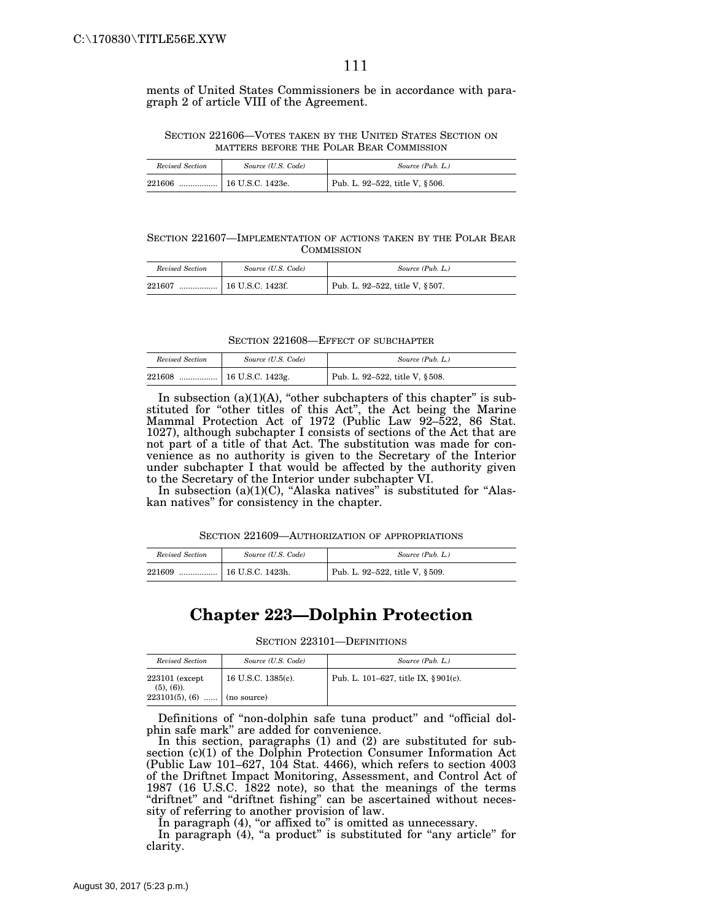ments of United States Commissioners be in accordance with paragraph 2 of article VIII of the Agreement.

SECTION 221606—VOTES TAKEN BY THE UNITED STATES SECTION ON MATTERS BEFORE THE POLAR BEAR COMMISSION

| *Revised Section* | *Source (U.S. Code)* | *Source (Pub. L.)* |
|---|---|---|
| 221606 ................. | 16 U.S.C. 1423e. | Pub. L. 92–522, title V, § 506. |

SECTION 221607—IMPLEMENTATION OF ACTIONS TAKEN BY THE POLAR BEAR COMMISSION

| *Revised Section* | *Source (U.S. Code)* | *Source (Pub. L.)* |
|---|---|---|
| 221607 ................. | 16 U.S.C. 1423f. | Pub. L. 92–522, title V, § 507. |

SECTION 221608—EFFECT OF SUBCHAPTER

| *Revised Section* | *Source (U.S. Code)* | *Source (Pub. L.)* |
|---|---|---|
| 221608 ................. | 16 U.S.C. 1423g. | Pub. L. 92–522, title V, § 508. |

In subsection (a)(1)(A), "other subchapters of this chapter" is substituted for "other titles of this Act", the Act being the Marine Mammal Protection Act of 1972 (Public Law 92–522, 86 Stat. 1027), although subchapter I consists of sections of the Act that are not part of a title of that Act. The substitution was made for convenience as no authority is given to the Secretary of the Interior under subchapter I that would be affected by the authority given to the Secretary of the Interior under subchapter VI.

In subsection (a)(1)(C), "Alaska natives" is substituted for "Alaskan natives" for consistency in the chapter.

SECTION 221609—AUTHORIZATION OF APPROPRIATIONS

| *Revised Section* | *Source (U.S. Code)* | *Source (Pub. L.)* |
|---|---|---|
| 221609 ................. | 16 U.S.C. 1423h. | Pub. L. 92–522, title V, § 509. |

# Chapter 223—Dolphin Protection

SECTION 223101—DEFINITIONS

| *Revised Section* | *Source (U.S. Code)* | *Source (Pub. L.)* |
|---|---|---|
| 223101 (except (5), (6)). | 16 U.S.C. 1385(c). | Pub. L. 101–627, title IX, § 901(c). |
| 223101(5), (6) ...... | (no source) | |

Definitions of "non-dolphin safe tuna product" and "official dolphin safe mark" are added for convenience.

In this section, paragraphs (1) and (2) are substituted for subsection (c)(1) of the Dolphin Protection Consumer Information Act (Public Law 101–627, 104 Stat. 4466), which refers to section 4003 of the Driftnet Impact Monitoring, Assessment, and Control Act of 1987 (16 U.S.C. 1822 note), so that the meanings of the terms "driftnet" and "driftnet fishing" can be ascertained without necessity of referring to another provision of law.

In paragraph (4), "or affixed to" is omitted as unnecessary.

In paragraph (4), "a product" is substituted for "any article" for clarity.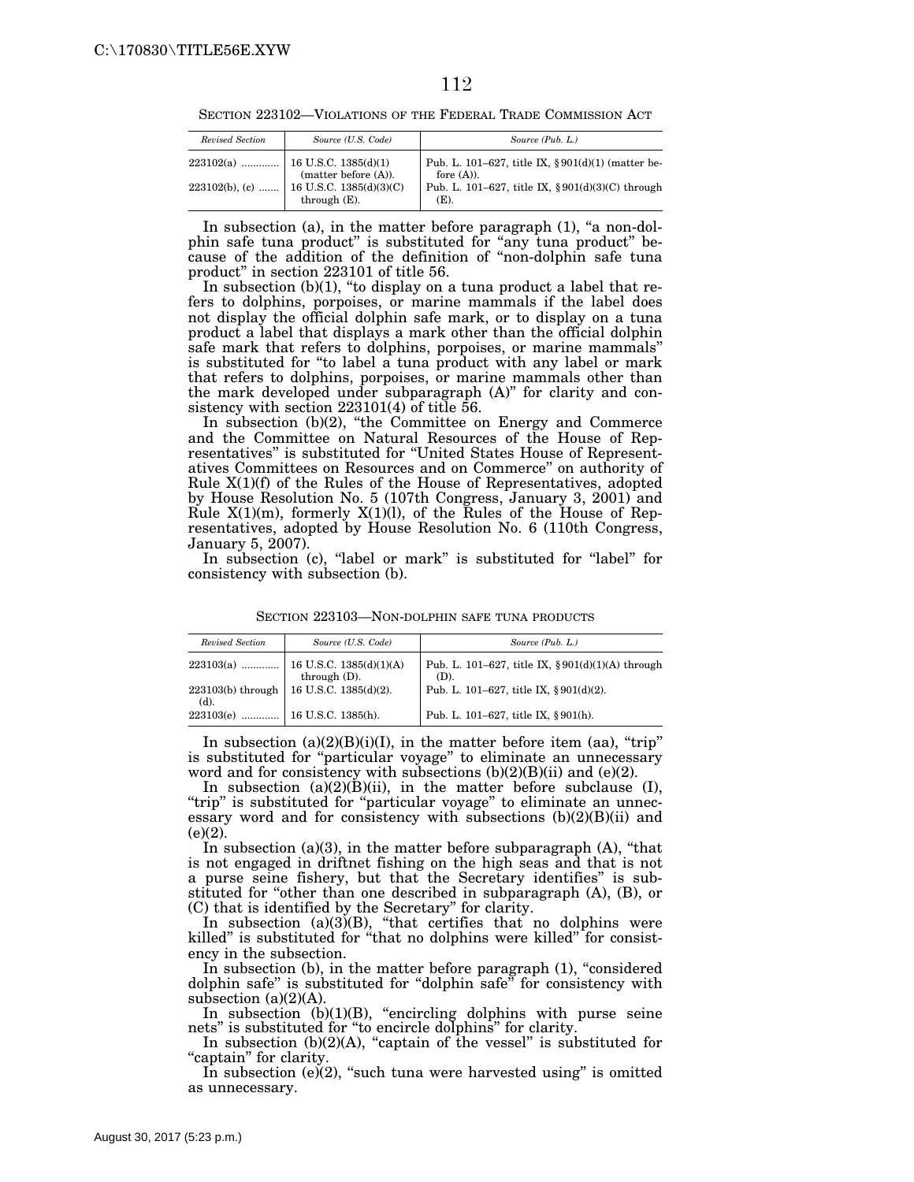SECTION 223102—VIOLATIONS OF THE FEDERAL TRADE COMMISSION ACT

| *Revised Section* | *Source (U.S. Code)* | *Source (Pub. L.)* |
|---|---|---|
| 223102(a) ............. | 16 U.S.C. 1385(d)(1) (matter before (A)). | Pub. L. 101–627, title IX, § 901(d)(1) (matter before (A)). |
| 223102(b), (c) ....... | 16 U.S.C. 1385(d)(3)(C) through (E). | Pub. L. 101–627, title IX, § 901(d)(3)(C) through (E). |

In subsection (a), in the matter before paragraph (1), "a non-dolphin safe tuna product" is substituted for "any tuna product" because of the addition of the definition of "non-dolphin safe tuna product" in section 223101 of title 56.

In subsection (b)(1), "to display on a tuna product a label that refers to dolphins, porpoises, or marine mammals if the label does not display the official dolphin safe mark, or to display on a tuna product a label that displays a mark other than the official dolphin safe mark that refers to dolphins, porpoises, or marine mammals" is substituted for "to label a tuna product with any label or mark that refers to dolphins, porpoises, or marine mammals other than the mark developed under subparagraph (A)" for clarity and consistency with section 223101(4) of title 56.

In subsection (b)(2), "the Committee on Energy and Commerce and the Committee on Natural Resources of the House of Representatives" is substituted for "United States House of Representatives Committees on Resources and on Commerce" on authority of Rule X(1)(f) of the Rules of the House of Representatives, adopted by House Resolution No. 5 (107th Congress, January 3, 2001) and Rule X(1)(m), formerly X(1)(l), of the Rules of the House of Representatives, adopted by House Resolution No. 6 (110th Congress, January 5, 2007).

In subsection (c), "label or mark" is substituted for "label" for consistency with subsection (b).

SECTION 223103—NON-DOLPHIN SAFE TUNA PRODUCTS

| *Revised Section* | *Source (U.S. Code)* | *Source (Pub. L.)* |
|---|---|---|
| 223103(a) ............. | 16 U.S.C. 1385(d)(1)(A) through (D). | Pub. L. 101–627, title IX, § 901(d)(1)(A) through (D). |
| 223103(b) through (d). | 16 U.S.C. 1385(d)(2). | Pub. L. 101–627, title IX, § 901(d)(2). |
| 223103(e) ............. | 16 U.S.C. 1385(h). | Pub. L. 101–627, title IX, § 901(h). |

In subsection (a)(2)(B)(i)(I), in the matter before item (aa), "trip" is substituted for "particular voyage" to eliminate an unnecessary word and for consistency with subsections (b)(2)(B)(ii) and (e)(2).

In subsection (a)(2)(B)(ii), in the matter before subclause (I), "trip" is substituted for "particular voyage" to eliminate an unnecessary word and for consistency with subsections (b)(2)(B)(ii) and (e)(2).

In subsection (a)(3), in the matter before subparagraph (A), "that is not engaged in driftnet fishing on the high seas and that is not a purse seine fishery, but that the Secretary identifies" is substituted for "other than one described in subparagraph (A), (B), or (C) that is identified by the Secretary" for clarity.

In subsection (a)(3)(B), "that certifies that no dolphins were killed" is substituted for "that no dolphins were killed" for consistency in the subsection.

In subsection (b), in the matter before paragraph (1), "considered dolphin safe" is substituted for "dolphin safe" for consistency with subsection (a)(2)(A).

In subsection (b)(1)(B), "encircling dolphins with purse seine nets" is substituted for "to encircle dolphins" for clarity.

In subsection (b)(2)(A), "captain of the vessel" is substituted for "captain" for clarity.

In subsection (e)(2), "such tuna were harvested using" is omitted as unnecessary.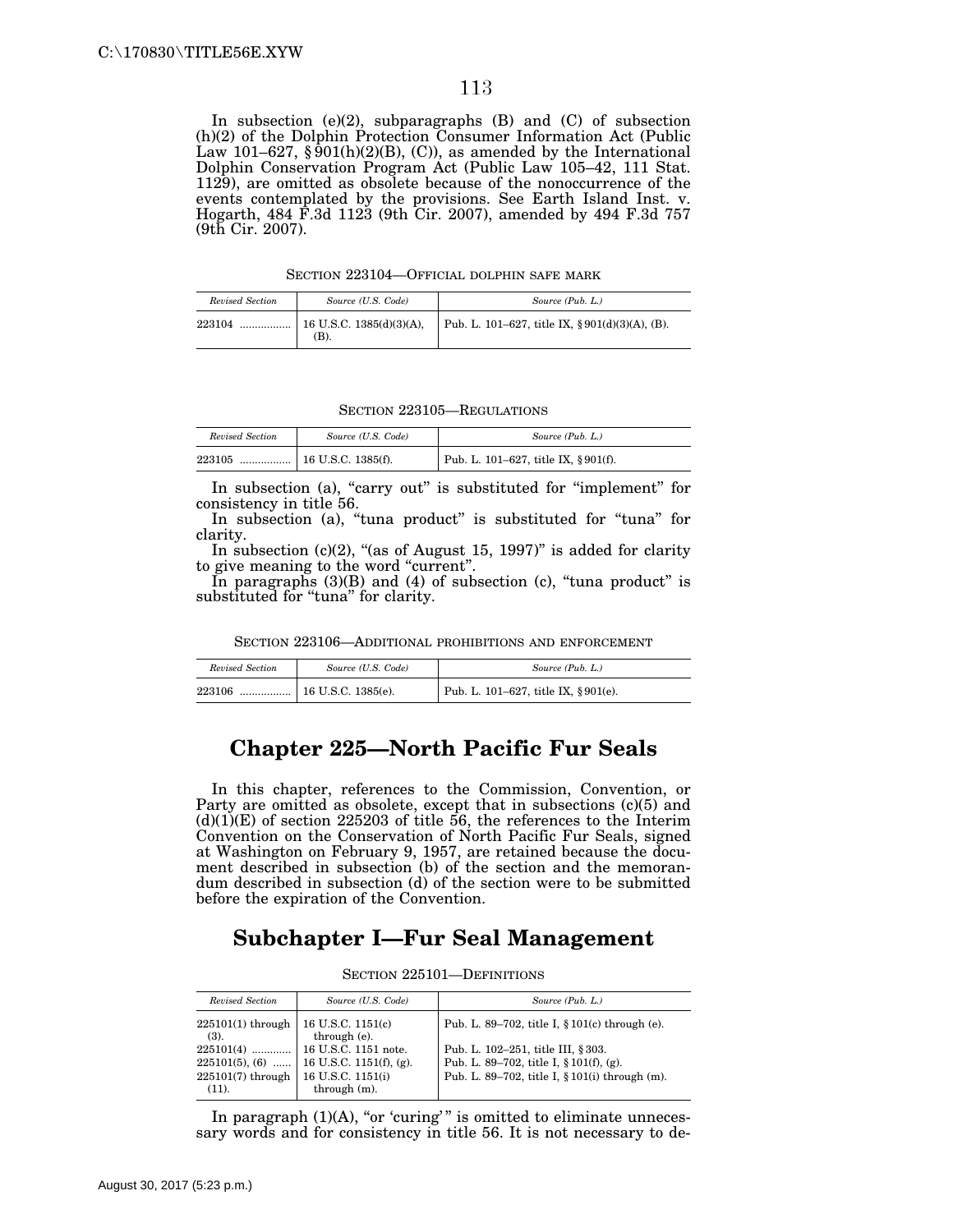In subsection (e)(2), subparagraphs (B) and (C) of subsection (h)(2) of the Dolphin Protection Consumer Information Act (Public Law 101–627, §901(h)(2)(B), (C)), as amended by the International Dolphin Conservation Program Act (Public Law 105–42, 111 Stat. 1129), are omitted as obsolete because of the nonoccurrence of the events contemplated by the provisions. See Earth Island Inst. v. Hogarth, 484 F.3d 1123 (9th Cir. 2007), amended by 494 F.3d 757 (9th Cir. 2007).

SECTION 223104—OFFICIAL DOLPHIN SAFE MARK

| *Revised Section* | *Source (U.S. Code)* | *Source (Pub. L.)* |
|---|---|---|
| 223104 ................. | 16 U.S.C. 1385(d)(3)(A), (B). | Pub. L. 101–627, title IX, §901(d)(3)(A), (B). |

SECTION 223105—REGULATIONS

| *Revised Section* | *Source (U.S. Code)* | *Source (Pub. L.)* |
|---|---|---|
| 223105 ................. | 16 U.S.C. 1385(f). | Pub. L. 101–627, title IX, §901(f). |

In subsection (a), "carry out" is substituted for "implement" for consistency in title 56.

In subsection (a), "tuna product" is substituted for "tuna" for clarity.

In subsection (c)(2), "(as of August 15, 1997)" is added for clarity to give meaning to the word "current".

In paragraphs (3)(B) and (4) of subsection (c), "tuna product" is substituted for "tuna" for clarity.

SECTION 223106—ADDITIONAL PROHIBITIONS AND ENFORCEMENT

| *Revised Section* | *Source (U.S. Code)* | *Source (Pub. L.)* |
|---|---|---|
| 223106 ................. | 16 U.S.C. 1385(e). | Pub. L. 101–627, title IX, §901(e). |

# Chapter 225—North Pacific Fur Seals

In this chapter, references to the Commission, Convention, or Party are omitted as obsolete, except that in subsections (c)(5) and (d)(1)(E) of section 225203 of title 56, the references to the Interim Convention on the Conservation of North Pacific Fur Seals, signed at Washington on February 9, 1957, are retained because the document described in subsection (b) of the section and the memorandum described in subsection (d) of the section were to be submitted before the expiration of the Convention.

## Subchapter I—Fur Seal Management

SECTION 225101—DEFINITIONS

| *Revised Section* | *Source (U.S. Code)* | *Source (Pub. L.)* |
|---|---|---|
| 225101(1) through (3). | 16 U.S.C. 1151(c) through (e). | Pub. L. 89–702, title I, §101(c) through (e). |
| 225101(4) ............. | 16 U.S.C. 1151 note. | Pub. L. 102–251, title III, §303. |
| 225101(5), (6) ...... | 16 U.S.C. 1151(f), (g). | Pub. L. 89–702, title I, §101(f), (g). |
| 225101(7) through (11). | 16 U.S.C. 1151(i) through (m). | Pub. L. 89–702, title I, §101(i) through (m). |

In paragraph (1)(A), "or 'curing'" is omitted to eliminate unnecessary words and for consistency in title 56. It is not necessary to de-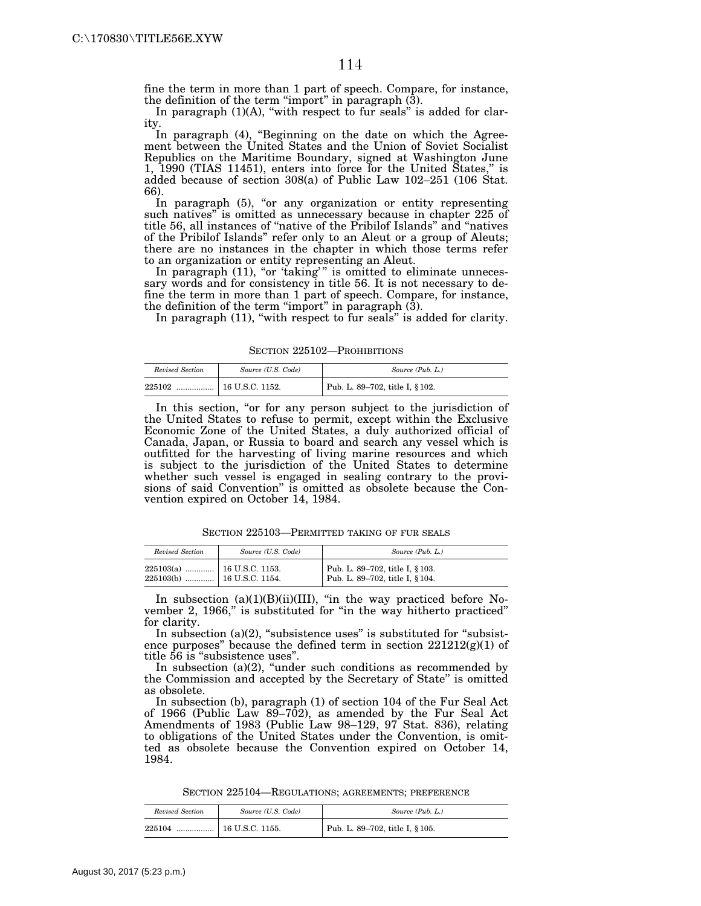fine the term in more than 1 part of speech. Compare, for instance, the definition of the term "import" in paragraph (3).

In paragraph (1)(A), "with respect to fur seals" is added for clarity.

In paragraph (4), "Beginning on the date on which the Agreement between the United States and the Union of Soviet Socialist Republics on the Maritime Boundary, signed at Washington June 1, 1990 (TIAS 11451), enters into force for the United States," is added because of section 308(a) of Public Law 102–251 (106 Stat. 66).

In paragraph (5), "or any organization or entity representing such natives" is omitted as unnecessary because in chapter 225 of title 56, all instances of "native of the Pribilof Islands" and "natives of the Pribilof Islands" refer only to an Aleut or a group of Aleuts; there are no instances in the chapter in which those terms refer to an organization or entity representing an Aleut.

In paragraph (11), "or 'taking'" is omitted to eliminate unnecessary words and for consistency in title 56. It is not necessary to define the term in more than 1 part of speech. Compare, for instance, the definition of the term "import" in paragraph (3).

In paragraph (11), "with respect to fur seals" is added for clarity.

### SECTION 225102—PROHIBITIONS

| *Revised Section* | *Source (U.S. Code)* | *Source (Pub. L.)* |
|---|---|---|
| 225102 ................. | 16 U.S.C. 1152. | Pub. L. 89–702, title I, § 102. |

In this section, "or for any person subject to the jurisdiction of the United States to refuse to permit, except within the Exclusive Economic Zone of the United States, a duly authorized official of Canada, Japan, or Russia to board and search any vessel which is outfitted for the harvesting of living marine resources and which is subject to the jurisdiction of the United States to determine whether such vessel is engaged in sealing contrary to the provisions of said Convention" is omitted as obsolete because the Convention expired on October 14, 1984.

### SECTION 225103—PERMITTED TAKING OF FUR SEALS

| *Revised Section* | *Source (U.S. Code)* | *Source (Pub. L.)* |
|---|---|---|
| 225103(a) ............. | 16 U.S.C. 1153. | Pub. L. 89–702, title I, § 103. |
| 225103(b) ............. | 16 U.S.C. 1154. | Pub. L. 89–702, title I, § 104. |

In subsection (a)(1)(B)(ii)(III), "in the way practiced before November 2, 1966," is substituted for "in the way hitherto practiced" for clarity.

In subsection (a)(2), "subsistence uses" is substituted for "subsistence purposes" because the defined term in section 221212(g)(1) of title 56 is "subsistence uses".

In subsection (a)(2), "under such conditions as recommended by the Commission and accepted by the Secretary of State" is omitted as obsolete.

In subsection (b), paragraph (1) of section 104 of the Fur Seal Act of 1966 (Public Law 89–702), as amended by the Fur Seal Act Amendments of 1983 (Public Law 98–129, 97 Stat. 836), relating to obligations of the United States under the Convention, is omitted as obsolete because the Convention expired on October 14, 1984.

### SECTION 225104—REGULATIONS; AGREEMENTS; PREFERENCE

| *Revised Section* | *Source (U.S. Code)* | *Source (Pub. L.)* |
|---|---|---|
| 225104 ................. | 16 U.S.C. 1155. | Pub. L. 89–702, title I, § 105. |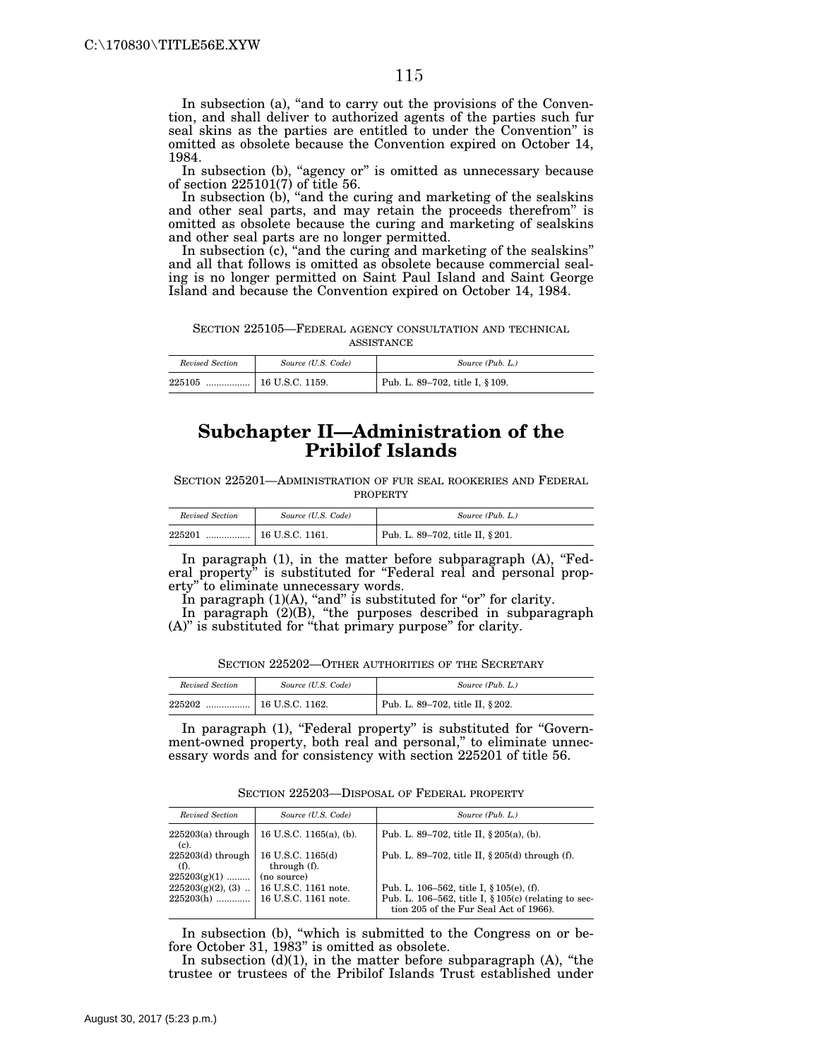In subsection (a), "and to carry out the provisions of the Convention, and shall deliver to authorized agents of the parties such fur seal skins as the parties are entitled to under the Convention" is omitted as obsolete because the Convention expired on October 14, 1984.

In subsection (b), "agency or" is omitted as unnecessary because of section 225101(7) of title 56.

In subsection (b), "and the curing and marketing of the sealskins and other seal parts, and may retain the proceeds therefrom" is omitted as obsolete because the curing and marketing of sealskins and other seal parts are no longer permitted.

In subsection (c), "and the curing and marketing of the sealskins" and all that follows is omitted as obsolete because commercial sealing is no longer permitted on Saint Paul Island and Saint George Island and because the Convention expired on October 14, 1984.

SECTION 225105—FEDERAL AGENCY CONSULTATION AND TECHNICAL ASSISTANCE

| *Revised Section* | *Source (U.S. Code)* | *Source (Pub. L.)* |
|---|---|---|
| 225105 ................. | 16 U.S.C. 1159. | Pub. L. 89–702, title I, § 109. |

# Subchapter II—Administration of the Pribilof Islands

SECTION 225201—ADMINISTRATION OF FUR SEAL ROOKERIES AND FEDERAL PROPERTY

| *Revised Section* | *Source (U.S. Code)* | *Source (Pub. L.)* |
|---|---|---|
| 225201 ................. | 16 U.S.C. 1161. | Pub. L. 89–702, title II, § 201. |

In paragraph (1), in the matter before subparagraph (A), "Federal property" is substituted for "Federal real and personal property" to eliminate unnecessary words.

In paragraph (1)(A), "and" is substituted for "or" for clarity.

In paragraph (2)(B), "the purposes described in subparagraph (A)" is substituted for "that primary purpose" for clarity.

SECTION 225202—OTHER AUTHORITIES OF THE SECRETARY

| *Revised Section* | *Source (U.S. Code)* | *Source (Pub. L.)* |
|---|---|---|
| 225202 ................. | 16 U.S.C. 1162. | Pub. L. 89–702, title II, § 202. |

In paragraph (1), "Federal property" is substituted for "Government-owned property, both real and personal," to eliminate unnecessary words and for consistency with section 225201 of title 56.

SECTION 225203—DISPOSAL OF FEDERAL PROPERTY

| *Revised Section* | *Source (U.S. Code)* | *Source (Pub. L.)* |
|---|---|---|
| 225203(a) through (c). | 16 U.S.C. 1165(a), (b). | Pub. L. 89–702, title II, § 205(a), (b). |
| 225203(d) through (f). | 16 U.S.C. 1165(d) through (f). | Pub. L. 89–702, title II, § 205(d) through (f). |
| 225203(g)(1) ......... | (no source) | |
| 225203(g)(2), (3) .. | 16 U.S.C. 1161 note. | Pub. L. 106–562, title I, § 105(e), (f). |
| 225203(h) ............. | 16 U.S.C. 1161 note. | Pub. L. 106–562, title I, § 105(c) (relating to section 205 of the Fur Seal Act of 1966). |

In subsection (b), "which is submitted to the Congress on or before October 31, 1983" is omitted as obsolete.

In subsection (d)(1), in the matter before subparagraph (A), "the trustee or trustees of the Pribilof Islands Trust established under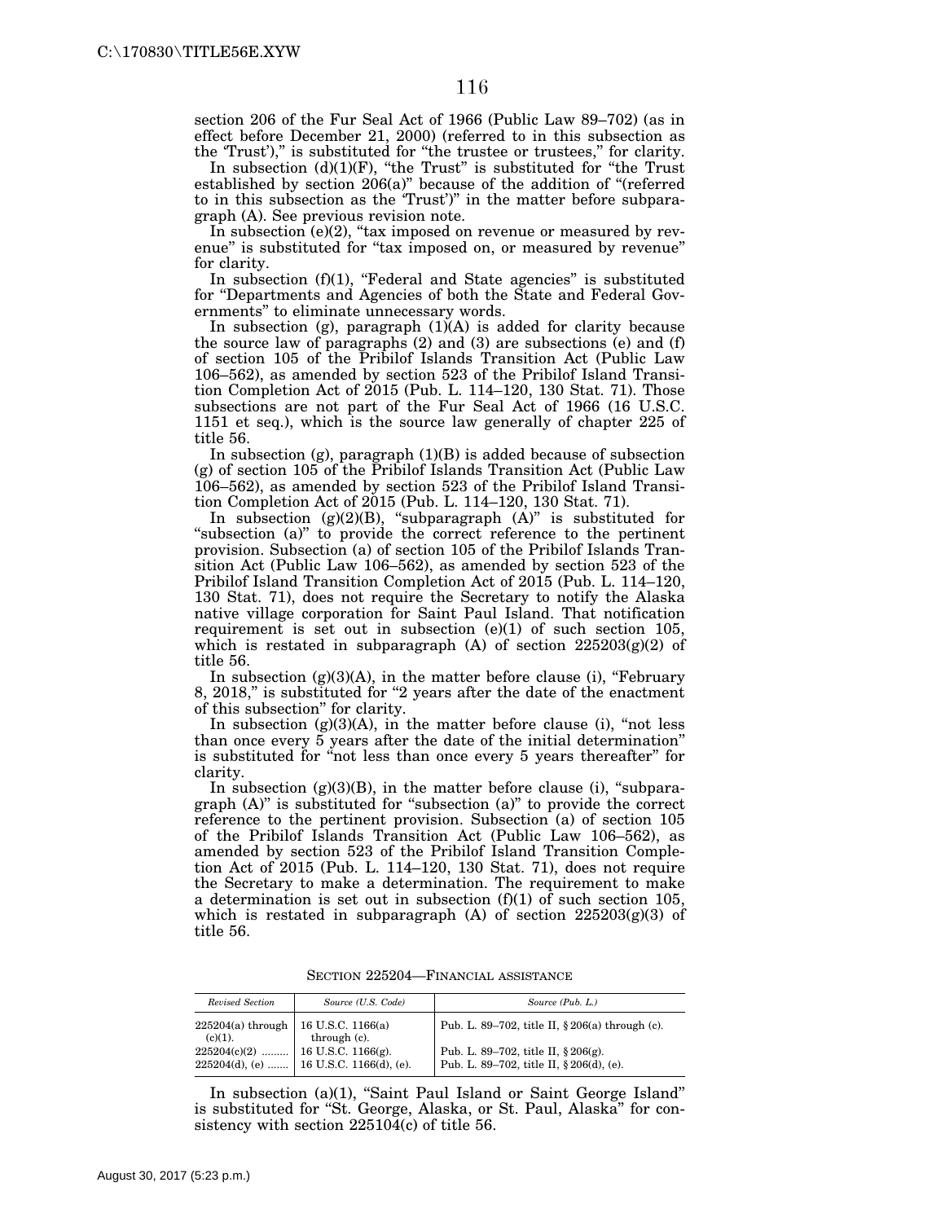section 206 of the Fur Seal Act of 1966 (Public Law 89–702) (as in effect before December 21, 2000) (referred to in this subsection as the 'Trust')," is substituted for "the trustee or trustees," for clarity.

In subsection (d)(1)(F), "the Trust" is substituted for "the Trust established by section 206(a)" because of the addition of "(referred to in this subsection as the 'Trust')" in the matter before subparagraph (A). See previous revision note.

In subsection (e)(2), "tax imposed on revenue or measured by revenue" is substituted for "tax imposed on, or measured by revenue" for clarity.

In subsection (f)(1), "Federal and State agencies" is substituted for "Departments and Agencies of both the State and Federal Governments" to eliminate unnecessary words.

In subsection (g), paragraph (1)(A) is added for clarity because the source law of paragraphs (2) and (3) are subsections (e) and (f) of section 105 of the Pribilof Islands Transition Act (Public Law 106–562), as amended by section 523 of the Pribilof Island Transition Completion Act of 2015 (Pub. L. 114–120, 130 Stat. 71). Those subsections are not part of the Fur Seal Act of 1966 (16 U.S.C. 1151 et seq.), which is the source law generally of chapter 225 of title 56.

In subsection (g), paragraph (1)(B) is added because of subsection (g) of section 105 of the Pribilof Islands Transition Act (Public Law 106–562), as amended by section 523 of the Pribilof Island Transition Completion Act of 2015 (Pub. L. 114–120, 130 Stat. 71).

In subsection (g)(2)(B), "subparagraph (A)" is substituted for "subsection (a)" to provide the correct reference to the pertinent provision. Subsection (a) of section 105 of the Pribilof Islands Transition Act (Public Law 106–562), as amended by section 523 of the Pribilof Island Transition Completion Act of 2015 (Pub. L. 114–120, 130 Stat. 71), does not require the Secretary to notify the Alaska native village corporation for Saint Paul Island. That notification requirement is set out in subsection (e)(1) of such section 105, which is restated in subparagraph (A) of section 225203(g)(2) of title 56.

In subsection (g)(3)(A), in the matter before clause (i), "February 8, 2018," is substituted for "2 years after the date of the enactment of this subsection" for clarity.

In subsection (g)(3)(A), in the matter before clause (i), "not less than once every 5 years after the date of the initial determination" is substituted for "not less than once every 5 years thereafter" for clarity.

In subsection (g)(3)(B), in the matter before clause (i), "subparagraph (A)" is substituted for "subsection (a)" to provide the correct reference to the pertinent provision. Subsection (a) of section 105 of the Pribilof Islands Transition Act (Public Law 106–562), as amended by section 523 of the Pribilof Island Transition Completion Act of 2015 (Pub. L. 114–120, 130 Stat. 71), does not require the Secretary to make a determination. The requirement to make a determination is set out in subsection (f)(1) of such section 105, which is restated in subparagraph (A) of section 225203(g)(3) of title 56.

SECTION 225204—FINANCIAL ASSISTANCE

| *Revised Section* | *Source (U.S. Code)* | *Source (Pub. L.)* |
|---|---|---|
| 225204(a) through (c)(1). | 16 U.S.C. 1166(a) through (c). | Pub. L. 89–702, title II, § 206(a) through (c). |
| 225204(c)(2) ......... | 16 U.S.C. 1166(g). | Pub. L. 89–702, title II, § 206(g). |
| 225204(d), (e) ....... | 16 U.S.C. 1166(d), (e). | Pub. L. 89–702, title II, § 206(d), (e). |

In subsection (a)(1), "Saint Paul Island or Saint George Island" is substituted for "St. George, Alaska, or St. Paul, Alaska" for consistency with section 225104(c) of title 56.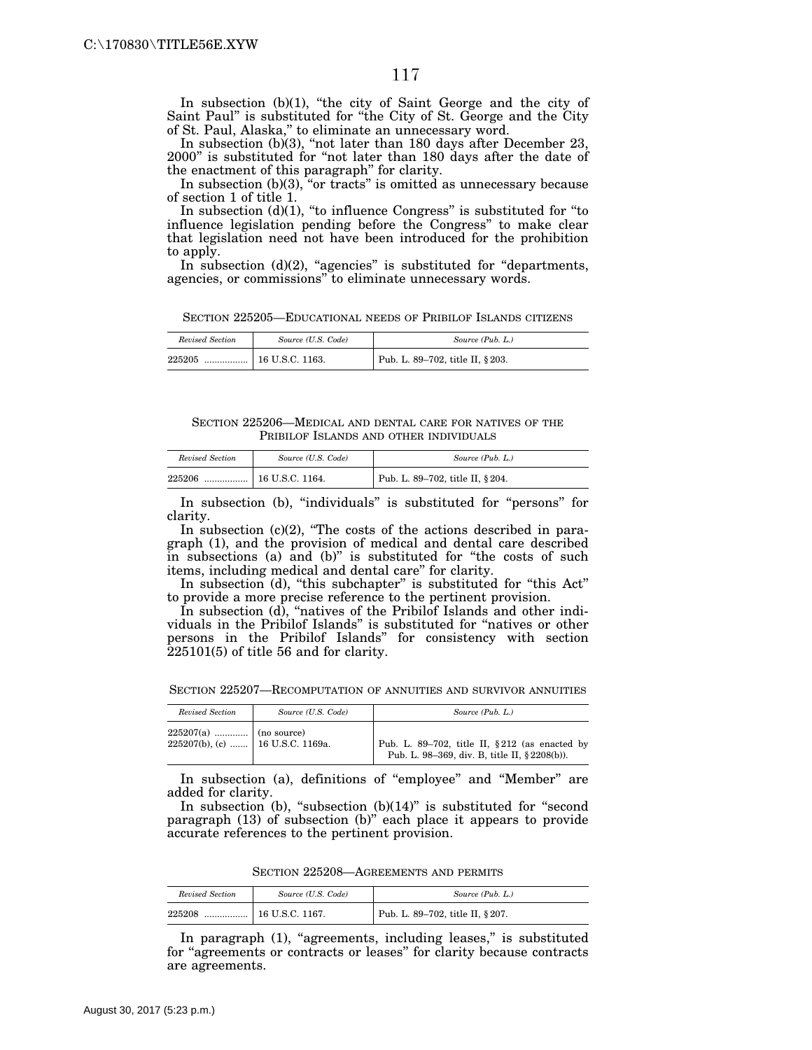In subsection (b)(1), "the city of Saint George and the city of Saint Paul" is substituted for "the City of St. George and the City of St. Paul, Alaska," to eliminate an unnecessary word.

In subsection (b)(3), "not later than 180 days after December 23, 2000" is substituted for "not later than 180 days after the date of the enactment of this paragraph" for clarity.

In subsection (b)(3), "or tracts" is omitted as unnecessary because of section 1 of title 1.

In subsection (d)(1), "to influence Congress" is substituted for "to influence legislation pending before the Congress" to make clear that legislation need not have been introduced for the prohibition to apply.

In subsection (d)(2), "agencies" is substituted for "departments, agencies, or commissions" to eliminate unnecessary words.

SECTION 225205—EDUCATIONAL NEEDS OF PRIBILOF ISLANDS CITIZENS

| *Revised Section* | *Source (U.S. Code)* | *Source (Pub. L.)* |
| --- | --- | --- |
| 225205 ................. | 16 U.S.C. 1163. | Pub. L. 89–702, title II, § 203. |

SECTION 225206—MEDICAL AND DENTAL CARE FOR NATIVES OF THE PRIBILOF ISLANDS AND OTHER INDIVIDUALS

| *Revised Section* | *Source (U.S. Code)* | *Source (Pub. L.)* |
| --- | --- | --- |
| 225206 ................. | 16 U.S.C. 1164. | Pub. L. 89–702, title II, § 204. |

In subsection (b), "individuals" is substituted for "persons" for clarity.

In subsection (c)(2), "The costs of the actions described in paragraph (1), and the provision of medical and dental care described in subsections (a) and (b)" is substituted for "the costs of such items, including medical and dental care" for clarity.

In subsection (d), "this subchapter" is substituted for "this Act" to provide a more precise reference to the pertinent provision.

In subsection (d), "natives of the Pribilof Islands and other individuals in the Pribilof Islands" is substituted for "natives or other persons in the Pribilof Islands" for consistency with section 225101(5) of title 56 and for clarity.

SECTION 225207—RECOMPUTATION OF ANNUITIES AND SURVIVOR ANNUITIES

| *Revised Section* | *Source (U.S. Code)* | *Source (Pub. L.)* |
| --- | --- | --- |
| 225207(a) ............. | (no source) | |
| 225207(b), (c) ....... | 16 U.S.C. 1169a. | Pub. L. 89–702, title II, § 212 (as enacted by Pub. L. 98–369, div. B, title II, § 2208(b)). |

In subsection (a), definitions of "employee" and "Member" are added for clarity.

In subsection (b), "subsection (b)(14)" is substituted for "second paragraph (13) of subsection (b)" each place it appears to provide accurate references to the pertinent provision.

SECTION 225208—AGREEMENTS AND PERMITS

| *Revised Section* | *Source (U.S. Code)* | *Source (Pub. L.)* |
| --- | --- | --- |
| 225208 ................. | 16 U.S.C. 1167. | Pub. L. 89–702, title II, § 207. |

In paragraph (1), "agreements, including leases," is substituted for "agreements or contracts or leases" for clarity because contracts are agreements.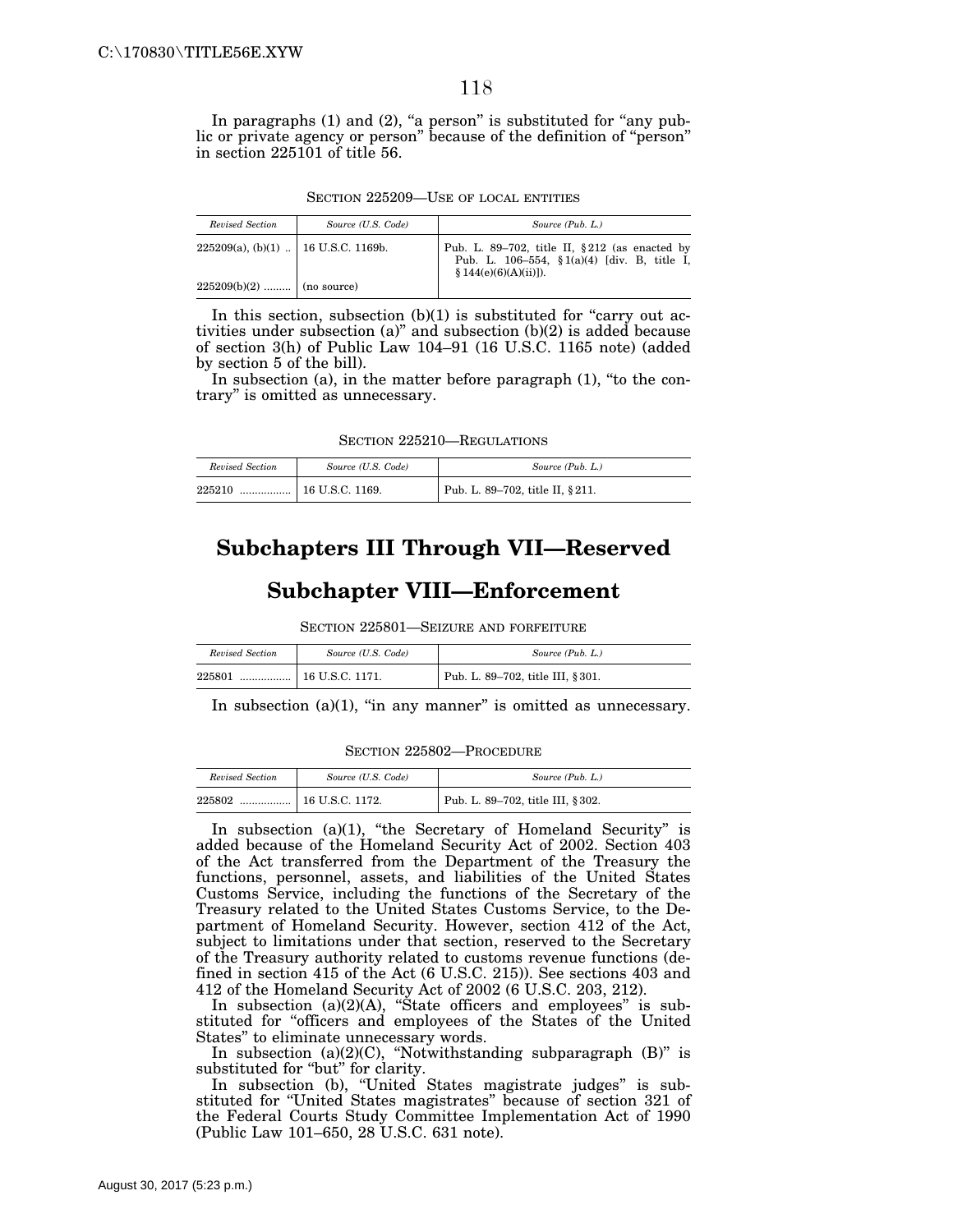In paragraphs (1) and (2), "a person" is substituted for "any public or private agency or person" because of the definition of "person" in section 225101 of title 56.

SECTION 225209—USE OF LOCAL ENTITIES

| *Revised Section* | *Source (U.S. Code)* | *Source (Pub. L.)* |
| --- | --- | --- |
| 225209(a), (b)(1) .. | 16 U.S.C. 1169b. | Pub. L. 89–702, title II, §212 (as enacted by Pub. L. 106–554, §1(a)(4) [div. B, title I, §144(e)(6)(A)(ii)]). |
| 225209(b)(2) ......... | (no source) | |

In this section, subsection (b)(1) is substituted for "carry out activities under subsection (a)" and subsection (b)(2) is added because of section 3(h) of Public Law 104–91 (16 U.S.C. 1165 note) (added by section 5 of the bill).

In subsection (a), in the matter before paragraph (1), "to the contrary" is omitted as unnecessary.

SECTION 225210—REGULATIONS

| *Revised Section* | *Source (U.S. Code)* | *Source (Pub. L.)* |
| --- | --- | --- |
| 225210 ................. | 16 U.S.C. 1169. | Pub. L. 89–702, title II, §211. |

## Subchapters III Through VII—Reserved

## Subchapter VIII—Enforcement

SECTION 225801—SEIZURE AND FORFEITURE

| *Revised Section* | *Source (U.S. Code)* | *Source (Pub. L.)* |
| --- | --- | --- |
| 225801 ................. | 16 U.S.C. 1171. | Pub. L. 89–702, title III, §301. |

In subsection (a)(1), "in any manner" is omitted as unnecessary.

SECTION 225802—PROCEDURE

| *Revised Section* | *Source (U.S. Code)* | *Source (Pub. L.)* |
| --- | --- | --- |
| 225802 ................. | 16 U.S.C. 1172. | Pub. L. 89–702, title III, §302. |

In subsection (a)(1), "the Secretary of Homeland Security" is added because of the Homeland Security Act of 2002. Section 403 of the Act transferred from the Department of the Treasury the functions, personnel, assets, and liabilities of the United States Customs Service, including the functions of the Secretary of the Treasury related to the United States Customs Service, to the Department of Homeland Security. However, section 412 of the Act, subject to limitations under that section, reserved to the Secretary of the Treasury authority related to customs revenue functions (defined in section 415 of the Act (6 U.S.C. 215)). See sections 403 and 412 of the Homeland Security Act of 2002 (6 U.S.C. 203, 212).

In subsection (a)(2)(A), "State officers and employees" is substituted for "officers and employees of the States of the United States" to eliminate unnecessary words.

In subsection (a)(2)(C), "Notwithstanding subparagraph (B)" is substituted for "but" for clarity.

In subsection (b), "United States magistrate judges" is substituted for "United States magistrates" because of section 321 of the Federal Courts Study Committee Implementation Act of 1990 (Public Law 101–650, 28 U.S.C. 631 note).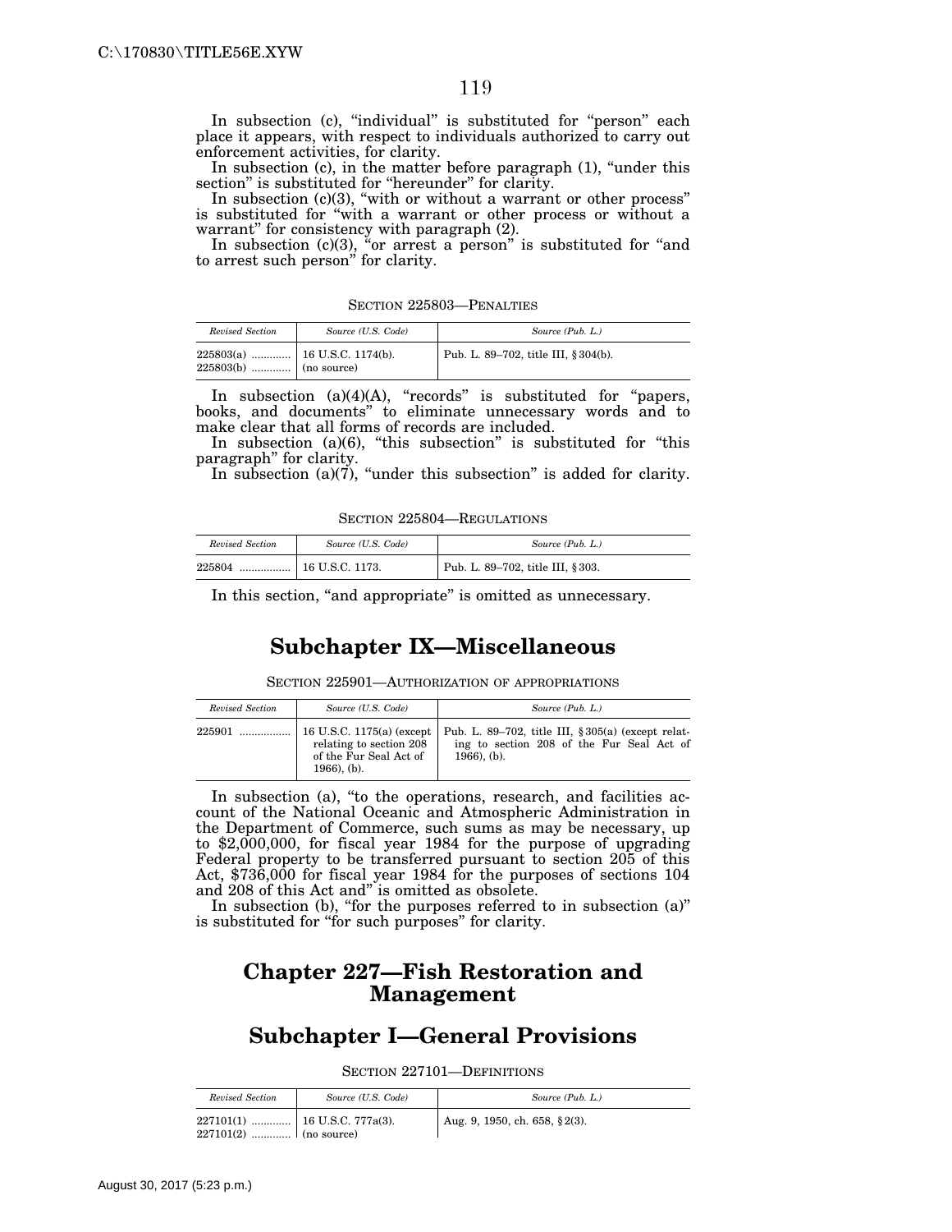In subsection (c), "individual" is substituted for "person" each place it appears, with respect to individuals authorized to carry out enforcement activities, for clarity.

In subsection (c), in the matter before paragraph (1), "under this section" is substituted for "hereunder" for clarity.

In subsection (c)(3), "with or without a warrant or other process" is substituted for "with a warrant or other process or without a warrant" for consistency with paragraph (2).

In subsection (c)(3), "or arrest a person" is substituted for "and to arrest such person" for clarity.

SECTION 225803—PENALTIES

| *Revised Section* | *Source (U.S. Code)* | *Source (Pub. L.)* |
|---|---|---|
| 225803(a) ............. | 16 U.S.C. 1174(b). | Pub. L. 89–702, title III, § 304(b). |
| 225803(b) ............. | (no source) | |

In subsection (a)(4)(A), "records" is substituted for "papers, books, and documents" to eliminate unnecessary words and to make clear that all forms of records are included.

In subsection (a)(6), "this subsection" is substituted for "this paragraph" for clarity.

In subsection (a)(7), "under this subsection" is added for clarity.

SECTION 225804—REGULATIONS

| *Revised Section* | *Source (U.S. Code)* | *Source (Pub. L.)* |
|---|---|---|
| 225804 ................. | 16 U.S.C. 1173. | Pub. L. 89–702, title III, § 303. |

In this section, "and appropriate" is omitted as unnecessary.

## Subchapter IX—Miscellaneous

SECTION 225901—AUTHORIZATION OF APPROPRIATIONS

| *Revised Section* | *Source (U.S. Code)* | *Source (Pub. L.)* |
|---|---|---|
| 225901 ................. | 16 U.S.C. 1175(a) (except relating to section 208 of the Fur Seal Act of 1966), (b). | Pub. L. 89–702, title III, § 305(a) (except relating to section 208 of the Fur Seal Act of 1966), (b). |

In subsection (a), "to the operations, research, and facilities account of the National Oceanic and Atmospheric Administration in the Department of Commerce, such sums as may be necessary, up to $2,000,000, for fiscal year 1984 for the purpose of upgrading Federal property to be transferred pursuant to section 205 of this Act, $736,000 for fiscal year 1984 for the purposes of sections 104 and 208 of this Act and" is omitted as obsolete.

In subsection (b), "for the purposes referred to in subsection (a)" is substituted for "for such purposes" for clarity.

# Chapter 227—Fish Restoration and Management

## Subchapter I—General Provisions

SECTION 227101—DEFINITIONS

| *Revised Section* | *Source (U.S. Code)* | *Source (Pub. L.)* |
|---|---|---|
| 227101(1) ............. | 16 U.S.C. 777a(3). | Aug. 9, 1950, ch. 658, § 2(3). |
| 227101(2) ............. | (no source) | |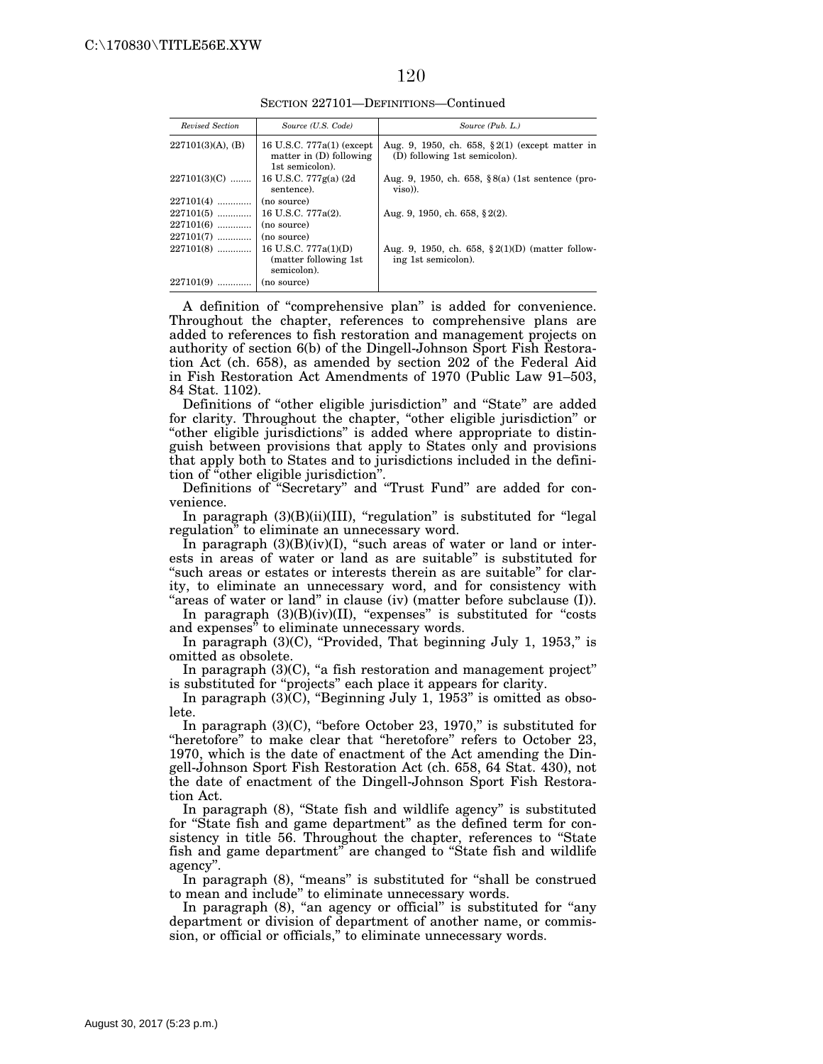SECTION 227101—DEFINITIONS—Continued

| *Revised Section* | *Source (U.S. Code)* | *Source (Pub. L.)* |
|---|---|---|
| 227101(3)(A), (B) | 16 U.S.C. 777a(1) (except matter in (D) following 1st semicolon). | Aug. 9, 1950, ch. 658, §2(1) (except matter in (D) following 1st semicolon). |
| 227101(3)(C) ........ | 16 U.S.C. 777g(a) (2d sentence). | Aug. 9, 1950, ch. 658, §8(a) (1st sentence (proviso)). |
| 227101(4) ............. | (no source) | |
| 227101(5) ............. | 16 U.S.C. 777a(2). | Aug. 9, 1950, ch. 658, §2(2). |
| 227101(6) ............. | (no source) | |
| 227101(7) ............. | (no source) | |
| 227101(8) ............. | 16 U.S.C. 777a(1)(D) (matter following 1st semicolon). | Aug. 9, 1950, ch. 658, §2(1)(D) (matter following 1st semicolon). |
| 227101(9) ............. | (no source) | |

A definition of "comprehensive plan" is added for convenience. Throughout the chapter, references to comprehensive plans are added to references to fish restoration and management projects on authority of section 6(b) of the Dingell-Johnson Sport Fish Restoration Act (ch. 658), as amended by section 202 of the Federal Aid in Fish Restoration Act Amendments of 1970 (Public Law 91–503, 84 Stat. 1102).

Definitions of "other eligible jurisdiction" and "State" are added for clarity. Throughout the chapter, "other eligible jurisdiction" or "other eligible jurisdictions" is added where appropriate to distinguish between provisions that apply to States only and provisions that apply both to States and to jurisdictions included in the definition of "other eligible jurisdiction".

Definitions of "Secretary" and "Trust Fund" are added for convenience.

In paragraph (3)(B)(ii)(III), "regulation" is substituted for "legal regulation" to eliminate an unnecessary word.

In paragraph (3)(B)(iv)(I), "such areas of water or land or interests in areas of water or land as are suitable" is substituted for "such areas or estates or interests therein as are suitable" for clarity, to eliminate an unnecessary word, and for consistency with "areas of water or land" in clause (iv) (matter before subclause (I)).

In paragraph (3)(B)(iv)(II), "expenses" is substituted for "costs and expenses" to eliminate unnecessary words.

In paragraph (3)(C), "Provided, That beginning July 1, 1953," is omitted as obsolete.

In paragraph (3)(C), "a fish restoration and management project" is substituted for "projects" each place it appears for clarity.

In paragraph (3)(C), "Beginning July 1, 1953" is omitted as obsolete.

In paragraph (3)(C), "before October 23, 1970," is substituted for "heretofore" to make clear that "heretofore" refers to October 23, 1970, which is the date of enactment of the Act amending the Dingell-Johnson Sport Fish Restoration Act (ch. 658, 64 Stat. 430), not the date of enactment of the Dingell-Johnson Sport Fish Restoration Act.

In paragraph (8), "State fish and wildlife agency" is substituted for "State fish and game department" as the defined term for consistency in title 56. Throughout the chapter, references to "State fish and game department" are changed to "State fish and wildlife agency".

In paragraph (8), "means" is substituted for "shall be construed to mean and include" to eliminate unnecessary words.

In paragraph (8), "an agency or official" is substituted for "any department or division of department of another name, or commission, or official or officials," to eliminate unnecessary words.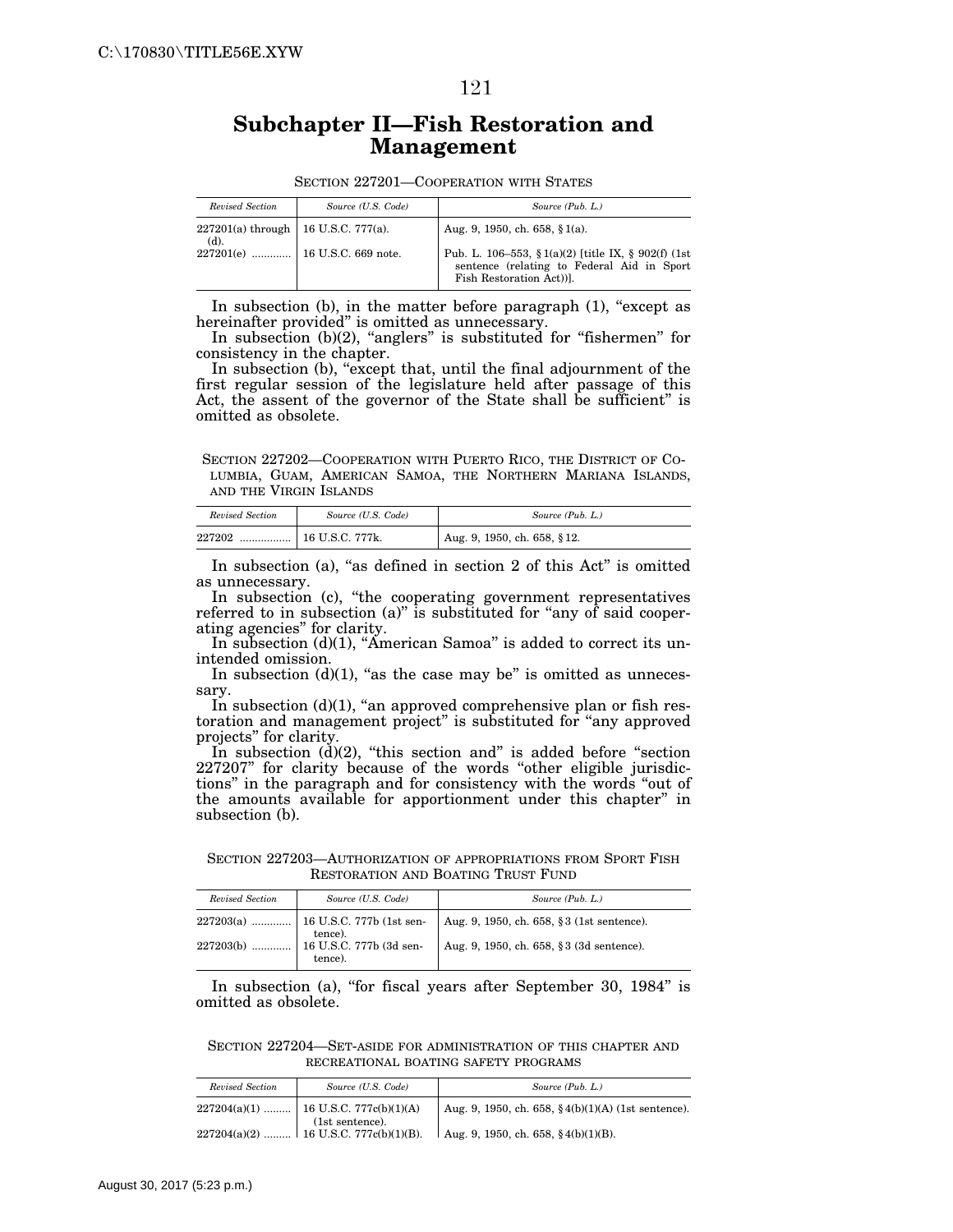# Subchapter II—Fish Restoration and Management

SECTION 227201—COOPERATION WITH STATES

| *Revised Section* | *Source (U.S. Code)* | *Source (Pub. L.)* |
|---|---|---|
| 227201(a) through (d). | 16 U.S.C. 777(a). | Aug. 9, 1950, ch. 658, §1(a). |
| 227201(e) ............. | 16 U.S.C. 669 note. | Pub. L. 106–553, §1(a)(2) [title IX, § 902(f) (1st sentence (relating to Federal Aid in Sport Fish Restoration Act))]. |

In subsection (b), in the matter before paragraph (1), "except as hereinafter provided" is omitted as unnecessary.

In subsection (b)(2), "anglers" is substituted for "fishermen" for consistency in the chapter.

In subsection (b), "except that, until the final adjournment of the first regular session of the legislature held after passage of this Act, the assent of the governor of the State shall be sufficient" is omitted as obsolete.

SECTION 227202—COOPERATION WITH PUERTO RICO, THE DISTRICT OF COLUMBIA, GUAM, AMERICAN SAMOA, THE NORTHERN MARIANA ISLANDS, AND THE VIRGIN ISLANDS

| *Revised Section* | *Source (U.S. Code)* | *Source (Pub. L.)* |
|---|---|---|
| 227202 ................. | 16 U.S.C. 777k. | Aug. 9, 1950, ch. 658, §12. |

In subsection (a), "as defined in section 2 of this Act" is omitted as unnecessary.

In subsection (c), "the cooperating government representatives referred to in subsection (a)" is substituted for "any of said cooperating agencies" for clarity.

In subsection (d)(1), "American Samoa" is added to correct its unintended omission.

In subsection (d)(1), "as the case may be" is omitted as unnecessary.

In subsection (d)(1), "an approved comprehensive plan or fish restoration and management project" is substituted for "any approved projects" for clarity.

In subsection (d)(2), "this section and" is added before "section 227207" for clarity because of the words "other eligible jurisdictions" in the paragraph and for consistency with the words "out of the amounts available for apportionment under this chapter" in subsection (b).

SECTION 227203—AUTHORIZATION OF APPROPRIATIONS FROM SPORT FISH RESTORATION AND BOATING TRUST FUND

| *Revised Section* | *Source (U.S. Code)* | *Source (Pub. L.)* |
|---|---|---|
| 227203(a) ............. | 16 U.S.C. 777b (1st sentence). | Aug. 9, 1950, ch. 658, §3 (1st sentence). |
| 227203(b) ............. | 16 U.S.C. 777b (3d sentence). | Aug. 9, 1950, ch. 658, §3 (3d sentence). |

In subsection (a), "for fiscal years after September 30, 1984" is omitted as obsolete.

SECTION 227204—SET-ASIDE FOR ADMINISTRATION OF THIS CHAPTER AND RECREATIONAL BOATING SAFETY PROGRAMS

| *Revised Section* | *Source (U.S. Code)* | *Source (Pub. L.)* |
|---|---|---|
| 227204(a)(1) ......... | 16 U.S.C. 777c(b)(1)(A) (1st sentence). | Aug. 9, 1950, ch. 658, §4(b)(1)(A) (1st sentence). |
| 227204(a)(2) ......... | 16 U.S.C. 777c(b)(1)(B). | Aug. 9, 1950, ch. 658, §4(b)(1)(B). |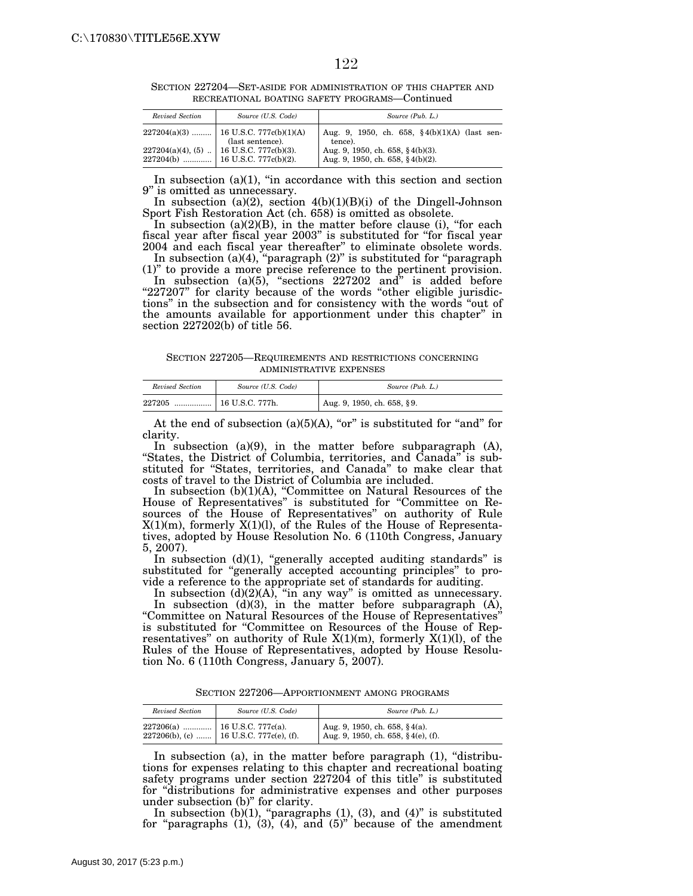SECTION 227204—SET-ASIDE FOR ADMINISTRATION OF THIS CHAPTER AND RECREATIONAL BOATING SAFETY PROGRAMS—Continued

| *Revised Section* | *Source (U.S. Code)* | *Source (Pub. L.)* |
|---|---|---|
| 227204(a)(3) | 16 U.S.C. 777c(b)(1)(A) (last sentence). | Aug. 9, 1950, ch. 658, §4(b)(1)(A) (last sentence). |
| 227204(a)(4), (5) | 16 U.S.C. 777c(b)(3). | Aug. 9, 1950, ch. 658, §4(b)(3). |
| 227204(b) | 16 U.S.C. 777c(b)(2). | Aug. 9, 1950, ch. 658, §4(b)(2). |

In subsection (a)(1), "in accordance with this section and section 9" is omitted as unnecessary.

In subsection (a)(2), section 4(b)(1)(B)(i) of the Dingell-Johnson Sport Fish Restoration Act (ch. 658) is omitted as obsolete.

In subsection (a)(2)(B), in the matter before clause (i), "for each fiscal year after fiscal year 2003" is substituted for "for fiscal year 2004 and each fiscal year thereafter" to eliminate obsolete words.

In subsection (a)(4), "paragraph (2)" is substituted for "paragraph (1)" to provide a more precise reference to the pertinent provision.

In subsection (a)(5), "sections 227202 and" is added before "227207" for clarity because of the words "other eligible jurisdictions" in the subsection and for consistency with the words "out of the amounts available for apportionment under this chapter" in section 227202(b) of title 56.

SECTION 227205—REQUIREMENTS AND RESTRICTIONS CONCERNING ADMINISTRATIVE EXPENSES

| *Revised Section* | *Source (U.S. Code)* | *Source (Pub. L.)* |
|---|---|---|
| 227205 | 16 U.S.C. 777h. | Aug. 9, 1950, ch. 658, §9. |

At the end of subsection (a)(5)(A), "or" is substituted for "and" for clarity.

In subsection (a)(9), in the matter before subparagraph (A), "States, the District of Columbia, territories, and Canada" is substituted for "States, territories, and Canada" to make clear that costs of travel to the District of Columbia are included.

In subsection (b)(1)(A), "Committee on Natural Resources of the House of Representatives" is substituted for "Committee on Resources of the House of Representatives" on authority of Rule X(1)(m), formerly X(1)(l), of the Rules of the House of Representatives, adopted by House Resolution No. 6 (110th Congress, January 5, 2007).

In subsection (d)(1), "generally accepted auditing standards" is substituted for "generally accepted accounting principles" to provide a reference to the appropriate set of standards for auditing.

In subsection (d)(2)(A), "in any way" is omitted as unnecessary.

In subsection (d)(3), in the matter before subparagraph (A), "Committee on Natural Resources of the House of Representatives" is substituted for "Committee on Resources of the House of Representatives" on authority of Rule X(1)(m), formerly X(1)(l), of the Rules of the House of Representatives, adopted by House Resolution No. 6 (110th Congress, January 5, 2007).

SECTION 227206—APPORTIONMENT AMONG PROGRAMS

| *Revised Section* | *Source (U.S. Code)* | *Source (Pub. L.)* |
|---|---|---|
| 227206(a) | 16 U.S.C. 777c(a). | Aug. 9, 1950, ch. 658, §4(a). |
| 227206(b), (c) | 16 U.S.C. 777c(e), (f). | Aug. 9, 1950, ch. 658, §4(e), (f). |

In subsection (a), in the matter before paragraph (1), "distributions for expenses relating to this chapter and recreational boating safety programs under section 227204 of this title" is substituted for "distributions for administrative expenses and other purposes under subsection (b)" for clarity.

In subsection (b)(1), "paragraphs (1), (3), and (4)" is substituted for "paragraphs (1), (3), (4), and (5)" because of the amendment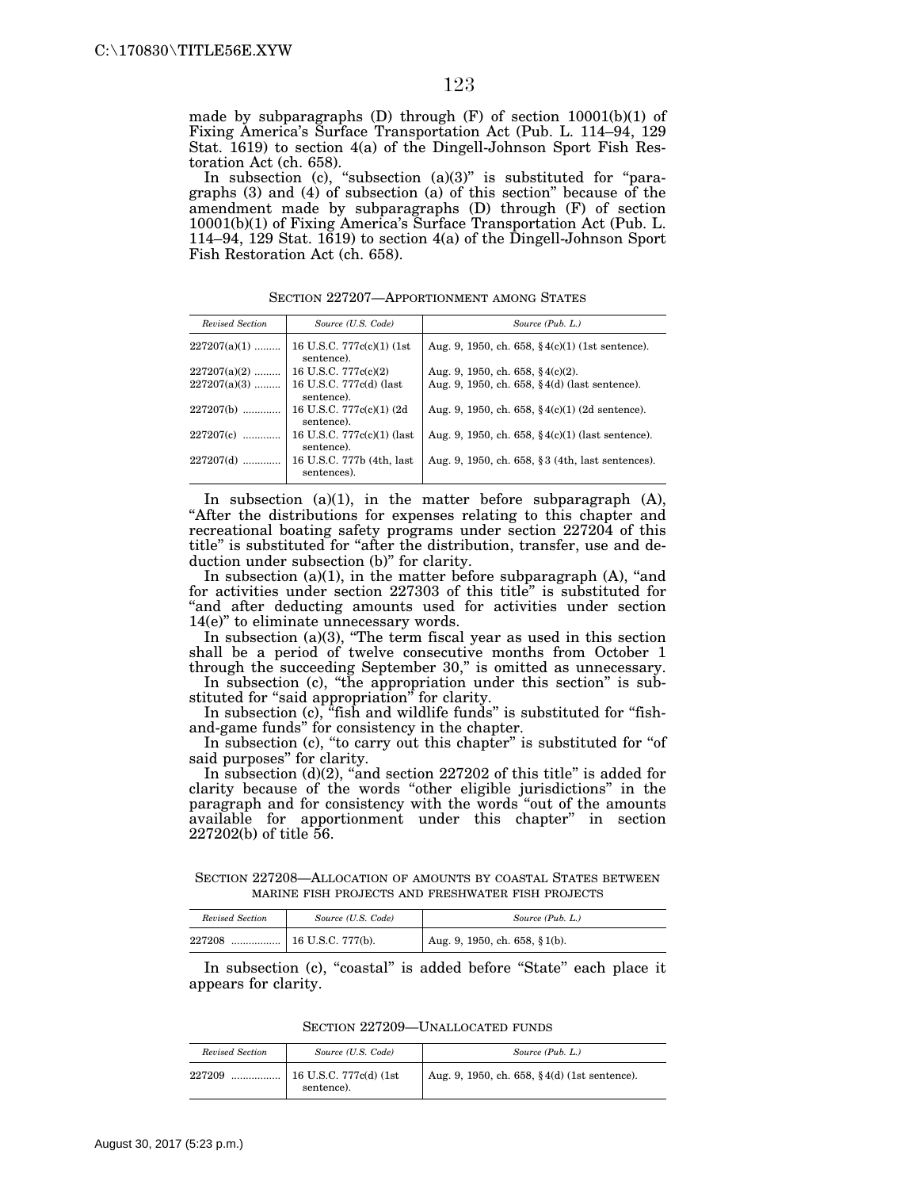made by subparagraphs (D) through (F) of section 10001(b)(1) of Fixing America's Surface Transportation Act (Pub. L. 114–94, 129 Stat. 1619) to section 4(a) of the Dingell-Johnson Sport Fish Restoration Act (ch. 658).

In subsection (c), "subsection (a)(3)" is substituted for "paragraphs (3) and (4) of subsection (a) of this section" because of the amendment made by subparagraphs (D) through (F) of section 10001(b)(1) of Fixing America's Surface Transportation Act (Pub. L. 114–94, 129 Stat. 1619) to section 4(a) of the Dingell-Johnson Sport Fish Restoration Act (ch. 658).

SECTION 227207—APPORTIONMENT AMONG STATES

| *Revised Section* | *Source (U.S. Code)* | *Source (Pub. L.)* |
|---|---|---|
| 227207(a)(1) ......... | 16 U.S.C. 777c(c)(1) (1st sentence). | Aug. 9, 1950, ch. 658, § 4(c)(1) (1st sentence). |
| 227207(a)(2) ......... | 16 U.S.C. 777c(c)(2) | Aug. 9, 1950, ch. 658, § 4(c)(2). |
| 227207(a)(3) ......... | 16 U.S.C. 777c(d) (last sentence). | Aug. 9, 1950, ch. 658, § 4(d) (last sentence). |
| 227207(b) ............. | 16 U.S.C. 777c(c)(1) (2d sentence). | Aug. 9, 1950, ch. 658, § 4(c)(1) (2d sentence). |
| 227207(c) ............. | 16 U.S.C. 777c(c)(1) (last sentence). | Aug. 9, 1950, ch. 658, § 4(c)(1) (last sentence). |
| 227207(d) ............. | 16 U.S.C. 777b (4th, last sentences). | Aug. 9, 1950, ch. 658, § 3 (4th, last sentences). |

In subsection (a)(1), in the matter before subparagraph (A), "After the distributions for expenses relating to this chapter and recreational boating safety programs under section 227204 of this title" is substituted for "after the distribution, transfer, use and deduction under subsection (b)" for clarity.

In subsection (a)(1), in the matter before subparagraph (A), "and for activities under section 227303 of this title" is substituted for "and after deducting amounts used for activities under section 14(e)" to eliminate unnecessary words.

In subsection (a)(3), "The term fiscal year as used in this section shall be a period of twelve consecutive months from October 1 through the succeeding September 30," is omitted as unnecessary.

In subsection (c), "the appropriation under this section" is substituted for "said appropriation" for clarity.

In subsection (c), "fish and wildlife funds" is substituted for "fish-and-game funds" for consistency in the chapter.

In subsection (c), "to carry out this chapter" is substituted for "of said purposes" for clarity.

In subsection (d)(2), "and section 227202 of this title" is added for clarity because of the words "other eligible jurisdictions" in the paragraph and for consistency with the words "out of the amounts available for apportionment under this chapter" in section 227202(b) of title 56.

SECTION 227208—ALLOCATION OF AMOUNTS BY COASTAL STATES BETWEEN MARINE FISH PROJECTS AND FRESHWATER FISH PROJECTS

| *Revised Section* | *Source (U.S. Code)* | *Source (Pub. L.)* |
|---|---|---|
| 227208 ................. | 16 U.S.C. 777(b). | Aug. 9, 1950, ch. 658, § 1(b). |

In subsection (c), "coastal" is added before "State" each place it appears for clarity.

SECTION 227209—UNALLOCATED FUNDS

| *Revised Section* | *Source (U.S. Code)* | *Source (Pub. L.)* |
|---|---|---|
| 227209 ................. | 16 U.S.C. 777c(d) (1st sentence). | Aug. 9, 1950, ch. 658, § 4(d) (1st sentence). |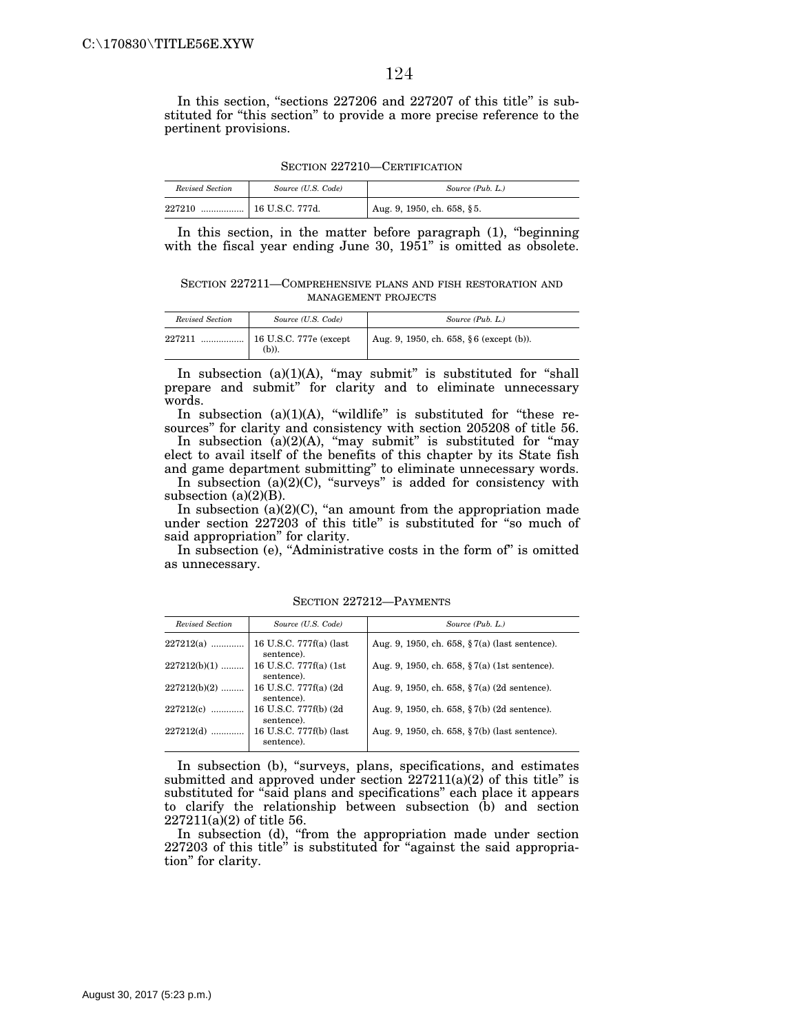In this section, "sections 227206 and 227207 of this title" is substituted for "this section" to provide a more precise reference to the pertinent provisions.

### SECTION 227210—CERTIFICATION

| *Revised Section* | *Source (U.S. Code)* | *Source (Pub. L.)* |
|---|---|---|
| 227210 ................. | 16 U.S.C. 777d. | Aug. 9, 1950, ch. 658, §5. |

In this section, in the matter before paragraph (1), "beginning with the fiscal year ending June 30, 1951" is omitted as obsolete.

### SECTION 227211—COMPREHENSIVE PLANS AND FISH RESTORATION AND MANAGEMENT PROJECTS

| *Revised Section* | *Source (U.S. Code)* | *Source (Pub. L.)* |
|---|---|---|
| 227211 ................. | 16 U.S.C. 777e (except (b)). | Aug. 9, 1950, ch. 658, §6 (except (b)). |

In subsection (a)(1)(A), "may submit" is substituted for "shall prepare and submit" for clarity and to eliminate unnecessary words.

In subsection (a)(1)(A), "wildlife" is substituted for "these resources" for clarity and consistency with section 205208 of title 56.

In subsection (a)(2)(A), "may submit" is substituted for "may elect to avail itself of the benefits of this chapter by its State fish and game department submitting" to eliminate unnecessary words.

In subsection (a)(2)(C), "surveys" is added for consistency with subsection (a)(2)(B).

In subsection (a)(2)(C), "an amount from the appropriation made under section 227203 of this title" is substituted for "so much of said appropriation" for clarity.

In subsection (e), "Administrative costs in the form of" is omitted as unnecessary.

### SECTION 227212—PAYMENTS

| *Revised Section* | *Source (U.S. Code)* | *Source (Pub. L.)* |
|---|---|---|
| 227212(a) ............. | 16 U.S.C. 777f(a) (last sentence). | Aug. 9, 1950, ch. 658, §7(a) (last sentence). |
| 227212(b)(1) ......... | 16 U.S.C. 777f(a) (1st sentence). | Aug. 9, 1950, ch. 658, §7(a) (1st sentence). |
| 227212(b)(2) ......... | 16 U.S.C. 777f(a) (2d sentence). | Aug. 9, 1950, ch. 658, §7(a) (2d sentence). |
| 227212(c) ............. | 16 U.S.C. 777f(b) (2d sentence). | Aug. 9, 1950, ch. 658, §7(b) (2d sentence). |
| 227212(d) ............. | 16 U.S.C. 777f(b) (last sentence). | Aug. 9, 1950, ch. 658, §7(b) (last sentence). |

In subsection (b), "surveys, plans, specifications, and estimates submitted and approved under section 227211(a)(2) of this title" is substituted for "said plans and specifications" each place it appears to clarify the relationship between subsection (b) and section 227211(a)(2) of title 56.

In subsection (d), "from the appropriation made under section 227203 of this title" is substituted for "against the said appropriation" for clarity.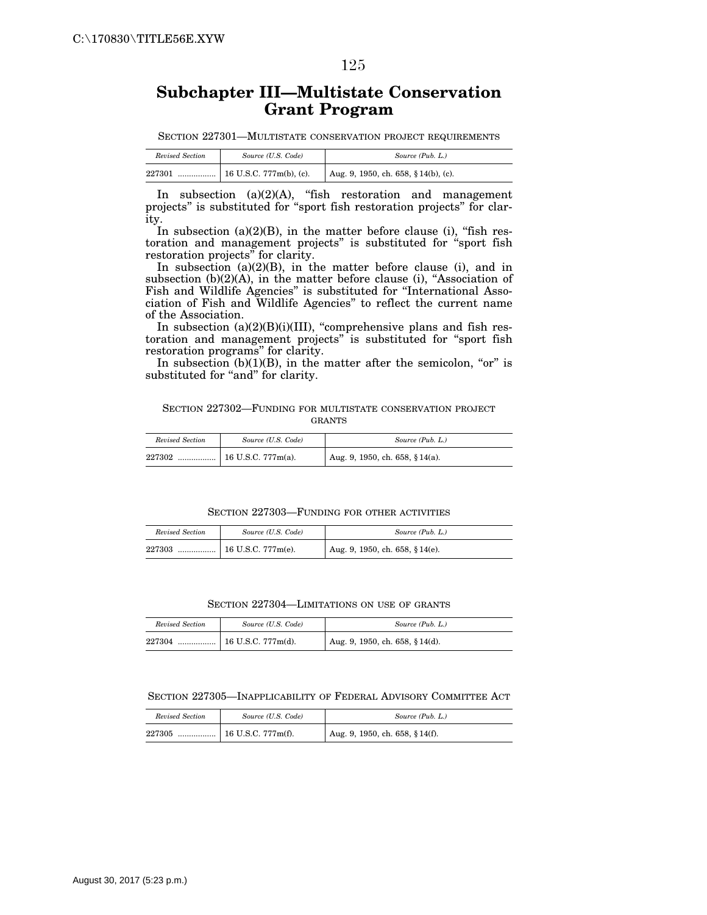# Subchapter III—Multistate Conservation Grant Program

SECTION 227301—MULTISTATE CONSERVATION PROJECT REQUIREMENTS

| *Revised Section* | *Source (U.S. Code)* | *Source (Pub. L.)* |
|---|---|---|
| 227301 ................. | 16 U.S.C. 777m(b), (c). | Aug. 9, 1950, ch. 658, §14(b), (c). |

In subsection (a)(2)(A), "fish restoration and management projects" is substituted for "sport fish restoration projects" for clarity.

In subsection (a)(2)(B), in the matter before clause (i), "fish restoration and management projects" is substituted for "sport fish restoration projects" for clarity.

In subsection (a)(2)(B), in the matter before clause (i), and in subsection (b)(2)(A), in the matter before clause (i), "Association of Fish and Wildlife Agencies" is substituted for "International Association of Fish and Wildlife Agencies" to reflect the current name of the Association.

In subsection (a)(2)(B)(i)(III), "comprehensive plans and fish restoration and management projects" is substituted for "sport fish restoration programs" for clarity.

In subsection (b)(1)(B), in the matter after the semicolon, "or" is substituted for "and" for clarity.

SECTION 227302—FUNDING FOR MULTISTATE CONSERVATION PROJECT GRANTS

| *Revised Section* | *Source (U.S. Code)* | *Source (Pub. L.)* |
|---|---|---|
| 227302 ................. | 16 U.S.C. 777m(a). | Aug. 9, 1950, ch. 658, §14(a). |

SECTION 227303—FUNDING FOR OTHER ACTIVITIES

| *Revised Section* | *Source (U.S. Code)* | *Source (Pub. L.)* |
|---|---|---|
| 227303 ................. | 16 U.S.C. 777m(e). | Aug. 9, 1950, ch. 658, §14(e). |

SECTION 227304—LIMITATIONS ON USE OF GRANTS

| *Revised Section* | *Source (U.S. Code)* | *Source (Pub. L.)* |
|---|---|---|
| 227304 ................. | 16 U.S.C. 777m(d). | Aug. 9, 1950, ch. 658, §14(d). |

SECTION 227305—INAPPLICABILITY OF FEDERAL ADVISORY COMMITTEE ACT

| *Revised Section* | *Source (U.S. Code)* | *Source (Pub. L.)* |
|---|---|---|
| 227305 ................. | 16 U.S.C. 777m(f). | Aug. 9, 1950, ch. 658, §14(f). |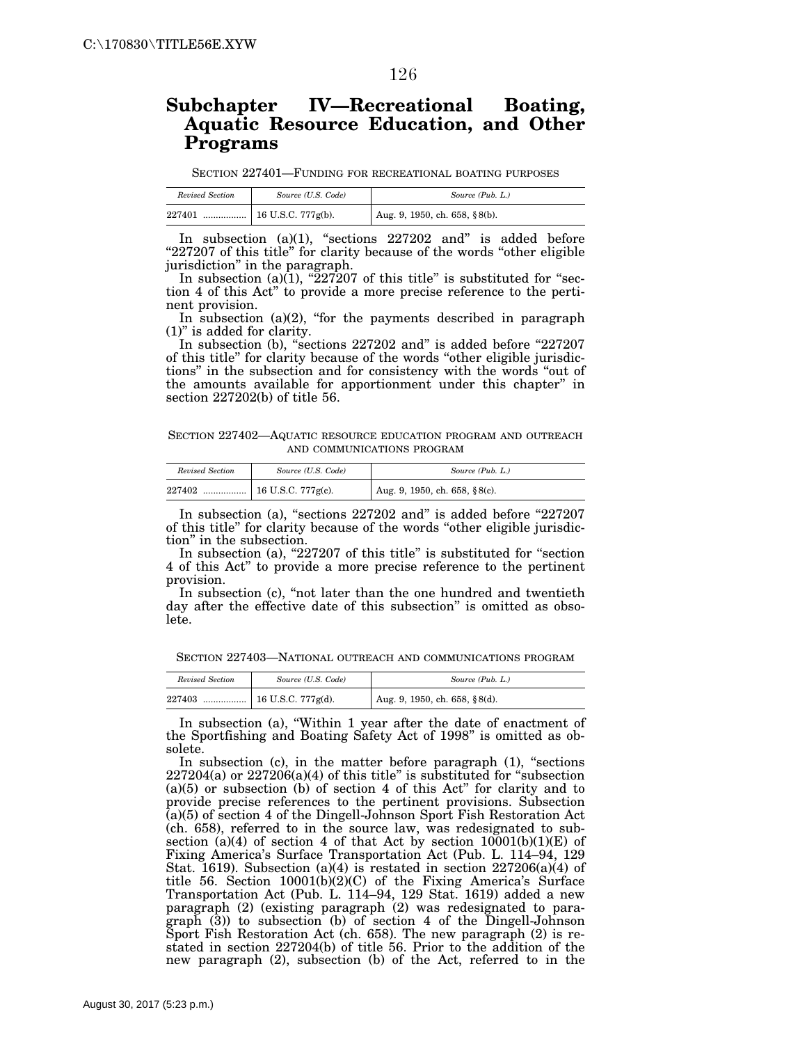## Subchapter IV—Recreational Boating, Aquatic Resource Education, and Other Programs

SECTION 227401—FUNDING FOR RECREATIONAL BOATING PURPOSES

| Revised Section | Source (U.S. Code) | Source (Pub. L.) |
|---|---|---|
| 227401 ................. | 16 U.S.C. 777g(b). | Aug. 9, 1950, ch. 658, §8(b). |

In subsection (a)(1), "sections 227202 and" is added before "227207 of this title" for clarity because of the words "other eligible jurisdiction" in the paragraph.

In subsection (a)(1), "227207 of this title" is substituted for "section 4 of this Act" to provide a more precise reference to the pertinent provision.

In subsection (a)(2), "for the payments described in paragraph (1)" is added for clarity.

In subsection (b), "sections 227202 and" is added before "227207 of this title" for clarity because of the words "other eligible jurisdictions" in the subsection and for consistency with the words "out of the amounts available for apportionment under this chapter" in section 227202(b) of title 56.

SECTION 227402—AQUATIC RESOURCE EDUCATION PROGRAM AND OUTREACH AND COMMUNICATIONS PROGRAM

| Revised Section | Source (U.S. Code) | Source (Pub. L.) |
|---|---|---|
| 227402 ................. | 16 U.S.C. 777g(c). | Aug. 9, 1950, ch. 658, §8(c). |

In subsection (a), "sections 227202 and" is added before "227207 of this title" for clarity because of the words "other eligible jurisdiction" in the subsection.

In subsection (a), "227207 of this title" is substituted for "section 4 of this Act" to provide a more precise reference to the pertinent provision.

In subsection (c), "not later than the one hundred and twentieth day after the effective date of this subsection" is omitted as obsolete.

SECTION 227403—NATIONAL OUTREACH AND COMMUNICATIONS PROGRAM

| Revised Section | Source (U.S. Code) | Source (Pub. L.) |
|---|---|---|
| 227403 ................. | 16 U.S.C. 777g(d). | Aug. 9, 1950, ch. 658, §8(d). |

In subsection (a), "Within 1 year after the date of enactment of the Sportfishing and Boating Safety Act of 1998" is omitted as obsolete.

In subsection (c), in the matter before paragraph (1), "sections 227204(a) or 227206(a)(4) of this title" is substituted for "subsection (a)(5) or subsection (b) of section 4 of this Act" for clarity and to provide precise references to the pertinent provisions. Subsection (a)(5) of section 4 of the Dingell-Johnson Sport Fish Restoration Act (ch. 658), referred to in the source law, was redesignated to subsection (a)(4) of section 4 of that Act by section 10001(b)(1)(E) of Fixing America's Surface Transportation Act (Pub. L. 114–94, 129 Stat. 1619). Subsection (a)(4) is restated in section 227206(a)(4) of title 56. Section 10001(b)(2)(C) of the Fixing America's Surface Transportation Act (Pub. L. 114–94, 129 Stat. 1619) added a new paragraph (2) (existing paragraph (2) was redesignated to paragraph (3)) to subsection (b) of section 4 of the Dingell-Johnson Sport Fish Restoration Act (ch. 658). The new paragraph (2) is restated in section 227204(b) of title 56. Prior to the addition of the new paragraph (2), subsection (b) of the Act, referred to in the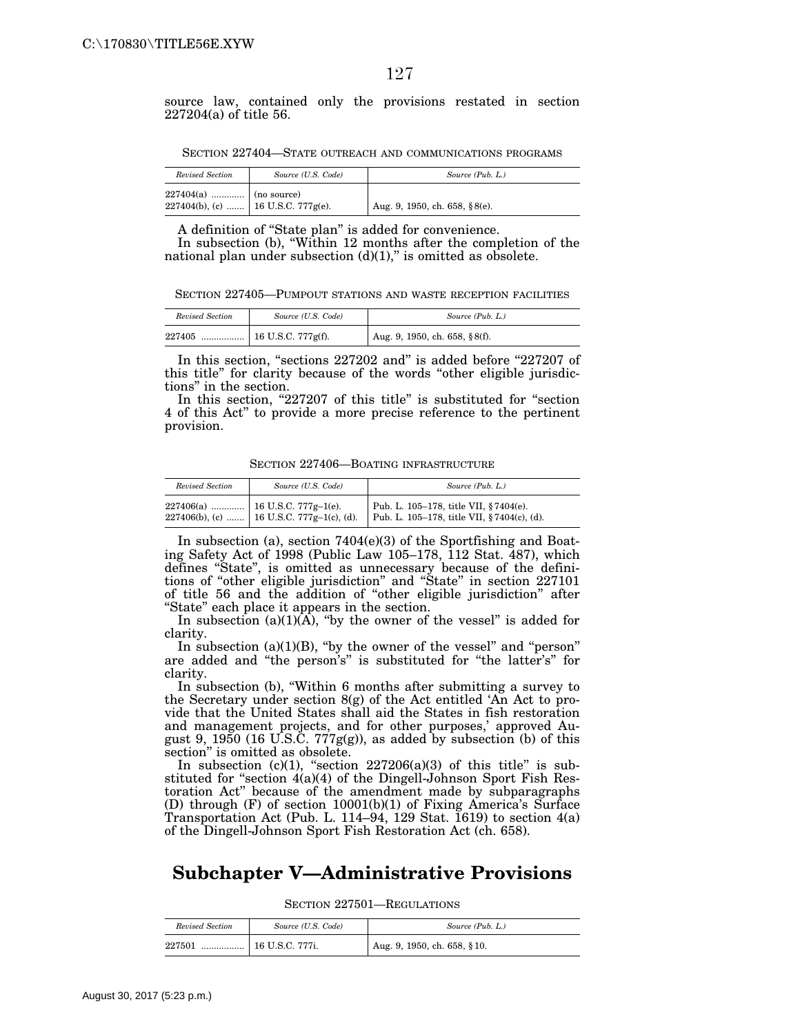source law, contained only the provisions restated in section 227204(a) of title 56.

SECTION 227404—STATE OUTREACH AND COMMUNICATIONS PROGRAMS

| *Revised Section* | *Source (U.S. Code)* | *Source (Pub. L.)* |
|---|---|---|
| 227404(a) ............. | (no source) | |
| 227404(b), (c) ....... | 16 U.S.C. 777g(e). | Aug. 9, 1950, ch. 658, § 8(e). |

A definition of "State plan" is added for convenience.

In subsection (b), "Within 12 months after the completion of the national plan under subsection (d)(1)," is omitted as obsolete.

SECTION 227405—PUMPOUT STATIONS AND WASTE RECEPTION FACILITIES

| *Revised Section* | *Source (U.S. Code)* | *Source (Pub. L.)* |
|---|---|---|
| 227405 ................. | 16 U.S.C. 777g(f). | Aug. 9, 1950, ch. 658, § 8(f). |

In this section, "sections 227202 and" is added before "227207 of this title" for clarity because of the words "other eligible jurisdictions" in the section.

In this section, "227207 of this title" is substituted for "section 4 of this Act" to provide a more precise reference to the pertinent provision.

SECTION 227406—BOATING INFRASTRUCTURE

| *Revised Section* | *Source (U.S. Code)* | *Source (Pub. L.)* |
|---|---|---|
| 227406(a) ............. | 16 U.S.C. 777g–1(e). | Pub. L. 105–178, title VII, § 7404(e). |
| 227406(b), (c) ....... | 16 U.S.C. 777g–1(c), (d). | Pub. L. 105–178, title VII, § 7404(c), (d). |

In subsection (a), section 7404(e)(3) of the Sportfishing and Boating Safety Act of 1998 (Public Law 105–178, 112 Stat. 487), which defines "State", is omitted as unnecessary because of the definitions of "other eligible jurisdiction" and "State" in section 227101 of title 56 and the addition of "other eligible jurisdiction" after "State" each place it appears in the section.

In subsection (a)(1)(A), "by the owner of the vessel" is added for clarity.

In subsection (a)(1)(B), "by the owner of the vessel" and "person" are added and "the person's" is substituted for "the latter's" for clarity.

In subsection (b), "Within 6 months after submitting a survey to the Secretary under section 8(g) of the Act entitled 'An Act to provide that the United States shall aid the States in fish restoration and management projects, and for other purposes,' approved August 9, 1950 (16 U.S.C. 777g(g)), as added by subsection (b) of this section" is omitted as obsolete.

In subsection (c)(1), "section 227206(a)(3) of this title" is substituted for "section 4(a)(4) of the Dingell-Johnson Sport Fish Restoration Act" because of the amendment made by subparagraphs (D) through (F) of section 10001(b)(1) of Fixing America's Surface Transportation Act (Pub. L. 114–94, 129 Stat. 1619) to section 4(a) of the Dingell-Johnson Sport Fish Restoration Act (ch. 658).

# Subchapter V—Administrative Provisions

SECTION 227501—REGULATIONS

| *Revised Section* | *Source (U.S. Code)* | *Source (Pub. L.)* |
|---|---|---|
| 227501 ................. | 16 U.S.C. 777i. | Aug. 9, 1950, ch. 658, § 10. |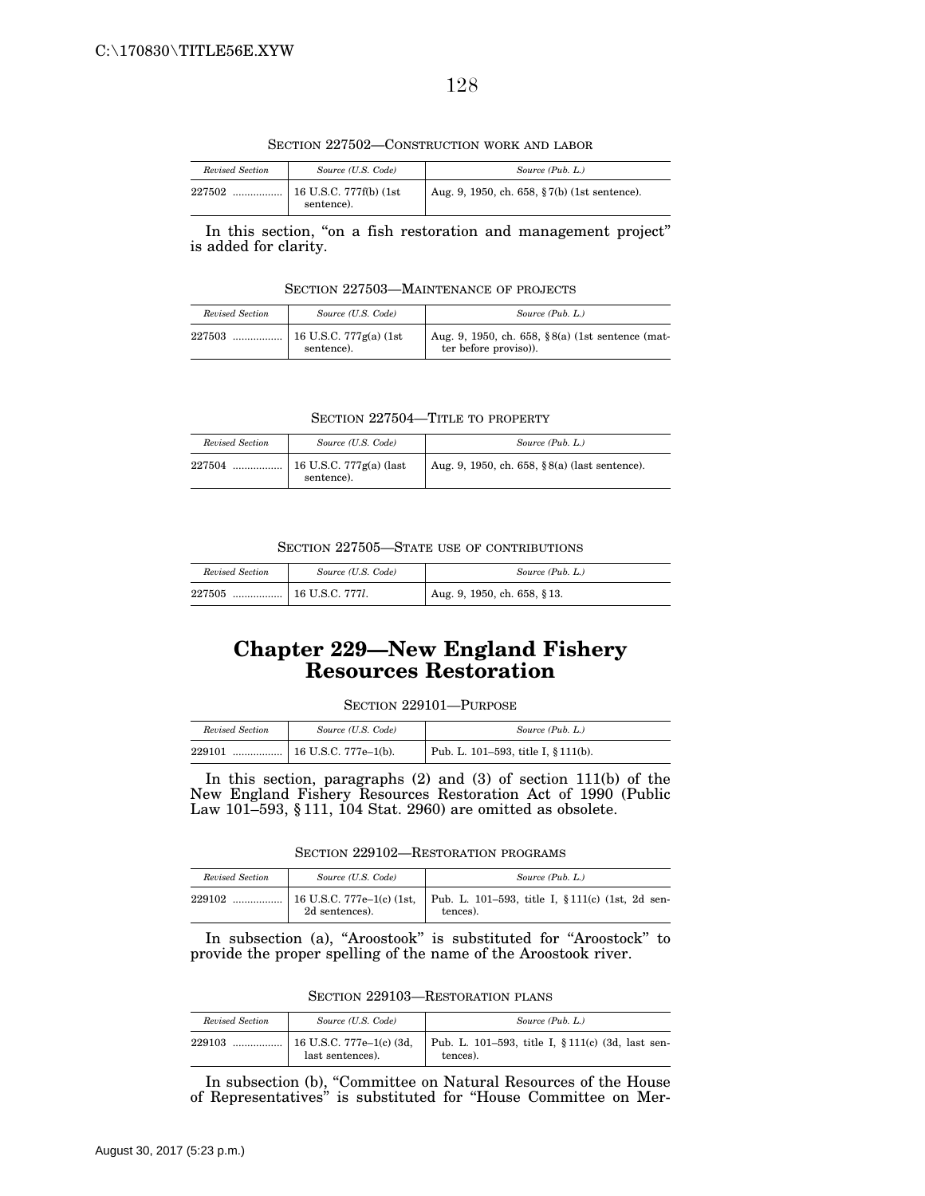SECTION 227502—CONSTRUCTION WORK AND LABOR

| *Revised Section* | *Source (U.S. Code)* | *Source (Pub. L.)* |
|---|---|---|
| 227502 ................. | 16 U.S.C. 777f(b) (1st sentence). | Aug. 9, 1950, ch. 658, § 7(b) (1st sentence). |

In this section, "on a fish restoration and management project" is added for clarity.

SECTION 227503—MAINTENANCE OF PROJECTS

| *Revised Section* | *Source (U.S. Code)* | *Source (Pub. L.)* |
|---|---|---|
| 227503 ................. | 16 U.S.C. 777g(a) (1st sentence). | Aug. 9, 1950, ch. 658, § 8(a) (1st sentence (matter before proviso)). |

SECTION 227504—TITLE TO PROPERTY

| *Revised Section* | *Source (U.S. Code)* | *Source (Pub. L.)* |
|---|---|---|
| 227504 ................. | 16 U.S.C. 777g(a) (last sentence). | Aug. 9, 1950, ch. 658, § 8(a) (last sentence). |

SECTION 227505—STATE USE OF CONTRIBUTIONS

| *Revised Section* | *Source (U.S. Code)* | *Source (Pub. L.)* |
|---|---|---|
| 227505 ................. | 16 U.S.C. 777*l*. | Aug. 9, 1950, ch. 658, § 13. |

# Chapter 229—New England Fishery Resources Restoration

SECTION 229101—PURPOSE

| *Revised Section* | *Source (U.S. Code)* | *Source (Pub. L.)* |
|---|---|---|
| 229101 ................. | 16 U.S.C. 777e–1(b). | Pub. L. 101–593, title I, § 111(b). |

In this section, paragraphs (2) and (3) of section 111(b) of the New England Fishery Resources Restoration Act of 1990 (Public Law 101–593, § 111, 104 Stat. 2960) are omitted as obsolete.

SECTION 229102—RESTORATION PROGRAMS

| *Revised Section* | *Source (U.S. Code)* | *Source (Pub. L.)* |
|---|---|---|
| 229102 ................. | 16 U.S.C. 777e–1(c) (1st, 2d sentences). | Pub. L. 101–593, title I, § 111(c) (1st, 2d sentences). |

In subsection (a), "Aroostook" is substituted for "Aroostock" to provide the proper spelling of the name of the Aroostook river.

SECTION 229103—RESTORATION PLANS

| *Revised Section* | *Source (U.S. Code)* | *Source (Pub. L.)* |
|---|---|---|
| 229103 ................. | 16 U.S.C. 777e–1(c) (3d, last sentences). | Pub. L. 101–593, title I, § 111(c) (3d, last sentences). |

In subsection (b), "Committee on Natural Resources of the House of Representatives" is substituted for "House Committee on Mer-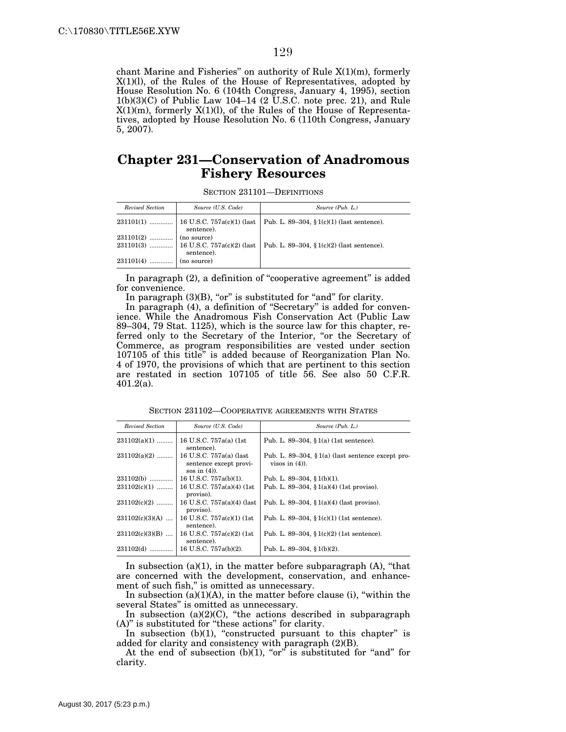chant Marine and Fisheries" on authority of Rule X(1)(m), formerly X(1)(l), of the Rules of the House of Representatives, adopted by House Resolution No. 6 (104th Congress, January 4, 1995), section 1(b)(3)(C) of Public Law 104–14 (2 U.S.C. note prec. 21), and Rule X(1)(m), formerly X(1)(l), of the Rules of the House of Representatives, adopted by House Resolution No. 6 (110th Congress, January 5, 2007).

# Chapter 231—Conservation of Anadromous Fishery Resources

SECTION 231101—DEFINITIONS

| *Revised Section* | *Source (U.S. Code)* | *Source (Pub. L.)* |
|---|---|---|
| 231101(1) | 16 U.S.C. 757a(c)(1) (last sentence). | Pub. L. 89–304, § 1(c)(1) (last sentence). |
| 231101(2) | (no source) | |
| 231101(3) | 16 U.S.C. 757a(c)(2) (last sentence). | Pub. L. 89–304, § 1(c)(2) (last sentence). |
| 231101(4) | (no source) | |

In paragraph (2), a definition of "cooperative agreement" is added for convenience.

In paragraph (3)(B), "or" is substituted for "and" for clarity.

In paragraph (4), a definition of "Secretary" is added for convenience. While the Anadromous Fish Conservation Act (Public Law 89–304, 79 Stat. 1125), which is the source law for this chapter, referred only to the Secretary of the Interior, "or the Secretary of Commerce, as program responsibilities are vested under section 107105 of this title" is added because of Reorganization Plan No. 4 of 1970, the provisions of which that are pertinent to this section are restated in section 107105 of title 56. See also 50 C.F.R. 401.2(a).

SECTION 231102—COOPERATIVE AGREEMENTS WITH STATES

| *Revised Section* | *Source (U.S. Code)* | *Source (Pub. L.)* |
|---|---|---|
| 231102(a)(1) | 16 U.S.C. 757a(a) (1st sentence). | Pub. L. 89–304, § 1(a) (1st sentence). |
| 231102(a)(2) | 16 U.S.C. 757a(a) (last sentence except provisos in (4)). | Pub. L. 89–304, § 1(a) (last sentence except provisos in (4)). |
| 231102(b) | 16 U.S.C. 757a(b)(1). | Pub. L. 89–304, § 1(b)(1). |
| 231102(c)(1) | 16 U.S.C. 757a(a)(4) (1st proviso). | Pub. L. 89–304, § 1(a)(4) (1st proviso). |
| 231102(c)(2) | 16 U.S.C. 757a(a)(4) (last proviso). | Pub. L. 89–304, § 1(a)(4) (last proviso). |
| 231102(c)(3)(A) | 16 U.S.C. 757a(c)(1) (1st sentence). | Pub. L. 89–304, § 1(c)(1) (1st sentence). |
| 231102(c)(3)(B) | 16 U.S.C. 757a(c)(2) (1st sentence). | Pub. L. 89–304, § 1(c)(2) (1st sentence). |
| 231102(d) | 16 U.S.C. 757a(b)(2). | Pub. L. 89–304, § 1(b)(2). |

In subsection (a)(1), in the matter before subparagraph (A), "that are concerned with the development, conservation, and enhancement of such fish," is omitted as unnecessary.

In subsection (a)(1)(A), in the matter before clause (i), "within the several States" is omitted as unnecessary.

In subsection (a)(2)(C), "the actions described in subparagraph (A)" is substituted for "these actions" for clarity.

In subsection (b)(1), "constructed pursuant to this chapter" is added for clarity and consistency with paragraph (2)(B).

At the end of subsection (b)(1), "or" is substituted for "and" for clarity.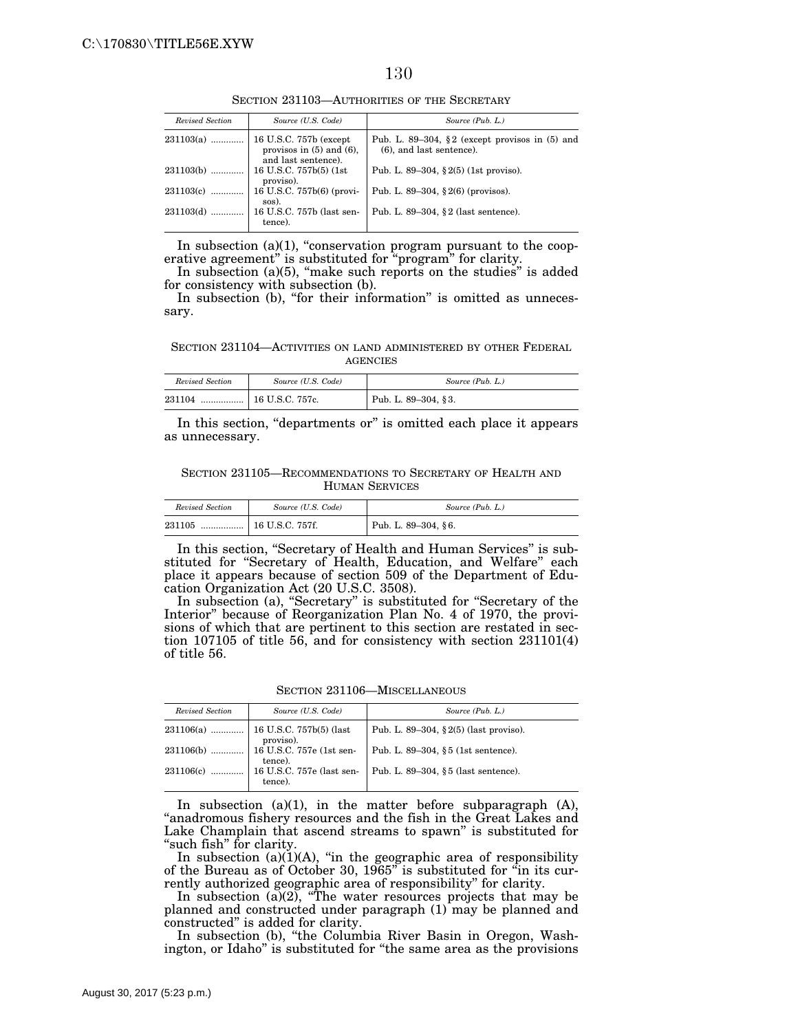SECTION 231103—AUTHORITIES OF THE SECRETARY

| *Revised Section* | *Source (U.S. Code)* | *Source (Pub. L.)* |
| --- | --- | --- |
| 231103(a) | 16 U.S.C. 757b (except provisos in (5) and (6), and last sentence). | Pub. L. 89–304, §2 (except provisos in (5) and (6), and last sentence). |
| 231103(b) | 16 U.S.C. 757b(5) (1st proviso). | Pub. L. 89–304, §2(5) (1st proviso). |
| 231103(c) | 16 U.S.C. 757b(6) (provisos). | Pub. L. 89–304, §2(6) (provisos). |
| 231103(d) | 16 U.S.C. 757b (last sentence). | Pub. L. 89–304, §2 (last sentence). |

In subsection (a)(1), "conservation program pursuant to the cooperative agreement" is substituted for "program" for clarity.

In subsection (a)(5), "make such reports on the studies" is added for consistency with subsection (b).

In subsection (b), "for their information" is omitted as unnecessary.

SECTION 231104—ACTIVITIES ON LAND ADMINISTERED BY OTHER FEDERAL AGENCIES

| *Revised Section* | *Source (U.S. Code)* | *Source (Pub. L.)* |
| --- | --- | --- |
| 231104 | 16 U.S.C. 757c. | Pub. L. 89–304, §3. |

In this section, "departments or" is omitted each place it appears as unnecessary.

SECTION 231105—RECOMMENDATIONS TO SECRETARY OF HEALTH AND HUMAN SERVICES

| *Revised Section* | *Source (U.S. Code)* | *Source (Pub. L.)* |
| --- | --- | --- |
| 231105 | 16 U.S.C. 757f. | Pub. L. 89–304, §6. |

In this section, "Secretary of Health and Human Services" is substituted for "Secretary of Health, Education, and Welfare" each place it appears because of section 509 of the Department of Education Organization Act (20 U.S.C. 3508).

In subsection (a), "Secretary" is substituted for "Secretary of the Interior" because of Reorganization Plan No. 4 of 1970, the provisions of which that are pertinent to this section are restated in section 107105 of title 56, and for consistency with section 231101(4) of title 56.

SECTION 231106—MISCELLANEOUS

| *Revised Section* | *Source (U.S. Code)* | *Source (Pub. L.)* |
| --- | --- | --- |
| 231106(a) | 16 U.S.C. 757b(5) (last proviso). | Pub. L. 89–304, §2(5) (last proviso). |
| 231106(b) | 16 U.S.C. 757e (1st sentence). | Pub. L. 89–304, §5 (1st sentence). |
| 231106(c) | 16 U.S.C. 757e (last sentence). | Pub. L. 89–304, §5 (last sentence). |

In subsection (a)(1), in the matter before subparagraph (A), "anadromous fishery resources and the fish in the Great Lakes and Lake Champlain that ascend streams to spawn" is substituted for "such fish" for clarity.

In subsection (a)(1)(A), "in the geographic area of responsibility of the Bureau as of October 30, 1965" is substituted for "in its currently authorized geographic area of responsibility" for clarity.

In subsection (a)(2), "The water resources projects that may be planned and constructed under paragraph (1) may be planned and constructed" is added for clarity.

In subsection (b), "the Columbia River Basin in Oregon, Washington, or Idaho" is substituted for "the same area as the provisions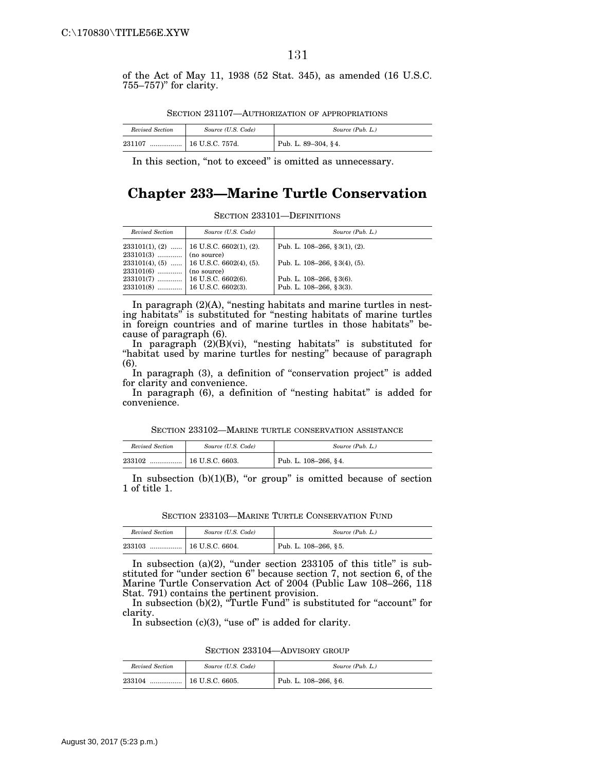of the Act of May 11, 1938 (52 Stat. 345), as amended (16 U.S.C. 755–757)" for clarity.

SECTION 231107—AUTHORIZATION OF APPROPRIATIONS

| *Revised Section* | *Source (U.S. Code)* | *Source (Pub. L.)* |
|---|---|---|
| 231107 ................. | 16 U.S.C. 757d. | Pub. L. 89–304, §4. |

In this section, "not to exceed" is omitted as unnecessary.

# Chapter 233—Marine Turtle Conservation

SECTION 233101—DEFINITIONS

| *Revised Section* | *Source (U.S. Code)* | *Source (Pub. L.)* |
|---|---|---|
| 233101(1), (2) ...... | 16 U.S.C. 6602(1), (2). | Pub. L. 108–266, §3(1), (2). |
| 233101(3) ............. | (no source) | |
| 233101(4), (5) ...... | 16 U.S.C. 6602(4), (5). | Pub. L. 108–266, §3(4), (5). |
| 233101(6) ............. | (no source) | |
| 233101(7) ............. | 16 U.S.C. 6602(6). | Pub. L. 108–266, §3(6). |
| 233101(8) ............. | 16 U.S.C. 6602(3). | Pub. L. 108–266, §3(3). |

In paragraph (2)(A), "nesting habitats and marine turtles in nesting habitats" is substituted for "nesting habitats of marine turtles in foreign countries and of marine turtles in those habitats" because of paragraph (6).

In paragraph (2)(B)(vi), "nesting habitats" is substituted for "habitat used by marine turtles for nesting" because of paragraph (6).

In paragraph (3), a definition of "conservation project" is added for clarity and convenience.

In paragraph (6), a definition of "nesting habitat" is added for convenience.

SECTION 233102—MARINE TURTLE CONSERVATION ASSISTANCE

| *Revised Section* | *Source (U.S. Code)* | *Source (Pub. L.)* |
|---|---|---|
| 233102 ................. | 16 U.S.C. 6603. | Pub. L. 108–266, §4. |

In subsection (b)(1)(B), "or group" is omitted because of section 1 of title 1.

SECTION 233103—MARINE TURTLE CONSERVATION FUND

| *Revised Section* | *Source (U.S. Code)* | *Source (Pub. L.)* |
|---|---|---|
| 233103 ................. | 16 U.S.C. 6604. | Pub. L. 108–266, §5. |

In subsection (a)(2), "under section 233105 of this title" is substituted for "under section 6" because section 7, not section 6, of the Marine Turtle Conservation Act of 2004 (Public Law 108–266, 118 Stat. 791) contains the pertinent provision.

In subsection (b)(2), "Turtle Fund" is substituted for "account" for clarity.

In subsection (c)(3), "use of" is added for clarity.

SECTION 233104—ADVISORY GROUP

| *Revised Section* | *Source (U.S. Code)* | *Source (Pub. L.)* |
|---|---|---|
| 233104 ................. | 16 U.S.C. 6605. | Pub. L. 108–266, §6. |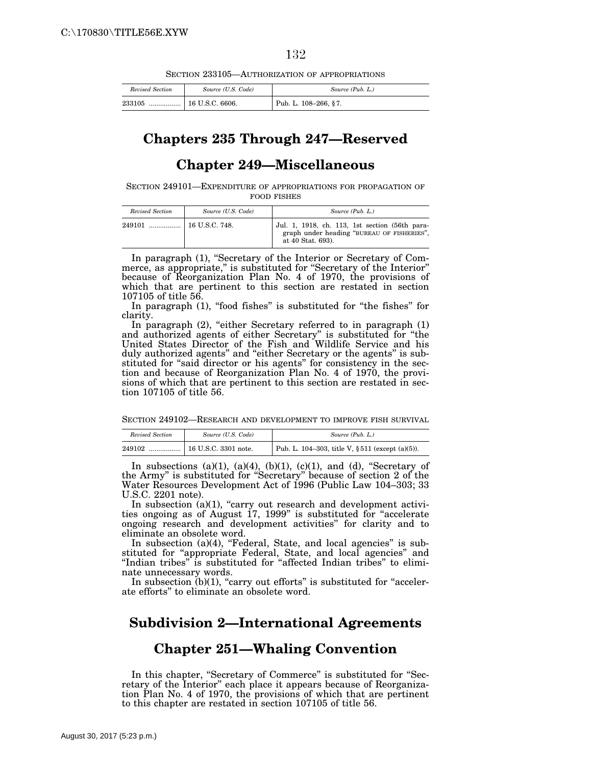SECTION 233105—AUTHORIZATION OF APPROPRIATIONS

| *Revised Section* | *Source (U.S. Code)* | *Source (Pub. L.)* |
|---|---|---|
| 233105 ................ | 16 U.S.C. 6606. | Pub. L. 108–266, §7. |

# Chapters 235 Through 247—Reserved

# Chapter 249—Miscellaneous

SECTION 249101—EXPENDITURE OF APPROPRIATIONS FOR PROPAGATION OF FOOD FISHES

| *Revised Section* | *Source (U.S. Code)* | *Source (Pub. L.)* |
|---|---|---|
| 249101 ................ | 16 U.S.C. 748. | Jul. 1, 1918, ch. 113, 1st section (56th paragraph under heading "BUREAU OF FISHERIES", at 40 Stat. 693). |

In paragraph (1), "Secretary of the Interior or Secretary of Commerce, as appropriate," is substituted for "Secretary of the Interior" because of Reorganization Plan No. 4 of 1970, the provisions of which that are pertinent to this section are restated in section 107105 of title 56.

In paragraph (1), "food fishes" is substituted for "the fishes" for clarity.

In paragraph (2), "either Secretary referred to in paragraph (1) and authorized agents of either Secretary" is substituted for "the United States Director of the Fish and Wildlife Service and his duly authorized agents" and "either Secretary or the agents" is substituted for "said director or his agents" for consistency in the section and because of Reorganization Plan No. 4 of 1970, the provisions of which that are pertinent to this section are restated in section 107105 of title 56.

SECTION 249102—RESEARCH AND DEVELOPMENT TO IMPROVE FISH SURVIVAL

| *Revised Section* | *Source (U.S. Code)* | *Source (Pub. L.)* |
|---|---|---|
| 249102 ................ | 16 U.S.C. 3301 note. | Pub. L. 104–303, title V, §511 (except (a)(5)). |

In subsections (a)(1), (a)(4), (b)(1), (c)(1), and (d), "Secretary of the Army" is substituted for "Secretary" because of section 2 of the Water Resources Development Act of 1996 (Public Law 104–303; 33 U.S.C. 2201 note).

In subsection (a)(1), "carry out research and development activities ongoing as of August 17, 1999" is substituted for "accelerate ongoing research and development activities" for clarity and to eliminate an obsolete word.

In subsection (a)(4), "Federal, State, and local agencies" is substituted for "appropriate Federal, State, and local agencies" and "Indian tribes" is substituted for "affected Indian tribes" to eliminate unnecessary words.

In subsection (b)(1), "carry out efforts" is substituted for "accelerate efforts" to eliminate an obsolete word.

# Subdivision 2—International Agreements

# Chapter 251—Whaling Convention

In this chapter, "Secretary of Commerce" is substituted for "Secretary of the Interior" each place it appears because of Reorganization Plan No. 4 of 1970, the provisions of which that are pertinent to this chapter are restated in section 107105 of title 56.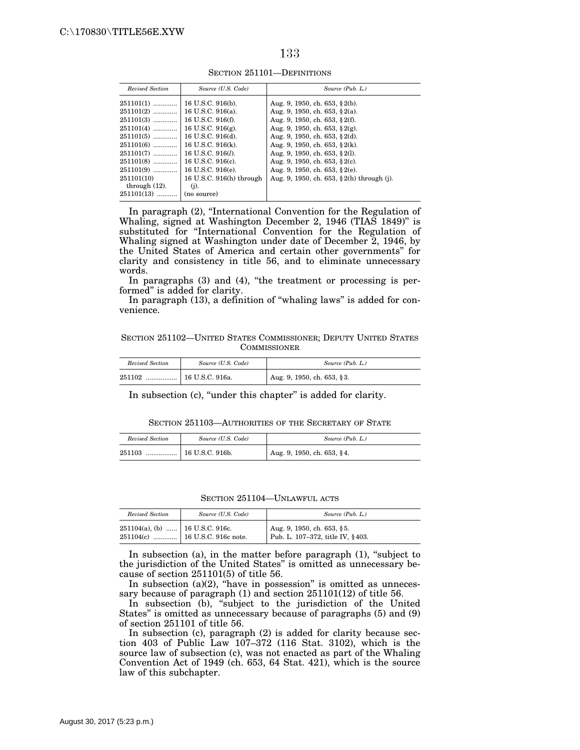SECTION 251101—DEFINITIONS

| *Revised Section* | *Source (U.S. Code)* | *Source (Pub. L.)* |
|---|---|---|
| 251101(1) | 16 U.S.C. 916(b). | Aug. 9, 1950, ch. 653, § 2(b). |
| 251101(2) | 16 U.S.C. 916(a). | Aug. 9, 1950, ch. 653, § 2(a). |
| 251101(3) | 16 U.S.C. 916(f). | Aug. 9, 1950, ch. 653, § 2(f). |
| 251101(4) | 16 U.S.C. 916(g). | Aug. 9, 1950, ch. 653, § 2(g). |
| 251101(5) | 16 U.S.C. 916(d). | Aug. 9, 1950, ch. 653, § 2(d). |
| 251101(6) | 16 U.S.C. 916(k). | Aug. 9, 1950, ch. 653, § 2(k). |
| 251101(7) | 16 U.S.C. 916(*l*). | Aug. 9, 1950, ch. 653, § 2(l). |
| 251101(8) | 16 U.S.C. 916(c). | Aug. 9, 1950, ch. 653, § 2(c). |
| 251101(9) | 16 U.S.C. 916(e). | Aug. 9, 1950, ch. 653, § 2(e). |
| 251101(10) through (12). | 16 U.S.C. 916(h) through (j). | Aug. 9, 1950, ch. 653, § 2(h) through (j). |
| 251101(13) | (no source) | |

In paragraph (2), "International Convention for the Regulation of Whaling, signed at Washington December 2, 1946 (TIAS 1849)" is substituted for "International Convention for the Regulation of Whaling signed at Washington under date of December 2, 1946, by the United States of America and certain other governments" for clarity and consistency in title 56, and to eliminate unnecessary words.

In paragraphs (3) and (4), "the treatment or processing is performed" is added for clarity.

In paragraph (13), a definition of "whaling laws" is added for convenience.

SECTION 251102—UNITED STATES COMMISSIONER; DEPUTY UNITED STATES COMMISSIONER

| *Revised Section* | *Source (U.S. Code)* | *Source (Pub. L.)* |
|---|---|---|
| 251102 | 16 U.S.C. 916a. | Aug. 9, 1950, ch. 653, § 3. |

In subsection (c), "under this chapter" is added for clarity.

SECTION 251103—AUTHORITIES OF THE SECRETARY OF STATE

| *Revised Section* | *Source (U.S. Code)* | *Source (Pub. L.)* |
|---|---|---|
| 251103 | 16 U.S.C. 916b. | Aug. 9, 1950, ch. 653, § 4. |

SECTION 251104—UNLAWFUL ACTS

| *Revised Section* | *Source (U.S. Code)* | *Source (Pub. L.)* |
|---|---|---|
| 251104(a), (b) | 16 U.S.C. 916c. | Aug. 9, 1950, ch. 653, § 5. |
| 251104(c) | 16 U.S.C. 916c note. | Pub. L. 107–372, title IV, § 403. |

In subsection (a), in the matter before paragraph (1), "subject to the jurisdiction of the United States" is omitted as unnecessary because of section 251101(5) of title 56.

In subsection (a)(2), "have in possession" is omitted as unnecessary because of paragraph (1) and section 251101(12) of title 56.

In subsection (b), "subject to the jurisdiction of the United States" is omitted as unnecessary because of paragraphs (5) and (9) of section 251101 of title 56.

In subsection (c), paragraph (2) is added for clarity because section 403 of Public Law 107–372 (116 Stat. 3102), which is the source law of subsection (c), was not enacted as part of the Whaling Convention Act of 1949 (ch. 653, 64 Stat. 421), which is the source law of this subchapter.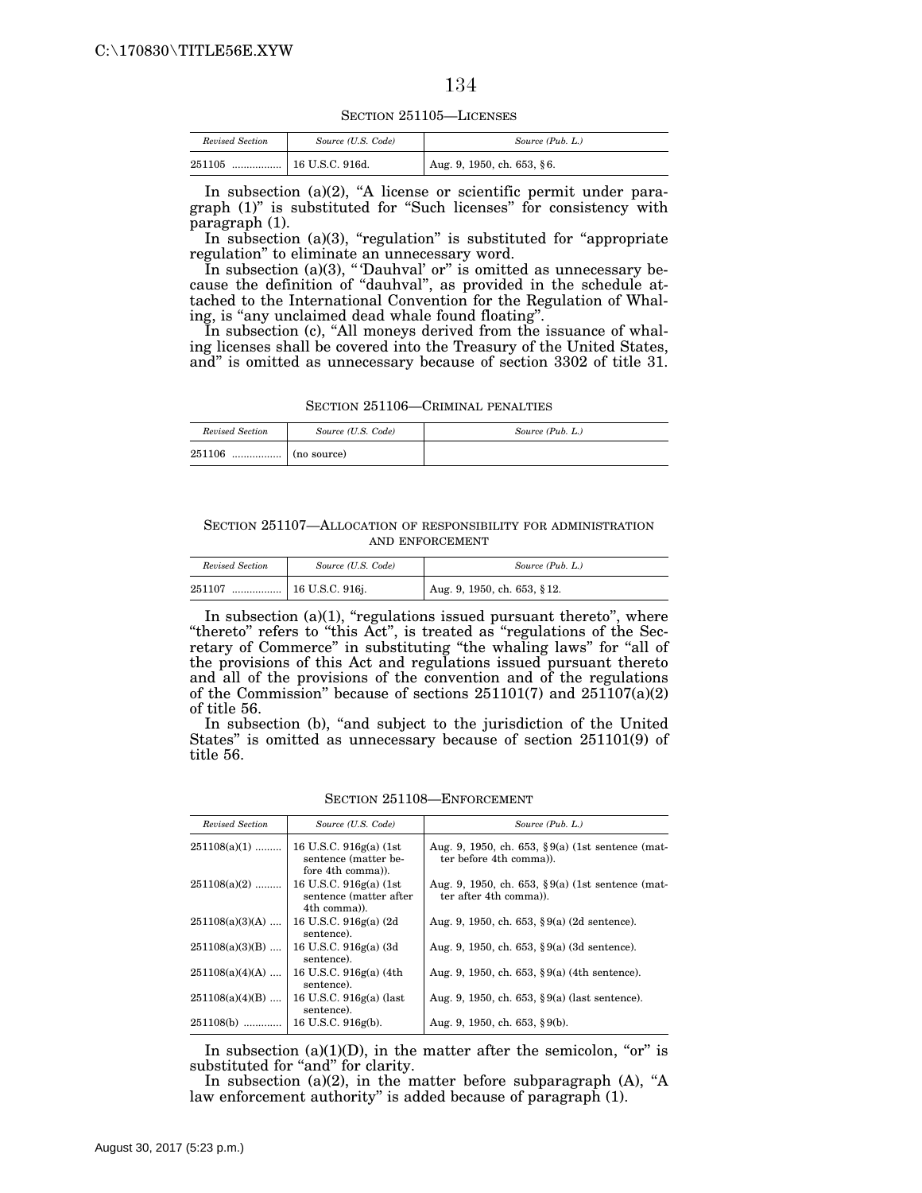SECTION 251105—LICENSES

| *Revised Section* | *Source (U.S. Code)* | *Source (Pub. L.)* |
| --- | --- | --- |
| 251105 ................. | 16 U.S.C. 916d. | Aug. 9, 1950, ch. 653, § 6. |

In subsection (a)(2), "A license or scientific permit under paragraph (1)" is substituted for "Such licenses" for consistency with paragraph (1).

In subsection (a)(3), "regulation" is substituted for "appropriate regulation" to eliminate an unnecessary word.

In subsection (a)(3), "'Dauhval' or" is omitted as unnecessary because the definition of "dauhval", as provided in the schedule attached to the International Convention for the Regulation of Whaling, is "any unclaimed dead whale found floating".

In subsection (c), "All moneys derived from the issuance of whaling licenses shall be covered into the Treasury of the United States, and" is omitted as unnecessary because of section 3302 of title 31.

SECTION 251106—CRIMINAL PENALTIES

| *Revised Section* | *Source (U.S. Code)* | *Source (Pub. L.)* |
| --- | --- | --- |
| 251106 ................. | (no source) | |

SECTION 251107—ALLOCATION OF RESPONSIBILITY FOR ADMINISTRATION AND ENFORCEMENT

| *Revised Section* | *Source (U.S. Code)* | *Source (Pub. L.)* |
| --- | --- | --- |
| 251107 ................. | 16 U.S.C. 916j. | Aug. 9, 1950, ch. 653, § 12. |

In subsection (a)(1), "regulations issued pursuant thereto", where "thereto" refers to "this Act", is treated as "regulations of the Secretary of Commerce" in substituting "the whaling laws" for "all of the provisions of this Act and regulations issued pursuant thereto and all of the provisions of the convention and of the regulations of the Commission" because of sections 251101(7) and 251107(a)(2) of title 56.

In subsection (b), "and subject to the jurisdiction of the United States" is omitted as unnecessary because of section 251101(9) of title 56.

SECTION 251108—ENFORCEMENT

| *Revised Section* | *Source (U.S. Code)* | *Source (Pub. L.)* |
| --- | --- | --- |
| 251108(a)(1) ......... | 16 U.S.C. 916g(a) (1st sentence (matter before 4th comma)). | Aug. 9, 1950, ch. 653, § 9(a) (1st sentence (matter before 4th comma)). |
| 251108(a)(2) ......... | 16 U.S.C. 916g(a) (1st sentence (matter after 4th comma)). | Aug. 9, 1950, ch. 653, § 9(a) (1st sentence (matter after 4th comma)). |
| 251108(a)(3)(A) .... | 16 U.S.C. 916g(a) (2d sentence). | Aug. 9, 1950, ch. 653, § 9(a) (2d sentence). |
| 251108(a)(3)(B) .... | 16 U.S.C. 916g(a) (3d sentence). | Aug. 9, 1950, ch. 653, § 9(a) (3d sentence). |
| 251108(a)(4)(A) .... | 16 U.S.C. 916g(a) (4th sentence). | Aug. 9, 1950, ch. 653, § 9(a) (4th sentence). |
| 251108(a)(4)(B) .... | 16 U.S.C. 916g(a) (last sentence). | Aug. 9, 1950, ch. 653, § 9(a) (last sentence). |
| 251108(b) ............. | 16 U.S.C. 916g(b). | Aug. 9, 1950, ch. 653, § 9(b). |

In subsection (a)(1)(D), in the matter after the semicolon, "or" is substituted for "and" for clarity.

In subsection (a)(2), in the matter before subparagraph (A), "A law enforcement authority" is added because of paragraph (1).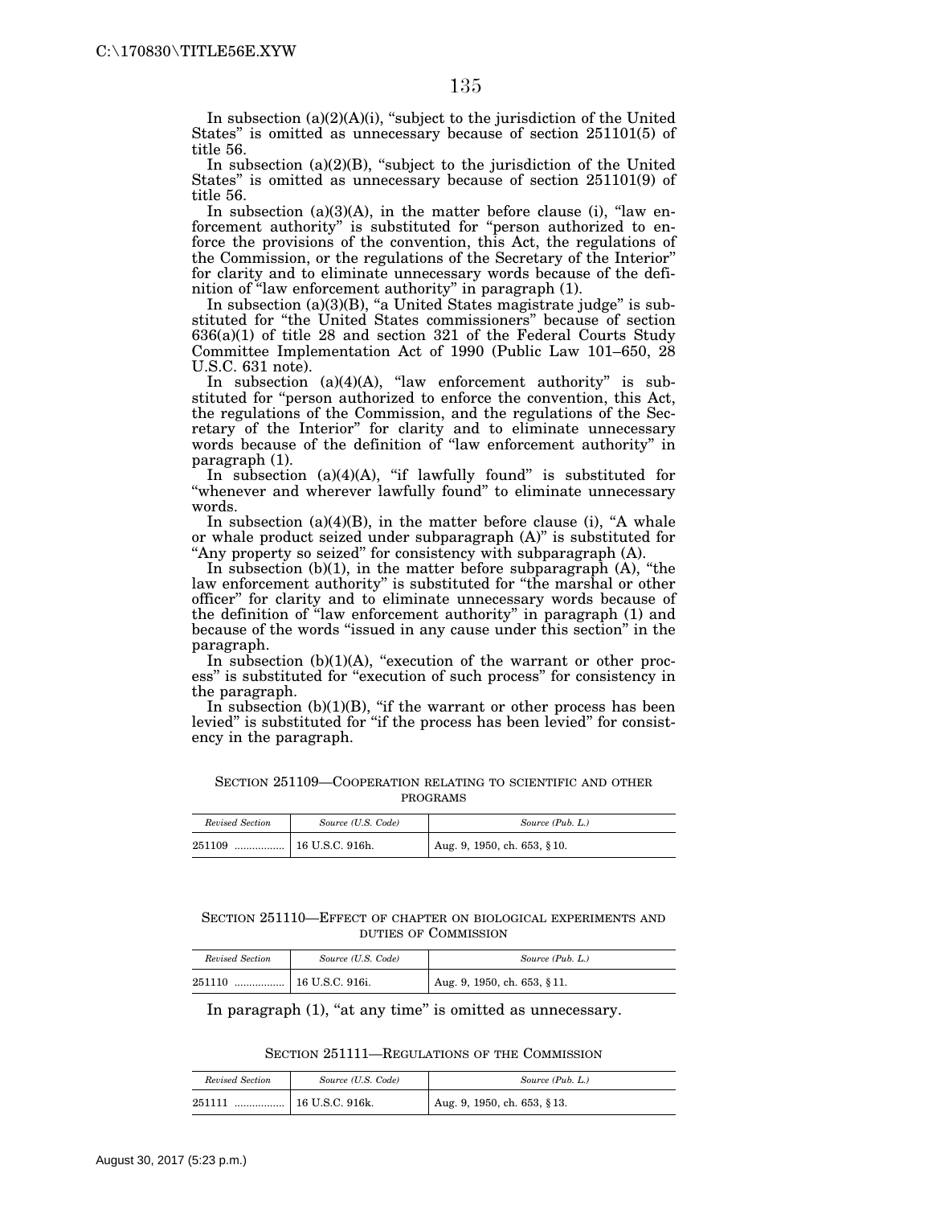In subsection (a)(2)(A)(i), "subject to the jurisdiction of the United States" is omitted as unnecessary because of section 251101(5) of title 56.

In subsection (a)(2)(B), "subject to the jurisdiction of the United States" is omitted as unnecessary because of section 251101(9) of title 56.

In subsection (a)(3)(A), in the matter before clause (i), "law enforcement authority" is substituted for "person authorized to enforce the provisions of the convention, this Act, the regulations of the Commission, or the regulations of the Secretary of the Interior" for clarity and to eliminate unnecessary words because of the definition of "law enforcement authority" in paragraph (1).

In subsection (a)(3)(B), "a United States magistrate judge" is substituted for "the United States commissioners" because of section 636(a)(1) of title 28 and section 321 of the Federal Courts Study Committee Implementation Act of 1990 (Public Law 101–650, 28 U.S.C. 631 note).

In subsection (a)(4)(A), "law enforcement authority" is substituted for "person authorized to enforce the convention, this Act, the regulations of the Commission, and the regulations of the Secretary of the Interior" for clarity and to eliminate unnecessary words because of the definition of "law enforcement authority" in paragraph (1).

In subsection (a)(4)(A), "if lawfully found" is substituted for "whenever and wherever lawfully found" to eliminate unnecessary words.

In subsection (a)(4)(B), in the matter before clause (i), "A whale or whale product seized under subparagraph (A)" is substituted for "Any property so seized" for consistency with subparagraph (A).

In subsection (b)(1), in the matter before subparagraph (A), "the law enforcement authority" is substituted for "the marshal or other officer" for clarity and to eliminate unnecessary words because of the definition of "law enforcement authority" in paragraph (1) and because of the words "issued in any cause under this section" in the paragraph.

In subsection (b)(1)(A), "execution of the warrant or other process" is substituted for "execution of such process" for consistency in the paragraph.

In subsection (b)(1)(B), "if the warrant or other process has been levied" is substituted for "if the process has been levied" for consistency in the paragraph.

SECTION 251109—COOPERATION RELATING TO SCIENTIFIC AND OTHER PROGRAMS

| *Revised Section* | *Source (U.S. Code)* | *Source (Pub. L.)* |
|---|---|---|
| 251109 ................ | 16 U.S.C. 916h. | Aug. 9, 1950, ch. 653, § 10. |

SECTION 251110—EFFECT OF CHAPTER ON BIOLOGICAL EXPERIMENTS AND DUTIES OF COMMISSION

| *Revised Section* | *Source (U.S. Code)* | *Source (Pub. L.)* |
|---|---|---|
| 251110 ................ | 16 U.S.C. 916i. | Aug. 9, 1950, ch. 653, § 11. |

In paragraph (1), "at any time" is omitted as unnecessary.

SECTION 251111—REGULATIONS OF THE COMMISSION

| *Revised Section* | *Source (U.S. Code)* | *Source (Pub. L.)* |
|---|---|---|
| 251111 ................ | 16 U.S.C. 916k. | Aug. 9, 1950, ch. 653, § 13. |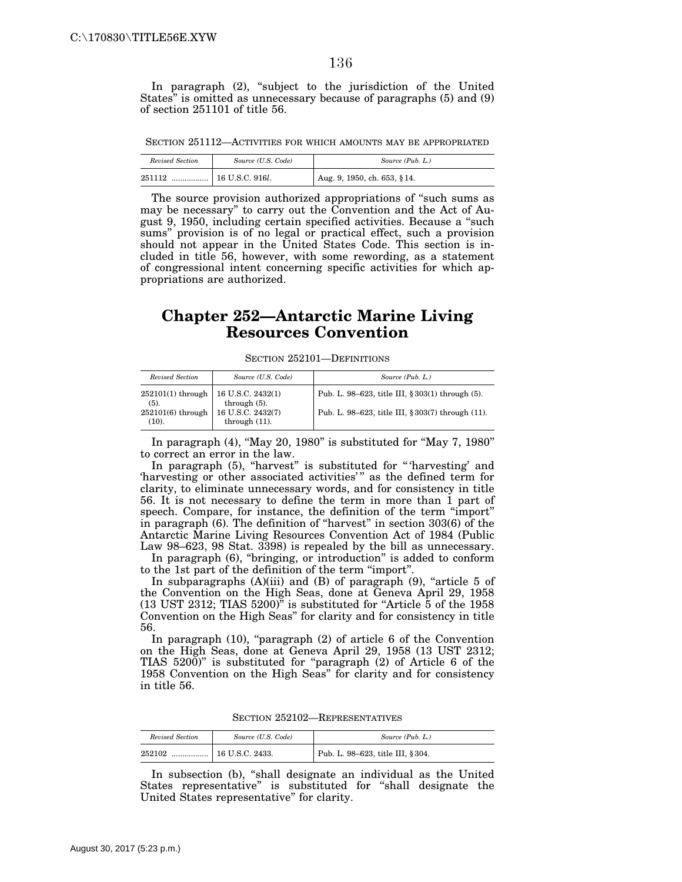In paragraph (2), "subject to the jurisdiction of the United States" is omitted as unnecessary because of paragraphs (5) and (9) of section 251101 of title 56.

SECTION 251112—ACTIVITIES FOR WHICH AMOUNTS MAY BE APPROPRIATED

| *Revised Section* | *Source (U.S. Code)* | *Source (Pub. L.)* |
|---|---|---|
| 251112 ................. | 16 U.S.C. 916*l*. | Aug. 9, 1950, ch. 653, § 14. |

The source provision authorized appropriations of "such sums as may be necessary" to carry out the Convention and the Act of August 9, 1950, including certain specified activities. Because a "such sums" provision is of no legal or practical effect, such a provision should not appear in the United States Code. This section is included in title 56, however, with some rewording, as a statement of congressional intent concerning specific activities for which appropriations are authorized.

## Chapter 252—Antarctic Marine Living Resources Convention

SECTION 252101—DEFINITIONS

| *Revised Section* | *Source (U.S. Code)* | *Source (Pub. L.)* |
|---|---|---|
| 252101(1) through (5). | 16 U.S.C. 2432(1) through (5). | Pub. L. 98–623, title III, § 303(1) through (5). |
| 252101(6) through (10). | 16 U.S.C. 2432(7) through (11). | Pub. L. 98–623, title III, § 303(7) through (11). |

In paragraph (4), "May 20, 1980" is substituted for "May 7, 1980" to correct an error in the law.

In paragraph (5), "harvest" is substituted for "'harvesting' and 'harvesting or other associated activities'" as the defined term for clarity, to eliminate unnecessary words, and for consistency in title 56. It is not necessary to define the term in more than 1 part of speech. Compare, for instance, the definition of the term "import" in paragraph (6). The definition of "harvest" in section 303(6) of the Antarctic Marine Living Resources Convention Act of 1984 (Public Law 98–623, 98 Stat. 3398) is repealed by the bill as unnecessary.

In paragraph (6), "bringing, or introduction" is added to conform to the 1st part of the definition of the term "import".

In subparagraphs (A)(iii) and (B) of paragraph (9), "article 5 of the Convention on the High Seas, done at Geneva April 29, 1958 (13 UST 2312; TIAS 5200)" is substituted for "Article 5 of the 1958 Convention on the High Seas" for clarity and for consistency in title 56.

In paragraph (10), "paragraph (2) of article 6 of the Convention on the High Seas, done at Geneva April 29, 1958 (13 UST 2312; TIAS 5200)" is substituted for "paragraph (2) of Article 6 of the 1958 Convention on the High Seas" for clarity and for consistency in title 56.

SECTION 252102—REPRESENTATIVES

| *Revised Section* | *Source (U.S. Code)* | *Source (Pub. L.)* |
|---|---|---|
| 252102 ................. | 16 U.S.C. 2433. | Pub. L. 98–623, title III, § 304. |

In subsection (b), "shall designate an individual as the United States representative" is substituted for "shall designate the United States representative" for clarity.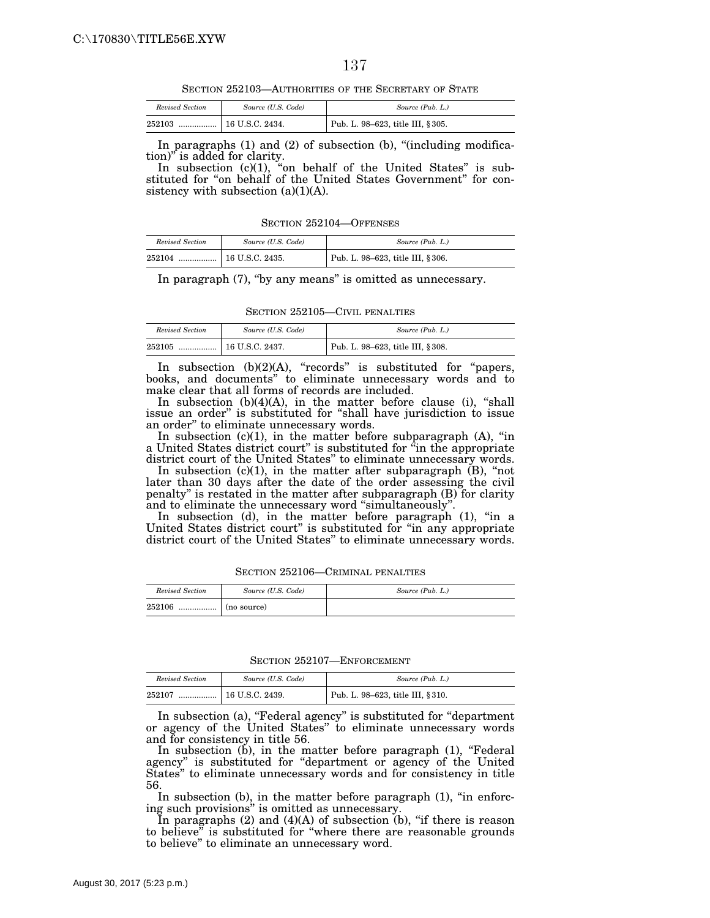SECTION 252103—AUTHORITIES OF THE SECRETARY OF STATE

| *Revised Section* | *Source (U.S. Code)* | *Source (Pub. L.)* |
|---|---|---|
| 252103 ................. | 16 U.S.C. 2434. | Pub. L. 98–623, title III, § 305. |

In paragraphs (1) and (2) of subsection (b), "(including modification)" is added for clarity.

In subsection (c)(1), "on behalf of the United States" is substituted for "on behalf of the United States Government" for consistency with subsection (a)(1)(A).

SECTION 252104—OFFENSES

| *Revised Section* | *Source (U.S. Code)* | *Source (Pub. L.)* |
|---|---|---|
| 252104 ................. | 16 U.S.C. 2435. | Pub. L. 98–623, title III, § 306. |

In paragraph (7), "by any means" is omitted as unnecessary.

SECTION 252105—CIVIL PENALTIES

| *Revised Section* | *Source (U.S. Code)* | *Source (Pub. L.)* |
|---|---|---|
| 252105 ................. | 16 U.S.C. 2437. | Pub. L. 98–623, title III, § 308. |

In subsection (b)(2)(A), "records" is substituted for "papers, books, and documents" to eliminate unnecessary words and to make clear that all forms of records are included.

In subsection (b)(4)(A), in the matter before clause (i), "shall issue an order" is substituted for "shall have jurisdiction to issue an order" to eliminate unnecessary words.

In subsection (c)(1), in the matter before subparagraph (A), "in a United States district court" is substituted for "in the appropriate district court of the United States" to eliminate unnecessary words.

In subsection (c)(1), in the matter after subparagraph (B), "not later than 30 days after the date of the order assessing the civil penalty" is restated in the matter after subparagraph (B) for clarity and to eliminate the unnecessary word "simultaneously".

In subsection (d), in the matter before paragraph (1), "in a United States district court" is substituted for "in any appropriate district court of the United States" to eliminate unnecessary words.

SECTION 252106—CRIMINAL PENALTIES

| *Revised Section* | *Source (U.S. Code)* | *Source (Pub. L.)* |
|---|---|---|
| 252106 ................. | (no source) | |

SECTION 252107—ENFORCEMENT

| *Revised Section* | *Source (U.S. Code)* | *Source (Pub. L.)* |
|---|---|---|
| 252107 ................. | 16 U.S.C. 2439. | Pub. L. 98–623, title III, § 310. |

In subsection (a), "Federal agency" is substituted for "department or agency of the United States" to eliminate unnecessary words and for consistency in title 56.

In subsection (b), in the matter before paragraph (1), "Federal agency" is substituted for "department or agency of the United States" to eliminate unnecessary words and for consistency in title 56.

In subsection (b), in the matter before paragraph (1), "in enforcing such provisions" is omitted as unnecessary.

In paragraphs (2) and (4)(A) of subsection (b), "if there is reason to believe" is substituted for "where there are reasonable grounds to believe" to eliminate an unnecessary word.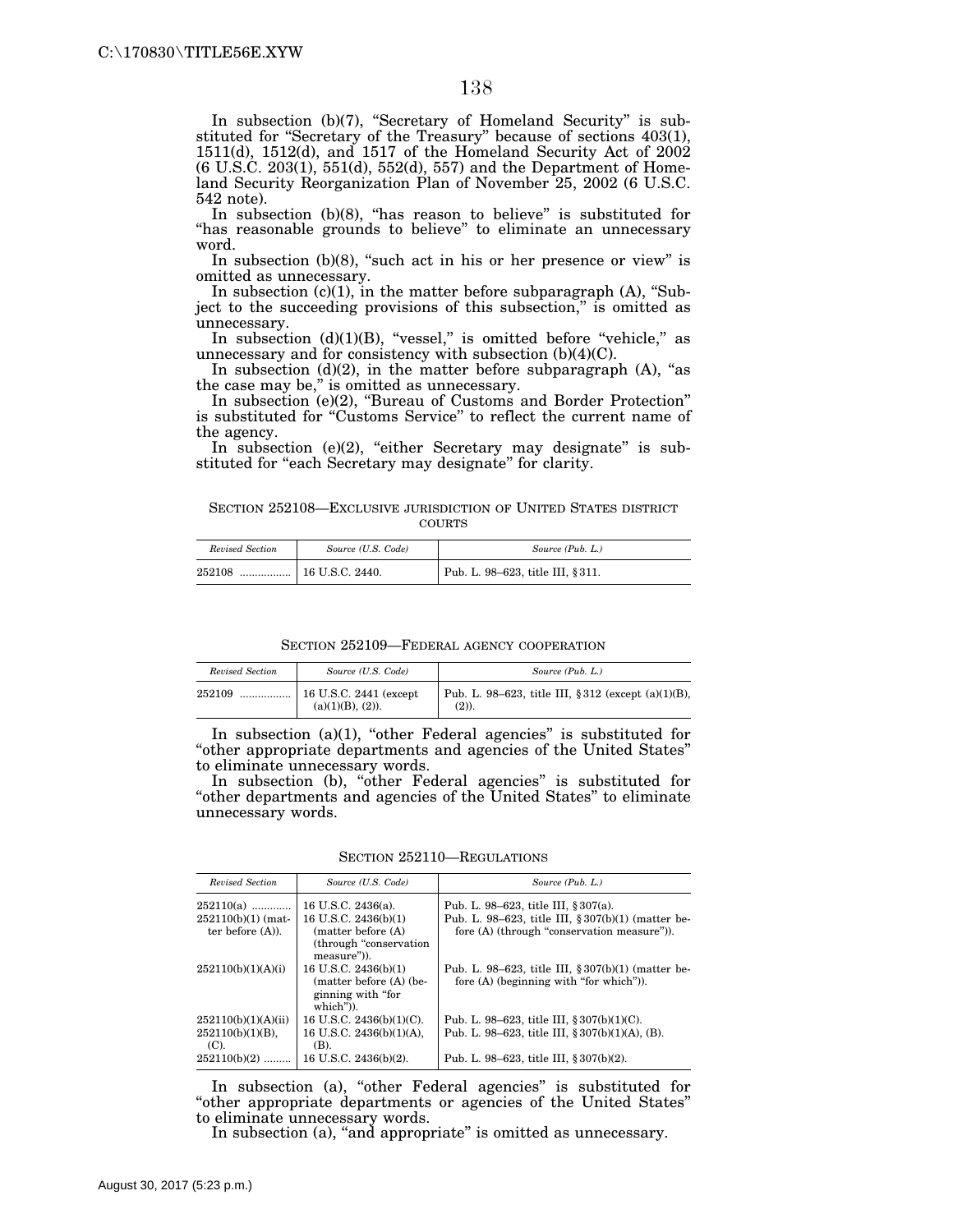In subsection (b)(7), "Secretary of Homeland Security" is substituted for "Secretary of the Treasury" because of sections 403(1), 1511(d), 1512(d), and 1517 of the Homeland Security Act of 2002 (6 U.S.C. 203(1), 551(d), 552(d), 557) and the Department of Homeland Security Reorganization Plan of November 25, 2002 (6 U.S.C. 542 note).

In subsection (b)(8), "has reason to believe" is substituted for "has reasonable grounds to believe" to eliminate an unnecessary word.

In subsection (b)(8), "such act in his or her presence or view" is omitted as unnecessary.

In subsection (c)(1), in the matter before subparagraph (A), "Subject to the succeeding provisions of this subsection," is omitted as unnecessary.

In subsection (d)(1)(B), "vessel," is omitted before "vehicle," as unnecessary and for consistency with subsection (b)(4)(C).

In subsection (d)(2), in the matter before subparagraph (A), "as the case may be," is omitted as unnecessary.

In subsection (e)(2), "Bureau of Customs and Border Protection" is substituted for "Customs Service" to reflect the current name of the agency.

In subsection (e)(2), "either Secretary may designate" is substituted for "each Secretary may designate" for clarity.

SECTION 252108—EXCLUSIVE JURISDICTION OF UNITED STATES DISTRICT COURTS

| *Revised Section* | *Source (U.S. Code)* | *Source (Pub. L.)* |
|---|---|---|
| 252108 ................ | 16 U.S.C. 2440. | Pub. L. 98–623, title III, § 311. |

SECTION 252109—FEDERAL AGENCY COOPERATION

| *Revised Section* | *Source (U.S. Code)* | *Source (Pub. L.)* |
|---|---|---|
| 252109 ................ | 16 U.S.C. 2441 (except (a)(1)(B), (2)). | Pub. L. 98–623, title III, § 312 (except (a)(1)(B), (2)). |

In subsection (a)(1), "other Federal agencies" is substituted for "other appropriate departments and agencies of the United States" to eliminate unnecessary words.

In subsection (b), "other Federal agencies" is substituted for "other departments and agencies of the United States" to eliminate unnecessary words.

SECTION 252110—REGULATIONS

| *Revised Section* | *Source (U.S. Code)* | *Source (Pub. L.)* |
|---|---|---|
| 252110(a) ............ | 16 U.S.C. 2436(a). | Pub. L. 98–623, title III, § 307(a). |
| 252110(b)(1) (matter before (A)). | 16 U.S.C. 2436(b)(1) (matter before (A) (through "conservation measure")). | Pub. L. 98–623, title III, § 307(b)(1) (matter before (A) (through "conservation measure")). |
| 252110(b)(1)(A)(i) | 16 U.S.C. 2436(b)(1) (matter before (A) (beginning with "for which")). | Pub. L. 98–623, title III, § 307(b)(1) (matter before (A) (beginning with "for which")). |
| 252110(b)(1)(A)(ii) | 16 U.S.C. 2436(b)(1)(C). | Pub. L. 98–623, title III, § 307(b)(1)(C). |
| 252110(b)(1)(B), (C). | 16 U.S.C. 2436(b)(1)(A), (B). | Pub. L. 98–623, title III, § 307(b)(1)(A), (B). |
| 252110(b)(2) ......... | 16 U.S.C. 2436(b)(2). | Pub. L. 98–623, title III, § 307(b)(2). |

In subsection (a), "other Federal agencies" is substituted for "other appropriate departments or agencies of the United States" to eliminate unnecessary words.

In subsection (a), "and appropriate" is omitted as unnecessary.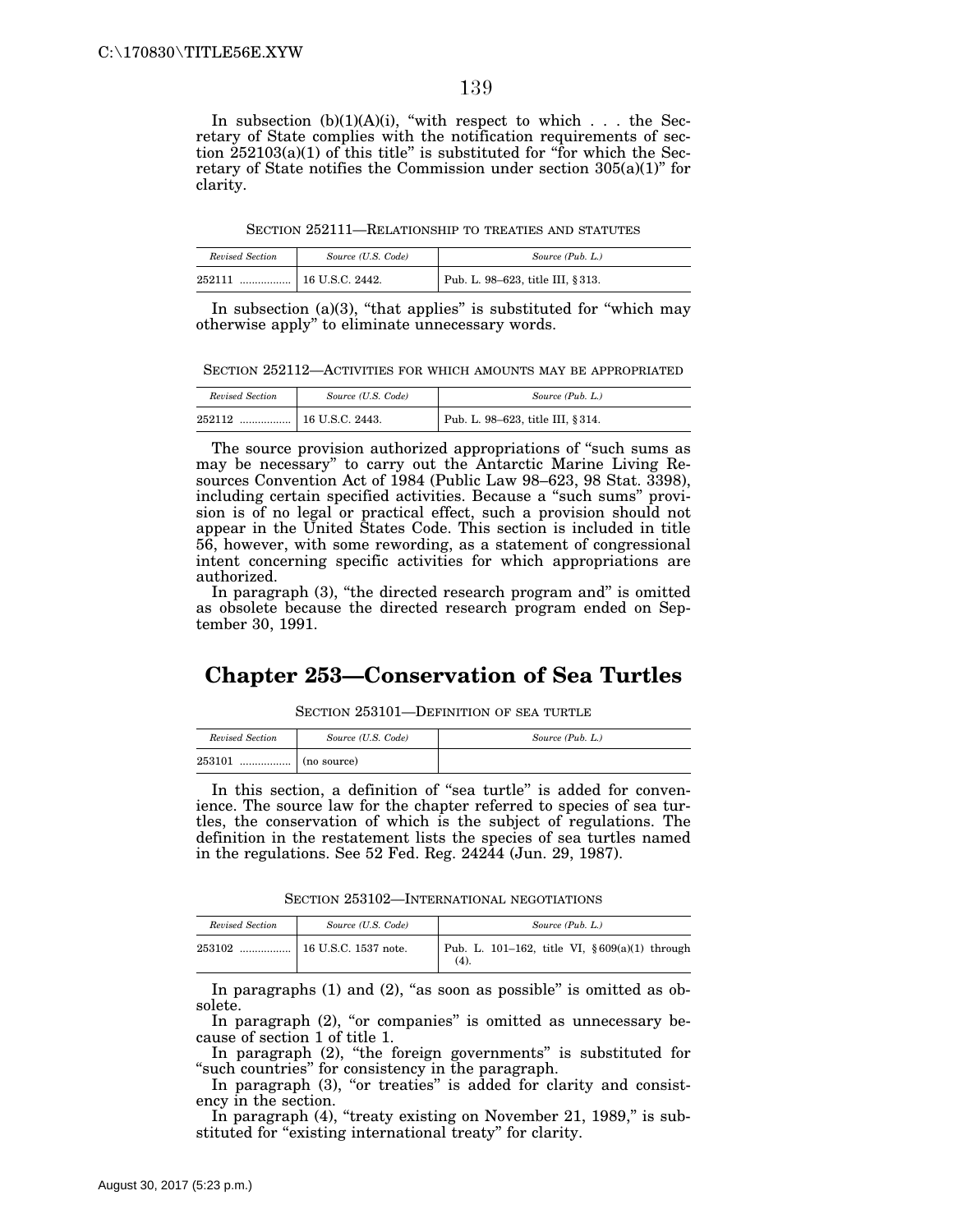In subsection (b)(1)(A)(i), "with respect to which . . . the Secretary of State complies with the notification requirements of section 252103(a)(1) of this title" is substituted for "for which the Secretary of State notifies the Commission under section 305(a)(1)" for clarity.

SECTION 252111—RELATIONSHIP TO TREATIES AND STATUTES

| *Revised Section* | *Source (U.S. Code)* | *Source (Pub. L.)* |
|---|---|---|
| 252111 ................. | 16 U.S.C. 2442. | Pub. L. 98–623, title III, § 313. |

In subsection (a)(3), "that applies" is substituted for "which may otherwise apply" to eliminate unnecessary words.

SECTION 252112—ACTIVITIES FOR WHICH AMOUNTS MAY BE APPROPRIATED

| *Revised Section* | *Source (U.S. Code)* | *Source (Pub. L.)* |
|---|---|---|
| 252112 ................. | 16 U.S.C. 2443. | Pub. L. 98–623, title III, § 314. |

The source provision authorized appropriations of "such sums as may be necessary" to carry out the Antarctic Marine Living Resources Convention Act of 1984 (Public Law 98–623, 98 Stat. 3398), including certain specified activities. Because a "such sums" provision is of no legal or practical effect, such a provision should not appear in the United States Code. This section is included in title 56, however, with some rewording, as a statement of congressional intent concerning specific activities for which appropriations are authorized.

In paragraph (3), "the directed research program and" is omitted as obsolete because the directed research program ended on September 30, 1991.

## Chapter 253—Conservation of Sea Turtles

SECTION 253101—DEFINITION OF SEA TURTLE

| *Revised Section* | *Source (U.S. Code)* | *Source (Pub. L.)* |
|---|---|---|
| 253101 ................. | (no source) | |

In this section, a definition of "sea turtle" is added for convenience. The source law for the chapter referred to species of sea turtles, the conservation of which is the subject of regulations. The definition in the restatement lists the species of sea turtles named in the regulations. See 52 Fed. Reg. 24244 (Jun. 29, 1987).

SECTION 253102—INTERNATIONAL NEGOTIATIONS

| *Revised Section* | *Source (U.S. Code)* | *Source (Pub. L.)* |
|---|---|---|
| 253102 ................. | 16 U.S.C. 1537 note. | Pub. L. 101–162, title VI, § 609(a)(1) through (4). |

In paragraphs (1) and (2), "as soon as possible" is omitted as obsolete.

In paragraph (2), "or companies" is omitted as unnecessary because of section 1 of title 1.

In paragraph (2), "the foreign governments" is substituted for "such countries" for consistency in the paragraph.

In paragraph (3), "or treaties" is added for clarity and consistency in the section.

In paragraph (4), "treaty existing on November 21, 1989," is substituted for "existing international treaty" for clarity.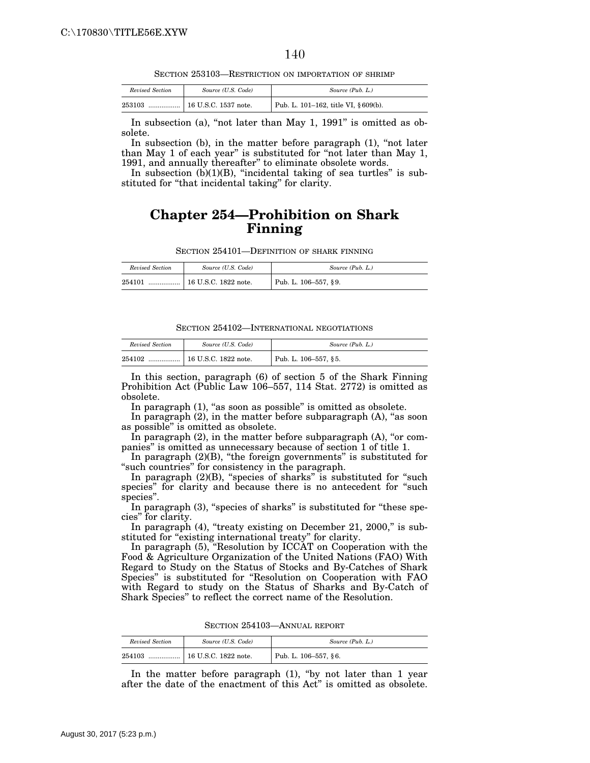SECTION 253103—RESTRICTION ON IMPORTATION OF SHRIMP

| Revised Section | Source (U.S. Code) | Source (Pub. L.) |
|---|---|---|
| 253103 ................ | 16 U.S.C. 1537 note. | Pub. L. 101–162, title VI, § 609(b). |

In subsection (a), "not later than May 1, 1991" is omitted as obsolete.

In subsection (b), in the matter before paragraph (1), "not later than May 1 of each year" is substituted for "not later than May 1, 1991, and annually thereafter" to eliminate obsolete words.

In subsection (b)(1)(B), "incidental taking of sea turtles" is substituted for "that incidental taking" for clarity.

# Chapter 254—Prohibition on Shark Finning

SECTION 254101—DEFINITION OF SHARK FINNING

| Revised Section | Source (U.S. Code) | Source (Pub. L.) |
|---|---|---|
| 254101 ................ | 16 U.S.C. 1822 note. | Pub. L. 106–557, § 9. |

SECTION 254102—INTERNATIONAL NEGOTIATIONS

| Revised Section | Source (U.S. Code) | Source (Pub. L.) |
|---|---|---|
| 254102 ................ | 16 U.S.C. 1822 note. | Pub. L. 106–557, § 5. |

In this section, paragraph (6) of section 5 of the Shark Finning Prohibition Act (Public Law 106–557, 114 Stat. 2772) is omitted as obsolete.

In paragraph (1), "as soon as possible" is omitted as obsolete.

In paragraph (2), in the matter before subparagraph (A), "as soon as possible" is omitted as obsolete.

In paragraph (2), in the matter before subparagraph (A), "or companies" is omitted as unnecessary because of section 1 of title 1.

In paragraph (2)(B), "the foreign governments" is substituted for "such countries" for consistency in the paragraph.

In paragraph (2)(B), "species of sharks" is substituted for "such species" for clarity and because there is no antecedent for "such species".

In paragraph (3), "species of sharks" is substituted for "these species" for clarity.

In paragraph (4), "treaty existing on December 21, 2000," is substituted for "existing international treaty" for clarity.

In paragraph (5), "Resolution by ICCAT on Cooperation with the Food & Agriculture Organization of the United Nations (FAO) With Regard to Study on the Status of Stocks and By-Catches of Shark Species" is substituted for "Resolution on Cooperation with FAO with Regard to study on the Status of Sharks and By-Catch of Shark Species" to reflect the correct name of the Resolution.

SECTION 254103—ANNUAL REPORT

| Revised Section | Source (U.S. Code) | Source (Pub. L.) |
|---|---|---|
| 254103 ................ | 16 U.S.C. 1822 note. | Pub. L. 106–557, § 6. |

In the matter before paragraph (1), "by not later than 1 year after the date of the enactment of this Act" is omitted as obsolete.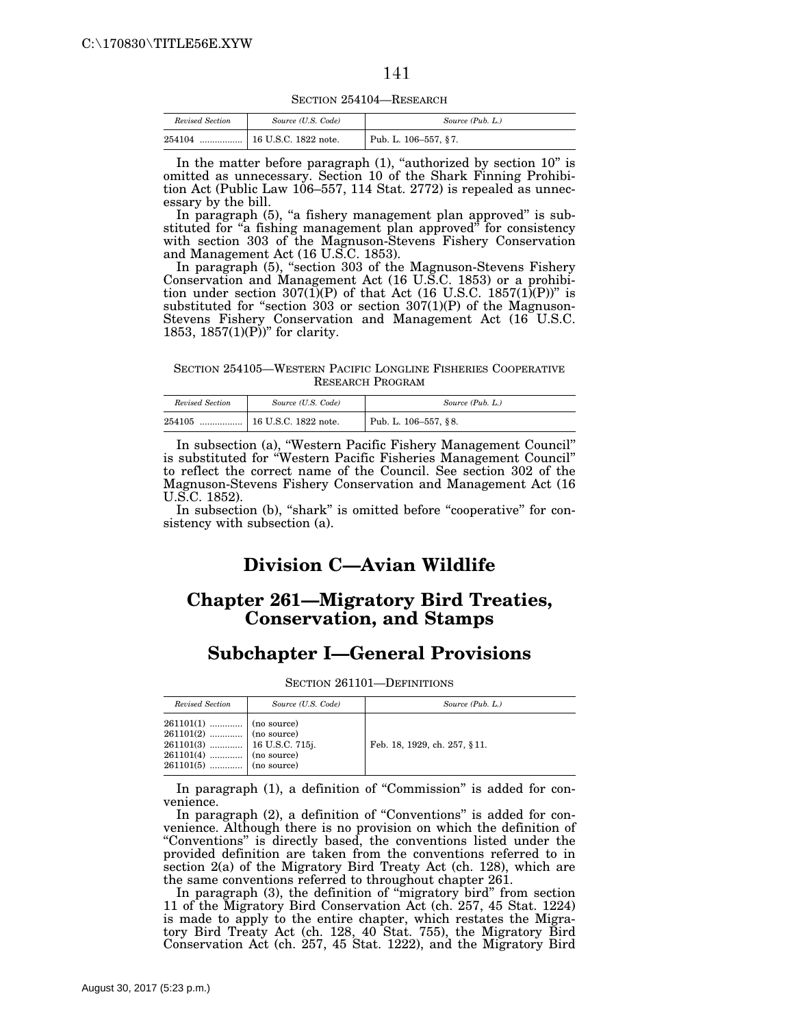SECTION 254104—RESEARCH

| Revised Section | Source (U.S. Code) | Source (Pub. L.) |
|---|---|---|
| 254104 ................. | 16 U.S.C. 1822 note. | Pub. L. 106–557, §7. |

In the matter before paragraph (1), "authorized by section 10" is omitted as unnecessary. Section 10 of the Shark Finning Prohibition Act (Public Law 106–557, 114 Stat. 2772) is repealed as unnecessary by the bill.

In paragraph (5), "a fishery management plan approved" is substituted for "a fishing management plan approved" for consistency with section 303 of the Magnuson-Stevens Fishery Conservation and Management Act (16 U.S.C. 1853).

In paragraph (5), "section 303 of the Magnuson-Stevens Fishery Conservation and Management Act (16 U.S.C. 1853) or a prohibition under section 307(1)(P) of that Act (16 U.S.C. 1857(1)(P))" is substituted for "section 303 or section 307(1)(P) of the Magnuson-Stevens Fishery Conservation and Management Act (16 U.S.C. 1853, 1857(1)(P))" for clarity.

SECTION 254105—WESTERN PACIFIC LONGLINE FISHERIES COOPERATIVE RESEARCH PROGRAM

| Revised Section | Source (U.S. Code) | Source (Pub. L.) |
|---|---|---|
| 254105 ................. | 16 U.S.C. 1822 note. | Pub. L. 106–557, §8. |

In subsection (a), "Western Pacific Fishery Management Council" is substituted for "Western Pacific Fisheries Management Council" to reflect the correct name of the Council. See section 302 of the Magnuson-Stevens Fishery Conservation and Management Act (16 U.S.C. 1852).

In subsection (b), "shark" is omitted before "cooperative" for consistency with subsection (a).

# Division C—Avian Wildlife

## Chapter 261—Migratory Bird Treaties, Conservation, and Stamps

### Subchapter I—General Provisions

SECTION 261101—DEFINITIONS

| Revised Section | Source (U.S. Code) | Source (Pub. L.) |
|---|---|---|
| 261101(1) ............. | (no source) | |
| 261101(2) ............. | (no source) | |
| 261101(3) ............. | 16 U.S.C. 715j. | Feb. 18, 1929, ch. 257, §11. |
| 261101(4) ............. | (no source) | |
| 261101(5) ............. | (no source) | |

In paragraph (1), a definition of "Commission" is added for convenience.

In paragraph (2), a definition of "Conventions" is added for convenience. Although there is no provision on which the definition of "Conventions" is directly based, the conventions listed under the provided definition are taken from the conventions referred to in section 2(a) of the Migratory Bird Treaty Act (ch. 128), which are the same conventions referred to throughout chapter 261.

In paragraph (3), the definition of "migratory bird" from section 11 of the Migratory Bird Conservation Act (ch. 257, 45 Stat. 1224) is made to apply to the entire chapter, which restates the Migratory Bird Treaty Act (ch. 128, 40 Stat. 755), the Migratory Bird Conservation Act (ch. 257, 45 Stat. 1222), and the Migratory Bird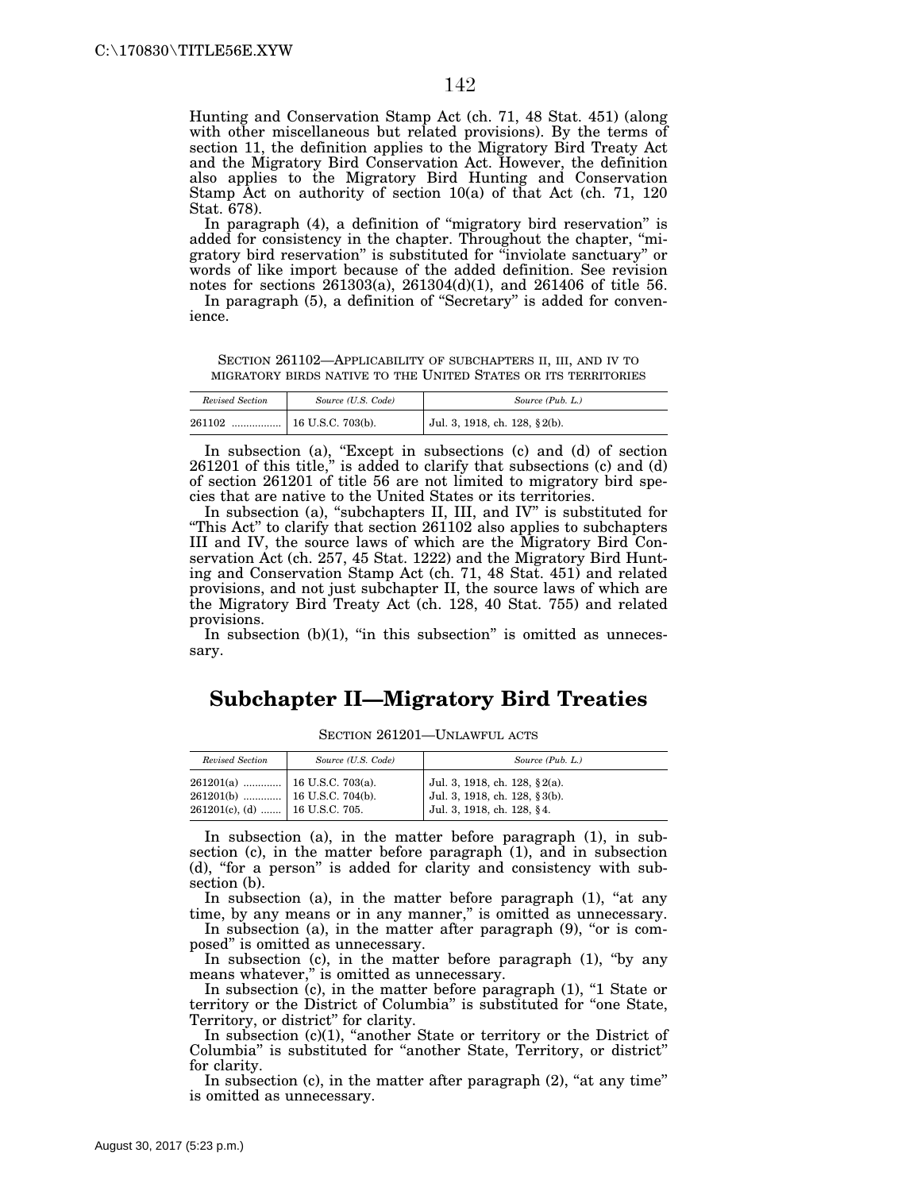Hunting and Conservation Stamp Act (ch. 71, 48 Stat. 451) (along with other miscellaneous but related provisions). By the terms of section 11, the definition applies to the Migratory Bird Treaty Act and the Migratory Bird Conservation Act. However, the definition also applies to the Migratory Bird Hunting and Conservation Stamp Act on authority of section 10(a) of that Act (ch. 71, 120 Stat. 678).

In paragraph (4), a definition of "migratory bird reservation" is added for consistency in the chapter. Throughout the chapter, "migratory bird reservation" is substituted for "inviolate sanctuary" or words of like import because of the added definition. See revision notes for sections 261303(a), 261304(d)(1), and 261406 of title 56.

In paragraph (5), a definition of "Secretary" is added for convenience.

SECTION 261102—APPLICABILITY OF SUBCHAPTERS II, III, AND IV TO MIGRATORY BIRDS NATIVE TO THE UNITED STATES OR ITS TERRITORIES

| *Revised Section* | *Source (U.S. Code)* | *Source (Pub. L.)* |
|---|---|---|
| 261102 ................ | 16 U.S.C. 703(b). | Jul. 3, 1918, ch. 128, §2(b). |

In subsection (a), "Except in subsections (c) and (d) of section 261201 of this title," is added to clarify that subsections (c) and (d) of section 261201 of title 56 are not limited to migratory bird species that are native to the United States or its territories.

In subsection (a), "subchapters II, III, and IV" is substituted for "This Act" to clarify that section 261102 also applies to subchapters III and IV, the source laws of which are the Migratory Bird Conservation Act (ch. 257, 45 Stat. 1222) and the Migratory Bird Hunting and Conservation Stamp Act (ch. 71, 48 Stat. 451) and related provisions, and not just subchapter II, the source laws of which are the Migratory Bird Treaty Act (ch. 128, 40 Stat. 755) and related provisions.

In subsection (b)(1), "in this subsection" is omitted as unnecessary.

## Subchapter II—Migratory Bird Treaties

SECTION 261201—UNLAWFUL ACTS

| *Revised Section* | *Source (U.S. Code)* | *Source (Pub. L.)* |
|---|---|---|
| 261201(a) ............ | 16 U.S.C. 703(a). | Jul. 3, 1918, ch. 128, §2(a). |
| 261201(b) ............ | 16 U.S.C. 704(b). | Jul. 3, 1918, ch. 128, §3(b). |
| 261201(c), (d) ....... | 16 U.S.C. 705. | Jul. 3, 1918, ch. 128, §4. |

In subsection (a), in the matter before paragraph (1), in subsection (c), in the matter before paragraph (1), and in subsection (d), "for a person" is added for clarity and consistency with subsection (b).

In subsection (a), in the matter before paragraph (1), "at any time, by any means or in any manner," is omitted as unnecessary.

In subsection (a), in the matter after paragraph (9), "or is composed" is omitted as unnecessary.

In subsection (c), in the matter before paragraph (1), "by any means whatever," is omitted as unnecessary.

In subsection (c), in the matter before paragraph (1), "1 State or territory or the District of Columbia" is substituted for "one State, Territory, or district" for clarity.

In subsection (c)(1), "another State or territory or the District of Columbia" is substituted for "another State, Territory, or district" for clarity.

In subsection (c), in the matter after paragraph (2), "at any time" is omitted as unnecessary.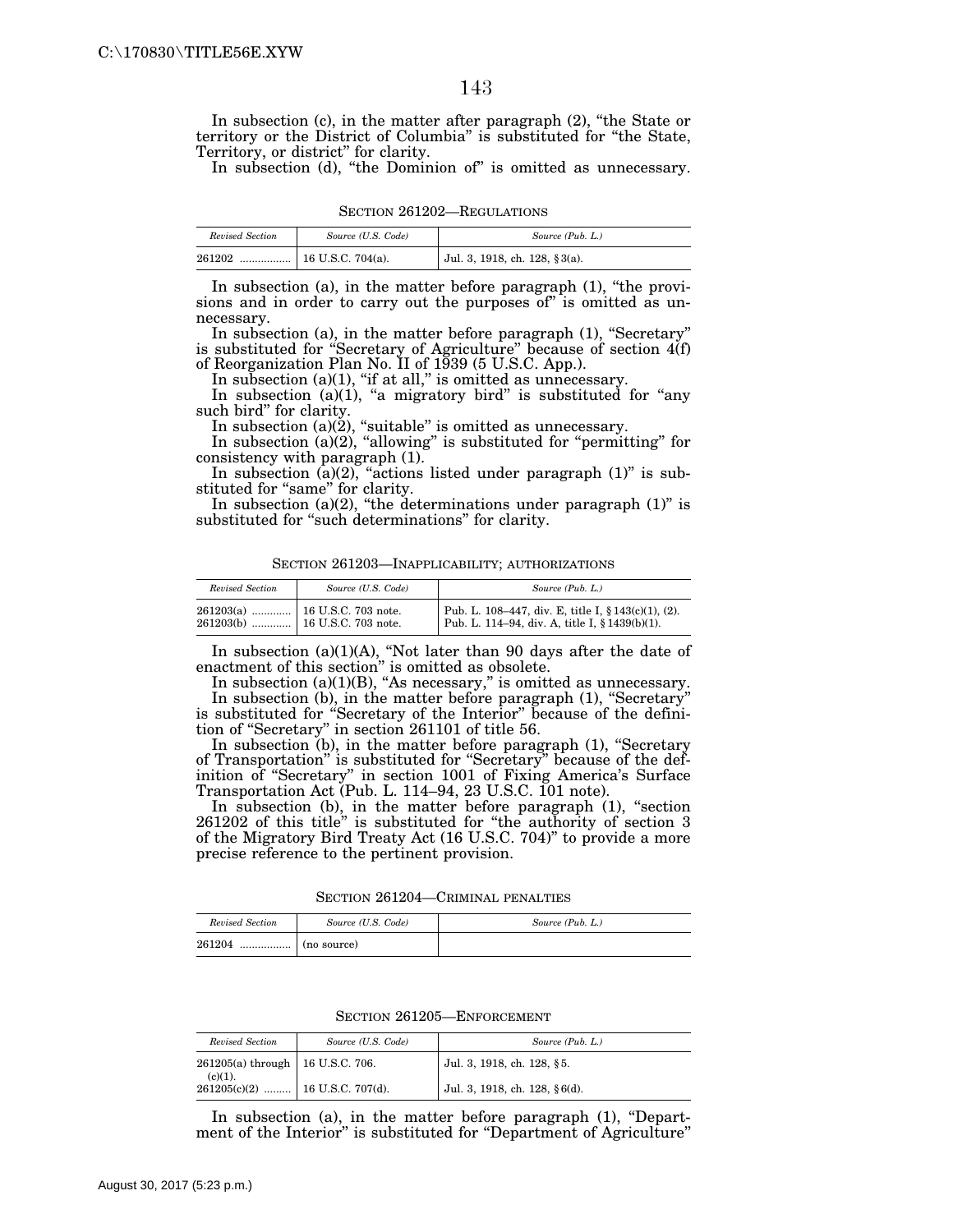In subsection (c), in the matter after paragraph (2), "the State or territory or the District of Columbia" is substituted for "the State, Territory, or district" for clarity.

In subsection (d), "the Dominion of" is omitted as unnecessary.

SECTION 261202—REGULATIONS

| *Revised Section* | *Source (U.S. Code)* | *Source (Pub. L.)* |
|---|---|---|
| 261202 ................. | 16 U.S.C. 704(a). | Jul. 3, 1918, ch. 128, § 3(a). |

In subsection (a), in the matter before paragraph (1), "the provisions and in order to carry out the purposes of" is omitted as unnecessary.

In subsection (a), in the matter before paragraph (1), "Secretary" is substituted for "Secretary of Agriculture" because of section 4(f) of Reorganization Plan No. II of 1939 (5 U.S.C. App.).

In subsection (a)(1), "if at all," is omitted as unnecessary.

In subsection (a)(1), "a migratory bird" is substituted for "any such bird" for clarity.

In subsection (a)(2), "suitable" is omitted as unnecessary.

In subsection (a)(2), "allowing" is substituted for "permitting" for consistency with paragraph (1).

In subsection (a)(2), "actions listed under paragraph (1)" is substituted for "same" for clarity.

In subsection (a)(2), "the determinations under paragraph (1)" is substituted for "such determinations" for clarity.

SECTION 261203—INAPPLICABILITY; AUTHORIZATIONS

| *Revised Section* | *Source (U.S. Code)* | *Source (Pub. L.)* |
|---|---|---|
| 261203(a) ............. | 16 U.S.C. 703 note. | Pub. L. 108–447, div. E, title I, § 143(c)(1), (2). |
| 261203(b) ............. | 16 U.S.C. 703 note. | Pub. L. 114–94, div. A, title I, § 1439(b)(1). |

In subsection (a)(1)(A), "Not later than 90 days after the date of enactment of this section" is omitted as obsolete.

In subsection (a)(1)(B), "As necessary," is omitted as unnecessary.

In subsection (b), in the matter before paragraph (1), "Secretary" is substituted for "Secretary of the Interior" because of the definition of "Secretary" in section 261101 of title 56.

In subsection (b), in the matter before paragraph (1), "Secretary of Transportation" is substituted for "Secretary" because of the definition of "Secretary" in section 1001 of Fixing America's Surface Transportation Act (Pub. L. 114–94, 23 U.S.C. 101 note).

In subsection (b), in the matter before paragraph (1), "section 261202 of this title" is substituted for "the authority of section 3 of the Migratory Bird Treaty Act (16 U.S.C. 704)" to provide a more precise reference to the pertinent provision.

SECTION 261204—CRIMINAL PENALTIES

| *Revised Section* | *Source (U.S. Code)* | *Source (Pub. L.)* |
|---|---|---|
| 261204 ................. | (no source) | |

SECTION 261205—ENFORCEMENT

| *Revised Section* | *Source (U.S. Code)* | *Source (Pub. L.)* |
|---|---|---|
| 261205(a) through (c)(1). | 16 U.S.C. 706. | Jul. 3, 1918, ch. 128, § 5. |
| 261205(c)(2) ......... | 16 U.S.C. 707(d). | Jul. 3, 1918, ch. 128, § 6(d). |

In subsection (a), in the matter before paragraph (1), "Department of the Interior" is substituted for "Department of Agriculture"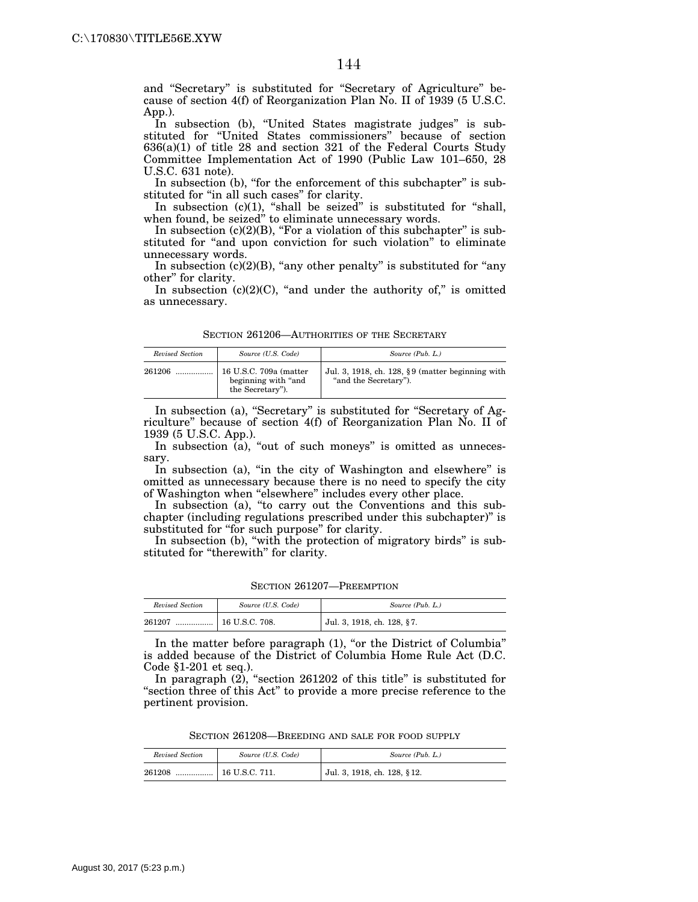and "Secretary" is substituted for "Secretary of Agriculture" because of section 4(f) of Reorganization Plan No. II of 1939 (5 U.S.C. App.).

In subsection (b), "United States magistrate judges" is substituted for "United States commissioners" because of section 636(a)(1) of title 28 and section 321 of the Federal Courts Study Committee Implementation Act of 1990 (Public Law 101–650, 28 U.S.C. 631 note).

In subsection (b), "for the enforcement of this subchapter" is substituted for "in all such cases" for clarity.

In subsection (c)(1), "shall be seized" is substituted for "shall, when found, be seized" to eliminate unnecessary words.

In subsection (c)(2)(B), "For a violation of this subchapter" is substituted for "and upon conviction for such violation" to eliminate unnecessary words.

In subsection (c)(2)(B), "any other penalty" is substituted for "any other" for clarity.

In subsection (c)(2)(C), "and under the authority of," is omitted as unnecessary.

SECTION 261206—AUTHORITIES OF THE SECRETARY

| *Revised Section* | *Source (U.S. Code)* | *Source (Pub. L.)* |
|---|---|---|
| 261206 ................. | 16 U.S.C. 709a (matter beginning with "and the Secretary"). | Jul. 3, 1918, ch. 128, §9 (matter beginning with "and the Secretary"). |

In subsection (a), "Secretary" is substituted for "Secretary of Agriculture" because of section 4(f) of Reorganization Plan No. II of 1939 (5 U.S.C. App.).

In subsection (a), "out of such moneys" is omitted as unnecessary.

In subsection (a), "in the city of Washington and elsewhere" is omitted as unnecessary because there is no need to specify the city of Washington when "elsewhere" includes every other place.

In subsection (a), "to carry out the Conventions and this subchapter (including regulations prescribed under this subchapter)" is substituted for "for such purpose" for clarity.

In subsection (b), "with the protection of migratory birds" is substituted for "therewith" for clarity.

SECTION 261207—PREEMPTION

| *Revised Section* | *Source (U.S. Code)* | *Source (Pub. L.)* |
|---|---|---|
| 261207 ................. | 16 U.S.C. 708. | Jul. 3, 1918, ch. 128, §7. |

In the matter before paragraph (1), "or the District of Columbia" is added because of the District of Columbia Home Rule Act (D.C. Code §1-201 et seq.).

In paragraph (2), "section 261202 of this title" is substituted for "section three of this Act" to provide a more precise reference to the pertinent provision.

SECTION 261208—BREEDING AND SALE FOR FOOD SUPPLY

| *Revised Section* | *Source (U.S. Code)* | *Source (Pub. L.)* |
|---|---|---|
| 261208 ................. | 16 U.S.C. 711. | Jul. 3, 1918, ch. 128, §12. |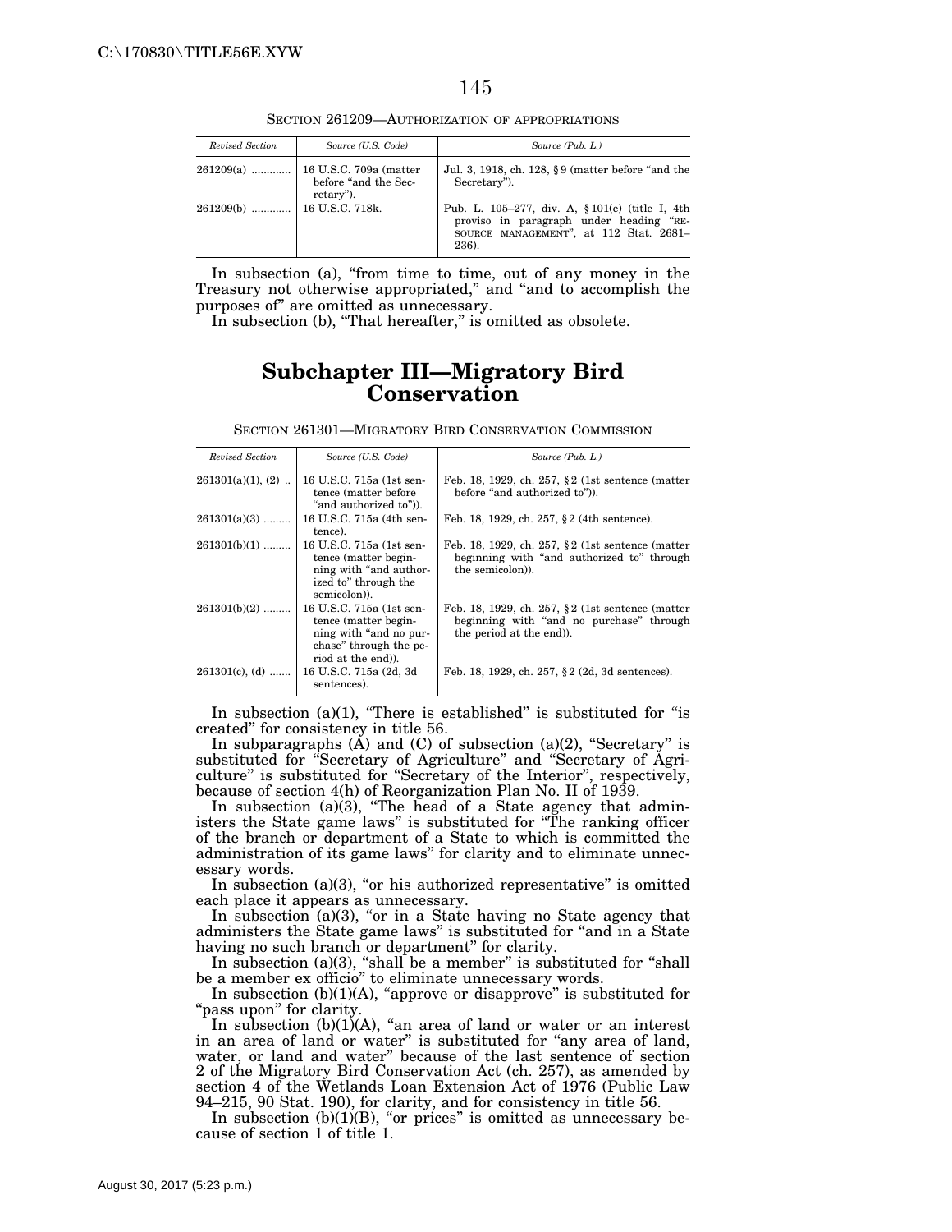SECTION 261209—AUTHORIZATION OF APPROPRIATIONS

| *Revised Section* | *Source (U.S. Code)* | *Source (Pub. L.)* |
|---|---|---|
| 261209(a) ............. | 16 U.S.C. 709a (matter before "and the Secretary"). | Jul. 3, 1918, ch. 128, § 9 (matter before "and the Secretary"). |
| 261209(b) ............. | 16 U.S.C. 718k. | Pub. L. 105–277, div. A, § 101(e) (title I, 4th proviso in paragraph under heading "RESOURCE MANAGEMENT", at 112 Stat. 2681–236). |

In subsection (a), "from time to time, out of any money in the Treasury not otherwise appropriated," and "and to accomplish the purposes of" are omitted as unnecessary.

In subsection (b), "That hereafter," is omitted as obsolete.

## Subchapter III—Migratory Bird Conservation

SECTION 261301—MIGRATORY BIRD CONSERVATION COMMISSION

| *Revised Section* | *Source (U.S. Code)* | *Source (Pub. L.)* |
|---|---|---|
| 261301(a)(1), (2) .. | 16 U.S.C. 715a (1st sentence (matter before "and authorized to")). | Feb. 18, 1929, ch. 257, § 2 (1st sentence (matter before "and authorized to")). |
| 261301(a)(3) ......... | 16 U.S.C. 715a (4th sentence). | Feb. 18, 1929, ch. 257, § 2 (4th sentence). |
| 261301(b)(1) ......... | 16 U.S.C. 715a (1st sentence (matter beginning with "and authorized to" through the semicolon)). | Feb. 18, 1929, ch. 257, § 2 (1st sentence (matter beginning with "and authorized to" through the semicolon)). |
| 261301(b)(2) ......... | 16 U.S.C. 715a (1st sentence (matter beginning with "and no purchase" through the period at the end)). | Feb. 18, 1929, ch. 257, § 2 (1st sentence (matter beginning with "and no purchase" through the period at the end)). |
| 261301(c), (d) ....... | 16 U.S.C. 715a (2d, 3d sentences). | Feb. 18, 1929, ch. 257, § 2 (2d, 3d sentences). |

In subsection (a)(1), "There is established" is substituted for "is created" for consistency in title 56.

In subparagraphs (A) and (C) of subsection (a)(2), "Secretary" is substituted for "Secretary of Agriculture" and "Secretary of Agriculture" is substituted for "Secretary of the Interior", respectively, because of section 4(h) of Reorganization Plan No. II of 1939.

In subsection (a)(3), "The head of a State agency that administers the State game laws" is substituted for "The ranking officer of the branch or department of a State to which is committed the administration of its game laws" for clarity and to eliminate unnecessary words.

In subsection (a)(3), "or his authorized representative" is omitted each place it appears as unnecessary.

In subsection (a)(3), "or in a State having no State agency that administers the State game laws" is substituted for "and in a State having no such branch or department" for clarity.

In subsection (a)(3), "shall be a member" is substituted for "shall be a member ex officio" to eliminate unnecessary words.

In subsection (b)(1)(A), "approve or disapprove" is substituted for "pass upon" for clarity.

In subsection (b)(1)(A), "an area of land or water or an interest in an area of land or water" is substituted for "any area of land, water, or land and water" because of the last sentence of section 2 of the Migratory Bird Conservation Act (ch. 257), as amended by section 4 of the Wetlands Loan Extension Act of 1976 (Public Law 94–215, 90 Stat. 190), for clarity, and for consistency in title 56.

In subsection (b)(1)(B), "or prices" is omitted as unnecessary because of section 1 of title 1.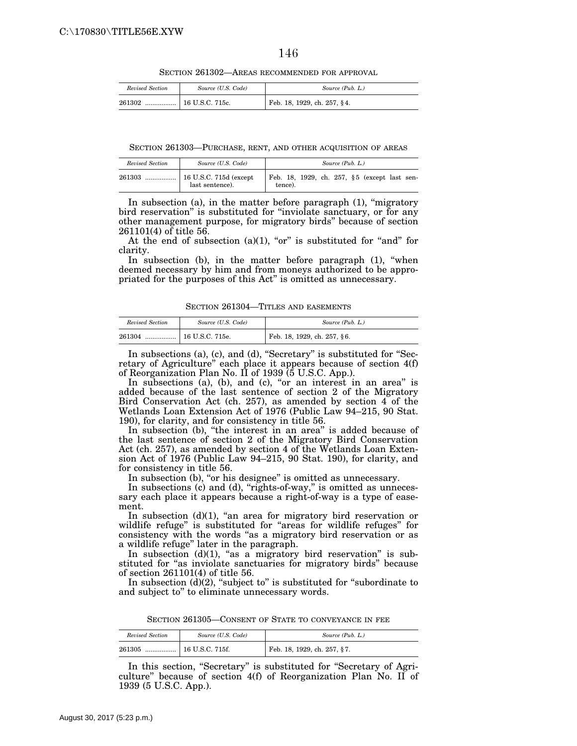SECTION 261302—AREAS RECOMMENDED FOR APPROVAL

| *Revised Section* | *Source (U.S. Code)* | *Source (Pub. L.)* |
|---|---|---|
| 261302 ................. | 16 U.S.C. 715c. | Feb. 18, 1929, ch. 257, §4. |

SECTION 261303—PURCHASE, RENT, AND OTHER ACQUISITION OF AREAS

| *Revised Section* | *Source (U.S. Code)* | *Source (Pub. L.)* |
|---|---|---|
| 261303 ................. | 16 U.S.C. 715d (except last sentence). | Feb. 18, 1929, ch. 257, §5 (except last sentence). |

In subsection (a), in the matter before paragraph (1), "migratory bird reservation" is substituted for "inviolate sanctuary, or for any other management purpose, for migratory birds" because of section 261101(4) of title 56.

At the end of subsection (a)(1), "or" is substituted for "and" for clarity.

In subsection (b), in the matter before paragraph (1), "when deemed necessary by him and from moneys authorized to be appropriated for the purposes of this Act" is omitted as unnecessary.

SECTION 261304—TITLES AND EASEMENTS

| *Revised Section* | *Source (U.S. Code)* | *Source (Pub. L.)* |
|---|---|---|
| 261304 ................. | 16 U.S.C. 715e. | Feb. 18, 1929, ch. 257, §6. |

In subsections (a), (c), and (d), "Secretary" is substituted for "Secretary of Agriculture" each place it appears because of section 4(f) of Reorganization Plan No. II of 1939 (5 U.S.C. App.).

In subsections (a), (b), and (c), "or an interest in an area" is added because of the last sentence of section 2 of the Migratory Bird Conservation Act (ch. 257), as amended by section 4 of the Wetlands Loan Extension Act of 1976 (Public Law 94–215, 90 Stat. 190), for clarity, and for consistency in title 56.

In subsection (b), "the interest in an area" is added because of the last sentence of section 2 of the Migratory Bird Conservation Act (ch. 257), as amended by section 4 of the Wetlands Loan Extension Act of 1976 (Public Law 94–215, 90 Stat. 190), for clarity, and for consistency in title 56.

In subsection (b), "or his designee" is omitted as unnecessary.

In subsections (c) and (d), "rights-of-way," is omitted as unnecessary each place it appears because a right-of-way is a type of easement.

In subsection (d)(1), "an area for migratory bird reservation or wildlife refuge" is substituted for "areas for wildlife refuges" for consistency with the words "as a migratory bird reservation or as a wildlife refuge" later in the paragraph.

In subsection (d)(1), "as a migratory bird reservation" is substituted for "as inviolate sanctuaries for migratory birds" because of section 261101(4) of title 56.

In subsection (d)(2), "subject to" is substituted for "subordinate to and subject to" to eliminate unnecessary words.

SECTION 261305—CONSENT OF STATE TO CONVEYANCE IN FEE

| *Revised Section* | *Source (U.S. Code)* | *Source (Pub. L.)* |
|---|---|---|
| 261305 ................. | 16 U.S.C. 715f. | Feb. 18, 1929, ch. 257, §7. |

In this section, "Secretary" is substituted for "Secretary of Agriculture" because of section 4(f) of Reorganization Plan No. II of 1939 (5 U.S.C. App.).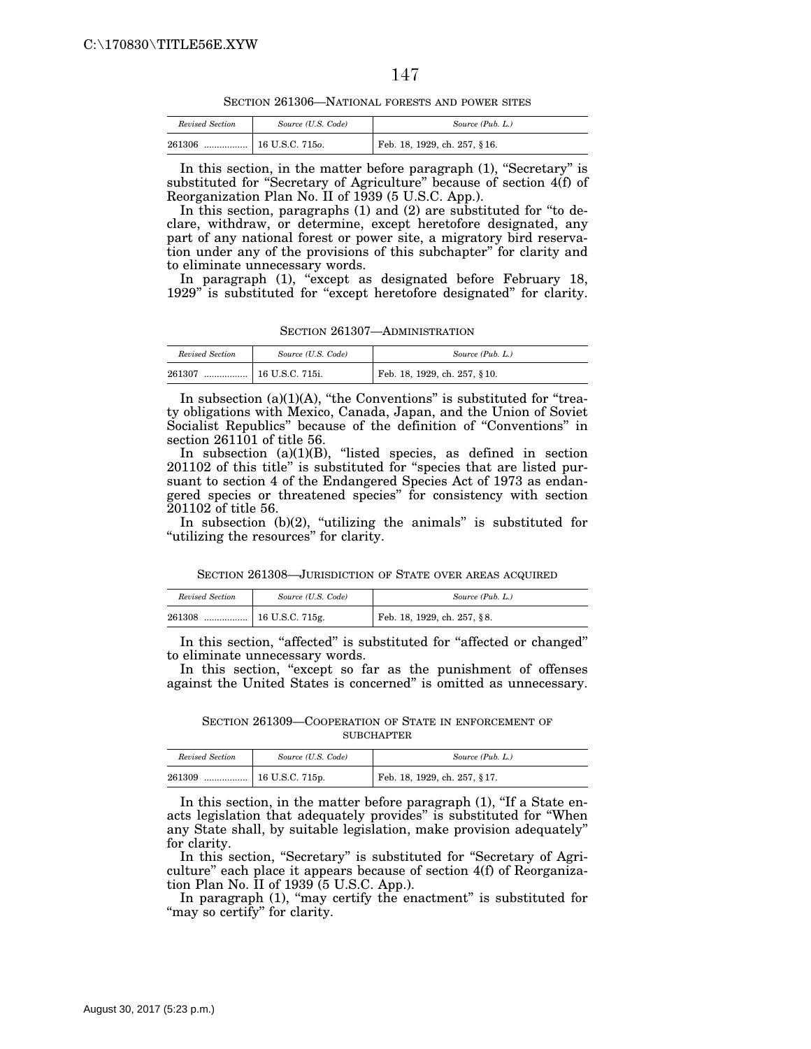SECTION 261306—NATIONAL FORESTS AND POWER SITES

| *Revised Section* | *Source (U.S. Code)* | *Source (Pub. L.)* |
|---|---|---|
| 261306 ................. | 16 U.S.C. 715*o*. | Feb. 18, 1929, ch. 257, §16. |

In this section, in the matter before paragraph (1), "Secretary" is substituted for "Secretary of Agriculture" because of section 4(f) of Reorganization Plan No. II of 1939 (5 U.S.C. App.).

In this section, paragraphs (1) and (2) are substituted for "to declare, withdraw, or determine, except heretofore designated, any part of any national forest or power site, a migratory bird reservation under any of the provisions of this subchapter" for clarity and to eliminate unnecessary words.

In paragraph (1), "except as designated before February 18, 1929" is substituted for "except heretofore designated" for clarity.

SECTION 261307—ADMINISTRATION

| *Revised Section* | *Source (U.S. Code)* | *Source (Pub. L.)* |
|---|---|---|
| 261307 ................. | 16 U.S.C. 715i. | Feb. 18, 1929, ch. 257, §10. |

In subsection (a)(1)(A), "the Conventions" is substituted for "treaty obligations with Mexico, Canada, Japan, and the Union of Soviet Socialist Republics" because of the definition of "Conventions" in section 261101 of title 56.

In subsection (a)(1)(B), "listed species, as defined in section 201102 of this title" is substituted for "species that are listed pursuant to section 4 of the Endangered Species Act of 1973 as endangered species or threatened species" for consistency with section 201102 of title 56.

In subsection (b)(2), "utilizing the animals" is substituted for "utilizing the resources" for clarity.

SECTION 261308—JURISDICTION OF STATE OVER AREAS ACQUIRED

| *Revised Section* | *Source (U.S. Code)* | *Source (Pub. L.)* |
|---|---|---|
| 261308 ................. | 16 U.S.C. 715g. | Feb. 18, 1929, ch. 257, §8. |

In this section, "affected" is substituted for "affected or changed" to eliminate unnecessary words.

In this section, "except so far as the punishment of offenses against the United States is concerned" is omitted as unnecessary.

SECTION 261309—COOPERATION OF STATE IN ENFORCEMENT OF SUBCHAPTER

| *Revised Section* | *Source (U.S. Code)* | *Source (Pub. L.)* |
|---|---|---|
| 261309 ................. | 16 U.S.C. 715p. | Feb. 18, 1929, ch. 257, §17. |

In this section, in the matter before paragraph (1), "If a State enacts legislation that adequately provides" is substituted for "When any State shall, by suitable legislation, make provision adequately" for clarity.

In this section, "Secretary" is substituted for "Secretary of Agriculture" each place it appears because of section 4(f) of Reorganization Plan No. II of 1939 (5 U.S.C. App.).

In paragraph (1), "may certify the enactment" is substituted for "may so certify" for clarity.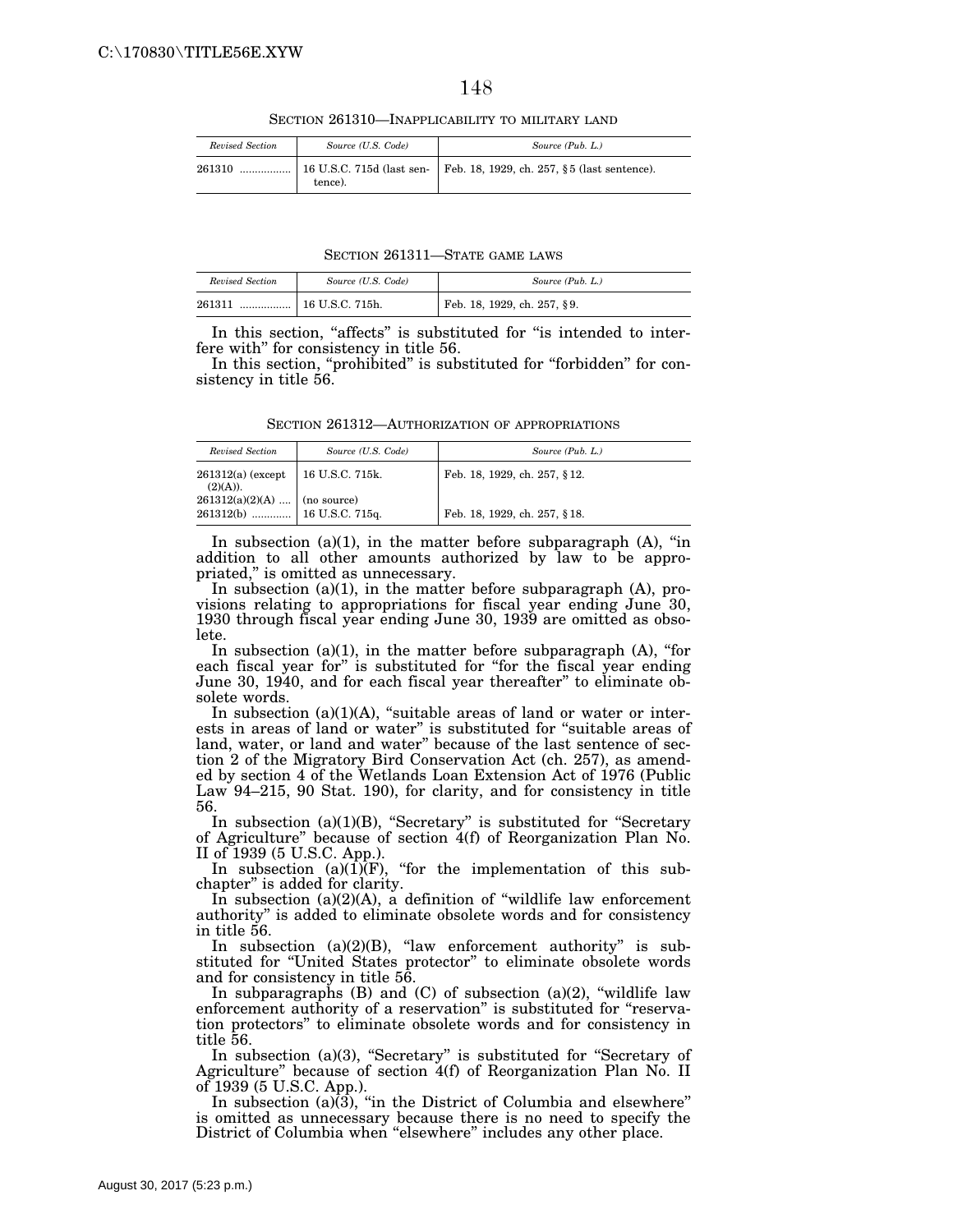SECTION 261310—INAPPLICABILITY TO MILITARY LAND

| *Revised Section* | *Source (U.S. Code)* | *Source (Pub. L.)* |
|---|---|---|
| 261310 ................. | 16 U.S.C. 715d (last sentence). | Feb. 18, 1929, ch. 257, §5 (last sentence). |

SECTION 261311—STATE GAME LAWS

| *Revised Section* | *Source (U.S. Code)* | *Source (Pub. L.)* |
|---|---|---|
| 261311 ................. | 16 U.S.C. 715h. | Feb. 18, 1929, ch. 257, §9. |

In this section, "affects" is substituted for "is intended to interfere with" for consistency in title 56.

In this section, "prohibited" is substituted for "forbidden" for consistency in title 56.

SECTION 261312—AUTHORIZATION OF APPROPRIATIONS

| *Revised Section* | *Source (U.S. Code)* | *Source (Pub. L.)* |
|---|---|---|
| 261312(a) (except (2)(A)). | 16 U.S.C. 715k. | Feb. 18, 1929, ch. 257, §12. |
| 261312(a)(2)(A) .... | (no source) | |
| 261312(b) ............. | 16 U.S.C. 715q. | Feb. 18, 1929, ch. 257, §18. |

In subsection (a)(1), in the matter before subparagraph (A), "in addition to all other amounts authorized by law to be appropriated," is omitted as unnecessary.

In subsection (a)(1), in the matter before subparagraph (A), provisions relating to appropriations for fiscal year ending June 30, 1930 through fiscal year ending June 30, 1939 are omitted as obsolete.

In subsection (a)(1), in the matter before subparagraph (A), "for each fiscal year for" is substituted for "for the fiscal year ending June 30, 1940, and for each fiscal year thereafter" to eliminate obsolete words.

In subsection (a)(1)(A), "suitable areas of land or water or interests in areas of land or water" is substituted for "suitable areas of land, water, or land and water" because of the last sentence of section 2 of the Migratory Bird Conservation Act (ch. 257), as amended by section 4 of the Wetlands Loan Extension Act of 1976 (Public Law 94–215, 90 Stat. 190), for clarity, and for consistency in title 56.

In subsection (a)(1)(B), "Secretary" is substituted for "Secretary of Agriculture" because of section 4(f) of Reorganization Plan No. II of 1939 (5 U.S.C. App.).

In subsection (a)(1)(F), "for the implementation of this subchapter" is added for clarity.

In subsection (a)(2)(A), a definition of "wildlife law enforcement authority" is added to eliminate obsolete words and for consistency in title 56.

In subsection (a)(2)(B), "law enforcement authority" is substituted for "United States protector" to eliminate obsolete words and for consistency in title 56.

In subparagraphs (B) and (C) of subsection (a)(2), "wildlife law enforcement authority of a reservation" is substituted for "reservation protectors" to eliminate obsolete words and for consistency in title 56.

In subsection (a)(3), "Secretary" is substituted for "Secretary of Agriculture" because of section 4(f) of Reorganization Plan No. II of 1939 (5 U.S.C. App.).

In subsection (a)(3), "in the District of Columbia and elsewhere" is omitted as unnecessary because there is no need to specify the District of Columbia when "elsewhere" includes any other place.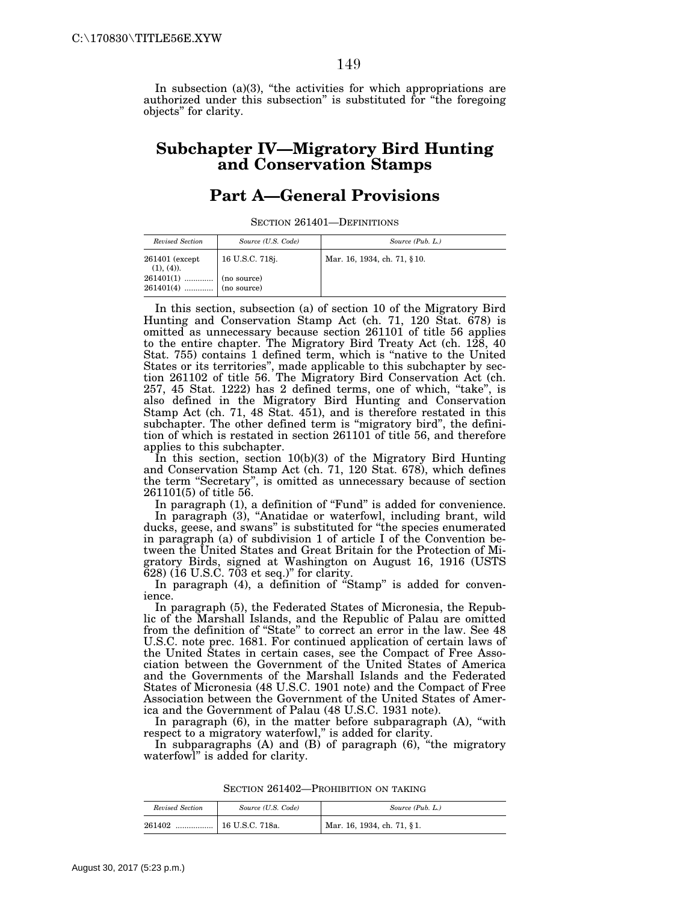In subsection (a)(3), "the activities for which appropriations are authorized under this subsection" is substituted for "the foregoing objects" for clarity.

# Subchapter IV—Migratory Bird Hunting and Conservation Stamps

## Part A—General Provisions

SECTION 261401—DEFINITIONS

| *Revised Section* | *Source (U.S. Code)* | *Source (Pub. L.)* |
|---|---|---|
| 261401 (except (1), (4)). | 16 U.S.C. 718j. | Mar. 16, 1934, ch. 71, §10. |
| 261401(1) ............. | (no source) | |
| 261401(4) ............. | (no source) | |

In this section, subsection (a) of section 10 of the Migratory Bird Hunting and Conservation Stamp Act (ch. 71, 120 Stat. 678) is omitted as unnecessary because section 261101 of title 56 applies to the entire chapter. The Migratory Bird Treaty Act (ch. 128, 40 Stat. 755) contains 1 defined term, which is "native to the United States or its territories", made applicable to this subchapter by section 261102 of title 56. The Migratory Bird Conservation Act (ch. 257, 45 Stat. 1222) has 2 defined terms, one of which, "take", is also defined in the Migratory Bird Hunting and Conservation Stamp Act (ch. 71, 48 Stat. 451), and is therefore restated in this subchapter. The other defined term is "migratory bird", the definition of which is restated in section 261101 of title 56, and therefore applies to this subchapter.

In this section, section 10(b)(3) of the Migratory Bird Hunting and Conservation Stamp Act (ch. 71, 120 Stat. 678), which defines the term "Secretary", is omitted as unnecessary because of section 261101(5) of title 56.

In paragraph (1), a definition of "Fund" is added for convenience.

In paragraph (3), "Anatidae or waterfowl, including brant, wild ducks, geese, and swans" is substituted for "the species enumerated in paragraph (a) of subdivision 1 of article I of the Convention between the United States and Great Britain for the Protection of Migratory Birds, signed at Washington on August 16, 1916 (USTS 628) (16 U.S.C. 703 et seq.)" for clarity.

In paragraph (4), a definition of "Stamp" is added for convenience.

In paragraph (5), the Federated States of Micronesia, the Republic of the Marshall Islands, and the Republic of Palau are omitted from the definition of "State" to correct an error in the law. See 48 U.S.C. note prec. 1681. For continued application of certain laws of the United States in certain cases, see the Compact of Free Association between the Government of the United States of America and the Governments of the Marshall Islands and the Federated States of Micronesia (48 U.S.C. 1901 note) and the Compact of Free Association between the Government of the United States of America and the Government of Palau (48 U.S.C. 1931 note).

In paragraph (6), in the matter before subparagraph (A), "with respect to a migratory waterfowl," is added for clarity.

In subparagraphs (A) and (B) of paragraph (6), "the migratory waterfowl" is added for clarity.

SECTION 261402—PROHIBITION ON TAKING

| *Revised Section* | *Source (U.S. Code)* | *Source (Pub. L.)* |
|---|---|---|
| 261402 ................ | 16 U.S.C. 718a. | Mar. 16, 1934, ch. 71, §1. |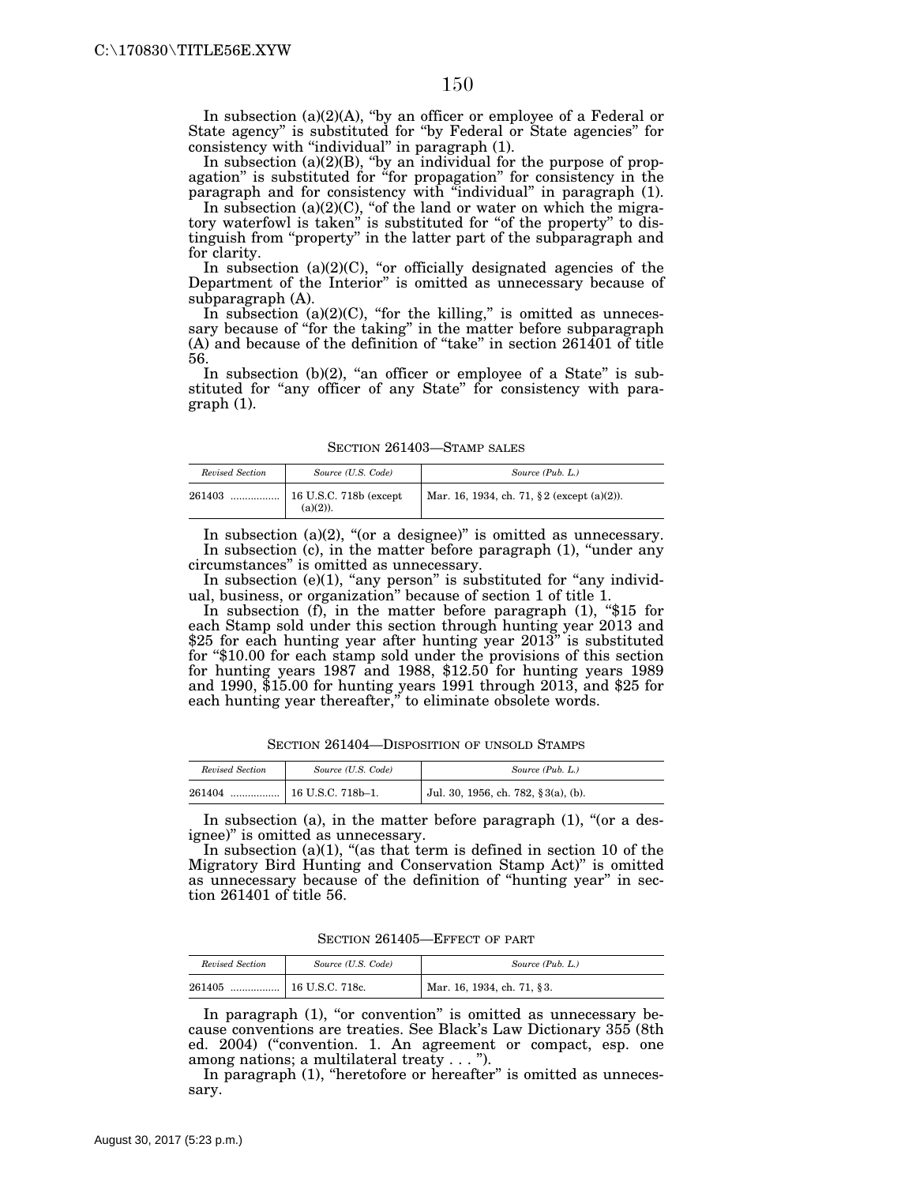In subsection (a)(2)(A), "by an officer or employee of a Federal or State agency" is substituted for "by Federal or State agencies" for consistency with "individual" in paragraph (1).

In subsection (a)(2)(B), "by an individual for the purpose of propagation" is substituted for "for propagation" for consistency in the paragraph and for consistency with "individual" in paragraph (1).

In subsection (a)(2)(C), "of the land or water on which the migratory waterfowl is taken" is substituted for "of the property" to distinguish from "property" in the latter part of the subparagraph and for clarity.

In subsection (a)(2)(C), "or officially designated agencies of the Department of the Interior" is omitted as unnecessary because of subparagraph (A).

In subsection (a)(2)(C), "for the killing," is omitted as unnecessary because of "for the taking" in the matter before subparagraph (A) and because of the definition of "take" in section 261401 of title 56.

In subsection (b)(2), "an officer or employee of a State" is substituted for "any officer of any State" for consistency with paragraph (1).

### SECTION 261403—STAMP SALES

| *Revised Section* | *Source (U.S. Code)* | *Source (Pub. L.)* |
|---|---|---|
| 261403 ................. | 16 U.S.C. 718b (except (a)(2)). | Mar. 16, 1934, ch. 71, § 2 (except (a)(2)). |

In subsection (a)(2), "(or a designee)" is omitted as unnecessary.

In subsection (c), in the matter before paragraph (1), "under any circumstances" is omitted as unnecessary.

In subsection (e)(1), "any person" is substituted for "any individual, business, or organization" because of section 1 of title 1.

In subsection (f), in the matter before paragraph (1), "$15 for each Stamp sold under this section through hunting year 2013 and $25 for each hunting year after hunting year 2013" is substituted for "$10.00 for each stamp sold under the provisions of this section for hunting years 1987 and 1988, $12.50 for hunting years 1989 and 1990, $15.00 for hunting years 1991 through 2013, and $25 for each hunting year thereafter," to eliminate obsolete words.

### SECTION 261404—DISPOSITION OF UNSOLD STAMPS

| *Revised Section* | *Source (U.S. Code)* | *Source (Pub. L.)* |
|---|---|---|
| 261404 ................. | 16 U.S.C. 718b–1. | Jul. 30, 1956, ch. 782, § 3(a), (b). |

In subsection (a), in the matter before paragraph (1), "(or a designee)" is omitted as unnecessary.

In subsection (a)(1), "(as that term is defined in section 10 of the Migratory Bird Hunting and Conservation Stamp Act)" is omitted as unnecessary because of the definition of "hunting year" in section 261401 of title 56.

### SECTION 261405—EFFECT OF PART

| *Revised Section* | *Source (U.S. Code)* | *Source (Pub. L.)* |
|---|---|---|
| 261405 ................. | 16 U.S.C. 718c. | Mar. 16, 1934, ch. 71, § 3. |

In paragraph (1), "or convention" is omitted as unnecessary because conventions are treaties. See Black's Law Dictionary 355 (8th ed. 2004) ("convention. 1. An agreement or compact, esp. one among nations; a multilateral treaty . . . ").

In paragraph (1), "heretofore or hereafter" is omitted as unnecessary.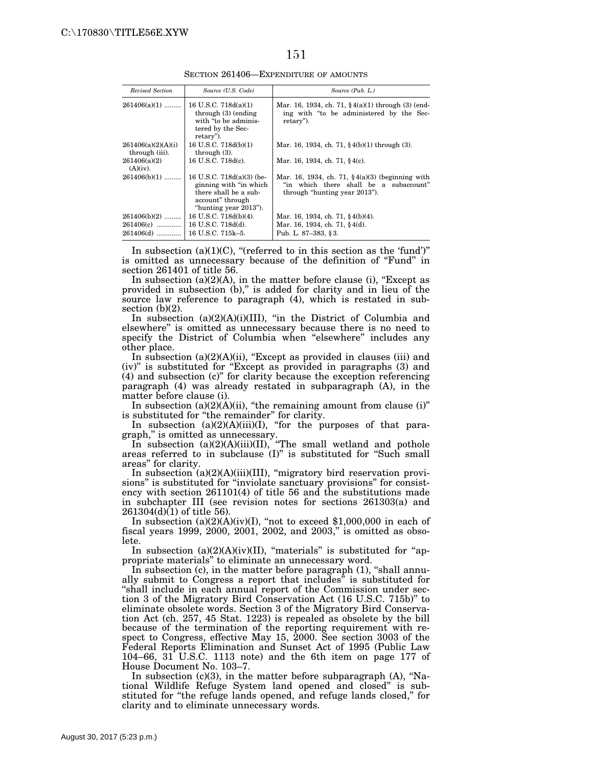SECTION 261406—EXPENDITURE OF AMOUNTS

| *Revised Section* | *Source (U.S. Code)* | *Source (Pub. L.)* |
|---|---|---|
| 261406(a)(1) | 16 U.S.C. 718d(a)(1) through (3) (ending with "to be administered by the Secretary"). | Mar. 16, 1934, ch. 71, §4(a)(1) through (3) (ending with "to be administered by the Secretary"). |
| 261406(a)(2)(A)(i) through (iii). | 16 U.S.C. 718d(b)(1) through (3). | Mar. 16, 1934, ch. 71, §4(b)(1) through (3). |
| 261406(a)(2)(A)(iv). | 16 U.S.C. 718d(c). | Mar. 16, 1934, ch. 71, §4(c). |
| 261406(b)(1) | 16 U.S.C. 718d(a)(3) (beginning with "in which there shall be a subaccount" through "hunting year 2013"). | Mar. 16, 1934, ch. 71, §4(a)(3) (beginning with "in which there shall be a subaccount" through "hunting year 2013"). |
| 261406(b)(2) | 16 U.S.C. 718d(b)(4). | Mar. 16, 1934, ch. 71, §4(b)(4). |
| 261406(c) | 16 U.S.C. 718d(d). | Mar. 16, 1934, ch. 71, §4(d). |
| 261406(d) | 16 U.S.C. 715k–5. | Pub. L. 87–383, §3. |

In subsection (a)(1)(C), "(referred to in this section as the 'fund')" is omitted as unnecessary because of the definition of "Fund" in section 261401 of title 56.

In subsection (a)(2)(A), in the matter before clause (i), "Except as provided in subsection (b)," is added for clarity and in lieu of the source law reference to paragraph (4), which is restated in subsection (b)(2).

In subsection (a)(2)(A)(i)(III), "in the District of Columbia and elsewhere" is omitted as unnecessary because there is no need to specify the District of Columbia when "elsewhere" includes any other place.

In subsection (a)(2)(A)(ii), "Except as provided in clauses (iii) and (iv)" is substituted for "Except as provided in paragraphs (3) and (4) and subsection (c)" for clarity because the exception referencing paragraph (4) was already restated in subparagraph (A), in the matter before clause (i).

In subsection (a)(2)(A)(ii), "the remaining amount from clause (i)" is substituted for "the remainder" for clarity.

In subsection (a)(2)(A)(iii)(I), "for the purposes of that paragraph," is omitted as unnecessary.

In subsection (a)(2)(A)(iii)(II), "The small wetland and pothole areas referred to in subclause (I)" is substituted for "Such small areas" for clarity.

In subsection (a)(2)(A)(iii)(III), "migratory bird reservation provisions" is substituted for "inviolate sanctuary provisions" for consistency with section 261101(4) of title 56 and the substitutions made in subchapter III (see revision notes for sections 261303(a) and 261304(d)(1) of title 56).

In subsection (a)(2)(A)(iv)(I), "not to exceed $1,000,000 in each of fiscal years 1999, 2000, 2001, 2002, and 2003," is omitted as obsolete.

In subsection (a)(2)(A)(iv)(II), "materials" is substituted for "appropriate materials" to eliminate an unnecessary word.

In subsection (c), in the matter before paragraph (1), "shall annually submit to Congress a report that includes" is substituted for "shall include in each annual report of the Commission under section 3 of the Migratory Bird Conservation Act (16 U.S.C. 715b)" to eliminate obsolete words. Section 3 of the Migratory Bird Conservation Act (ch. 257, 45 Stat. 1223) is repealed as obsolete by the bill because of the termination of the reporting requirement with respect to Congress, effective May 15, 2000. See section 3003 of the Federal Reports Elimination and Sunset Act of 1995 (Public Law 104–66, 31 U.S.C. 1113 note) and the 6th item on page 177 of House Document No. 103–7.

In subsection (c)(3), in the matter before subparagraph (A), "National Wildlife Refuge System land opened and closed" is substituted for "the refuge lands opened, and refuge lands closed," for clarity and to eliminate unnecessary words.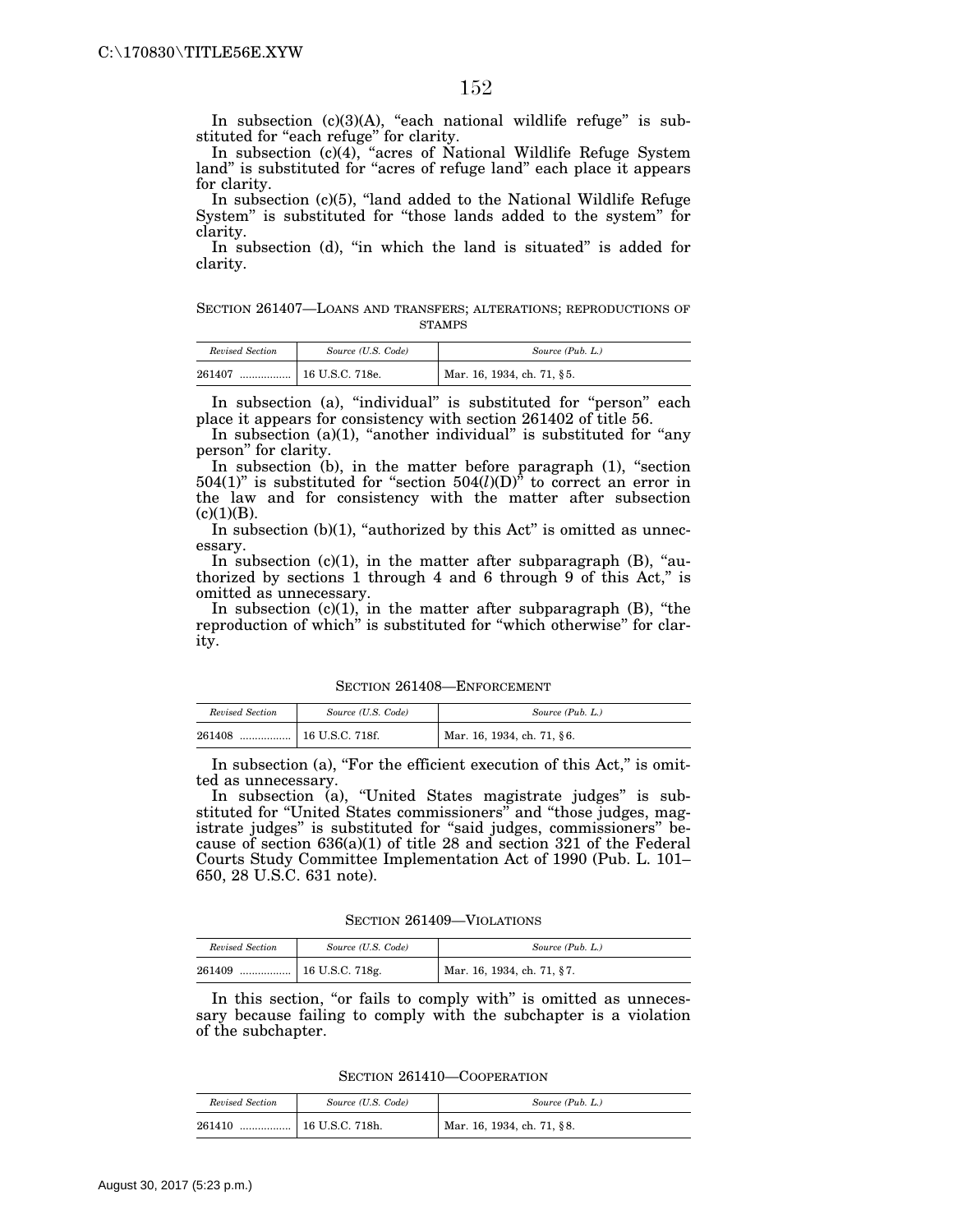In subsection (c)(3)(A), "each national wildlife refuge" is substituted for "each refuge" for clarity.

In subsection (c)(4), "acres of National Wildlife Refuge System land" is substituted for "acres of refuge land" each place it appears for clarity.

In subsection (c)(5), "land added to the National Wildlife Refuge System" is substituted for "those lands added to the system" for clarity.

In subsection (d), "in which the land is situated" is added for clarity.

### SECTION 261407—LOANS AND TRANSFERS; ALTERATIONS; REPRODUCTIONS OF STAMPS

| *Revised Section* | *Source (U.S. Code)* | *Source (Pub. L.)* |
|---|---|---|
| 261407 ................. | 16 U.S.C. 718e. | Mar. 16, 1934, ch. 71, §5. |

In subsection (a), "individual" is substituted for "person" each place it appears for consistency with section 261402 of title 56.

In subsection (a)(1), "another individual" is substituted for "any person" for clarity.

In subsection (b), in the matter before paragraph (1), "section 504(1)" is substituted for "section 504(*l*)(D)" to correct an error in the law and for consistency with the matter after subsection (c)(1)(B).

In subsection (b)(1), "authorized by this Act" is omitted as unnecessary.

In subsection (c)(1), in the matter after subparagraph (B), "authorized by sections 1 through 4 and 6 through 9 of this Act," is omitted as unnecessary.

In subsection (c)(1), in the matter after subparagraph (B), "the reproduction of which" is substituted for "which otherwise" for clarity.

### SECTION 261408—ENFORCEMENT

| *Revised Section* | *Source (U.S. Code)* | *Source (Pub. L.)* |
|---|---|---|
| 261408 ................. | 16 U.S.C. 718f. | Mar. 16, 1934, ch. 71, §6. |

In subsection (a), "For the efficient execution of this Act," is omitted as unnecessary.

In subsection (a), "United States magistrate judges" is substituted for "United States commissioners" and "those judges, magistrate judges" is substituted for "said judges, commissioners" because of section 636(a)(1) of title 28 and section 321 of the Federal Courts Study Committee Implementation Act of 1990 (Pub. L. 101–650, 28 U.S.C. 631 note).

### SECTION 261409—VIOLATIONS

| *Revised Section* | *Source (U.S. Code)* | *Source (Pub. L.)* |
|---|---|---|
| 261409 ................. | 16 U.S.C. 718g. | Mar. 16, 1934, ch. 71, §7. |

In this section, "or fails to comply with" is omitted as unnecessary because failing to comply with the subchapter is a violation of the subchapter.

### SECTION 261410—COOPERATION

| *Revised Section* | *Source (U.S. Code)* | *Source (Pub. L.)* |
|---|---|---|
| 261410 ................. | 16 U.S.C. 718h. | Mar. 16, 1934, ch. 71, §8. |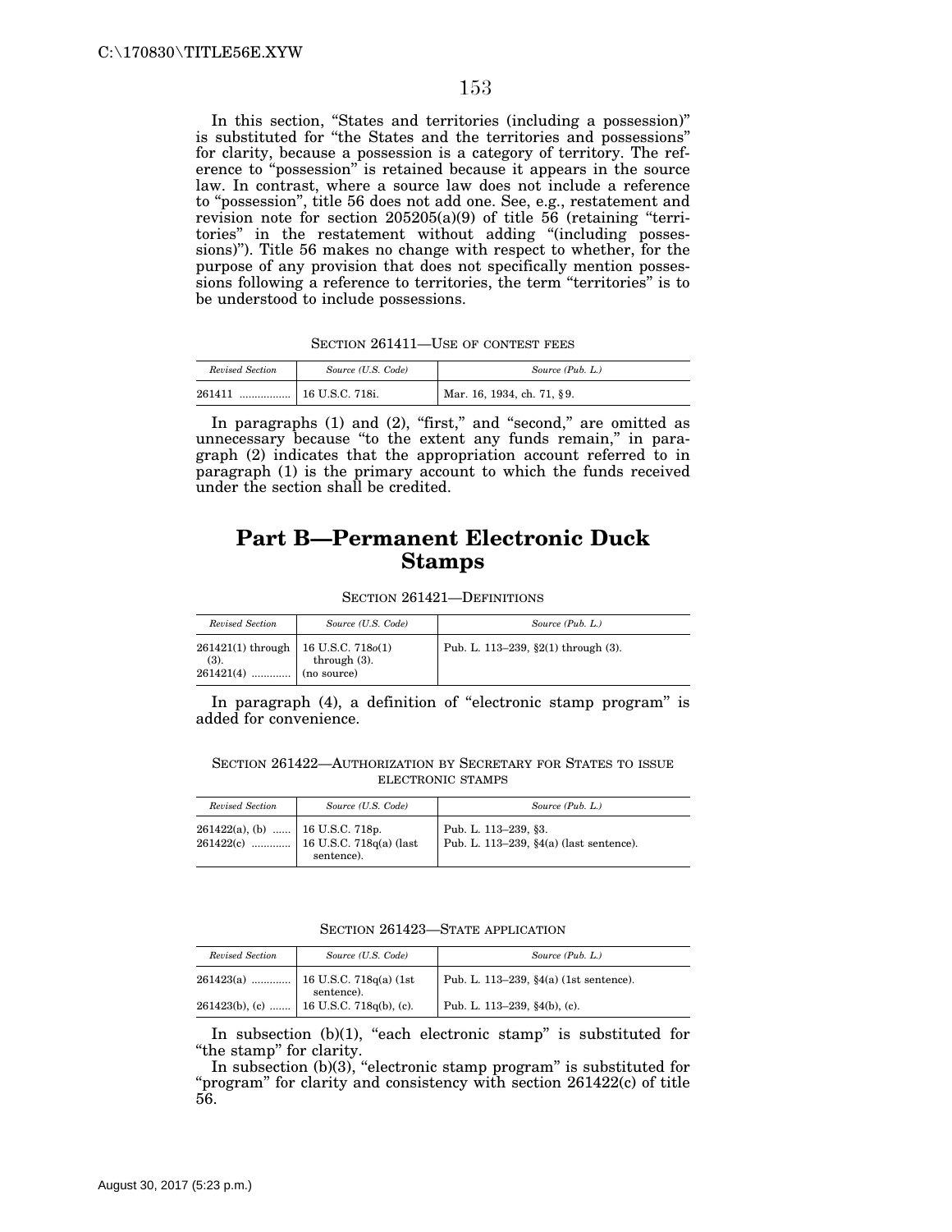In this section, "States and territories (including a possession)" is substituted for "the States and the territories and possessions" for clarity, because a possession is a category of territory. The reference to "possession" is retained because it appears in the source law. In contrast, where a source law does not include a reference to "possession", title 56 does not add one. See, e.g., restatement and revision note for section 205205(a)(9) of title 56 (retaining "territories" in the restatement without adding "(including possessions)"). Title 56 makes no change with respect to whether, for the purpose of any provision that does not specifically mention possessions following a reference to territories, the term "territories" is to be understood to include possessions.

SECTION 261411—USE OF CONTEST FEES

| *Revised Section* | *Source (U.S. Code)* | *Source (Pub. L.)* |
|---|---|---|
| 261411 ................. | 16 U.S.C. 718i. | Mar. 16, 1934, ch. 71, §9. |

In paragraphs (1) and (2), "first," and "second," are omitted as unnecessary because "to the extent any funds remain," in paragraph (2) indicates that the appropriation account referred to in paragraph (1) is the primary account to which the funds received under the section shall be credited.

## Part B—Permanent Electronic Duck Stamps

SECTION 261421—DEFINITIONS

| *Revised Section* | *Source (U.S. Code)* | *Source (Pub. L.)* |
|---|---|---|
| 261421(1) through (3). | 16 U.S.C. 718o(1) through (3). | Pub. L. 113–239, §2(1) through (3). |
| 261421(4) ............. | (no source) | |

In paragraph (4), a definition of "electronic stamp program" is added for convenience.

SECTION 261422—AUTHORIZATION BY SECRETARY FOR STATES TO ISSUE ELECTRONIC STAMPS

| *Revised Section* | *Source (U.S. Code)* | *Source (Pub. L.)* |
|---|---|---|
| 261422(a), (b) ...... | 16 U.S.C. 718p. | Pub. L. 113–239, §3. |
| 261422(c) ............. | 16 U.S.C. 718q(a) (last sentence). | Pub. L. 113–239, §4(a) (last sentence). |

SECTION 261423—STATE APPLICATION

| *Revised Section* | *Source (U.S. Code)* | *Source (Pub. L.)* |
|---|---|---|
| 261423(a) ............. | 16 U.S.C. 718q(a) (1st sentence). | Pub. L. 113–239, §4(a) (1st sentence). |
| 261423(b), (c) ....... | 16 U.S.C. 718q(b), (c). | Pub. L. 113–239, §4(b), (c). |

In subsection (b)(1), "each electronic stamp" is substituted for "the stamp" for clarity.

In subsection (b)(3), "electronic stamp program" is substituted for "program" for clarity and consistency with section 261422(c) of title 56.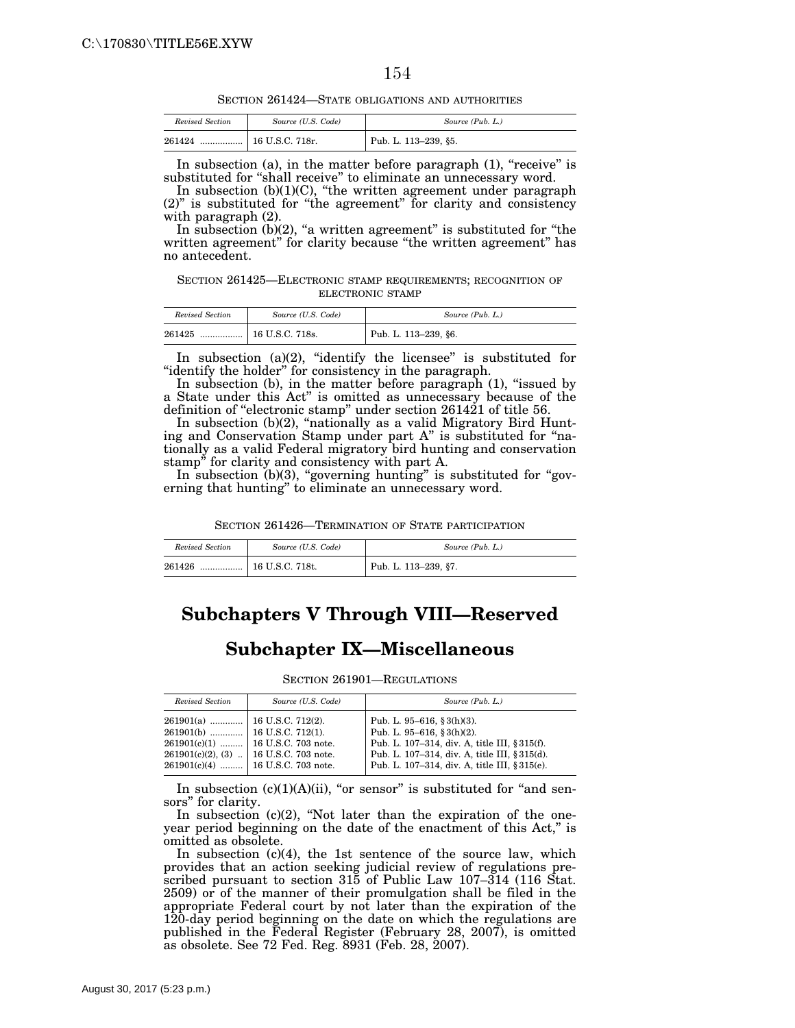SECTION 261424—STATE OBLIGATIONS AND AUTHORITIES

| *Revised Section* | *Source (U.S. Code)* | *Source (Pub. L.)* |
|---|---|---|
| 261424 ................. | 16 U.S.C. 718r. | Pub. L. 113–239, §5. |

In subsection (a), in the matter before paragraph (1), "receive" is substituted for "shall receive" to eliminate an unnecessary word.

In subsection (b)(1)(C), "the written agreement under paragraph (2)" is substituted for "the agreement" for clarity and consistency with paragraph (2).

In subsection (b)(2), "a written agreement" is substituted for "the written agreement" for clarity because "the written agreement" has no antecedent.

SECTION 261425—ELECTRONIC STAMP REQUIREMENTS; RECOGNITION OF ELECTRONIC STAMP

| *Revised Section* | *Source (U.S. Code)* | *Source (Pub. L.)* |
|---|---|---|
| 261425 ................. | 16 U.S.C. 718s. | Pub. L. 113–239, §6. |

In subsection (a)(2), "identify the licensee" is substituted for "identify the holder" for consistency in the paragraph.

In subsection (b), in the matter before paragraph (1), "issued by a State under this Act" is omitted as unnecessary because of the definition of "electronic stamp" under section 261421 of title 56.

In subsection (b)(2), "nationally as a valid Migratory Bird Hunting and Conservation Stamp under part A" is substituted for "nationally as a valid Federal migratory bird hunting and conservation stamp" for clarity and consistency with part A.

In subsection (b)(3), "governing hunting" is substituted for "governing that hunting" to eliminate an unnecessary word.

SECTION 261426—TERMINATION OF STATE PARTICIPATION

| *Revised Section* | *Source (U.S. Code)* | *Source (Pub. L.)* |
|---|---|---|
| 261426 ................. | 16 U.S.C. 718t. | Pub. L. 113–239, §7. |

# Subchapters V Through VIII—Reserved

# Subchapter IX—Miscellaneous

SECTION 261901—REGULATIONS

| *Revised Section* | *Source (U.S. Code)* | *Source (Pub. L.)* |
|---|---|---|
| 261901(a) ............. | 16 U.S.C. 712(2). | Pub. L. 95–616, §3(h)(3). |
| 261901(b) ............. | 16 U.S.C. 712(1). | Pub. L. 95–616, §3(h)(2). |
| 261901(c)(1) ......... | 16 U.S.C. 703 note. | Pub. L. 107–314, div. A, title III, §315(f). |
| 261901(c)(2), (3) .. | 16 U.S.C. 703 note. | Pub. L. 107–314, div. A, title III, §315(d). |
| 261901(c)(4) ......... | 16 U.S.C. 703 note. | Pub. L. 107–314, div. A, title III, §315(e). |

In subsection (c)(1)(A)(ii), "or sensor" is substituted for "and sensors" for clarity.

In subsection (c)(2), "Not later than the expiration of the one-year period beginning on the date of the enactment of this Act," is omitted as obsolete.

In subsection (c)(4), the 1st sentence of the source law, which provides that an action seeking judicial review of regulations prescribed pursuant to section 315 of Public Law 107–314 (116 Stat. 2509) or of the manner of their promulgation shall be filed in the appropriate Federal court by not later than the expiration of the 120-day period beginning on the date on which the regulations are published in the Federal Register (February 28, 2007), is omitted as obsolete. See 72 Fed. Reg. 8931 (Feb. 28, 2007).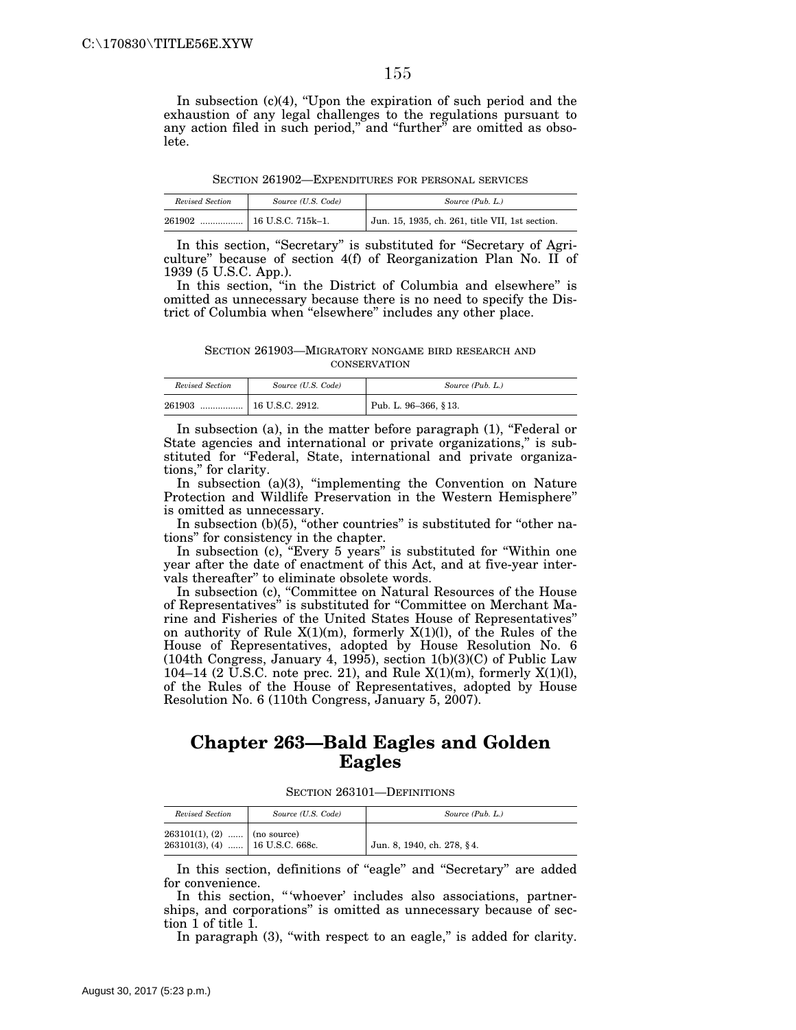In subsection (c)(4), "Upon the expiration of such period and the exhaustion of any legal challenges to the regulations pursuant to any action filed in such period," and "further" are omitted as obsolete.

SECTION 261902—EXPENDITURES FOR PERSONAL SERVICES

| *Revised Section* | *Source (U.S. Code)* | *Source (Pub. L.)* |
|---|---|---|
| 261902 ................. | 16 U.S.C. 715k–1. | Jun. 15, 1935, ch. 261, title VII, 1st section. |

In this section, "Secretary" is substituted for "Secretary of Agriculture" because of section 4(f) of Reorganization Plan No. II of 1939 (5 U.S.C. App.).

In this section, "in the District of Columbia and elsewhere" is omitted as unnecessary because there is no need to specify the District of Columbia when "elsewhere" includes any other place.

SECTION 261903—MIGRATORY NONGAME BIRD RESEARCH AND CONSERVATION

| *Revised Section* | *Source (U.S. Code)* | *Source (Pub. L.)* |
|---|---|---|
| 261903 ................. | 16 U.S.C. 2912. | Pub. L. 96–366, §13. |

In subsection (a), in the matter before paragraph (1), "Federal or State agencies and international or private organizations," is substituted for "Federal, State, international and private organizations," for clarity.

In subsection (a)(3), "implementing the Convention on Nature Protection and Wildlife Preservation in the Western Hemisphere" is omitted as unnecessary.

In subsection (b)(5), "other countries" is substituted for "other nations" for consistency in the chapter.

In subsection (c), "Every 5 years" is substituted for "Within one year after the date of enactment of this Act, and at five-year intervals thereafter" to eliminate obsolete words.

In subsection (c), "Committee on Natural Resources of the House of Representatives" is substituted for "Committee on Merchant Marine and Fisheries of the United States House of Representatives" on authority of Rule X(1)(m), formerly X(1)(l), of the Rules of the House of Representatives, adopted by House Resolution No. 6 (104th Congress, January 4, 1995), section 1(b)(3)(C) of Public Law 104–14 (2 U.S.C. note prec. 21), and Rule X(1)(m), formerly X(1)(l), of the Rules of the House of Representatives, adopted by House Resolution No. 6 (110th Congress, January 5, 2007).

# Chapter 263—Bald Eagles and Golden Eagles

SECTION 263101—DEFINITIONS

| *Revised Section* | *Source (U.S. Code)* | *Source (Pub. L.)* |
|---|---|---|
| 263101(1), (2) ...... | (no source) | |
| 263101(3), (4) ...... | 16 U.S.C. 668c. | Jun. 8, 1940, ch. 278, §4. |

In this section, definitions of "eagle" and "Secretary" are added for convenience.

In this section, "'whoever' includes also associations, partnerships, and corporations" is omitted as unnecessary because of section 1 of title 1.

In paragraph (3), "with respect to an eagle," is added for clarity.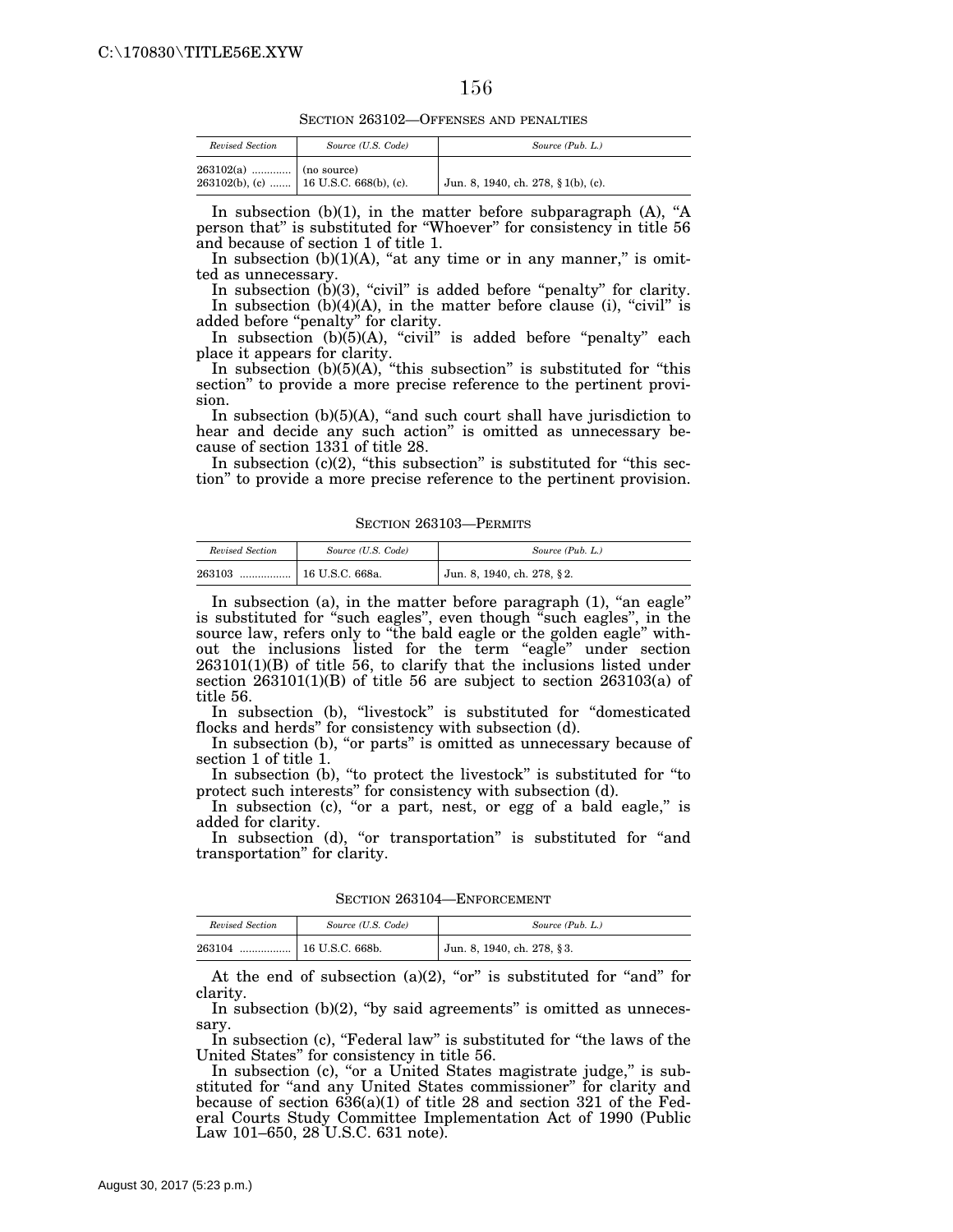SECTION 263102—OFFENSES AND PENALTIES

| Revised Section | Source (U.S. Code) | Source (Pub. L.) |
|---|---|---|
| 263102(a) ............. | (no source) | |
| 263102(b), (c) ....... | 16 U.S.C. 668(b), (c). | Jun. 8, 1940, ch. 278, § 1(b), (c). |

In subsection (b)(1), in the matter before subparagraph (A), "A person that" is substituted for "Whoever" for consistency in title 56 and because of section 1 of title 1.

In subsection (b)(1)(A), "at any time or in any manner," is omitted as unnecessary.

In subsection (b)(3), "civil" is added before "penalty" for clarity.

In subsection (b)(4)(A), in the matter before clause (i), "civil" is added before "penalty" for clarity.

In subsection (b)(5)(A), "civil" is added before "penalty" each place it appears for clarity.

In subsection (b)(5)(A), "this subsection" is substituted for "this section" to provide a more precise reference to the pertinent provision.

In subsection (b)(5)(A), "and such court shall have jurisdiction to hear and decide any such action" is omitted as unnecessary because of section 1331 of title 28.

In subsection (c)(2), "this subsection" is substituted for "this section" to provide a more precise reference to the pertinent provision.

SECTION 263103—PERMITS

| Revised Section | Source (U.S. Code) | Source (Pub. L.) |
|---|---|---|
| 263103 ................. | 16 U.S.C. 668a. | Jun. 8, 1940, ch. 278, § 2. |

In subsection (a), in the matter before paragraph (1), "an eagle" is substituted for "such eagles", even though "such eagles", in the source law, refers only to "the bald eagle or the golden eagle" without the inclusions listed for the term "eagle" under section 263101(1)(B) of title 56, to clarify that the inclusions listed under section 263101(1)(B) of title 56 are subject to section 263103(a) of title 56.

In subsection (b), "livestock" is substituted for "domesticated flocks and herds" for consistency with subsection (d).

In subsection (b), "or parts" is omitted as unnecessary because of section 1 of title 1.

In subsection (b), "to protect the livestock" is substituted for "to protect such interests" for consistency with subsection (d).

In subsection (c), "or a part, nest, or egg of a bald eagle," is added for clarity.

In subsection (d), "or transportation" is substituted for "and transportation" for clarity.

SECTION 263104—ENFORCEMENT

| Revised Section | Source (U.S. Code) | Source (Pub. L.) |
|---|---|---|
| 263104 ................. | 16 U.S.C. 668b. | Jun. 8, 1940, ch. 278, § 3. |

At the end of subsection (a)(2), "or" is substituted for "and" for clarity.

In subsection (b)(2), "by said agreements" is omitted as unnecessary.

In subsection (c), "Federal law" is substituted for "the laws of the United States" for consistency in title 56.

In subsection (c), "or a United States magistrate judge," is substituted for "and any United States commissioner" for clarity and because of section 636(a)(1) of title 28 and section 321 of the Federal Courts Study Committee Implementation Act of 1990 (Public Law 101–650, 28 U.S.C. 631 note).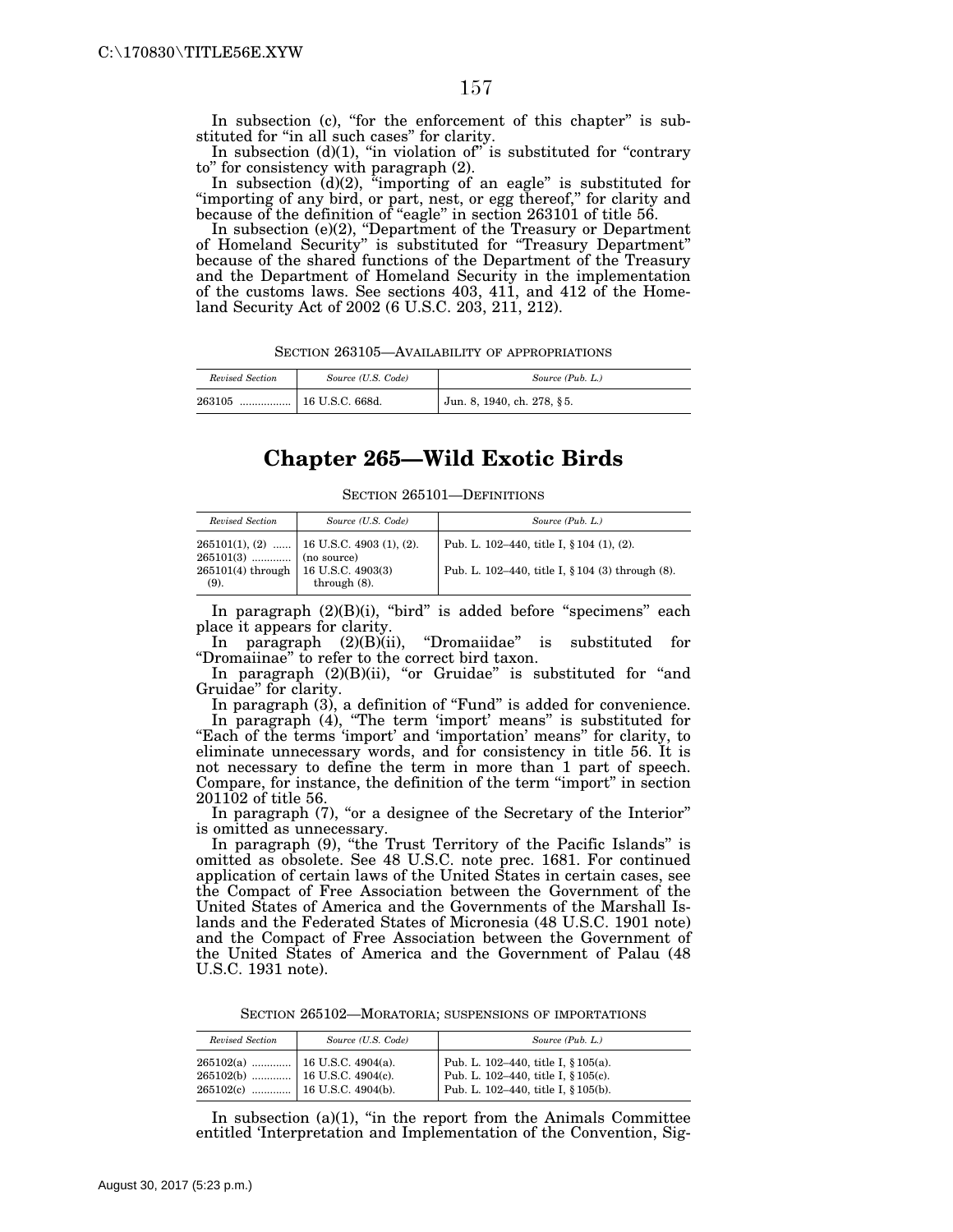In subsection (c), "for the enforcement of this chapter" is substituted for "in all such cases" for clarity.

In subsection (d)(1), "in violation of" is substituted for "contrary to" for consistency with paragraph (2).

In subsection (d)(2), "importing of an eagle" is substituted for "importing of any bird, or part, nest, or egg thereof," for clarity and because of the definition of "eagle" in section 263101 of title 56.

In subsection (e)(2), "Department of the Treasury or Department of Homeland Security" is substituted for "Treasury Department" because of the shared functions of the Department of the Treasury and the Department of Homeland Security in the implementation of the customs laws. See sections 403, 411, and 412 of the Homeland Security Act of 2002 (6 U.S.C. 203, 211, 212).

SECTION 263105—AVAILABILITY OF APPROPRIATIONS

| *Revised Section* | *Source (U.S. Code)* | *Source (Pub. L.)* |
|---|---|---|
| 263105 ................. | 16 U.S.C. 668d. | Jun. 8, 1940, ch. 278, § 5. |

## Chapter 265—Wild Exotic Birds

SECTION 265101—DEFINITIONS

| *Revised Section* | *Source (U.S. Code)* | *Source (Pub. L.)* |
|---|---|---|
| 265101(1), (2) ...... | 16 U.S.C. 4903 (1), (2). | Pub. L. 102–440, title I, § 104 (1), (2). |
| 265101(3) ............. | (no source) | |
| 265101(4) through (9). | 16 U.S.C. 4903(3) through (8). | Pub. L. 102–440, title I, § 104 (3) through (8). |

In paragraph (2)(B)(i), "bird" is added before "specimens" each place it appears for clarity.

In paragraph (2)(B)(ii), "Dromaiidae" is substituted for "Dromaiinae" to refer to the correct bird taxon.

In paragraph (2)(B)(ii), "or Gruidae" is substituted for "and Gruidae" for clarity.

In paragraph (3), a definition of "Fund" is added for convenience.

In paragraph (4), "The term 'import' means" is substituted for "Each of the terms 'import' and 'importation' means" for clarity, to eliminate unnecessary words, and for consistency in title 56. It is not necessary to define the term in more than 1 part of speech. Compare, for instance, the definition of the term "import" in section 201102 of title 56.

In paragraph (7), "or a designee of the Secretary of the Interior" is omitted as unnecessary.

In paragraph (9), "the Trust Territory of the Pacific Islands" is omitted as obsolete. See 48 U.S.C. note prec. 1681. For continued application of certain laws of the United States in certain cases, see the Compact of Free Association between the Government of the United States of America and the Governments of the Marshall Islands and the Federated States of Micronesia (48 U.S.C. 1901 note) and the Compact of Free Association between the Government of the United States of America and the Government of Palau (48 U.S.C. 1931 note).

SECTION 265102—MORATORIA; SUSPENSIONS OF IMPORTATIONS

| *Revised Section* | *Source (U.S. Code)* | *Source (Pub. L.)* |
|---|---|---|
| 265102(a) ............. | 16 U.S.C. 4904(a). | Pub. L. 102–440, title I, § 105(a). |
| 265102(b) ............. | 16 U.S.C. 4904(c). | Pub. L. 102–440, title I, § 105(c). |
| 265102(c) ............. | 16 U.S.C. 4904(b). | Pub. L. 102–440, title I, § 105(b). |

In subsection (a)(1), "in the report from the Animals Committee entitled 'Interpretation and Implementation of the Convention, Sig-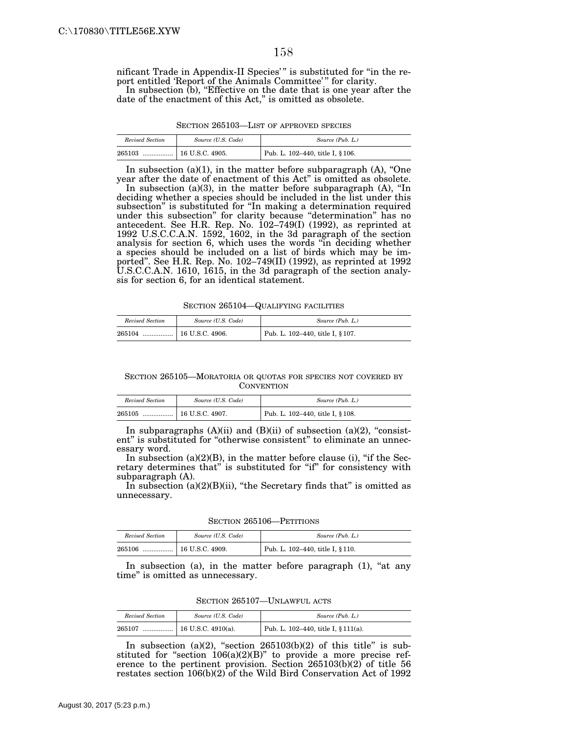nificant Trade in Appendix-II Species' " is substituted for "in the report entitled 'Report of the Animals Committee' " for clarity.

In subsection (b), "Effective on the date that is one year after the date of the enactment of this Act," is omitted as obsolete.

SECTION 265103—LIST OF APPROVED SPECIES

| *Revised Section* | *Source (U.S. Code)* | *Source (Pub. L.)* |
|---|---|---|
| 265103 ................. | 16 U.S.C. 4905. | Pub. L. 102–440, title I, § 106. |

In subsection (a)(1), in the matter before subparagraph (A), "One year after the date of enactment of this Act" is omitted as obsolete.

In subsection (a)(3), in the matter before subparagraph (A), "In deciding whether a species should be included in the list under this subsection" is substituted for "In making a determination required under this subsection" for clarity because "determination" has no antecedent. See H.R. Rep. No. 102–749(I) (1992), as reprinted at 1992 U.S.C.C.A.N. 1592, 1602, in the 3d paragraph of the section analysis for section 6, which uses the words "in deciding whether a species should be included on a list of birds which may be imported". See H.R. Rep. No. 102–749(II) (1992), as reprinted at 1992 U.S.C.C.A.N. 1610, 1615, in the 3d paragraph of the section analysis for section 6, for an identical statement.

SECTION 265104—QUALIFYING FACILITIES

| *Revised Section* | *Source (U.S. Code)* | *Source (Pub. L.)* |
|---|---|---|
| 265104 ................. | 16 U.S.C. 4906. | Pub. L. 102–440, title I, § 107. |

SECTION 265105—MORATORIA OR QUOTAS FOR SPECIES NOT COVERED BY CONVENTION

| *Revised Section* | *Source (U.S. Code)* | *Source (Pub. L.)* |
|---|---|---|
| 265105 ................. | 16 U.S.C. 4907. | Pub. L. 102–440, title I, § 108. |

In subparagraphs (A)(ii) and (B)(ii) of subsection (a)(2), "consistent" is substituted for "otherwise consistent" to eliminate an unnecessary word.

In subsection (a)(2)(B), in the matter before clause (i), "if the Secretary determines that" is substituted for "if" for consistency with subparagraph (A).

In subsection (a)(2)(B)(ii), "the Secretary finds that" is omitted as unnecessary.

SECTION 265106—PETITIONS

| *Revised Section* | *Source (U.S. Code)* | *Source (Pub. L.)* |
|---|---|---|
| 265106 ................. | 16 U.S.C. 4909. | Pub. L. 102–440, title I, § 110. |

In subsection (a), in the matter before paragraph (1), "at any time" is omitted as unnecessary.

SECTION 265107—UNLAWFUL ACTS

| *Revised Section* | *Source (U.S. Code)* | *Source (Pub. L.)* |
|---|---|---|
| 265107 ................. | 16 U.S.C. 4910(a). | Pub. L. 102–440, title I, § 111(a). |

In subsection (a)(2), "section 265103(b)(2) of this title" is substituted for "section 106(a)(2)(B)" to provide a more precise reference to the pertinent provision. Section 265103(b)(2) of title 56 restates section 106(b)(2) of the Wild Bird Conservation Act of 1992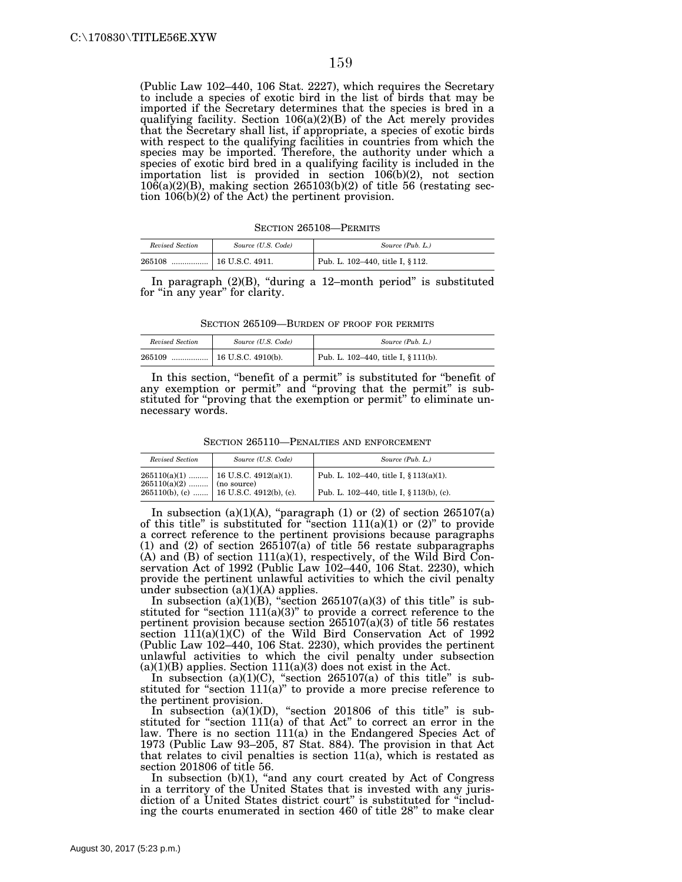(Public Law 102–440, 106 Stat. 2227), which requires the Secretary to include a species of exotic bird in the list of birds that may be imported if the Secretary determines that the species is bred in a qualifying facility. Section 106(a)(2)(B) of the Act merely provides that the Secretary shall list, if appropriate, a species of exotic birds with respect to the qualifying facilities in countries from which the species may be imported. Therefore, the authority under which a species of exotic bird bred in a qualifying facility is included in the importation list is provided in section 106(b)(2), not section 106(a)(2)(B), making section 265103(b)(2) of title 56 (restating section 106(b)(2) of the Act) the pertinent provision.

### SECTION 265108—PERMITS

| *Revised Section* | *Source (U.S. Code)* | *Source (Pub. L.)* |
|---|---|---|
| 265108 ................. | 16 U.S.C. 4911. | Pub. L. 102–440, title I, § 112. |

In paragraph (2)(B), "during a 12–month period" is substituted for "in any year" for clarity.

### SECTION 265109—BURDEN OF PROOF FOR PERMITS

| *Revised Section* | *Source (U.S. Code)* | *Source (Pub. L.)* |
|---|---|---|
| 265109 ................. | 16 U.S.C. 4910(b). | Pub. L. 102–440, title I, § 111(b). |

In this section, "benefit of a permit" is substituted for "benefit of any exemption or permit" and "proving that the permit" is substituted for "proving that the exemption or permit" to eliminate unnecessary words.

### SECTION 265110—PENALTIES AND ENFORCEMENT

| *Revised Section* | *Source (U.S. Code)* | *Source (Pub. L.)* |
|---|---|---|
| 265110(a)(1) ......... | 16 U.S.C. 4912(a)(1). | Pub. L. 102–440, title I, § 113(a)(1). |
| 265110(a)(2) ......... | (no source) | |
| 265110(b), (c) ....... | 16 U.S.C. 4912(b), (c). | Pub. L. 102–440, title I, § 113(b), (c). |

In subsection (a)(1)(A), "paragraph (1) or (2) of section 265107(a) of this title" is substituted for "section 111(a)(1) or (2)" to provide a correct reference to the pertinent provisions because paragraphs (1) and (2) of section 265107(a) of title 56 restate subparagraphs (A) and (B) of section 111(a)(1), respectively, of the Wild Bird Conservation Act of 1992 (Public Law 102–440, 106 Stat. 2230), which provide the pertinent unlawful activities to which the civil penalty under subsection (a)(1)(A) applies.

In subsection (a)(1)(B), "section 265107(a)(3) of this title" is substituted for "section 111(a)(3)" to provide a correct reference to the pertinent provision because section 265107(a)(3) of title 56 restates section 111(a)(1)(C) of the Wild Bird Conservation Act of 1992 (Public Law 102–440, 106 Stat. 2230), which provides the pertinent unlawful activities to which the civil penalty under subsection (a)(1)(B) applies. Section 111(a)(3) does not exist in the Act.

In subsection (a)(1)(C), "section 265107(a) of this title" is substituted for "section 111(a)" to provide a more precise reference to the pertinent provision.

In subsection (a)(1)(D), "section 201806 of this title" is substituted for "section 111(a) of that Act" to correct an error in the law. There is no section 111(a) in the Endangered Species Act of 1973 (Public Law 93–205, 87 Stat. 884). The provision in that Act that relates to civil penalties is section 11(a), which is restated as section 201806 of title 56.

In subsection (b)(1), "and any court created by Act of Congress in a territory of the United States that is invested with any jurisdiction of a United States district court" is substituted for "including the courts enumerated in section 460 of title 28" to make clear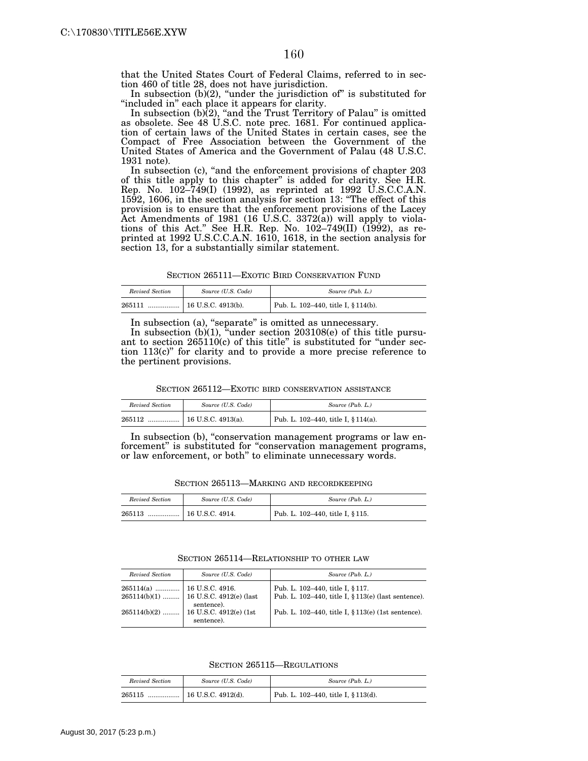that the United States Court of Federal Claims, referred to in section 460 of title 28, does not have jurisdiction.

In subsection (b)(2), "under the jurisdiction of" is substituted for "included in" each place it appears for clarity.

In subsection (b)(2), "and the Trust Territory of Palau" is omitted as obsolete. See 48 U.S.C. note prec. 1681. For continued application of certain laws of the United States in certain cases, see the Compact of Free Association between the Government of the United States of America and the Government of Palau (48 U.S.C. 1931 note).

In subsection (c), "and the enforcement provisions of chapter 203 of this title apply to this chapter" is added for clarity. See H.R. Rep. No. 102–749(I) (1992), as reprinted at 1992 U.S.C.C.A.N. 1592, 1606, in the section analysis for section 13: "The effect of this provision is to ensure that the enforcement provisions of the Lacey Act Amendments of 1981 (16 U.S.C. 3372(a)) will apply to violations of this Act." See H.R. Rep. No. 102–749(II) (1992), as reprinted at 1992 U.S.C.C.A.N. 1610, 1618, in the section analysis for section 13, for a substantially similar statement.

SECTION 265111—EXOTIC BIRD CONSERVATION FUND

| *Revised Section* | *Source (U.S. Code)* | *Source (Pub. L.)* |
|---|---|---|
| 265111 | 16 U.S.C. 4913(b). | Pub. L. 102–440, title I, § 114(b). |

In subsection (a), "separate" is omitted as unnecessary.

In subsection (b)(1), "under section 203108(e) of this title pursuant to section 265110(c) of this title" is substituted for "under section 113(c)" for clarity and to provide a more precise reference to the pertinent provisions.

SECTION 265112—EXOTIC BIRD CONSERVATION ASSISTANCE

| *Revised Section* | *Source (U.S. Code)* | *Source (Pub. L.)* |
|---|---|---|
| 265112 | 16 U.S.C. 4913(a). | Pub. L. 102–440, title I, § 114(a). |

In subsection (b), "conservation management programs or law enforcement" is substituted for "conservation management programs, or law enforcement, or both" to eliminate unnecessary words.

SECTION 265113—MARKING AND RECORDKEEPING

| *Revised Section* | *Source (U.S. Code)* | *Source (Pub. L.)* |
|---|---|---|
| 265113 | 16 U.S.C. 4914. | Pub. L. 102–440, title I, § 115. |

SECTION 265114—RELATIONSHIP TO OTHER LAW

| *Revised Section* | *Source (U.S. Code)* | *Source (Pub. L.)* |
|---|---|---|
| 265114(a) | 16 U.S.C. 4916. | Pub. L. 102–440, title I, § 117. |
| 265114(b)(1) | 16 U.S.C. 4912(e) (last sentence). | Pub. L. 102–440, title I, § 113(e) (last sentence). |
| 265114(b)(2) | 16 U.S.C. 4912(e) (1st sentence). | Pub. L. 102–440, title I, § 113(e) (1st sentence). |

SECTION 265115—REGULATIONS

| *Revised Section* | *Source (U.S. Code)* | *Source (Pub. L.)* |
|---|---|---|
| 265115 | 16 U.S.C. 4912(d). | Pub. L. 102–440, title I, § 113(d). |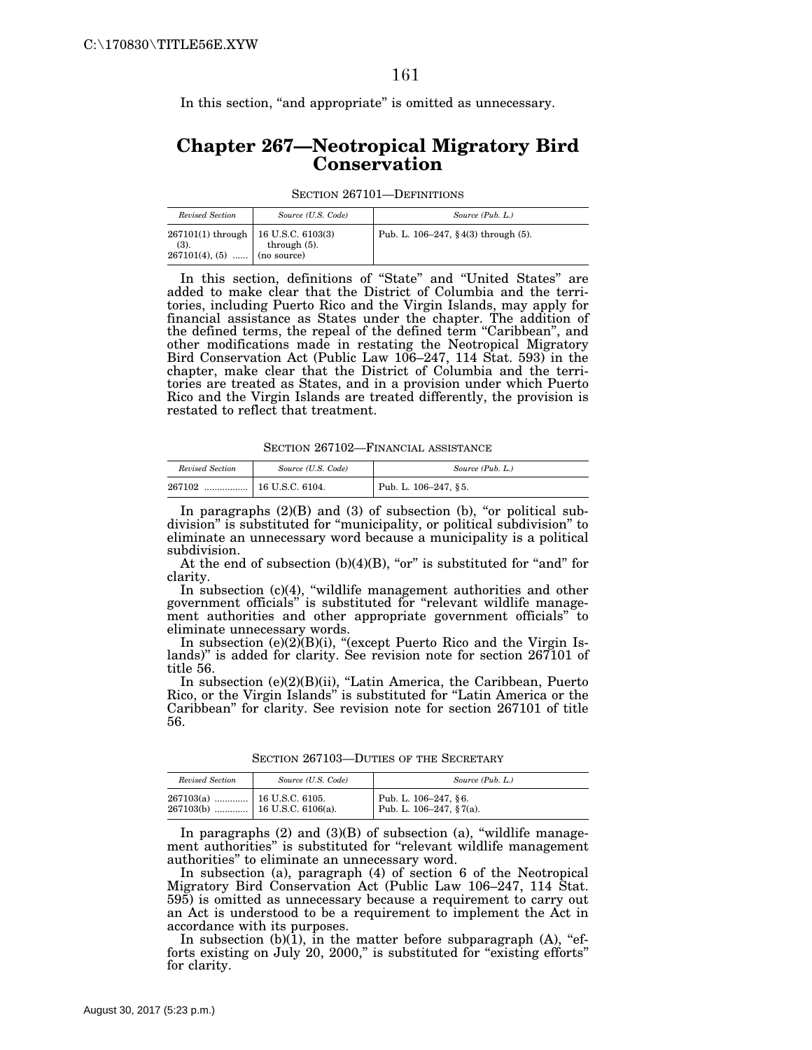In this section, "and appropriate" is omitted as unnecessary.

# Chapter 267—Neotropical Migratory Bird Conservation

SECTION 267101—DEFINITIONS

| *Revised Section* | *Source (U.S. Code)* | *Source (Pub. L.)* |
|---|---|---|
| 267101(1) through (3). | 16 U.S.C. 6103(3) through (5). | Pub. L. 106–247, §4(3) through (5). |
| 267101(4), (5) ...... | (no source) | |

In this section, definitions of "State" and "United States" are added to make clear that the District of Columbia and the territories, including Puerto Rico and the Virgin Islands, may apply for financial assistance as States under the chapter. The addition of the defined terms, the repeal of the defined term "Caribbean", and other modifications made in restating the Neotropical Migratory Bird Conservation Act (Public Law 106–247, 114 Stat. 593) in the chapter, make clear that the District of Columbia and the territories are treated as States, and in a provision under which Puerto Rico and the Virgin Islands are treated differently, the provision is restated to reflect that treatment.

SECTION 267102—FINANCIAL ASSISTANCE

| *Revised Section* | *Source (U.S. Code)* | *Source (Pub. L.)* |
|---|---|---|
| 267102 ................ | 16 U.S.C. 6104. | Pub. L. 106–247, §5. |

In paragraphs (2)(B) and (3) of subsection (b), "or political subdivision" is substituted for "municipality, or political subdivision" to eliminate an unnecessary word because a municipality is a political subdivision.

At the end of subsection (b)(4)(B), "or" is substituted for "and" for clarity.

In subsection (c)(4), "wildlife management authorities and other government officials" is substituted for "relevant wildlife management authorities and other appropriate government officials" to eliminate unnecessary words.

In subsection (e)(2)(B)(i), "(except Puerto Rico and the Virgin Islands)" is added for clarity. See revision note for section 267101 of title 56.

In subsection (e)(2)(B)(ii), "Latin America, the Caribbean, Puerto Rico, or the Virgin Islands" is substituted for "Latin America or the Caribbean" for clarity. See revision note for section 267101 of title 56.

SECTION 267103—DUTIES OF THE SECRETARY

| *Revised Section* | *Source (U.S. Code)* | *Source (Pub. L.)* |
|---|---|---|
| 267103(a) ............ | 16 U.S.C. 6105. | Pub. L. 106–247, §6. |
| 267103(b) ............ | 16 U.S.C. 6106(a). | Pub. L. 106–247, §7(a). |

In paragraphs (2) and (3)(B) of subsection (a), "wildlife management authorities" is substituted for "relevant wildlife management authorities" to eliminate an unnecessary word.

In subsection (a), paragraph (4) of section 6 of the Neotropical Migratory Bird Conservation Act (Public Law 106–247, 114 Stat. 595) is omitted as unnecessary because a requirement to carry out an Act is understood to be a requirement to implement the Act in accordance with its purposes.

In subsection (b)(1), in the matter before subparagraph (A), "efforts existing on July 20, 2000," is substituted for "existing efforts" for clarity.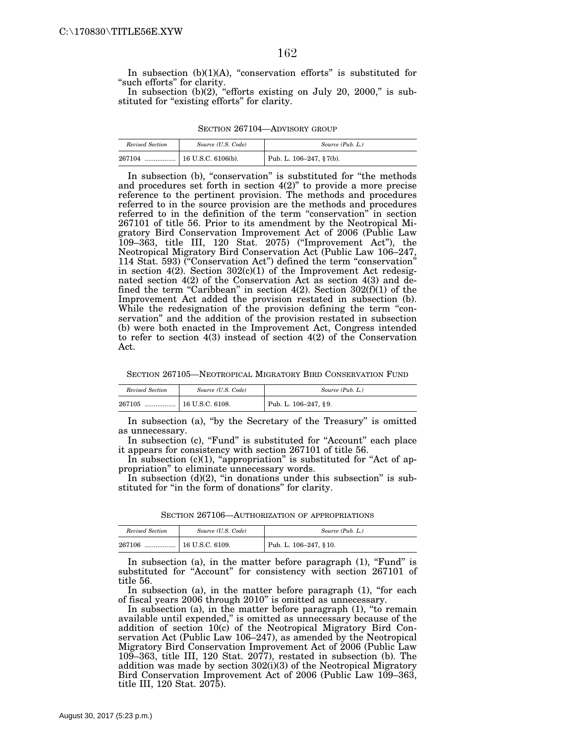In subsection (b)(1)(A), "conservation efforts" is substituted for "such efforts" for clarity.

In subsection (b)(2), "efforts existing on July 20, 2000," is substituted for "existing efforts" for clarity.

### SECTION 267104—ADVISORY GROUP

| *Revised Section* | *Source (U.S. Code)* | *Source (Pub. L.)* |
| --- | --- | --- |
| 267104 ................. | 16 U.S.C. 6106(b). | Pub. L. 106–247, § 7(b). |

In subsection (b), "conservation" is substituted for "the methods and procedures set forth in section 4(2)" to provide a more precise reference to the pertinent provision. The methods and procedures referred to in the source provision are the methods and procedures referred to in the definition of the term "conservation" in section 267101 of title 56. Prior to its amendment by the Neotropical Migratory Bird Conservation Improvement Act of 2006 (Public Law 109–363, title III, 120 Stat. 2075) ("Improvement Act"), the Neotropical Migratory Bird Conservation Act (Public Law 106–247, 114 Stat. 593) ("Conservation Act") defined the term "conservation" in section 4(2). Section 302(c)(1) of the Improvement Act redesignated section 4(2) of the Conservation Act as section 4(3) and defined the term "Caribbean" in section 4(2). Section 302(f)(1) of the Improvement Act added the provision restated in subsection (b). While the redesignation of the provision defining the term "conservation" and the addition of the provision restated in subsection (b) were both enacted in the Improvement Act, Congress intended to refer to section 4(3) instead of section 4(2) of the Conservation Act.

### SECTION 267105—NEOTROPICAL MIGRATORY BIRD CONSERVATION FUND

| *Revised Section* | *Source (U.S. Code)* | *Source (Pub. L.)* |
| --- | --- | --- |
| 267105 ................. | 16 U.S.C. 6108. | Pub. L. 106–247, § 9. |

In subsection (a), "by the Secretary of the Treasury" is omitted as unnecessary.

In subsection (c), "Fund" is substituted for "Account" each place it appears for consistency with section 267101 of title 56.

In subsection (c)(1), "appropriation" is substituted for "Act of appropriation" to eliminate unnecessary words.

In subsection (d)(2), "in donations under this subsection" is substituted for "in the form of donations" for clarity.

### SECTION 267106—AUTHORIZATION OF APPROPRIATIONS

| *Revised Section* | *Source (U.S. Code)* | *Source (Pub. L.)* |
| --- | --- | --- |
| 267106 ................. | 16 U.S.C. 6109. | Pub. L. 106–247, § 10. |

In subsection (a), in the matter before paragraph (1), "Fund" is substituted for "Account" for consistency with section 267101 of title 56.

In subsection (a), in the matter before paragraph (1), "for each of fiscal years 2006 through 2010" is omitted as unnecessary.

In subsection (a), in the matter before paragraph (1), "to remain available until expended," is omitted as unnecessary because of the addition of section 10(c) of the Neotropical Migratory Bird Conservation Act (Public Law 106–247), as amended by the Neotropical Migratory Bird Conservation Improvement Act of 2006 (Public Law 109–363, title III, 120 Stat. 2077), restated in subsection (b). The addition was made by section 302(i)(3) of the Neotropical Migratory Bird Conservation Improvement Act of 2006 (Public Law 109–363, title III, 120 Stat. 2075).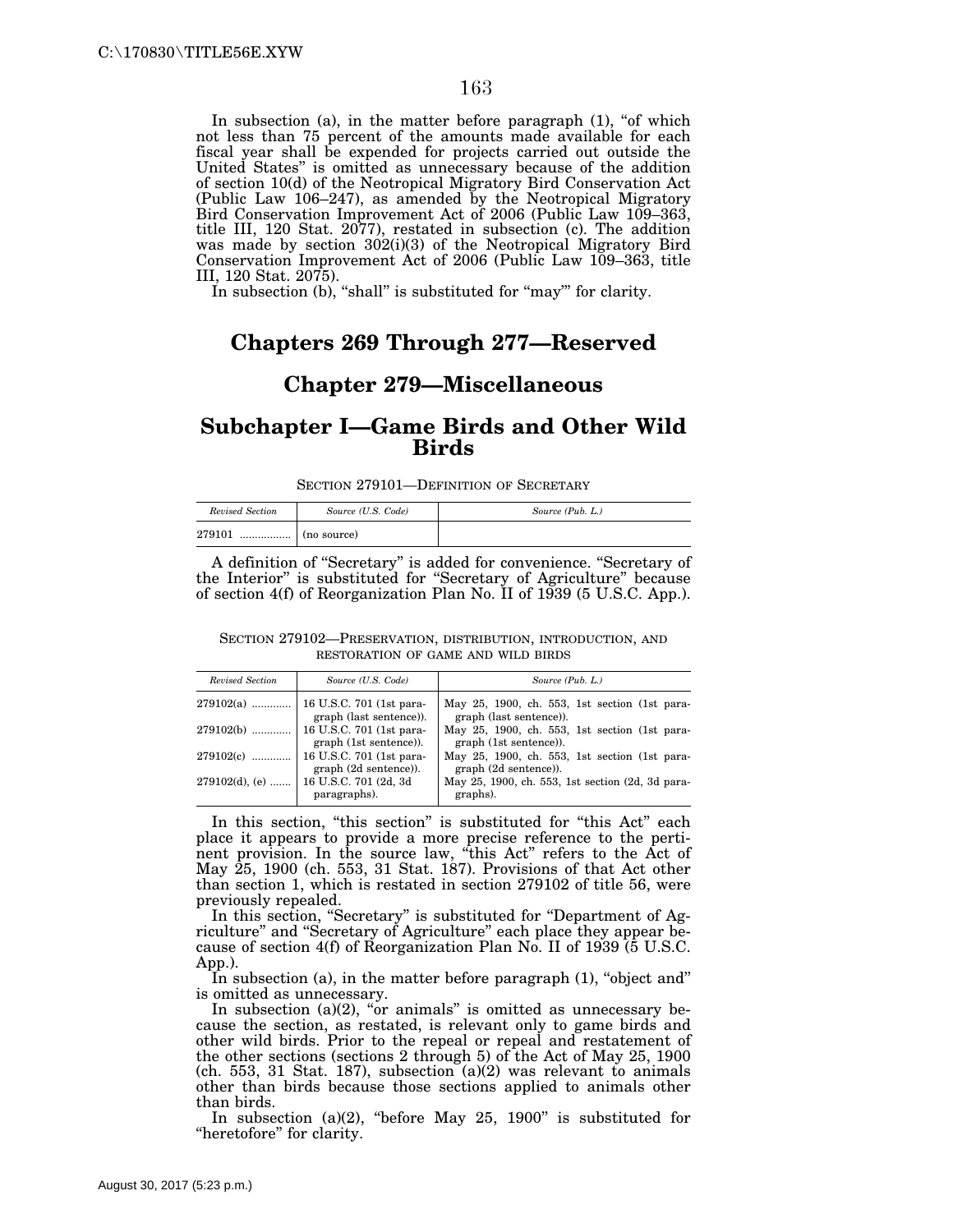In subsection (a), in the matter before paragraph (1), "of which not less than 75 percent of the amounts made available for each fiscal year shall be expended for projects carried out outside the United States" is omitted as unnecessary because of the addition of section 10(d) of the Neotropical Migratory Bird Conservation Act (Public Law 106–247), as amended by the Neotropical Migratory Bird Conservation Improvement Act of 2006 (Public Law 109–363, title III, 120 Stat. 2077), restated in subsection (c). The addition was made by section 302(i)(3) of the Neotropical Migratory Bird Conservation Improvement Act of 2006 (Public Law 109–363, title III, 120 Stat. 2075).

In subsection (b), "shall" is substituted for "may'" for clarity.

# Chapters 269 Through 277—Reserved

# Chapter 279—Miscellaneous

## Subchapter I—Game Birds and Other Wild Birds

SECTION 279101—DEFINITION OF SECRETARY

| *Revised Section* | *Source (U.S. Code)* | *Source (Pub. L.)* |
|---|---|---|
| 279101 ................. | (no source) | |

A definition of "Secretary" is added for convenience. "Secretary of the Interior" is substituted for "Secretary of Agriculture" because of section 4(f) of Reorganization Plan No. II of 1939 (5 U.S.C. App.).

SECTION 279102—PRESERVATION, DISTRIBUTION, INTRODUCTION, AND RESTORATION OF GAME AND WILD BIRDS

| *Revised Section* | *Source (U.S. Code)* | *Source (Pub. L.)* |
|---|---|---|
| 279102(a) ............. | 16 U.S.C. 701 (1st paragraph (last sentence)). | May 25, 1900, ch. 553, 1st section (1st paragraph (last sentence)). |
| 279102(b) ............. | 16 U.S.C. 701 (1st paragraph (1st sentence)). | May 25, 1900, ch. 553, 1st section (1st paragraph (1st sentence)). |
| 279102(c) ............. | 16 U.S.C. 701 (1st paragraph (2d sentence)). | May 25, 1900, ch. 553, 1st section (1st paragraph (2d sentence)). |
| 279102(d), (e) ....... | 16 U.S.C. 701 (2d, 3d paragraphs). | May 25, 1900, ch. 553, 1st section (2d, 3d paragraphs). |

In this section, "this section" is substituted for "this Act" each place it appears to provide a more precise reference to the pertinent provision. In the source law, "this Act" refers to the Act of May 25, 1900 (ch. 553, 31 Stat. 187). Provisions of that Act other than section 1, which is restated in section 279102 of title 56, were previously repealed.

In this section, "Secretary" is substituted for "Department of Agriculture" and "Secretary of Agriculture" each place they appear because of section 4(f) of Reorganization Plan No. II of 1939 (5 U.S.C. App.).

In subsection (a), in the matter before paragraph (1), "object and" is omitted as unnecessary.

In subsection (a)(2), "or animals" is omitted as unnecessary because the section, as restated, is relevant only to game birds and other wild birds. Prior to the repeal or repeal and restatement of the other sections (sections 2 through 5) of the Act of May 25, 1900 (ch. 553, 31 Stat. 187), subsection (a)(2) was relevant to animals other than birds because those sections applied to animals other than birds.

In subsection (a)(2), "before May 25, 1900" is substituted for "heretofore" for clarity.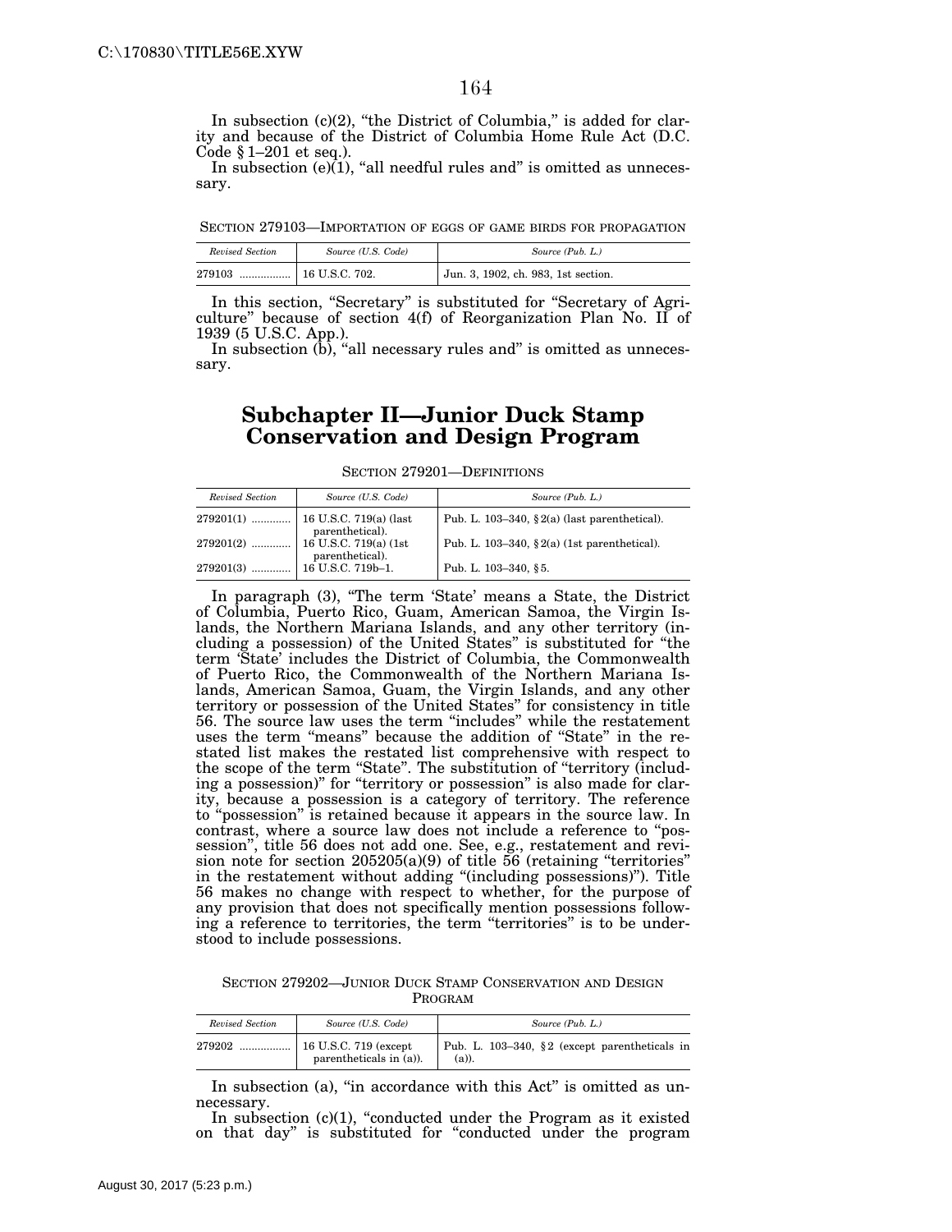In subsection (c)(2), "the District of Columbia," is added for clarity and because of the District of Columbia Home Rule Act (D.C. Code § 1–201 et seq.).

In subsection (e)(1), "all needful rules and" is omitted as unnecessary.

SECTION 279103—IMPORTATION OF EGGS OF GAME BIRDS FOR PROPAGATION

| *Revised Section* | *Source (U.S. Code)* | *Source (Pub. L.)* |
|---|---|---|
| 279103 ................. | 16 U.S.C. 702. | Jun. 3, 1902, ch. 983, 1st section. |

In this section, "Secretary" is substituted for "Secretary of Agriculture" because of section 4(f) of Reorganization Plan No. II of 1939 (5 U.S.C. App.).

In subsection (b), "all necessary rules and" is omitted as unnecessary.

## Subchapter II—Junior Duck Stamp Conservation and Design Program

SECTION 279201—DEFINITIONS

| *Revised Section* | *Source (U.S. Code)* | *Source (Pub. L.)* |
|---|---|---|
| 279201(1) ............. | 16 U.S.C. 719(a) (last parenthetical). | Pub. L. 103–340, § 2(a) (last parenthetical). |
| 279201(2) ............. | 16 U.S.C. 719(a) (1st parenthetical). | Pub. L. 103–340, § 2(a) (1st parenthetical). |
| 279201(3) ............. | 16 U.S.C. 719b–1. | Pub. L. 103–340, § 5. |

In paragraph (3), "The term 'State' means a State, the District of Columbia, Puerto Rico, Guam, American Samoa, the Virgin Islands, the Northern Mariana Islands, and any other territory (including a possession) of the United States" is substituted for "the term 'State' includes the District of Columbia, the Commonwealth of Puerto Rico, the Commonwealth of the Northern Mariana Islands, American Samoa, Guam, the Virgin Islands, and any other territory or possession of the United States" for consistency in title 56. The source law uses the term "includes" while the restatement uses the term "means" because the addition of "State" in the restated list makes the restated list comprehensive with respect to the scope of the term "State". The substitution of "territory (including a possession)" for "territory or possession" is also made for clarity, because a possession is a category of territory. The reference to "possession" is retained because it appears in the source law. In contrast, where a source law does not include a reference to "possession", title 56 does not add one. See, e.g., restatement and revision note for section 205205(a)(9) of title 56 (retaining "territories" in the restatement without adding "(including possessions)"). Title 56 makes no change with respect to whether, for the purpose of any provision that does not specifically mention possessions following a reference to territories, the term "territories" is to be understood to include possessions.

SECTION 279202—JUNIOR DUCK STAMP CONSERVATION AND DESIGN PROGRAM

| *Revised Section* | *Source (U.S. Code)* | *Source (Pub. L.)* |
|---|---|---|
| 279202 ................. | 16 U.S.C. 719 (except parentheticals in (a)). | Pub. L. 103–340, § 2 (except parentheticals in (a)). |

In subsection (a), "in accordance with this Act" is omitted as unnecessary.

In subsection (c)(1), "conducted under the Program as it existed on that day" is substituted for "conducted under the program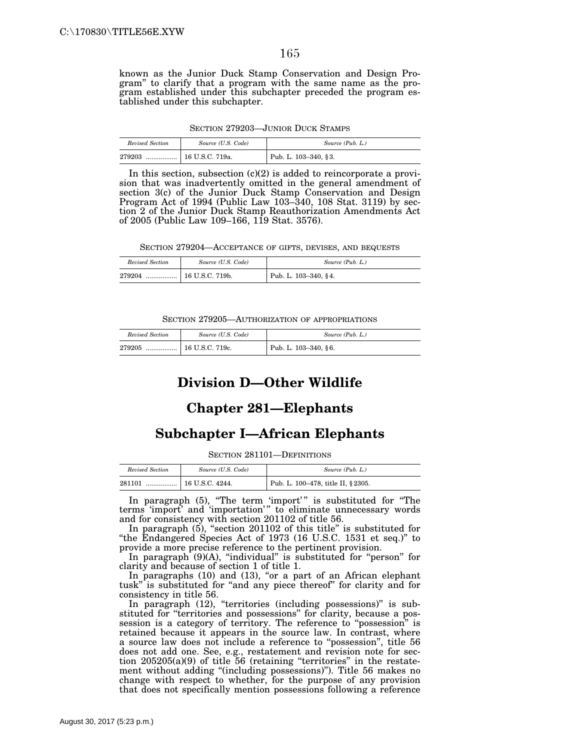known as the Junior Duck Stamp Conservation and Design Program" to clarify that a program with the same name as the program established under this subchapter preceded the program established under this subchapter.

SECTION 279203—JUNIOR DUCK STAMPS

| *Revised Section* | *Source (U.S. Code)* | *Source (Pub. L.)* |
|---|---|---|
| 279203 ................ | 16 U.S.C. 719a. | Pub. L. 103–340, §3. |

In this section, subsection (c)(2) is added to reincorporate a provision that was inadvertently omitted in the general amendment of section 3(c) of the Junior Duck Stamp Conservation and Design Program Act of 1994 (Public Law 103–340, 108 Stat. 3119) by section 2 of the Junior Duck Stamp Reauthorization Amendments Act of 2005 (Public Law 109–166, 119 Stat. 3576).

SECTION 279204—ACCEPTANCE OF GIFTS, DEVISES, AND BEQUESTS

| *Revised Section* | *Source (U.S. Code)* | *Source (Pub. L.)* |
|---|---|---|
| 279204 ................ | 16 U.S.C. 719b. | Pub. L. 103–340, §4. |

SECTION 279205—AUTHORIZATION OF APPROPRIATIONS

| *Revised Section* | *Source (U.S. Code)* | *Source (Pub. L.)* |
|---|---|---|
| 279205 ................ | 16 U.S.C. 719c. | Pub. L. 103–340, §6. |

# Division D—Other Wildlife

## Chapter 281—Elephants

### Subchapter I—African Elephants

SECTION 281101—DEFINITIONS

| *Revised Section* | *Source (U.S. Code)* | *Source (Pub. L.)* |
|---|---|---|
| 281101 ................ | 16 U.S.C. 4244. | Pub. L. 100–478, title II, §2305. |

In paragraph (5), "The term 'import'" is substituted for "The terms 'import' and 'importation'" to eliminate unnecessary words and for consistency with section 201102 of title 56.

In paragraph (5), "section 201102 of this title" is substituted for "the Endangered Species Act of 1973 (16 U.S.C. 1531 et seq.)" to provide a more precise reference to the pertinent provision.

In paragraph (9)(A), "individual" is substituted for "person" for clarity and because of section 1 of title 1.

In paragraphs (10) and (13), "or a part of an African elephant tusk" is substituted for "and any piece thereof" for clarity and for consistency in title 56.

In paragraph (12), "territories (including possessions)" is substituted for "territories and possessions" for clarity, because a possession is a category of territory. The reference to "possession" is retained because it appears in the source law. In contrast, where a source law does not include a reference to "possession", title 56 does not add one. See, e.g., restatement and revision note for section 205205(a)(9) of title 56 (retaining "territories" in the restatement without adding "(including possessions)"). Title 56 makes no change with respect to whether, for the purpose of any provision that does not specifically mention possessions following a reference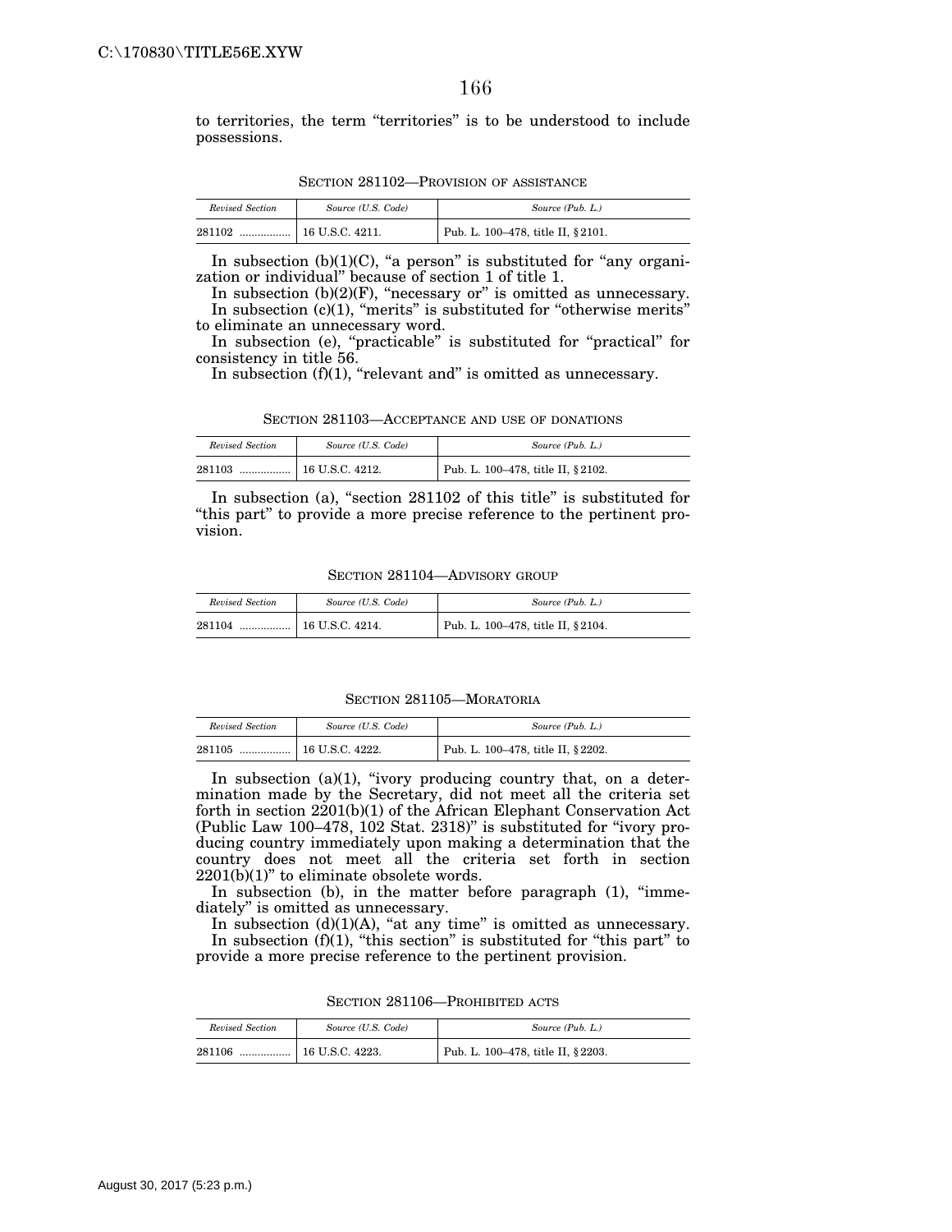to territories, the term "territories" is to be understood to include possessions.

SECTION 281102—PROVISION OF ASSISTANCE

| *Revised Section* | *Source (U.S. Code)* | *Source (Pub. L.)* |
|---|---|---|
| 281102 ................. | 16 U.S.C. 4211. | Pub. L. 100–478, title II, § 2101. |

In subsection (b)(1)(C), "a person" is substituted for "any organization or individual" because of section 1 of title 1.

In subsection (b)(2)(F), "necessary or" is omitted as unnecessary.

In subsection (c)(1), "merits" is substituted for "otherwise merits" to eliminate an unnecessary word.

In subsection (e), "practicable" is substituted for "practical" for consistency in title 56.

In subsection (f)(1), "relevant and" is omitted as unnecessary.

SECTION 281103—ACCEPTANCE AND USE OF DONATIONS

| *Revised Section* | *Source (U.S. Code)* | *Source (Pub. L.)* |
|---|---|---|
| 281103 ................. | 16 U.S.C. 4212. | Pub. L. 100–478, title II, § 2102. |

In subsection (a), "section 281102 of this title" is substituted for "this part" to provide a more precise reference to the pertinent provision.

SECTION 281104—ADVISORY GROUP

| *Revised Section* | *Source (U.S. Code)* | *Source (Pub. L.)* |
|---|---|---|
| 281104 ................. | 16 U.S.C. 4214. | Pub. L. 100–478, title II, § 2104. |

SECTION 281105—MORATORIA

| *Revised Section* | *Source (U.S. Code)* | *Source (Pub. L.)* |
|---|---|---|
| 281105 ................. | 16 U.S.C. 4222. | Pub. L. 100–478, title II, § 2202. |

In subsection (a)(1), "ivory producing country that, on a determination made by the Secretary, did not meet all the criteria set forth in section 2201(b)(1) of the African Elephant Conservation Act (Public Law 100–478, 102 Stat. 2318)" is substituted for "ivory producing country immediately upon making a determination that the country does not meet all the criteria set forth in section 2201(b)(1)" to eliminate obsolete words.

In subsection (b), in the matter before paragraph (1), "immediately" is omitted as unnecessary.

In subsection (d)(1)(A), "at any time" is omitted as unnecessary.

In subsection (f)(1), "this section" is substituted for "this part" to provide a more precise reference to the pertinent provision.

SECTION 281106—PROHIBITED ACTS

| *Revised Section* | *Source (U.S. Code)* | *Source (Pub. L.)* |
|---|---|---|
| 281106 ................. | 16 U.S.C. 4223. | Pub. L. 100–478, title II, § 2203. |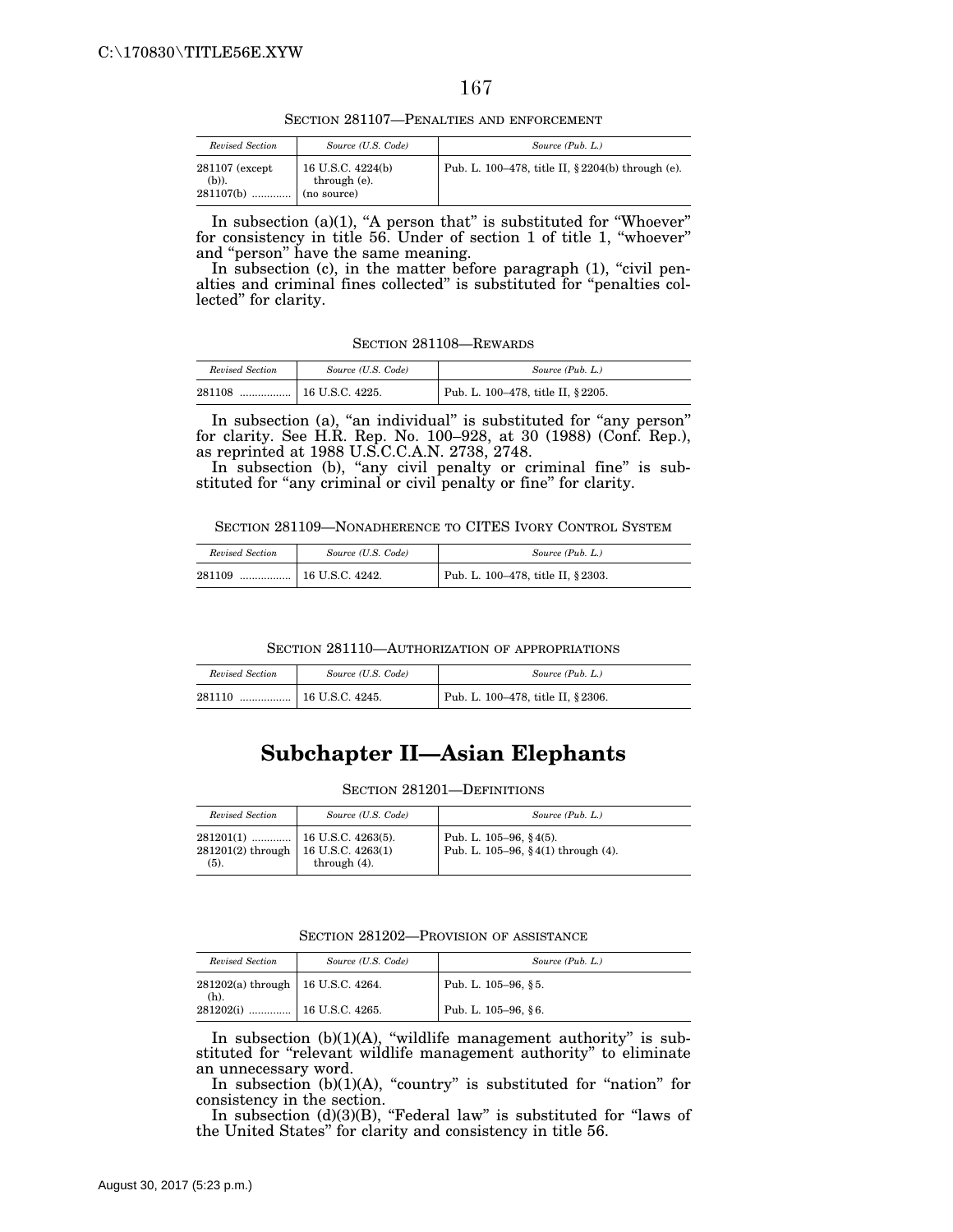SECTION 281107—PENALTIES AND ENFORCEMENT

| *Revised Section* | *Source (U.S. Code)* | *Source (Pub. L.)* |
|---|---|---|
| 281107 (except (b)). | 16 U.S.C. 4224(b) through (e). | Pub. L. 100–478, title II, § 2204(b) through (e). |
| 281107(b) ............ | (no source) | |

In subsection (a)(1), "A person that" is substituted for "Whoever" for consistency in title 56. Under section 1 of title 1, "whoever" and "person" have the same meaning.

In subsection (c), in the matter before paragraph (1), "civil penalties and criminal fines collected" is substituted for "penalties collected" for clarity.

SECTION 281108—REWARDS

| *Revised Section* | *Source (U.S. Code)* | *Source (Pub. L.)* |
|---|---|---|
| 281108 ................ | 16 U.S.C. 4225. | Pub. L. 100–478, title II, § 2205. |

In subsection (a), "an individual" is substituted for "any person" for clarity. See H.R. Rep. No. 100–928, at 30 (1988) (Conf. Rep.), as reprinted at 1988 U.S.C.C.A.N. 2738, 2748.

In subsection (b), "any civil penalty or criminal fine" is substituted for "any criminal or civil penalty or fine" for clarity.

SECTION 281109—NONADHERENCE TO CITES IVORY CONTROL SYSTEM

| *Revised Section* | *Source (U.S. Code)* | *Source (Pub. L.)* |
|---|---|---|
| 281109 ................ | 16 U.S.C. 4242. | Pub. L. 100–478, title II, § 2303. |

SECTION 281110—AUTHORIZATION OF APPROPRIATIONS

| *Revised Section* | *Source (U.S. Code)* | *Source (Pub. L.)* |
|---|---|---|
| 281110 ................ | 16 U.S.C. 4245. | Pub. L. 100–478, title II, § 2306. |

# Subchapter II—Asian Elephants

SECTION 281201—DEFINITIONS

| *Revised Section* | *Source (U.S. Code)* | *Source (Pub. L.)* |
|---|---|---|
| 281201(1) ............ | 16 U.S.C. 4263(5). | Pub. L. 105–96, § 4(5). |
| 281201(2) through (5). | 16 U.S.C. 4263(1) through (4). | Pub. L. 105–96, § 4(1) through (4). |

SECTION 281202—PROVISION OF ASSISTANCE

| *Revised Section* | *Source (U.S. Code)* | *Source (Pub. L.)* |
|---|---|---|
| 281202(a) through (h). | 16 U.S.C. 4264. | Pub. L. 105–96, § 5. |
| 281202(i) ............. | 16 U.S.C. 4265. | Pub. L. 105–96, § 6. |

In subsection (b)(1)(A), "wildlife management authority" is substituted for "relevant wildlife management authority" to eliminate an unnecessary word.

In subsection (b)(1)(A), "country" is substituted for "nation" for consistency in the section.

In subsection (d)(3)(B), "Federal law" is substituted for "laws of the United States" for clarity and consistency in title 56.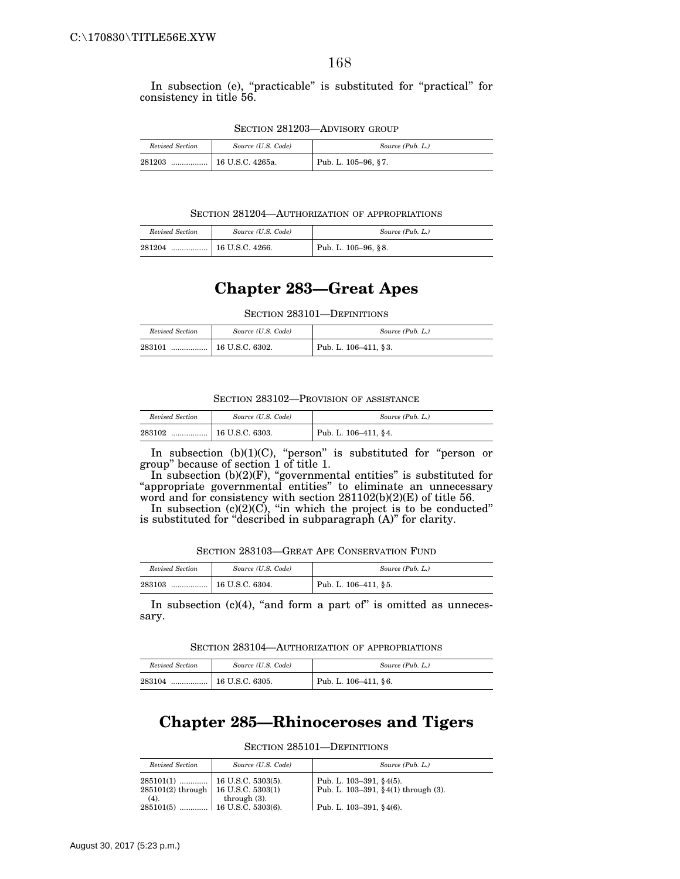In subsection (e), "practicable" is substituted for "practical" for consistency in title 56.

SECTION 281203—ADVISORY GROUP

| *Revised Section* | *Source (U.S. Code)* | *Source (Pub. L.)* |
|---|---|---|
| 281203 ................. | 16 U.S.C. 4265a. | Pub. L. 105–96, §7. |

SECTION 281204—AUTHORIZATION OF APPROPRIATIONS

| *Revised Section* | *Source (U.S. Code)* | *Source (Pub. L.)* |
|---|---|---|
| 281204 ................. | 16 U.S.C. 4266. | Pub. L. 105–96, §8. |

# Chapter 283—Great Apes

SECTION 283101—DEFINITIONS

| *Revised Section* | *Source (U.S. Code)* | *Source (Pub. L.)* |
|---|---|---|
| 283101 ................. | 16 U.S.C. 6302. | Pub. L. 106–411, §3. |

SECTION 283102—PROVISION OF ASSISTANCE

| *Revised Section* | *Source (U.S. Code)* | *Source (Pub. L.)* |
|---|---|---|
| 283102 ................. | 16 U.S.C. 6303. | Pub. L. 106–411, §4. |

In subsection (b)(1)(C), "person" is substituted for "person or group" because of section 1 of title 1.

In subsection (b)(2)(F), "governmental entities" is substituted for "appropriate governmental entities" to eliminate an unnecessary word and for consistency with section 281102(b)(2)(E) of title 56.

In subsection (c)(2)(C), "in which the project is to be conducted" is substituted for "described in subparagraph (A)" for clarity.

SECTION 283103—GREAT APE CONSERVATION FUND

| *Revised Section* | *Source (U.S. Code)* | *Source (Pub. L.)* |
|---|---|---|
| 283103 ................. | 16 U.S.C. 6304. | Pub. L. 106–411, §5. |

In subsection (c)(4), "and form a part of" is omitted as unnecessary.

SECTION 283104—AUTHORIZATION OF APPROPRIATIONS

| *Revised Section* | *Source (U.S. Code)* | *Source (Pub. L.)* |
|---|---|---|
| 283104 ................. | 16 U.S.C. 6305. | Pub. L. 106–411, §6. |

# Chapter 285—Rhinoceroses and Tigers

SECTION 285101—DEFINITIONS

| *Revised Section* | *Source (U.S. Code)* | *Source (Pub. L.)* |
|---|---|---|
| 285101(1) ............. | 16 U.S.C. 5303(5). | Pub. L. 103–391, §4(5). |
| 285101(2) through (4). | 16 U.S.C. 5303(1) through (3). | Pub. L. 103–391, §4(1) through (3). |
| 285101(5) ............. | 16 U.S.C. 5303(6). | Pub. L. 103–391, §4(6). |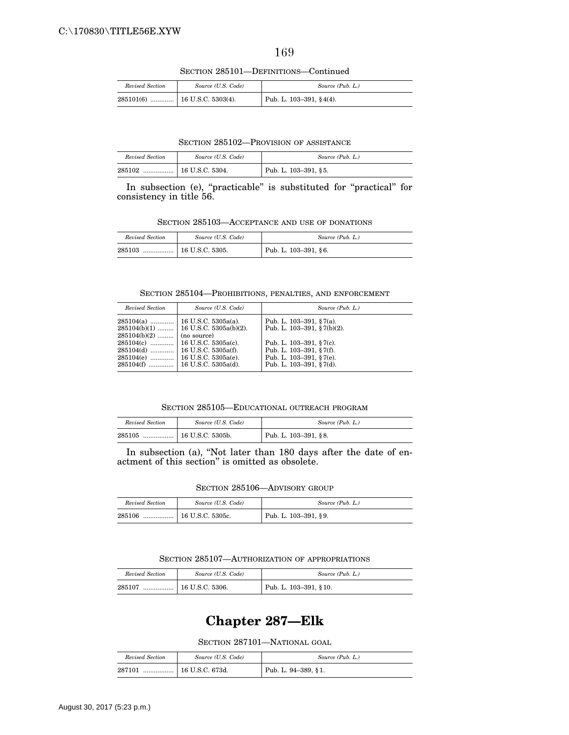SECTION 285101—DEFINITIONS—Continued

| Revised Section | Source (U.S. Code) | Source (Pub. L.) |
| --- | --- | --- |
| 285101(6) ............. | 16 U.S.C. 5303(4). | Pub. L. 103–391, §4(4). |

SECTION 285102—PROVISION OF ASSISTANCE

| Revised Section | Source (U.S. Code) | Source (Pub. L.) |
| --- | --- | --- |
| 285102 ................. | 16 U.S.C. 5304. | Pub. L. 103–391, §5. |

In subsection (e), "practicable" is substituted for "practical" for consistency in title 56.

SECTION 285103—ACCEPTANCE AND USE OF DONATIONS

| Revised Section | Source (U.S. Code) | Source (Pub. L.) |
| --- | --- | --- |
| 285103 ................. | 16 U.S.C. 5305. | Pub. L. 103–391, §6. |

SECTION 285104—PROHIBITIONS, PENALTIES, AND ENFORCEMENT

| Revised Section | Source (U.S. Code) | Source (Pub. L.) |
| --- | --- | --- |
| 285104(a) ............. | 16 U.S.C. 5305a(a). | Pub. L. 103–391, §7(a). |
| 285104(b)(1) ......... | 16 U.S.C. 5305a(b)(2). | Pub. L. 103–391, §7(b)(2). |
| 285104(b)(2) ......... | (no source) | |
| 285104(c) ............. | 16 U.S.C. 5305a(c). | Pub. L. 103–391, §7(c). |
| 285104(d) ............. | 16 U.S.C. 5305a(f). | Pub. L. 103–391, §7(f). |
| 285104(e) ............. | 16 U.S.C. 5305a(e). | Pub. L. 103–391, §7(e). |
| 285104(f) ............. | 16 U.S.C. 5305a(d). | Pub. L. 103–391, §7(d). |

SECTION 285105—EDUCATIONAL OUTREACH PROGRAM

| Revised Section | Source (U.S. Code) | Source (Pub. L.) |
| --- | --- | --- |
| 285105 ................. | 16 U.S.C. 5305b. | Pub. L. 103–391, §8. |

In subsection (a), "Not later than 180 days after the date of enactment of this section" is omitted as obsolete.

SECTION 285106—ADVISORY GROUP

| Revised Section | Source (U.S. Code) | Source (Pub. L.) |
| --- | --- | --- |
| 285106 ................. | 16 U.S.C. 5305c. | Pub. L. 103–391, §9. |

SECTION 285107—AUTHORIZATION OF APPROPRIATIONS

| Revised Section | Source (U.S. Code) | Source (Pub. L.) |
| --- | --- | --- |
| 285107 ................. | 16 U.S.C. 5306. | Pub. L. 103–391, §10. |

# Chapter 287—Elk

SECTION 287101—NATIONAL GOAL

| Revised Section | Source (U.S. Code) | Source (Pub. L.) |
| --- | --- | --- |
| 287101 ................. | 16 U.S.C. 673d. | Pub. L. 94–389, §1. |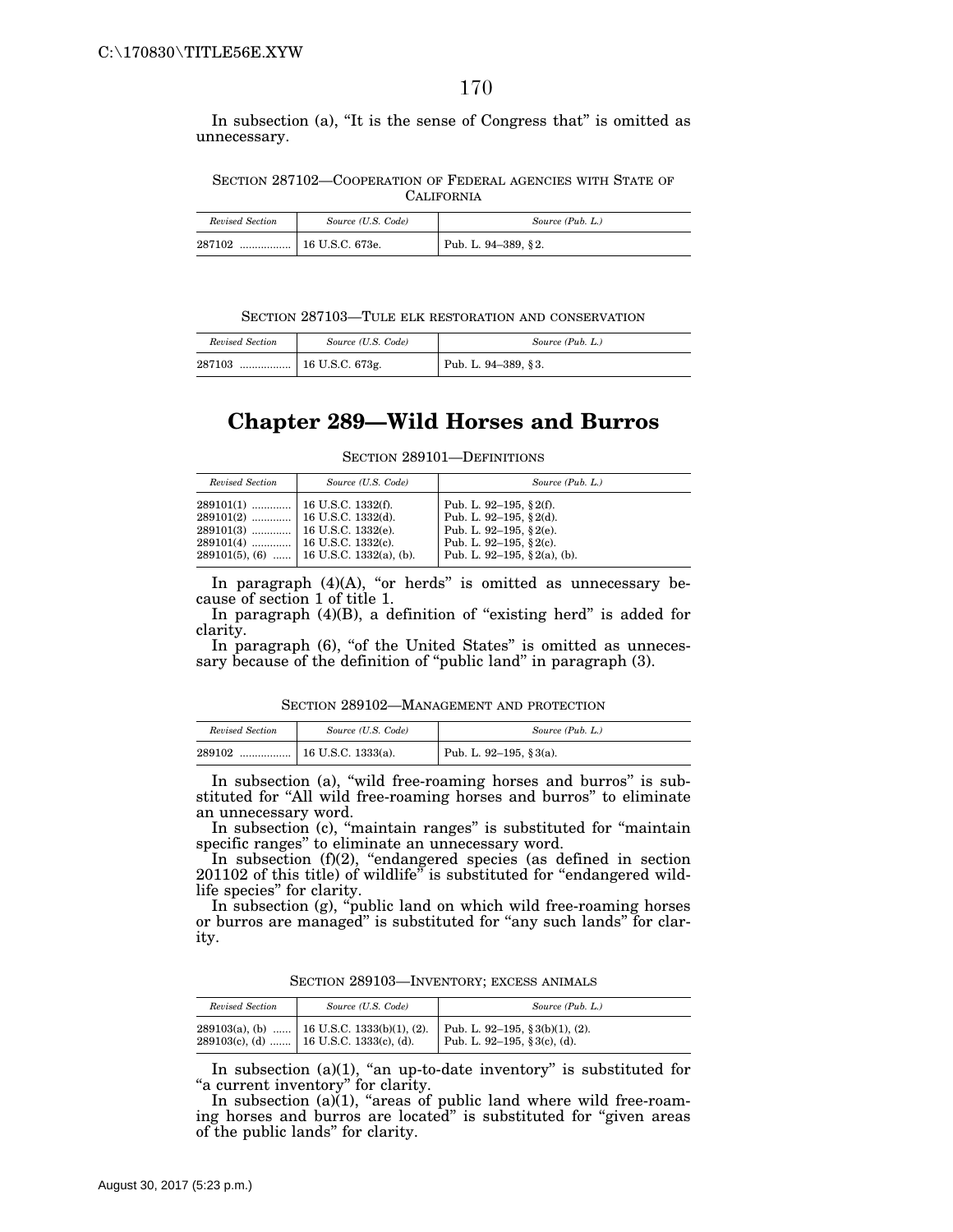In subsection (a), "It is the sense of Congress that" is omitted as unnecessary.

SECTION 287102—COOPERATION OF FEDERAL AGENCIES WITH STATE OF CALIFORNIA

| *Revised Section* | *Source (U.S. Code)* | *Source (Pub. L.)* |
|---|---|---|
| 287102 ................. | 16 U.S.C. 673e. | Pub. L. 94–389, §2. |

SECTION 287103—TULE ELK RESTORATION AND CONSERVATION

| *Revised Section* | *Source (U.S. Code)* | *Source (Pub. L.)* |
|---|---|---|
| 287103 ................. | 16 U.S.C. 673g. | Pub. L. 94–389, §3. |

# Chapter 289—Wild Horses and Burros

SECTION 289101—DEFINITIONS

| *Revised Section* | *Source (U.S. Code)* | *Source (Pub. L.)* |
|---|---|---|
| 289101(1) ............. | 16 U.S.C. 1332(f). | Pub. L. 92–195, §2(f). |
| 289101(2) ............. | 16 U.S.C. 1332(d). | Pub. L. 92–195, §2(d). |
| 289101(3) ............. | 16 U.S.C. 1332(e). | Pub. L. 92–195, §2(e). |
| 289101(4) ............. | 16 U.S.C. 1332(c). | Pub. L. 92–195, §2(c). |
| 289101(5), (6) ...... | 16 U.S.C. 1332(a), (b). | Pub. L. 92–195, §2(a), (b). |

In paragraph (4)(A), "or herds" is omitted as unnecessary because of section 1 of title 1.

In paragraph (4)(B), a definition of "existing herd" is added for clarity.

In paragraph (6), "of the United States" is omitted as unnecessary because of the definition of "public land" in paragraph (3).

SECTION 289102—MANAGEMENT AND PROTECTION

| *Revised Section* | *Source (U.S. Code)* | *Source (Pub. L.)* |
|---|---|---|
| 289102 ................. | 16 U.S.C. 1333(a). | Pub. L. 92–195, §3(a). |

In subsection (a), "wild free-roaming horses and burros" is substituted for "All wild free-roaming horses and burros" to eliminate an unnecessary word.

In subsection (c), "maintain ranges" is substituted for "maintain specific ranges" to eliminate an unnecessary word.

In subsection (f)(2), "endangered species (as defined in section 201102 of this title) of wildlife" is substituted for "endangered wildlife species" for clarity.

In subsection (g), "public land on which wild free-roaming horses or burros are managed" is substituted for "any such lands" for clarity.

SECTION 289103—INVENTORY; EXCESS ANIMALS

| *Revised Section* | *Source (U.S. Code)* | *Source (Pub. L.)* |
|---|---|---|
| 289103(a), (b) ...... | 16 U.S.C. 1333(b)(1), (2). | Pub. L. 92–195, §3(b)(1), (2). |
| 289103(c), (d) ....... | 16 U.S.C. 1333(c), (d). | Pub. L. 92–195, §3(c), (d). |

In subsection (a)(1), "an up-to-date inventory" is substituted for "a current inventory" for clarity.

In subsection (a)(1), "areas of public land where wild free-roaming horses and burros are located" is substituted for "given areas of the public lands" for clarity.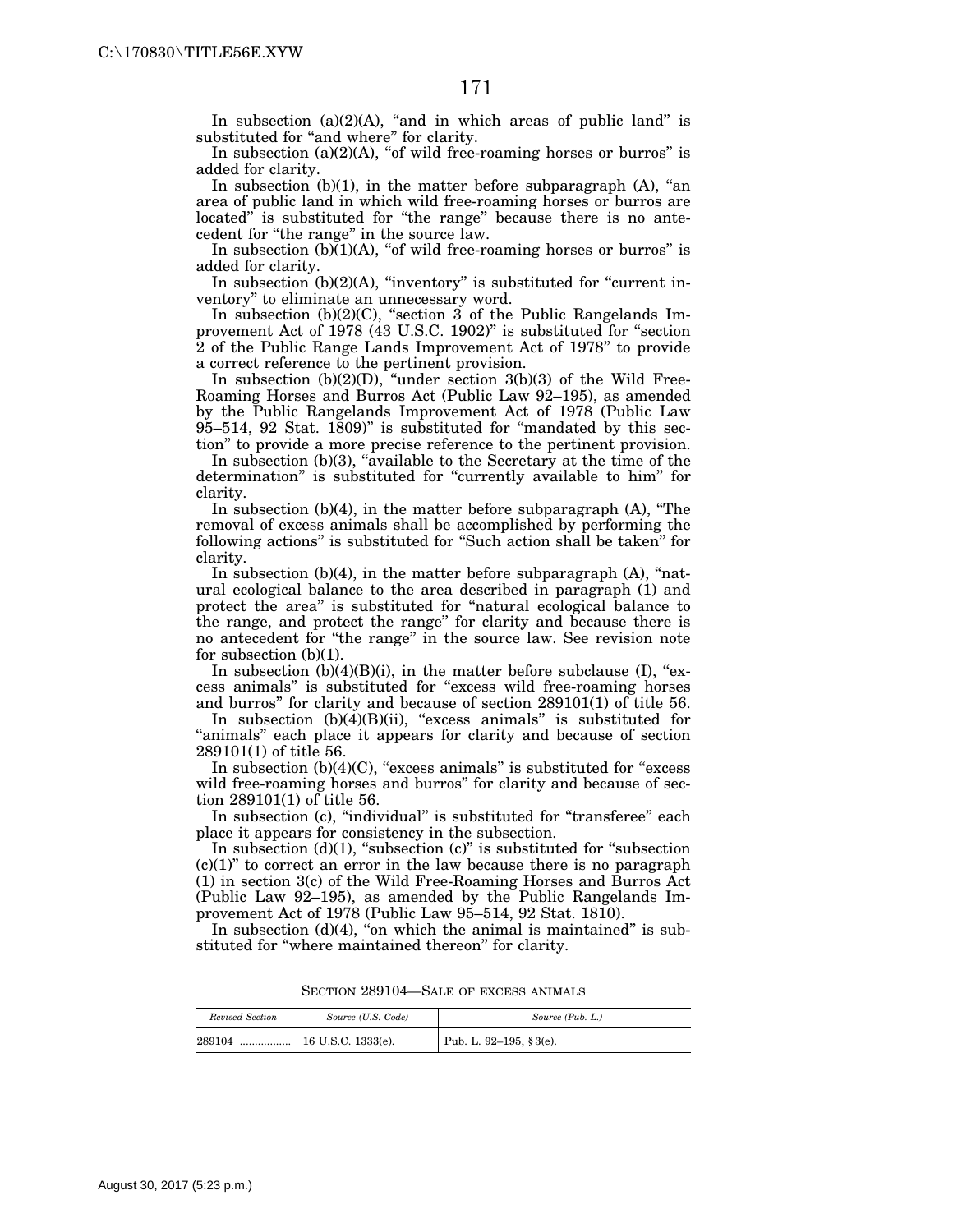In subsection (a)(2)(A), "and in which areas of public land" is substituted for "and where" for clarity.

In subsection (a)(2)(A), "of wild free-roaming horses or burros" is added for clarity.

In subsection (b)(1), in the matter before subparagraph (A), "an area of public land in which wild free-roaming horses or burros are located" is substituted for "the range" because there is no antecedent for "the range" in the source law.

In subsection (b)(1)(A), "of wild free-roaming horses or burros" is added for clarity.

In subsection (b)(2)(A), "inventory" is substituted for "current inventory" to eliminate an unnecessary word.

In subsection (b)(2)(C), "section 3 of the Public Rangelands Improvement Act of 1978 (43 U.S.C. 1902)" is substituted for "section 2 of the Public Range Lands Improvement Act of 1978" to provide a correct reference to the pertinent provision.

In subsection (b)(2)(D), "under section 3(b)(3) of the Wild Free-Roaming Horses and Burros Act (Public Law 92–195), as amended by the Public Rangelands Improvement Act of 1978 (Public Law 95–514, 92 Stat. 1809)" is substituted for "mandated by this section" to provide a more precise reference to the pertinent provision.

In subsection (b)(3), "available to the Secretary at the time of the determination" is substituted for "currently available to him" for clarity.

In subsection (b)(4), in the matter before subparagraph (A), "The removal of excess animals shall be accomplished by performing the following actions" is substituted for "Such action shall be taken" for clarity.

In subsection (b)(4), in the matter before subparagraph (A), "natural ecological balance to the area described in paragraph (1) and protect the area" is substituted for "natural ecological balance to the range, and protect the range" for clarity and because there is no antecedent for "the range" in the source law. See revision note for subsection (b)(1).

In subsection (b)(4)(B)(i), in the matter before subclause (I), "excess animals" is substituted for "excess wild free-roaming horses and burros" for clarity and because of section 289101(1) of title 56.

In subsection (b)(4)(B)(ii), "excess animals" is substituted for "animals" each place it appears for clarity and because of section 289101(1) of title 56.

In subsection (b)(4)(C), "excess animals" is substituted for "excess wild free-roaming horses and burros" for clarity and because of section 289101(1) of title 56.

In subsection (c), "individual" is substituted for "transferee" each place it appears for consistency in the subsection.

In subsection (d)(1), "subsection (c)" is substituted for "subsection (c)(1)" to correct an error in the law because there is no paragraph (1) in section 3(c) of the Wild Free-Roaming Horses and Burros Act (Public Law 92–195), as amended by the Public Rangelands Improvement Act of 1978 (Public Law 95–514, 92 Stat. 1810).

In subsection (d)(4), "on which the animal is maintained" is substituted for "where maintained thereon" for clarity.

SECTION 289104—SALE OF EXCESS ANIMALS

| *Revised Section* | *Source (U.S. Code)* | *Source (Pub. L.)* |
|---|---|---|
| 289104 ................. | 16 U.S.C. 1333(e). | Pub. L. 92–195, § 3(e). |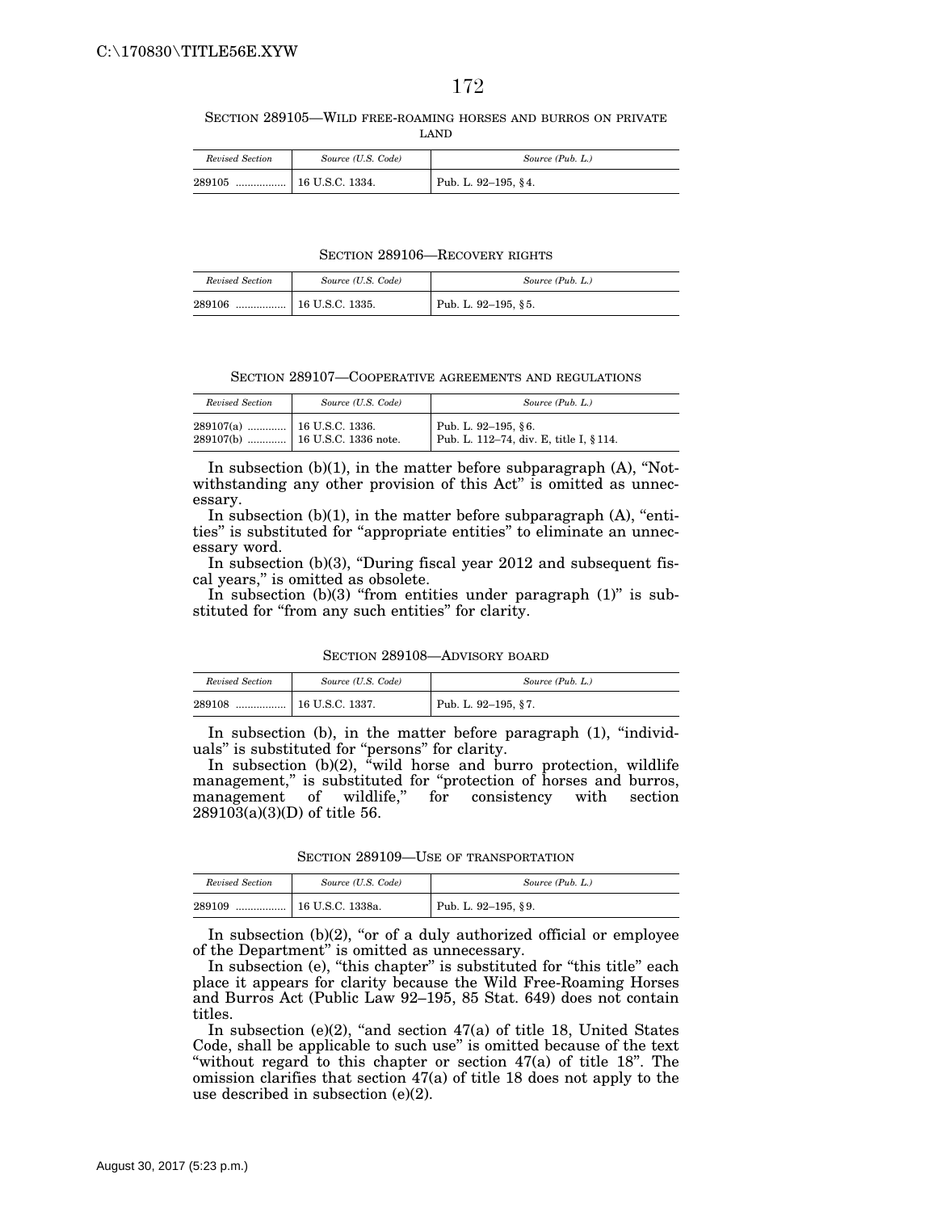SECTION 289105—WILD FREE-ROAMING HORSES AND BURROS ON PRIVATE LAND

| *Revised Section* | *Source (U.S. Code)* | *Source (Pub. L.)* |
|---|---|---|
| 289105 ................. | 16 U.S.C. 1334. | Pub. L. 92–195, § 4. |

SECTION 289106—RECOVERY RIGHTS

| *Revised Section* | *Source (U.S. Code)* | *Source (Pub. L.)* |
|---|---|---|
| 289106 ................. | 16 U.S.C. 1335. | Pub. L. 92–195, § 5. |

SECTION 289107—COOPERATIVE AGREEMENTS AND REGULATIONS

| *Revised Section* | *Source (U.S. Code)* | *Source (Pub. L.)* |
|---|---|---|
| 289107(a) ............. | 16 U.S.C. 1336. | Pub. L. 92–195, § 6. |
| 289107(b) ............. | 16 U.S.C. 1336 note. | Pub. L. 112–74, div. E, title I, § 114. |

In subsection (b)(1), in the matter before subparagraph (A), "Notwithstanding any other provision of this Act" is omitted as unnecessary.

In subsection (b)(1), in the matter before subparagraph (A), "entities" is substituted for "appropriate entities" to eliminate an unnecessary word.

In subsection (b)(3), "During fiscal year 2012 and subsequent fiscal years," is omitted as obsolete.

In subsection (b)(3) "from entities under paragraph (1)" is substituted for "from any such entities" for clarity.

SECTION 289108—ADVISORY BOARD

| *Revised Section* | *Source (U.S. Code)* | *Source (Pub. L.)* |
|---|---|---|
| 289108 ................. | 16 U.S.C. 1337. | Pub. L. 92–195, § 7. |

In subsection (b), in the matter before paragraph (1), "individuals" is substituted for "persons" for clarity.

In subsection (b)(2), "wild horse and burro protection, wildlife management," is substituted for "protection of horses and burros, management of wildlife," for consistency with section 289103(a)(3)(D) of title 56.

SECTION 289109—USE OF TRANSPORTATION

| *Revised Section* | *Source (U.S. Code)* | *Source (Pub. L.)* |
|---|---|---|
| 289109 ................. | 16 U.S.C. 1338a. | Pub. L. 92–195, § 9. |

In subsection (b)(2), "or of a duly authorized official or employee of the Department" is omitted as unnecessary.

In subsection (e), "this chapter" is substituted for "this title" each place it appears for clarity because the Wild Free-Roaming Horses and Burros Act (Public Law 92–195, 85 Stat. 649) does not contain titles.

In subsection (e)(2), "and section 47(a) of title 18, United States Code, shall be applicable to such use" is omitted because of the text "without regard to this chapter or section 47(a) of title 18". The omission clarifies that section 47(a) of title 18 does not apply to the use described in subsection (e)(2).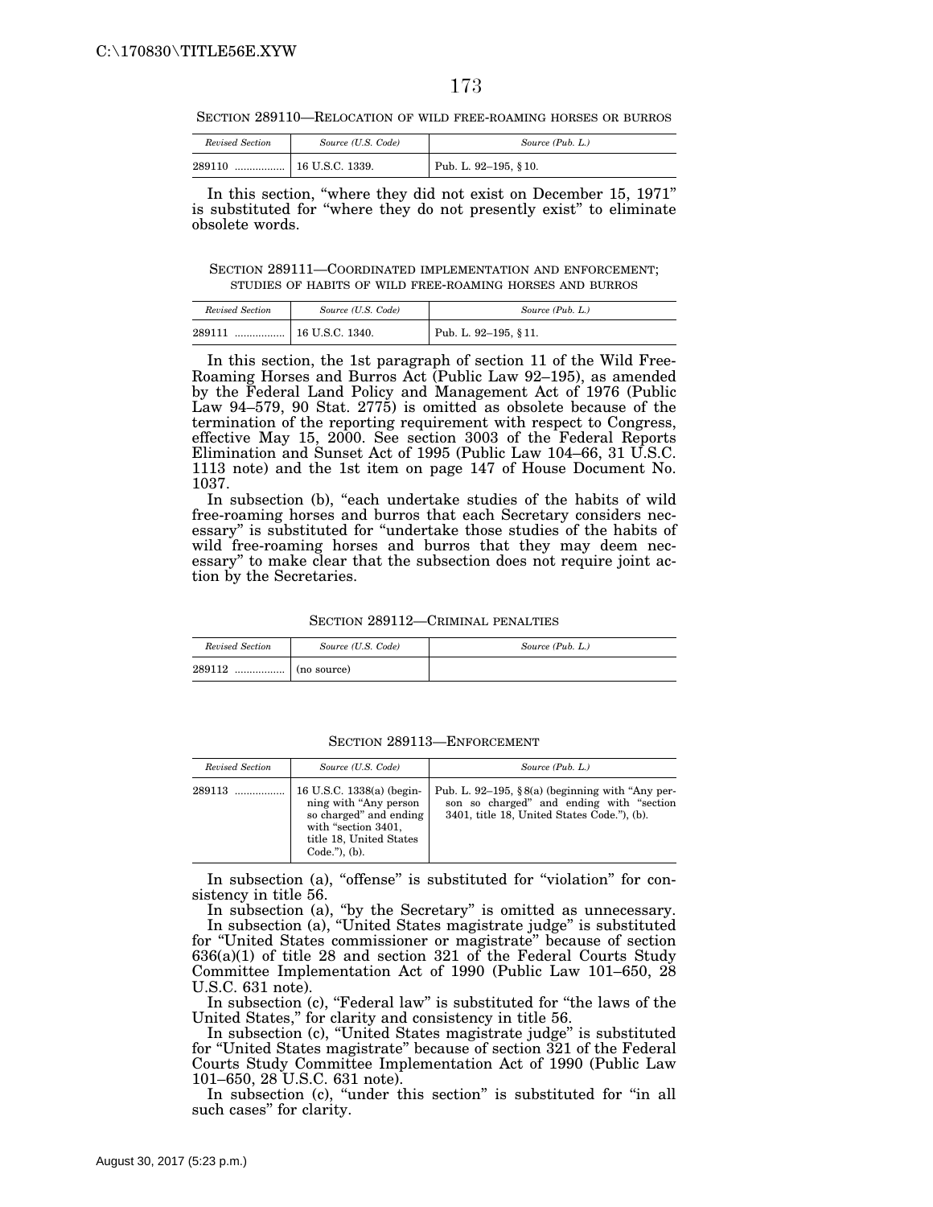SECTION 289110—RELOCATION OF WILD FREE-ROAMING HORSES OR BURROS

| *Revised Section* | *Source (U.S. Code)* | *Source (Pub. L.)* |
|---|---|---|
| 289110 ................. | 16 U.S.C. 1339. | Pub. L. 92–195, § 10. |

In this section, "where they did not exist on December 15, 1971" is substituted for "where they do not presently exist" to eliminate obsolete words.

SECTION 289111—COORDINATED IMPLEMENTATION AND ENFORCEMENT; STUDIES OF HABITS OF WILD FREE-ROAMING HORSES AND BURROS

| *Revised Section* | *Source (U.S. Code)* | *Source (Pub. L.)* |
|---|---|---|
| 289111 ................. | 16 U.S.C. 1340. | Pub. L. 92–195, § 11. |

In this section, the 1st paragraph of section 11 of the Wild Free-Roaming Horses and Burros Act (Public Law 92–195), as amended by the Federal Land Policy and Management Act of 1976 (Public Law 94–579, 90 Stat. 2775) is omitted as obsolete because of the termination of the reporting requirement with respect to Congress, effective May 15, 2000. See section 3003 of the Federal Reports Elimination and Sunset Act of 1995 (Public Law 104–66, 31 U.S.C. 1113 note) and the 1st item on page 147 of House Document No. 1037.

In subsection (b), "each undertake studies of the habits of wild free-roaming horses and burros that each Secretary considers necessary" is substituted for "undertake those studies of the habits of wild free-roaming horses and burros that they may deem necessary" to make clear that the subsection does not require joint action by the Secretaries.

SECTION 289112—CRIMINAL PENALTIES

| *Revised Section* | *Source (U.S. Code)* | *Source (Pub. L.)* |
|---|---|---|
| 289112 ................. | (no source) | |

SECTION 289113—ENFORCEMENT

| *Revised Section* | *Source (U.S. Code)* | *Source (Pub. L.)* |
|---|---|---|
| 289113 ................. | 16 U.S.C. 1338(a) (beginning with "Any person so charged" and ending with "section 3401, title 18, United States Code."), (b). | Pub. L. 92–195, § 8(a) (beginning with "Any person so charged" and ending with "section 3401, title 18, United States Code."), (b). |

In subsection (a), "offense" is substituted for "violation" for consistency in title 56.

In subsection (a), "by the Secretary" is omitted as unnecessary.

In subsection (a), "United States magistrate judge" is substituted for "United States commissioner or magistrate" because of section 636(a)(1) of title 28 and section 321 of the Federal Courts Study Committee Implementation Act of 1990 (Public Law 101–650, 28 U.S.C. 631 note).

In subsection (c), "Federal law" is substituted for "the laws of the United States," for clarity and consistency in title 56.

In subsection (c), "United States magistrate judge" is substituted for "United States magistrate" because of section 321 of the Federal Courts Study Committee Implementation Act of 1990 (Public Law 101–650, 28 U.S.C. 631 note).

In subsection (c), "under this section" is substituted for "in all such cases" for clarity.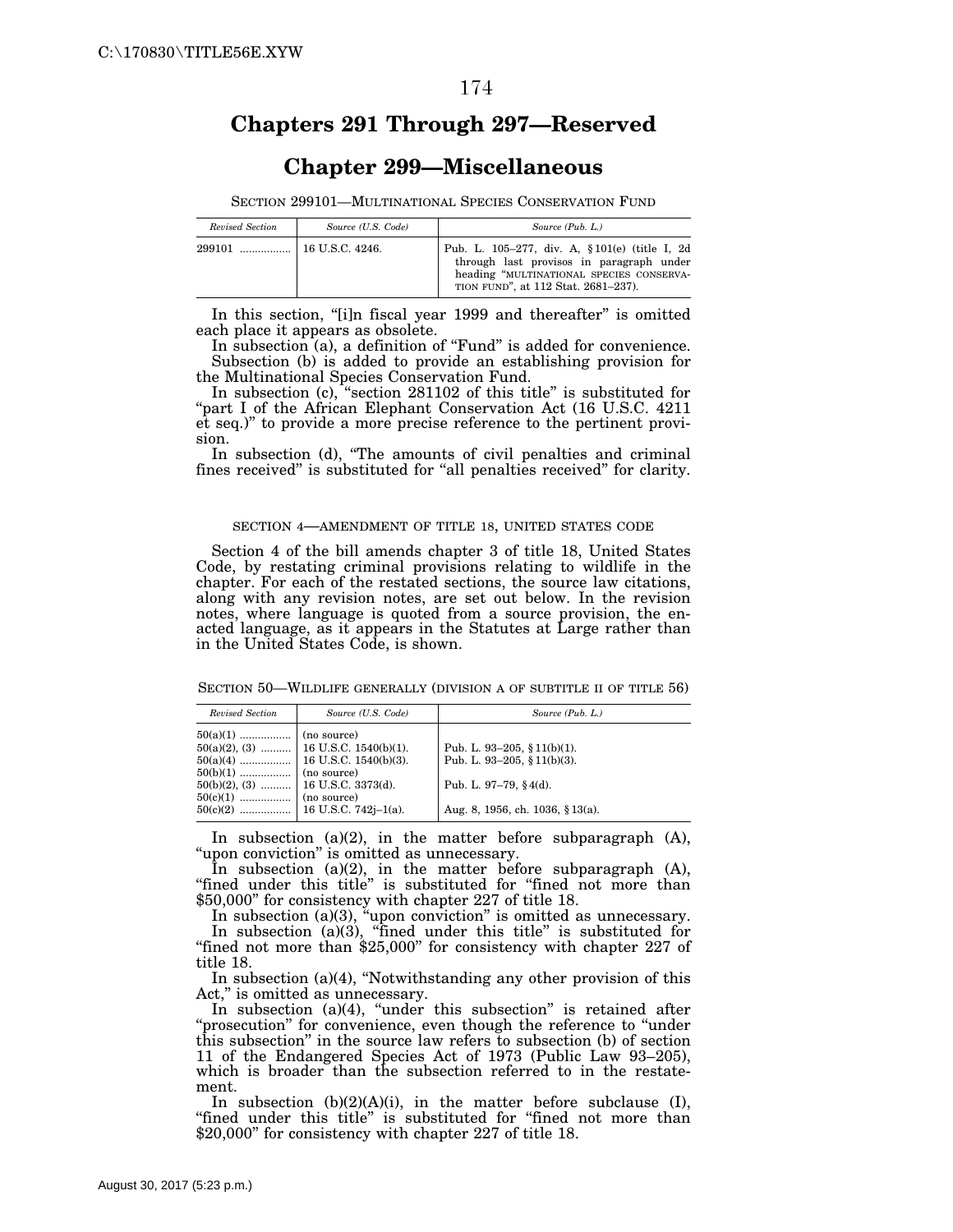# Chapters 291 Through 297—Reserved

# Chapter 299—Miscellaneous

SECTION 299101—MULTINATIONAL SPECIES CONSERVATION FUND

| *Revised Section* | *Source (U.S. Code)* | *Source (Pub. L.)* |
|---|---|---|
| 299101 ................. | 16 U.S.C. 4246. | Pub. L. 105–277, div. A, §101(e) (title I, 2d through last provisos in paragraph under heading "MULTINATIONAL SPECIES CONSERVATION FUND", at 112 Stat. 2681–237). |

In this section, "[i]n fiscal year 1999 and thereafter" is omitted each place it appears as obsolete.

In subsection (a), a definition of "Fund" is added for convenience.

Subsection (b) is added to provide an establishing provision for the Multinational Species Conservation Fund.

In subsection (c), "section 281102 of this title" is substituted for "part I of the African Elephant Conservation Act (16 U.S.C. 4211 et seq.)" to provide a more precise reference to the pertinent provision.

In subsection (d), "The amounts of civil penalties and criminal fines received" is substituted for "all penalties received" for clarity.

SECTION 4—AMENDMENT OF TITLE 18, UNITED STATES CODE

Section 4 of the bill amends chapter 3 of title 18, United States Code, by restating criminal provisions relating to wildlife in the chapter. For each of the restated sections, the source law citations, along with any revision notes, are set out below. In the revision notes, where language is quoted from a source provision, the enacted language, as it appears in the Statutes at Large rather than in the United States Code, is shown.

SECTION 50—WILDLIFE GENERALLY (DIVISION A OF SUBTITLE II OF TITLE 56)

| *Revised Section* | *Source (U.S. Code)* | *Source (Pub. L.)* |
|---|---|---|
| 50(a)(1) ................. | (no source) | |
| 50(a)(2), (3) .......... | 16 U.S.C. 1540(b)(1). | Pub. L. 93–205, §11(b)(1). |
| 50(a)(4) ................. | 16 U.S.C. 1540(b)(3). | Pub. L. 93–205, §11(b)(3). |
| 50(b)(1) ................. | (no source) | |
| 50(b)(2), (3) .......... | 16 U.S.C. 3373(d). | Pub. L. 97–79, §4(d). |
| 50(c)(1) ................. | (no source) | |
| 50(c)(2) ................. | 16 U.S.C. 742j–1(a). | Aug. 8, 1956, ch. 1036, §13(a). |

In subsection (a)(2), in the matter before subparagraph (A), "upon conviction" is omitted as unnecessary.

In subsection (a)(2), in the matter before subparagraph (A), "fined under this title" is substituted for "fined not more than $50,000" for consistency with chapter 227 of title 18.

In subsection (a)(3), "upon conviction" is omitted as unnecessary.

In subsection (a)(3), "fined under this title" is substituted for "fined not more than $25,000" for consistency with chapter 227 of title 18.

In subsection (a)(4), "Notwithstanding any other provision of this Act," is omitted as unnecessary.

In subsection (a)(4), "under this subsection" is retained after "prosecution" for convenience, even though the reference to "under this subsection" in the source law refers to subsection (b) of section 11 of the Endangered Species Act of 1973 (Public Law 93–205), which is broader than the subsection referred to in the restatement.

In subsection (b)(2)(A)(i), in the matter before subclause (I), "fined under this title" is substituted for "fined not more than $20,000" for consistency with chapter 227 of title 18.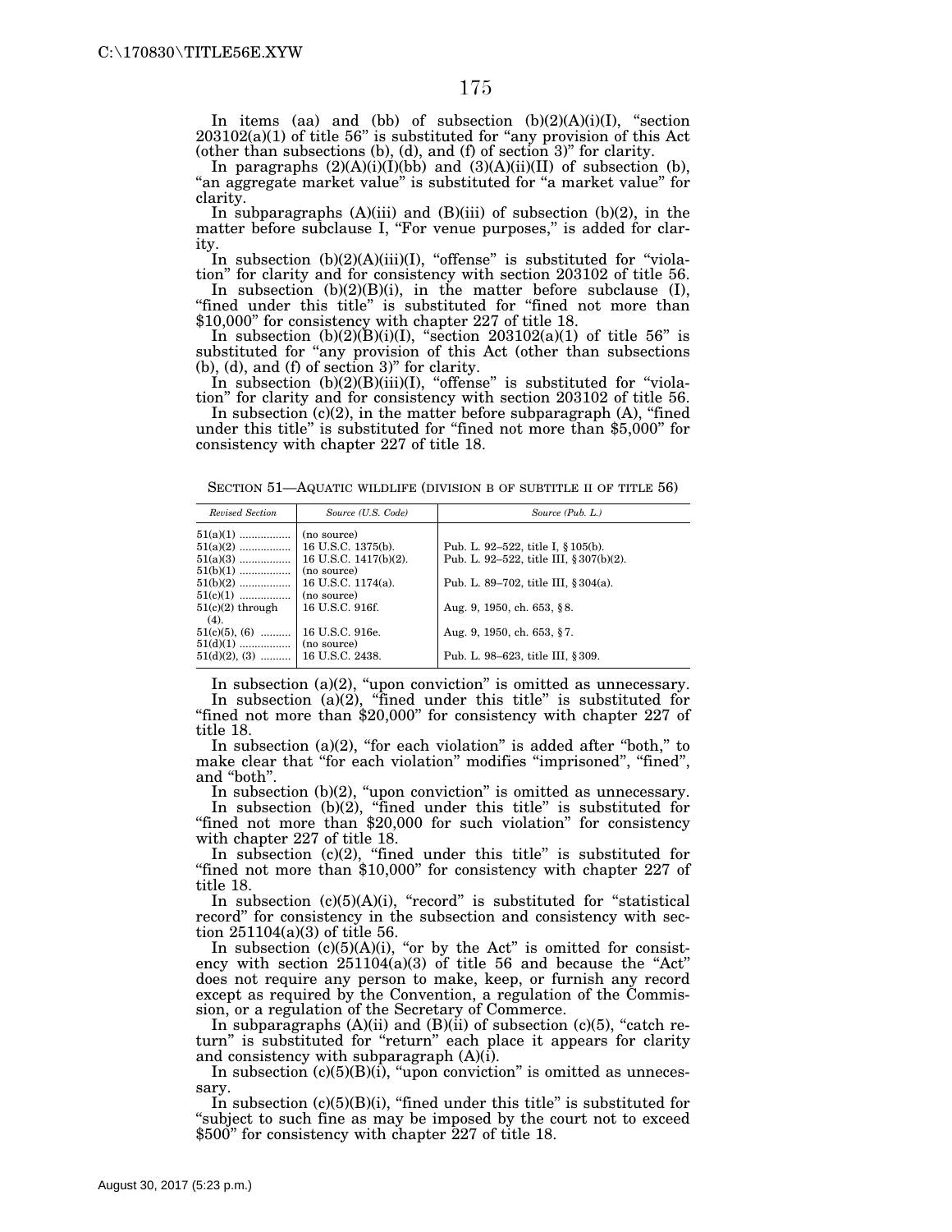In items (aa) and (bb) of subsection (b)(2)(A)(i)(I), "section 203102(a)(1) of title 56" is substituted for "any provision of this Act (other than subsections (b), (d), and (f) of section 3)" for clarity.

In paragraphs (2)(A)(i)(I)(bb) and (3)(A)(ii)(II) of subsection (b), "an aggregate market value" is substituted for "a market value" for clarity.

In subparagraphs (A)(iii) and (B)(iii) of subsection (b)(2), in the matter before subclause I, "For venue purposes," is added for clarity.

In subsection (b)(2)(A)(iii)(I), "offense" is substituted for "violation" for clarity and for consistency with section 203102 of title 56.

In subsection (b)(2)(B)(i), in the matter before subclause (I), "fined under this title" is substituted for "fined not more than $10,000" for consistency with chapter 227 of title 18.

In subsection (b)(2)(B)(i)(I), "section 203102(a)(1) of title 56" is substituted for "any provision of this Act (other than subsections (b), (d), and (f) of section 3)" for clarity.

In subsection (b)(2)(B)(iii)(I), "offense" is substituted for "violation" for clarity and for consistency with section 203102 of title 56.

In subsection (c)(2), in the matter before subparagraph (A), "fined under this title" is substituted for "fined not more than $5,000" for consistency with chapter 227 of title 18.

SECTION 51—AQUATIC WILDLIFE (DIVISION B OF SUBTITLE II OF TITLE 56)

| *Revised Section* | *Source (U.S. Code)* | *Source (Pub. L.)* |
|---|---|---|
| 51(a)(1) | (no source) | |
| 51(a)(2) | 16 U.S.C. 1375(b). | Pub. L. 92–522, title I, § 105(b). |
| 51(a)(3) | 16 U.S.C. 1417(b)(2). | Pub. L. 92–522, title III, § 307(b)(2). |
| 51(b)(1) | (no source) | |
| 51(b)(2) | 16 U.S.C. 1174(a). | Pub. L. 89–702, title III, § 304(a). |
| 51(c)(1) | (no source) | |
| 51(c)(2) through (4). | 16 U.S.C. 916f. | Aug. 9, 1950, ch. 653, § 8. |
| 51(c)(5), (6) | 16 U.S.C. 916e. | Aug. 9, 1950, ch. 653, § 7. |
| 51(d)(1) | (no source) | |
| 51(d)(2), (3) | 16 U.S.C. 2438. | Pub. L. 98–623, title III, § 309. |

In subsection (a)(2), "upon conviction" is omitted as unnecessary.

In subsection (a)(2), "fined under this title" is substituted for "fined not more than $20,000" for consistency with chapter 227 of title 18.

In subsection (a)(2), "for each violation" is added after "both," to make clear that "for each violation" modifies "imprisoned", "fined", and "both".

In subsection (b)(2), "upon conviction" is omitted as unnecessary.

In subsection (b)(2), "fined under this title" is substituted for "fined not more than $20,000 for such violation" for consistency with chapter 227 of title 18.

In subsection (c)(2), "fined under this title" is substituted for "fined not more than $10,000" for consistency with chapter 227 of title 18.

In subsection (c)(5)(A)(i), "record" is substituted for "statistical record" for consistency in the subsection and consistency with section 251104(a)(3) of title 56.

In subsection (c)(5)(A)(i), "or by the Act" is omitted for consistency with section 251104(a)(3) of title 56 and because the "Act" does not require any person to make, keep, or furnish any record except as required by the Convention, a regulation of the Commission, or a regulation of the Secretary of Commerce.

In subparagraphs (A)(ii) and (B)(ii) of subsection (c)(5), "catch return" is substituted for "return" each place it appears for clarity and consistency with subparagraph (A)(i).

In subsection (c)(5)(B)(i), "upon conviction" is omitted as unnecessary.

In subsection (c)(5)(B)(i), "fined under this title" is substituted for "subject to such fine as may be imposed by the court not to exceed $500" for consistency with chapter 227 of title 18.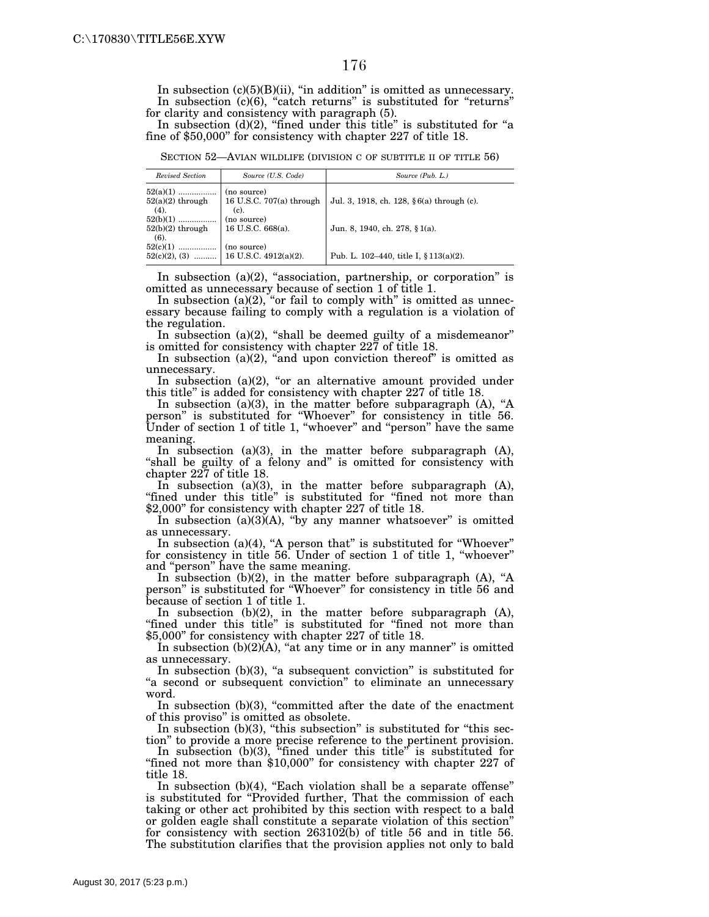In subsection (c)(5)(B)(ii), "in addition" is omitted as unnecessary.

In subsection (c)(6), "catch returns" is substituted for "returns" for clarity and consistency with paragraph (5).

In subsection (d)(2), "fined under this title" is substituted for "a fine of $50,000" for consistency with chapter 227 of title 18.

SECTION 52—AVIAN WILDLIFE (DIVISION C OF SUBTITLE II OF TITLE 56)

| *Revised Section* | *Source (U.S. Code)* | *Source (Pub. L.)* |
|---|---|---|
| 52(a)(1) | (no source) | |
| 52(a)(2) through (4). | 16 U.S.C. 707(a) through (c). | Jul. 3, 1918, ch. 128, § 6(a) through (c). |
| 52(b)(1) | (no source) | |
| 52(b)(2) through (6). | 16 U.S.C. 668(a). | Jun. 8, 1940, ch. 278, § 1(a). |
| 52(c)(1) | (no source) | |
| 52(c)(2), (3) | 16 U.S.C. 4912(a)(2). | Pub. L. 102–440, title I, § 113(a)(2). |

In subsection (a)(2), "association, partnership, or corporation" is omitted as unnecessary because of section 1 of title 1.

In subsection (a)(2), "or fail to comply with" is omitted as unnecessary because failing to comply with a regulation is a violation of the regulation.

In subsection (a)(2), "shall be deemed guilty of a misdemeanor" is omitted for consistency with chapter 227 of title 18.

In subsection (a)(2), "and upon conviction thereof" is omitted as unnecessary.

In subsection (a)(2), "or an alternative amount provided under this title" is added for consistency with chapter 227 of title 18.

In subsection (a)(3), in the matter before subparagraph (A), "A person" is substituted for "Whoever" for consistency in title 56. Under of section 1 of title 1, "whoever" and "person" have the same meaning.

In subsection (a)(3), in the matter before subparagraph (A), "shall be guilty of a felony and" is omitted for consistency with chapter 227 of title 18.

In subsection (a)(3), in the matter before subparagraph (A), "fined under this title" is substituted for "fined not more than $2,000" for consistency with chapter 227 of title 18.

In subsection (a)(3)(A), "by any manner whatsoever" is omitted as unnecessary.

In subsection (a)(4), "A person that" is substituted for "Whoever" for consistency in title 56. Under of section 1 of title 1, "whoever" and "person" have the same meaning.

In subsection (b)(2), in the matter before subparagraph (A), "A person" is substituted for "Whoever" for consistency in title 56 and because of section 1 of title 1.

In subsection (b)(2), in the matter before subparagraph (A), "fined under this title" is substituted for "fined not more than $5,000" for consistency with chapter 227 of title 18.

In subsection (b)(2)(A), "at any time or in any manner" is omitted as unnecessary.

In subsection (b)(3), "a subsequent conviction" is substituted for "a second or subsequent conviction" to eliminate an unnecessary word.

In subsection (b)(3), "committed after the date of the enactment of this proviso" is omitted as obsolete.

In subsection (b)(3), "this subsection" is substituted for "this section" to provide a more precise reference to the pertinent provision.

In subsection (b)(3), "fined under this title" is substituted for "fined not more than $10,000" for consistency with chapter 227 of title 18.

In subsection (b)(4), "Each violation shall be a separate offense" is substituted for "Provided further, That the commission of each taking or other act prohibited by this section with respect to a bald or golden eagle shall constitute a separate violation of this section" for consistency with section 263102(b) of title 56 and in title 56. The substitution clarifies that the provision applies not only to bald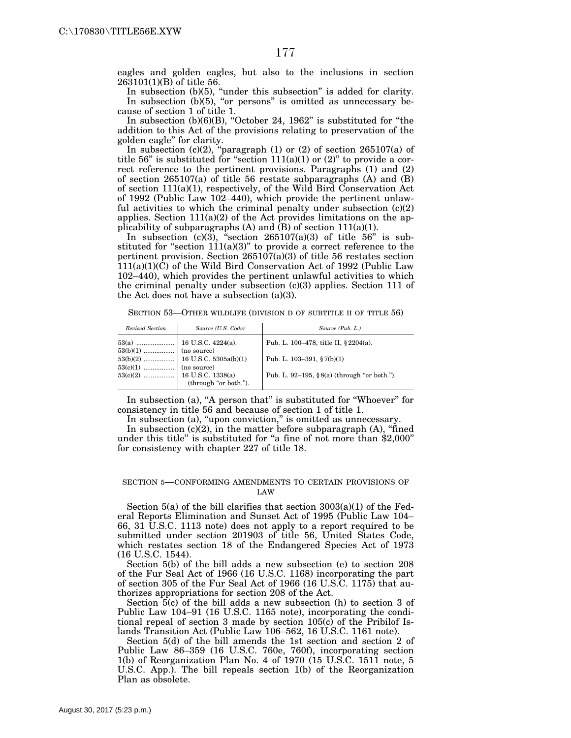eagles and golden eagles, but also to the inclusions in section 263101(1)(B) of title 56.

In subsection (b)(5), "under this subsection" is added for clarity.

In subsection (b)(5), "or persons" is omitted as unnecessary because of section 1 of title 1.

In subsection (b)(6)(B), "October 24, 1962" is substituted for "the addition to this Act of the provisions relating to preservation of the golden eagle" for clarity.

In subsection (c)(2), "paragraph (1) or (2) of section 265107(a) of title 56" is substituted for "section 111(a)(1) or (2)" to provide a correct reference to the pertinent provisions. Paragraphs (1) and (2) of section 265107(a) of title 56 restate subparagraphs (A) and (B) of section 111(a)(1), respectively, of the Wild Bird Conservation Act of 1992 (Public Law 102–440), which provide the pertinent unlawful activities to which the criminal penalty under subsection (c)(2) applies. Section 111(a)(2) of the Act provides limitations on the applicability of subparagraphs (A) and (B) of section 111(a)(1).

In subsection (c)(3), "section 265107(a)(3) of title 56" is substituted for "section 111(a)(3)" to provide a correct reference to the pertinent provision. Section 265107(a)(3) of title 56 restates section 111(a)(1)(C) of the Wild Bird Conservation Act of 1992 (Public Law 102–440), which provides the pertinent unlawful activities to which the criminal penalty under subsection (c)(3) applies. Section 111 of the Act does not have a subsection (a)(3).

SECTION 53—OTHER WILDLIFE (DIVISION D OF SUBTITLE II OF TITLE 56)

| *Revised Section* | *Source (U.S. Code)* | *Source (Pub. L.)* |
|---|---|---|
| 53(a) | 16 U.S.C. 4224(a). | Pub. L. 100–478, title II, § 2204(a). |
| 53(b)(1) | (no source) | |
| 53(b)(2) | 16 U.S.C. 5305a(b)(1) | Pub. L. 103–391, § 7(b)(1) |
| 53(c)(1) | (no source) | |
| 53(c)(2) | 16 U.S.C. 1338(a) (through "or both."). | Pub. L. 92–195, § 8(a) (through "or both."). |

In subsection (a), "A person that" is substituted for "Whoever" for consistency in title 56 and because of section 1 of title 1.

In subsection (a), "upon conviction," is omitted as unnecessary.

In subsection (c)(2), in the matter before subparagraph (A), "fined under this title" is substituted for "a fine of not more than $2,000" for consistency with chapter 227 of title 18.

SECTION 5—CONFORMING AMENDMENTS TO CERTAIN PROVISIONS OF LAW

Section 5(a) of the bill clarifies that section 3003(a)(1) of the Federal Reports Elimination and Sunset Act of 1995 (Public Law 104–66, 31 U.S.C. 1113 note) does not apply to a report required to be submitted under section 201903 of title 56, United States Code, which restates section 18 of the Endangered Species Act of 1973 (16 U.S.C. 1544).

Section 5(b) of the bill adds a new subsection (e) to section 208 of the Fur Seal Act of 1966 (16 U.S.C. 1168) incorporating the part of section 305 of the Fur Seal Act of 1966 (16 U.S.C. 1175) that authorizes appropriations for section 208 of the Act.

Section 5(c) of the bill adds a new subsection (h) to section 3 of Public Law 104–91 (16 U.S.C. 1165 note), incorporating the conditional repeal of section 3 made by section 105(c) of the Pribilof Islands Transition Act (Public Law 106–562, 16 U.S.C. 1161 note).

Section 5(d) of the bill amends the 1st section and section 2 of Public Law 86–359 (16 U.S.C. 760e, 760f), incorporating section 1(b) of Reorganization Plan No. 4 of 1970 (15 U.S.C. 1511 note, 5 U.S.C. App.). The bill repeals section 1(b) of the Reorganization Plan as obsolete.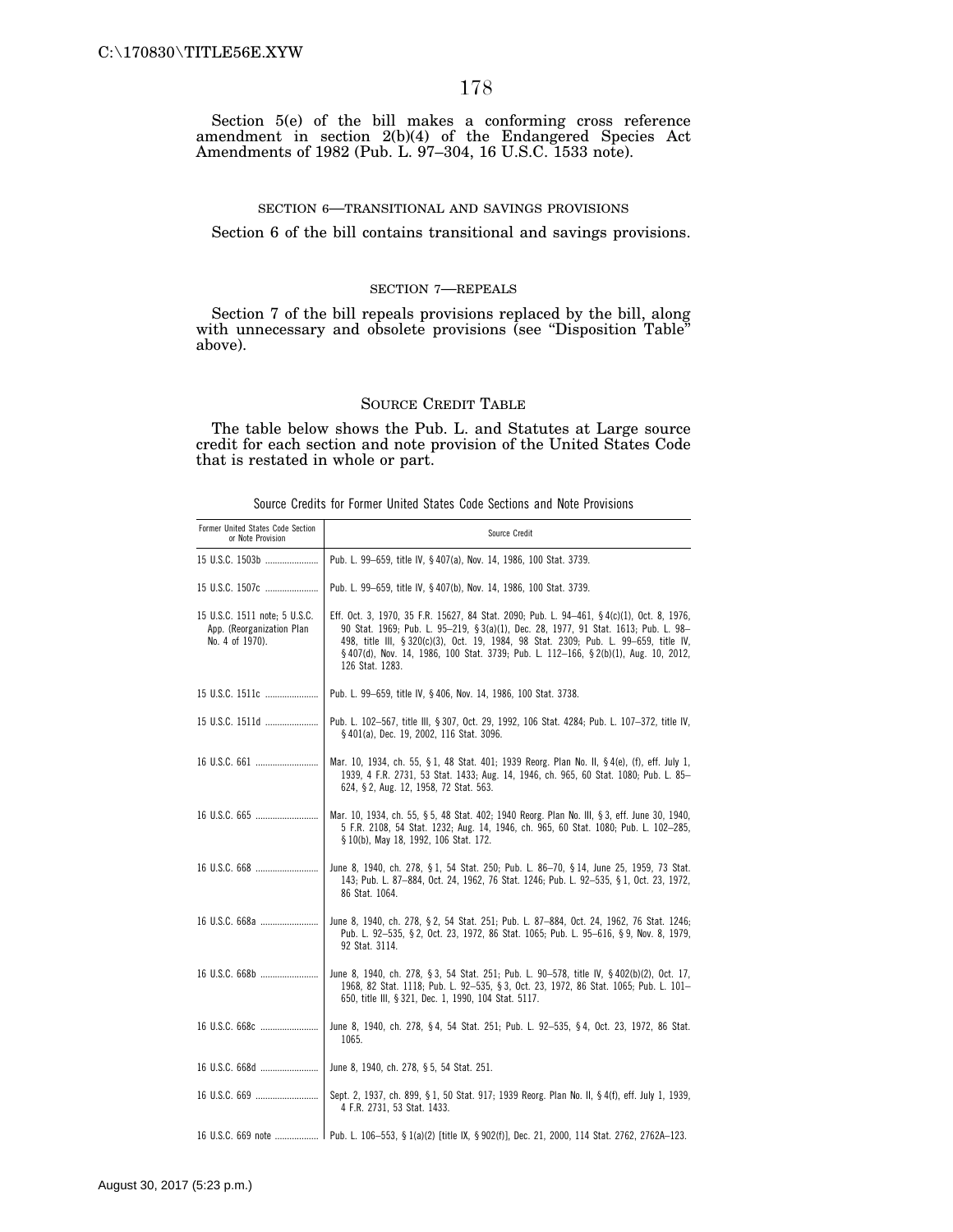Section 5(e) of the bill makes a conforming cross reference amendment in section 2(b)(4) of the Endangered Species Act Amendments of 1982 (Pub. L. 97–304, 16 U.S.C. 1533 note).

SECTION 6—TRANSITIONAL AND SAVINGS PROVISIONS

Section 6 of the bill contains transitional and savings provisions.

SECTION 7—REPEALS

Section 7 of the bill repeals provisions replaced by the bill, along with unnecessary and obsolete provisions (see "Disposition Table" above).

## SOURCE CREDIT TABLE

The table below shows the Pub. L. and Statutes at Large source credit for each section and note provision of the United States Code that is restated in whole or part.

Source Credits for Former United States Code Sections and Note Provisions

| Former United States Code Section or Note Provision | Source Credit |
|---|---|
| 15 U.S.C. 1503b | Pub. L. 99–659, title IV, § 407(a), Nov. 14, 1986, 100 Stat. 3739. |
| 15 U.S.C. 1507c | Pub. L. 99–659, title IV, § 407(b), Nov. 14, 1986, 100 Stat. 3739. |
| 15 U.S.C. 1511 note; 5 U.S.C. App. (Reorganization Plan No. 4 of 1970). | Eff. Oct. 3, 1970, 35 F.R. 15627, 84 Stat. 2090; Pub. L. 94–461, § 4(c)(1), Oct. 8, 1976, 90 Stat. 1969; Pub. L. 95–219, § 3(a)(1), Dec. 28, 1977, 91 Stat. 1613; Pub. L. 98–498, title III, § 320(c)(3), Oct. 19, 1984, 98 Stat. 2309; Pub. L. 99–659, title IV, § 407(d), Nov. 14, 1986, 100 Stat. 3739; Pub. L. 112–166, § 2(b)(1), Aug. 10, 2012, 126 Stat. 1283. |
| 15 U.S.C. 1511c | Pub. L. 99–659, title IV, § 406, Nov. 14, 1986, 100 Stat. 3738. |
| 15 U.S.C. 1511d | Pub. L. 102–567, title III, § 307, Oct. 29, 1992, 106 Stat. 4284; Pub. L. 107–372, title IV, § 401(a), Dec. 19, 2002, 116 Stat. 3096. |
| 16 U.S.C. 661 | Mar. 10, 1934, ch. 55, § 1, 48 Stat. 401; 1939 Reorg. Plan No. II, § 4(e), (f), eff. July 1, 1939, 4 F.R. 2731, 53 Stat. 1433; Aug. 14, 1946, ch. 965, 60 Stat. 1080; Pub. L. 85–624, § 2, Aug. 12, 1958, 72 Stat. 563. |
| 16 U.S.C. 665 | Mar. 10, 1934, ch. 55, § 5, 48 Stat. 402; 1940 Reorg. Plan No. III, § 3, eff. June 30, 1940, 5 F.R. 2108, 54 Stat. 1232; Aug. 14, 1946, ch. 965, 60 Stat. 1080; Pub. L. 102–285, § 10(b), May 18, 1992, 106 Stat. 172. |
| 16 U.S.C. 668 | June 8, 1940, ch. 278, § 1, 54 Stat. 250; Pub. L. 86–70, § 14, June 25, 1959, 73 Stat. 143; Pub. L. 87–884, Oct. 24, 1962, 76 Stat. 1246; Pub. L. 92–535, § 1, Oct. 23, 1972, 86 Stat. 1064. |
| 16 U.S.C. 668a | June 8, 1940, ch. 278, § 2, 54 Stat. 251; Pub. L. 87–884, Oct. 24, 1962, 76 Stat. 1246; Pub. L. 92–535, § 2, Oct. 23, 1972, 86 Stat. 1065; Pub. L. 95–616, § 9, Nov. 8, 1979, 92 Stat. 3114. |
| 16 U.S.C. 668b | June 8, 1940, ch. 278, § 3, 54 Stat. 251; Pub. L. 90–578, title IV, § 402(b)(2), Oct. 17, 1968, 82 Stat. 1118; Pub. L. 92–535, § 3, Oct. 23, 1972, 86 Stat. 1065; Pub. L. 101–650, title III, § 321, Dec. 1, 1990, 104 Stat. 5117. |
| 16 U.S.C. 668c | June 8, 1940, ch. 278, § 4, 54 Stat. 251; Pub. L. 92–535, § 4, Oct. 23, 1972, 86 Stat. 1065. |
| 16 U.S.C. 668d | June 8, 1940, ch. 278, § 5, 54 Stat. 251. |
| 16 U.S.C. 669 | Sept. 2, 1937, ch. 899, § 1, 50 Stat. 917; 1939 Reorg. Plan No. II, § 4(f), eff. July 1, 1939, 4 F.R. 2731, 53 Stat. 1433. |
| 16 U.S.C. 669 note | Pub. L. 106–553, § 1(a)(2) [title IX, § 902(f)], Dec. 21, 2000, 114 Stat. 2762, 2762A–123. |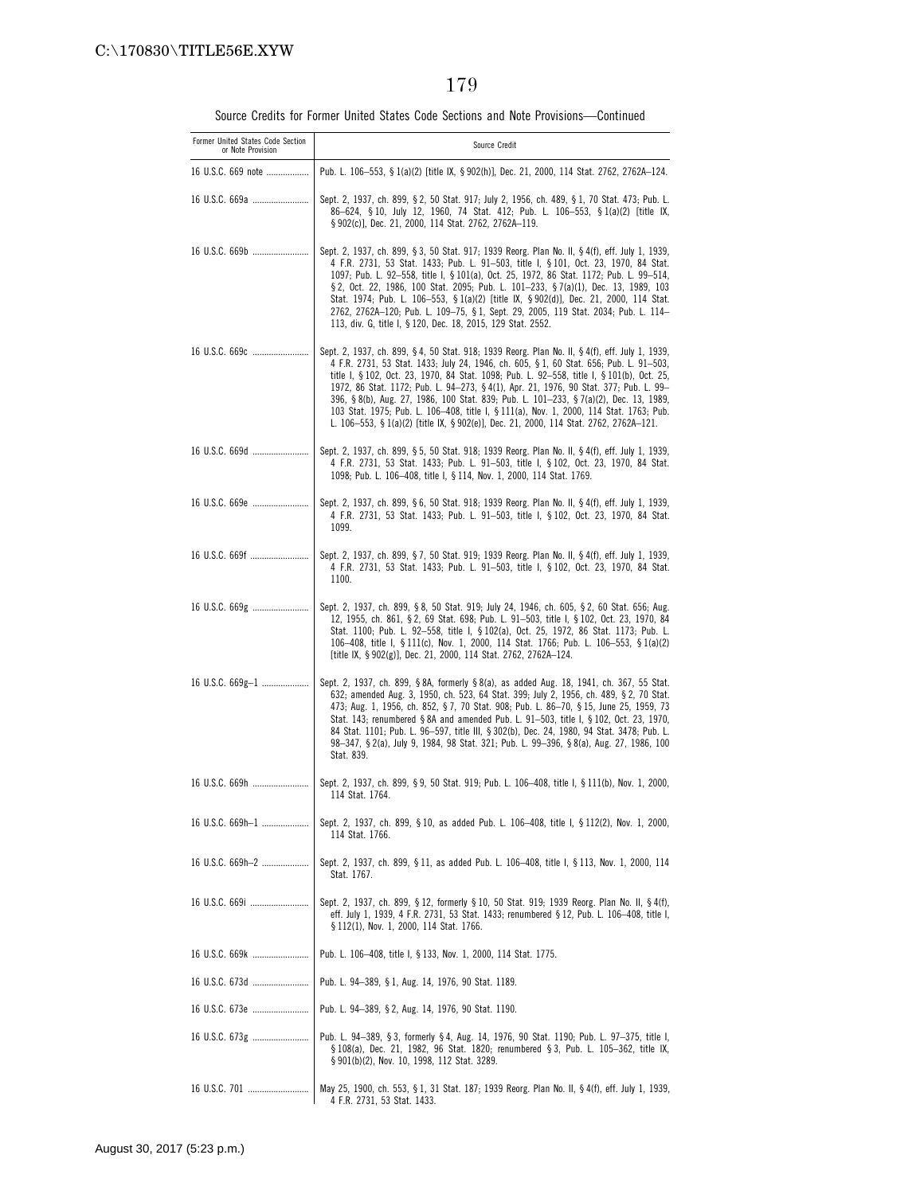Source Credits for Former United States Code Sections and Note Provisions—Continued

| Former United States Code Section or Note Provision | Source Credit |
|---|---|
| 16 U.S.C. 669 note | Pub. L. 106–553, § 1(a)(2) [title IX, § 902(h)], Dec. 21, 2000, 114 Stat. 2762, 2762A–124. |
| 16 U.S.C. 669a | Sept. 2, 1937, ch. 899, § 2, 50 Stat. 917; July 2, 1956, ch. 489, § 1, 70 Stat. 473; Pub. L. 86–624, § 10, July 12, 1960, 74 Stat. 412; Pub. L. 106–553, § 1(a)(2) [title IX, § 902(c)], Dec. 21, 2000, 114 Stat. 2762, 2762A–119. |
| 16 U.S.C. 669b | Sept. 2, 1937, ch. 899, § 3, 50 Stat. 917; 1939 Reorg. Plan No. II, § 4(f), eff. July 1, 1939, 4 F.R. 2731, 53 Stat. 1433; Pub. L. 91–503, title I, § 101, Oct. 23, 1970, 84 Stat. 1097; Pub. L. 92–558, title I, § 101(a), Oct. 25, 1972, 86 Stat. 1172; Pub. L. 99–514, § 2, Oct. 22, 1986, 100 Stat. 2095; Pub. L. 101–233, § 7(a)(1), Dec. 13, 1989, 103 Stat. 1974; Pub. L. 106–553, § 1(a)(2) [title IX, § 902(d)], Dec. 21, 2000, 114 Stat. 2762, 2762A–120; Pub. L. 109–75, § 1, Sept. 29, 2005, 119 Stat. 2034; Pub. L. 114–113, div. G, title I, § 120, Dec. 18, 2015, 129 Stat. 2552. |
| 16 U.S.C. 669c | Sept. 2, 1937, ch. 899, § 4, 50 Stat. 918; 1939 Reorg. Plan No. II, § 4(f), eff. July 1, 1939, 4 F.R. 2731, 53 Stat. 1433; July 24, 1946, ch. 605, § 1, 60 Stat. 656; Pub. L. 91–503, title I, § 102, Oct. 23, 1970, 84 Stat. 1098; Pub. L. 92–558, title I, § 101(b), Oct. 25, 1972, 86 Stat. 1172; Pub. L. 94–273, § 4(1), Apr. 21, 1976, 90 Stat. 377; Pub. L. 99–396, § 8(b), Aug. 27, 1986, 100 Stat. 839; Pub. L. 101–233, § 7(a)(2), Dec. 13, 1989, 103 Stat. 1975; Pub. L. 106–408, title I, § 111(a), Nov. 1, 2000, 114 Stat. 1763; Pub. L. 106–553, § 1(a)(2) [title IX, § 902(e)], Dec. 21, 2000, 114 Stat. 2762, 2762A–121. |
| 16 U.S.C. 669d | Sept. 2, 1937, ch. 899, § 5, 50 Stat. 918; 1939 Reorg. Plan No. II, § 4(f), eff. July 1, 1939, 4 F.R. 2731, 53 Stat. 1433; Pub. L. 91–503, title I, § 102, Oct. 23, 1970, 84 Stat. 1098; Pub. L. 106–408, title I, § 114, Nov. 1, 2000, 114 Stat. 1769. |
| 16 U.S.C. 669e | Sept. 2, 1937, ch. 899, § 6, 50 Stat. 918; 1939 Reorg. Plan No. II, § 4(f), eff. July 1, 1939, 4 F.R. 2731, 53 Stat. 1433; Pub. L. 91–503, title I, § 102, Oct. 23, 1970, 84 Stat. 1099. |
| 16 U.S.C. 669f | Sept. 2, 1937, ch. 899, § 7, 50 Stat. 919; 1939 Reorg. Plan No. II, § 4(f), eff. July 1, 1939, 4 F.R. 2731, 53 Stat. 1433; Pub. L. 91–503, title I, § 102, Oct. 23, 1970, 84 Stat. 1100. |
| 16 U.S.C. 669g | Sept. 2, 1937, ch. 899, § 8, 50 Stat. 919; July 24, 1946, ch. 605, § 2, 60 Stat. 656; Aug. 12, 1955, ch. 861, § 2, 69 Stat. 698; Pub. L. 91–503, title I, § 102, Oct. 23, 1970, 84 Stat. 1100; Pub. L. 92–558, title I, § 102(a), Oct. 25, 1972, 86 Stat. 1173; Pub. L. 106–408, title I, § 111(c), Nov. 1, 2000, 114 Stat. 1766; Pub. L. 106–553, § 1(a)(2) [title IX, § 902(g)], Dec. 21, 2000, 114 Stat. 2762, 2762A–124. |
| 16 U.S.C. 669g–1 | Sept. 2, 1937, ch. 899, § 8A, formerly § 8(a), as added Aug. 18, 1941, ch. 367, 55 Stat. 632; amended Aug. 3, 1950, ch. 523, 64 Stat. 399; July 2, 1956, ch. 489, § 2, 70 Stat. 473; Aug. 1, 1956, ch. 852, § 7, 70 Stat. 908; Pub. L. 86–70, § 15, June 25, 1959, 73 Stat. 143; renumbered § 8A and amended Pub. L. 91–503, title I, § 102, Oct. 23, 1970, 84 Stat. 1101; Pub. L. 96–597, title III, § 302(b), Dec. 24, 1980, 94 Stat. 3478; Pub. L. 98–347, § 2(a), July 9, 1984, 98 Stat. 321; Pub. L. 99–396, § 8(a), Aug. 27, 1986, 100 Stat. 839. |
| 16 U.S.C. 669h | Sept. 2, 1937, ch. 899, § 9, 50 Stat. 919; Pub. L. 106–408, title I, § 111(b), Nov. 1, 2000, 114 Stat. 1764. |
| 16 U.S.C. 669h–1 | Sept. 2, 1937, ch. 899, § 10, as added Pub. L. 106–408, title I, § 112(2), Nov. 1, 2000, 114 Stat. 1766. |
| 16 U.S.C. 669h–2 | Sept. 2, 1937, ch. 899, § 11, as added Pub. L. 106–408, title I, § 113, Nov. 1, 2000, 114 Stat. 1767. |
| 16 U.S.C. 669i | Sept. 2, 1937, ch. 899, § 12, formerly § 10, 50 Stat. 919; 1939 Reorg. Plan No. II, § 4(f), eff. July 1, 1939, 4 F.R. 2731, 53 Stat. 1433; renumbered § 12, Pub. L. 106–408, title I, § 112(1), Nov. 1, 2000, 114 Stat. 1766. |
| 16 U.S.C. 669k | Pub. L. 106–408, title I, § 133, Nov. 1, 2000, 114 Stat. 1775. |
| 16 U.S.C. 673d | Pub. L. 94–389, § 1, Aug. 14, 1976, 90 Stat. 1189. |
| 16 U.S.C. 673e | Pub. L. 94–389, § 2, Aug. 14, 1976, 90 Stat. 1190. |
| 16 U.S.C. 673g | Pub. L. 94–389, § 3, formerly § 4, Aug. 14, 1976, 90 Stat. 1190; Pub. L. 97–375, title I, § 108(a), Dec. 21, 1982, 96 Stat. 1820; renumbered § 3, Pub. L. 105–362, title IX, § 901(b)(2), Nov. 10, 1998, 112 Stat. 3289. |
| 16 U.S.C. 701 | May 25, 1900, ch. 553, § 1, 31 Stat. 187; 1939 Reorg. Plan No. II, § 4(f), eff. July 1, 1939, 4 F.R. 2731, 53 Stat. 1433. |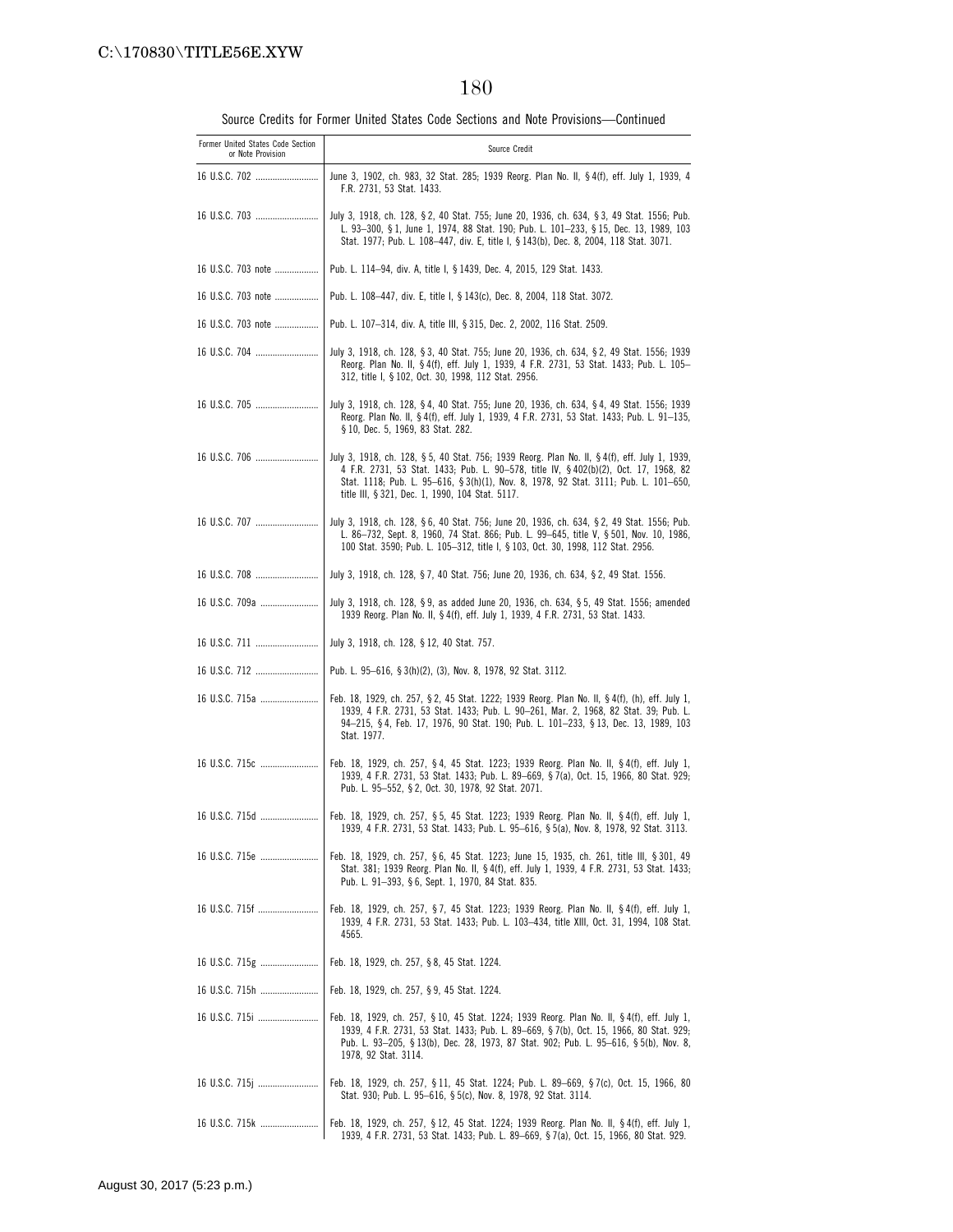Source Credits for Former United States Code Sections and Note Provisions—Continued

| Former United States Code Section or Note Provision | Source Credit |
| --- | --- |
| 16 U.S.C. 702 | June 3, 1902, ch. 983, 32 Stat. 285; 1939 Reorg. Plan No. II, § 4(f), eff. July 1, 1939, 4 F.R. 2731, 53 Stat. 1433. |
| 16 U.S.C. 703 | July 3, 1918, ch. 128, § 2, 40 Stat. 755; June 20, 1936, ch. 634, § 3, 49 Stat. 1556; Pub. L. 93–300, § 1, June 1, 1974, 88 Stat. 190; Pub. L. 101–233, § 15, Dec. 13, 1989, 103 Stat. 1977; Pub. L. 108–447, div. E, title I, § 143(b), Dec. 8, 2004, 118 Stat. 3071. |
| 16 U.S.C. 703 note | Pub. L. 114–94, div. A, title I, § 1439, Dec. 4, 2015, 129 Stat. 1433. |
| 16 U.S.C. 703 note | Pub. L. 108–447, div. E, title I, § 143(c), Dec. 8, 2004, 118 Stat. 3072. |
| 16 U.S.C. 703 note | Pub. L. 107–314, div. A, title III, § 315, Dec. 2, 2002, 116 Stat. 2509. |
| 16 U.S.C. 704 | July 3, 1918, ch. 128, § 3, 40 Stat. 755; June 20, 1936, ch. 634, § 2, 49 Stat. 1556; 1939 Reorg. Plan No. II, § 4(f), eff. July 1, 1939, 4 F.R. 2731, 53 Stat. 1433; Pub. L. 105–312, title I, § 102, Oct. 30, 1998, 112 Stat. 2956. |
| 16 U.S.C. 705 | July 3, 1918, ch. 128, § 4, 40 Stat. 755; June 20, 1936, ch. 634, § 4, 49 Stat. 1556; 1939 Reorg. Plan No. II, § 4(f), eff. July 1, 1939, 4 F.R. 2731, 53 Stat. 1433; Pub. L. 91–135, § 10, Dec. 5, 1969, 83 Stat. 282. |
| 16 U.S.C. 706 | July 3, 1918, ch. 128, § 5, 40 Stat. 756; 1939 Reorg. Plan No. II, § 4(f), eff. July 1, 1939, 4 F.R. 2731, 53 Stat. 1433; Pub. L. 90–578, title IV, § 402(b)(2), Oct. 17, 1968, 82 Stat. 1118; Pub. L. 95–616, § 3(h)(1), Nov. 8, 1978, 92 Stat. 3111; Pub. L. 101–650, title III, § 321, Dec. 1, 1990, 104 Stat. 5117. |
| 16 U.S.C. 707 | July 3, 1918, ch. 128, § 6, 40 Stat. 756; June 20, 1936, ch. 634, § 2, 49 Stat. 1556; Pub. L. 86–732, Sept. 8, 1960, 74 Stat. 866; Pub. L. 99–645, title V, § 501, Nov. 10, 1986, 100 Stat. 3590; Pub. L. 105–312, title I, § 103, Oct. 30, 1998, 112 Stat. 2956. |
| 16 U.S.C. 708 | July 3, 1918, ch. 128, § 7, 40 Stat. 756; June 20, 1936, ch. 634, § 2, 49 Stat. 1556. |
| 16 U.S.C. 709a | July 3, 1918, ch. 128, § 9, as added June 20, 1936, ch. 634, § 5, 49 Stat. 1556; amended 1939 Reorg. Plan No. II, § 4(f), eff. July 1, 1939, 4 F.R. 2731, 53 Stat. 1433. |
| 16 U.S.C. 711 | July 3, 1918, ch. 128, § 12, 40 Stat. 757. |
| 16 U.S.C. 712 | Pub. L. 95–616, § 3(h)(2), (3), Nov. 8, 1978, 92 Stat. 3112. |
| 16 U.S.C. 715a | Feb. 18, 1929, ch. 257, § 2, 45 Stat. 1222; 1939 Reorg. Plan No. II, § 4(f), (h), eff. July 1, 1939, 4 F.R. 2731, 53 Stat. 1433; Pub. L. 90–261, Mar. 2, 1968, 82 Stat. 39; Pub. L. 94–215, § 4, Feb. 17, 1976, 90 Stat. 190; Pub. L. 101–233, § 13, Dec. 13, 1989, 103 Stat. 1977. |
| 16 U.S.C. 715c | Feb. 18, 1929, ch. 257, § 4, 45 Stat. 1223; 1939 Reorg. Plan No. II, § 4(f), eff. July 1, 1939, 4 F.R. 2731, 53 Stat. 1433; Pub. L. 89–669, § 7(a), Oct. 15, 1966, 80 Stat. 929; Pub. L. 95–552, § 2, Oct. 30, 1978, 92 Stat. 2071. |
| 16 U.S.C. 715d | Feb. 18, 1929, ch. 257, § 5, 45 Stat. 1223; 1939 Reorg. Plan No. II, § 4(f), eff. July 1, 1939, 4 F.R. 2731, 53 Stat. 1433; Pub. L. 95–616, § 5(a), Nov. 8, 1978, 92 Stat. 3113. |
| 16 U.S.C. 715e | Feb. 18, 1929, ch. 257, § 6, 45 Stat. 1223; June 15, 1935, ch. 261, title III, § 301, 49 Stat. 381; 1939 Reorg. Plan No. II, § 4(f), eff. July 1, 1939, 4 F.R. 2731, 53 Stat. 1433; Pub. L. 91–393, § 6, Sept. 1, 1970, 84 Stat. 835. |
| 16 U.S.C. 715f | Feb. 18, 1929, ch. 257, § 7, 45 Stat. 1223; 1939 Reorg. Plan No. II, § 4(f), eff. July 1, 1939, 4 F.R. 2731, 53 Stat. 1433; Pub. L. 103–434, title XIII, Oct. 31, 1994, 108 Stat. 4565. |
| 16 U.S.C. 715g | Feb. 18, 1929, ch. 257, § 8, 45 Stat. 1224. |
| 16 U.S.C. 715h | Feb. 18, 1929, ch. 257, § 9, 45 Stat. 1224. |
| 16 U.S.C. 715i | Feb. 18, 1929, ch. 257, § 10, 45 Stat. 1224; 1939 Reorg. Plan No. II, § 4(f), eff. July 1, 1939, 4 F.R. 2731, 53 Stat. 1433; Pub. L. 89–669, § 7(b), Oct. 15, 1966, 80 Stat. 929; Pub. L. 93–205, § 13(b), Dec. 28, 1973, 87 Stat. 902; Pub. L. 95–616, § 5(b), Nov. 8, 1978, 92 Stat. 3114. |
| 16 U.S.C. 715j | Feb. 18, 1929, ch. 257, § 11, 45 Stat. 1224; Pub. L. 89–669, § 7(c), Oct. 15, 1966, 80 Stat. 930; Pub. L. 95–616, § 5(c), Nov. 8, 1978, 92 Stat. 3114. |
| 16 U.S.C. 715k | Feb. 18, 1929, ch. 257, § 12, 45 Stat. 1224; 1939 Reorg. Plan No. II, § 4(f), eff. July 1, 1939, 4 F.R. 2731, 53 Stat. 1433; Pub. L. 89–669, § 7(a), Oct. 15, 1966, 80 Stat. 929. |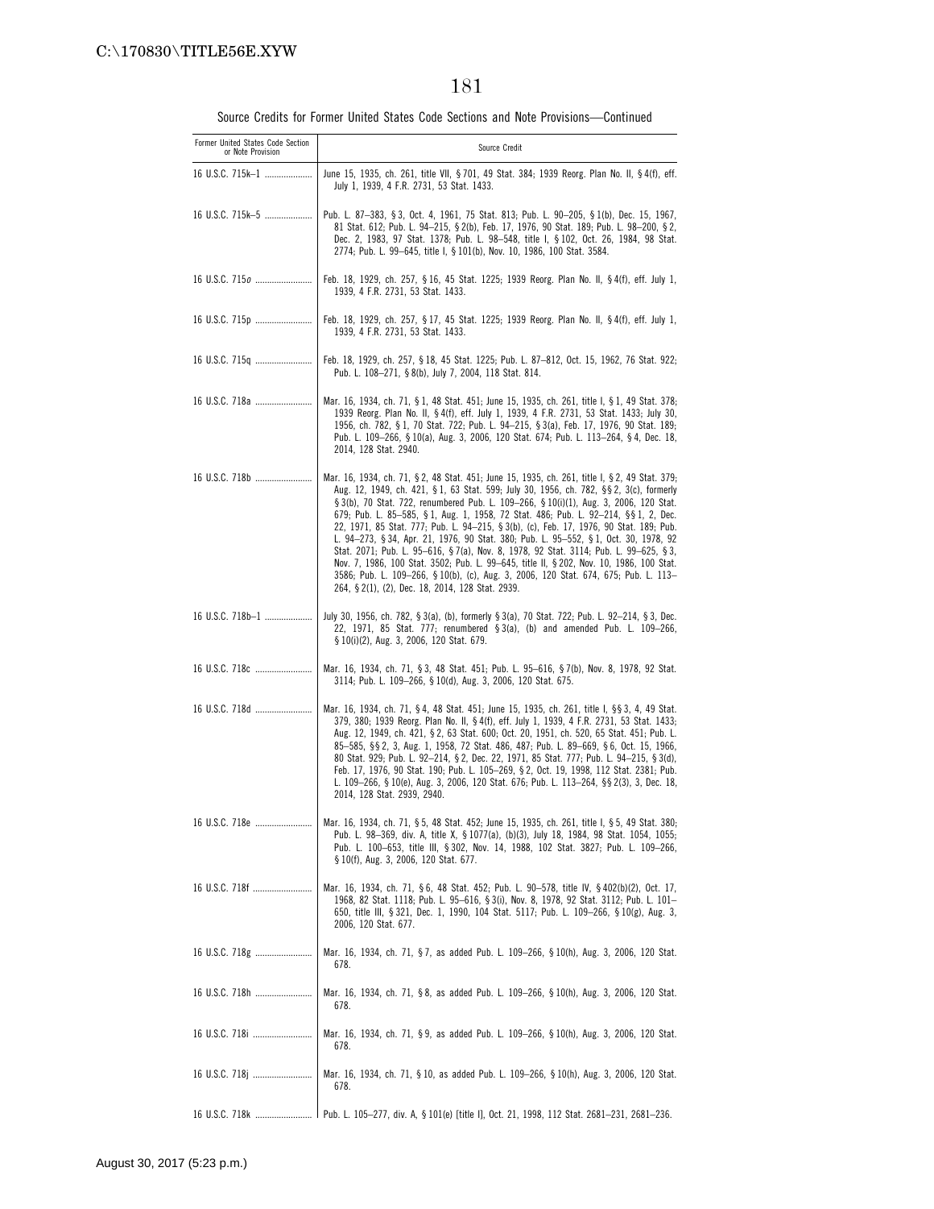Source Credits for Former United States Code Sections and Note Provisions—Continued

| Former United States Code Section or Note Provision | Source Credit |
| --- | --- |
| 16 U.S.C. 715k–1 | June 15, 1935, ch. 261, title VII, § 701, 49 Stat. 384; 1939 Reorg. Plan No. II, § 4(f), eff. July 1, 1939, 4 F.R. 2731, 53 Stat. 1433. |
| 16 U.S.C. 715k–5 | Pub. L. 87–383, § 3, Oct. 4, 1961, 75 Stat. 813; Pub. L. 90–205, § 1(b), Dec. 15, 1967, 81 Stat. 612; Pub. L. 94–215, § 2(b), Feb. 17, 1976, 90 Stat. 189; Pub. L. 98–200, § 2, Dec. 2, 1983, 97 Stat. 1378; Pub. L. 98–548, title I, § 102, Oct. 26, 1984, 98 Stat. 2774; Pub. L. 99–645, title I, § 101(b), Nov. 10, 1986, 100 Stat. 3584. |
| 16 U.S.C. 715*o* | Feb. 18, 1929, ch. 257, § 16, 45 Stat. 1225; 1939 Reorg. Plan No. II, § 4(f), eff. July 1, 1939, 4 F.R. 2731, 53 Stat. 1433. |
| 16 U.S.C. 715p | Feb. 18, 1929, ch. 257, § 17, 45 Stat. 1225; 1939 Reorg. Plan No. II, § 4(f), eff. July 1, 1939, 4 F.R. 2731, 53 Stat. 1433. |
| 16 U.S.C. 715q | Feb. 18, 1929, ch. 257, § 18, 45 Stat. 1225; Pub. L. 87–812, Oct. 15, 1962, 76 Stat. 922; Pub. L. 108–271, § 8(b), July 7, 2004, 118 Stat. 814. |
| 16 U.S.C. 718a | Mar. 16, 1934, ch. 71, § 1, 48 Stat. 451; June 15, 1935, ch. 261, title I, § 1, 49 Stat. 378; 1939 Reorg. Plan No. II, § 4(f), eff. July 1, 1939, 4 F.R. 2731, 53 Stat. 1433; July 30, 1956, ch. 782, § 1, 70 Stat. 722; Pub. L. 94–215, § 3(a), Feb. 17, 1976, 90 Stat. 189; Pub. L. 109–266, § 10(a), Aug. 3, 2006, 120 Stat. 674; Pub. L. 113–264, § 4, Dec. 18, 2014, 128 Stat. 2940. |
| 16 U.S.C. 718b | Mar. 16, 1934, ch. 71, § 2, 48 Stat. 451; June 15, 1935, ch. 261, title I, § 2, 49 Stat. 379; Aug. 12, 1949, ch. 421, § 1, 63 Stat. 599; July 30, 1956, ch. 782, §§ 2, 3(c), formerly § 3(b), 70 Stat. 722, renumbered Pub. L. 109–266, § 10(i)(1), Aug. 3, 2006, 120 Stat. 679; Pub. L. 85–585, § 1, Aug. 1, 1958, 72 Stat. 486; Pub. L. 92–214, §§ 1, 2, Dec. 22, 1971, 85 Stat. 777; Pub. L. 94–215, § 3(b), (c), Feb. 17, 1976, 90 Stat. 189; Pub. L. 94–273, § 34, Apr. 21, 1976, 90 Stat. 380; Pub. L. 95–552, § 1, Oct. 30, 1978, 92 Stat. 2071; Pub. L. 95–616, § 7(a), Nov. 8, 1978, 92 Stat. 3114; Pub. L. 99–625, § 3, Nov. 7, 1986, 100 Stat. 3502; Pub. L. 99–645, title II, § 202, Nov. 10, 1986, 100 Stat. 3586; Pub. L. 109–266, § 10(b), (c), Aug. 3, 2006, 120 Stat. 674, 675; Pub. L. 113–264, § 2(1), (2), Dec. 18, 2014, 128 Stat. 2939. |
| 16 U.S.C. 718b–1 | July 30, 1956, ch. 782, § 3(a), (b), formerly § 3(a), 70 Stat. 722; Pub. L. 92–214, § 3, Dec. 22, 1971, 85 Stat. 777; renumbered § 3(a), (b) and amended Pub. L. 109–266, § 10(i)(2), Aug. 3, 2006, 120 Stat. 679. |
| 16 U.S.C. 718c | Mar. 16, 1934, ch. 71, § 3, 48 Stat. 451; Pub. L. 95–616, § 7(b), Nov. 8, 1978, 92 Stat. 3114; Pub. L. 109–266, § 10(d), Aug. 3, 2006, 120 Stat. 675. |
| 16 U.S.C. 718d | Mar. 16, 1934, ch. 71, § 4, 48 Stat. 451; June 15, 1935, ch. 261, title I, §§ 3, 4, 49 Stat. 379, 380; 1939 Reorg. Plan No. II, § 4(f), eff. July 1, 1939, 4 F.R. 2731, 53 Stat. 1433; Aug. 12, 1949, ch. 421, § 2, 63 Stat. 600; Oct. 20, 1951, ch. 520, 65 Stat. 451; Pub. L. 85–585, §§ 2, 3, Aug. 1, 1958, 72 Stat. 486, 487; Pub. L. 89–669, § 6, Oct. 15, 1966, 80 Stat. 929; Pub. L. 92–214, § 2, Dec. 22, 1971, 85 Stat. 777; Pub. L. 94–215, § 3(d), Feb. 17, 1976, 90 Stat. 190; Pub. L. 105–269, § 2, Oct. 19, 1998, 112 Stat. 2381; Pub. L. 109–266, § 10(e), Aug. 3, 2006, 120 Stat. 676; Pub. L. 113–264, §§ 2(3), 3, Dec. 18, 2014, 128 Stat. 2939, 2940. |
| 16 U.S.C. 718e | Mar. 16, 1934, ch. 71, § 5, 48 Stat. 452; June 15, 1935, ch. 261, title I, § 5, 49 Stat. 380; Pub. L. 98–369, div. A, title X, § 1077(a), (b)(3), July 18, 1984, 98 Stat. 1054, 1055; Pub. L. 100–653, title III, § 302, Nov. 14, 1988, 102 Stat. 3827; Pub. L. 109–266, § 10(f), Aug. 3, 2006, 120 Stat. 677. |
| 16 U.S.C. 718f | Mar. 16, 1934, ch. 71, § 6, 48 Stat. 452; Pub. L. 90–578, title IV, § 402(b)(2), Oct. 17, 1968, 82 Stat. 1118; Pub. L. 95–616, § 3(i), Nov. 8, 1978, 92 Stat. 3112; Pub. L. 101–650, title III, § 321, Dec. 1, 1990, 104 Stat. 5117; Pub. L. 109–266, § 10(g), Aug. 3, 2006, 120 Stat. 677. |
| 16 U.S.C. 718g | Mar. 16, 1934, ch. 71, § 7, as added Pub. L. 109–266, § 10(h), Aug. 3, 2006, 120 Stat. 678. |
| 16 U.S.C. 718h | Mar. 16, 1934, ch. 71, § 8, as added Pub. L. 109–266, § 10(h), Aug. 3, 2006, 120 Stat. 678. |
| 16 U.S.C. 718i | Mar. 16, 1934, ch. 71, § 9, as added Pub. L. 109–266, § 10(h), Aug. 3, 2006, 120 Stat. 678. |
| 16 U.S.C. 718j | Mar. 16, 1934, ch. 71, § 10, as added Pub. L. 109–266, § 10(h), Aug. 3, 2006, 120 Stat. 678. |
| 16 U.S.C. 718k | Pub. L. 105–277, div. A, § 101(e) [title I], Oct. 21, 1998, 112 Stat. 2681–231, 2681–236. |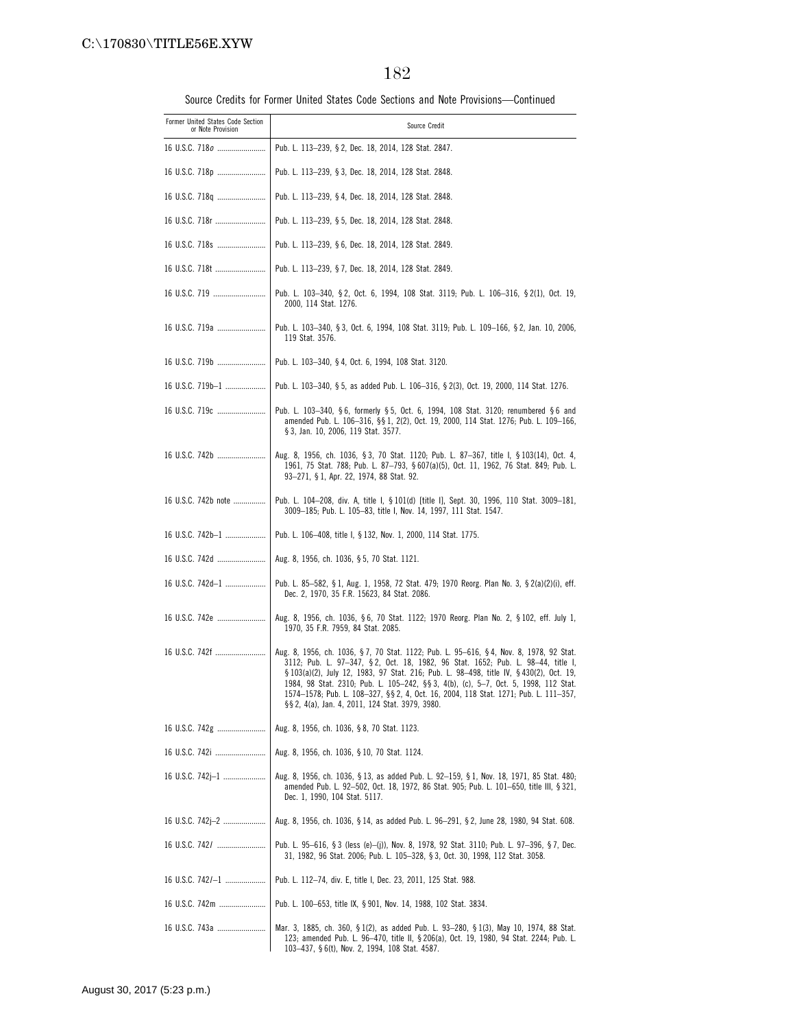Source Credits for Former United States Code Sections and Note Provisions—Continued

| Former United States Code Section or Note Provision | Source Credit |
| --- | --- |
| 16 U.S.C. 718*o* | Pub. L. 113–239, § 2, Dec. 18, 2014, 128 Stat. 2847. |
| 16 U.S.C. 718p | Pub. L. 113–239, § 3, Dec. 18, 2014, 128 Stat. 2848. |
| 16 U.S.C. 718q | Pub. L. 113–239, § 4, Dec. 18, 2014, 128 Stat. 2848. |
| 16 U.S.C. 718r | Pub. L. 113–239, § 5, Dec. 18, 2014, 128 Stat. 2848. |
| 16 U.S.C. 718s | Pub. L. 113–239, § 6, Dec. 18, 2014, 128 Stat. 2849. |
| 16 U.S.C. 718t | Pub. L. 113–239, § 7, Dec. 18, 2014, 128 Stat. 2849. |
| 16 U.S.C. 719 | Pub. L. 103–340, § 2, Oct. 6, 1994, 108 Stat. 3119; Pub. L. 106–316, § 2(1), Oct. 19, 2000, 114 Stat. 1276. |
| 16 U.S.C. 719a | Pub. L. 103–340, § 3, Oct. 6, 1994, 108 Stat. 3119; Pub. L. 109–166, § 2, Jan. 10, 2006, 119 Stat. 3576. |
| 16 U.S.C. 719b | Pub. L. 103–340, § 4, Oct. 6, 1994, 108 Stat. 3120. |
| 16 U.S.C. 719b–1 | Pub. L. 103–340, § 5, as added Pub. L. 106–316, § 2(3), Oct. 19, 2000, 114 Stat. 1276. |
| 16 U.S.C. 719c | Pub. L. 103–340, § 6, formerly § 5, Oct. 6, 1994, 108 Stat. 3120; renumbered § 6 and amended Pub. L. 106–316, §§ 1, 2(2), Oct. 19, 2000, 114 Stat. 1276; Pub. L. 109–166, § 3, Jan. 10, 2006, 119 Stat. 3577. |
| 16 U.S.C. 742b | Aug. 8, 1956, ch. 1036, § 3, 70 Stat. 1120; Pub. L. 87–367, title I, § 103(14), Oct. 4, 1961, 75 Stat. 788; Pub. L. 87–793, § 607(a)(5), Oct. 11, 1962, 76 Stat. 849; Pub. L. 93–271, § 1, Apr. 22, 1974, 88 Stat. 92. |
| 16 U.S.C. 742b note | Pub. L. 104–208, div. A, title I, § 101(d) [title I], Sept. 30, 1996, 110 Stat. 3009–181, 3009–185; Pub. L. 105–83, title I, Nov. 14, 1997, 111 Stat. 1547. |
| 16 U.S.C. 742b–1 | Pub. L. 106–408, title I, § 132, Nov. 1, 2000, 114 Stat. 1775. |
| 16 U.S.C. 742d | Aug. 8, 1956, ch. 1036, § 5, 70 Stat. 1121. |
| 16 U.S.C. 742d–1 | Pub. L. 85–582, § 1, Aug. 1, 1958, 72 Stat. 479; 1970 Reorg. Plan No. 3, § 2(a)(2)(i), eff. Dec. 2, 1970, 35 F.R. 15623, 84 Stat. 2086. |
| 16 U.S.C. 742e | Aug. 8, 1956, ch. 1036, § 6, 70 Stat. 1122; 1970 Reorg. Plan No. 2, § 102, eff. July 1, 1970, 35 F.R. 7959, 84 Stat. 2085. |
| 16 U.S.C. 742f | Aug. 8, 1956, ch. 1036, § 7, 70 Stat. 1122; Pub. L. 95–616, § 4, Nov. 8, 1978, 92 Stat. 3112; Pub. L. 97–347, § 2, Oct. 18, 1982, 96 Stat. 1652; Pub. L. 98–44, title I, § 103(a)(2), July 12, 1983, 97 Stat. 216; Pub. L. 98–498, title IV, § 430(2), Oct. 19, 1984, 98 Stat. 2310; Pub. L. 105–242, §§ 3, 4(b), (c), 5–7, Oct. 5, 1998, 112 Stat. 1574–1578; Pub. L. 108–327, §§ 2, 4, Oct. 16, 2004, 118 Stat. 1271; Pub. L. 111–357, §§ 2, 4(a), Jan. 4, 2011, 124 Stat. 3979, 3980. |
| 16 U.S.C. 742g | Aug. 8, 1956, ch. 1036, § 8, 70 Stat. 1123. |
| 16 U.S.C. 742i | Aug. 8, 1956, ch. 1036, § 10, 70 Stat. 1124. |
| 16 U.S.C. 742j–1 | Aug. 8, 1956, ch. 1036, § 13, as added Pub. L. 92–159, § 1, Nov. 18, 1971, 85 Stat. 480; amended Pub. L. 92–502, Oct. 18, 1972, 86 Stat. 905; Pub. L. 101–650, title III, § 321, Dec. 1, 1990, 104 Stat. 5117. |
| 16 U.S.C. 742j–2 | Aug. 8, 1956, ch. 1036, § 14, as added Pub. L. 96–291, § 2, June 28, 1980, 94 Stat. 608. |
| 16 U.S.C. 742*l* | Pub. L. 95–616, § 3 (less (e)–(j)), Nov. 8, 1978, 92 Stat. 3110; Pub. L. 97–396, § 7, Dec. 31, 1982, 96 Stat. 2006; Pub. L. 105–328, § 3, Oct. 30, 1998, 112 Stat. 3058. |
| 16 U.S.C. 742*l*–1 | Pub. L. 112–74, div. E, title I, Dec. 23, 2011, 125 Stat. 988. |
| 16 U.S.C. 742m | Pub. L. 100–653, title IX, § 901, Nov. 14, 1988, 102 Stat. 3834. |
| 16 U.S.C. 743a | Mar. 3, 1885, ch. 360, § 1(2), as added Pub. L. 93–280, § 1(3), May 10, 1974, 88 Stat. 123; amended Pub. L. 96–470, title II, § 206(a), Oct. 19, 1980, 94 Stat. 2244; Pub. L. 103–437, § 6(t), Nov. 2, 1994, 108 Stat. 4587. |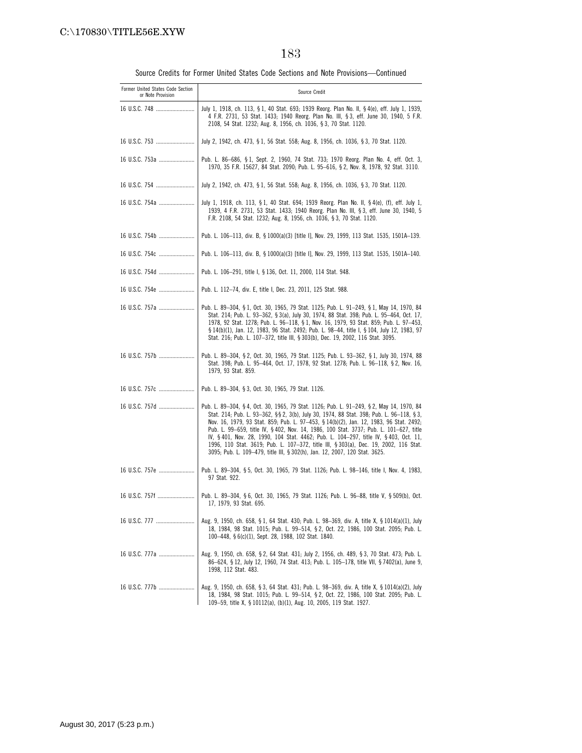Source Credits for Former United States Code Sections and Note Provisions—Continued

| Former United States Code Section or Note Provision | Source Credit |
|---|---|
| 16 U.S.C. 748 | July 1, 1918, ch. 113, § 1, 40 Stat. 693; 1939 Reorg. Plan No. II, § 4(e), eff. July 1, 1939, 4 F.R. 2731, 53 Stat. 1433; 1940 Reorg. Plan No. III, § 3, eff. June 30, 1940, 5 F.R. 2108, 54 Stat. 1232; Aug. 8, 1956, ch. 1036, § 3, 70 Stat. 1120. |
| 16 U.S.C. 753 | July 2, 1942, ch. 473, § 1, 56 Stat. 558; Aug. 8, 1956, ch. 1036, § 3, 70 Stat. 1120. |
| 16 U.S.C. 753a | Pub. L. 86–686, § 1, Sept. 2, 1960, 74 Stat. 733; 1970 Reorg. Plan No. 4, eff. Oct. 3, 1970, 35 F.R. 15627, 84 Stat. 2090; Pub. L. 95–616, § 2, Nov. 8, 1978, 92 Stat. 3110. |
| 16 U.S.C. 754 | July 2, 1942, ch. 473, § 1, 56 Stat. 558; Aug. 8, 1956, ch. 1036, § 3, 70 Stat. 1120. |
| 16 U.S.C. 754a | July 1, 1918, ch. 113, § 1, 40 Stat. 694; 1939 Reorg. Plan No. II, § 4(e), (f), eff. July 1, 1939, 4 F.R. 2731, 53 Stat. 1433; 1940 Reorg. Plan No. III, § 3, eff. June 30, 1940, 5 F.R. 2108, 54 Stat. 1232; Aug. 8, 1956, ch. 1036, § 3, 70 Stat. 1120. |
| 16 U.S.C. 754b | Pub. L. 106–113, div. B, § 1000(a)(3) [title I], Nov. 29, 1999, 113 Stat. 1535, 1501A–139. |
| 16 U.S.C. 754c | Pub. L. 106–113, div. B, § 1000(a)(3) [title I], Nov. 29, 1999, 113 Stat. 1535, 1501A–140. |
| 16 U.S.C. 754d | Pub. L. 106–291, title I, § 136, Oct. 11, 2000, 114 Stat. 948. |
| 16 U.S.C. 754e | Pub. L. 112–74, div. E, title I, Dec. 23, 2011, 125 Stat. 988. |
| 16 U.S.C. 757a | Pub. L. 89–304, § 1, Oct. 30, 1965, 79 Stat. 1125; Pub. L. 91–249, § 1, May 14, 1970, 84 Stat. 214; Pub. L. 93–362, § 3(a), July 30, 1974, 88 Stat. 398; Pub. L. 95–464, Oct. 17, 1978, 92 Stat. 1278; Pub. L. 96–118, § 1, Nov. 16, 1979, 93 Stat. 859; Pub. L. 97–453, § 14(b)(1), Jan. 12, 1983, 96 Stat. 2492; Pub. L. 98–44, title I, § 104, July 12, 1983, 97 Stat. 216; Pub. L. 107–372, title III, § 303(b), Dec. 19, 2002, 116 Stat. 3095. |
| 16 U.S.C. 757b | Pub. L. 89–304, § 2, Oct. 30, 1965, 79 Stat. 1125; Pub. L. 93–362, § 1, July 30, 1974, 88 Stat. 398; Pub. L. 95–464, Oct. 17, 1978, 92 Stat. 1278; Pub. L. 96–118, § 2, Nov. 16, 1979, 93 Stat. 859. |
| 16 U.S.C. 757c | Pub. L. 89–304, § 3, Oct. 30, 1965, 79 Stat. 1126. |
| 16 U.S.C. 757d | Pub. L. 89–304, § 4, Oct. 30, 1965, 79 Stat. 1126; Pub. L. 91–249, § 2, May 14, 1970, 84 Stat. 214; Pub. L. 93–362, §§ 2, 3(b), July 30, 1974, 88 Stat. 398; Pub. L. 96–118, § 3, Nov. 16, 1979, 93 Stat. 859; Pub. L. 97–453, § 14(b)(2), Jan. 12, 1983, 96 Stat. 2492; Pub. L. 99–659, title IV, § 402, Nov. 14, 1986, 100 Stat. 3737; Pub. L. 101–627, title IV, § 401, Nov. 28, 1990, 104 Stat. 4462; Pub. L. 104–297, title IV, § 403, Oct. 11, 1996, 110 Stat. 3619; Pub. L. 107–372, title III, § 303(a), Dec. 19, 2002, 116 Stat. 3095; Pub. L. 109–479, title III, § 302(h), Jan. 12, 2007, 120 Stat. 3625. |
| 16 U.S.C. 757e | Pub. L. 89–304, § 5, Oct. 30, 1965, 79 Stat. 1126; Pub. L. 98–146, title I, Nov. 4, 1983, 97 Stat. 922. |
| 16 U.S.C. 757f | Pub. L. 89–304, § 6, Oct. 30, 1965, 79 Stat. 1126; Pub. L. 96–88, title V, § 509(b), Oct. 17, 1979, 93 Stat. 695. |
| 16 U.S.C. 777 | Aug. 9, 1950, ch. 658, § 1, 64 Stat. 430; Pub. L. 98–369, div. A, title X, § 1014(a)(1), July 18, 1984, 98 Stat. 1015; Pub. L. 99–514, § 2, Oct. 22, 1986, 100 Stat. 2095; Pub. L. 100–448, § 6(c)(1), Sept. 28, 1988, 102 Stat. 1840. |
| 16 U.S.C. 777a | Aug. 9, 1950, ch. 658, § 2, 64 Stat. 431; July 2, 1956, ch. 489, § 3, 70 Stat. 473; Pub. L. 86–624, § 12, July 12, 1960, 74 Stat. 413; Pub. L. 105–178, title VII, § 7402(a), June 9, 1998, 112 Stat. 483. |
| 16 U.S.C. 777b | Aug. 9, 1950, ch. 658, § 3, 64 Stat. 431; Pub. L. 98–369, div. A, title X, § 1014(a)(2), July 18, 1984, 98 Stat. 1015; Pub. L. 99–514, § 2, Oct. 22, 1986, 100 Stat. 2095; Pub. L. 109–59, title X, § 10112(a), (b)(1), Aug. 10, 2005, 119 Stat. 1927. |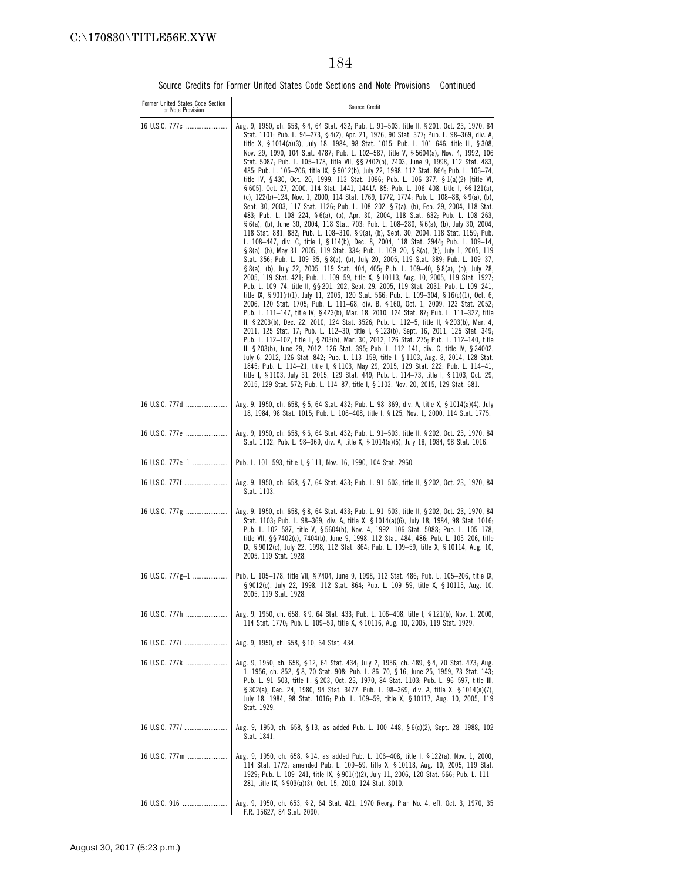Source Credits for Former United States Code Sections and Note Provisions—Continued

| Former United States Code Section or Note Provision | Source Credit |
|---|---|
| 16 U.S.C. 777c | Aug. 9, 1950, ch. 658, § 4, 64 Stat. 432; Pub. L. 91–503, title II, § 201, Oct. 23, 1970, 84 Stat. 1101; Pub. L. 94–273, § 4(2), Apr. 21, 1976, 90 Stat. 377; Pub. L. 98–369, div. A, title X, § 1014(a)(3), July 18, 1984, 98 Stat. 1015; Pub. L. 101–646, title III, § 308, Nov. 29, 1990, 104 Stat. 4787; Pub. L. 102–587, title V, § 5604(a), Nov. 4, 1992, 106 Stat. 5087; Pub. L. 105–178, title VII, §§ 7402(b), 7403, June 9, 1998, 112 Stat. 483, 485; Pub. L. 105–206, title IX, § 9012(b), July 22, 1998, 112 Stat. 864; Pub. L. 106–74, title IV, § 430, Oct. 20, 1999, 113 Stat. 1096; Pub. L. 106–377, § 1(a)(2) [title VI, § 605], Oct. 27, 2000, 114 Stat. 1441, 1441A–85; Pub. L. 106–408, title I, §§ 121(a), (c), 122(b)–124, Nov. 1, 2000, 114 Stat. 1769, 1772, 1774; Pub. L. 108–88, § 9(a), (b), Sept. 30, 2003, 117 Stat. 1126; Pub. L. 108–202, § 7(a), (b), Feb. 29, 2004, 118 Stat. 483; Pub. L. 108–224, § 6(a), (b), Apr. 30, 2004, 118 Stat. 632; Pub. L. 108–263, § 6(a), (b), June 30, 2004, 118 Stat. 703; Pub. L. 108–280, § 6(a), (b), July 30, 2004, 118 Stat. 881, 882; Pub. L. 108–310, § 9(a), (b), Sept. 30, 2004, 118 Stat. 1159; Pub. L. 108–447, div. C, title I, § 114(b), Dec. 8, 2004, 118 Stat. 2944; Pub. L. 109–14, § 8(a), (b), May 31, 2005, 119 Stat. 334; Pub. L. 109–20, § 8(a), (b), July 1, 2005, 119 Stat. 356; Pub. L. 109–35, § 8(a), (b), July 20, 2005, 119 Stat. 389; Pub. L. 109–37, § 8(a), (b), July 22, 2005, 119 Stat. 404, 405; Pub. L. 109–40, § 8(a), (b), July 28, 2005, 119 Stat. 421; Pub. L. 109–59, title X, § 10113, Aug. 10, 2005, 119 Stat. 1927; Pub. L. 109–74, title II, §§ 201, 202, Sept. 29, 2005, 119 Stat. 2031; Pub. L. 109–241, title IX, § 901(r)(1), July 11, 2006, 120 Stat. 566; Pub. L. 109–304, § 16(c)(1), Oct. 6, 2006, 120 Stat. 1705; Pub. L. 111–68, div. B, § 160, Oct. 1, 2009, 123 Stat. 2052; Pub. L. 111–147, title IV, § 423(b), Mar. 18, 2010, 124 Stat. 87; Pub. L. 111–322, title II, § 2203(b), Dec. 22, 2010, 124 Stat. 3526; Pub. L. 112–5, title II, § 203(b), Mar. 4, 2011, 125 Stat. 17; Pub. L. 112–30, title I, § 123(b), Sept. 16, 2011, 125 Stat. 349; Pub. L. 112–102, title II, § 203(b), Mar. 30, 2012, 126 Stat. 275; Pub. L. 112–140, title II, § 203(b), June 29, 2012, 126 Stat. 395; Pub. L. 112–141, div. C, title IV, § 34002, July 6, 2012, 126 Stat. 842; Pub. L. 113–159, title I, § 1103, Aug. 8, 2014, 128 Stat. 1845; Pub. L. 114–21, title I, § 1103, May 29, 2015, 129 Stat. 222; Pub. L. 114–41, title I, § 1103, July 31, 2015, 129 Stat. 449; Pub. L. 114–73, title I, § 1103, Oct. 29, 2015, 129 Stat. 572; Pub. L. 114–87, title I, § 1103, Nov. 20, 2015, 129 Stat. 681. |
| 16 U.S.C. 777d | Aug. 9, 1950, ch. 658, § 5, 64 Stat. 432; Pub. L. 98–369, div. A, title X, § 1014(a)(4), July 18, 1984, 98 Stat. 1015; Pub. L. 106–408, title I, § 125, Nov. 1, 2000, 114 Stat. 1775. |
| 16 U.S.C. 777e | Aug. 9, 1950, ch. 658, § 6, 64 Stat. 432; Pub. L. 91–503, title II, § 202, Oct. 23, 1970, 84 Stat. 1102; Pub. L. 98–369, div. A, title X, § 1014(a)(5), July 18, 1984, 98 Stat. 1016. |
| 16 U.S.C. 777e–1 | Pub. L. 101–593, title I, § 111, Nov. 16, 1990, 104 Stat. 2960. |
| 16 U.S.C. 777f | Aug. 9, 1950, ch. 658, § 7, 64 Stat. 433; Pub. L. 91–503, title II, § 202, Oct. 23, 1970, 84 Stat. 1103. |
| 16 U.S.C. 777g | Aug. 9, 1950, ch. 658, § 8, 64 Stat. 433; Pub. L. 91–503, title II, § 202, Oct. 23, 1970, 84 Stat. 1103; Pub. L. 98–369, div. A, title X, § 1014(a)(6), July 18, 1984, 98 Stat. 1016; Pub. L. 102–587, title V, § 5604(b), Nov. 4, 1992, 106 Stat. 5088; Pub. L. 105–178, title VII, §§ 7402(c), 7404(b), June 9, 1998, 112 Stat. 484, 486; Pub. L. 105–206, title IX, § 9012(c), July 22, 1998, 112 Stat. 864; Pub. L. 109–59, title X, § 10114, Aug. 10, 2005, 119 Stat. 1928. |
| 16 U.S.C. 777g–1 | Pub. L. 105–178, title VII, § 7404, June 9, 1998, 112 Stat. 486; Pub. L. 105–206, title IX, § 9012(c), July 22, 1998, 112 Stat. 864; Pub. L. 109–59, title X, § 10115, Aug. 10, 2005, 119 Stat. 1928. |
| 16 U.S.C. 777h | Aug. 9, 1950, ch. 658, § 9, 64 Stat. 433; Pub. L. 106–408, title I, § 121(b), Nov. 1, 2000, 114 Stat. 1770; Pub. L. 109–59, title X, § 10116, Aug. 10, 2005, 119 Stat. 1929. |
| 16 U.S.C. 777i | Aug. 9, 1950, ch. 658, § 10, 64 Stat. 434. |
| 16 U.S.C. 777k | Aug. 9, 1950, ch. 658, § 12, 64 Stat. 434; July 2, 1956, ch. 489, § 4, 70 Stat. 473; Aug. 1, 1956, ch. 852, § 8, 70 Stat. 908; Pub. L. 86–70, § 16, June 25, 1959, 73 Stat. 143; Pub. L. 91–503, title II, § 203, Oct. 23, 1970, 84 Stat. 1103; Pub. L. 96–597, title III, § 302(a), Dec. 24, 1980, 94 Stat. 3477; Pub. L. 98–369, div. A, title X, § 1014(a)(7), July 18, 1984, 98 Stat. 1016; Pub. L. 109–59, title X, § 10117, Aug. 10, 2005, 119 Stat. 1929. |
| 16 U.S.C. 777*l* | Aug. 9, 1950, ch. 658, § 13, as added Pub. L. 100–448, § 6(c)(2), Sept. 28, 1988, 102 Stat. 1841. |
| 16 U.S.C. 777m | Aug. 9, 1950, ch. 658, § 14, as added Pub. L. 106–408, title I, § 122(a), Nov. 1, 2000, 114 Stat. 1772; amended Pub. L. 109–59, title X, § 10118, Aug. 10, 2005, 119 Stat. 1929; Pub. L. 109–241, title IX, § 901(r)(2), July 11, 2006, 120 Stat. 566; Pub. L. 111–281, title IX, § 903(a)(3), Oct. 15, 2010, 124 Stat. 3010. |
| 16 U.S.C. 916 | Aug. 9, 1950, ch. 653, § 2, 64 Stat. 421; 1970 Reorg. Plan No. 4, eff. Oct. 3, 1970, 35 F.R. 15627, 84 Stat. 2090. |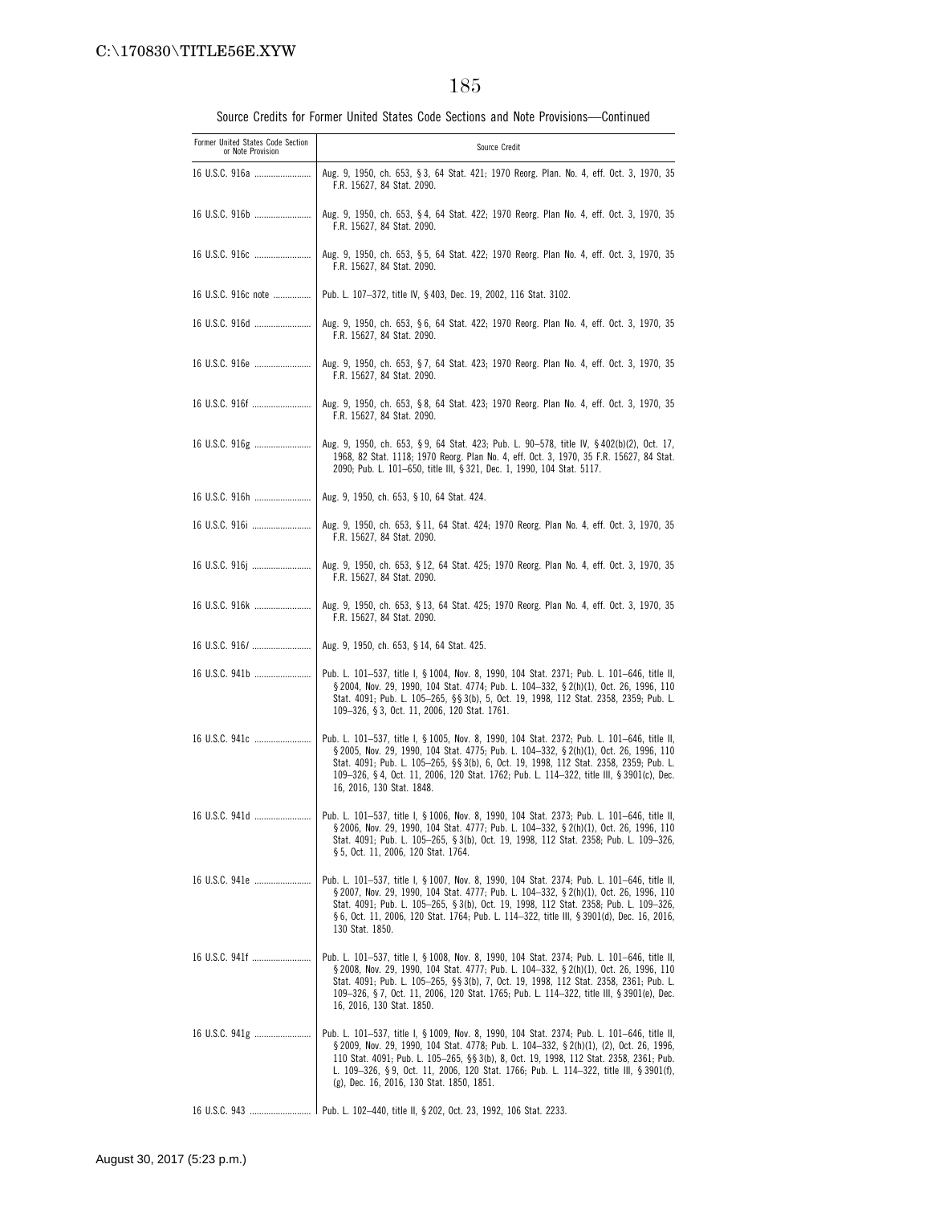Source Credits for Former United States Code Sections and Note Provisions—Continued

| Former United States Code Section or Note Provision | Source Credit |
| --- | --- |
| 16 U.S.C. 916a | Aug. 9, 1950, ch. 653, § 3, 64 Stat. 421; 1970 Reorg. Plan. No. 4, eff. Oct. 3, 1970, 35 F.R. 15627, 84 Stat. 2090. |
| 16 U.S.C. 916b | Aug. 9, 1950, ch. 653, § 4, 64 Stat. 422; 1970 Reorg. Plan No. 4, eff. Oct. 3, 1970, 35 F.R. 15627, 84 Stat. 2090. |
| 16 U.S.C. 916c | Aug. 9, 1950, ch. 653, § 5, 64 Stat. 422; 1970 Reorg. Plan No. 4, eff. Oct. 3, 1970, 35 F.R. 15627, 84 Stat. 2090. |
| 16 U.S.C. 916c note | Pub. L. 107–372, title IV, § 403, Dec. 19, 2002, 116 Stat. 3102. |
| 16 U.S.C. 916d | Aug. 9, 1950, ch. 653, § 6, 64 Stat. 422; 1970 Reorg. Plan No. 4, eff. Oct. 3, 1970, 35 F.R. 15627, 84 Stat. 2090. |
| 16 U.S.C. 916e | Aug. 9, 1950, ch. 653, § 7, 64 Stat. 423; 1970 Reorg. Plan No. 4, eff. Oct. 3, 1970, 35 F.R. 15627, 84 Stat. 2090. |
| 16 U.S.C. 916f | Aug. 9, 1950, ch. 653, § 8, 64 Stat. 423; 1970 Reorg. Plan No. 4, eff. Oct. 3, 1970, 35 F.R. 15627, 84 Stat. 2090. |
| 16 U.S.C. 916g | Aug. 9, 1950, ch. 653, § 9, 64 Stat. 423; Pub. L. 90–578, title IV, § 402(b)(2), Oct. 17, 1968, 82 Stat. 1118; 1970 Reorg. Plan No. 4, eff. Oct. 3, 1970, 35 F.R. 15627, 84 Stat. 2090; Pub. L. 101–650, title III, § 321, Dec. 1, 1990, 104 Stat. 5117. |
| 16 U.S.C. 916h | Aug. 9, 1950, ch. 653, § 10, 64 Stat. 424. |
| 16 U.S.C. 916i | Aug. 9, 1950, ch. 653, § 11, 64 Stat. 424; 1970 Reorg. Plan No. 4, eff. Oct. 3, 1970, 35 F.R. 15627, 84 Stat. 2090. |
| 16 U.S.C. 916j | Aug. 9, 1950, ch. 653, § 12, 64 Stat. 425; 1970 Reorg. Plan No. 4, eff. Oct. 3, 1970, 35 F.R. 15627, 84 Stat. 2090. |
| 16 U.S.C. 916k | Aug. 9, 1950, ch. 653, § 13, 64 Stat. 425; 1970 Reorg. Plan No. 4, eff. Oct. 3, 1970, 35 F.R. 15627, 84 Stat. 2090. |
| 16 U.S.C. 916*l* | Aug. 9, 1950, ch. 653, § 14, 64 Stat. 425. |
| 16 U.S.C. 941b | Pub. L. 101–537, title I, § 1004, Nov. 8, 1990, 104 Stat. 2371; Pub. L. 101–646, title II, § 2004, Nov. 29, 1990, 104 Stat. 4774; Pub. L. 104–332, § 2(h)(1), Oct. 26, 1996, 110 Stat. 4091; Pub. L. 105–265, §§ 3(b), 5, Oct. 19, 1998, 112 Stat. 2358, 2359; Pub. L. 109–326, § 3, Oct. 11, 2006, 120 Stat. 1761. |
| 16 U.S.C. 941c | Pub. L. 101–537, title I, § 1005, Nov. 8, 1990, 104 Stat. 2372; Pub. L. 101–646, title II, § 2005, Nov. 29, 1990, 104 Stat. 4775; Pub. L. 104–332, § 2(h)(1), Oct. 26, 1996, 110 Stat. 4091; Pub. L. 105–265, §§ 3(b), 6, Oct. 19, 1998, 112 Stat. 2358, 2359; Pub. L. 109–326, § 4, Oct. 11, 2006, 120 Stat. 1762; Pub. L. 114–322, title III, § 3901(c), Dec. 16, 2016, 130 Stat. 1848. |
| 16 U.S.C. 941d | Pub. L. 101–537, title I, § 1006, Nov. 8, 1990, 104 Stat. 2373; Pub. L. 101–646, title II, § 2006, Nov. 29, 1990, 104 Stat. 4777; Pub. L. 104–332, § 2(h)(1), Oct. 26, 1996, 110 Stat. 4091; Pub. L. 105–265, § 3(b), Oct. 19, 1998, 112 Stat. 2358; Pub. L. 109–326, § 5, Oct. 11, 2006, 120 Stat. 1764. |
| 16 U.S.C. 941e | Pub. L. 101–537, title I, § 1007, Nov. 8, 1990, 104 Stat. 2374; Pub. L. 101–646, title II, § 2007, Nov. 29, 1990, 104 Stat. 4777; Pub. L. 104–332, § 2(h)(1), Oct. 26, 1996, 110 Stat. 4091; Pub. L. 105–265, § 3(b), Oct. 19, 1998, 112 Stat. 2358; Pub. L. 109–326, § 6, Oct. 11, 2006, 120 Stat. 1764; Pub. L. 114–322, title III, § 3901(d), Dec. 16, 2016, 130 Stat. 1850. |
| 16 U.S.C. 941f | Pub. L. 101–537, title I, § 1008, Nov. 8, 1990, 104 Stat. 2374; Pub. L. 101–646, title II, § 2008, Nov. 29, 1990, 104 Stat. 4777; Pub. L. 104–332, § 2(h)(1), Oct. 26, 1996, 110 Stat. 4091; Pub. L. 105–265, §§ 3(b), 7, Oct. 19, 1998, 112 Stat. 2358, 2361; Pub. L. 109–326, § 7, Oct. 11, 2006, 120 Stat. 1765; Pub. L. 114–322, title III, § 3901(e), Dec. 16, 2016, 130 Stat. 1850. |
| 16 U.S.C. 941g | Pub. L. 101–537, title I, § 1009, Nov. 8, 1990, 104 Stat. 2374; Pub. L. 101–646, title II, § 2009, Nov. 29, 1990, 104 Stat. 4778; Pub. L. 104–332, § 2(h)(1), (2), Oct. 26, 1996, 110 Stat. 4091; Pub. L. 105–265, §§ 3(b), 8, Oct. 19, 1998, 112 Stat. 2358, 2361; Pub. L. 109–326, § 9, Oct. 11, 2006, 120 Stat. 1766; Pub. L. 114–322, title III, § 3901(f), (g), Dec. 16, 2016, 130 Stat. 1850, 1851. |
| 16 U.S.C. 943 | Pub. L. 102–440, title II, § 202, Oct. 23, 1992, 106 Stat. 2233. |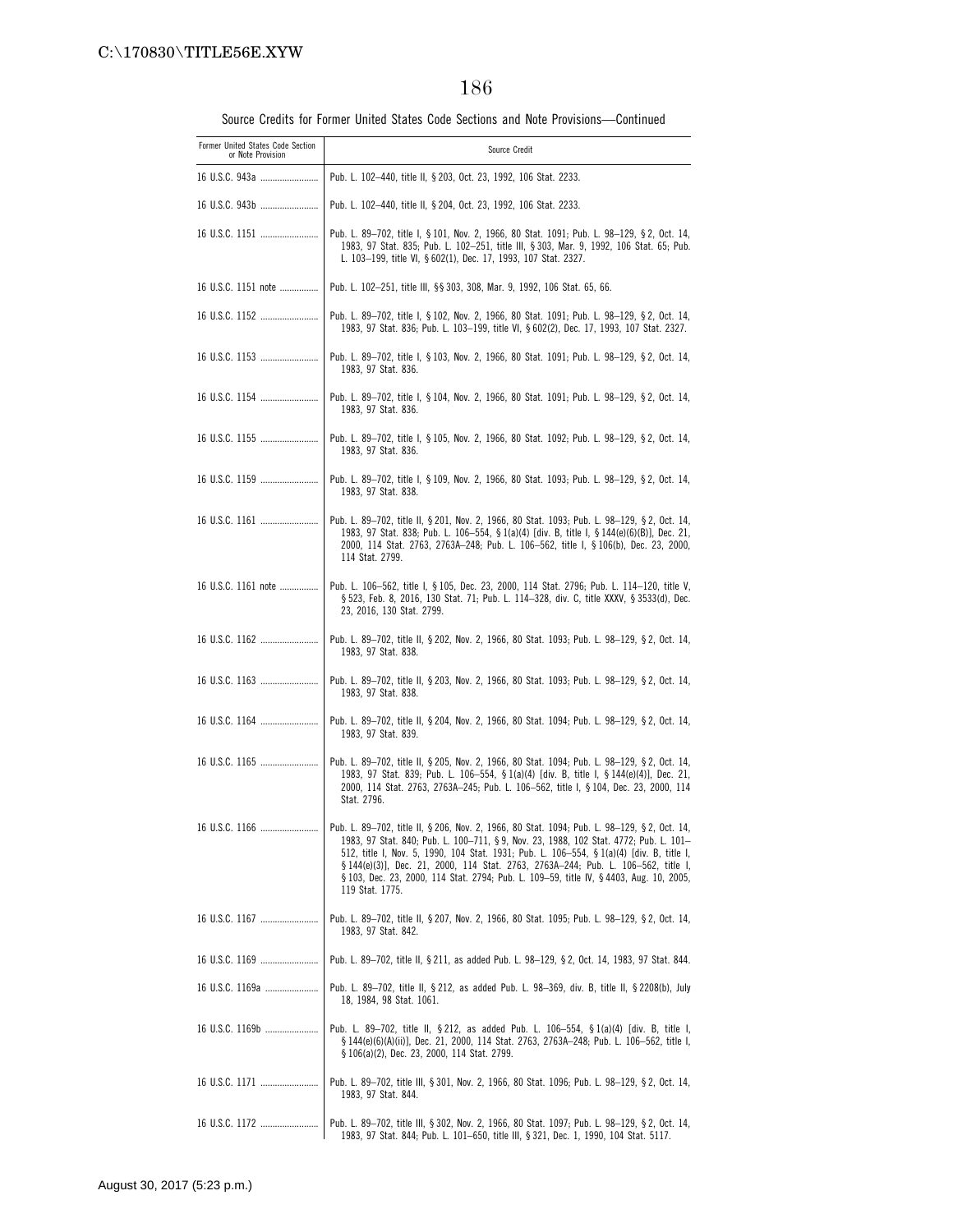Source Credits for Former United States Code Sections and Note Provisions—Continued

| Former United States Code Section or Note Provision | Source Credit |
|---|---|
| 16 U.S.C. 943a | Pub. L. 102–440, title II, § 203, Oct. 23, 1992, 106 Stat. 2233. |
| 16 U.S.C. 943b | Pub. L. 102–440, title II, § 204, Oct. 23, 1992, 106 Stat. 2233. |
| 16 U.S.C. 1151 | Pub. L. 89–702, title I, § 101, Nov. 2, 1966, 80 Stat. 1091; Pub. L. 98–129, § 2, Oct. 14, 1983, 97 Stat. 835; Pub. L. 102–251, title III, § 303, Mar. 9, 1992, 106 Stat. 65; Pub. L. 103–199, title VI, § 602(1), Dec. 17, 1993, 107 Stat. 2327. |
| 16 U.S.C. 1151 note | Pub. L. 102–251, title III, §§ 303, 308, Mar. 9, 1992, 106 Stat. 65, 66. |
| 16 U.S.C. 1152 | Pub. L. 89–702, title I, § 102, Nov. 2, 1966, 80 Stat. 1091; Pub. L. 98–129, § 2, Oct. 14, 1983, 97 Stat. 836; Pub. L. 103–199, title VI, § 602(2), Dec. 17, 1993, 107 Stat. 2327. |
| 16 U.S.C. 1153 | Pub. L. 89–702, title I, § 103, Nov. 2, 1966, 80 Stat. 1091; Pub. L. 98–129, § 2, Oct. 14, 1983, 97 Stat. 836. |
| 16 U.S.C. 1154 | Pub. L. 89–702, title I, § 104, Nov. 2, 1966, 80 Stat. 1091; Pub. L. 98–129, § 2, Oct. 14, 1983, 97 Stat. 836. |
| 16 U.S.C. 1155 | Pub. L. 89–702, title I, § 105, Nov. 2, 1966, 80 Stat. 1092; Pub. L. 98–129, § 2, Oct. 14, 1983, 97 Stat. 836. |
| 16 U.S.C. 1159 | Pub. L. 89–702, title I, § 109, Nov. 2, 1966, 80 Stat. 1093; Pub. L. 98–129, § 2, Oct. 14, 1983, 97 Stat. 838. |
| 16 U.S.C. 1161 | Pub. L. 89–702, title II, § 201, Nov. 2, 1966, 80 Stat. 1093; Pub. L. 98–129, § 2, Oct. 14, 1983, 97 Stat. 838; Pub. L. 106–554, § 1(a)(4) [div. B, title I, § 144(e)(6)(B)], Dec. 21, 2000, 114 Stat. 2763, 2763A–248; Pub. L. 106–562, title I, § 106(b), Dec. 23, 2000, 114 Stat. 2799. |
| 16 U.S.C. 1161 note | Pub. L. 106–562, title I, § 105, Dec. 23, 2000, 114 Stat. 2796; Pub. L. 114–120, title V, § 523, Feb. 8, 2016, 130 Stat. 71; Pub. L. 114–328, div. C, title XXXV, § 3533(d), Dec. 23, 2016, 130 Stat. 2799. |
| 16 U.S.C. 1162 | Pub. L. 89–702, title II, § 202, Nov. 2, 1966, 80 Stat. 1093; Pub. L. 98–129, § 2, Oct. 14, 1983, 97 Stat. 838. |
| 16 U.S.C. 1163 | Pub. L. 89–702, title II, § 203, Nov. 2, 1966, 80 Stat. 1093; Pub. L. 98–129, § 2, Oct. 14, 1983, 97 Stat. 838. |
| 16 U.S.C. 1164 | Pub. L. 89–702, title II, § 204, Nov. 2, 1966, 80 Stat. 1094; Pub. L. 98–129, § 2, Oct. 14, 1983, 97 Stat. 839. |
| 16 U.S.C. 1165 | Pub. L. 89–702, title II, § 205, Nov. 2, 1966, 80 Stat. 1094; Pub. L. 98–129, § 2, Oct. 14, 1983, 97 Stat. 839; Pub. L. 106–554, § 1(a)(4) [div. B, title I, § 144(e)(4)], Dec. 21, 2000, 114 Stat. 2763, 2763A–245; Pub. L. 106–562, title I, § 104, Dec. 23, 2000, 114 Stat. 2796. |
| 16 U.S.C. 1166 | Pub. L. 89–702, title II, § 206, Nov. 2, 1966, 80 Stat. 1094; Pub. L. 98–129, § 2, Oct. 14, 1983, 97 Stat. 840; Pub. L. 100–711, § 9, Nov. 23, 1988, 102 Stat. 4772; Pub. L. 101–512, title I, Nov. 5, 1990, 104 Stat. 1931; Pub. L. 106–554, § 1(a)(4) [div. B, title I, § 144(e)(3)], Dec. 21, 2000, 114 Stat. 2763, 2763A–244; Pub. L. 106–562, title I, § 103, Dec. 23, 2000, 114 Stat. 2794; Pub. L. 109–59, title IV, § 4403, Aug. 10, 2005, 119 Stat. 1775. |
| 16 U.S.C. 1167 | Pub. L. 89–702, title II, § 207, Nov. 2, 1966, 80 Stat. 1095; Pub. L. 98–129, § 2, Oct. 14, 1983, 97 Stat. 842. |
| 16 U.S.C. 1169 | Pub. L. 89–702, title II, § 211, as added Pub. L. 98–129, § 2, Oct. 14, 1983, 97 Stat. 844. |
| 16 U.S.C. 1169a | Pub. L. 89–702, title II, § 212, as added Pub. L. 98–369, div. B, title II, § 2208(b), July 18, 1984, 98 Stat. 1061. |
| 16 U.S.C. 1169b | Pub. L. 89–702, title II, § 212, as added Pub. L. 106–554, § 1(a)(4) [div. B, title I, § 144(e)(6)(A)(ii)], Dec. 21, 2000, 114 Stat. 2763, 2763A–248; Pub. L. 106–562, title I, § 106(a)(2), Dec. 23, 2000, 114 Stat. 2799. |
| 16 U.S.C. 1171 | Pub. L. 89–702, title III, § 301, Nov. 2, 1966, 80 Stat. 1096; Pub. L. 98–129, § 2, Oct. 14, 1983, 97 Stat. 844. |
| 16 U.S.C. 1172 | Pub. L. 89–702, title III, § 302, Nov. 2, 1966, 80 Stat. 1097; Pub. L. 98–129, § 2, Oct. 14, 1983, 97 Stat. 844; Pub. L. 101–650, title III, § 321, Dec. 1, 1990, 104 Stat. 5117. |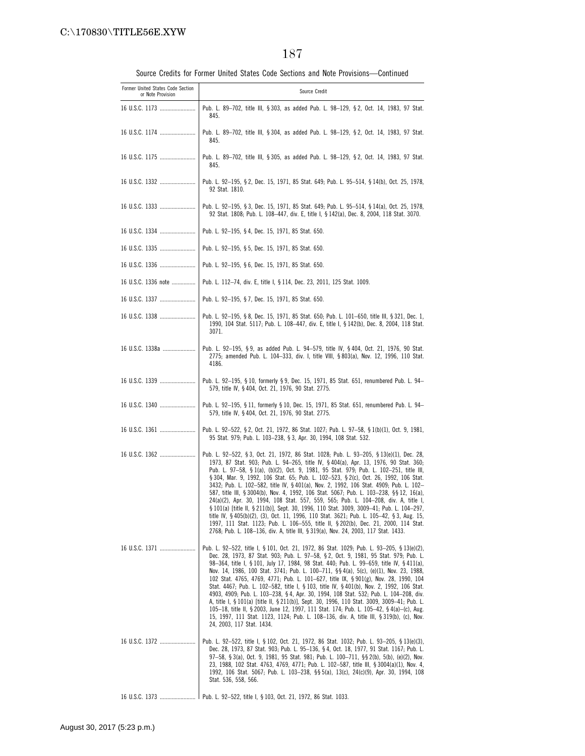Source Credits for Former United States Code Sections and Note Provisions—Continued

| Former United States Code Section or Note Provision | Source Credit |
| --- | --- |
| 16 U.S.C. 1173 | Pub. L. 89–702, title III, § 303, as added Pub. L. 98–129, § 2, Oct. 14, 1983, 97 Stat. 845. |
| 16 U.S.C. 1174 | Pub. L. 89–702, title III, § 304, as added Pub. L. 98–129, § 2, Oct. 14, 1983, 97 Stat. 845. |
| 16 U.S.C. 1175 | Pub. L. 89–702, title III, § 305, as added Pub. L. 98–129, § 2, Oct. 14, 1983, 97 Stat. 845. |
| 16 U.S.C. 1332 | Pub. L. 92–195, § 2, Dec. 15, 1971, 85 Stat. 649; Pub. L. 95–514, § 14(b), Oct. 25, 1978, 92 Stat. 1810. |
| 16 U.S.C. 1333 | Pub. L. 92–195, § 3, Dec. 15, 1971, 85 Stat. 649; Pub. L. 95–514, § 14(a), Oct. 25, 1978, 92 Stat. 1808; Pub. L. 108–447, div. E, title I, § 142(a), Dec. 8, 2004, 118 Stat. 3070. |
| 16 U.S.C. 1334 | Pub. L. 92–195, § 4, Dec. 15, 1971, 85 Stat. 650. |
| 16 U.S.C. 1335 | Pub. L. 92–195, § 5, Dec. 15, 1971, 85 Stat. 650. |
| 16 U.S.C. 1336 | Pub. L. 92–195, § 6, Dec. 15, 1971, 85 Stat. 650. |
| 16 U.S.C. 1336 note | Pub. L. 112–74, div. E, title I, § 114, Dec. 23, 2011, 125 Stat. 1009. |
| 16 U.S.C. 1337 | Pub. L. 92–195, § 7, Dec. 15, 1971, 85 Stat. 650. |
| 16 U.S.C. 1338 | Pub. L. 92–195, § 8, Dec. 15, 1971, 85 Stat. 650; Pub. L. 101–650, title III, § 321, Dec. 1, 1990, 104 Stat. 5117; Pub. L. 108–447, div. E, title I, § 142(b), Dec. 8, 2004, 118 Stat. 3071. |
| 16 U.S.C. 1338a | Pub. L. 92–195, § 9, as added Pub. L. 94–579, title IV, § 404, Oct. 21, 1976, 90 Stat. 2775; amended Pub. L. 104–333, div. I, title VIII, § 803(a), Nov. 12, 1996, 110 Stat. 4186. |
| 16 U.S.C. 1339 | Pub. L. 92–195, § 10, formerly § 9, Dec. 15, 1971, 85 Stat. 651, renumbered Pub. L. 94–579, title IV, § 404, Oct. 21, 1976, 90 Stat. 2775. |
| 16 U.S.C. 1340 | Pub. L. 92–195, § 11, formerly § 10, Dec. 15, 1971, 85 Stat. 651, renumbered Pub. L. 94–579, title IV, § 404, Oct. 21, 1976, 90 Stat. 2775. |
| 16 U.S.C. 1361 | Pub. L. 92–522, § 2, Oct. 21, 1972, 86 Stat. 1027; Pub. L. 97–58, § 1(b)(1), Oct. 9, 1981, 95 Stat. 979; Pub. L. 103–238, § 3, Apr. 30, 1994, 108 Stat. 532. |
| 16 U.S.C. 1362 | Pub. L. 92–522, § 3, Oct. 21, 1972, 86 Stat. 1028; Pub. L. 93–205, § 13(e)(1), Dec. 28, 1973, 87 Stat. 903; Pub. L. 94–265, title IV, § 404(a), Apr. 13, 1976, 90 Stat. 360; Pub. L. 97–58, § 1(a), (b)(2), Oct. 9, 1981, 95 Stat. 979; Pub. L. 102–251, title III, § 304, Mar. 9, 1992, 106 Stat. 65; Pub. L. 102–523, § 2(c), Oct. 26, 1992, 106 Stat. 3432; Pub. L. 102–582, title IV, § 401(a), Nov. 2, 1992, 106 Stat. 4909; Pub. L. 102–587, title III, § 3004(b), Nov. 4, 1992, 106 Stat. 5067; Pub. L. 103–238, §§ 12, 16(a), 24(a)(2), Apr. 30, 1994, 108 Stat. 557, 559, 565; Pub. L. 104–208, div. A, title I, § 101(a) [title II, § 211(b)], Sept. 30, 1996, 110 Stat. 3009, 3009–41; Pub. L. 104–297, title IV, § 405(b)(2), (3), Oct. 11, 1996, 110 Stat. 3621; Pub. L. 105–42, § 3, Aug. 15, 1997, 111 Stat. 1123; Pub. L. 106–555, title II, § 202(b), Dec. 21, 2000, 114 Stat. 2768; Pub. L. 108–136, div. A, title III, § 319(a), Nov. 24, 2003, 117 Stat. 1433. |
| 16 U.S.C. 1371 | Pub. L. 92–522, title I, § 101, Oct. 21, 1972, 86 Stat. 1029; Pub. L. 93–205, § 13(e)(2), Dec. 28, 1973, 87 Stat. 903; Pub. L. 97–58, § 2, Oct. 9, 1981, 95 Stat. 979; Pub. L. 98–364, title I, § 101, July 17, 1984, 98 Stat. 440; Pub. L. 99–659, title IV, § 411(a), Nov. 14, 1986, 100 Stat. 3741; Pub. L. 100–711, §§ 4(a), 5(c), (e)(1), Nov. 23, 1988, 102 Stat. 4765, 4769, 4771; Pub. L. 101–627, title IX, § 901(g), Nov. 28, 1990, 104 Stat. 4467; Pub. L. 102–582, title I, § 103, title IV, § 401(b), Nov. 2, 1992, 106 Stat. 4903, 4909; Pub. L. 103–238, § 4, Apr. 30, 1994, 108 Stat. 532; Pub. L. 104–208, div. A, title I, § 101(a) [title II, § 211(b)], Sept. 30, 1996, 110 Stat. 3009, 3009–41; Pub. L. 105–18, title II, § 2003, June 12, 1997, 111 Stat. 174; Pub. L. 105–42, § 4(a)–(c), Aug. 15, 1997, 111 Stat. 1123, 1124; Pub. L. 108–136, div. A, title III, § 319(b), (c), Nov. 24, 2003, 117 Stat. 1434. |
| 16 U.S.C. 1372 | Pub. L. 92–522, title I, § 102, Oct. 21, 1972, 86 Stat. 1032; Pub. L. 93–205, § 13(e)(3), Dec. 28, 1973, 87 Stat. 903; Pub. L. 95–136, § 4, Oct. 18, 1977, 91 Stat. 1167; Pub. L. 97–58, § 3(a), Oct. 9, 1981, 95 Stat. 981; Pub. L. 100–711, §§ 2(b), 5(b), (e)(2), Nov. 23, 1988, 102 Stat. 4763, 4769, 4771; Pub. L. 102–587, title III, § 3004(a)(1), Nov. 4, 1992, 106 Stat. 5067; Pub. L. 103–238, §§ 5(a), 13(c), 24(c)(9), Apr. 30, 1994, 108 Stat. 536, 558, 566. |
| 16 U.S.C. 1373 | Pub. L. 92–522, title I, § 103, Oct. 21, 1972, 86 Stat. 1033. |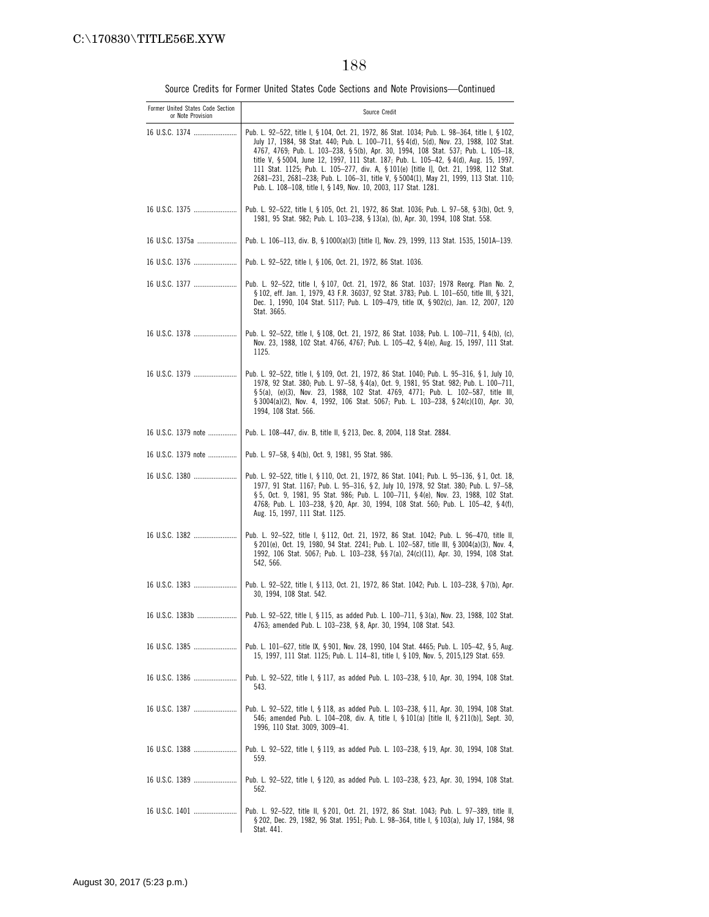Source Credits for Former United States Code Sections and Note Provisions—Continued

| Former United States Code Section or Note Provision | Source Credit |
|---|---|
| 16 U.S.C. 1374 | Pub. L. 92–522, title I, § 104, Oct. 21, 1972, 86 Stat. 1034; Pub. L. 98–364, title I, § 102, July 17, 1984, 98 Stat. 440; Pub. L. 100–711, §§ 4(d), 5(d), Nov. 23, 1988, 102 Stat. 4767, 4769; Pub. L. 103–238, § 5(b), Apr. 30, 1994, 108 Stat. 537; Pub. L. 105–18, title V, § 5004, June 12, 1997, 111 Stat. 187; Pub. L. 105–42, § 4(d), Aug. 15, 1997, 111 Stat. 1125; Pub. L. 105–277, div. A, § 101(e) [title I], Oct. 21, 1998, 112 Stat. 2681–231, 2681–238; Pub. L. 106–31, title V, § 5004(1), May 21, 1999, 113 Stat. 110; Pub. L. 108–108, title I, § 149, Nov. 10, 2003, 117 Stat. 1281. |
| 16 U.S.C. 1375 | Pub. L. 92–522, title I, § 105, Oct. 21, 1972, 86 Stat. 1036; Pub. L. 97–58, § 3(b), Oct. 9, 1981, 95 Stat. 982; Pub. L. 103–238, § 13(a), (b), Apr. 30, 1994, 108 Stat. 558. |
| 16 U.S.C. 1375a | Pub. L. 106–113, div. B, § 1000(a)(3) [title I], Nov. 29, 1999, 113 Stat. 1535, 1501A–139. |
| 16 U.S.C. 1376 | Pub. L. 92–522, title I, § 106, Oct. 21, 1972, 86 Stat. 1036. |
| 16 U.S.C. 1377 | Pub. L. 92–522, title I, § 107, Oct. 21, 1972, 86 Stat. 1037; 1978 Reorg. Plan No. 2, § 102, eff. Jan. 1, 1979, 43 F.R. 36037, 92 Stat. 3783; Pub. L. 101–650, title III, § 321, Dec. 1, 1990, 104 Stat. 5117; Pub. L. 109–479, title IX, § 902(c), Jan. 12, 2007, 120 Stat. 3665. |
| 16 U.S.C. 1378 | Pub. L. 92–522, title I, § 108, Oct. 21, 1972, 86 Stat. 1038; Pub. L. 100–711, § 4(b), (c), Nov. 23, 1988, 102 Stat. 4766, 4767; Pub. L. 105–42, § 4(e), Aug. 15, 1997, 111 Stat. 1125. |
| 16 U.S.C. 1379 | Pub. L. 92–522, title I, § 109, Oct. 21, 1972, 86 Stat. 1040; Pub. L. 95–316, § 1, July 10, 1978, 92 Stat. 380; Pub. L. 97–58, § 4(a), Oct. 9, 1981, 95 Stat. 982; Pub. L. 100–711, § 5(a), (e)(3), Nov. 23, 1988, 102 Stat. 4769, 4771; Pub. L. 102–587, title III, § 3004(a)(2), Nov. 4, 1992, 106 Stat. 5067; Pub. L. 103–238, § 24(c)(10), Apr. 30, 1994, 108 Stat. 566. |
| 16 U.S.C. 1379 note | Pub. L. 108–447, div. B, title II, § 213, Dec. 8, 2004, 118 Stat. 2884. |
| 16 U.S.C. 1379 note | Pub. L. 97–58, § 4(b), Oct. 9, 1981, 95 Stat. 986. |
| 16 U.S.C. 1380 | Pub. L. 92–522, title I, § 110, Oct. 21, 1972, 86 Stat. 1041; Pub. L. 95–136, § 1, Oct. 18, 1977, 91 Stat. 1167; Pub. L. 95–316, § 2, July 10, 1978, 92 Stat. 380; Pub. L. 97–58, § 5, Oct. 9, 1981, 95 Stat. 986; Pub. L. 100–711, § 4(e), Nov. 23, 1988, 102 Stat. 4768; Pub. L. 103–238, § 20, Apr. 30, 1994, 108 Stat. 560; Pub. L. 105–42, § 4(f), Aug. 15, 1997, 111 Stat. 1125. |
| 16 U.S.C. 1382 | Pub. L. 92–522, title I, § 112, Oct. 21, 1972, 86 Stat. 1042; Pub. L. 96–470, title II, § 201(e), Oct. 19, 1980, 94 Stat. 2241; Pub. L. 102–587, title III, § 3004(a)(3), Nov. 4, 1992, 106 Stat. 5067; Pub. L. 103–238, §§ 7(a), 24(c)(11), Apr. 30, 1994, 108 Stat. 542, 566. |
| 16 U.S.C. 1383 | Pub. L. 92–522, title I, § 113, Oct. 21, 1972, 86 Stat. 1042; Pub. L. 103–238, § 7(b), Apr. 30, 1994, 108 Stat. 542. |
| 16 U.S.C. 1383b | Pub. L. 92–522, title I, § 115, as added Pub. L. 100–711, § 3(a), Nov. 23, 1988, 102 Stat. 4763; amended Pub. L. 103–238, § 8, Apr. 30, 1994, 108 Stat. 543. |
| 16 U.S.C. 1385 | Pub. L. 101–627, title IX, § 901, Nov. 28, 1990, 104 Stat. 4465; Pub. L. 105–42, § 5, Aug. 15, 1997, 111 Stat. 1125; Pub. L. 114–81, title I, § 109, Nov. 5, 2015,129 Stat. 659. |
| 16 U.S.C. 1386 | Pub. L. 92–522, title I, § 117, as added Pub. L. 103–238, § 10, Apr. 30, 1994, 108 Stat. 543. |
| 16 U.S.C. 1387 | Pub. L. 92–522, title I, § 118, as added Pub. L. 103–238, § 11, Apr. 30, 1994, 108 Stat. 546; amended Pub. L. 104–208, div. A, title I, § 101(a) [title II, § 211(b)], Sept. 30, 1996, 110 Stat. 3009, 3009–41. |
| 16 U.S.C. 1388 | Pub. L. 92–522, title I, § 119, as added Pub. L. 103–238, § 19, Apr. 30, 1994, 108 Stat. 559. |
| 16 U.S.C. 1389 | Pub. L. 92–522, title I, § 120, as added Pub. L. 103–238, § 23, Apr. 30, 1994, 108 Stat. 562. |
| 16 U.S.C. 1401 | Pub. L. 92–522, title II, § 201, Oct. 21, 1972, 86 Stat. 1043; Pub. L. 97–389, title II, § 202, Dec. 29, 1982, 96 Stat. 1951; Pub. L. 98–364, title I, § 103(a), July 17, 1984, 98 Stat. 441. |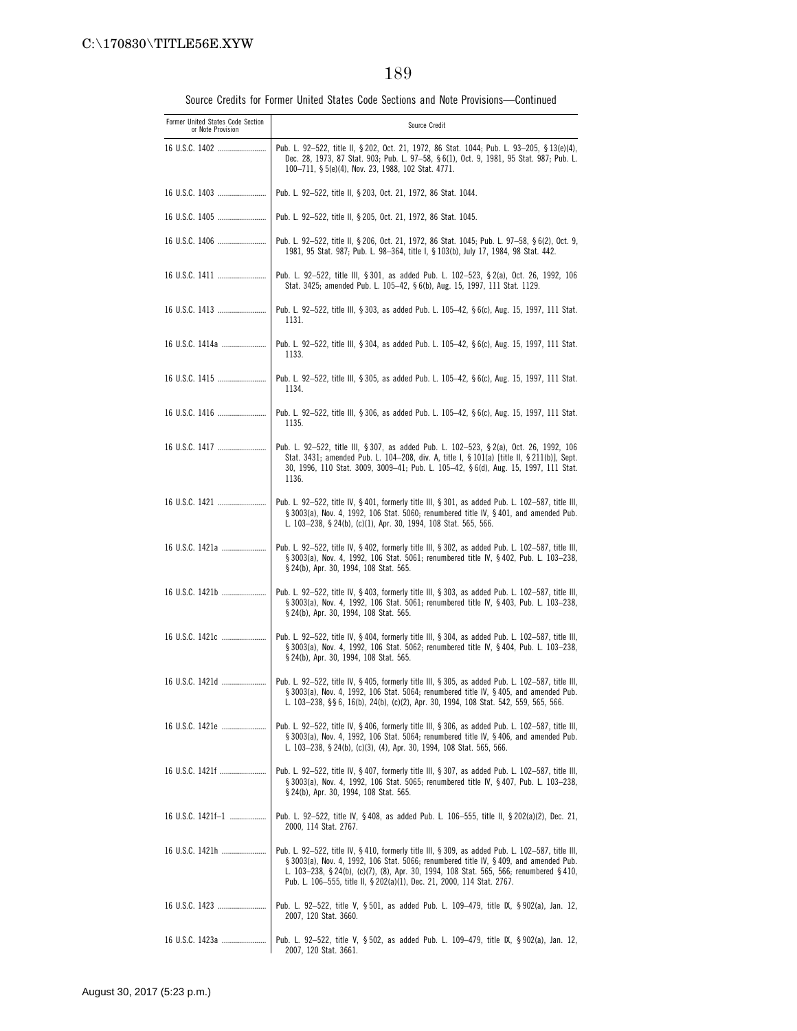Source Credits for Former United States Code Sections and Note Provisions—Continued

| Former United States Code Section or Note Provision | Source Credit |
| --- | --- |
| 16 U.S.C. 1402 | Pub. L. 92–522, title II, § 202, Oct. 21, 1972, 86 Stat. 1044; Pub. L. 93–205, § 13(e)(4), Dec. 28, 1973, 87 Stat. 903; Pub. L. 97–58, § 6(1), Oct. 9, 1981, 95 Stat. 987; Pub. L. 100–711, § 5(e)(4), Nov. 23, 1988, 102 Stat. 4771. |
| 16 U.S.C. 1403 | Pub. L. 92–522, title II, § 203, Oct. 21, 1972, 86 Stat. 1044. |
| 16 U.S.C. 1405 | Pub. L. 92–522, title II, § 205, Oct. 21, 1972, 86 Stat. 1045. |
| 16 U.S.C. 1406 | Pub. L. 92–522, title II, § 206, Oct. 21, 1972, 86 Stat. 1045; Pub. L. 97–58, § 6(2), Oct. 9, 1981, 95 Stat. 987; Pub. L. 98–364, title I, § 103(b), July 17, 1984, 98 Stat. 442. |
| 16 U.S.C. 1411 | Pub. L. 92–522, title III, § 301, as added Pub. L. 102–523, § 2(a), Oct. 26, 1992, 106 Stat. 3425; amended Pub. L. 105–42, § 6(b), Aug. 15, 1997, 111 Stat. 1129. |
| 16 U.S.C. 1413 | Pub. L. 92–522, title III, § 303, as added Pub. L. 105–42, § 6(c), Aug. 15, 1997, 111 Stat. 1131. |
| 16 U.S.C. 1414a | Pub. L. 92–522, title III, § 304, as added Pub. L. 105–42, § 6(c), Aug. 15, 1997, 111 Stat. 1133. |
| 16 U.S.C. 1415 | Pub. L. 92–522, title III, § 305, as added Pub. L. 105–42, § 6(c), Aug. 15, 1997, 111 Stat. 1134. |
| 16 U.S.C. 1416 | Pub. L. 92–522, title III, § 306, as added Pub. L. 105–42, § 6(c), Aug. 15, 1997, 111 Stat. 1135. |
| 16 U.S.C. 1417 | Pub. L. 92–522, title III, § 307, as added Pub. L. 102–523, § 2(a), Oct. 26, 1992, 106 Stat. 3431; amended Pub. L. 104–208, div. A, title I, § 101(a) [title II, § 211(b)], Sept. 30, 1996, 110 Stat. 3009, 3009–41; Pub. L. 105–42, § 6(d), Aug. 15, 1997, 111 Stat. 1136. |
| 16 U.S.C. 1421 | Pub. L. 92–522, title IV, § 401, formerly title III, § 301, as added Pub. L. 102–587, title III, § 3003(a), Nov. 4, 1992, 106 Stat. 5060; renumbered title IV, § 401, and amended Pub. L. 103–238, § 24(b), (c)(1), Apr. 30, 1994, 108 Stat. 565, 566. |
| 16 U.S.C. 1421a | Pub. L. 92–522, title IV, § 402, formerly title III, § 302, as added Pub. L. 102–587, title III, § 3003(a), Nov. 4, 1992, 106 Stat. 5061; renumbered title IV, § 402, Pub. L. 103–238, § 24(b), Apr. 30, 1994, 108 Stat. 565. |
| 16 U.S.C. 1421b | Pub. L. 92–522, title IV, § 403, formerly title III, § 303, as added Pub. L. 102–587, title III, § 3003(a), Nov. 4, 1992, 106 Stat. 5061; renumbered title IV, § 403, Pub. L. 103–238, § 24(b), Apr. 30, 1994, 108 Stat. 565. |
| 16 U.S.C. 1421c | Pub. L. 92–522, title IV, § 404, formerly title III, § 304, as added Pub. L. 102–587, title III, § 3003(a), Nov. 4, 1992, 106 Stat. 5062; renumbered title IV, § 404, Pub. L. 103–238, § 24(b), Apr. 30, 1994, 108 Stat. 565. |
| 16 U.S.C. 1421d | Pub. L. 92–522, title IV, § 405, formerly title III, § 305, as added Pub. L. 102–587, title III, § 3003(a), Nov. 4, 1992, 106 Stat. 5064; renumbered title IV, § 405, and amended Pub. L. 103–238, §§ 6, 16(b), 24(b), (c)(2), Apr. 30, 1994, 108 Stat. 542, 559, 565, 566. |
| 16 U.S.C. 1421e | Pub. L. 92–522, title IV, § 406, formerly title III, § 306, as added Pub. L. 102–587, title III, § 3003(a), Nov. 4, 1992, 106 Stat. 5064; renumbered title IV, § 406, and amended Pub. L. 103–238, § 24(b), (c)(3), (4), Apr. 30, 1994, 108 Stat. 565, 566. |
| 16 U.S.C. 1421f | Pub. L. 92–522, title IV, § 407, formerly title III, § 307, as added Pub. L. 102–587, title III, § 3003(a), Nov. 4, 1992, 106 Stat. 5065; renumbered title IV, § 407, Pub. L. 103–238, § 24(b), Apr. 30, 1994, 108 Stat. 565. |
| 16 U.S.C. 1421f–1 | Pub. L. 92–522, title IV, § 408, as added Pub. L. 106–555, title II, § 202(a)(2), Dec. 21, 2000, 114 Stat. 2767. |
| 16 U.S.C. 1421h | Pub. L. 92–522, title IV, § 410, formerly title III, § 309, as added Pub. L. 102–587, title III, § 3003(a), Nov. 4, 1992, 106 Stat. 5066; renumbered title IV, § 409, and amended Pub. L. 103–238, § 24(b), (c)(7), (8), Apr. 30, 1994, 108 Stat. 565, 566; renumbered § 410, Pub. L. 106–555, title II, § 202(a)(1), Dec. 21, 2000, 114 Stat. 2767. |
| 16 U.S.C. 1423 | Pub. L. 92–522, title V, § 501, as added Pub. L. 109–479, title IX, § 902(a), Jan. 12, 2007, 120 Stat. 3660. |
| 16 U.S.C. 1423a | Pub. L. 92–522, title V, § 502, as added Pub. L. 109–479, title IX, § 902(a), Jan. 12, 2007, 120 Stat. 3661. |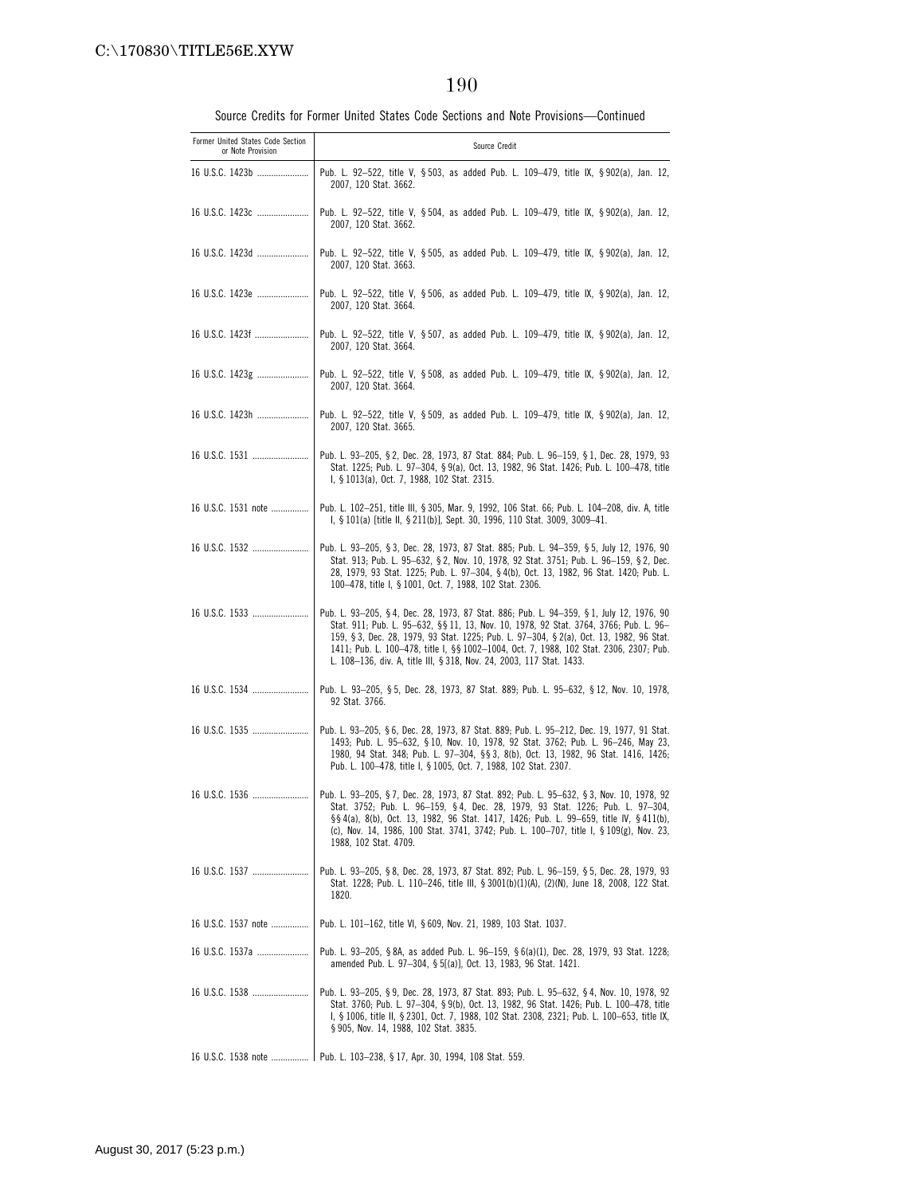Source Credits for Former United States Code Sections and Note Provisions—Continued

| Former United States Code Section or Note Provision | Source Credit |
| --- | --- |
| 16 U.S.C. 1423b | Pub. L. 92–522, title V, § 503, as added Pub. L. 109–479, title IX, § 902(a), Jan. 12, 2007, 120 Stat. 3662. |
| 16 U.S.C. 1423c | Pub. L. 92–522, title V, § 504, as added Pub. L. 109–479, title IX, § 902(a), Jan. 12, 2007, 120 Stat. 3662. |
| 16 U.S.C. 1423d | Pub. L. 92–522, title V, § 505, as added Pub. L. 109–479, title IX, § 902(a), Jan. 12, 2007, 120 Stat. 3663. |
| 16 U.S.C. 1423e | Pub. L. 92–522, title V, § 506, as added Pub. L. 109–479, title IX, § 902(a), Jan. 12, 2007, 120 Stat. 3664. |
| 16 U.S.C. 1423f | Pub. L. 92–522, title V, § 507, as added Pub. L. 109–479, title IX, § 902(a), Jan. 12, 2007, 120 Stat. 3664. |
| 16 U.S.C. 1423g | Pub. L. 92–522, title V, § 508, as added Pub. L. 109–479, title IX, § 902(a), Jan. 12, 2007, 120 Stat. 3664. |
| 16 U.S.C. 1423h | Pub. L. 92–522, title V, § 509, as added Pub. L. 109–479, title IX, § 902(a), Jan. 12, 2007, 120 Stat. 3665. |
| 16 U.S.C. 1531 | Pub. L. 93–205, § 2, Dec. 28, 1973, 87 Stat. 884; Pub. L. 96–159, § 1, Dec. 28, 1979, 93 Stat. 1225; Pub. L. 97–304, § 9(a), Oct. 13, 1982, 96 Stat. 1426; Pub. L. 100–478, title I, § 1013(a), Oct. 7, 1988, 102 Stat. 2315. |
| 16 U.S.C. 1531 note | Pub. L. 102–251, title III, § 305, Mar. 9, 1992, 106 Stat. 66; Pub. L. 104–208, div. A, title I, § 101(a) [title II, § 211(b)], Sept. 30, 1996, 110 Stat. 3009, 3009–41. |
| 16 U.S.C. 1532 | Pub. L. 93–205, § 3, Dec. 28, 1973, 87 Stat. 885; Pub. L. 94–359, § 5, July 12, 1976, 90 Stat. 913; Pub. L. 95–632, § 2, Nov. 10, 1978, 92 Stat. 3751; Pub. L. 96–159, § 2, Dec. 28, 1979, 93 Stat. 1225; Pub. L. 97–304, § 4(b), Oct. 13, 1982, 96 Stat. 1420; Pub. L. 100–478, title I, § 1001, Oct. 7, 1988, 102 Stat. 2306. |
| 16 U.S.C. 1533 | Pub. L. 93–205, § 4, Dec. 28, 1973, 87 Stat. 886; Pub. L. 94–359, § 1, July 12, 1976, 90 Stat. 911; Pub. L. 95–632, §§ 11, 13, Nov. 10, 1978, 92 Stat. 3764, 3766; Pub. L. 96–159, § 3, Dec. 28, 1979, 93 Stat. 1225; Pub. L. 97–304, § 2(a), Oct. 13, 1982, 96 Stat. 1411; Pub. L. 100–478, title I, §§ 1002–1004, Oct. 7, 1988, 102 Stat. 2306, 2307; Pub. L. 108–136, div. A, title III, § 318, Nov. 24, 2003, 117 Stat. 1433. |
| 16 U.S.C. 1534 | Pub. L. 93–205, § 5, Dec. 28, 1973, 87 Stat. 889; Pub. L. 95–632, § 12, Nov. 10, 1978, 92 Stat. 3766. |
| 16 U.S.C. 1535 | Pub. L. 93–205, § 6, Dec. 28, 1973, 87 Stat. 889; Pub. L. 95–212, Dec. 19, 1977, 91 Stat. 1493; Pub. L. 95–632, § 10, Nov. 10, 1978, 92 Stat. 3762; Pub. L. 96–246, May 23, 1980, 94 Stat. 348; Pub. L. 97–304, §§ 3, 8(b), Oct. 13, 1982, 96 Stat. 1416, 1426; Pub. L. 100–478, title I, § 1005, Oct. 7, 1988, 102 Stat. 2307. |
| 16 U.S.C. 1536 | Pub. L. 93–205, § 7, Dec. 28, 1973, 87 Stat. 892; Pub. L. 95–632, § 3, Nov. 10, 1978, 92 Stat. 3752; Pub. L. 96–159, § 4, Dec. 28, 1979, 93 Stat. 1226; Pub. L. 97–304, §§ 4(a), 8(b), Oct. 13, 1982, 96 Stat. 1417, 1426; Pub. L. 99–659, title IV, § 411(b), (c), Nov. 14, 1986, 100 Stat. 3741, 3742; Pub. L. 100–707, title I, § 109(g), Nov. 23, 1988, 102 Stat. 4709. |
| 16 U.S.C. 1537 | Pub. L. 93–205, § 8, Dec. 28, 1973, 87 Stat. 892; Pub. L. 96–159, § 5, Dec. 28, 1979, 93 Stat. 1228; Pub. L. 110–246, title III, § 3001(b)(1)(A), (2)(N), June 18, 2008, 122 Stat. 1820. |
| 16 U.S.C. 1537 note | Pub. L. 101–162, title VI, § 609, Nov. 21, 1989, 103 Stat. 1037. |
| 16 U.S.C. 1537a | Pub. L. 93–205, § 8A, as added Pub. L. 96–159, § 6(a)(1), Dec. 28, 1979, 93 Stat. 1228; amended Pub. L. 97–304, § 5[(a)], Oct. 13, 1983, 96 Stat. 1421. |
| 16 U.S.C. 1538 | Pub. L. 93–205, § 9, Dec. 28, 1973, 87 Stat. 893; Pub. L. 95–632, § 4, Nov. 10, 1978, 92 Stat. 3760; Pub. L. 97–304, § 9(b), Oct. 13, 1982, 96 Stat. 1426; Pub. L. 100–478, title I, § 1006, title II, § 2301, Oct. 7, 1988, 102 Stat. 2308, 2321; Pub. L. 100–653, title IX, § 905, Nov. 14, 1988, 102 Stat. 3835. |
| 16 U.S.C. 1538 note | Pub. L. 103–238, § 17, Apr. 30, 1994, 108 Stat. 559. |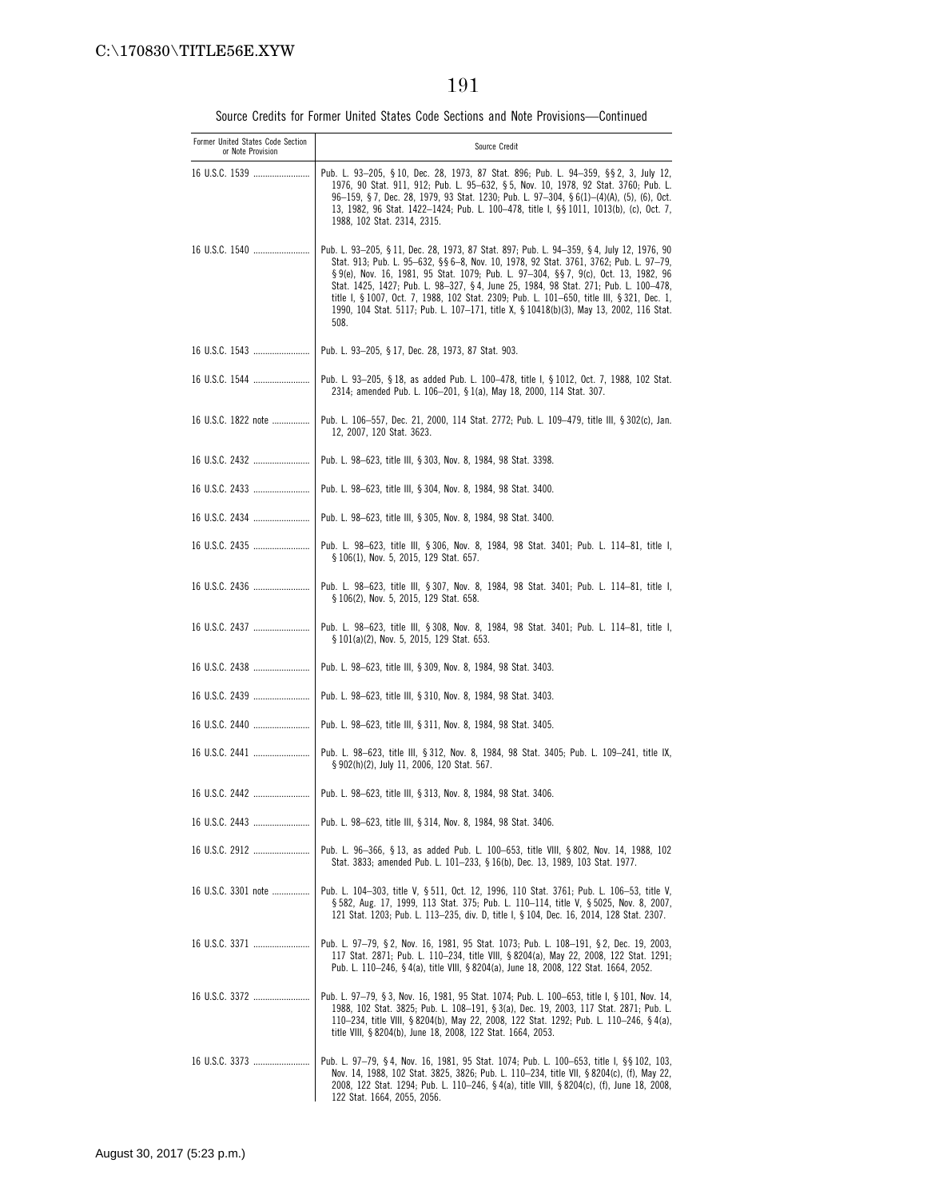Source Credits for Former United States Code Sections and Note Provisions—Continued

| Former United States Code Section or Note Provision | Source Credit |
| --- | --- |
| 16 U.S.C. 1539 | Pub. L. 93–205, § 10, Dec. 28, 1973, 87 Stat. 896; Pub. L. 94–359, §§ 2, 3, July 12, 1976, 90 Stat. 911, 912; Pub. L. 95–632, § 5, Nov. 10, 1978, 92 Stat. 3760; Pub. L. 96–159, § 7, Dec. 28, 1979, 93 Stat. 1230; Pub. L. 97–304, § 6(1)–(4)(A), (5), (6), Oct. 13, 1982, 96 Stat. 1422–1424; Pub. L. 100–478, title I, §§ 1011, 1013(b), (c), Oct. 7, 1988, 102 Stat. 2314, 2315. |
| 16 U.S.C. 1540 | Pub. L. 93–205, § 11, Dec. 28, 1973, 87 Stat. 897; Pub. L. 94–359, § 4, July 12, 1976, 90 Stat. 913; Pub. L. 95–632, §§ 6–8, Nov. 10, 1978, 92 Stat. 3761, 3762; Pub. L. 97–79, § 9(e), Nov. 16, 1981, 95 Stat. 1079; Pub. L. 97–304, §§ 7, 9(c), Oct. 13, 1982, 96 Stat. 1425, 1427; Pub. L. 98–327, § 4, June 25, 1984, 98 Stat. 271; Pub. L. 100–478, title I, § 1007, Oct. 7, 1988, 102 Stat. 2309; Pub. L. 101–650, title III, § 321, Dec. 1, 1990, 104 Stat. 5117; Pub. L. 107–171, title X, § 10418(b)(3), May 13, 2002, 116 Stat. 508. |
| 16 U.S.C. 1543 | Pub. L. 93–205, § 17, Dec. 28, 1973, 87 Stat. 903. |
| 16 U.S.C. 1544 | Pub. L. 93–205, § 18, as added Pub. L. 100–478, title I, § 1012, Oct. 7, 1988, 102 Stat. 2314; amended Pub. L. 106–201, § 1(a), May 18, 2000, 114 Stat. 307. |
| 16 U.S.C. 1822 note | Pub. L. 106–557, Dec. 21, 2000, 114 Stat. 2772; Pub. L. 109–479, title III, § 302(c), Jan. 12, 2007, 120 Stat. 3623. |
| 16 U.S.C. 2432 | Pub. L. 98–623, title III, § 303, Nov. 8, 1984, 98 Stat. 3398. |
| 16 U.S.C. 2433 | Pub. L. 98–623, title III, § 304, Nov. 8, 1984, 98 Stat. 3400. |
| 16 U.S.C. 2434 | Pub. L. 98–623, title III, § 305, Nov. 8, 1984, 98 Stat. 3400. |
| 16 U.S.C. 2435 | Pub. L. 98–623, title III, § 306, Nov. 8, 1984, 98 Stat. 3401; Pub. L. 114–81, title I, § 106(1), Nov. 5, 2015, 129 Stat. 657. |
| 16 U.S.C. 2436 | Pub. L. 98–623, title III, § 307, Nov. 8, 1984, 98 Stat. 3401; Pub. L. 114–81, title I, § 106(2), Nov. 5, 2015, 129 Stat. 658. |
| 16 U.S.C. 2437 | Pub. L. 98–623, title III, § 308, Nov. 8, 1984, 98 Stat. 3401; Pub. L. 114–81, title I, § 101(a)(2), Nov. 5, 2015, 129 Stat. 653. |
| 16 U.S.C. 2438 | Pub. L. 98–623, title III, § 309, Nov. 8, 1984, 98 Stat. 3403. |
| 16 U.S.C. 2439 | Pub. L. 98–623, title III, § 310, Nov. 8, 1984, 98 Stat. 3403. |
| 16 U.S.C. 2440 | Pub. L. 98–623, title III, § 311, Nov. 8, 1984, 98 Stat. 3405. |
| 16 U.S.C. 2441 | Pub. L. 98–623, title III, § 312, Nov. 8, 1984, 98 Stat. 3405; Pub. L. 109–241, title IX, § 902(h)(2), July 11, 2006, 120 Stat. 567. |
| 16 U.S.C. 2442 | Pub. L. 98–623, title III, § 313, Nov. 8, 1984, 98 Stat. 3406. |
| 16 U.S.C. 2443 | Pub. L. 98–623, title III, § 314, Nov. 8, 1984, 98 Stat. 3406. |
| 16 U.S.C. 2912 | Pub. L. 96–366, § 13, as added Pub. L. 100–653, title VIII, § 802, Nov. 14, 1988, 102 Stat. 3833; amended Pub. L. 101–233, § 16(b), Dec. 13, 1989, 103 Stat. 1977. |
| 16 U.S.C. 3301 note | Pub. L. 104–303, title V, § 511, Oct. 12, 1996, 110 Stat. 3761; Pub. L. 106–53, title V, § 582, Aug. 17, 1999, 113 Stat. 375; Pub. L. 110–114, title V, § 5025, Nov. 8, 2007, 121 Stat. 1203; Pub. L. 113–235, div. D, title I, § 104, Dec. 16, 2014, 128 Stat. 2307. |
| 16 U.S.C. 3371 | Pub. L. 97–79, § 2, Nov. 16, 1981, 95 Stat. 1073; Pub. L. 108–191, § 2, Dec. 19, 2003, 117 Stat. 2871; Pub. L. 110–234, title VIII, § 8204(a), May 22, 2008, 122 Stat. 1291; Pub. L. 110–246, § 4(a), title VIII, § 8204(a), June 18, 2008, 122 Stat. 1664, 2052. |
| 16 U.S.C. 3372 | Pub. L. 97–79, § 3, Nov. 16, 1981, 95 Stat. 1074; Pub. L. 100–653, title I, § 101, Nov. 14, 1988, 102 Stat. 3825; Pub. L. 108–191, § 3(a), Dec. 19, 2003, 117 Stat. 2871; Pub. L. 110–234, title VIII, § 8204(b), May 22, 2008, 122 Stat. 1292; Pub. L. 110–246, § 4(a), title VIII, § 8204(b), June 18, 2008, 122 Stat. 1664, 2053. |
| 16 U.S.C. 3373 | Pub. L. 97–79, § 4, Nov. 16, 1981, 95 Stat. 1074; Pub. L. 100–653, title I, §§ 102, 103, Nov. 14, 1988, 102 Stat. 3825, 3826; Pub. L. 110–234, title VII, § 8204(c), (f), May 22, 2008, 122 Stat. 1294; Pub. L. 110–246, § 4(a), title VIII, § 8204(c), (f), June 18, 2008, 122 Stat. 1664, 2055, 2056. |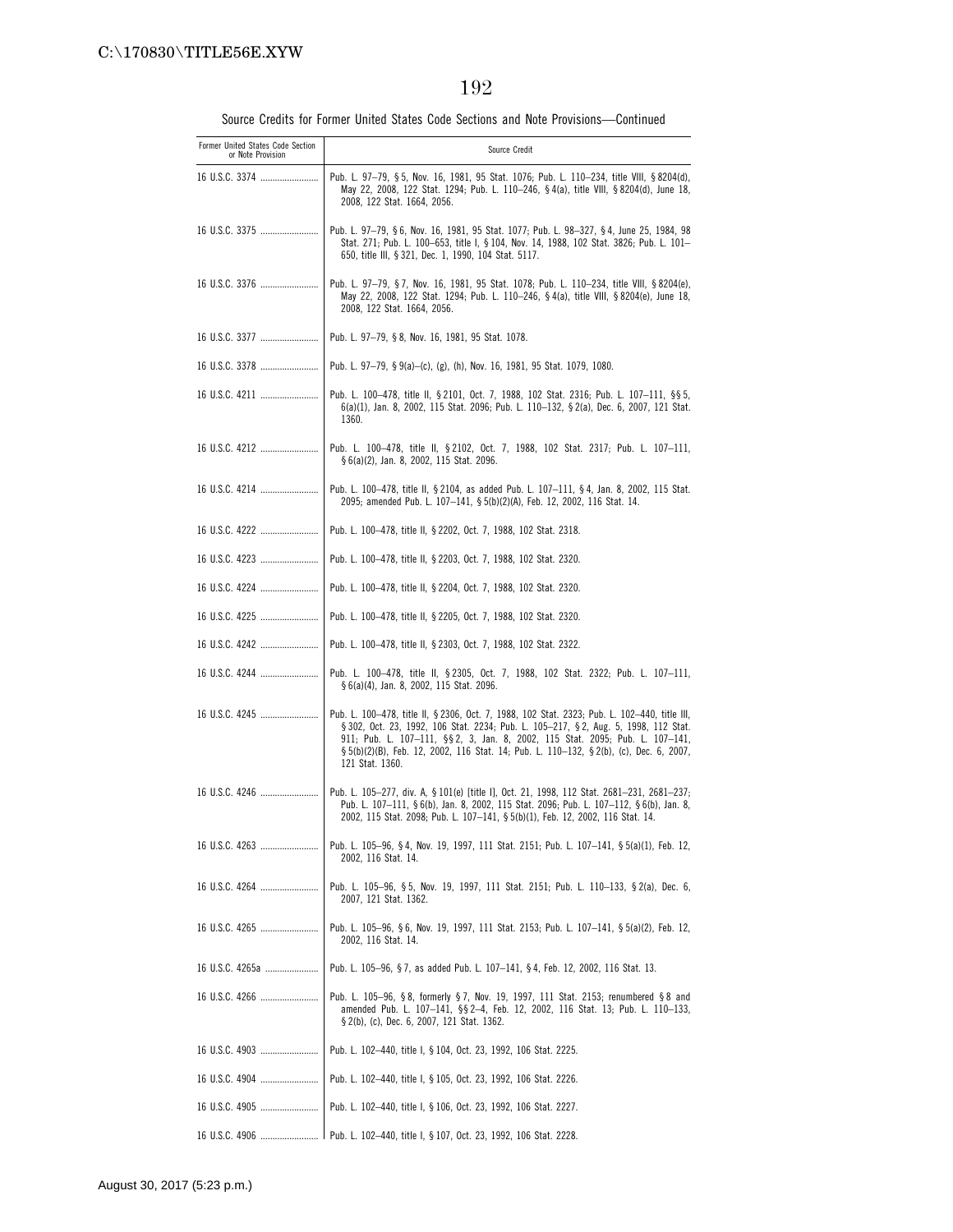Source Credits for Former United States Code Sections and Note Provisions—Continued

| Former United States Code Section or Note Provision | Source Credit |
| --- | --- |
| 16 U.S.C. 3374 | Pub. L. 97–79, § 5, Nov. 16, 1981, 95 Stat. 1076; Pub. L. 110–234, title VIII, § 8204(d), May 22, 2008, 122 Stat. 1294; Pub. L. 110–246, § 4(a), title VIII, § 8204(d), June 18, 2008, 122 Stat. 1664, 2056. |
| 16 U.S.C. 3375 | Pub. L. 97–79, § 6, Nov. 16, 1981, 95 Stat. 1077; Pub. L. 98–327, § 4, June 25, 1984, 98 Stat. 271; Pub. L. 100–653, title I, § 104, Nov. 14, 1988, 102 Stat. 3826; Pub. L. 101–650, title III, § 321, Dec. 1, 1990, 104 Stat. 5117. |
| 16 U.S.C. 3376 | Pub. L. 97–79, § 7, Nov. 16, 1981, 95 Stat. 1078; Pub. L. 110–234, title VIII, § 8204(e), May 22, 2008, 122 Stat. 1294; Pub. L. 110–246, § 4(a), title VIII, § 8204(e), June 18, 2008, 122 Stat. 1664, 2056. |
| 16 U.S.C. 3377 | Pub. L. 97–79, § 8, Nov. 16, 1981, 95 Stat. 1078. |
| 16 U.S.C. 3378 | Pub. L. 97–79, § 9(a)–(c), (g), (h), Nov. 16, 1981, 95 Stat. 1079, 1080. |
| 16 U.S.C. 4211 | Pub. L. 100–478, title II, § 2101, Oct. 7, 1988, 102 Stat. 2316; Pub. L. 107–111, §§ 5, 6(a)(1), Jan. 8, 2002, 115 Stat. 2096; Pub. L. 110–132, § 2(a), Dec. 6, 2007, 121 Stat. 1360. |
| 16 U.S.C. 4212 | Pub. L. 100–478, title II, § 2102, Oct. 7, 1988, 102 Stat. 2317; Pub. L. 107–111, § 6(a)(2), Jan. 8, 2002, 115 Stat. 2096. |
| 16 U.S.C. 4214 | Pub. L. 100–478, title II, § 2104, as added Pub. L. 107–111, § 4, Jan. 8, 2002, 115 Stat. 2095; amended Pub. L. 107–141, § 5(b)(2)(A), Feb. 12, 2002, 116 Stat. 14. |
| 16 U.S.C. 4222 | Pub. L. 100–478, title II, § 2202, Oct. 7, 1988, 102 Stat. 2318. |
| 16 U.S.C. 4223 | Pub. L. 100–478, title II, § 2203, Oct. 7, 1988, 102 Stat. 2320. |
| 16 U.S.C. 4224 | Pub. L. 100–478, title II, § 2204, Oct. 7, 1988, 102 Stat. 2320. |
| 16 U.S.C. 4225 | Pub. L. 100–478, title II, § 2205, Oct. 7, 1988, 102 Stat. 2320. |
| 16 U.S.C. 4242 | Pub. L. 100–478, title II, § 2303, Oct. 7, 1988, 102 Stat. 2322. |
| 16 U.S.C. 4244 | Pub. L. 100–478, title II, § 2305, Oct. 7, 1988, 102 Stat. 2322; Pub. L. 107–111, § 6(a)(4), Jan. 8, 2002, 115 Stat. 2096. |
| 16 U.S.C. 4245 | Pub. L. 100–478, title II, § 2306, Oct. 7, 1988, 102 Stat. 2323; Pub. L. 102–440, title III, § 302, Oct. 23, 1992, 106 Stat. 2234; Pub. L. 105–217, § 2, Aug. 5, 1998, 112 Stat. 911; Pub. L. 107–111, §§ 2, 3, Jan. 8, 2002, 115 Stat. 2095; Pub. L. 107–141, § 5(b)(2)(B), Feb. 12, 2002, 116 Stat. 14; Pub. L. 110–132, § 2(b), (c), Dec. 6, 2007, 121 Stat. 1360. |
| 16 U.S.C. 4246 | Pub. L. 105–277, div. A, § 101(e) [title I], Oct. 21, 1998, 112 Stat. 2681–231, 2681–237; Pub. L. 107–111, § 6(b), Jan. 8, 2002, 115 Stat. 2096; Pub. L. 107–112, § 6(b), Jan. 8, 2002, 115 Stat. 2098; Pub. L. 107–141, § 5(b)(1), Feb. 12, 2002, 116 Stat. 14. |
| 16 U.S.C. 4263 | Pub. L. 105–96, § 4, Nov. 19, 1997, 111 Stat. 2151; Pub. L. 107–141, § 5(a)(1), Feb. 12, 2002, 116 Stat. 14. |
| 16 U.S.C. 4264 | Pub. L. 105–96, § 5, Nov. 19, 1997, 111 Stat. 2151; Pub. L. 110–133, § 2(a), Dec. 6, 2007, 121 Stat. 1362. |
| 16 U.S.C. 4265 | Pub. L. 105–96, § 6, Nov. 19, 1997, 111 Stat. 2153; Pub. L. 107–141, § 5(a)(2), Feb. 12, 2002, 116 Stat. 14. |
| 16 U.S.C. 4265a | Pub. L. 105–96, § 7, as added Pub. L. 107–141, § 4, Feb. 12, 2002, 116 Stat. 13. |
| 16 U.S.C. 4266 | Pub. L. 105–96, § 8, formerly § 7, Nov. 19, 1997, 111 Stat. 2153; renumbered § 8 and amended Pub. L. 107–141, §§ 2–4, Feb. 12, 2002, 116 Stat. 13; Pub. L. 110–133, § 2(b), (c), Dec. 6, 2007, 121 Stat. 1362. |
| 16 U.S.C. 4903 | Pub. L. 102–440, title I, § 104, Oct. 23, 1992, 106 Stat. 2225. |
| 16 U.S.C. 4904 | Pub. L. 102–440, title I, § 105, Oct. 23, 1992, 106 Stat. 2226. |
| 16 U.S.C. 4905 | Pub. L. 102–440, title I, § 106, Oct. 23, 1992, 106 Stat. 2227. |
| 16 U.S.C. 4906 | Pub. L. 102–440, title I, § 107, Oct. 23, 1992, 106 Stat. 2228. |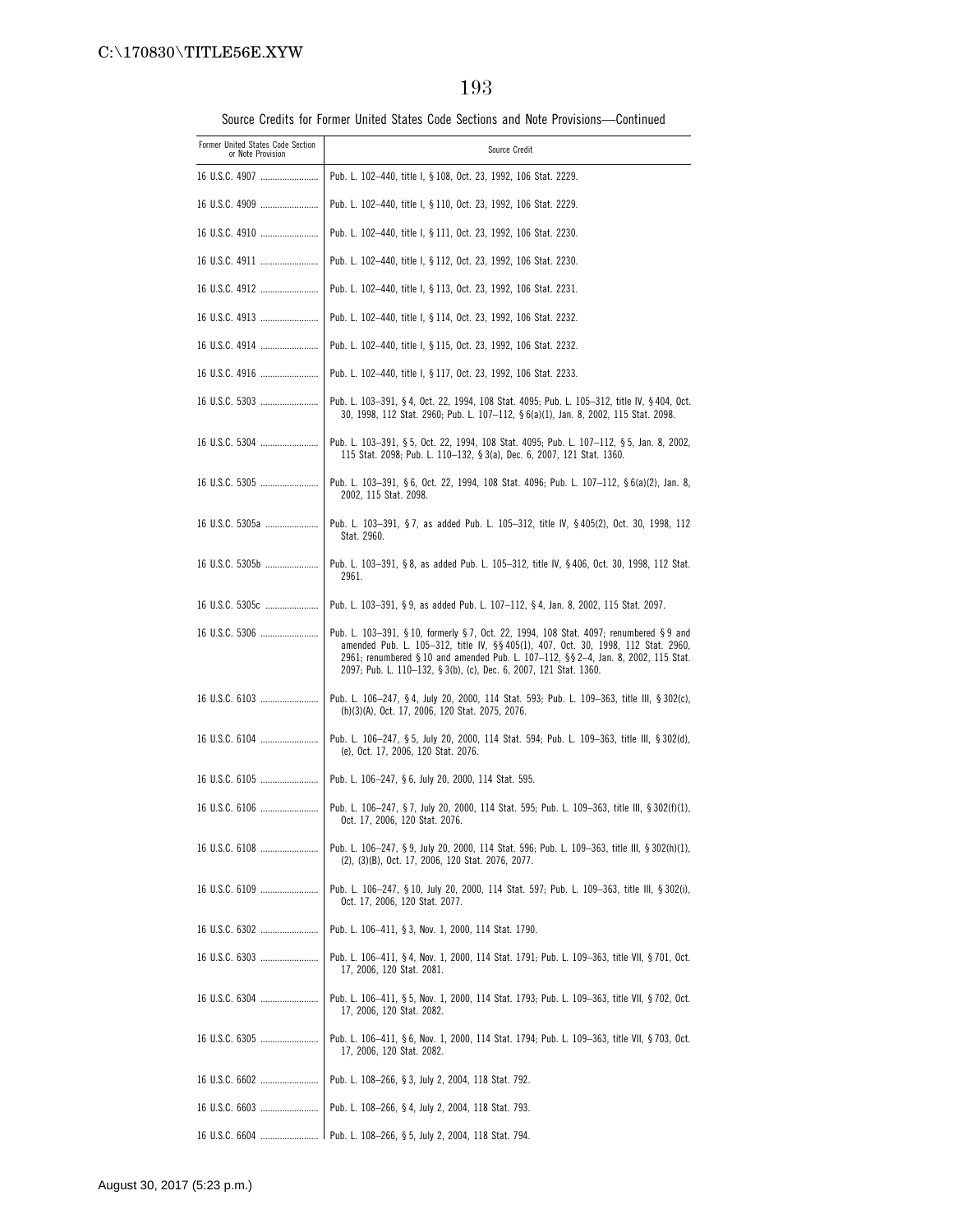Source Credits for Former United States Code Sections and Note Provisions—Continued

| Former United States Code Section or Note Provision | Source Credit |
|---|---|
| 16 U.S.C. 4907 | Pub. L. 102–440, title I, § 108, Oct. 23, 1992, 106 Stat. 2229. |
| 16 U.S.C. 4909 | Pub. L. 102–440, title I, § 110, Oct. 23, 1992, 106 Stat. 2229. |
| 16 U.S.C. 4910 | Pub. L. 102–440, title I, § 111, Oct. 23, 1992, 106 Stat. 2230. |
| 16 U.S.C. 4911 | Pub. L. 102–440, title I, § 112, Oct. 23, 1992, 106 Stat. 2230. |
| 16 U.S.C. 4912 | Pub. L. 102–440, title I, § 113, Oct. 23, 1992, 106 Stat. 2231. |
| 16 U.S.C. 4913 | Pub. L. 102–440, title I, § 114, Oct. 23, 1992, 106 Stat. 2232. |
| 16 U.S.C. 4914 | Pub. L. 102–440, title I, § 115, Oct. 23, 1992, 106 Stat. 2232. |
| 16 U.S.C. 4916 | Pub. L. 102–440, title I, § 117, Oct. 23, 1992, 106 Stat. 2233. |
| 16 U.S.C. 5303 | Pub. L. 103–391, § 4, Oct. 22, 1994, 108 Stat. 4095; Pub. L. 105–312, title IV, § 404, Oct. 30, 1998, 112 Stat. 2960; Pub. L. 107–112, § 6(a)(1), Jan. 8, 2002, 115 Stat. 2098. |
| 16 U.S.C. 5304 | Pub. L. 103–391, § 5, Oct. 22, 1994, 108 Stat. 4095; Pub. L. 107–112, § 5, Jan. 8, 2002, 115 Stat. 2098; Pub. L. 110–132, § 3(a), Dec. 6, 2007, 121 Stat. 1360. |
| 16 U.S.C. 5305 | Pub. L. 103–391, § 6, Oct. 22, 1994, 108 Stat. 4096; Pub. L. 107–112, § 6(a)(2), Jan. 8, 2002, 115 Stat. 2098. |
| 16 U.S.C. 5305a | Pub. L. 103–391, § 7, as added Pub. L. 105–312, title IV, § 405(2), Oct. 30, 1998, 112 Stat. 2960. |
| 16 U.S.C. 5305b | Pub. L. 103–391, § 8, as added Pub. L. 105–312, title IV, § 406, Oct. 30, 1998, 112 Stat. 2961. |
| 16 U.S.C. 5305c | Pub. L. 103–391, § 9, as added Pub. L. 107–112, § 4, Jan. 8, 2002, 115 Stat. 2097. |
| 16 U.S.C. 5306 | Pub. L. 103–391, § 10, formerly § 7, Oct. 22, 1994, 108 Stat. 4097; renumbered § 9 and amended Pub. L. 105–312, title IV, §§ 405(1), 407, Oct. 30, 1998, 112 Stat. 2960, 2961; renumbered § 10 and amended Pub. L. 107–112, §§ 2–4, Jan. 8, 2002, 115 Stat. 2097; Pub. L. 110–132, § 3(b), (c), Dec. 6, 2007, 121 Stat. 1360. |
| 16 U.S.C. 6103 | Pub. L. 106–247, § 4, July 20, 2000, 114 Stat. 593; Pub. L. 109–363, title III, § 302(c), (h)(3)(A), Oct. 17, 2006, 120 Stat. 2075, 2076. |
| 16 U.S.C. 6104 | Pub. L. 106–247, § 5, July 20, 2000, 114 Stat. 594; Pub. L. 109–363, title III, § 302(d), (e), Oct. 17, 2006, 120 Stat. 2076. |
| 16 U.S.C. 6105 | Pub. L. 106–247, § 6, July 20, 2000, 114 Stat. 595. |
| 16 U.S.C. 6106 | Pub. L. 106–247, § 7, July 20, 2000, 114 Stat. 595; Pub. L. 109–363, title III, § 302(f)(1), Oct. 17, 2006, 120 Stat. 2076. |
| 16 U.S.C. 6108 | Pub. L. 106–247, § 9, July 20, 2000, 114 Stat. 596; Pub. L. 109–363, title III, § 302(h)(1), (2), (3)(B), Oct. 17, 2006, 120 Stat. 2076, 2077. |
| 16 U.S.C. 6109 | Pub. L. 106–247, § 10, July 20, 2000, 114 Stat. 597; Pub. L. 109–363, title III, § 302(i), Oct. 17, 2006, 120 Stat. 2077. |
| 16 U.S.C. 6302 | Pub. L. 106–411, § 3, Nov. 1, 2000, 114 Stat. 1790. |
| 16 U.S.C. 6303 | Pub. L. 106–411, § 4, Nov. 1, 2000, 114 Stat. 1791; Pub. L. 109–363, title VII, § 701, Oct. 17, 2006, 120 Stat. 2081. |
| 16 U.S.C. 6304 | Pub. L. 106–411, § 5, Nov. 1, 2000, 114 Stat. 1793; Pub. L. 109–363, title VII, § 702, Oct. 17, 2006, 120 Stat. 2082. |
| 16 U.S.C. 6305 | Pub. L. 106–411, § 6, Nov. 1, 2000, 114 Stat. 1794; Pub. L. 109–363, title VII, § 703, Oct. 17, 2006, 120 Stat. 2082. |
| 16 U.S.C. 6602 | Pub. L. 108–266, § 3, July 2, 2004, 118 Stat. 792. |
| 16 U.S.C. 6603 | Pub. L. 108–266, § 4, July 2, 2004, 118 Stat. 793. |
| 16 U.S.C. 6604 | Pub. L. 108–266, § 5, July 2, 2004, 118 Stat. 794. |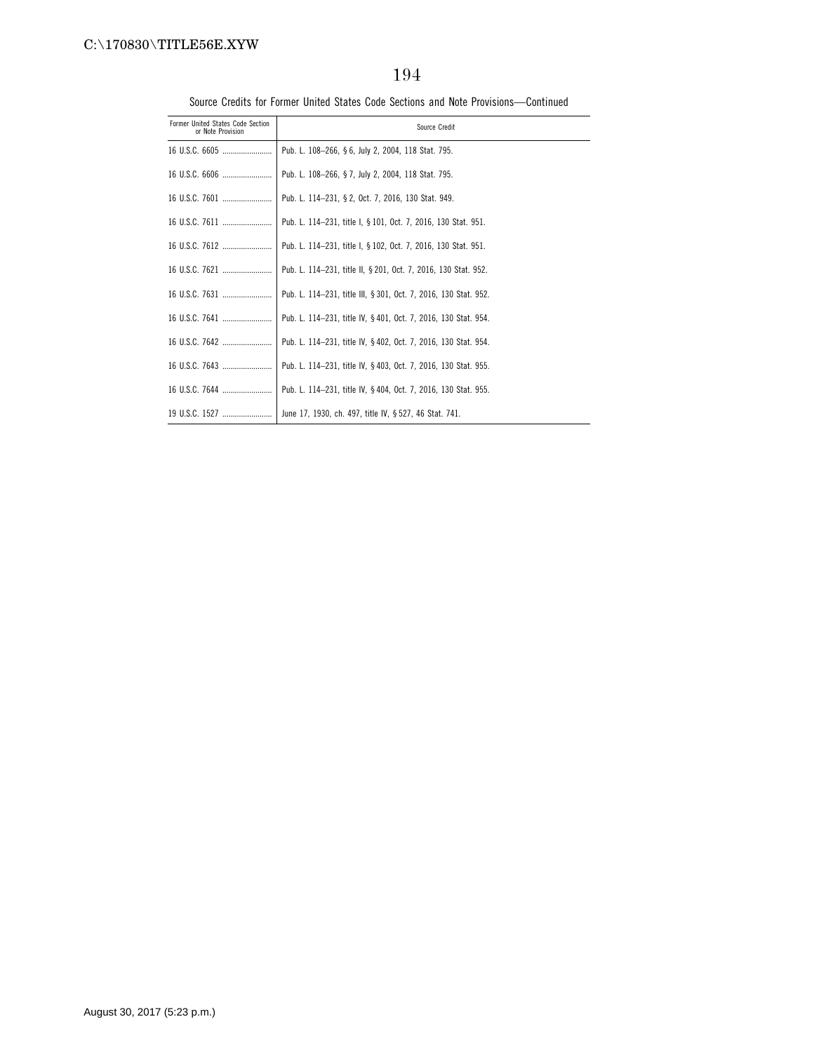Source Credits for Former United States Code Sections and Note Provisions—Continued

| Former United States Code Section or Note Provision | Source Credit |
|---|---|
| 16 U.S.C. 6605 | Pub. L. 108–266, § 6, July 2, 2004, 118 Stat. 795. |
| 16 U.S.C. 6606 | Pub. L. 108–266, § 7, July 2, 2004, 118 Stat. 795. |
| 16 U.S.C. 7601 | Pub. L. 114–231, § 2, Oct. 7, 2016, 130 Stat. 949. |
| 16 U.S.C. 7611 | Pub. L. 114–231, title I, § 101, Oct. 7, 2016, 130 Stat. 951. |
| 16 U.S.C. 7612 | Pub. L. 114–231, title I, § 102, Oct. 7, 2016, 130 Stat. 951. |
| 16 U.S.C. 7621 | Pub. L. 114–231, title II, § 201, Oct. 7, 2016, 130 Stat. 952. |
| 16 U.S.C. 7631 | Pub. L. 114–231, title III, § 301, Oct. 7, 2016, 130 Stat. 952. |
| 16 U.S.C. 7641 | Pub. L. 114–231, title IV, § 401, Oct. 7, 2016, 130 Stat. 954. |
| 16 U.S.C. 7642 | Pub. L. 114–231, title IV, § 402, Oct. 7, 2016, 130 Stat. 954. |
| 16 U.S.C. 7643 | Pub. L. 114–231, title IV, § 403, Oct. 7, 2016, 130 Stat. 955. |
| 16 U.S.C. 7644 | Pub. L. 114–231, title IV, § 404, Oct. 7, 2016, 130 Stat. 955. |
| 19 U.S.C. 1527 | June 17, 1930, ch. 497, title IV, § 527, 46 Stat. 741. |